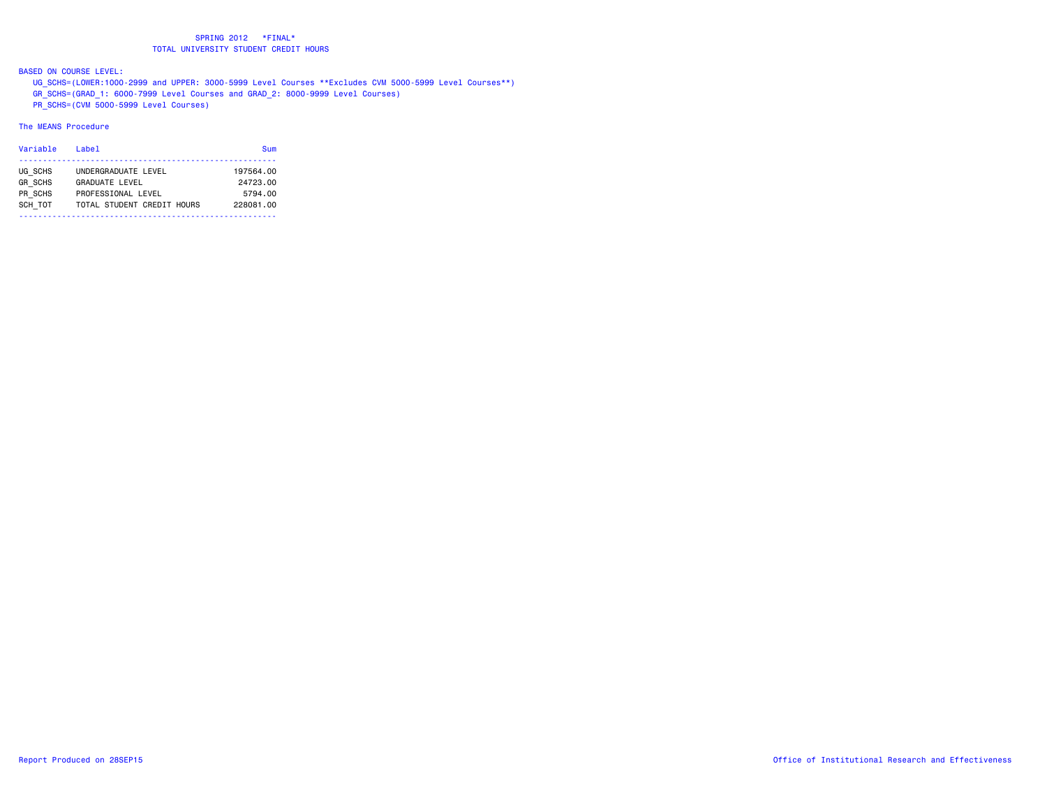# SPRING 2012 *FINAL*
## TOTAL UNIVERSITY STUDENT CREDIT HOURS

BASED ON COURSE LEVEL:

- UG_SCHS=(LOWER:1000-2999 and UPPER: 3000-5999 Level Courses **Excludes CVM 5000-5999 Level Courses**)
- GR_SCHS=(GRAD_1: 6000-7999 Level Courses and GRAD_2: 8000-9999 Level Courses)
- PR_SCHS=(CVM 5000-5999 Level Courses)

The MEANS Procedure

| Variable | Label | Sum |
|---|---|---|
| UG_SCHS | UNDERGRADUATE LEVEL | 197564.00 |
| GR_SCHS | GRADUATE LEVEL | 24723.00 |
| PR_SCHS | PROFESSIONAL LEVEL | 5794.00 |
| SCH_TOT | TOTAL STUDENT CREDIT HOURS | 228081.00 |

Report Produced on 28SEP15

Office of Institutional Research and Effectiveness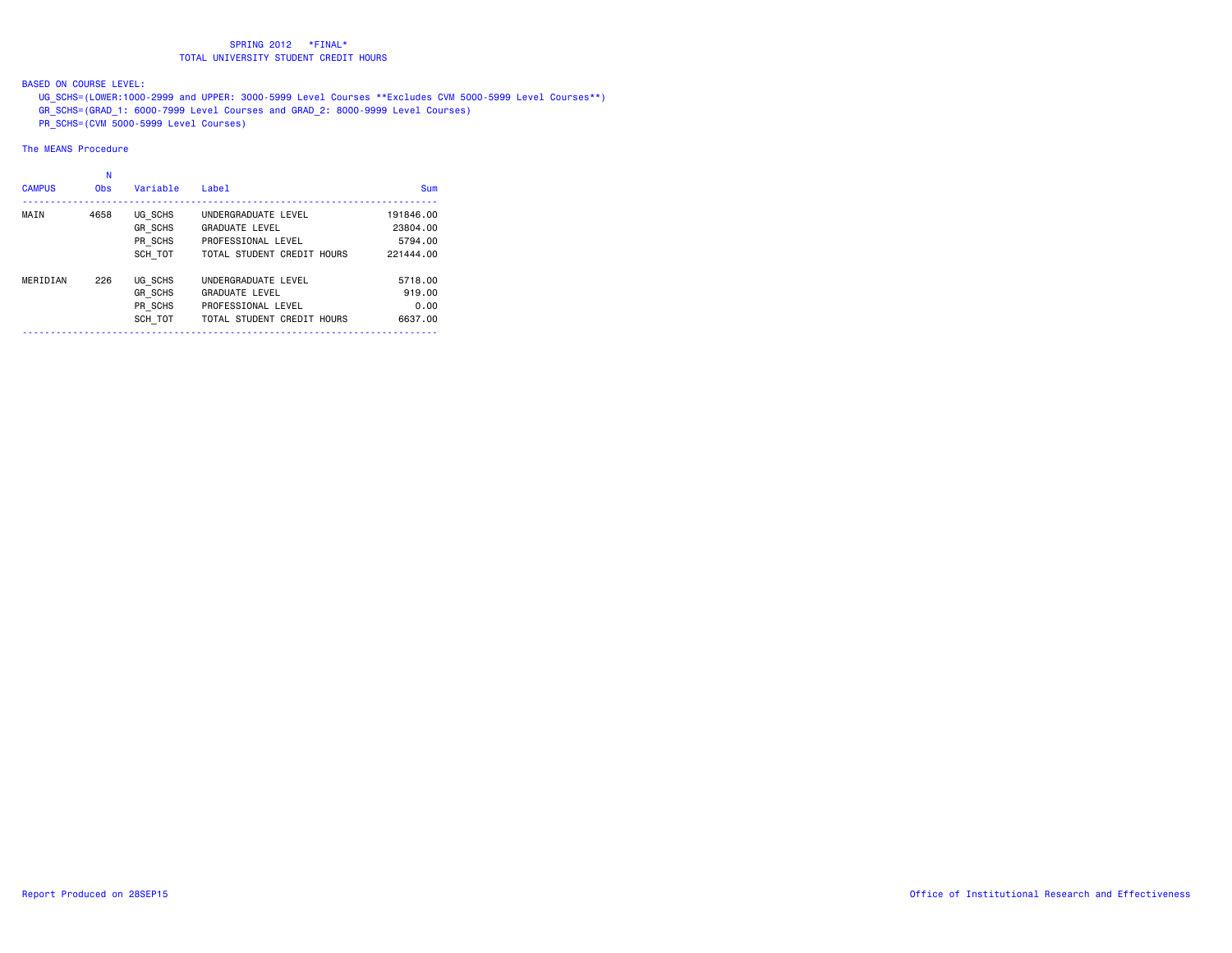# SPRING 2012 *FINAL*

## TOTAL UNIVERSITY STUDENT CREDIT HOURS

BASED ON COURSE LEVEL:

UG_SCHS=(LOWER:1000-2999 and UPPER: 3000-5999 Level Courses **Excludes CVM 5000-5999 Level Courses**)
GR_SCHS=(GRAD_1: 6000-7999 Level Courses and GRAD_2: 8000-9999 Level Courses)
PR_SCHS=(CVM 5000-5999 Level Courses)

The MEANS Procedure

| CAMPUS | N Obs | Variable | Label | Sum |
|---|---|---|---|---|
| MAIN | 4658 | UG_SCHS | UNDERGRADUATE LEVEL | 191846.00 |
| | | GR_SCHS | GRADUATE LEVEL | 23804.00 |
| | | PR_SCHS | PROFESSIONAL LEVEL | 5794.00 |
| | | SCH_TOT | TOTAL STUDENT CREDIT HOURS | 221444.00 |
| MERIDIAN | 226 | UG_SCHS | UNDERGRADUATE LEVEL | 5718.00 |
| | | GR_SCHS | GRADUATE LEVEL | 919.00 |
| | | PR_SCHS | PROFESSIONAL LEVEL | 0.00 |
| | | SCH_TOT | TOTAL STUDENT CREDIT HOURS | 6637.00 |

Report Produced on 28SEP15

Office of Institutional Research and Effectiveness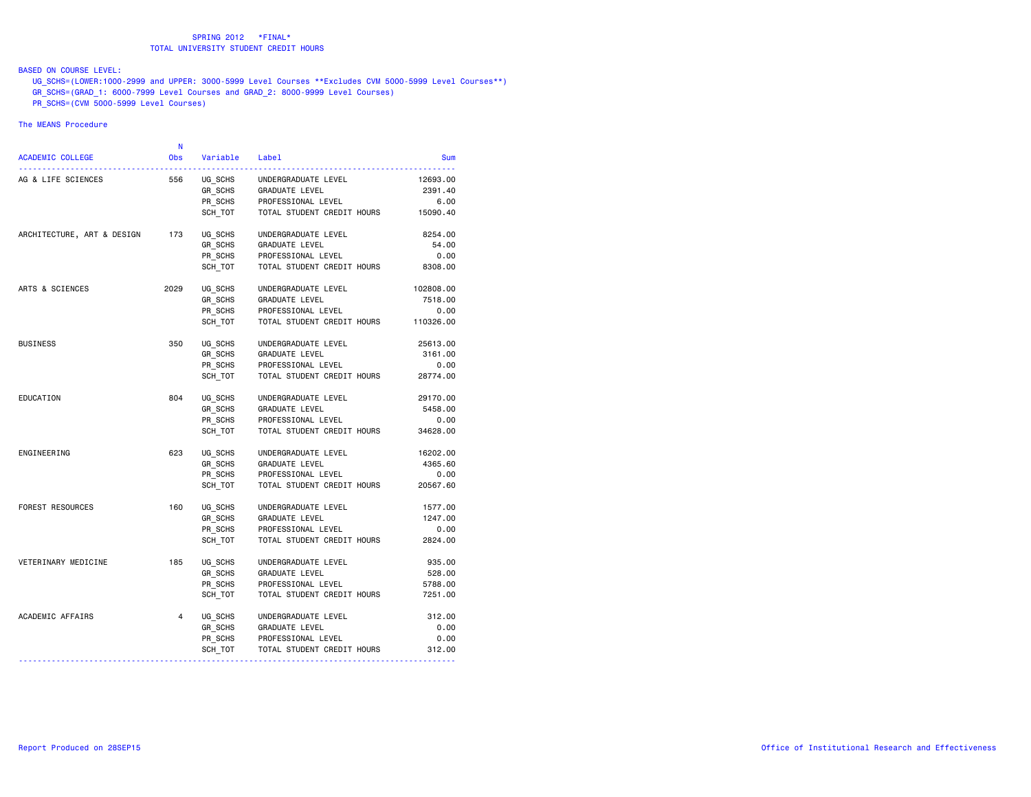SPRING 2012 *FINAL*

TOTAL UNIVERSITY STUDENT CREDIT HOURS

BASED ON COURSE LEVEL:

UG_SCHS=(LOWER:1000-2999 and UPPER: 3000-5999 Level Courses **Excludes CVM 5000-5999 Level Courses**)
GR_SCHS=(GRAD_1: 6000-7999 Level Courses and GRAD_2: 8000-9999 Level Courses)
PR_SCHS=(CVM 5000-5999 Level Courses)

The MEANS Procedure

| ACADEMIC COLLEGE | N Obs | Variable | Label | Sum |
|---|---|---|---|---|
| AG & LIFE SCIENCES | 556 | UG_SCHS | UNDERGRADUATE LEVEL | 12693.00 |
| | | GR_SCHS | GRADUATE LEVEL | 2391.40 |
| | | PR_SCHS | PROFESSIONAL LEVEL | 6.00 |
| | | SCH_TOT | TOTAL STUDENT CREDIT HOURS | 15090.40 |
| ARCHITECTURE, ART & DESIGN | 173 | UG_SCHS | UNDERGRADUATE LEVEL | 8254.00 |
| | | GR_SCHS | GRADUATE LEVEL | 54.00 |
| | | PR_SCHS | PROFESSIONAL LEVEL | 0.00 |
| | | SCH_TOT | TOTAL STUDENT CREDIT HOURS | 8308.00 |
| ARTS & SCIENCES | 2029 | UG_SCHS | UNDERGRADUATE LEVEL | 102808.00 |
| | | GR_SCHS | GRADUATE LEVEL | 7518.00 |
| | | PR_SCHS | PROFESSIONAL LEVEL | 0.00 |
| | | SCH_TOT | TOTAL STUDENT CREDIT HOURS | 110326.00 |
| BUSINESS | 350 | UG_SCHS | UNDERGRADUATE LEVEL | 25613.00 |
| | | GR_SCHS | GRADUATE LEVEL | 3161.00 |
| | | PR_SCHS | PROFESSIONAL LEVEL | 0.00 |
| | | SCH_TOT | TOTAL STUDENT CREDIT HOURS | 28774.00 |
| EDUCATION | 804 | UG_SCHS | UNDERGRADUATE LEVEL | 29170.00 |
| | | GR_SCHS | GRADUATE LEVEL | 5458.00 |
| | | PR_SCHS | PROFESSIONAL LEVEL | 0.00 |
| | | SCH_TOT | TOTAL STUDENT CREDIT HOURS | 34628.00 |
| ENGINEERING | 623 | UG_SCHS | UNDERGRADUATE LEVEL | 16202.00 |
| | | GR_SCHS | GRADUATE LEVEL | 4365.60 |
| | | PR_SCHS | PROFESSIONAL LEVEL | 0.00 |
| | | SCH_TOT | TOTAL STUDENT CREDIT HOURS | 20567.60 |
| FOREST RESOURCES | 160 | UG_SCHS | UNDERGRADUATE LEVEL | 1577.00 |
| | | GR_SCHS | GRADUATE LEVEL | 1247.00 |
| | | PR_SCHS | PROFESSIONAL LEVEL | 0.00 |
| | | SCH_TOT | TOTAL STUDENT CREDIT HOURS | 2824.00 |
| VETERINARY MEDICINE | 185 | UG_SCHS | UNDERGRADUATE LEVEL | 935.00 |
| | | GR_SCHS | GRADUATE LEVEL | 528.00 |
| | | PR_SCHS | PROFESSIONAL LEVEL | 5788.00 |
| | | SCH_TOT | TOTAL STUDENT CREDIT HOURS | 7251.00 |
| ACADEMIC AFFAIRS | 4 | UG_SCHS | UNDERGRADUATE LEVEL | 312.00 |
| | | GR_SCHS | GRADUATE LEVEL | 0.00 |
| | | PR_SCHS | PROFESSIONAL LEVEL | 0.00 |
| | | SCH_TOT | TOTAL STUDENT CREDIT HOURS | 312.00 |

Report Produced on 28SEP15

Office of Institutional Research and Effectiveness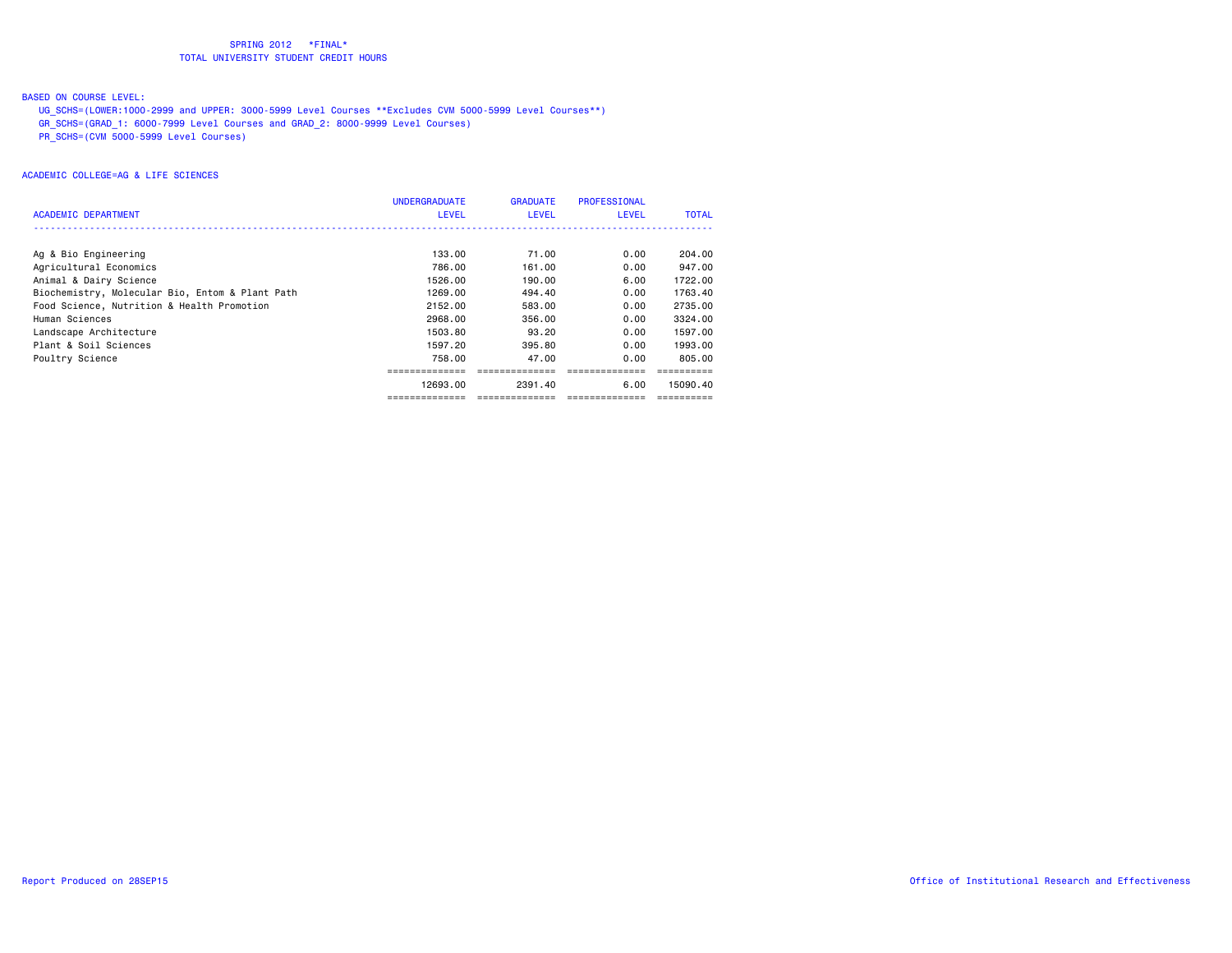SPRING 2012 \*FINAL\*
TOTAL UNIVERSITY STUDENT CREDIT HOURS

BASED ON COURSE LEVEL:
UG_SCHS=(LOWER:1000-2999 and UPPER: 3000-5999 Level Courses **Excludes CVM 5000-5999 Level Courses**)
GR_SCHS=(GRAD_1: 6000-7999 Level Courses and GRAD_2: 8000-9999 Level Courses)
PR_SCHS=(CVM 5000-5999 Level Courses)

ACADEMIC COLLEGE=AG & LIFE SCIENCES

| ACADEMIC DEPARTMENT | UNDERGRADUATE LEVEL | GRADUATE LEVEL | PROFESSIONAL LEVEL | TOTAL |
|---|---|---|---|---|
| Ag & Bio Engineering | 133.00 | 71.00 | 0.00 | 204.00 |
| Agricultural Economics | 786.00 | 161.00 | 0.00 | 947.00 |
| Animal & Dairy Science | 1526.00 | 190.00 | 6.00 | 1722.00 |
| Biochemistry, Molecular Bio, Entom & Plant Path | 1269.00 | 494.40 | 0.00 | 1763.40 |
| Food Science, Nutrition & Health Promotion | 2152.00 | 583.00 | 0.00 | 2735.00 |
| Human Sciences | 2968.00 | 356.00 | 0.00 | 3324.00 |
| Landscape Architecture | 1503.80 | 93.20 | 0.00 | 1597.00 |
| Plant & Soil Sciences | 1597.20 | 395.80 | 0.00 | 1993.00 |
| Poultry Science | 758.00 | 47.00 | 0.00 | 805.00 |
| | 12693.00 | 2391.40 | 6.00 | 15090.40 |

Report Produced on 28SEP15

Office of Institutional Research and Effectiveness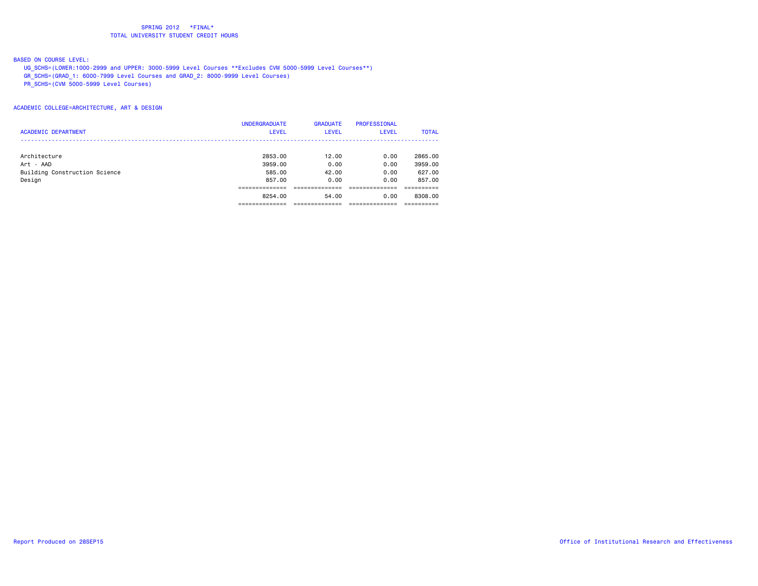SPRING 2012 *FINAL*
TOTAL UNIVERSITY STUDENT CREDIT HOURS

BASED ON COURSE LEVEL:
UG_SCHS=(LOWER:1000-2999 and UPPER: 3000-5999 Level Courses **Excludes CVM 5000-5999 Level Courses**)
GR_SCHS=(GRAD_1: 6000-7999 Level Courses and GRAD_2: 8000-9999 Level Courses)
PR_SCHS=(CVM 5000-5999 Level Courses)

ACADEMIC COLLEGE=ARCHITECTURE, ART & DESIGN

| ACADEMIC DEPARTMENT | UNDERGRADUATE LEVEL | GRADUATE LEVEL | PROFESSIONAL LEVEL | TOTAL |
|---|---|---|---|---|
| Architecture | 2853.00 | 12.00 | 0.00 | 2865.00 |
| Art - AAD | 3959.00 | 0.00 | 0.00 | 3959.00 |
| Building Construction Science | 585.00 | 42.00 | 0.00 | 627.00 |
| Design | 857.00 | 0.00 | 0.00 | 857.00 |
| | 8254.00 | 54.00 | 0.00 | 8308.00 |

Report Produced on 28SEP15 Office of Institutional Research and Effectiveness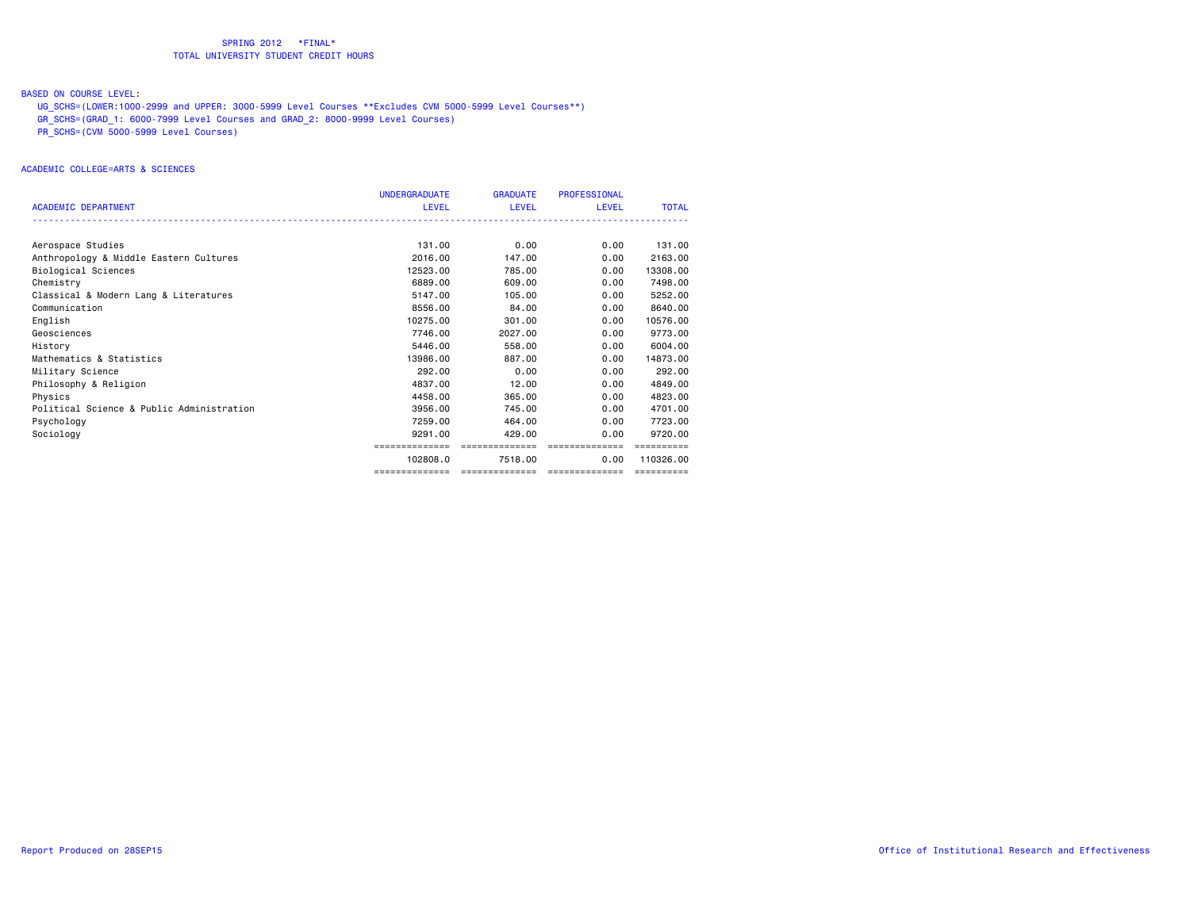SPRING 2012 \*FINAL\*
TOTAL UNIVERSITY STUDENT CREDIT HOURS

BASED ON COURSE LEVEL:

UG_SCHS=(LOWER:1000-2999 and UPPER: 3000-5999 Level Courses **Excludes CVM 5000-5999 Level Courses**)
GR_SCHS=(GRAD_1: 6000-7999 Level Courses and GRAD_2: 8000-9999 Level Courses)
PR_SCHS=(CVM 5000-5999 Level Courses)

ACADEMIC COLLEGE=ARTS & SCIENCES

| ACADEMIC DEPARTMENT | UNDERGRADUATE LEVEL | GRADUATE LEVEL | PROFESSIONAL LEVEL | TOTAL |
|---|---|---|---|---|
| Aerospace Studies | 131.00 | 0.00 | 0.00 | 131.00 |
| Anthropology & Middle Eastern Cultures | 2016.00 | 147.00 | 0.00 | 2163.00 |
| Biological Sciences | 12523.00 | 785.00 | 0.00 | 13308.00 |
| Chemistry | 6889.00 | 609.00 | 0.00 | 7498.00 |
| Classical & Modern Lang & Literatures | 5147.00 | 105.00 | 0.00 | 5252.00 |
| Communication | 8556.00 | 84.00 | 0.00 | 8640.00 |
| English | 10275.00 | 301.00 | 0.00 | 10576.00 |
| Geosciences | 7746.00 | 2027.00 | 0.00 | 9773.00 |
| History | 5446.00 | 558.00 | 0.00 | 6004.00 |
| Mathematics & Statistics | 13986.00 | 887.00 | 0.00 | 14873.00 |
| Military Science | 292.00 | 0.00 | 0.00 | 292.00 |
| Philosophy & Religion | 4837.00 | 12.00 | 0.00 | 4849.00 |
| Physics | 4458.00 | 365.00 | 0.00 | 4823.00 |
| Political Science & Public Administration | 3956.00 | 745.00 | 0.00 | 4701.00 |
| Psychology | 7259.00 | 464.00 | 0.00 | 7723.00 |
| Sociology | 9291.00 | 429.00 | 0.00 | 9720.00 |
| | 102808.0 | 7518.00 | 0.00 | 110326.00 |

Report Produced on 28SEP15 Office of Institutional Research and Effectiveness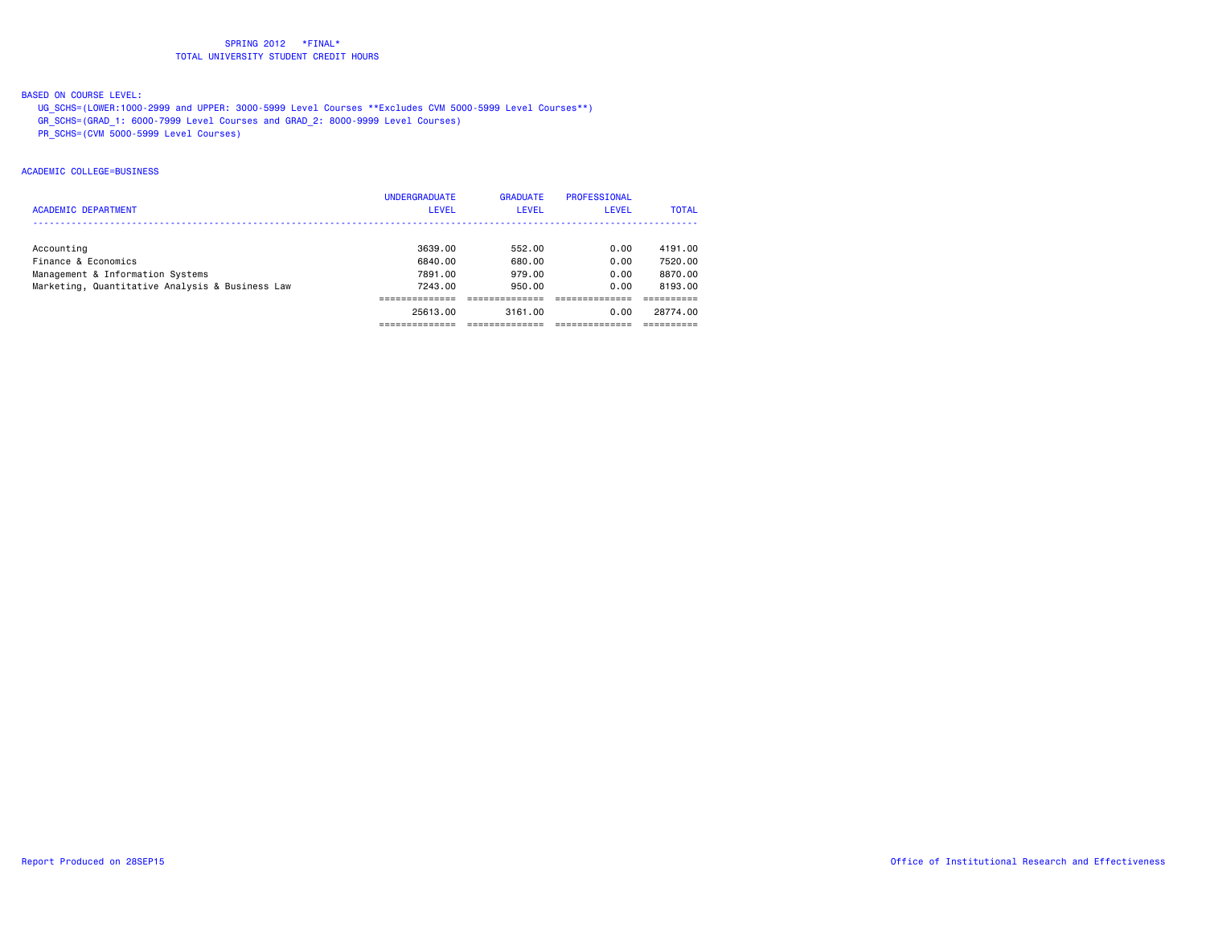SPRING 2012 \*FINAL\*
TOTAL UNIVERSITY STUDENT CREDIT HOURS

BASED ON COURSE LEVEL:

UG_SCHS=(LOWER:1000-2999 and UPPER: 3000-5999 Level Courses **Excludes CVM 5000-5999 Level Courses**)
GR_SCHS=(GRAD_1: 6000-7999 Level Courses and GRAD_2: 8000-9999 Level Courses)
PR_SCHS=(CVM 5000-5999 Level Courses)

ACADEMIC COLLEGE=BUSINESS

| ACADEMIC DEPARTMENT | UNDERGRADUATE LEVEL | GRADUATE LEVEL | PROFESSIONAL LEVEL | TOTAL |
|---|---|---|---|---|
| Accounting | 3639.00 | 552.00 | 0.00 | 4191.00 |
| Finance & Economics | 6840.00 | 680.00 | 0.00 | 7520.00 |
| Management & Information Systems | 7891.00 | 979.00 | 0.00 | 8870.00 |
| Marketing, Quantitative Analysis & Business Law | 7243.00 | 950.00 | 0.00 | 8193.00 |
| | 25613.00 | 3161.00 | 0.00 | 28774.00 |

Report Produced on 28SEP15

Office of Institutional Research and Effectiveness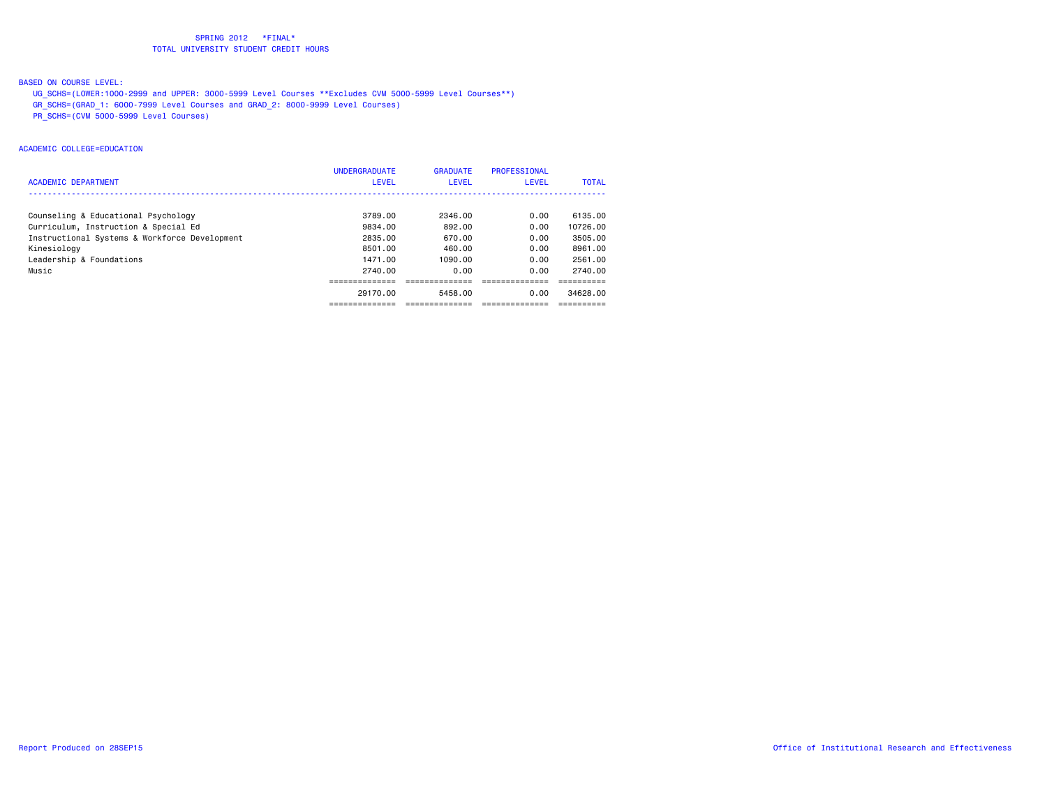SPRING 2012 \*FINAL\*
TOTAL UNIVERSITY STUDENT CREDIT HOURS

BASED ON COURSE LEVEL:

UG_SCHS=(LOWER:1000-2999 and UPPER: 3000-5999 Level Courses **Excludes CVM 5000-5999 Level Courses**)
GR_SCHS=(GRAD_1: 6000-7999 Level Courses and GRAD_2: 8000-9999 Level Courses)
PR_SCHS=(CVM 5000-5999 Level Courses)

ACADEMIC COLLEGE=EDUCATION

| ACADEMIC DEPARTMENT | UNDERGRADUATE LEVEL | GRADUATE LEVEL | PROFESSIONAL LEVEL | TOTAL |
|---|---|---|---|---|
| Counseling & Educational Psychology | 3789.00 | 2346.00 | 0.00 | 6135.00 |
| Curriculum, Instruction & Special Ed | 9834.00 | 892.00 | 0.00 | 10726.00 |
| Instructional Systems & Workforce Development | 2835.00 | 670.00 | 0.00 | 3505.00 |
| Kinesiology | 8501.00 | 460.00 | 0.00 | 8961.00 |
| Leadership & Foundations | 1471.00 | 1090.00 | 0.00 | 2561.00 |
| Music | 2740.00 | 0.00 | 0.00 | 2740.00 |
| | 29170.00 | 5458.00 | 0.00 | 34628.00 |

Report Produced on 28SEP15

Office of Institutional Research and Effectiveness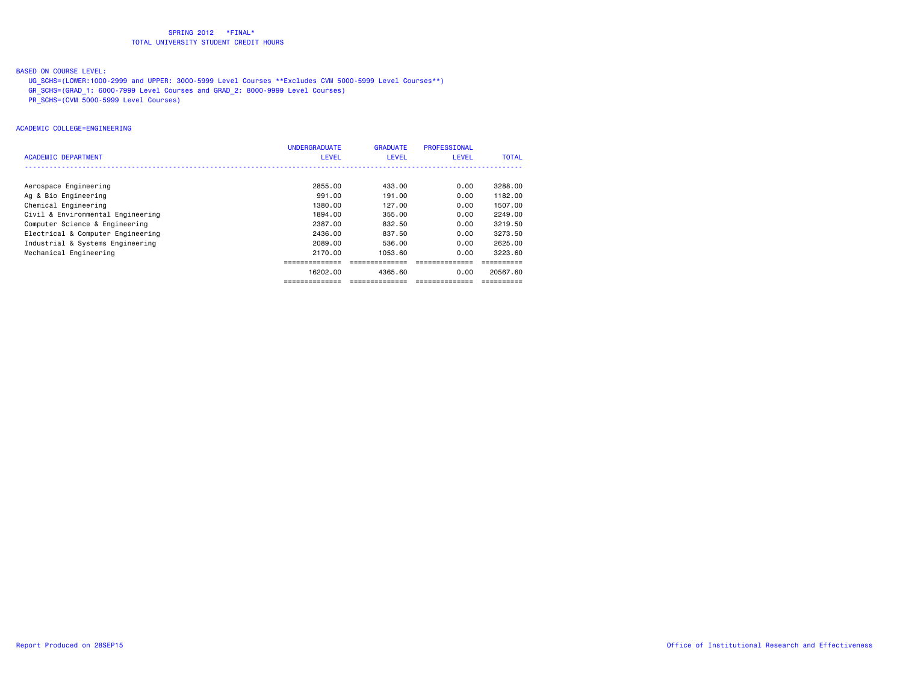SPRING 2012 \*FINAL\*
TOTAL UNIVERSITY STUDENT CREDIT HOURS

BASED ON COURSE LEVEL:

UG_SCHS=(LOWER:1000-2999 and UPPER: 3000-5999 Level Courses **Excludes CVM 5000-5999 Level Courses**)
GR_SCHS=(GRAD_1: 6000-7999 Level Courses and GRAD_2: 8000-9999 Level Courses)
PR_SCHS=(CVM 5000-5999 Level Courses)

ACADEMIC COLLEGE=ENGINEERING

| ACADEMIC DEPARTMENT | UNDERGRADUATE LEVEL | GRADUATE LEVEL | PROFESSIONAL LEVEL | TOTAL |
|---|---|---|---|---|
| Aerospace Engineering | 2855.00 | 433.00 | 0.00 | 3288.00 |
| Ag & Bio Engineering | 991.00 | 191.00 | 0.00 | 1182.00 |
| Chemical Engineering | 1380.00 | 127.00 | 0.00 | 1507.00 |
| Civil & Environmental Engineering | 1894.00 | 355.00 | 0.00 | 2249.00 |
| Computer Science & Engineering | 2387.00 | 832.50 | 0.00 | 3219.50 |
| Electrical & Computer Engineering | 2436.00 | 837.50 | 0.00 | 3273.50 |
| Industrial & Systems Engineering | 2089.00 | 536.00 | 0.00 | 2625.00 |
| Mechanical Engineering | 2170.00 | 1053.60 | 0.00 | 3223.60 |
| | 16202.00 | 4365.60 | 0.00 | 20567.60 |

Report Produced on 28SEP15

Office of Institutional Research and Effectiveness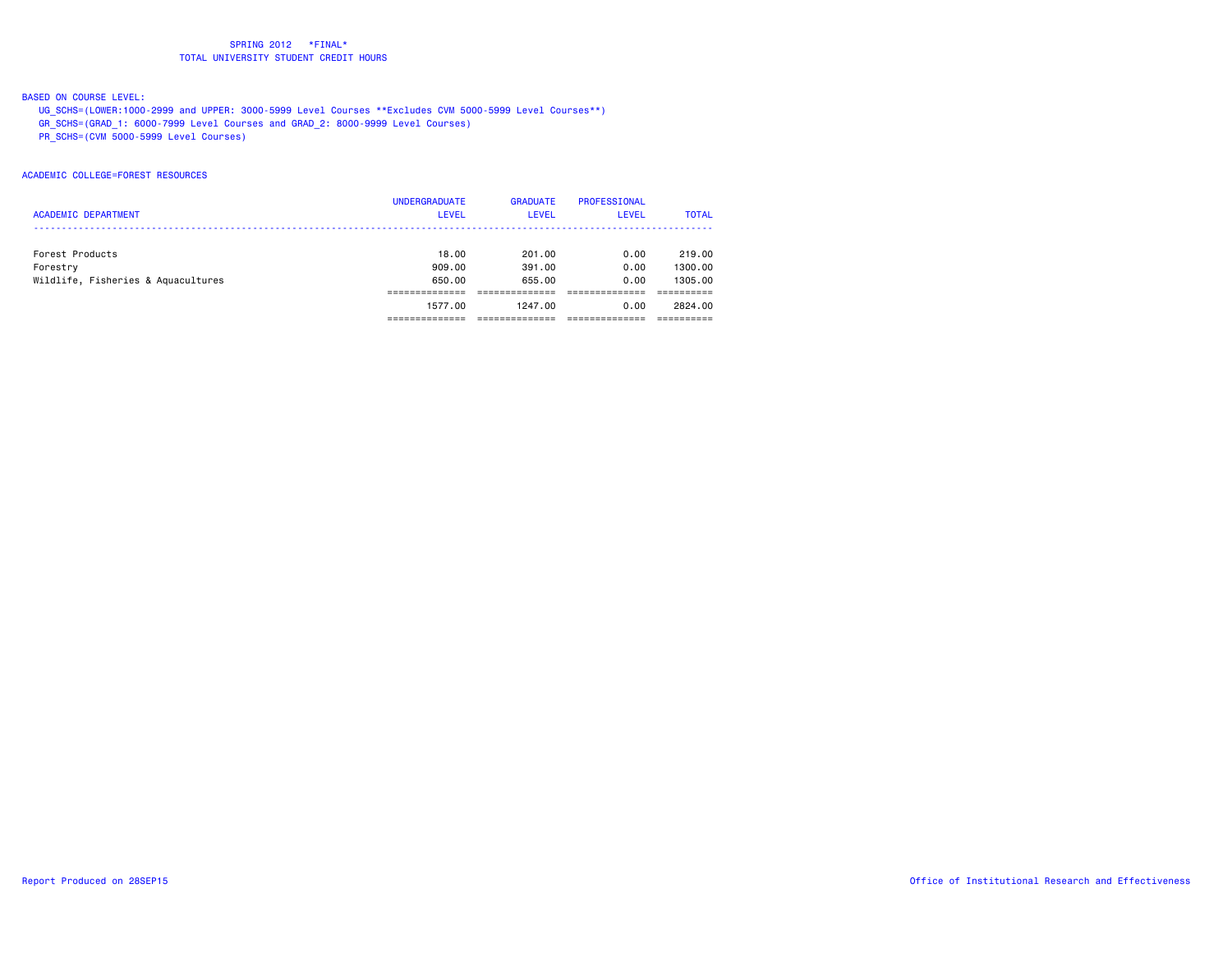SPRING 2012 *FINAL*
TOTAL UNIVERSITY STUDENT CREDIT HOURS

BASED ON COURSE LEVEL:
UG_SCHS=(LOWER:1000-2999 and UPPER: 3000-5999 Level Courses **Excludes CVM 5000-5999 Level Courses**)
GR_SCHS=(GRAD_1: 6000-7999 Level Courses and GRAD_2: 8000-9999 Level Courses)
PR_SCHS=(CVM 5000-5999 Level Courses)

ACADEMIC COLLEGE=FOREST RESOURCES

| ACADEMIC DEPARTMENT | UNDERGRADUATE LEVEL | GRADUATE LEVEL | PROFESSIONAL LEVEL | TOTAL |
|---|---|---|---|---|
| Forest Products | 18.00 | 201.00 | 0.00 | 219.00 |
| Forestry | 909.00 | 391.00 | 0.00 | 1300.00 |
| Wildlife, Fisheries & Aquacultures | 650.00 | 655.00 | 0.00 | 1305.00 |
| | 1577.00 | 1247.00 | 0.00 | 2824.00 |

Report Produced on 28SEP15

Office of Institutional Research and Effectiveness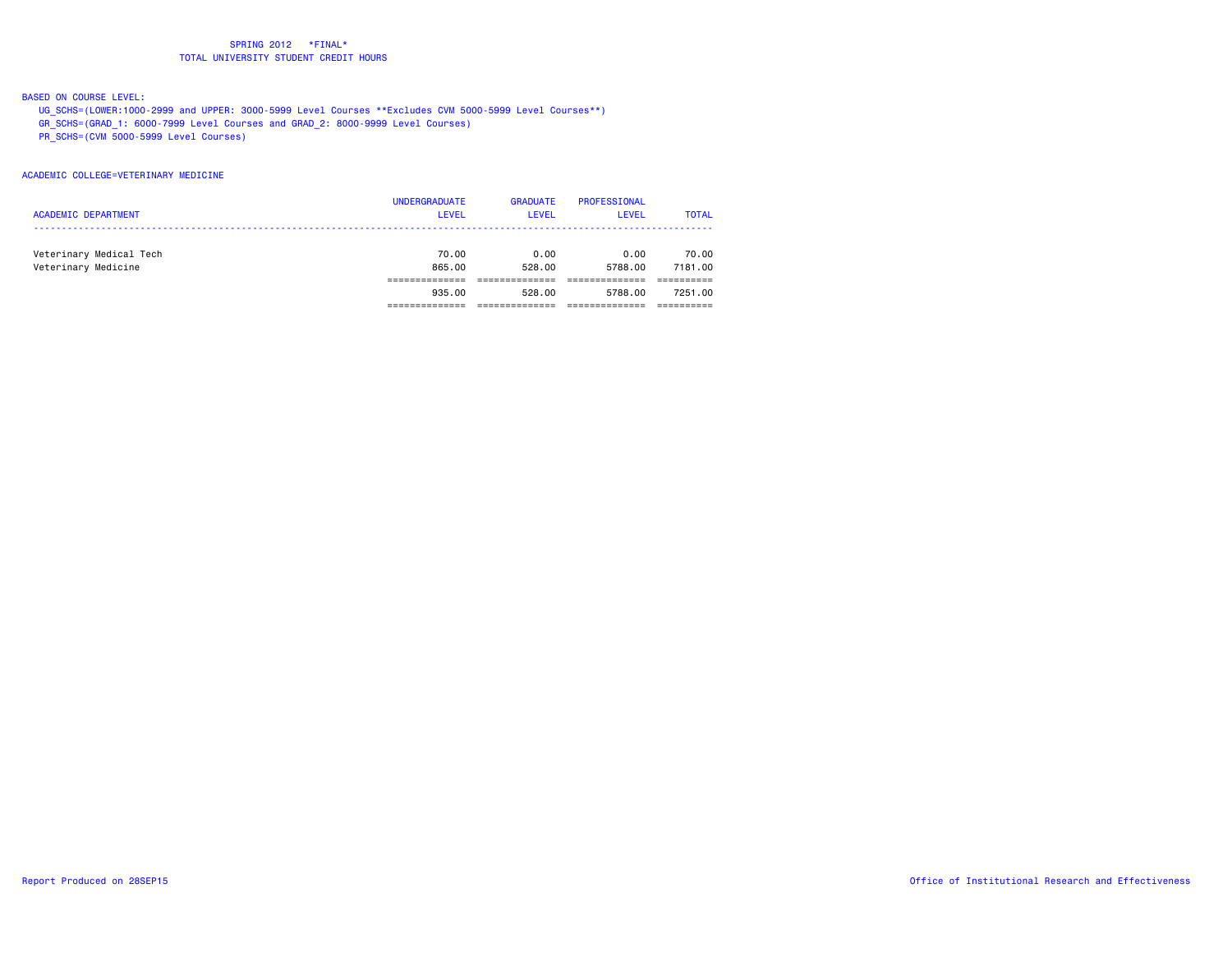# SPRING 2012 *FINAL*
## TOTAL UNIVERSITY STUDENT CREDIT HOURS

BASED ON COURSE LEVEL:

- UG_SCHS=(LOWER:1000-2999 and UPPER: 3000-5999 Level Courses **Excludes CVM 5000-5999 Level Courses**)
- GR_SCHS=(GRAD_1: 6000-7999 Level Courses and GRAD_2: 8000-9999 Level Courses)
- PR_SCHS=(CVM 5000-5999 Level Courses)

ACADEMIC COLLEGE=VETERINARY MEDICINE

| ACADEMIC DEPARTMENT | UNDERGRADUATE LEVEL | GRADUATE LEVEL | PROFESSIONAL LEVEL | TOTAL |
|---|---|---|---|---|
| Veterinary Medical Tech | 70.00 | 0.00 | 0.00 | 70.00 |
| Veterinary Medicine | 865.00 | 528.00 | 5788.00 | 7181.00 |
| | 935.00 | 528.00 | 5788.00 | 7251.00 |

Report Produced on 28SEP15

Office of Institutional Research and Effectiveness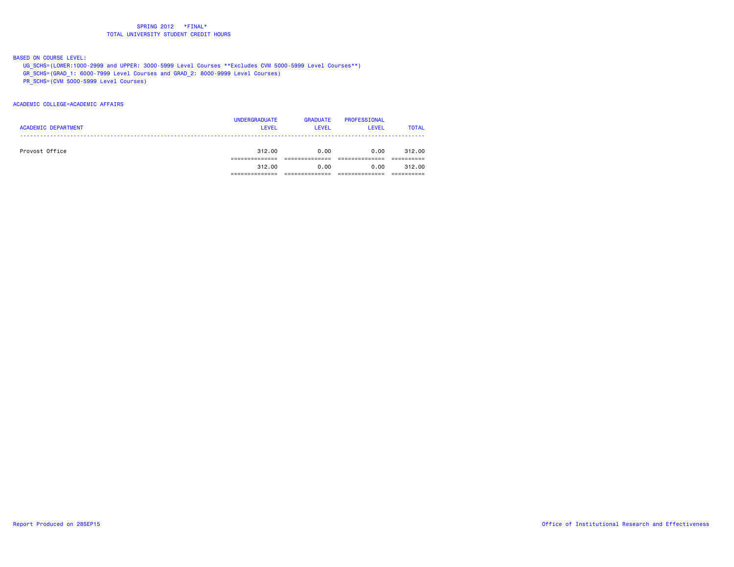SPRING 2012 \*FINAL\*
TOTAL UNIVERSITY STUDENT CREDIT HOURS

BASED ON COURSE LEVEL:

UG_SCHS=(LOWER:1000-2999 and UPPER: 3000-5999 Level Courses **Excludes CVM 5000-5999 Level Courses**)
GR_SCHS=(GRAD_1: 6000-7999 Level Courses and GRAD_2: 8000-9999 Level Courses)
PR_SCHS=(CVM 5000-5999 Level Courses)

ACADEMIC COLLEGE=ACADEMIC AFFAIRS

| ACADEMIC DEPARTMENT | UNDERGRADUATE LEVEL | GRADUATE LEVEL | PROFESSIONAL LEVEL | TOTAL |
|---|---|---|---|---|
| Provost Office | 312.00 | 0.00 | 0.00 | 312.00 |
| | 312.00 | 0.00 | 0.00 | 312.00 |

Report Produced on 28SEP15

Office of Institutional Research and Effectiveness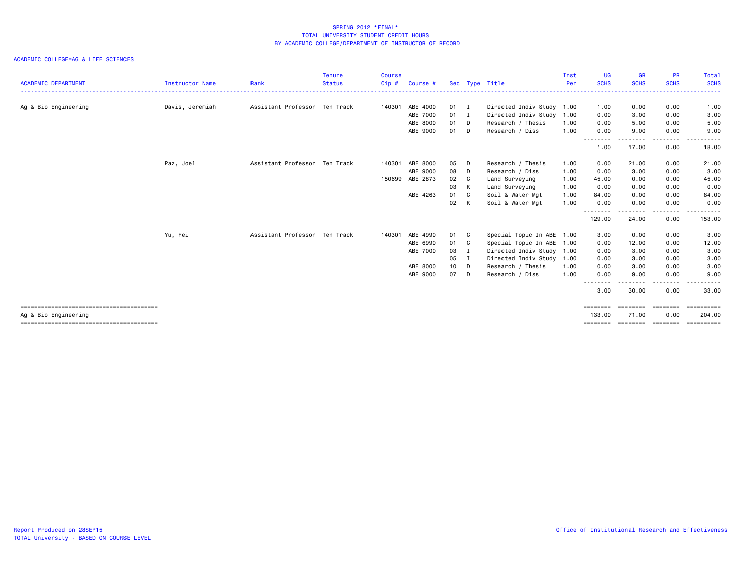# SPRING 2012 *FINAL*
## TOTAL UNIVERSITY STUDENT CREDIT HOURS
## BY ACADEMIC COLLEGE/DEPARTMENT OF INSTRUCTOR OF RECORD

ACADEMIC COLLEGE=AG & LIFE SCIENCES

| ACADEMIC DEPARTMENT | Instructor Name | Rank | Tenure Status | Course Cip # | Course # | Sec | Type | Title | Inst Per | UG SCHS | GR SCHS | PR SCHS | Total SCHS |
|---|---|---|---|---|---|---|---|---|---|---|---|---|---|
| Ag & Bio Engineering | Davis, Jeremiah | Assistant Professor | Ten Track | 140301 | ABE 4000 | 01 | I | Directed Indiv Study | 1.00 | 1.00 | 0.00 | 0.00 | 1.00 |
| | | | | | ABE 7000 | 01 | I | Directed Indiv Study | 1.00 | 0.00 | 3.00 | 0.00 | 3.00 |
| | | | | | ABE 8000 | 01 | D | Research / Thesis | 1.00 | 0.00 | 5.00 | 0.00 | 5.00 |
| | | | | | ABE 9000 | 01 | D | Research / Diss | 1.00 | 0.00 | 9.00 | 0.00 | 9.00 |
| | | | | | | | | | | 1.00 | 17.00 | 0.00 | 18.00 |
| | Paz, Joel | Assistant Professor | Ten Track | 140301 | ABE 8000 | 05 | D | Research / Thesis | 1.00 | 0.00 | 21.00 | 0.00 | 21.00 |
| | | | | | ABE 9000 | 08 | D | Research / Diss | 1.00 | 0.00 | 3.00 | 0.00 | 3.00 |
| | | | | 150699 | ABE 2873 | 02 | C | Land Surveying | 1.00 | 45.00 | 0.00 | 0.00 | 45.00 |
| | | | | | | 03 | K | Land Surveying | 1.00 | 0.00 | 0.00 | 0.00 | 0.00 |
| | | | | | ABE 4263 | 01 | C | Soil & Water Mgt | 1.00 | 84.00 | 0.00 | 0.00 | 84.00 |
| | | | | | | 02 | K | Soil & Water Mgt | 1.00 | 0.00 | 0.00 | 0.00 | 0.00 |
| | | | | | | | | | | 129.00 | 24.00 | 0.00 | 153.00 |
| | Yu, Fei | Assistant Professor | Ten Track | 140301 | ABE 4990 | 01 | C | Special Topic In ABE | 1.00 | 3.00 | 0.00 | 0.00 | 3.00 |
| | | | | | ABE 6990 | 01 | C | Special Topic In ABE | 1.00 | 0.00 | 12.00 | 0.00 | 12.00 |
| | | | | | ABE 7000 | 03 | I | Directed Indiv Study | 1.00 | 0.00 | 3.00 | 0.00 | 3.00 |
| | | | | | | 05 | I | Directed Indiv Study | 1.00 | 0.00 | 3.00 | 0.00 | 3.00 |
| | | | | | ABE 8000 | 10 | D | Research / Thesis | 1.00 | 0.00 | 3.00 | 0.00 | 3.00 |
| | | | | | ABE 9000 | 07 | D | Research / Diss | 1.00 | 0.00 | 9.00 | 0.00 | 9.00 |
| | | | | | | | | | | 3.00 | 30.00 | 0.00 | 33.00 |
| Ag & Bio Engineering | | | | | | | | | | 133.00 | 71.00 | 0.00 | 204.00 |

Report Produced on 28SEP15
TOTAL University - BASED ON COURSE LEVEL

Office of Institutional Research and Effectiveness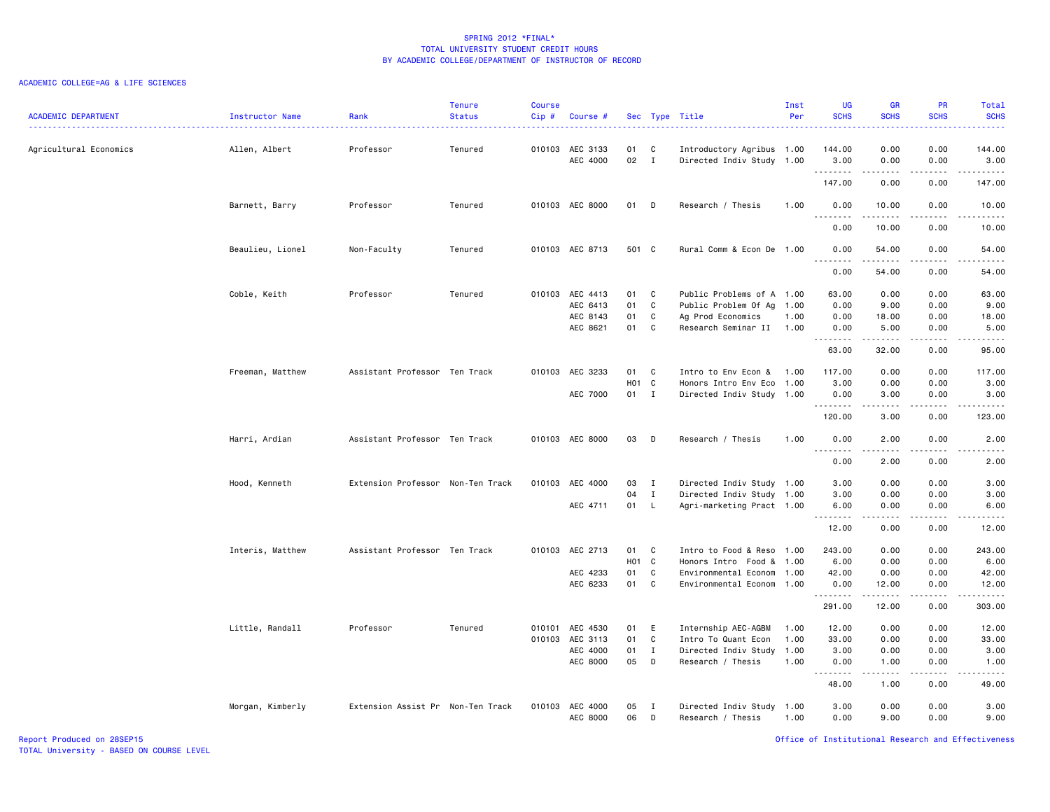# SPRING 2012 *FINAL*
## TOTAL UNIVERSITY STUDENT CREDIT HOURS
## BY ACADEMIC COLLEGE/DEPARTMENT OF INSTRUCTOR OF RECORD

ACADEMIC COLLEGE=AG & LIFE SCIENCES

| ACADEMIC DEPARTMENT | Instructor Name | Rank | Tenure Status | Course Cip # | Course # | Sec | Type | Title | Inst Per | UG SCHS | GR SCHS | PR SCHS | Total SCHS |
|---|---|---|---|---|---|---|---|---|---|---|---|---|---|
| Agricultural Economics | Allen, Albert | Professor | Tenured | 010103 | AEC 3133 | 01 | C | Introductory Agribus | 1.00 | 144.00 | 0.00 | 0.00 | 144.00 |
| | | | | | AEC 4000 | 02 | I | Directed Indiv Study | 1.00 | 3.00 | 0.00 | 0.00 | 3.00 |
| | | | | | | | | | | 147.00 | 0.00 | 0.00 | 147.00 |
| | Barnett, Barry | Professor | Tenured | 010103 | AEC 8000 | 01 | D | Research / Thesis | 1.00 | 0.00 | 10.00 | 0.00 | 10.00 |
| | | | | | | | | | | 0.00 | 10.00 | 0.00 | 10.00 |
| | Beaulieu, Lionel | Non-Faculty | Tenured | 010103 | AEC 8713 | 501 | C | Rural Comm & Econ De | 1.00 | 0.00 | 54.00 | 0.00 | 54.00 |
| | | | | | | | | | | 0.00 | 54.00 | 0.00 | 54.00 |
| | Coble, Keith | Professor | Tenured | 010103 | AEC 4413 | 01 | C | Public Problems of A | 1.00 | 63.00 | 0.00 | 0.00 | 63.00 |
| | | | | | AEC 6413 | 01 | C | Public Problem Of Ag | 1.00 | 0.00 | 9.00 | 0.00 | 9.00 |
| | | | | | AEC 8143 | 01 | C | Ag Prod Economics | 1.00 | 0.00 | 18.00 | 0.00 | 18.00 |
| | | | | | AEC 8621 | 01 | C | Research Seminar II | 1.00 | 0.00 | 5.00 | 0.00 | 5.00 |
| | | | | | | | | | | 63.00 | 32.00 | 0.00 | 95.00 |
| | Freeman, Matthew | Assistant Professor | Ten Track | 010103 | AEC 3233 | 01 | C | Intro to Env Econ & | 1.00 | 117.00 | 0.00 | 0.00 | 117.00 |
| | | | | | | H01 | C | Honors Intro Env Eco | 1.00 | 3.00 | 0.00 | 0.00 | 3.00 |
| | | | | | AEC 7000 | 01 | I | Directed Indiv Study | 1.00 | 0.00 | 3.00 | 0.00 | 3.00 |
| | | | | | | | | | | 120.00 | 3.00 | 0.00 | 123.00 |
| | Harri, Ardian | Assistant Professor | Ten Track | 010103 | AEC 8000 | 03 | D | Research / Thesis | 1.00 | 0.00 | 2.00 | 0.00 | 2.00 |
| | | | | | | | | | | 0.00 | 2.00 | 0.00 | 2.00 |
| | Hood, Kenneth | Extension Professor | Non-Ten Track | 010103 | AEC 4000 | 03 | I | Directed Indiv Study | 1.00 | 3.00 | 0.00 | 0.00 | 3.00 |
| | | | | | | 04 | I | Directed Indiv Study | 1.00 | 3.00 | 0.00 | 0.00 | 3.00 |
| | | | | | AEC 4711 | 01 | L | Agri-marketing Pract | 1.00 | 6.00 | 0.00 | 0.00 | 6.00 |
| | | | | | | | | | | 12.00 | 0.00 | 0.00 | 12.00 |
| | Interis, Matthew | Assistant Professor | Ten Track | 010103 | AEC 2713 | 01 | C | Intro to Food & Reso | 1.00 | 243.00 | 0.00 | 0.00 | 243.00 |
| | | | | | | H01 | C | Honors Intro Food & | 1.00 | 6.00 | 0.00 | 0.00 | 6.00 |
| | | | | | AEC 4233 | 01 | C | Environmental Econom | 1.00 | 42.00 | 0.00 | 0.00 | 42.00 |
| | | | | | AEC 6233 | 01 | C | Environmental Econom | 1.00 | 0.00 | 12.00 | 0.00 | 12.00 |
| | | | | | | | | | | 291.00 | 12.00 | 0.00 | 303.00 |
| | Little, Randall | Professor | Tenured | 010101 | AEC 4530 | 01 | E | Internship AEC-AGBM | 1.00 | 12.00 | 0.00 | 0.00 | 12.00 |
| | | | | 010103 | AEC 3113 | 01 | C | Intro To Quant Econ | 1.00 | 33.00 | 0.00 | 0.00 | 33.00 |
| | | | | | AEC 4000 | 01 | I | Directed Indiv Study | 1.00 | 3.00 | 0.00 | 0.00 | 3.00 |
| | | | | | AEC 8000 | 05 | D | Research / Thesis | 1.00 | 0.00 | 1.00 | 0.00 | 1.00 |
| | | | | | | | | | | 48.00 | 1.00 | 0.00 | 49.00 |
| | Morgan, Kimberly | Extension Assist Pr | Non-Ten Track | 010103 | AEC 4000 | 05 | I | Directed Indiv Study | 1.00 | 3.00 | 0.00 | 0.00 | 3.00 |
| | | | | | AEC 8000 | 06 | D | Research / Thesis | 1.00 | 0.00 | 9.00 | 0.00 | 9.00 |

Report Produced on 28SEP15
TOTAL University - BASED ON COURSE LEVEL

Office of Institutional Research and Effectiveness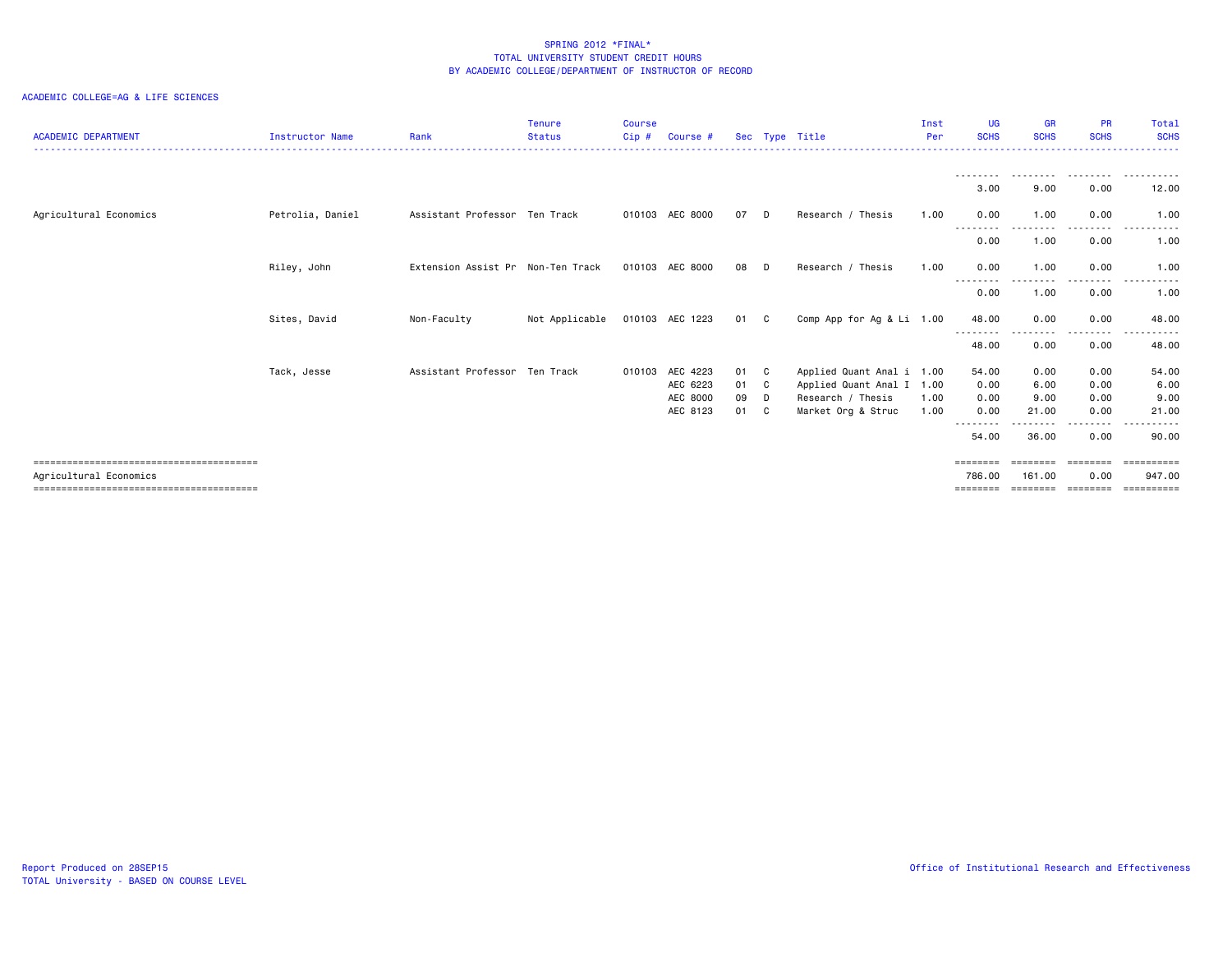SPRING 2012 *FINAL*
TOTAL UNIVERSITY STUDENT CREDIT HOURS
BY ACADEMIC COLLEGE/DEPARTMENT OF INSTRUCTOR OF RECORD

ACADEMIC COLLEGE=AG & LIFE SCIENCES

| ACADEMIC DEPARTMENT | Instructor Name | Rank | Tenure Status | Course Cip # | Course # | Sec | Type | Title | Inst Per | UG SCHS | GR SCHS | PR SCHS | Total SCHS |
|---|---|---|---|---|---|---|---|---|---|---|---|---|---|
| | | | | | | | | | | 3.00 | 9.00 | 0.00 | 12.00 |
| Agricultural Economics | Petrolia, Daniel | Assistant Professor | Ten Track | 010103 | AEC 8000 | 07 | D | Research / Thesis | 1.00 | 0.00 | 1.00 | 0.00 | 1.00 |
| | | | | | | | | | | 0.00 | 1.00 | 0.00 | 1.00 |
| | Riley, John | Extension Assist Pr | Non-Ten Track | 010103 | AEC 8000 | 08 | D | Research / Thesis | 1.00 | 0.00 | 1.00 | 0.00 | 1.00 |
| | | | | | | | | | | 0.00 | 1.00 | 0.00 | 1.00 |
| | Sites, David | Non-Faculty | Not Applicable | 010103 | AEC 1223 | 01 | C | Comp App for Ag & Li | 1.00 | 48.00 | 0.00 | 0.00 | 48.00 |
| | | | | | | | | | | 48.00 | 0.00 | 0.00 | 48.00 |
| | Tack, Jesse | Assistant Professor | Ten Track | 010103 | AEC 4223 | 01 | C | Applied Quant Anal i | 1.00 | 54.00 | 0.00 | 0.00 | 54.00 |
| | | | | | AEC 6223 | 01 | C | Applied Quant Anal I | 1.00 | 0.00 | 6.00 | 0.00 | 6.00 |
| | | | | | AEC 8000 | 09 | D | Research / Thesis | 1.00 | 0.00 | 9.00 | 0.00 | 9.00 |
| | | | | | AEC 8123 | 01 | C | Market Org & Struc | 1.00 | 0.00 | 21.00 | 0.00 | 21.00 |
| | | | | | | | | | | 54.00 | 36.00 | 0.00 | 90.00 |
| Agricultural Economics | | | | | | | | | | 786.00 | 161.00 | 0.00 | 947.00 |

Report Produced on 28SEP15
TOTAL University - BASED ON COURSE LEVEL

Office of Institutional Research and Effectiveness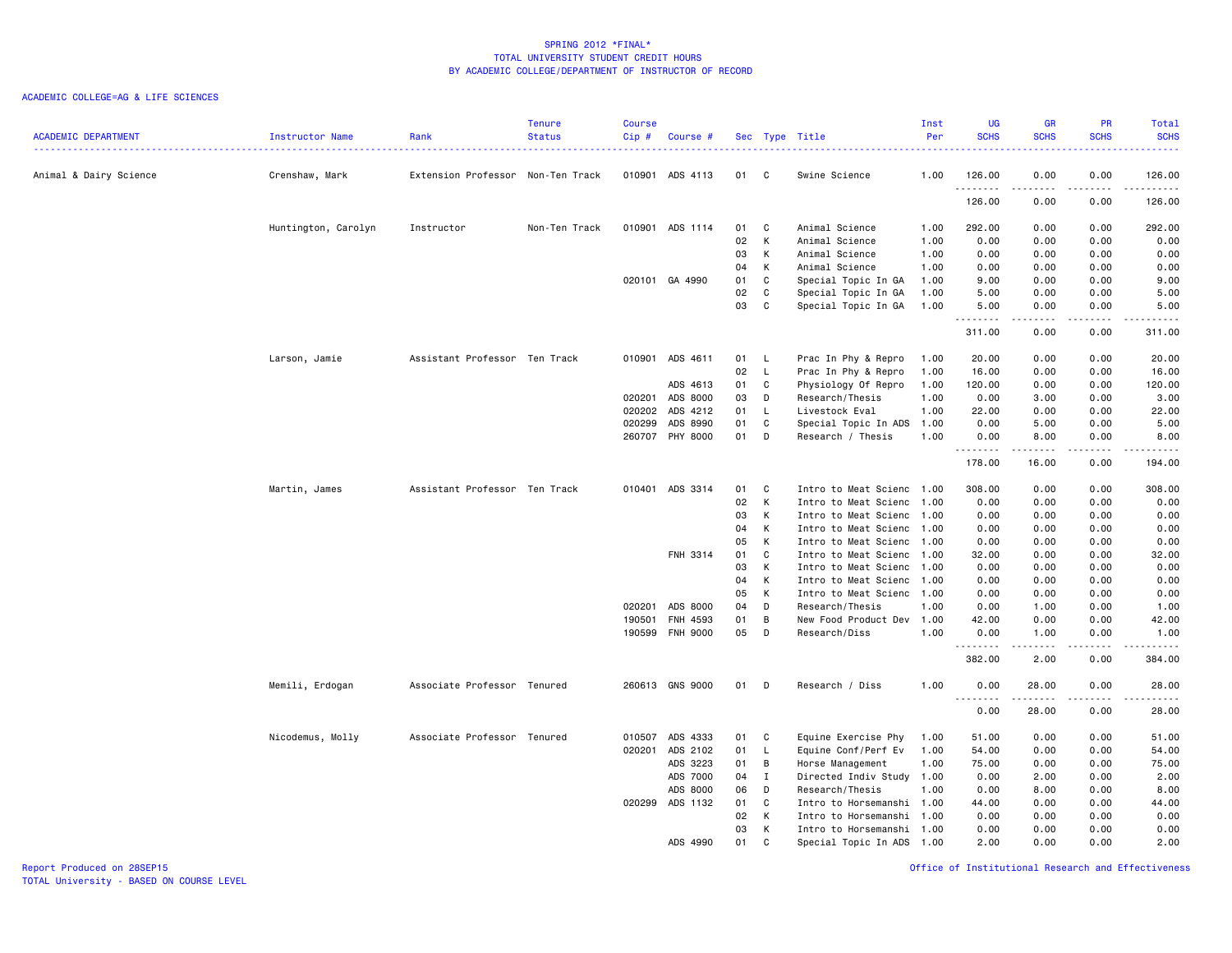SPRING 2012 *FINAL*
TOTAL UNIVERSITY STUDENT CREDIT HOURS
BY ACADEMIC COLLEGE/DEPARTMENT OF INSTRUCTOR OF RECORD

ACADEMIC COLLEGE=AG & LIFE SCIENCES

| ACADEMIC DEPARTMENT | Instructor Name | Rank | Tenure Status | Course Cip # | Course # | Sec | Type | Title | Inst Per | UG SCHS | GR SCHS | PR SCHS | Total SCHS |
|---|---|---|---|---|---|---|---|---|---|---|---|---|---|
| Animal & Dairy Science | Crenshaw, Mark | Extension Professor | Non-Ten Track | 010901 | ADS 4113 | 01 | C | Swine Science | 1.00 | 126.00 | 0.00 | 0.00 | 126.00 |
| | | | | | | | | | | 126.00 | 0.00 | 0.00 | 126.00 |
| | Huntington, Carolyn | Instructor | Non-Ten Track | 010901 | ADS 1114 | 01 | C | Animal Science | 1.00 | 292.00 | 0.00 | 0.00 | 292.00 |
| | | | | | | 02 | K | Animal Science | 1.00 | 0.00 | 0.00 | 0.00 | 0.00 |
| | | | | | | 03 | K | Animal Science | 1.00 | 0.00 | 0.00 | 0.00 | 0.00 |
| | | | | | | 04 | K | Animal Science | 1.00 | 0.00 | 0.00 | 0.00 | 0.00 |
| | | | | 020101 | GA 4990 | 01 | C | Special Topic In GA | 1.00 | 9.00 | 0.00 | 0.00 | 9.00 |
| | | | | | | 02 | C | Special Topic In GA | 1.00 | 5.00 | 0.00 | 0.00 | 5.00 |
| | | | | | | 03 | C | Special Topic In GA | 1.00 | 5.00 | 0.00 | 0.00 | 5.00 |
| | | | | | | | | | | 311.00 | 0.00 | 0.00 | 311.00 |
| | Larson, Jamie | Assistant Professor | Ten Track | 010901 | ADS 4611 | 01 | L | Prac In Phy & Repro | 1.00 | 20.00 | 0.00 | 0.00 | 20.00 |
| | | | | | | 02 | L | Prac In Phy & Repro | 1.00 | 16.00 | 0.00 | 0.00 | 16.00 |
| | | | | | ADS 4613 | 01 | C | Physiology Of Repro | 1.00 | 120.00 | 0.00 | 0.00 | 120.00 |
| | | | | 020201 | ADS 8000 | 03 | D | Research/Thesis | 1.00 | 0.00 | 3.00 | 0.00 | 3.00 |
| | | | | 020202 | ADS 4212 | 01 | L | Livestock Eval | 1.00 | 22.00 | 0.00 | 0.00 | 22.00 |
| | | | | 020299 | ADS 8990 | 01 | C | Special Topic In ADS | 1.00 | 0.00 | 5.00 | 0.00 | 5.00 |
| | | | | 260707 | PHY 8000 | 01 | D | Research / Thesis | 1.00 | 0.00 | 8.00 | 0.00 | 8.00 |
| | | | | | | | | | | 178.00 | 16.00 | 0.00 | 194.00 |
| | Martin, James | Assistant Professor | Ten Track | 010401 | ADS 3314 | 01 | C | Intro to Meat Scienc | 1.00 | 308.00 | 0.00 | 0.00 | 308.00 |
| | | | | | | 02 | K | Intro to Meat Scienc | 1.00 | 0.00 | 0.00 | 0.00 | 0.00 |
| | | | | | | 03 | K | Intro to Meat Scienc | 1.00 | 0.00 | 0.00 | 0.00 | 0.00 |
| | | | | | | 04 | K | Intro to Meat Scienc | 1.00 | 0.00 | 0.00 | 0.00 | 0.00 |
| | | | | | | 05 | K | Intro to Meat Scienc | 1.00 | 0.00 | 0.00 | 0.00 | 0.00 |
| | | | | | FNH 3314 | 01 | C | Intro to Meat Scienc | 1.00 | 32.00 | 0.00 | 0.00 | 32.00 |
| | | | | | | 03 | K | Intro to Meat Scienc | 1.00 | 0.00 | 0.00 | 0.00 | 0.00 |
| | | | | | | 04 | K | Intro to Meat Scienc | 1.00 | 0.00 | 0.00 | 0.00 | 0.00 |
| | | | | | | 05 | K | Intro to Meat Scienc | 1.00 | 0.00 | 0.00 | 0.00 | 0.00 |
| | | | | 020201 | ADS 8000 | 04 | D | Research/Thesis | 1.00 | 0.00 | 1.00 | 0.00 | 1.00 |
| | | | | 190501 | FNH 4593 | 01 | B | New Food Product Dev | 1.00 | 42.00 | 0.00 | 0.00 | 42.00 |
| | | | | 190599 | FNH 9000 | 05 | D | Research/Diss | 1.00 | 0.00 | 1.00 | 0.00 | 1.00 |
| | | | | | | | | | | 382.00 | 2.00 | 0.00 | 384.00 |
| | Memili, Erdogan | Associate Professor | Tenured | 260613 | GNS 9000 | 01 | D | Research / Diss | 1.00 | 0.00 | 28.00 | 0.00 | 28.00 |
| | | | | | | | | | | 0.00 | 28.00 | 0.00 | 28.00 |
| | Nicodemus, Molly | Associate Professor | Tenured | 010507 | ADS 4333 | 01 | C | Equine Exercise Phy | 1.00 | 51.00 | 0.00 | 0.00 | 51.00 |
| | | | | 020201 | ADS 2102 | 01 | L | Equine Conf/Perf Ev | 1.00 | 54.00 | 0.00 | 0.00 | 54.00 |
| | | | | | ADS 3223 | 01 | B | Horse Management | 1.00 | 75.00 | 0.00 | 0.00 | 75.00 |
| | | | | | ADS 7000 | 04 | I | Directed Indiv Study | 1.00 | 0.00 | 2.00 | 0.00 | 2.00 |
| | | | | | ADS 8000 | 06 | D | Research/Thesis | 1.00 | 0.00 | 8.00 | 0.00 | 8.00 |
| | | | | 020299 | ADS 1132 | 01 | C | Intro to Horsemanshi | 1.00 | 44.00 | 0.00 | 0.00 | 44.00 |
| | | | | | | 02 | K | Intro to Horsemanshi | 1.00 | 0.00 | 0.00 | 0.00 | 0.00 |
| | | | | | | 03 | K | Intro to Horsemanshi | 1.00 | 0.00 | 0.00 | 0.00 | 0.00 |
| | | | | | ADS 4990 | 01 | C | Special Topic In ADS | 1.00 | 2.00 | 0.00 | 0.00 | 2.00 |

Report Produced on 28SEP15
TOTAL University - BASED ON COURSE LEVEL

Office of Institutional Research and Effectiveness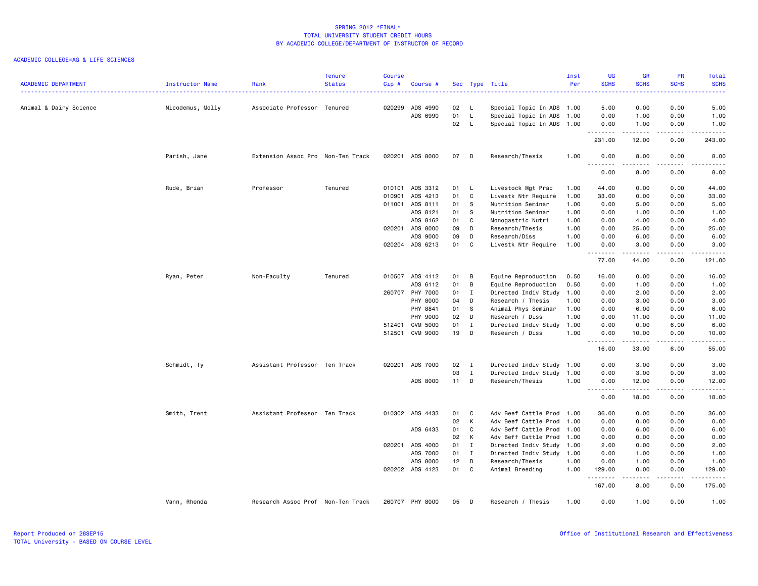SPRING 2012 *FINAL*
TOTAL UNIVERSITY STUDENT CREDIT HOURS
BY ACADEMIC COLLEGE/DEPARTMENT OF INSTRUCTOR OF RECORD

ACADEMIC COLLEGE=AG & LIFE SCIENCES

| ACADEMIC DEPARTMENT | Instructor Name | Rank | Tenure Status | Course Cip # | Course # | Sec | Type | Title | Inst Per | UG SCHS | GR SCHS | PR SCHS | Total SCHS |
|---|---|---|---|---|---|---|---|---|---|---|---|---|---|
| Animal & Dairy Science | Nicodemus, Molly | Associate Professor | Tenured | 020299 | ADS 4990 | 02 | L | Special Topic In ADS | 1.00 | 5.00 | 0.00 | 0.00 | 5.00 |
| | | | | | ADS 6990 | 01 | L | Special Topic In ADS | 1.00 | 0.00 | 1.00 | 0.00 | 1.00 |
| | | | | | | 02 | L | Special Topic In ADS | 1.00 | 0.00 | 1.00 | 0.00 | 1.00 |
| | | | | | | | | | | 231.00 | 12.00 | 0.00 | 243.00 |
| | Parish, Jane | Extension Assoc Pro | Non-Ten Track | 020201 | ADS 8000 | 07 | D | Research/Thesis | 1.00 | 0.00 | 8.00 | 0.00 | 8.00 |
| | | | | | | | | | | 0.00 | 8.00 | 0.00 | 8.00 |
| | Rude, Brian | Professor | Tenured | 010101 | ADS 3312 | 01 | L | Livestock Mgt Prac | 1.00 | 44.00 | 0.00 | 0.00 | 44.00 |
| | | | | 010901 | ADS 4213 | 01 | C | Livestk Ntr Require | 1.00 | 33.00 | 0.00 | 0.00 | 33.00 |
| | | | | 011001 | ADS 8111 | 01 | S | Nutrition Seminar | 1.00 | 0.00 | 5.00 | 0.00 | 5.00 |
| | | | | | ADS 8121 | 01 | S | Nutrition Seminar | 1.00 | 0.00 | 1.00 | 0.00 | 1.00 |
| | | | | | ADS 8162 | 01 | C | Monogastric Nutri | 1.00 | 0.00 | 4.00 | 0.00 | 4.00 |
| | | | | 020201 | ADS 8000 | 09 | D | Research/Thesis | 1.00 | 0.00 | 25.00 | 0.00 | 25.00 |
| | | | | | ADS 9000 | 09 | D | Research/Diss | 1.00 | 0.00 | 6.00 | 0.00 | 6.00 |
| | | | | 020204 | ADS 6213 | 01 | C | Livestk Ntr Require | 1.00 | 0.00 | 3.00 | 0.00 | 3.00 |
| | | | | | | | | | | 77.00 | 44.00 | 0.00 | 121.00 |
| | Ryan, Peter | Non-Faculty | Tenured | 010507 | ADS 4112 | 01 | B | Equine Reproduction | 0.50 | 16.00 | 0.00 | 0.00 | 16.00 |
| | | | | | ADS 6112 | 01 | B | Equine Reproduction | 0.50 | 0.00 | 1.00 | 0.00 | 1.00 |
| | | | | 260707 | PHY 7000 | 01 | I | Directed Indiv Study | 1.00 | 0.00 | 2.00 | 0.00 | 2.00 |
| | | | | | PHY 8000 | 04 | D | Research / Thesis | 1.00 | 0.00 | 3.00 | 0.00 | 3.00 |
| | | | | | PHY 8841 | 01 | S | Animal Phys Seminar | 1.00 | 0.00 | 6.00 | 0.00 | 6.00 |
| | | | | | PHY 9000 | 02 | D | Research / Diss | 1.00 | 0.00 | 11.00 | 0.00 | 11.00 |
| | | | | 512401 | CVM 5000 | 01 | I | Directed Indiv Study | 1.00 | 0.00 | 0.00 | 6.00 | 6.00 |
| | | | | 512501 | CVM 9000 | 19 | D | Research / Diss | 1.00 | 0.00 | 10.00 | 0.00 | 10.00 |
| | | | | | | | | | | 16.00 | 33.00 | 6.00 | 55.00 |
| | Schmidt, Ty | Assistant Professor | Ten Track | 020201 | ADS 7000 | 02 | I | Directed Indiv Study | 1.00 | 0.00 | 3.00 | 0.00 | 3.00 |
| | | | | | | 03 | I | Directed Indiv Study | 1.00 | 0.00 | 3.00 | 0.00 | 3.00 |
| | | | | | ADS 8000 | 11 | D | Research/Thesis | 1.00 | 0.00 | 12.00 | 0.00 | 12.00 |
| | | | | | | | | | | 0.00 | 18.00 | 0.00 | 18.00 |
| | Smith, Trent | Assistant Professor | Ten Track | 010302 | ADS 4433 | 01 | C | Adv Beef Cattle Prod | 1.00 | 36.00 | 0.00 | 0.00 | 36.00 |
| | | | | | | 02 | K | Adv Beef Cattle Prod | 1.00 | 0.00 | 0.00 | 0.00 | 0.00 |
| | | | | | ADS 6433 | 01 | C | Adv Beff Cattle Prod | 1.00 | 0.00 | 6.00 | 0.00 | 6.00 |
| | | | | | | 02 | K | Adv Beff Cattle Prod | 1.00 | 0.00 | 0.00 | 0.00 | 0.00 |
| | | | | 020201 | ADS 4000 | 01 | I | Directed Indiv Study | 1.00 | 2.00 | 0.00 | 0.00 | 2.00 |
| | | | | | ADS 7000 | 01 | I | Directed Indiv Study | 1.00 | 0.00 | 1.00 | 0.00 | 1.00 |
| | | | | | ADS 8000 | 12 | D | Research/Thesis | 1.00 | 0.00 | 1.00 | 0.00 | 1.00 |
| | | | | 020202 | ADS 4123 | 01 | C | Animal Breeding | 1.00 | 129.00 | 0.00 | 0.00 | 129.00 |
| | | | | | | | | | | 167.00 | 8.00 | 0.00 | 175.00 |
| | Vann, Rhonda | Research Assoc Prof | Non-Ten Track | 260707 | PHY 8000 | 05 | D | Research / Thesis | 1.00 | 0.00 | 1.00 | 0.00 | 1.00 |

Report Produced on 28SEP15
TOTAL University - BASED ON COURSE LEVEL

Office of Institutional Research and Effectiveness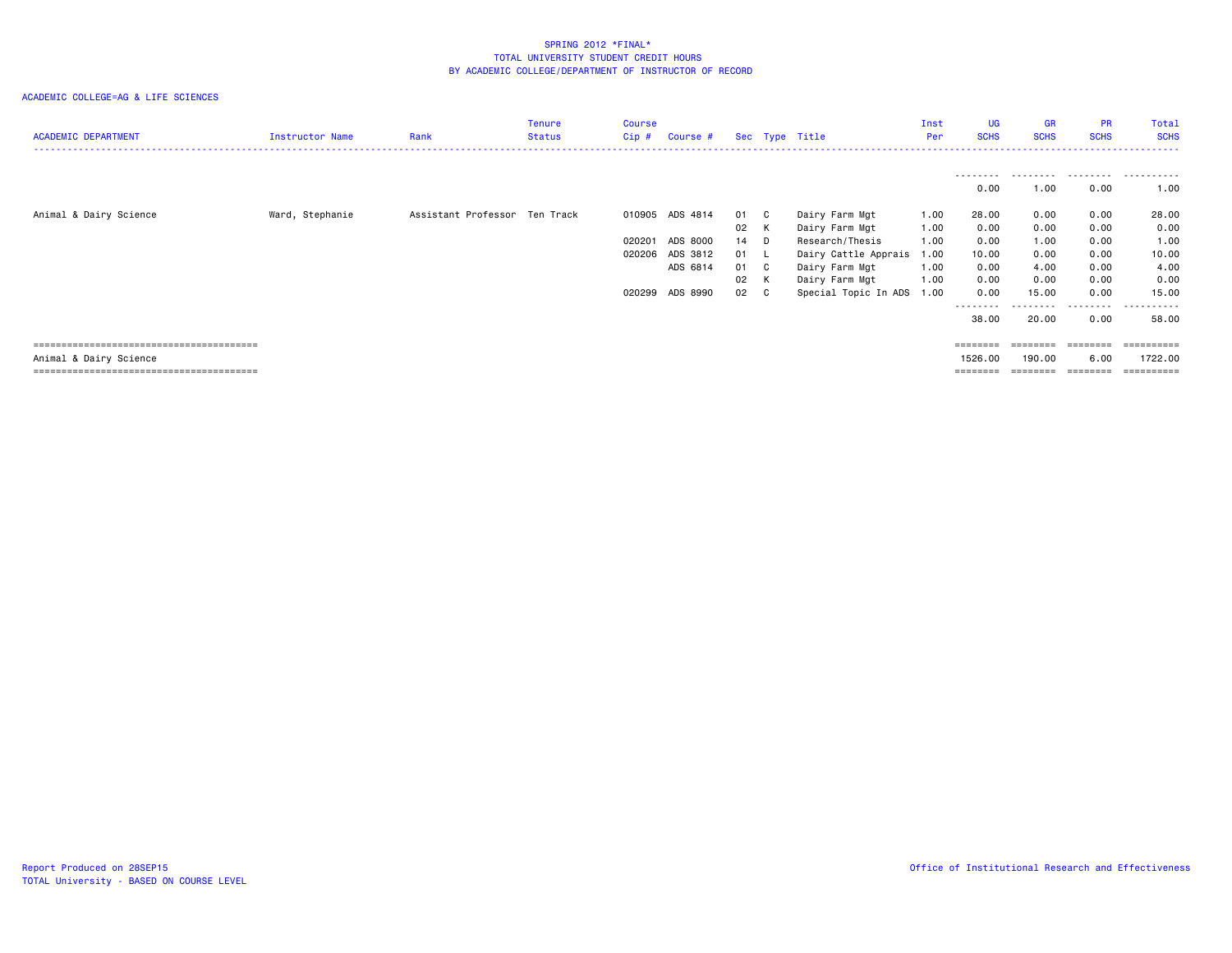SPRING 2012 *FINAL*
TOTAL UNIVERSITY STUDENT CREDIT HOURS
BY ACADEMIC COLLEGE/DEPARTMENT OF INSTRUCTOR OF RECORD

ACADEMIC COLLEGE=AG & LIFE SCIENCES

| ACADEMIC DEPARTMENT | Instructor Name | Rank | Tenure Status | Course Cip # | Course # | Sec | Type | Title | Inst Per | UG SCHS | GR SCHS | PR SCHS | Total SCHS |
|---|---|---|---|---|---|---|---|---|---|---|---|---|---|
| | | | | | | | | | | 0.00 | 1.00 | 0.00 | 1.00 |
| Animal & Dairy Science | Ward, Stephanie | Assistant Professor | Ten Track | 010905 | ADS 4814 | 01 | C | Dairy Farm Mgt | 1.00 | 28.00 | 0.00 | 0.00 | 28.00 |
| | | | | | | 02 | K | Dairy Farm Mgt | 1.00 | 0.00 | 0.00 | 0.00 | 0.00 |
| | | | | 020201 | ADS 8000 | 14 | D | Research/Thesis | 1.00 | 0.00 | 1.00 | 0.00 | 1.00 |
| | | | | 020206 | ADS 3812 | 01 | L | Dairy Cattle Apprais | 1.00 | 10.00 | 0.00 | 0.00 | 10.00 |
| | | | | | ADS 6814 | 01 | C | Dairy Farm Mgt | 1.00 | 0.00 | 4.00 | 0.00 | 4.00 |
| | | | | | | 02 | K | Dairy Farm Mgt | 1.00 | 0.00 | 0.00 | 0.00 | 0.00 |
| | | | | 020299 | ADS 8990 | 02 | C | Special Topic In ADS | 1.00 | 0.00 | 15.00 | 0.00 | 15.00 |
| | | | | | | | | | | 38.00 | 20.00 | 0.00 | 58.00 |
| Animal & Dairy Science | | | | | | | | | | 1526.00 | 190.00 | 6.00 | 1722.00 |

Report Produced on 28SEP15
TOTAL University - BASED ON COURSE LEVEL

Office of Institutional Research and Effectiveness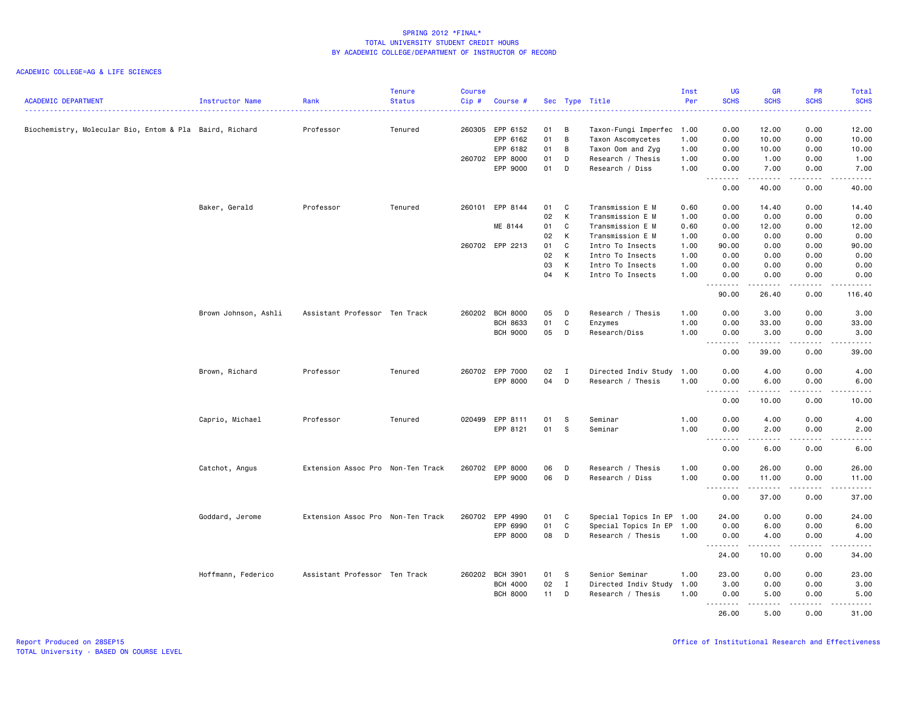# SPRING 2012 *FINAL*
## TOTAL UNIVERSITY STUDENT CREDIT HOURS
### BY ACADEMIC COLLEGE/DEPARTMENT OF INSTRUCTOR OF RECORD

ACADEMIC COLLEGE=AG & LIFE SCIENCES

| ACADEMIC DEPARTMENT | Instructor Name | Rank | Tenure Status | Course Cip # | Course # | Sec | Type | Title | Inst Per | UG SCHS | GR SCHS | PR SCHS | Total SCHS |
|---|---|---|---|---|---|---|---|---|---|---|---|---|---|
| Biochemistry, Molecular Bio, Entom & Pla | Baird, Richard | Professor | Tenured | 260305 | EPP 6152 | 01 | B | Taxon-Fungi Imperfec | 1.00 | 0.00 | 12.00 | 0.00 | 12.00 |
| | | | | | EPP 6162 | 01 | B | Taxon Ascomycetes | 1.00 | 0.00 | 10.00 | 0.00 | 10.00 |
| | | | | | EPP 6182 | 01 | B | Taxon Oom and Zyg | 1.00 | 0.00 | 10.00 | 0.00 | 10.00 |
| | | | | 260702 | EPP 8000 | 01 | D | Research / Thesis | 1.00 | 0.00 | 1.00 | 0.00 | 1.00 |
| | | | | | EPP 9000 | 01 | D | Research / Diss | 1.00 | 0.00 | 7.00 | 0.00 | 7.00 |
| | | | | | | | | | | 0.00 | 40.00 | 0.00 | 40.00 |
| | Baker, Gerald | Professor | Tenured | 260101 | EPP 8144 | 01 | C | Transmission E M | 0.60 | 0.00 | 14.40 | 0.00 | 14.40 |
| | | | | | | 02 | K | Transmission E M | 1.00 | 0.00 | 0.00 | 0.00 | 0.00 |
| | | | | | ME 8144 | 01 | C | Transmission E M | 0.60 | 0.00 | 12.00 | 0.00 | 12.00 |
| | | | | | | 02 | K | Transmission E M | 1.00 | 0.00 | 0.00 | 0.00 | 0.00 |
| | | | | 260702 | EPP 2213 | 01 | C | Intro To Insects | 1.00 | 90.00 | 0.00 | 0.00 | 90.00 |
| | | | | | | 02 | K | Intro To Insects | 1.00 | 0.00 | 0.00 | 0.00 | 0.00 |
| | | | | | | 03 | K | Intro To Insects | 1.00 | 0.00 | 0.00 | 0.00 | 0.00 |
| | | | | | | 04 | K | Intro To Insects | 1.00 | 0.00 | 0.00 | 0.00 | 0.00 |
| | | | | | | | | | | 90.00 | 26.40 | 0.00 | 116.40 |
| | Brown Johnson, Ashli | Assistant Professor | Ten Track | 260202 | BCH 8000 | 05 | D | Research / Thesis | 1.00 | 0.00 | 3.00 | 0.00 | 3.00 |
| | | | | | BCH 8633 | 01 | C | Enzymes | 1.00 | 0.00 | 33.00 | 0.00 | 33.00 |
| | | | | | BCH 9000 | 05 | D | Research/Diss | 1.00 | 0.00 | 3.00 | 0.00 | 3.00 |
| | | | | | | | | | | 0.00 | 39.00 | 0.00 | 39.00 |
| | Brown, Richard | Professor | Tenured | 260702 | EPP 7000 | 02 | I | Directed Indiv Study | 1.00 | 0.00 | 4.00 | 0.00 | 4.00 |
| | | | | | EPP 8000 | 04 | D | Research / Thesis | 1.00 | 0.00 | 6.00 | 0.00 | 6.00 |
| | | | | | | | | | | 0.00 | 10.00 | 0.00 | 10.00 |
| | Caprio, Michael | Professor | Tenured | 020499 | EPP 8111 | 01 | S | Seminar | 1.00 | 0.00 | 4.00 | 0.00 | 4.00 |
| | | | | | EPP 8121 | 01 | S | Seminar | 1.00 | 0.00 | 2.00 | 0.00 | 2.00 |
| | | | | | | | | | | 0.00 | 6.00 | 0.00 | 6.00 |
| | Catchot, Angus | Extension Assoc Pro | Non-Ten Track | 260702 | EPP 8000 | 06 | D | Research / Thesis | 1.00 | 0.00 | 26.00 | 0.00 | 26.00 |
| | | | | | EPP 9000 | 06 | D | Research / Diss | 1.00 | 0.00 | 11.00 | 0.00 | 11.00 |
| | | | | | | | | | | 0.00 | 37.00 | 0.00 | 37.00 |
| | Goddard, Jerome | Extension Assoc Pro | Non-Ten Track | 260702 | EPP 4990 | 01 | C | Special Topics In EP | 1.00 | 24.00 | 0.00 | 0.00 | 24.00 |
| | | | | | EPP 6990 | 01 | C | Special Topics In EP | 1.00 | 0.00 | 6.00 | 0.00 | 6.00 |
| | | | | | EPP 8000 | 08 | D | Research / Thesis | 1.00 | 0.00 | 4.00 | 0.00 | 4.00 |
| | | | | | | | | | | 24.00 | 10.00 | 0.00 | 34.00 |
| | Hoffmann, Federico | Assistant Professor | Ten Track | 260202 | BCH 3901 | 01 | S | Senior Seminar | 1.00 | 23.00 | 0.00 | 0.00 | 23.00 |
| | | | | | BCH 4000 | 02 | I | Directed Indiv Study | 1.00 | 3.00 | 0.00 | 0.00 | 3.00 |
| | | | | | BCH 8000 | 11 | D | Research / Thesis | 1.00 | 0.00 | 5.00 | 0.00 | 5.00 |
| | | | | | | | | | | 26.00 | 5.00 | 0.00 | 31.00 |

Report Produced on 28SEP15
TOTAL University - BASED ON COURSE LEVEL

Office of Institutional Research and Effectiveness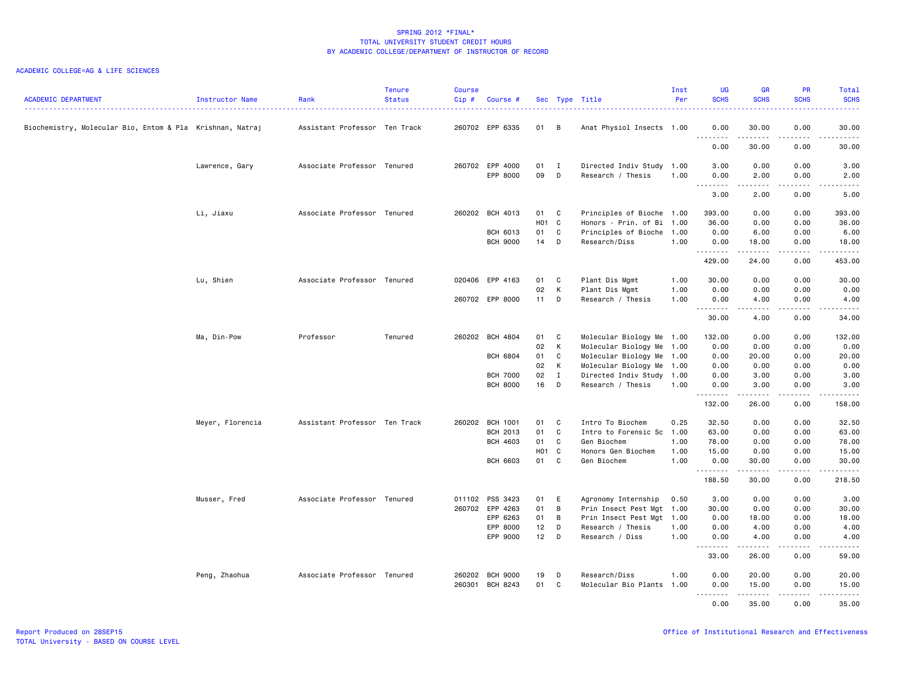SPRING 2012 *FINAL*
TOTAL UNIVERSITY STUDENT CREDIT HOURS
BY ACADEMIC COLLEGE/DEPARTMENT OF INSTRUCTOR OF RECORD

ACADEMIC COLLEGE=AG & LIFE SCIENCES

| ACADEMIC DEPARTMENT | Instructor Name | Rank | Tenure Status | Course Cip # | Course # | Sec | Type | Title | Inst Per | UG SCHS | GR SCHS | PR SCHS | Total SCHS |
|---|---|---|---|---|---|---|---|---|---|---|---|---|---|
| Biochemistry, Molecular Bio, Entom & Pla | Krishnan, Natraj | Assistant Professor | Ten Track | 260702 | EPP 6335 | 01 | B | Anat Physiol Insects | 1.00 | 0.00 | 30.00 | 0.00 | 30.00 |
| | | | | | | | | | | 0.00 | 30.00 | 0.00 | 30.00 |
| | Lawrence, Gary | Associate Professor | Tenured | 260702 | EPP 4000 | 01 | I | Directed Indiv Study | 1.00 | 3.00 | 0.00 | 0.00 | 3.00 |
| | | | | | EPP 8000 | 09 | D | Research / Thesis | 1.00 | 0.00 | 2.00 | 0.00 | 2.00 |
| | | | | | | | | | | 3.00 | 2.00 | 0.00 | 5.00 |
| | Li, Jiaxu | Associate Professor | Tenured | 260202 | BCH 4013 | 01 | C | Principles of Bioche | 1.00 | 393.00 | 0.00 | 0.00 | 393.00 |
| | | | | | | H01 | C | Honors - Prin. of Bi | 1.00 | 36.00 | 0.00 | 0.00 | 36.00 |
| | | | | | BCH 6013 | 01 | C | Principles of Bioche | 1.00 | 0.00 | 6.00 | 0.00 | 6.00 |
| | | | | | BCH 9000 | 14 | D | Research/Diss | 1.00 | 0.00 | 18.00 | 0.00 | 18.00 |
| | | | | | | | | | | 429.00 | 24.00 | 0.00 | 453.00 |
| | Lu, Shien | Associate Professor | Tenured | 020406 | EPP 4163 | 01 | C | Plant Dis Mgmt | 1.00 | 30.00 | 0.00 | 0.00 | 30.00 |
| | | | | | | 02 | K | Plant Dis Mgmt | 1.00 | 0.00 | 0.00 | 0.00 | 0.00 |
| | | | | 260702 | EPP 8000 | 11 | D | Research / Thesis | 1.00 | 0.00 | 4.00 | 0.00 | 4.00 |
| | | | | | | | | | | 30.00 | 4.00 | 0.00 | 34.00 |
| | Ma, Din-Pow | Professor | Tenured | 260202 | BCH 4804 | 01 | C | Molecular Biology Me | 1.00 | 132.00 | 0.00 | 0.00 | 132.00 |
| | | | | | | 02 | K | Molecular Biology Me | 1.00 | 0.00 | 0.00 | 0.00 | 0.00 |
| | | | | | BCH 6804 | 01 | C | Molecular Biology Me | 1.00 | 0.00 | 20.00 | 0.00 | 20.00 |
| | | | | | | 02 | K | Molecular Biology Me | 1.00 | 0.00 | 0.00 | 0.00 | 0.00 |
| | | | | | BCH 7000 | 02 | I | Directed Indiv Study | 1.00 | 0.00 | 3.00 | 0.00 | 3.00 |
| | | | | | BCH 8000 | 16 | D | Research / Thesis | 1.00 | 0.00 | 3.00 | 0.00 | 3.00 |
| | | | | | | | | | | 132.00 | 26.00 | 0.00 | 158.00 |
| | Meyer, Florencia | Assistant Professor | Ten Track | 260202 | BCH 1001 | 01 | C | Intro To Biochem | 0.25 | 32.50 | 0.00 | 0.00 | 32.50 |
| | | | | | BCH 2013 | 01 | C | Intro to Forensic Sc | 1.00 | 63.00 | 0.00 | 0.00 | 63.00 |
| | | | | | BCH 4603 | 01 | C | Gen Biochem | 1.00 | 78.00 | 0.00 | 0.00 | 78.00 |
| | | | | | | H01 | C | Honors Gen Biochem | 1.00 | 15.00 | 0.00 | 0.00 | 15.00 |
| | | | | | BCH 6603 | 01 | C | Gen Biochem | 1.00 | 0.00 | 30.00 | 0.00 | 30.00 |
| | | | | | | | | | | 188.50 | 30.00 | 0.00 | 218.50 |
| | Musser, Fred | Associate Professor | Tenured | 011102 | PSS 3423 | 01 | E | Agronomy Internship | 0.50 | 3.00 | 0.00 | 0.00 | 3.00 |
| | | | | 260702 | EPP 4263 | 01 | B | Prin Insect Pest Mgt | 1.00 | 30.00 | 0.00 | 0.00 | 30.00 |
| | | | | | EPP 6263 | 01 | B | Prin Insect Pest Mgt | 1.00 | 0.00 | 18.00 | 0.00 | 18.00 |
| | | | | | EPP 8000 | 12 | D | Research / Thesis | 1.00 | 0.00 | 4.00 | 0.00 | 4.00 |
| | | | | | EPP 9000 | 12 | D | Research / Diss | 1.00 | 0.00 | 4.00 | 0.00 | 4.00 |
| | | | | | | | | | | 33.00 | 26.00 | 0.00 | 59.00 |
| | Peng, Zhaohua | Associate Professor | Tenured | 260202 | BCH 9000 | 19 | D | Research/Diss | 1.00 | 0.00 | 20.00 | 0.00 | 20.00 |
| | | | | 260301 | BCH 8243 | 01 | C | Molecular Bio Plants | 1.00 | 0.00 | 15.00 | 0.00 | 15.00 |
| | | | | | | | | | | 0.00 | 35.00 | 0.00 | 35.00 |

Report Produced on 28SEP15
TOTAL University - BASED ON COURSE LEVEL

Office of Institutional Research and Effectiveness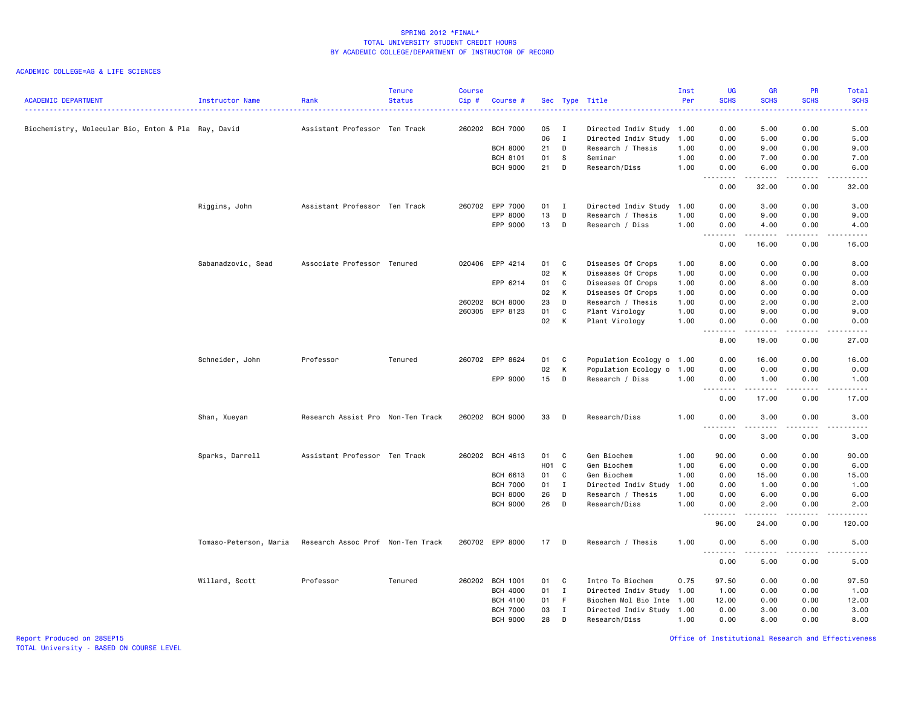# SPRING 2012 *FINAL*
## TOTAL UNIVERSITY STUDENT CREDIT HOURS
## BY ACADEMIC COLLEGE/DEPARTMENT OF INSTRUCTOR OF RECORD

ACADEMIC COLLEGE=AG & LIFE SCIENCES

| ACADEMIC DEPARTMENT | Instructor Name | Rank | Tenure Status | Course Cip # | Course # | Sec | Type | Title | Inst Per | UG SCHS | GR SCHS | PR SCHS | Total SCHS |
|---|---|---|---|---|---|---|---|---|---|---|---|---|---|
| Biochemistry, Molecular Bio, Entom & Pla | Ray, David | Assistant Professor | Ten Track | 260202 | BCH 7000 | 05 | I | Directed Indiv Study | 1.00 | 0.00 | 5.00 | 0.00 | 5.00 |
| | | | | | | 06 | I | Directed Indiv Study | 1.00 | 0.00 | 5.00 | 0.00 | 5.00 |
| | | | | | BCH 8000 | 21 | D | Research / Thesis | 1.00 | 0.00 | 9.00 | 0.00 | 9.00 |
| | | | | | BCH 8101 | 01 | S | Seminar | 1.00 | 0.00 | 7.00 | 0.00 | 7.00 |
| | | | | | BCH 9000 | 21 | D | Research/Diss | 1.00 | 0.00 | 6.00 | 0.00 | 6.00 |
| | | | | | | | | | | 0.00 | 32.00 | 0.00 | 32.00 |
| | Riggins, John | Assistant Professor | Ten Track | 260702 | EPP 7000 | 01 | I | Directed Indiv Study | 1.00 | 0.00 | 3.00 | 0.00 | 3.00 |
| | | | | | EPP 8000 | 13 | D | Research / Thesis | 1.00 | 0.00 | 9.00 | 0.00 | 9.00 |
| | | | | | EPP 9000 | 13 | D | Research / Diss | 1.00 | 0.00 | 4.00 | 0.00 | 4.00 |
| | | | | | | | | | | 0.00 | 16.00 | 0.00 | 16.00 |
| | Sabanadzovic, Sead | Associate Professor | Tenured | 020406 | EPP 4214 | 01 | C | Diseases Of Crops | 1.00 | 8.00 | 0.00 | 0.00 | 8.00 |
| | | | | | | 02 | K | Diseases Of Crops | 1.00 | 0.00 | 0.00 | 0.00 | 0.00 |
| | | | | | EPP 6214 | 01 | C | Diseases Of Crops | 1.00 | 0.00 | 8.00 | 0.00 | 8.00 |
| | | | | | | 02 | K | Diseases Of Crops | 1.00 | 0.00 | 0.00 | 0.00 | 0.00 |
| | | | | 260202 | BCH 8000 | 23 | D | Research / Thesis | 1.00 | 0.00 | 2.00 | 0.00 | 2.00 |
| | | | | 260305 | EPP 8123 | 01 | C | Plant Virology | 1.00 | 0.00 | 9.00 | 0.00 | 9.00 |
| | | | | | | 02 | K | Plant Virology | 1.00 | 0.00 | 0.00 | 0.00 | 0.00 |
| | | | | | | | | | | 8.00 | 19.00 | 0.00 | 27.00 |
| | Schneider, John | Professor | Tenured | 260702 | EPP 8624 | 01 | C | Population Ecology o | 1.00 | 0.00 | 16.00 | 0.00 | 16.00 |
| | | | | | | 02 | K | Population Ecology o | 1.00 | 0.00 | 0.00 | 0.00 | 0.00 |
| | | | | | EPP 9000 | 15 | D | Research / Diss | 1.00 | 0.00 | 1.00 | 0.00 | 1.00 |
| | | | | | | | | | | 0.00 | 17.00 | 0.00 | 17.00 |
| | Shan, Xueyan | Research Assist Pro | Non-Ten Track | 260202 | BCH 9000 | 33 | D | Research/Diss | 1.00 | 0.00 | 3.00 | 0.00 | 3.00 |
| | | | | | | | | | | 0.00 | 3.00 | 0.00 | 3.00 |
| | Sparks, Darrell | Assistant Professor | Ten Track | 260202 | BCH 4613 | 01 | C | Gen Biochem | 1.00 | 90.00 | 0.00 | 0.00 | 90.00 |
| | | | | | | H01 | C | Gen Biochem | 1.00 | 6.00 | 0.00 | 0.00 | 6.00 |
| | | | | | BCH 6613 | 01 | C | Gen Biochem | 1.00 | 0.00 | 15.00 | 0.00 | 15.00 |
| | | | | | BCH 7000 | 01 | I | Directed Indiv Study | 1.00 | 0.00 | 1.00 | 0.00 | 1.00 |
| | | | | | BCH 8000 | 26 | D | Research / Thesis | 1.00 | 0.00 | 6.00 | 0.00 | 6.00 |
| | | | | | BCH 9000 | 26 | D | Research/Diss | 1.00 | 0.00 | 2.00 | 0.00 | 2.00 |
| | | | | | | | | | | 96.00 | 24.00 | 0.00 | 120.00 |
| | Tomaso-Peterson, Maria | Research Assoc Prof | Non-Ten Track | 260702 | EPP 8000 | 17 | D | Research / Thesis | 1.00 | 0.00 | 5.00 | 0.00 | 5.00 |
| | | | | | | | | | | 0.00 | 5.00 | 0.00 | 5.00 |
| | Willard, Scott | Professor | Tenured | 260202 | BCH 1001 | 01 | C | Intro To Biochem | 0.75 | 97.50 | 0.00 | 0.00 | 97.50 |
| | | | | | BCH 4000 | 01 | I | Directed Indiv Study | 1.00 | 1.00 | 0.00 | 0.00 | 1.00 |
| | | | | | BCH 4100 | 01 | F | Biochem Mol Bio Inte | 1.00 | 12.00 | 0.00 | 0.00 | 12.00 |
| | | | | | BCH 7000 | 03 | I | Directed Indiv Study | 1.00 | 0.00 | 3.00 | 0.00 | 3.00 |
| | | | | | BCH 9000 | 28 | D | Research/Diss | 1.00 | 0.00 | 8.00 | 0.00 | 8.00 |

Report Produced on 28SEP15
TOTAL University - BASED ON COURSE LEVEL

Office of Institutional Research and Effectiveness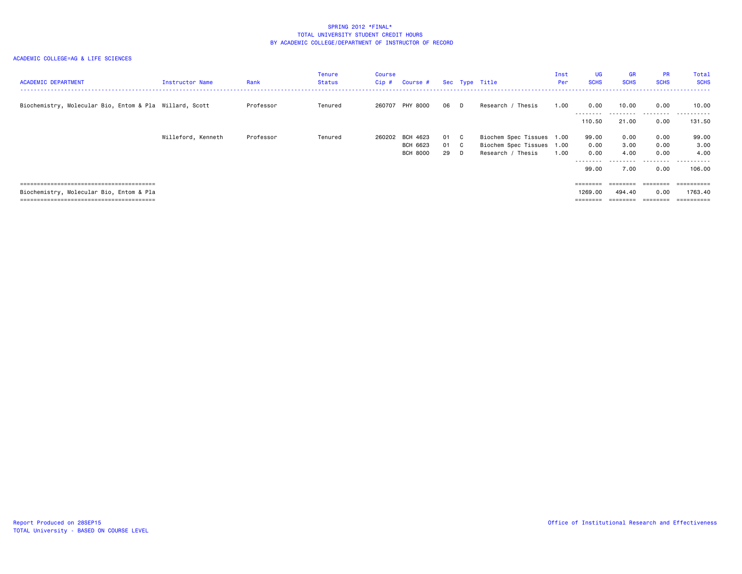SPRING 2012 *FINAL*
TOTAL UNIVERSITY STUDENT CREDIT HOURS
BY ACADEMIC COLLEGE/DEPARTMENT OF INSTRUCTOR OF RECORD

ACADEMIC COLLEGE=AG & LIFE SCIENCES

| ACADEMIC DEPARTMENT | Instructor Name | Rank | Tenure Status | Course Cip # | Course # | Sec | Type | Title | Inst Per | UG SCHS | GR SCHS | PR SCHS | Total SCHS |
|---|---|---|---|---|---|---|---|---|---|---|---|---|---|
| Biochemistry, Molecular Bio, Entom & Pla | Willard, Scott | Professor | Tenured | 260707 | PHY 8000 | 06 | D | Research / Thesis | 1.00 | 0.00 | 10.00 | 0.00 | 10.00 |
| | | | | | | | | | | 110.50 | 21.00 | 0.00 | 131.50 |
| | Willeford, Kenneth | Professor | Tenured | 260202 | BCH 4623 | 01 | C | Biochem Spec Tissues | 1.00 | 99.00 | 0.00 | 0.00 | 99.00 |
| | | | | | BCH 6623 | 01 | C | Biochem Spec Tissues | 1.00 | 0.00 | 3.00 | 0.00 | 3.00 |
| | | | | | BCH 8000 | 29 | D | Research / Thesis | 1.00 | 0.00 | 4.00 | 0.00 | 4.00 |
| | | | | | | | | | | 99.00 | 7.00 | 0.00 | 106.00 |
| Biochemistry, Molecular Bio, Entom & Pla | | | | | | | | | | 1269.00 | 494.40 | 0.00 | 1763.40 |

Report Produced on 28SEP15
TOTAL University - BASED ON COURSE LEVEL

Office of Institutional Research and Effectiveness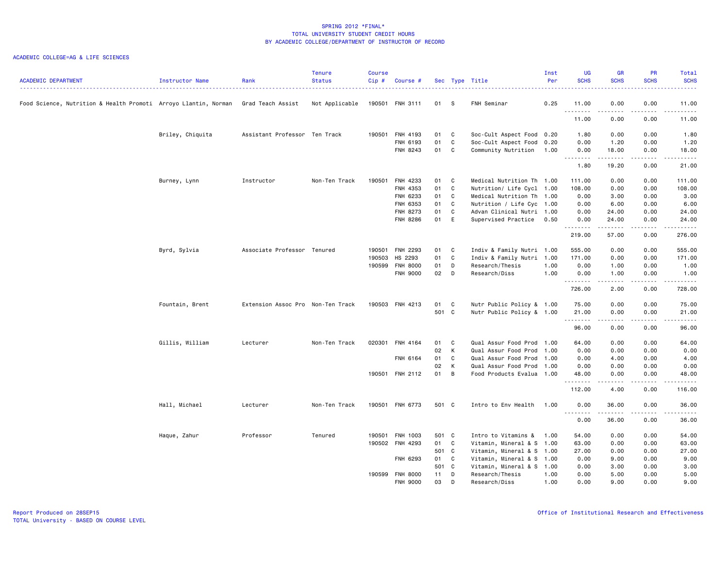# SPRING 2012 *FINAL*
## TOTAL UNIVERSITY STUDENT CREDIT HOURS
## BY ACADEMIC COLLEGE/DEPARTMENT OF INSTRUCTOR OF RECORD

ACADEMIC COLLEGE=AG & LIFE SCIENCES

| ACADEMIC DEPARTMENT | Instructor Name | Rank | Tenure Status | Course Cip # | Course # | Sec | Type | Title | Inst Per | UG SCHS | GR SCHS | PR SCHS | Total SCHS |
|---|---|---|---|---|---|---|---|---|---|---|---|---|---|
| Food Science, Nutrition & Health Promoti | Arroyo Llantin, Norman | Grad Teach Assist | Not Applicable | 190501 | FNH 3111 | 01 | S | FNH Seminar | 0.25 | 11.00 | 0.00 | 0.00 | 11.00 |
| | | | | | | | | | | 11.00 | 0.00 | 0.00 | 11.00 |
| | Briley, Chiquita | Assistant Professor | Ten Track | 190501 | FNH 4193 | 01 | C | Soc-Cult Aspect Food | 0.20 | 1.80 | 0.00 | 0.00 | 1.80 |
| | | | | | FNH 6193 | 01 | C | Soc-Cult Aspect Food | 0.20 | 0.00 | 1.20 | 0.00 | 1.20 |
| | | | | | FNH 8243 | 01 | C | Community Nutrition | 1.00 | 0.00 | 18.00 | 0.00 | 18.00 |
| | | | | | | | | | | 1.80 | 19.20 | 0.00 | 21.00 |
| | Burney, Lynn | Instructor | Non-Ten Track | 190501 | FNH 4233 | 01 | C | Medical Nutrition Th | 1.00 | 111.00 | 0.00 | 0.00 | 111.00 |
| | | | | | FNH 4353 | 01 | C | Nutrition/ Life Cycl | 1.00 | 108.00 | 0.00 | 0.00 | 108.00 |
| | | | | | FNH 6233 | 01 | C | Medical Nutrition Th | 1.00 | 0.00 | 3.00 | 0.00 | 3.00 |
| | | | | | FNH 6353 | 01 | C | Nutrition / Life Cyc | 1.00 | 0.00 | 6.00 | 0.00 | 6.00 |
| | | | | | FNH 8273 | 01 | C | Advan Clinical Nutri | 1.00 | 0.00 | 24.00 | 0.00 | 24.00 |
| | | | | | FNH 8286 | 01 | E | Supervised Practice | 0.50 | 0.00 | 24.00 | 0.00 | 24.00 |
| | | | | | | | | | | 219.00 | 57.00 | 0.00 | 276.00 |
| | Byrd, Sylvia | Associate Professor | Tenured | 190501 | FNH 2293 | 01 | C | Indiv & Family Nutri | 1.00 | 555.00 | 0.00 | 0.00 | 555.00 |
| | | | | 190503 | HS 2293 | 01 | C | Indiv & Family Nutri | 1.00 | 171.00 | 0.00 | 0.00 | 171.00 |
| | | | | 190599 | FNH 8000 | 01 | D | Research/Thesis | 1.00 | 0.00 | 1.00 | 0.00 | 1.00 |
| | | | | | FNH 9000 | 02 | D | Research/Diss | 1.00 | 0.00 | 1.00 | 0.00 | 1.00 |
| | | | | | | | | | | 726.00 | 2.00 | 0.00 | 728.00 |
| | Fountain, Brent | Extension Assoc Pro | Non-Ten Track | 190503 | FNH 4213 | 01 | C | Nutr Public Policy & | 1.00 | 75.00 | 0.00 | 0.00 | 75.00 |
| | | | | | | 501 | C | Nutr Public Policy & | 1.00 | 21.00 | 0.00 | 0.00 | 21.00 |
| | | | | | | | | | | 96.00 | 0.00 | 0.00 | 96.00 |
| | Gillis, William | Lecturer | Non-Ten Track | 020301 | FNH 4164 | 01 | C | Qual Assur Food Prod | 1.00 | 64.00 | 0.00 | 0.00 | 64.00 |
| | | | | | | 02 | K | Qual Assur Food Prod | 1.00 | 0.00 | 0.00 | 0.00 | 0.00 |
| | | | | | FNH 6164 | 01 | C | Qual Assur Food Prod | 1.00 | 0.00 | 4.00 | 0.00 | 4.00 |
| | | | | | | 02 | K | Qual Assur Food Prod | 1.00 | 0.00 | 0.00 | 0.00 | 0.00 |
| | | | | 190501 | FNH 2112 | 01 | B | Food Products Evalua | 1.00 | 48.00 | 0.00 | 0.00 | 48.00 |
| | | | | | | | | | | 112.00 | 4.00 | 0.00 | 116.00 |
| | Hall, Michael | Lecturer | Non-Ten Track | 190501 | FNH 6773 | 501 | C | Intro to Env Health | 1.00 | 0.00 | 36.00 | 0.00 | 36.00 |
| | | | | | | | | | | 0.00 | 36.00 | 0.00 | 36.00 |
| | Haque, Zahur | Professor | Tenured | 190501 | FNH 1003 | 501 | C | Intro to Vitamins & | 1.00 | 54.00 | 0.00 | 0.00 | 54.00 |
| | | | | 190502 | FNH 4293 | 01 | C | Vitamin, Mineral & S | 1.00 | 63.00 | 0.00 | 0.00 | 63.00 |
| | | | | | | 501 | C | Vitamin, Mineral & S | 1.00 | 27.00 | 0.00 | 0.00 | 27.00 |
| | | | | | FNH 6293 | 01 | C | Vitamin, Mineral & S | 1.00 | 0.00 | 9.00 | 0.00 | 9.00 |
| | | | | | | 501 | C | Vitamin, Mineral & S | 1.00 | 0.00 | 3.00 | 0.00 | 3.00 |
| | | | | 190599 | FNH 8000 | 11 | D | Research/Thesis | 1.00 | 0.00 | 5.00 | 0.00 | 5.00 |
| | | | | | FNH 9000 | 03 | D | Research/Diss | 1.00 | 0.00 | 9.00 | 0.00 | 9.00 |

Report Produced on 28SEP15
TOTAL University - BASED ON COURSE LEVEL

Office of Institutional Research and Effectiveness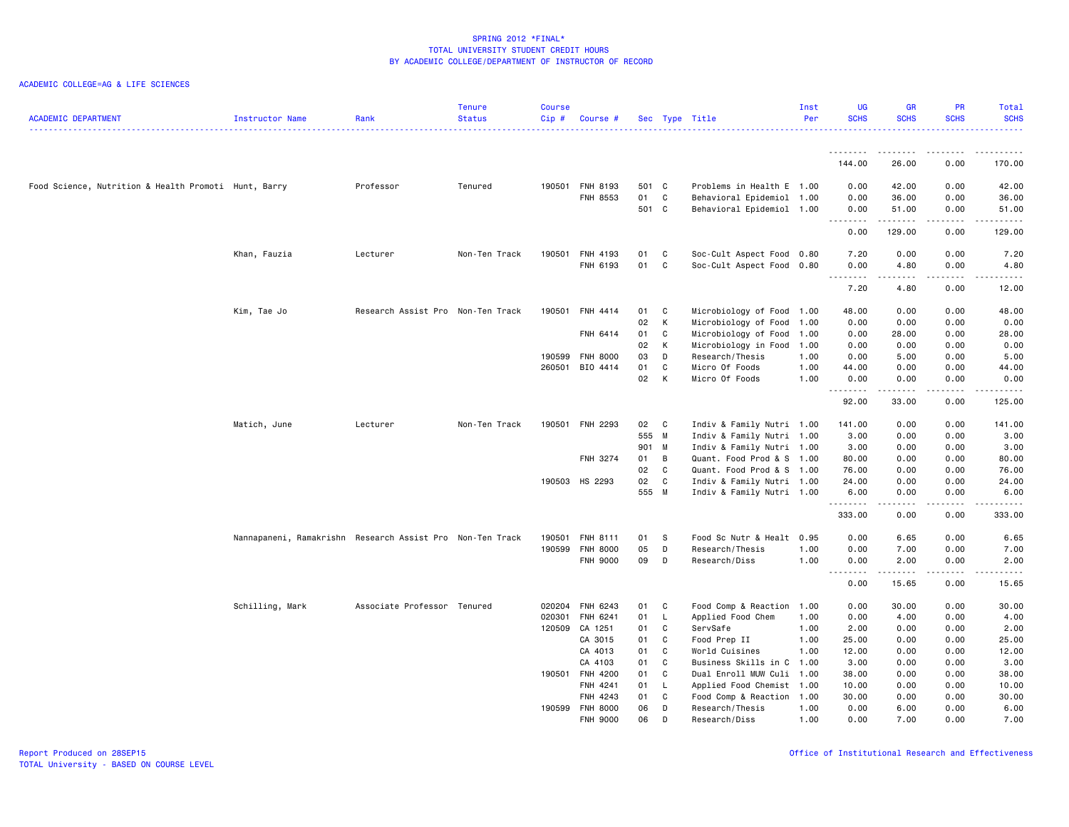## SPRING 2012 *FINAL*
## TOTAL UNIVERSITY STUDENT CREDIT HOURS
## BY ACADEMIC COLLEGE/DEPARTMENT OF INSTRUCTOR OF RECORD

ACADEMIC COLLEGE=AG & LIFE SCIENCES

| ACADEMIC DEPARTMENT | Instructor Name | Rank | Tenure Status | Course Cip # | Course # | Sec | Type | Title | Inst Per | UG SCHS | GR SCHS | PR SCHS | Total SCHS |
|---|---|---|---|---|---|---|---|---|---|---|---|---|---|
| | | | | | | | | | | 144.00 | 26.00 | 0.00 | 170.00 |
| Food Science, Nutrition & Health Promoti | Hunt, Barry | Professor | Tenured | 190501 | FNH 8193 | 501 | C | Problems in Health E | 1.00 | 0.00 | 42.00 | 0.00 | 42.00 |
| | | | | | FNH 8553 | 01 | C | Behavioral Epidemiol | 1.00 | 0.00 | 36.00 | 0.00 | 36.00 |
| | | | | | | 501 | C | Behavioral Epidemiol | 1.00 | 0.00 | 51.00 | 0.00 | 51.00 |
| | | | | | | | | | | 0.00 | 129.00 | 0.00 | 129.00 |
| | Khan, Fauzia | Lecturer | Non-Ten Track | 190501 | FNH 4193 | 01 | C | Soc-Cult Aspect Food | 0.80 | 7.20 | 0.00 | 0.00 | 7.20 |
| | | | | | FNH 6193 | 01 | C | Soc-Cult Aspect Food | 0.80 | 0.00 | 4.80 | 0.00 | 4.80 |
| | | | | | | | | | | 7.20 | 4.80 | 0.00 | 12.00 |
| | Kim, Tae Jo | Research Assist Pro | Non-Ten Track | 190501 | FNH 4414 | 01 | C | Microbiology of Food | 1.00 | 48.00 | 0.00 | 0.00 | 48.00 |
| | | | | | | 02 | K | Microbiology of Food | 1.00 | 0.00 | 0.00 | 0.00 | 0.00 |
| | | | | | FNH 6414 | 01 | C | Microbiology of Food | 1.00 | 0.00 | 28.00 | 0.00 | 28.00 |
| | | | | | | 02 | K | Microbiology in Food | 1.00 | 0.00 | 0.00 | 0.00 | 0.00 |
| | | | | 190599 | FNH 8000 | 03 | D | Research/Thesis | 1.00 | 0.00 | 5.00 | 0.00 | 5.00 |
| | | | | 260501 | BIO 4414 | 01 | C | Micro Of Foods | 1.00 | 44.00 | 0.00 | 0.00 | 44.00 |
| | | | | | | 02 | K | Micro Of Foods | 1.00 | 0.00 | 0.00 | 0.00 | 0.00 |
| | | | | | | | | | | 92.00 | 33.00 | 0.00 | 125.00 |
| | Matich, June | Lecturer | Non-Ten Track | 190501 | FNH 2293 | 02 | C | Indiv & Family Nutri | 1.00 | 141.00 | 0.00 | 0.00 | 141.00 |
| | | | | | | 555 | M | Indiv & Family Nutri | 1.00 | 3.00 | 0.00 | 0.00 | 3.00 |
| | | | | | | 901 | M | Indiv & Family Nutri | 1.00 | 3.00 | 0.00 | 0.00 | 3.00 |
| | | | | | FNH 3274 | 01 | B | Quant. Food Prod & S | 1.00 | 80.00 | 0.00 | 0.00 | 80.00 |
| | | | | | | 02 | C | Quant. Food Prod & S | 1.00 | 76.00 | 0.00 | 0.00 | 76.00 |
| | | | | 190503 | HS 2293 | 02 | C | Indiv & Family Nutri | 1.00 | 24.00 | 0.00 | 0.00 | 24.00 |
| | | | | | | 555 | M | Indiv & Family Nutri | 1.00 | 6.00 | 0.00 | 0.00 | 6.00 |
| | | | | | | | | | | 333.00 | 0.00 | 0.00 | 333.00 |
| | Nannapaneni, Ramakrishn | Research Assist Pro | Non-Ten Track | 190501 | FNH 8111 | 01 | S | Food Sc Nutr & Healt | 0.95 | 0.00 | 6.65 | 0.00 | 6.65 |
| | | | | 190599 | FNH 8000 | 05 | D | Research/Thesis | 1.00 | 0.00 | 7.00 | 0.00 | 7.00 |
| | | | | | FNH 9000 | 09 | D | Research/Diss | 1.00 | 0.00 | 2.00 | 0.00 | 2.00 |
| | | | | | | | | | | 0.00 | 15.65 | 0.00 | 15.65 |
| | Schilling, Mark | Associate Professor | Tenured | 020204 | FNH 6243 | 01 | C | Food Comp & Reaction | 1.00 | 0.00 | 30.00 | 0.00 | 30.00 |
| | | | | 020301 | FNH 6241 | 01 | L | Applied Food Chem | 1.00 | 0.00 | 4.00 | 0.00 | 4.00 |
| | | | | 120509 | CA 1251 | 01 | C | ServSafe | 1.00 | 2.00 | 0.00 | 0.00 | 2.00 |
| | | | | | CA 3015 | 01 | C | Food Prep II | 1.00 | 25.00 | 0.00 | 0.00 | 25.00 |
| | | | | | CA 4013 | 01 | C | World Cuisines | 1.00 | 12.00 | 0.00 | 0.00 | 12.00 |
| | | | | | CA 4103 | 01 | C | Business Skills in C | 1.00 | 3.00 | 0.00 | 0.00 | 3.00 |
| | | | | 190501 | FNH 4200 | 01 | C | Dual Enroll MUW Culi | 1.00 | 38.00 | 0.00 | 0.00 | 38.00 |
| | | | | | FNH 4241 | 01 | L | Applied Food Chemist | 1.00 | 10.00 | 0.00 | 0.00 | 10.00 |
| | | | | | FNH 4243 | 01 | C | Food Comp & Reaction | 1.00 | 30.00 | 0.00 | 0.00 | 30.00 |
| | | | | 190599 | FNH 8000 | 06 | D | Research/Thesis | 1.00 | 0.00 | 6.00 | 0.00 | 6.00 |
| | | | | | FNH 9000 | 06 | D | Research/Diss | 1.00 | 0.00 | 7.00 | 0.00 | 7.00 |

Report Produced on 28SEP15
TOTAL University - BASED ON COURSE LEVEL

Office of Institutional Research and Effectiveness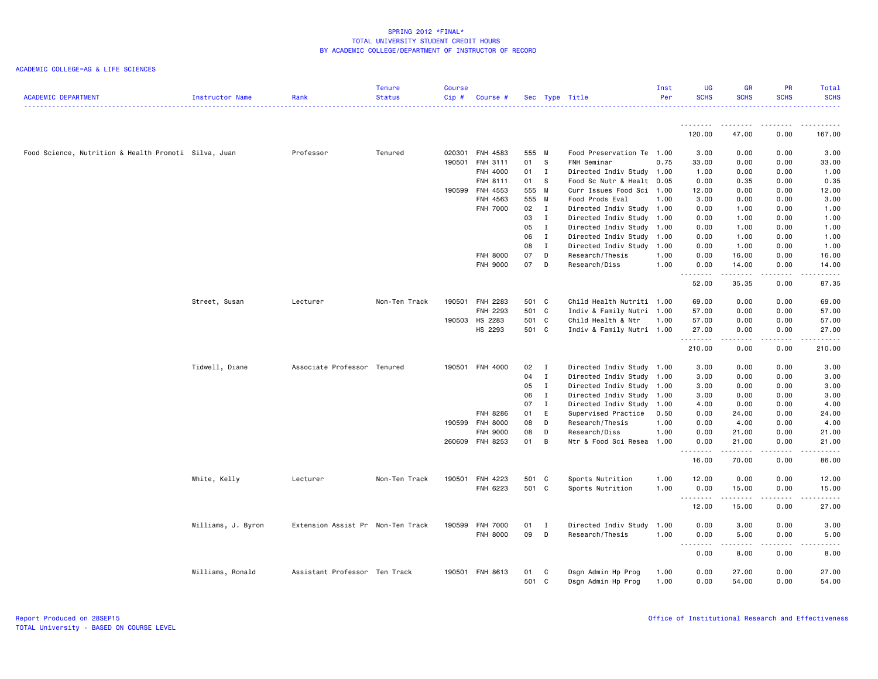SPRING 2012 *FINAL*
TOTAL UNIVERSITY STUDENT CREDIT HOURS
BY ACADEMIC COLLEGE/DEPARTMENT OF INSTRUCTOR OF RECORD

ACADEMIC COLLEGE=AG & LIFE SCIENCES

| ACADEMIC DEPARTMENT | Instructor Name | Rank | Tenure Status | Course Cip # | Course # | Sec | Type | Title | Inst Per | UG SCHS | GR SCHS | PR SCHS | Total SCHS |
|---|---|---|---|---|---|---|---|---|---|---|---|---|---|
| | | | | | | | | | | 120.00 | 47.00 | 0.00 | 167.00 |
| Food Science, Nutrition & Health Promoti | Silva, Juan | Professor | Tenured | 020301 | FNH 4583 | 555 | M | Food Preservation Te | 1.00 | 3.00 | 0.00 | 0.00 | 3.00 |
| | | | | 190501 | FNH 3111 | 01 | S | FNH Seminar | 0.75 | 33.00 | 0.00 | 0.00 | 33.00 |
| | | | | | FNH 4000 | 01 | I | Directed Indiv Study | 1.00 | 1.00 | 0.00 | 0.00 | 1.00 |
| | | | | | FNH 8111 | 01 | S | Food Sc Nutr & Healt | 0.05 | 0.00 | 0.35 | 0.00 | 0.35 |
| | | | | 190599 | FNH 4553 | 555 | M | Curr Issues Food Sci | 1.00 | 12.00 | 0.00 | 0.00 | 12.00 |
| | | | | | FNH 4563 | 555 | M | Food Prods Eval | 1.00 | 3.00 | 0.00 | 0.00 | 3.00 |
| | | | | | FNH 7000 | 02 | I | Directed Indiv Study | 1.00 | 0.00 | 1.00 | 0.00 | 1.00 |
| | | | | | | 03 | I | Directed Indiv Study | 1.00 | 0.00 | 1.00 | 0.00 | 1.00 |
| | | | | | | 05 | I | Directed Indiv Study | 1.00 | 0.00 | 1.00 | 0.00 | 1.00 |
| | | | | | | 06 | I | Directed Indiv Study | 1.00 | 0.00 | 1.00 | 0.00 | 1.00 |
| | | | | | | 08 | I | Directed Indiv Study | 1.00 | 0.00 | 1.00 | 0.00 | 1.00 |
| | | | | | FNH 8000 | 07 | D | Research/Thesis | 1.00 | 0.00 | 16.00 | 0.00 | 16.00 |
| | | | | | FNH 9000 | 07 | D | Research/Diss | 1.00 | 0.00 | 14.00 | 0.00 | 14.00 |
| | | | | | | | | | | 52.00 | 35.35 | 0.00 | 87.35 |
| | Street, Susan | Lecturer | Non-Ten Track | 190501 | FNH 2283 | 501 | C | Child Health Nutriti | 1.00 | 69.00 | 0.00 | 0.00 | 69.00 |
| | | | | | FNH 2293 | 501 | C | Indiv & Family Nutri | 1.00 | 57.00 | 0.00 | 0.00 | 57.00 |
| | | | | 190503 | HS 2283 | 501 | C | Child Health & Ntr | 1.00 | 57.00 | 0.00 | 0.00 | 57.00 |
| | | | | | HS 2293 | 501 | C | Indiv & Family Nutri | 1.00 | 27.00 | 0.00 | 0.00 | 27.00 |
| | | | | | | | | | | 210.00 | 0.00 | 0.00 | 210.00 |
| | Tidwell, Diane | Associate Professor | Tenured | 190501 | FNH 4000 | 02 | I | Directed Indiv Study | 1.00 | 3.00 | 0.00 | 0.00 | 3.00 |
| | | | | | | 04 | I | Directed Indiv Study | 1.00 | 3.00 | 0.00 | 0.00 | 3.00 |
| | | | | | | 05 | I | Directed Indiv Study | 1.00 | 3.00 | 0.00 | 0.00 | 3.00 |
| | | | | | | 06 | I | Directed Indiv Study | 1.00 | 3.00 | 0.00 | 0.00 | 3.00 |
| | | | | | | 07 | I | Directed Indiv Study | 1.00 | 4.00 | 0.00 | 0.00 | 4.00 |
| | | | | | FNH 8286 | 01 | E | Supervised Practice | 0.50 | 0.00 | 24.00 | 0.00 | 24.00 |
| | | | | 190599 | FNH 8000 | 08 | D | Research/Thesis | 1.00 | 0.00 | 4.00 | 0.00 | 4.00 |
| | | | | | FNH 9000 | 08 | D | Research/Diss | 1.00 | 0.00 | 21.00 | 0.00 | 21.00 |
| | | | | 260609 | FNH 8253 | 01 | B | Ntr & Food Sci Resea | 1.00 | 0.00 | 21.00 | 0.00 | 21.00 |
| | | | | | | | | | | 16.00 | 70.00 | 0.00 | 86.00 |
| | White, Kelly | Lecturer | Non-Ten Track | 190501 | FNH 4223 | 501 | C | Sports Nutrition | 1.00 | 12.00 | 0.00 | 0.00 | 12.00 |
| | | | | | FNH 6223 | 501 | C | Sports Nutrition | 1.00 | 0.00 | 15.00 | 0.00 | 15.00 |
| | | | | | | | | | | 12.00 | 15.00 | 0.00 | 27.00 |
| | Williams, J. Byron | Extension Assist Pr | Non-Ten Track | 190599 | FNH 7000 | 01 | I | Directed Indiv Study | 1.00 | 0.00 | 3.00 | 0.00 | 3.00 |
| | | | | | FNH 8000 | 09 | D | Research/Thesis | 1.00 | 0.00 | 5.00 | 0.00 | 5.00 |
| | | | | | | | | | | 0.00 | 8.00 | 0.00 | 8.00 |
| | Williams, Ronald | Assistant Professor | Ten Track | 190501 | FNH 8613 | 01 | C | Dsgn Admin Hp Prog | 1.00 | 0.00 | 27.00 | 0.00 | 27.00 |
| | | | | | | 501 | C | Dsgn Admin Hp Prog | 1.00 | 0.00 | 54.00 | 0.00 | 54.00 |

Report Produced on 28SEP15
TOTAL University - BASED ON COURSE LEVEL

Office of Institutional Research and Effectiveness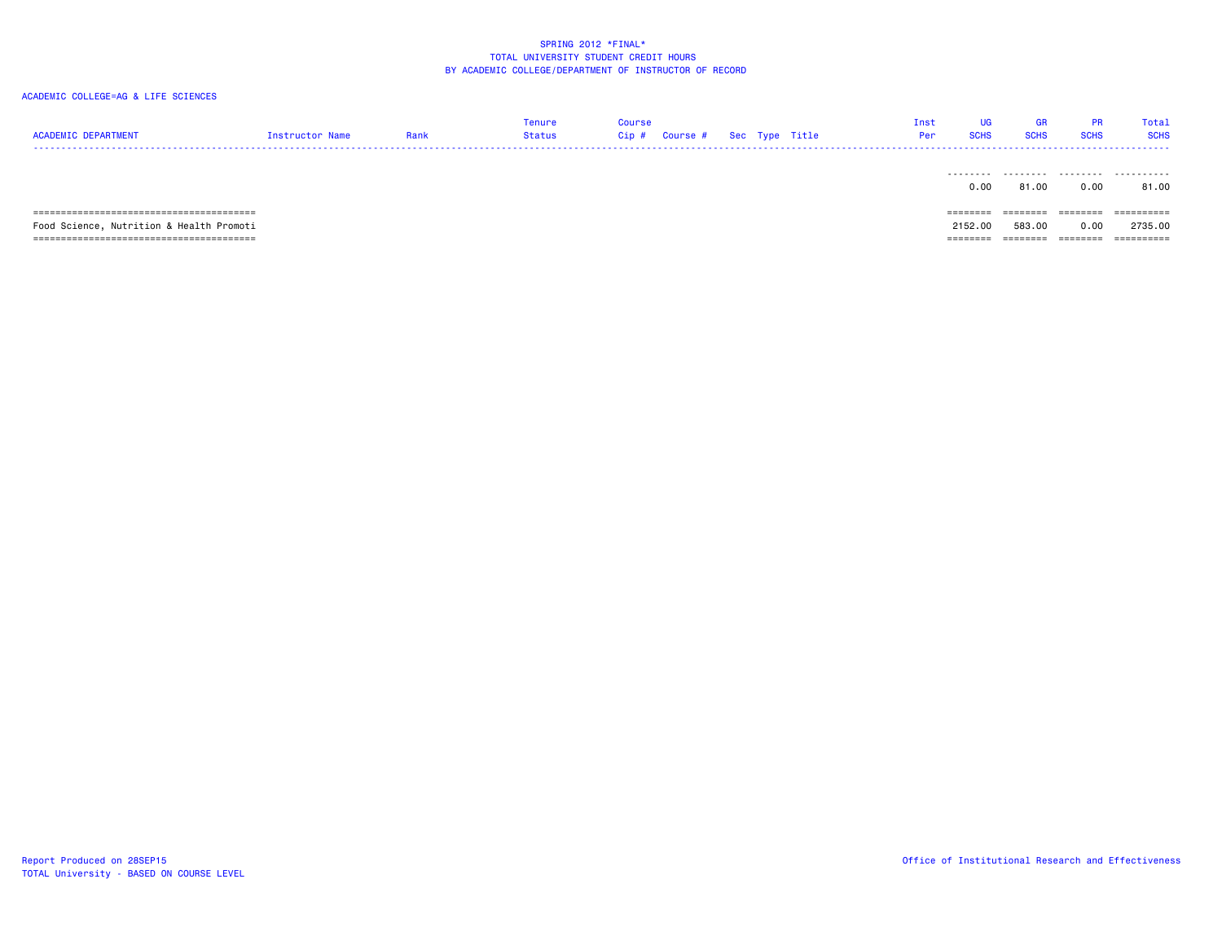SPRING 2012 *FINAL*
TOTAL UNIVERSITY STUDENT CREDIT HOURS
BY ACADEMIC COLLEGE/DEPARTMENT OF INSTRUCTOR OF RECORD

ACADEMIC COLLEGE=AG & LIFE SCIENCES

| ACADEMIC DEPARTMENT | Instructor Name | Rank | Tenure Status | Course Cip # | Course # | Sec | Type | Title | Inst Per | UG SCHS | GR SCHS | PR SCHS | Total SCHS |
|---|---|---|---|---|---|---|---|---|---|---|---|---|---|
| | | | | | | | | | | 0.00 | 81.00 | 0.00 | 81.00 |
| Food Science, Nutrition & Health Promoti | | | | | | | | | | 2152.00 | 583.00 | 0.00 | 2735.00 |

Report Produced on 28SEP15
TOTAL University - BASED ON COURSE LEVEL

Office of Institutional Research and Effectiveness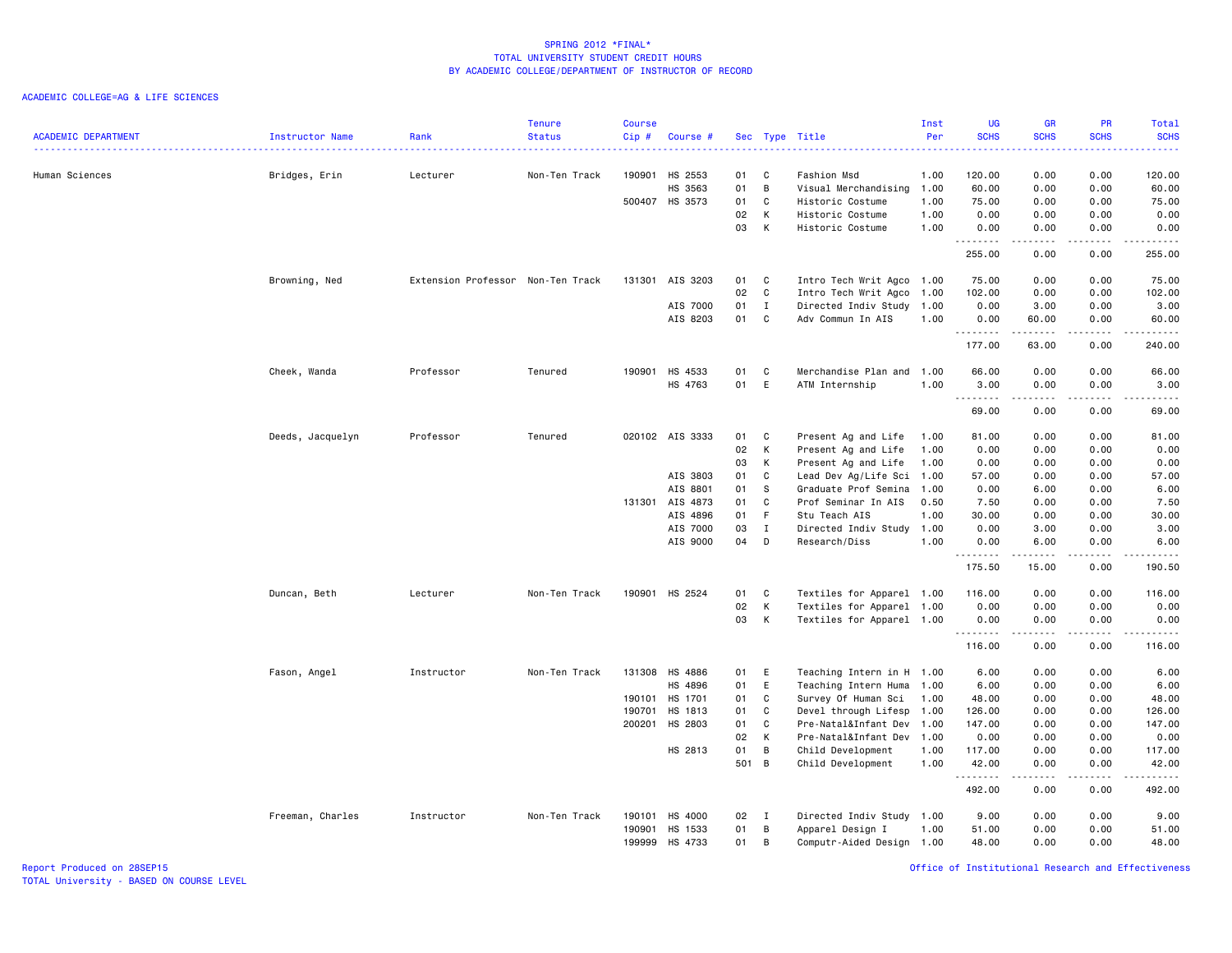# SPRING 2012 *FINAL*
## TOTAL UNIVERSITY STUDENT CREDIT HOURS
## BY ACADEMIC COLLEGE/DEPARTMENT OF INSTRUCTOR OF RECORD

ACADEMIC COLLEGE=AG & LIFE SCIENCES

| ACADEMIC DEPARTMENT | Instructor Name | Rank | Tenure Status | Course Cip # | Course # | Sec | Type | Title | Inst Per | UG SCHS | GR SCHS | PR SCHS | Total SCHS |
|---|---|---|---|---|---|---|---|---|---|---|---|---|---|
| Human Sciences | Bridges, Erin | Lecturer | Non-Ten Track | 190901 | HS 2553 | 01 | C | Fashion Msd | 1.00 | 120.00 | 0.00 | 0.00 | 120.00 |
| | | | | | HS 3563 | 01 | B | Visual Merchandising | 1.00 | 60.00 | 0.00 | 0.00 | 60.00 |
| | | | | 500407 | HS 3573 | 01 | C | Historic Costume | 1.00 | 75.00 | 0.00 | 0.00 | 75.00 |
| | | | | | | 02 | K | Historic Costume | 1.00 | 0.00 | 0.00 | 0.00 | 0.00 |
| | | | | | | 03 | K | Historic Costume | 1.00 | 0.00 | 0.00 | 0.00 | 0.00 |
| | | | | | | | | | | 255.00 | 0.00 | 0.00 | 255.00 |
| | Browning, Ned | Extension Professor | Non-Ten Track | 131301 | AIS 3203 | 01 | C | Intro Tech Writ Agco | 1.00 | 75.00 | 0.00 | 0.00 | 75.00 |
| | | | | | | 02 | C | Intro Tech Writ Agco | 1.00 | 102.00 | 0.00 | 0.00 | 102.00 |
| | | | | | AIS 7000 | 01 | I | Directed Indiv Study | 1.00 | 0.00 | 3.00 | 0.00 | 3.00 |
| | | | | | AIS 8203 | 01 | C | Adv Commun In AIS | 1.00 | 0.00 | 60.00 | 0.00 | 60.00 |
| | | | | | | | | | | 177.00 | 63.00 | 0.00 | 240.00 |
| | Cheek, Wanda | Professor | Tenured | 190901 | HS 4533 | 01 | C | Merchandise Plan and | 1.00 | 66.00 | 0.00 | 0.00 | 66.00 |
| | | | | | HS 4763 | 01 | E | ATM Internship | 1.00 | 3.00 | 0.00 | 0.00 | 3.00 |
| | | | | | | | | | | 69.00 | 0.00 | 0.00 | 69.00 |
| | Deeds, Jacquelyn | Professor | Tenured | 020102 | AIS 3333 | 01 | C | Present Ag and Life | 1.00 | 81.00 | 0.00 | 0.00 | 81.00 |
| | | | | | | 02 | K | Present Ag and Life | 1.00 | 0.00 | 0.00 | 0.00 | 0.00 |
| | | | | | | 03 | K | Present Ag and Life | 1.00 | 0.00 | 0.00 | 0.00 | 0.00 |
| | | | | | AIS 3803 | 01 | C | Lead Dev Ag/Life Sci | 1.00 | 57.00 | 0.00 | 0.00 | 57.00 |
| | | | | | AIS 8801 | 01 | S | Graduate Prof Semina | 1.00 | 0.00 | 6.00 | 0.00 | 6.00 |
| | | | | 131301 | AIS 4873 | 01 | C | Prof Seminar In AIS | 0.50 | 7.50 | 0.00 | 0.00 | 7.50 |
| | | | | | AIS 4896 | 01 | F | Stu Teach AIS | 1.00 | 30.00 | 0.00 | 0.00 | 30.00 |
| | | | | | AIS 7000 | 03 | I | Directed Indiv Study | 1.00 | 0.00 | 3.00 | 0.00 | 3.00 |
| | | | | | AIS 9000 | 04 | D | Research/Diss | 1.00 | 0.00 | 6.00 | 0.00 | 6.00 |
| | | | | | | | | | | 175.50 | 15.00 | 0.00 | 190.50 |
| | Duncan, Beth | Lecturer | Non-Ten Track | 190901 | HS 2524 | 01 | C | Textiles for Apparel | 1.00 | 116.00 | 0.00 | 0.00 | 116.00 |
| | | | | | | 02 | K | Textiles for Apparel | 1.00 | 0.00 | 0.00 | 0.00 | 0.00 |
| | | | | | | 03 | K | Textiles for Apparel | 1.00 | 0.00 | 0.00 | 0.00 | 0.00 |
| | | | | | | | | | | 116.00 | 0.00 | 0.00 | 116.00 |
| | Fason, Angel | Instructor | Non-Ten Track | 131308 | HS 4886 | 01 | E | Teaching Intern in H | 1.00 | 6.00 | 0.00 | 0.00 | 6.00 |
| | | | | | HS 4896 | 01 | E | Teaching Intern Huma | 1.00 | 6.00 | 0.00 | 0.00 | 6.00 |
| | | | | 190101 | HS 1701 | 01 | C | Survey Of Human Sci | 1.00 | 48.00 | 0.00 | 0.00 | 48.00 |
| | | | | 190701 | HS 1813 | 01 | C | Devel through Lifesp | 1.00 | 126.00 | 0.00 | 0.00 | 126.00 |
| | | | | 200201 | HS 2803 | 01 | C | Pre-Natal&Infant Dev | 1.00 | 147.00 | 0.00 | 0.00 | 147.00 |
| | | | | | | 02 | K | Pre-Natal&Infant Dev | 1.00 | 0.00 | 0.00 | 0.00 | 0.00 |
| | | | | | HS 2813 | 01 | B | Child Development | 1.00 | 117.00 | 0.00 | 0.00 | 117.00 |
| | | | | | | 501 | B | Child Development | 1.00 | 42.00 | 0.00 | 0.00 | 42.00 |
| | | | | | | | | | | 492.00 | 0.00 | 0.00 | 492.00 |
| | Freeman, Charles | Instructor | Non-Ten Track | 190101 | HS 4000 | 02 | I | Directed Indiv Study | 1.00 | 9.00 | 0.00 | 0.00 | 9.00 |
| | | | | 190901 | HS 1533 | 01 | B | Apparel Design I | 1.00 | 51.00 | 0.00 | 0.00 | 51.00 |
| | | | | 199999 | HS 4733 | 01 | B | Computr-Aided Design | 1.00 | 48.00 | 0.00 | 0.00 | 48.00 |

Report Produced on 28SEP15
TOTAL University - BASED ON COURSE LEVEL

Office of Institutional Research and Effectiveness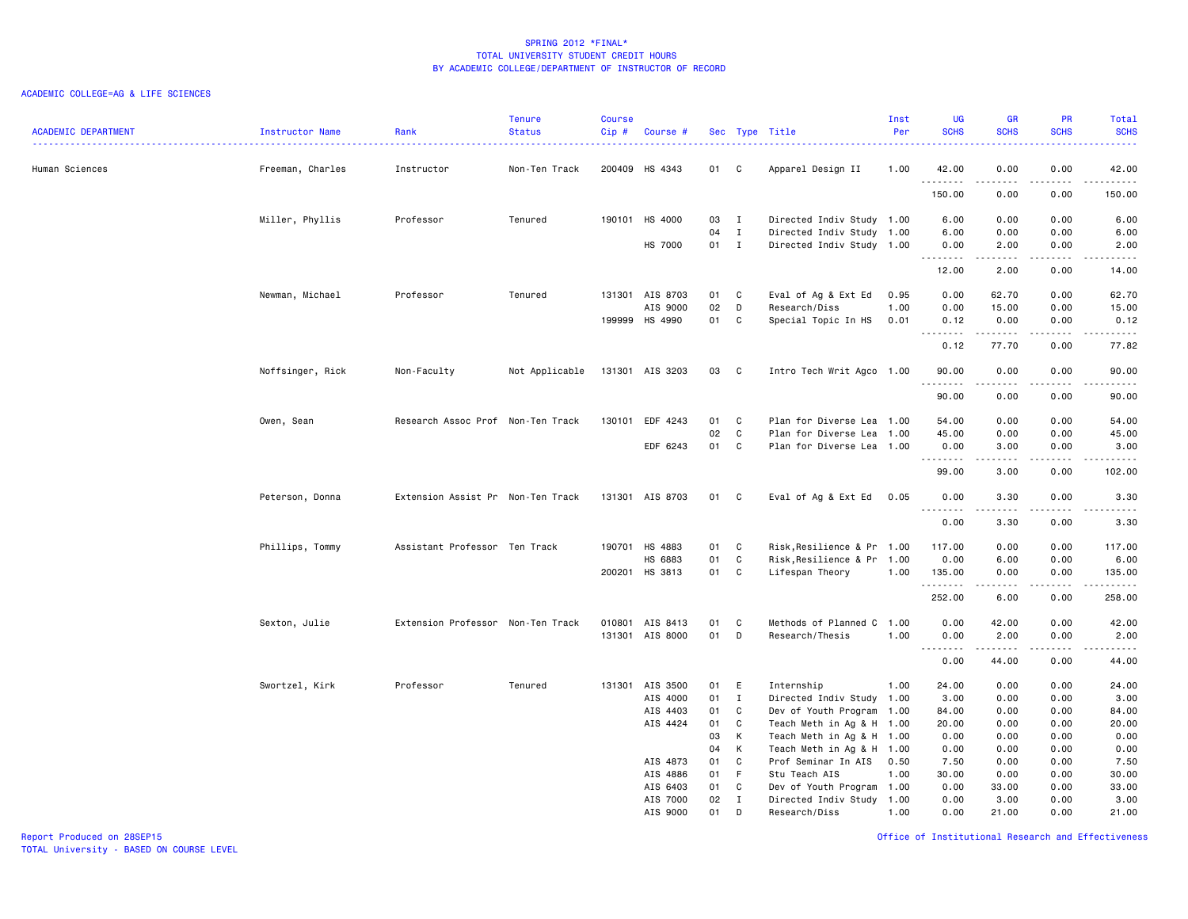SPRING 2012 *FINAL*
TOTAL UNIVERSITY STUDENT CREDIT HOURS
BY ACADEMIC COLLEGE/DEPARTMENT OF INSTRUCTOR OF RECORD

ACADEMIC COLLEGE=AG & LIFE SCIENCES

| ACADEMIC DEPARTMENT | Instructor Name | Rank | Tenure Status | Course Cip # | Course # | Sec | Type | Title | Inst Per | UG SCHS | GR SCHS | PR SCHS | Total SCHS |
|---|---|---|---|---|---|---|---|---|---|---|---|---|---|
| Human Sciences | Freeman, Charles | Instructor | Non-Ten Track | 200409 | HS 4343 | 01 | C | Apparel Design II | 1.00 | 42.00 | 0.00 | 0.00 | 42.00 |
| | | | | | | | | | | 150.00 | 0.00 | 0.00 | 150.00 |
| | Miller, Phyllis | Professor | Tenured | 190101 | HS 4000 | 03 | I | Directed Indiv Study | 1.00 | 6.00 | 0.00 | 0.00 | 6.00 |
| | | | | | | 04 | I | Directed Indiv Study | 1.00 | 6.00 | 0.00 | 0.00 | 6.00 |
| | | | | | HS 7000 | 01 | I | Directed Indiv Study | 1.00 | 0.00 | 2.00 | 0.00 | 2.00 |
| | | | | | | | | | | 12.00 | 2.00 | 0.00 | 14.00 |
| | Newman, Michael | Professor | Tenured | 131301 | AIS 8703 | 01 | C | Eval of Ag & Ext Ed | 0.95 | 0.00 | 62.70 | 0.00 | 62.70 |
| | | | | | AIS 9000 | 02 | D | Research/Diss | 1.00 | 0.00 | 15.00 | 0.00 | 15.00 |
| | | | | 199999 | HS 4990 | 01 | C | Special Topic In HS | 0.01 | 0.12 | 0.00 | 0.00 | 0.12 |
| | | | | | | | | | | 0.12 | 77.70 | 0.00 | 77.82 |
| | Noffsinger, Rick | Non-Faculty | Not Applicable | 131301 | AIS 3203 | 03 | C | Intro Tech Writ Agco | 1.00 | 90.00 | 0.00 | 0.00 | 90.00 |
| | | | | | | | | | | 90.00 | 0.00 | 0.00 | 90.00 |
| | Owen, Sean | Research Assoc Prof | Non-Ten Track | 130101 | EDF 4243 | 01 | C | Plan for Diverse Lea | 1.00 | 54.00 | 0.00 | 0.00 | 54.00 |
| | | | | | | 02 | C | Plan for Diverse Lea | 1.00 | 45.00 | 0.00 | 0.00 | 45.00 |
| | | | | | EDF 6243 | 01 | C | Plan for Diverse Lea | 1.00 | 0.00 | 3.00 | 0.00 | 3.00 |
| | | | | | | | | | | 99.00 | 3.00 | 0.00 | 102.00 |
| | Peterson, Donna | Extension Assist Pr | Non-Ten Track | 131301 | AIS 8703 | 01 | C | Eval of Ag & Ext Ed | 0.05 | 0.00 | 3.30 | 0.00 | 3.30 |
| | | | | | | | | | | 0.00 | 3.30 | 0.00 | 3.30 |
| | Phillips, Tommy | Assistant Professor | Ten Track | 190701 | HS 4883 | 01 | C | Risk,Resilience & Pr | 1.00 | 117.00 | 0.00 | 0.00 | 117.00 |
| | | | | | HS 6883 | 01 | C | Risk,Resilience & Pr | 1.00 | 0.00 | 6.00 | 0.00 | 6.00 |
| | | | | 200201 | HS 3813 | 01 | C | Lifespan Theory | 1.00 | 135.00 | 0.00 | 0.00 | 135.00 |
| | | | | | | | | | | 252.00 | 6.00 | 0.00 | 258.00 |
| | Sexton, Julie | Extension Professor | Non-Ten Track | 010801 | AIS 8413 | 01 | C | Methods of Planned C | 1.00 | 0.00 | 42.00 | 0.00 | 42.00 |
| | | | | 131301 | AIS 8000 | 01 | D | Research/Thesis | 1.00 | 0.00 | 2.00 | 0.00 | 2.00 |
| | | | | | | | | | | 0.00 | 44.00 | 0.00 | 44.00 |
| | Swortzel, Kirk | Professor | Tenured | 131301 | AIS 3500 | 01 | E | Internship | 1.00 | 24.00 | 0.00 | 0.00 | 24.00 |
| | | | | | AIS 4000 | 01 | I | Directed Indiv Study | 1.00 | 3.00 | 0.00 | 0.00 | 3.00 |
| | | | | | AIS 4403 | 01 | C | Dev of Youth Program | 1.00 | 84.00 | 0.00 | 0.00 | 84.00 |
| | | | | | AIS 4424 | 01 | C | Teach Meth in Ag & H | 1.00 | 20.00 | 0.00 | 0.00 | 20.00 |
| | | | | | | 03 | K | Teach Meth in Ag & H | 1.00 | 0.00 | 0.00 | 0.00 | 0.00 |
| | | | | | | 04 | K | Teach Meth in Ag & H | 1.00 | 0.00 | 0.00 | 0.00 | 0.00 |
| | | | | | AIS 4873 | 01 | C | Prof Seminar In AIS | 0.50 | 7.50 | 0.00 | 0.00 | 7.50 |
| | | | | | AIS 4886 | 01 | F | Stu Teach AIS | 1.00 | 30.00 | 0.00 | 0.00 | 30.00 |
| | | | | | AIS 6403 | 01 | C | Dev of Youth Program | 1.00 | 0.00 | 33.00 | 0.00 | 33.00 |
| | | | | | AIS 7000 | 02 | I | Directed Indiv Study | 1.00 | 0.00 | 3.00 | 0.00 | 3.00 |
| | | | | | AIS 9000 | 01 | D | Research/Diss | 1.00 | 0.00 | 21.00 | 0.00 | 21.00 |

Report Produced on 28SEP15
TOTAL University - BASED ON COURSE LEVEL

Office of Institutional Research and Effectiveness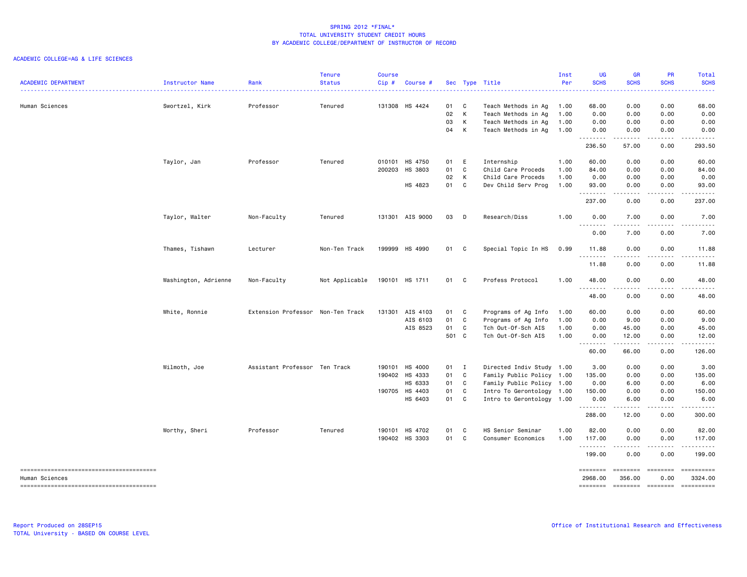# SPRING 2012 *FINAL*
## TOTAL UNIVERSITY STUDENT CREDIT HOURS
## BY ACADEMIC COLLEGE/DEPARTMENT OF INSTRUCTOR OF RECORD

ACADEMIC COLLEGE=AG & LIFE SCIENCES

| ACADEMIC DEPARTMENT | Instructor Name | Rank | Tenure Status | Course Cip # | Course # | Sec | Type | Title | Inst Per | UG SCHS | GR SCHS | PR SCHS | Total SCHS |
|---|---|---|---|---|---|---|---|---|---|---|---|---|---|
| Human Sciences | Swortzel, Kirk | Professor | Tenured | 131308 | HS 4424 | 01 | C | Teach Methods in Ag | 1.00 | 68.00 | 0.00 | 0.00 | 68.00 |
| | | | | | | 02 | K | Teach Methods in Ag | 1.00 | 0.00 | 0.00 | 0.00 | 0.00 |
| | | | | | | 03 | K | Teach Methods in Ag | 1.00 | 0.00 | 0.00 | 0.00 | 0.00 |
| | | | | | | 04 | K | Teach Methods in Ag | 1.00 | 0.00 | 0.00 | 0.00 | 0.00 |
| | | | | | | | | | | 236.50 | 57.00 | 0.00 | 293.50 |
| | Taylor, Jan | Professor | Tenured | 010101 | HS 4750 | 01 | E | Internship | 1.00 | 60.00 | 0.00 | 0.00 | 60.00 |
| | | | | 200203 | HS 3803 | 01 | C | Child Care Proceds | 1.00 | 84.00 | 0.00 | 0.00 | 84.00 |
| | | | | | | 02 | K | Child Care Proceds | 1.00 | 0.00 | 0.00 | 0.00 | 0.00 |
| | | | | | HS 4823 | 01 | C | Dev Child Serv Prog | 1.00 | 93.00 | 0.00 | 0.00 | 93.00 |
| | | | | | | | | | | 237.00 | 0.00 | 0.00 | 237.00 |
| | Taylor, Walter | Non-Faculty | Tenured | 131301 | AIS 9000 | 03 | D | Research/Diss | 1.00 | 0.00 | 7.00 | 0.00 | 7.00 |
| | | | | | | | | | | 0.00 | 7.00 | 0.00 | 7.00 |
| | Thames, Tishawn | Lecturer | Non-Ten Track | 199999 | HS 4990 | 01 | C | Special Topic In HS | 0.99 | 11.88 | 0.00 | 0.00 | 11.88 |
| | | | | | | | | | | 11.88 | 0.00 | 0.00 | 11.88 |
| | Washington, Adrienne | Non-Faculty | Not Applicable | 190101 | HS 1711 | 01 | C | Profess Protocol | 1.00 | 48.00 | 0.00 | 0.00 | 48.00 |
| | | | | | | | | | | 48.00 | 0.00 | 0.00 | 48.00 |
| | White, Ronnie | Extension Professor | Non-Ten Track | 131301 | AIS 4103 | 01 | C | Programs of Ag Info | 1.00 | 60.00 | 0.00 | 0.00 | 60.00 |
| | | | | | AIS 6103 | 01 | C | Programs of Ag Info | 1.00 | 0.00 | 9.00 | 0.00 | 9.00 |
| | | | | | AIS 8523 | 01 | C | Tch Out-Of-Sch AIS | 1.00 | 0.00 | 45.00 | 0.00 | 45.00 |
| | | | | | | 501 | C | Tch Out-Of-Sch AIS | 1.00 | 0.00 | 12.00 | 0.00 | 12.00 |
| | | | | | | | | | | 60.00 | 66.00 | 0.00 | 126.00 |
| | Wilmoth, Joe | Assistant Professor | Ten Track | 190101 | HS 4000 | 01 | I | Directed Indiv Study | 1.00 | 3.00 | 0.00 | 0.00 | 3.00 |
| | | | | 190402 | HS 4333 | 01 | C | Family Public Policy | 1.00 | 135.00 | 0.00 | 0.00 | 135.00 |
| | | | | | HS 6333 | 01 | C | Family Public Policy | 1.00 | 0.00 | 6.00 | 0.00 | 6.00 |
| | | | | 190705 | HS 4403 | 01 | C | Intro To Gerontology | 1.00 | 150.00 | 0.00 | 0.00 | 150.00 |
| | | | | | HS 6403 | 01 | C | Intro to Gerontology | 1.00 | 0.00 | 6.00 | 0.00 | 6.00 |
| | | | | | | | | | | 288.00 | 12.00 | 0.00 | 300.00 |
| | Worthy, Sheri | Professor | Tenured | 190101 | HS 4702 | 01 | C | HS Senior Seminar | 1.00 | 82.00 | 0.00 | 0.00 | 82.00 |
| | | | | 190402 | HS 3303 | 01 | C | Consumer Economics | 1.00 | 117.00 | 0.00 | 0.00 | 117.00 |
| | | | | | | | | | | 199.00 | 0.00 | 0.00 | 199.00 |
| Human Sciences | | | | | | | | | | 2968.00 | 356.00 | 0.00 | 3324.00 |

Report Produced on 28SEP15
TOTAL University - BASED ON COURSE LEVEL

Office of Institutional Research and Effectiveness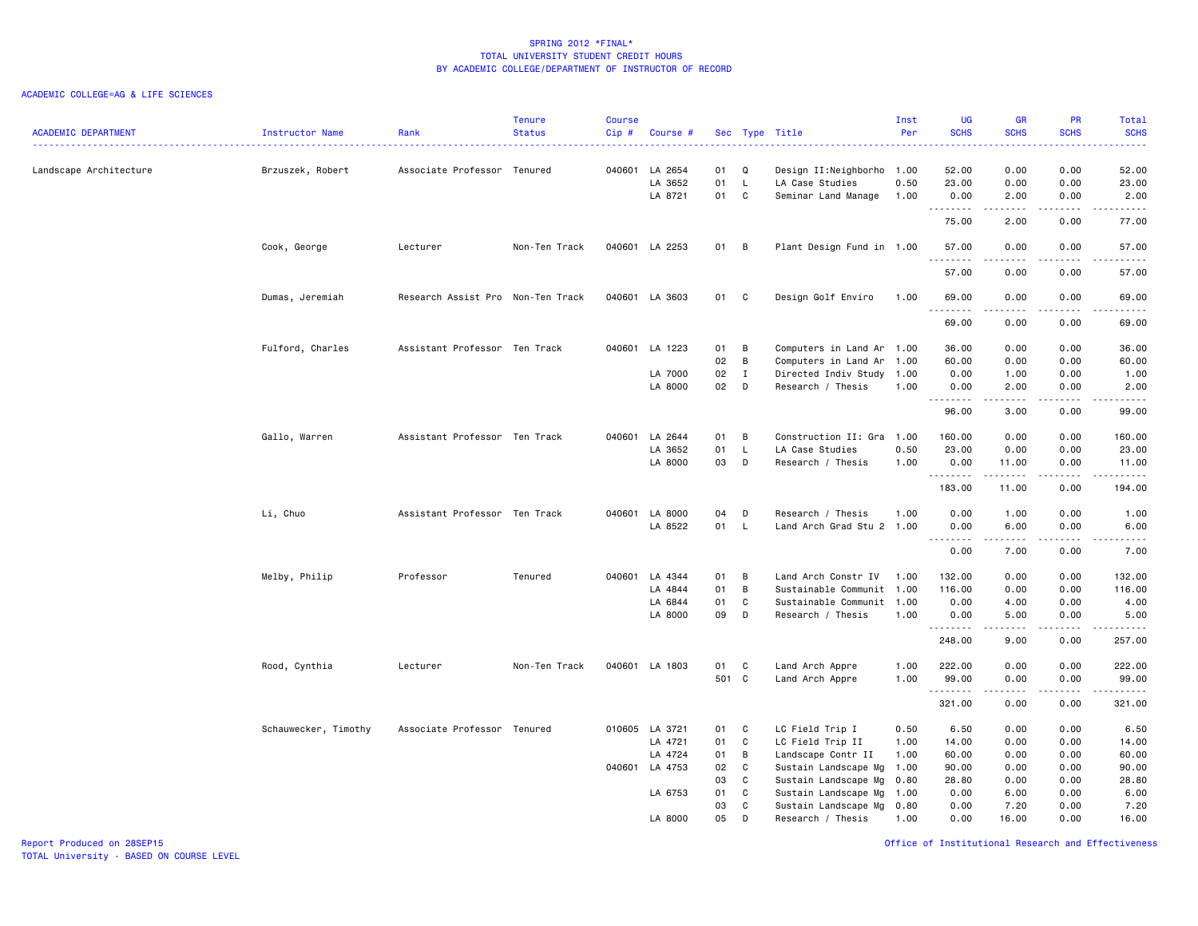SPRING 2012 *FINAL*
TOTAL UNIVERSITY STUDENT CREDIT HOURS
BY ACADEMIC COLLEGE/DEPARTMENT OF INSTRUCTOR OF RECORD

ACADEMIC COLLEGE=AG & LIFE SCIENCES

| ACADEMIC DEPARTMENT | Instructor Name | Rank | Tenure Status | Course Cip # | Course # | Sec | Type | Title | Inst Per | UG SCHS | GR SCHS | PR SCHS | Total SCHS |
|---|---|---|---|---|---|---|---|---|---|---|---|---|---|
| Landscape Architecture | Brzuszek, Robert | Associate Professor | Tenured | 040601 | LA 2654 | 01 | Q | Design II:Neighborho | 1.00 | 52.00 | 0.00 | 0.00 | 52.00 |
| | | | | | LA 3652 | 01 | L | LA Case Studies | 0.50 | 23.00 | 0.00 | 0.00 | 23.00 |
| | | | | | LA 8721 | 01 | C | Seminar Land Manage | 1.00 | 0.00 | 2.00 | 0.00 | 2.00 |
| | | | | | | | | | | 75.00 | 2.00 | 0.00 | 77.00 |
| | Cook, George | Lecturer | Non-Ten Track | 040601 | LA 2253 | 01 | B | Plant Design Fund in | 1.00 | 57.00 | 0.00 | 0.00 | 57.00 |
| | | | | | | | | | | 57.00 | 0.00 | 0.00 | 57.00 |
| | Dumas, Jeremiah | Research Assist Pro | Non-Ten Track | 040601 | LA 3603 | 01 | C | Design Golf Enviro | 1.00 | 69.00 | 0.00 | 0.00 | 69.00 |
| | | | | | | | | | | 69.00 | 0.00 | 0.00 | 69.00 |
| | Fulford, Charles | Assistant Professor | Ten Track | 040601 | LA 1223 | 01 | B | Computers in Land Ar | 1.00 | 36.00 | 0.00 | 0.00 | 36.00 |
| | | | | | | 02 | B | Computers in Land Ar | 1.00 | 60.00 | 0.00 | 0.00 | 60.00 |
| | | | | | LA 7000 | 02 | I | Directed Indiv Study | 1.00 | 0.00 | 1.00 | 0.00 | 1.00 |
| | | | | | LA 8000 | 02 | D | Research / Thesis | 1.00 | 0.00 | 2.00 | 0.00 | 2.00 |
| | | | | | | | | | | 96.00 | 3.00 | 0.00 | 99.00 |
| | Gallo, Warren | Assistant Professor | Ten Track | 040601 | LA 2644 | 01 | B | Construction II: Gra | 1.00 | 160.00 | 0.00 | 0.00 | 160.00 |
| | | | | | LA 3652 | 01 | L | LA Case Studies | 0.50 | 23.00 | 0.00 | 0.00 | 23.00 |
| | | | | | LA 8000 | 03 | D | Research / Thesis | 1.00 | 0.00 | 11.00 | 0.00 | 11.00 |
| | | | | | | | | | | 183.00 | 11.00 | 0.00 | 194.00 |
| | Li, Chuo | Assistant Professor | Ten Track | 040601 | LA 8000 | 04 | D | Research / Thesis | 1.00 | 0.00 | 1.00 | 0.00 | 1.00 |
| | | | | | LA 8522 | 01 | L | Land Arch Grad Stu 2 | 1.00 | 0.00 | 6.00 | 0.00 | 6.00 |
| | | | | | | | | | | 0.00 | 7.00 | 0.00 | 7.00 |
| | Melby, Philip | Professor | Tenured | 040601 | LA 4344 | 01 | B | Land Arch Constr IV | 1.00 | 132.00 | 0.00 | 0.00 | 132.00 |
| | | | | | LA 4844 | 01 | B | Sustainable Communit | 1.00 | 116.00 | 0.00 | 0.00 | 116.00 |
| | | | | | LA 6844 | 01 | C | Sustainable Communit | 1.00 | 0.00 | 4.00 | 0.00 | 4.00 |
| | | | | | LA 8000 | 09 | D | Research / Thesis | 1.00 | 0.00 | 5.00 | 0.00 | 5.00 |
| | | | | | | | | | | 248.00 | 9.00 | 0.00 | 257.00 |
| | Rood, Cynthia | Lecturer | Non-Ten Track | 040601 | LA 1803 | 01 | C | Land Arch Appre | 1.00 | 222.00 | 0.00 | 0.00 | 222.00 |
| | | | | | | 501 | C | Land Arch Appre | 1.00 | 99.00 | 0.00 | 0.00 | 99.00 |
| | | | | | | | | | | 321.00 | 0.00 | 0.00 | 321.00 |
| | Schauwecker, Timothy | Associate Professor | Tenured | 010605 | LA 3721 | 01 | C | LC Field Trip I | 0.50 | 6.50 | 0.00 | 0.00 | 6.50 |
| | | | | | LA 4721 | 01 | C | LC Field Trip II | 1.00 | 14.00 | 0.00 | 0.00 | 14.00 |
| | | | | | LA 4724 | 01 | B | Landscape Contr II | 1.00 | 60.00 | 0.00 | 0.00 | 60.00 |
| | | | | 040601 | LA 4753 | 02 | C | Sustain Landscape Mg | 1.00 | 90.00 | 0.00 | 0.00 | 90.00 |
| | | | | | | 03 | C | Sustain Landscape Mg | 0.80 | 28.80 | 0.00 | 0.00 | 28.80 |
| | | | | | LA 6753 | 01 | C | Sustain Landscape Mg | 1.00 | 0.00 | 6.00 | 0.00 | 6.00 |
| | | | | | | 03 | C | Sustain Landscape Mg | 0.80 | 0.00 | 7.20 | 0.00 | 7.20 |
| | | | | | LA 8000 | 05 | D | Research / Thesis | 1.00 | 0.00 | 16.00 | 0.00 | 16.00 |

Report Produced on 28SEP15
TOTAL University - BASED ON COURSE LEVEL

Office of Institutional Research and Effectiveness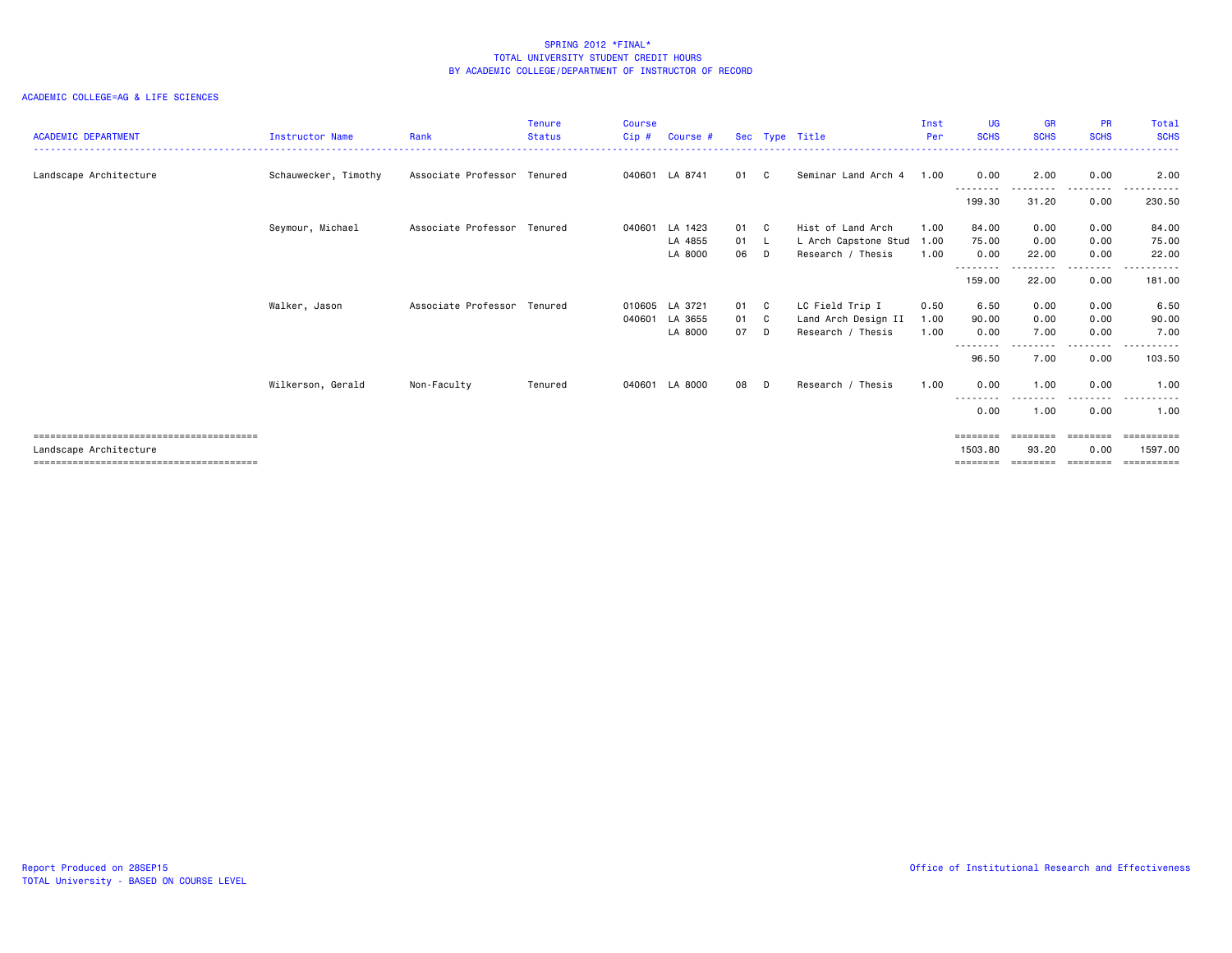SPRING 2012 *FINAL*
TOTAL UNIVERSITY STUDENT CREDIT HOURS
BY ACADEMIC COLLEGE/DEPARTMENT OF INSTRUCTOR OF RECORD

ACADEMIC COLLEGE=AG & LIFE SCIENCES

| ACADEMIC DEPARTMENT | Instructor Name | Rank | Tenure Status | Course Cip # | Course # | Sec | Type | Title | Inst Per | UG SCHS | GR SCHS | PR SCHS | Total SCHS |
|---|---|---|---|---|---|---|---|---|---|---|---|---|---|
| Landscape Architecture | Schauwecker, Timothy | Associate Professor | Tenured | 040601 | LA 8741 | 01 | C | Seminar Land Arch 4 | 1.00 | 0.00 | 2.00 | 0.00 | 2.00 |
| | | | | | | | | | | 199.30 | 31.20 | 0.00 | 230.50 |
| | Seymour, Michael | Associate Professor | Tenured | 040601 | LA 1423 | 01 | C | Hist of Land Arch | 1.00 | 84.00 | 0.00 | 0.00 | 84.00 |
| | | | | | LA 4855 | 01 | L | L Arch Capstone Stud | 1.00 | 75.00 | 0.00 | 0.00 | 75.00 |
| | | | | | LA 8000 | 06 | D | Research / Thesis | 1.00 | 0.00 | 22.00 | 0.00 | 22.00 |
| | | | | | | | | | | 159.00 | 22.00 | 0.00 | 181.00 |
| | Walker, Jason | Associate Professor | Tenured | 010605 | LA 3721 | 01 | C | LC Field Trip I | 0.50 | 6.50 | 0.00 | 0.00 | 6.50 |
| | | | | 040601 | LA 3655 | 01 | C | Land Arch Design II | 1.00 | 90.00 | 0.00 | 0.00 | 90.00 |
| | | | | | LA 8000 | 07 | D | Research / Thesis | 1.00 | 0.00 | 7.00 | 0.00 | 7.00 |
| | | | | | | | | | | 96.50 | 7.00 | 0.00 | 103.50 |
| | Wilkerson, Gerald | Non-Faculty | Tenured | 040601 | LA 8000 | 08 | D | Research / Thesis | 1.00 | 0.00 | 1.00 | 0.00 | 1.00 |
| | | | | | | | | | | 0.00 | 1.00 | 0.00 | 1.00 |
| Landscape Architecture | | | | | | | | | | 1503.80 | 93.20 | 0.00 | 1597.00 |

Report Produced on 28SEP15
TOTAL University - BASED ON COURSE LEVEL

Office of Institutional Research and Effectiveness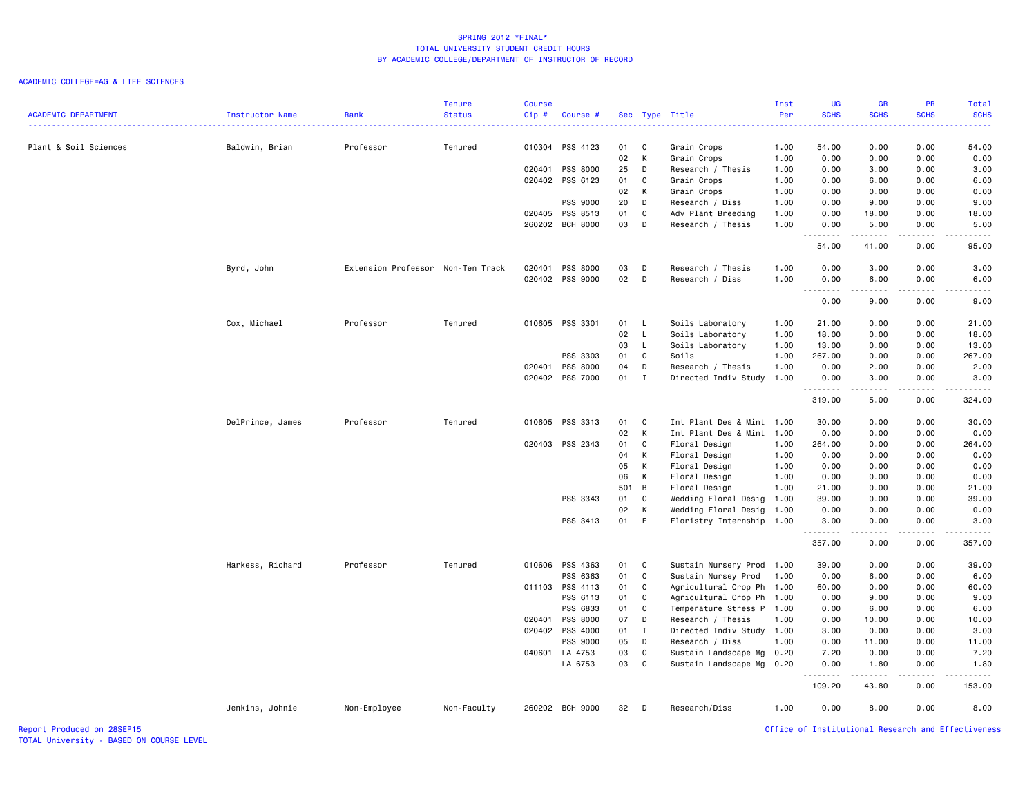SPRING 2012 *FINAL*
TOTAL UNIVERSITY STUDENT CREDIT HOURS
BY ACADEMIC COLLEGE/DEPARTMENT OF INSTRUCTOR OF RECORD

ACADEMIC COLLEGE=AG & LIFE SCIENCES

| ACADEMIC DEPARTMENT | Instructor Name | Rank | Tenure Status | Course Cip # | Course # | Sec | Type | Title | Inst Per | UG SCHS | GR SCHS | PR SCHS | Total SCHS |
|---|---|---|---|---|---|---|---|---|---|---|---|---|---|
| Plant & Soil Sciences | Baldwin, Brian | Professor | Tenured | 010304 | PSS 4123 | 01 | C | Grain Crops | 1.00 | 54.00 | 0.00 | 0.00 | 54.00 |
| | | | | | | 02 | K | Grain Crops | 1.00 | 0.00 | 0.00 | 0.00 | 0.00 |
| | | | | 020401 | PSS 8000 | 25 | D | Research / Thesis | 1.00 | 0.00 | 3.00 | 0.00 | 3.00 |
| | | | | 020402 | PSS 6123 | 01 | C | Grain Crops | 1.00 | 0.00 | 6.00 | 0.00 | 6.00 |
| | | | | | | 02 | K | Grain Crops | 1.00 | 0.00 | 0.00 | 0.00 | 0.00 |
| | | | | | PSS 9000 | 20 | D | Research / Diss | 1.00 | 0.00 | 9.00 | 0.00 | 9.00 |
| | | | | 020405 | PSS 8513 | 01 | C | Adv Plant Breeding | 1.00 | 0.00 | 18.00 | 0.00 | 18.00 |
| | | | | 260202 | BCH 8000 | 03 | D | Research / Thesis | 1.00 | 0.00 | 5.00 | 0.00 | 5.00 |
| | | | | | | | | | | 54.00 | 41.00 | 0.00 | 95.00 |
| | Byrd, John | Extension Professor | Non-Ten Track | 020401 | PSS 8000 | 03 | D | Research / Thesis | 1.00 | 0.00 | 3.00 | 0.00 | 3.00 |
| | | | | 020402 | PSS 9000 | 02 | D | Research / Diss | 1.00 | 0.00 | 6.00 | 0.00 | 6.00 |
| | | | | | | | | | | 0.00 | 9.00 | 0.00 | 9.00 |
| | Cox, Michael | Professor | Tenured | 010605 | PSS 3301 | 01 | L | Soils Laboratory | 1.00 | 21.00 | 0.00 | 0.00 | 21.00 |
| | | | | | | 02 | L | Soils Laboratory | 1.00 | 18.00 | 0.00 | 0.00 | 18.00 |
| | | | | | | 03 | L | Soils Laboratory | 1.00 | 13.00 | 0.00 | 0.00 | 13.00 |
| | | | | | PSS 3303 | 01 | C | Soils | 1.00 | 267.00 | 0.00 | 0.00 | 267.00 |
| | | | | 020401 | PSS 8000 | 04 | D | Research / Thesis | 1.00 | 0.00 | 2.00 | 0.00 | 2.00 |
| | | | | 020402 | PSS 7000 | 01 | I | Directed Indiv Study | 1.00 | 0.00 | 3.00 | 0.00 | 3.00 |
| | | | | | | | | | | 319.00 | 5.00 | 0.00 | 324.00 |
| | DelPrince, James | Professor | Tenured | 010605 | PSS 3313 | 01 | C | Int Plant Des & Mint | 1.00 | 30.00 | 0.00 | 0.00 | 30.00 |
| | | | | | | 02 | K | Int Plant Des & Mint | 1.00 | 0.00 | 0.00 | 0.00 | 0.00 |
| | | | | 020403 | PSS 2343 | 01 | C | Floral Design | 1.00 | 264.00 | 0.00 | 0.00 | 264.00 |
| | | | | | | 04 | K | Floral Design | 1.00 | 0.00 | 0.00 | 0.00 | 0.00 |
| | | | | | | 05 | K | Floral Design | 1.00 | 0.00 | 0.00 | 0.00 | 0.00 |
| | | | | | | 06 | K | Floral Design | 1.00 | 0.00 | 0.00 | 0.00 | 0.00 |
| | | | | | | 501 | B | Floral Design | 1.00 | 21.00 | 0.00 | 0.00 | 21.00 |
| | | | | | PSS 3343 | 01 | C | Wedding Floral Desig | 1.00 | 39.00 | 0.00 | 0.00 | 39.00 |
| | | | | | | 02 | K | Wedding Floral Desig | 1.00 | 0.00 | 0.00 | 0.00 | 0.00 |
| | | | | | PSS 3413 | 01 | E | Floristry Internship | 1.00 | 3.00 | 0.00 | 0.00 | 3.00 |
| | | | | | | | | | | 357.00 | 0.00 | 0.00 | 357.00 |
| | Harkess, Richard | Professor | Tenured | 010606 | PSS 4363 | 01 | C | Sustain Nursery Prod | 1.00 | 39.00 | 0.00 | 0.00 | 39.00 |
| | | | | | PSS 6363 | 01 | C | Sustain Nursey Prod | 1.00 | 0.00 | 6.00 | 0.00 | 6.00 |
| | | | | 011103 | PSS 4113 | 01 | C | Agricultural Crop Ph | 1.00 | 60.00 | 0.00 | 0.00 | 60.00 |
| | | | | | PSS 6113 | 01 | C | Agricultural Crop Ph | 1.00 | 0.00 | 9.00 | 0.00 | 9.00 |
| | | | | | PSS 6833 | 01 | C | Temperature Stress P | 1.00 | 0.00 | 6.00 | 0.00 | 6.00 |
| | | | | 020401 | PSS 8000 | 07 | D | Research / Thesis | 1.00 | 0.00 | 10.00 | 0.00 | 10.00 |
| | | | | 020402 | PSS 4000 | 01 | I | Directed Indiv Study | 1.00 | 3.00 | 0.00 | 0.00 | 3.00 |
| | | | | | PSS 9000 | 05 | D | Research / Diss | 1.00 | 0.00 | 11.00 | 0.00 | 11.00 |
| | | | | 040601 | LA 4753 | 03 | C | Sustain Landscape Mg | 0.20 | 7.20 | 0.00 | 0.00 | 7.20 |
| | | | | | LA 6753 | 03 | C | Sustain Landscape Mg | 0.20 | 0.00 | 1.80 | 0.00 | 1.80 |
| | | | | | | | | | | 109.20 | 43.80 | 0.00 | 153.00 |
| | Jenkins, Johnie | Non-Employee | Non-Faculty | 260202 | BCH 9000 | 32 | D | Research/Diss | 1.00 | 0.00 | 8.00 | 0.00 | 8.00 |

Report Produced on 28SEP15
TOTAL University - BASED ON COURSE LEVEL

Office of Institutional Research and Effectiveness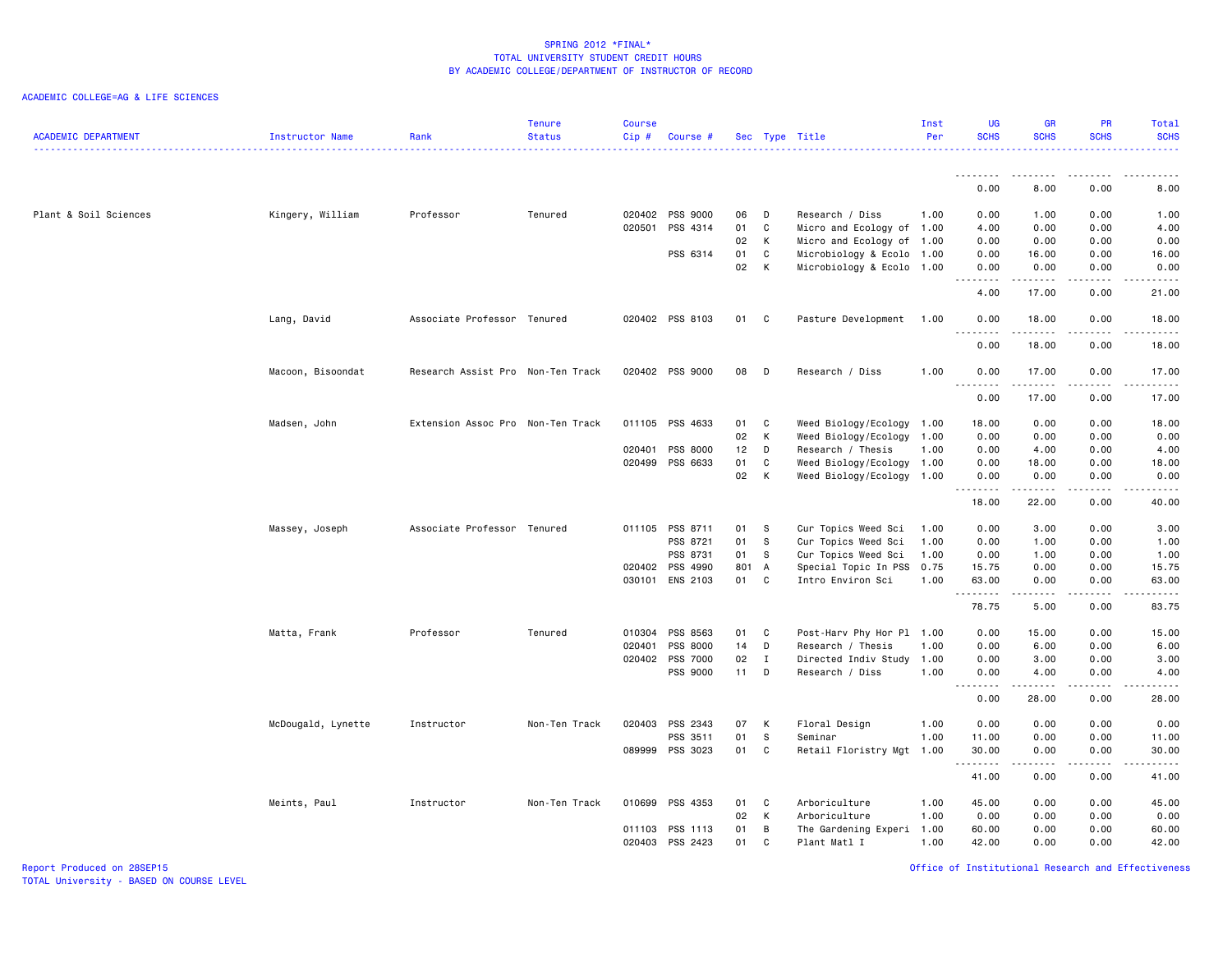SPRING 2012 *FINAL*
TOTAL UNIVERSITY STUDENT CREDIT HOURS
BY ACADEMIC COLLEGE/DEPARTMENT OF INSTRUCTOR OF RECORD

ACADEMIC COLLEGE=AG & LIFE SCIENCES

| ACADEMIC DEPARTMENT | Instructor Name | Rank | Tenure Status | Course Cip # | Course # | Sec | Type | Title | Inst Per | UG SCHS | GR SCHS | PR SCHS | Total SCHS |
|---|---|---|---|---|---|---|---|---|---|---|---|---|---|
| | | | | | | | | | | 0.00 | 8.00 | 0.00 | 8.00 |
| Plant & Soil Sciences | Kingery, William | Professor | Tenured | 020402 | PSS 9000 | 06 | D | Research / Diss | 1.00 | 0.00 | 1.00 | 0.00 | 1.00 |
| | | | | 020501 | PSS 4314 | 01 | C | Micro and Ecology of | 1.00 | 4.00 | 0.00 | 0.00 | 4.00 |
| | | | | | | 02 | K | Micro and Ecology of | 1.00 | 0.00 | 0.00 | 0.00 | 0.00 |
| | | | | | PSS 6314 | 01 | C | Microbiology & Ecolo | 1.00 | 0.00 | 16.00 | 0.00 | 16.00 |
| | | | | | | 02 | K | Microbiology & Ecolo | 1.00 | 0.00 | 0.00 | 0.00 | 0.00 |
| | | | | | | | | | | 4.00 | 17.00 | 0.00 | 21.00 |
| | Lang, David | Associate Professor | Tenured | 020402 | PSS 8103 | 01 | C | Pasture Development | 1.00 | 0.00 | 18.00 | 0.00 | 18.00 |
| | | | | | | | | | | 0.00 | 18.00 | 0.00 | 18.00 |
| | Macoon, Bisoondat | Research Assist Pro | Non-Ten Track | 020402 | PSS 9000 | 08 | D | Research / Diss | 1.00 | 0.00 | 17.00 | 0.00 | 17.00 |
| | | | | | | | | | | 0.00 | 17.00 | 0.00 | 17.00 |
| | Madsen, John | Extension Assoc Pro | Non-Ten Track | 011105 | PSS 4633 | 01 | C | Weed Biology/Ecology | 1.00 | 18.00 | 0.00 | 0.00 | 18.00 |
| | | | | | | 02 | K | Weed Biology/Ecology | 1.00 | 0.00 | 0.00 | 0.00 | 0.00 |
| | | | | 020401 | PSS 8000 | 12 | D | Research / Thesis | 1.00 | 0.00 | 4.00 | 0.00 | 4.00 |
| | | | | 020499 | PSS 6633 | 01 | C | Weed Biology/Ecology | 1.00 | 0.00 | 18.00 | 0.00 | 18.00 |
| | | | | | | 02 | K | Weed Biology/Ecology | 1.00 | 0.00 | 0.00 | 0.00 | 0.00 |
| | | | | | | | | | | 18.00 | 22.00 | 0.00 | 40.00 |
| | Massey, Joseph | Associate Professor | Tenured | 011105 | PSS 8711 | 01 | S | Cur Topics Weed Sci | 1.00 | 0.00 | 3.00 | 0.00 | 3.00 |
| | | | | | PSS 8721 | 01 | S | Cur Topics Weed Sci | 1.00 | 0.00 | 1.00 | 0.00 | 1.00 |
| | | | | | PSS 8731 | 01 | S | Cur Topics Weed Sci | 1.00 | 0.00 | 1.00 | 0.00 | 1.00 |
| | | | | 020402 | PSS 4990 | 801 | A | Special Topic In PSS | 0.75 | 15.75 | 0.00 | 0.00 | 15.75 |
| | | | | 030101 | ENS 2103 | 01 | C | Intro Environ Sci | 1.00 | 63.00 | 0.00 | 0.00 | 63.00 |
| | | | | | | | | | | 78.75 | 5.00 | 0.00 | 83.75 |
| | Matta, Frank | Professor | Tenured | 010304 | PSS 8563 | 01 | C | Post-Harv Phy Hor Pl | 1.00 | 0.00 | 15.00 | 0.00 | 15.00 |
| | | | | 020401 | PSS 8000 | 14 | D | Research / Thesis | 1.00 | 0.00 | 6.00 | 0.00 | 6.00 |
| | | | | 020402 | PSS 7000 | 02 | I | Directed Indiv Study | 1.00 | 0.00 | 3.00 | 0.00 | 3.00 |
| | | | | | PSS 9000 | 11 | D | Research / Diss | 1.00 | 0.00 | 4.00 | 0.00 | 4.00 |
| | | | | | | | | | | 0.00 | 28.00 | 0.00 | 28.00 |
| | McDougald, Lynette | Instructor | Non-Ten Track | 020403 | PSS 2343 | 07 | K | Floral Design | 1.00 | 0.00 | 0.00 | 0.00 | 0.00 |
| | | | | | PSS 3511 | 01 | S | Seminar | 1.00 | 11.00 | 0.00 | 0.00 | 11.00 |
| | | | | 089999 | PSS 3023 | 01 | C | Retail Floristry Mgt | 1.00 | 30.00 | 0.00 | 0.00 | 30.00 |
| | | | | | | | | | | 41.00 | 0.00 | 0.00 | 41.00 |
| | Meints, Paul | Instructor | Non-Ten Track | 010699 | PSS 4353 | 01 | C | Arboriculture | 1.00 | 45.00 | 0.00 | 0.00 | 45.00 |
| | | | | | | 02 | K | Arboriculture | 1.00 | 0.00 | 0.00 | 0.00 | 0.00 |
| | | | | 011103 | PSS 1113 | 01 | B | The Gardening Experi | 1.00 | 60.00 | 0.00 | 0.00 | 60.00 |
| | | | | 020403 | PSS 2423 | 01 | C | Plant Matl I | 1.00 | 42.00 | 0.00 | 0.00 | 42.00 |

Report Produced on 28SEP15
TOTAL University - BASED ON COURSE LEVEL

Office of Institutional Research and Effectiveness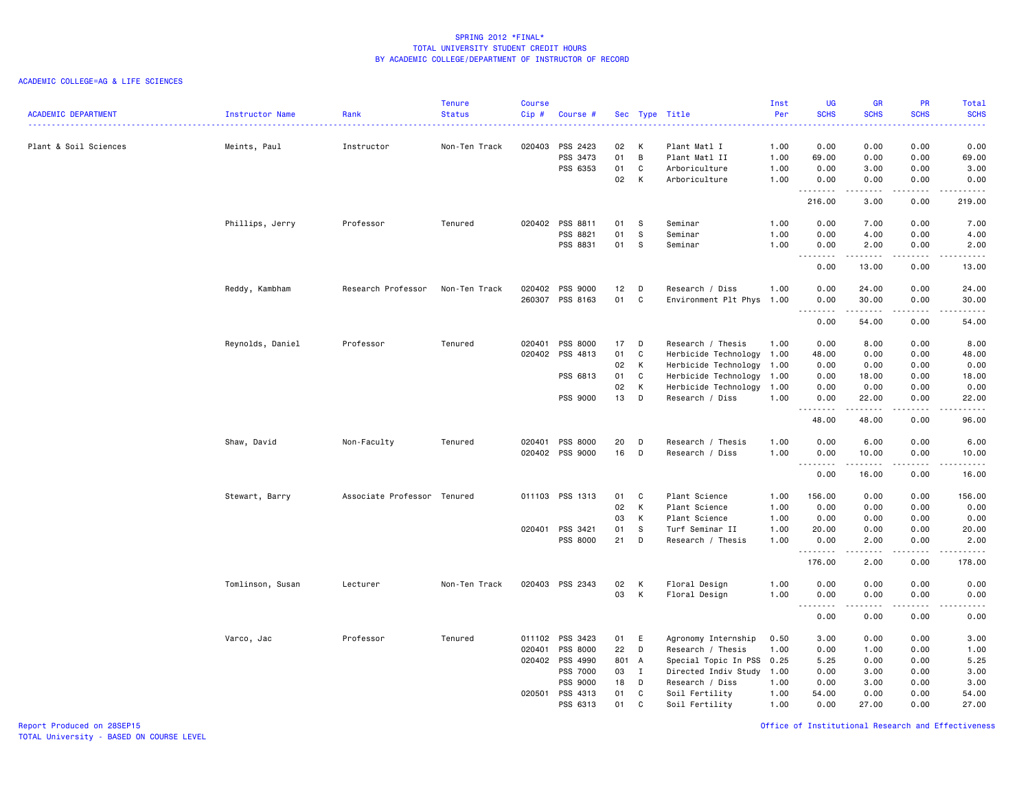# SPRING 2012 *FINAL*
## TOTAL UNIVERSITY STUDENT CREDIT HOURS
## BY ACADEMIC COLLEGE/DEPARTMENT OF INSTRUCTOR OF RECORD

ACADEMIC COLLEGE=AG & LIFE SCIENCES

| ACADEMIC DEPARTMENT | Instructor Name | Rank | Tenure Status | Course Cip # | Course # | Sec | Type | Title | Inst Per | UG SCHS | GR SCHS | PR SCHS | Total SCHS |
|---|---|---|---|---|---|---|---|---|---|---|---|---|---|
| Plant & Soil Sciences | Meints, Paul | Instructor | Non-Ten Track | 020403 | PSS 2423 | 02 | K | Plant Matl I | 1.00 | 0.00 | 0.00 | 0.00 | 0.00 |
| | | | | | PSS 3473 | 01 | B | Plant Matl II | 1.00 | 69.00 | 0.00 | 0.00 | 69.00 |
| | | | | | PSS 6353 | 01 | C | Arboriculture | 1.00 | 0.00 | 3.00 | 0.00 | 3.00 |
| | | | | | | 02 | K | Arboriculture | 1.00 | 0.00 | 0.00 | 0.00 | 0.00 |
| | | | | | | | | | | 216.00 | 3.00 | 0.00 | 219.00 |
| | Phillips, Jerry | Professor | Tenured | 020402 | PSS 8811 | 01 | S | Seminar | 1.00 | 0.00 | 7.00 | 0.00 | 7.00 |
| | | | | | PSS 8821 | 01 | S | Seminar | 1.00 | 0.00 | 4.00 | 0.00 | 4.00 |
| | | | | | PSS 8831 | 01 | S | Seminar | 1.00 | 0.00 | 2.00 | 0.00 | 2.00 |
| | | | | | | | | | | 0.00 | 13.00 | 0.00 | 13.00 |
| | Reddy, Kambham | Research Professor | Non-Ten Track | 020402 | PSS 9000 | 12 | D | Research / Diss | 1.00 | 0.00 | 24.00 | 0.00 | 24.00 |
| | | | | 260307 | PSS 8163 | 01 | C | Environment Plt Phys | 1.00 | 0.00 | 30.00 | 0.00 | 30.00 |
| | | | | | | | | | | 0.00 | 54.00 | 0.00 | 54.00 |
| | Reynolds, Daniel | Professor | Tenured | 020401 | PSS 8000 | 17 | D | Research / Thesis | 1.00 | 0.00 | 8.00 | 0.00 | 8.00 |
| | | | | 020402 | PSS 4813 | 01 | C | Herbicide Technology | 1.00 | 48.00 | 0.00 | 0.00 | 48.00 |
| | | | | | | 02 | K | Herbicide Technology | 1.00 | 0.00 | 0.00 | 0.00 | 0.00 |
| | | | | | PSS 6813 | 01 | C | Herbicide Technology | 1.00 | 0.00 | 18.00 | 0.00 | 18.00 |
| | | | | | | 02 | K | Herbicide Technology | 1.00 | 0.00 | 0.00 | 0.00 | 0.00 |
| | | | | | PSS 9000 | 13 | D | Research / Diss | 1.00 | 0.00 | 22.00 | 0.00 | 22.00 |
| | | | | | | | | | | 48.00 | 48.00 | 0.00 | 96.00 |
| | Shaw, David | Non-Faculty | Tenured | 020401 | PSS 8000 | 20 | D | Research / Thesis | 1.00 | 0.00 | 6.00 | 0.00 | 6.00 |
| | | | | 020402 | PSS 9000 | 16 | D | Research / Diss | 1.00 | 0.00 | 10.00 | 0.00 | 10.00 |
| | | | | | | | | | | 0.00 | 16.00 | 0.00 | 16.00 |
| | Stewart, Barry | Associate Professor | Tenured | 011103 | PSS 1313 | 01 | C | Plant Science | 1.00 | 156.00 | 0.00 | 0.00 | 156.00 |
| | | | | | | 02 | K | Plant Science | 1.00 | 0.00 | 0.00 | 0.00 | 0.00 |
| | | | | | | 03 | K | Plant Science | 1.00 | 0.00 | 0.00 | 0.00 | 0.00 |
| | | | | 020401 | PSS 3421 | 01 | S | Turf Seminar II | 1.00 | 20.00 | 0.00 | 0.00 | 20.00 |
| | | | | | PSS 8000 | 21 | D | Research / Thesis | 1.00 | 0.00 | 2.00 | 0.00 | 2.00 |
| | | | | | | | | | | 176.00 | 2.00 | 0.00 | 178.00 |
| | Tomlinson, Susan | Lecturer | Non-Ten Track | 020403 | PSS 2343 | 02 | K | Floral Design | 1.00 | 0.00 | 0.00 | 0.00 | 0.00 |
| | | | | | | 03 | K | Floral Design | 1.00 | 0.00 | 0.00 | 0.00 | 0.00 |
| | | | | | | | | | | 0.00 | 0.00 | 0.00 | 0.00 |
| | Varco, Jac | Professor | Tenured | 011102 | PSS 3423 | 01 | E | Agronomy Internship | 0.50 | 3.00 | 0.00 | 0.00 | 3.00 |
| | | | | 020401 | PSS 8000 | 22 | D | Research / Thesis | 1.00 | 0.00 | 1.00 | 0.00 | 1.00 |
| | | | | 020402 | PSS 4990 | 801 | A | Special Topic In PSS | 0.25 | 5.25 | 0.00 | 0.00 | 5.25 |
| | | | | | PSS 7000 | 03 | I | Directed Indiv Study | 1.00 | 0.00 | 3.00 | 0.00 | 3.00 |
| | | | | | PSS 9000 | 18 | D | Research / Diss | 1.00 | 0.00 | 3.00 | 0.00 | 3.00 |
| | | | | 020501 | PSS 4313 | 01 | C | Soil Fertility | 1.00 | 54.00 | 0.00 | 0.00 | 54.00 |
| | | | | | PSS 6313 | 01 | C | Soil Fertility | 1.00 | 0.00 | 27.00 | 0.00 | 27.00 |

Report Produced on 28SEP15
TOTAL University - BASED ON COURSE LEVEL

Office of Institutional Research and Effectiveness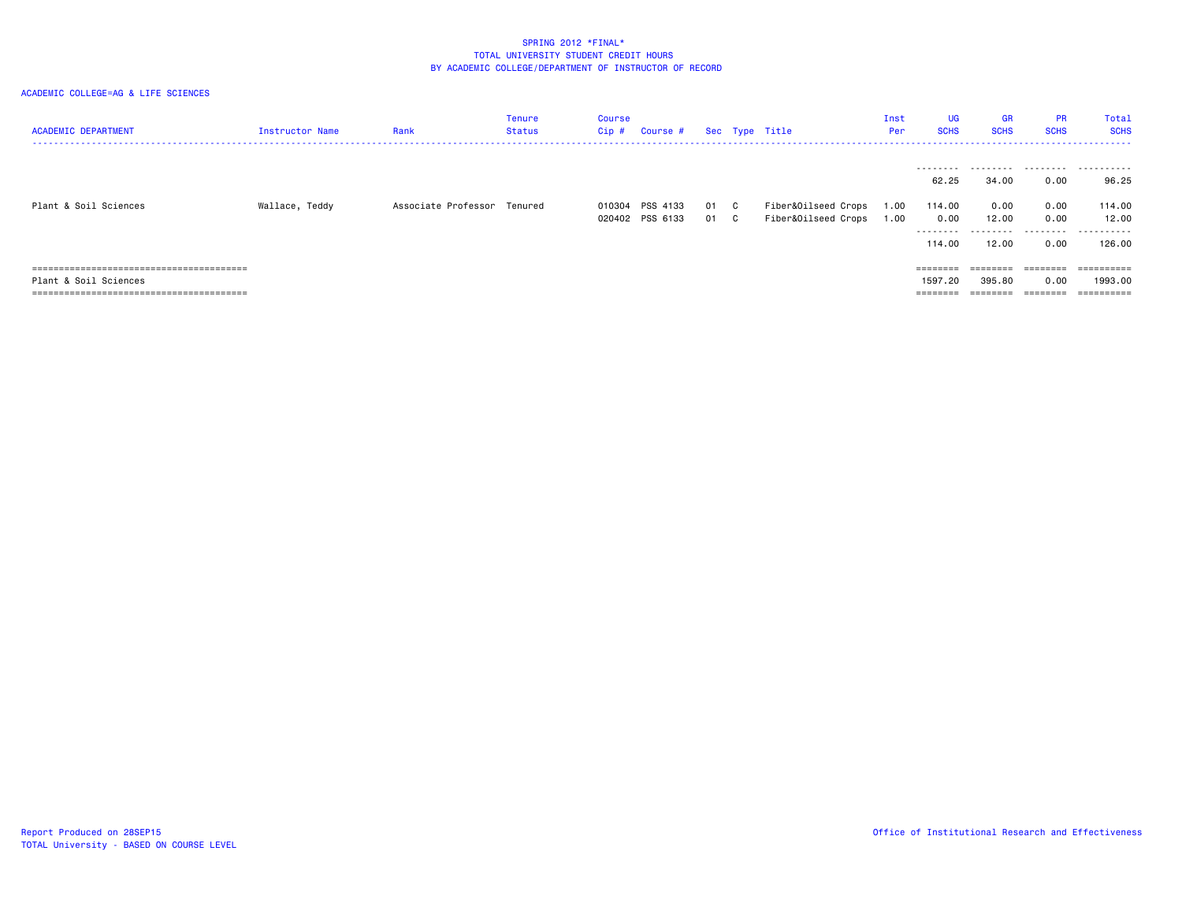SPRING 2012 *FINAL*
TOTAL UNIVERSITY STUDENT CREDIT HOURS
BY ACADEMIC COLLEGE/DEPARTMENT OF INSTRUCTOR OF RECORD

ACADEMIC COLLEGE=AG & LIFE SCIENCES

| ACADEMIC DEPARTMENT | Instructor Name | Rank | Tenure Status | Course Cip # | Course # | Sec | Type | Title | Inst Per | UG SCHS | GR SCHS | PR SCHS | Total SCHS |
|---|---|---|---|---|---|---|---|---|---|---|---|---|---|
| | | | | | | | | | | -------- | -------- | -------- | ---------- |
| | | | | | | | | | | 62.25 | 34.00 | 0.00 | 96.25 |
| Plant & Soil Sciences | Wallace, Teddy | Associate Professor | Tenured | 010304 | PSS 4133 | 01 | C | Fiber&Oilseed Crops | 1.00 | 114.00 | 0.00 | 0.00 | 114.00 |
| | | | | 020402 | PSS 6133 | 01 | C | Fiber&Oilseed Crops | 1.00 | 0.00 | 12.00 | 0.00 | 12.00 |
| | | | | | | | | | | -------- | -------- | -------- | ---------- |
| | | | | | | | | | | 114.00 | 12.00 | 0.00 | 126.00 |
| ======================================== | | | | | | | | | | ======== | ======== | ======== | ========== |
| Plant & Soil Sciences | | | | | | | | | | 1597.20 | 395.80 | 0.00 | 1993.00 |
| ======================================== | | | | | | | | | | ======== | ======== | ======== | ========== |

Report Produced on 28SEP15
TOTAL University - BASED ON COURSE LEVEL

Office of Institutional Research and Effectiveness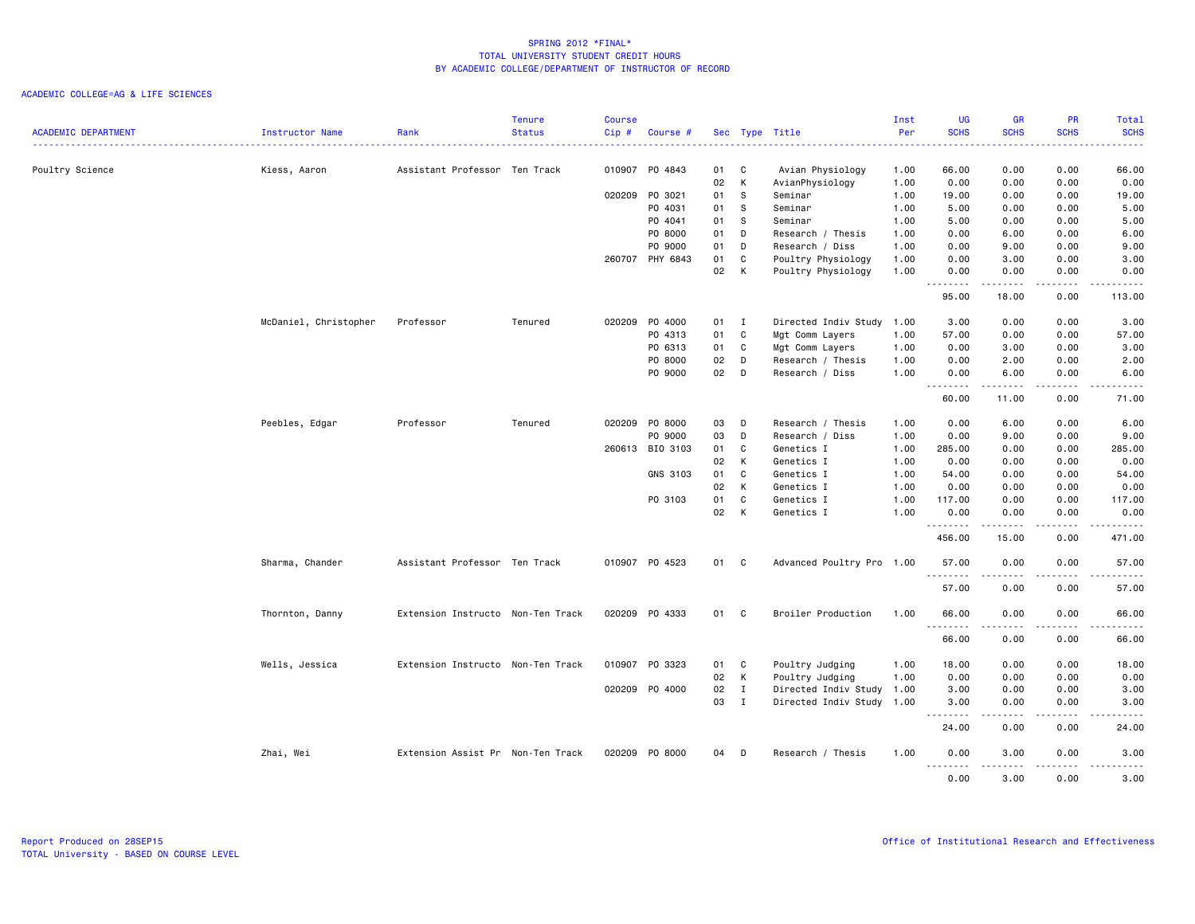# SPRING 2012 *FINAL*
## TOTAL UNIVERSITY STUDENT CREDIT HOURS
### BY ACADEMIC COLLEGE/DEPARTMENT OF INSTRUCTOR OF RECORD

ACADEMIC COLLEGE=AG & LIFE SCIENCES

| ACADEMIC DEPARTMENT | Instructor Name | Rank | Tenure Status | Course Cip # | Course # | Sec | Type | Title | Inst Per | UG SCHS | GR SCHS | PR SCHS | Total SCHS |
|---|---|---|---|---|---|---|---|---|---|---|---|---|---|
| Poultry Science | Kiess, Aaron | Assistant Professor | Ten Track | 010907 | PO 4843 | 01 | C | Avian Physiology | 1.00 | 66.00 | 0.00 | 0.00 | 66.00 |
| | | | | | | 02 | K | AvianPhysiology | 1.00 | 0.00 | 0.00 | 0.00 | 0.00 |
| | | | | 020209 | PO 3021 | 01 | S | Seminar | 1.00 | 19.00 | 0.00 | 0.00 | 19.00 |
| | | | | | PO 4031 | 01 | S | Seminar | 1.00 | 5.00 | 0.00 | 0.00 | 5.00 |
| | | | | | PO 4041 | 01 | S | Seminar | 1.00 | 5.00 | 0.00 | 0.00 | 5.00 |
| | | | | | PO 8000 | 01 | D | Research / Thesis | 1.00 | 0.00 | 6.00 | 0.00 | 6.00 |
| | | | | | PO 9000 | 01 | D | Research / Diss | 1.00 | 0.00 | 9.00 | 0.00 | 9.00 |
| | | | | 260707 | PHY 6843 | 01 | C | Poultry Physiology | 1.00 | 0.00 | 3.00 | 0.00 | 3.00 |
| | | | | | | 02 | K | Poultry Physiology | 1.00 | 0.00 | 0.00 | 0.00 | 0.00 |
| | | | | | | | | | | 95.00 | 18.00 | 0.00 | 113.00 |
| | McDaniel, Christopher | Professor | Tenured | 020209 | PO 4000 | 01 | I | Directed Indiv Study | 1.00 | 3.00 | 0.00 | 0.00 | 3.00 |
| | | | | | PO 4313 | 01 | C | Mgt Comm Layers | 1.00 | 57.00 | 0.00 | 0.00 | 57.00 |
| | | | | | PO 6313 | 01 | C | Mgt Comm Layers | 1.00 | 0.00 | 3.00 | 0.00 | 3.00 |
| | | | | | PO 8000 | 02 | D | Research / Thesis | 1.00 | 0.00 | 2.00 | 0.00 | 2.00 |
| | | | | | PO 9000 | 02 | D | Research / Diss | 1.00 | 0.00 | 6.00 | 0.00 | 6.00 |
| | | | | | | | | | | 60.00 | 11.00 | 0.00 | 71.00 |
| | Peebles, Edgar | Professor | Tenured | 020209 | PO 8000 | 03 | D | Research / Thesis | 1.00 | 0.00 | 6.00 | 0.00 | 6.00 |
| | | | | | PO 9000 | 03 | D | Research / Diss | 1.00 | 0.00 | 9.00 | 0.00 | 9.00 |
| | | | | 260613 | BIO 3103 | 01 | C | Genetics I | 1.00 | 285.00 | 0.00 | 0.00 | 285.00 |
| | | | | | | 02 | K | Genetics I | 1.00 | 0.00 | 0.00 | 0.00 | 0.00 |
| | | | | | GNS 3103 | 01 | C | Genetics I | 1.00 | 54.00 | 0.00 | 0.00 | 54.00 |
| | | | | | | 02 | K | Genetics I | 1.00 | 0.00 | 0.00 | 0.00 | 0.00 |
| | | | | | PO 3103 | 01 | C | Genetics I | 1.00 | 117.00 | 0.00 | 0.00 | 117.00 |
| | | | | | | 02 | K | Genetics I | 1.00 | 0.00 | 0.00 | 0.00 | 0.00 |
| | | | | | | | | | | 456.00 | 15.00 | 0.00 | 471.00 |
| | Sharma, Chander | Assistant Professor | Ten Track | 010907 | PO 4523 | 01 | C | Advanced Poultry Pro | 1.00 | 57.00 | 0.00 | 0.00 | 57.00 |
| | | | | | | | | | | 57.00 | 0.00 | 0.00 | 57.00 |
| | Thornton, Danny | Extension Instructo | Non-Ten Track | 020209 | PO 4333 | 01 | C | Broiler Production | 1.00 | 66.00 | 0.00 | 0.00 | 66.00 |
| | | | | | | | | | | 66.00 | 0.00 | 0.00 | 66.00 |
| | Wells, Jessica | Extension Instructo | Non-Ten Track | 010907 | PO 3323 | 01 | C | Poultry Judging | 1.00 | 18.00 | 0.00 | 0.00 | 18.00 |
| | | | | | | 02 | K | Poultry Judging | 1.00 | 0.00 | 0.00 | 0.00 | 0.00 |
| | | | | 020209 | PO 4000 | 02 | I | Directed Indiv Study | 1.00 | 3.00 | 0.00 | 0.00 | 3.00 |
| | | | | | | 03 | I | Directed Indiv Study | 1.00 | 3.00 | 0.00 | 0.00 | 3.00 |
| | | | | | | | | | | 24.00 | 0.00 | 0.00 | 24.00 |
| | Zhai, Wei | Extension Assist Pr | Non-Ten Track | 020209 | PO 8000 | 04 | D | Research / Thesis | 1.00 | 0.00 | 3.00 | 0.00 | 3.00 |
| | | | | | | | | | | 0.00 | 3.00 | 0.00 | 3.00 |

Report Produced on 28SEP15
TOTAL University - BASED ON COURSE LEVEL

Office of Institutional Research and Effectiveness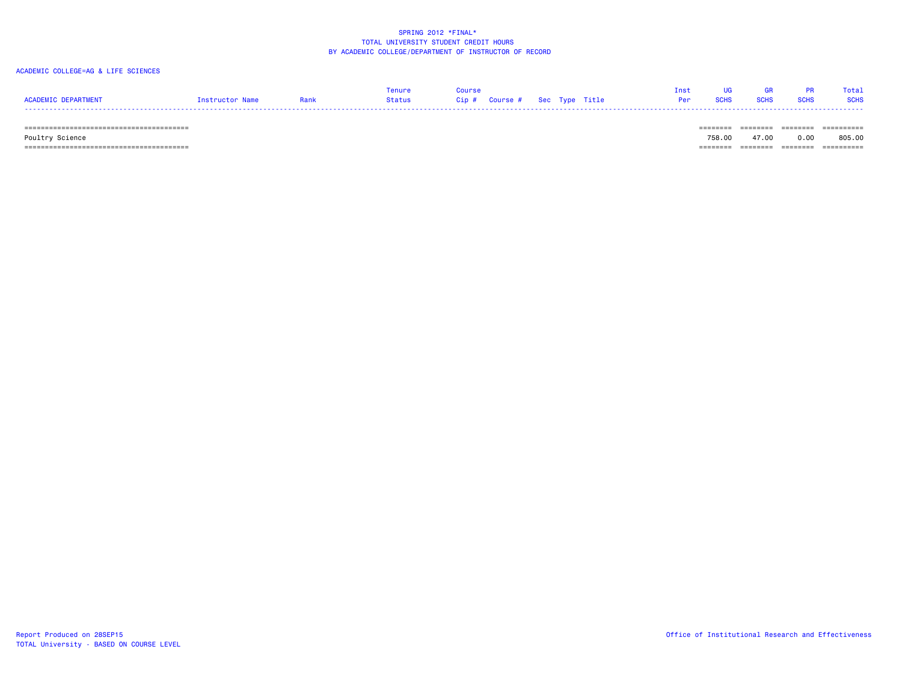SPRING 2012 *FINAL*
TOTAL UNIVERSITY STUDENT CREDIT HOURS
BY ACADEMIC COLLEGE/DEPARTMENT OF INSTRUCTOR OF RECORD

ACADEMIC COLLEGE=AG & LIFE SCIENCES

| ACADEMIC DEPARTMENT | Instructor Name | Rank | Tenure Status | Course Cip # | Course # | Sec | Type | Title | Inst Per | UG SCHS | GR SCHS | PR SCHS | Total SCHS |
|---|---|---|---|---|---|---|---|---|---|---|---|---|---|
| Poultry Science | | | | | | | | | | 758.00 | 47.00 | 0.00 | 805.00 |

Report Produced on 28SEP15
TOTAL University - BASED ON COURSE LEVEL

Office of Institutional Research and Effectiveness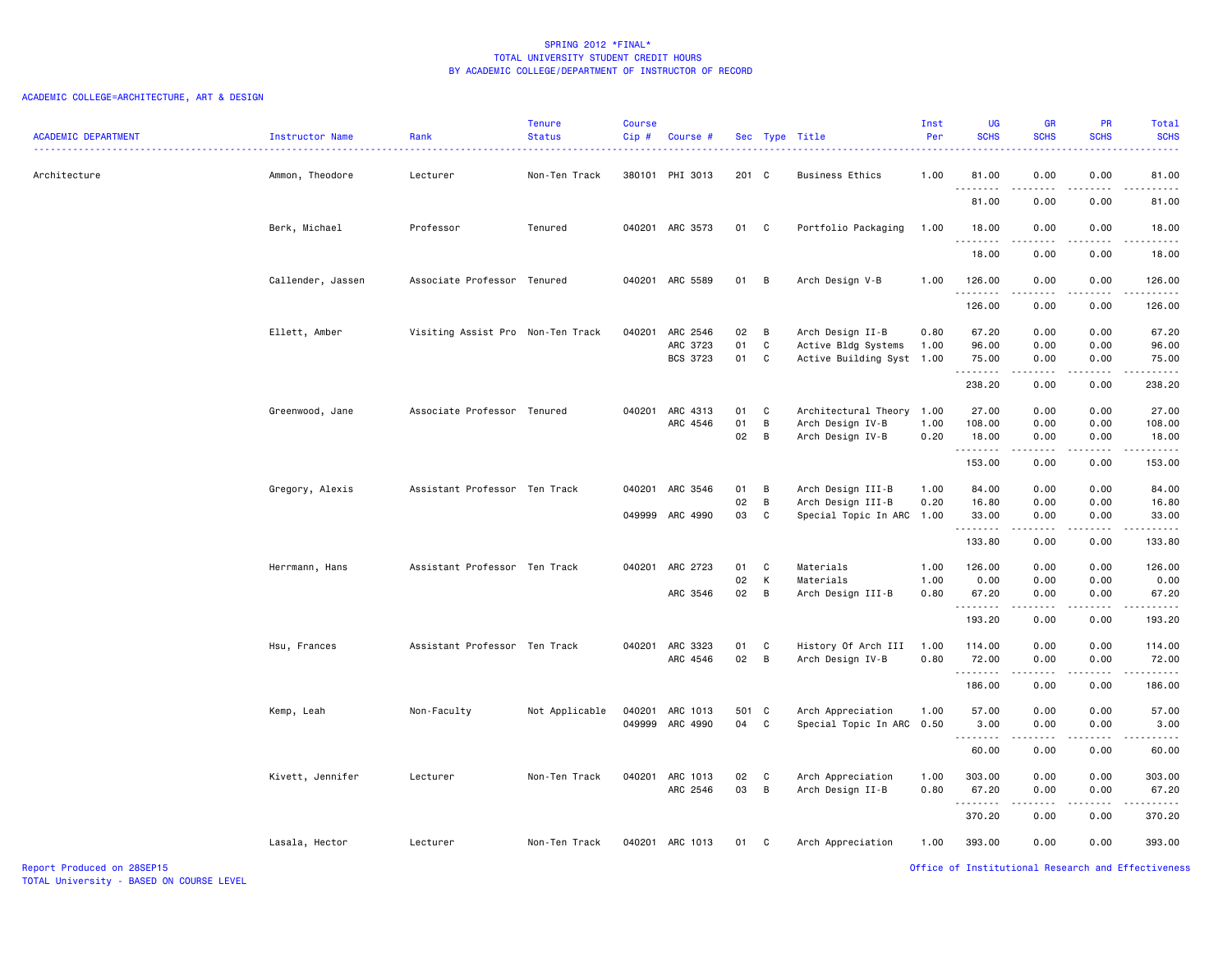SPRING 2012 *FINAL*
TOTAL UNIVERSITY STUDENT CREDIT HOURS
BY ACADEMIC COLLEGE/DEPARTMENT OF INSTRUCTOR OF RECORD

ACADEMIC COLLEGE=ARCHITECTURE, ART & DESIGN

| ACADEMIC DEPARTMENT | Instructor Name | Rank | Tenure Status | Course Cip # | Course # | Sec | Type | Title | Inst Per | UG SCHS | GR SCHS | PR SCHS | Total SCHS |
|---|---|---|---|---|---|---|---|---|---|---|---|---|---|
| Architecture | Ammon, Theodore | Lecturer | Non-Ten Track | 380101 | PHI 3013 | 201 | C | Business Ethics | 1.00 | 81.00 | 0.00 | 0.00 | 81.00 |
| | | | | | | | | | | 81.00 | 0.00 | 0.00 | 81.00 |
| | Berk, Michael | Professor | Tenured | 040201 | ARC 3573 | 01 | C | Portfolio Packaging | 1.00 | 18.00 | 0.00 | 0.00 | 18.00 |
| | | | | | | | | | | 18.00 | 0.00 | 0.00 | 18.00 |
| | Callender, Jassen | Associate Professor | Tenured | 040201 | ARC 5589 | 01 | B | Arch Design V-B | 1.00 | 126.00 | 0.00 | 0.00 | 126.00 |
| | | | | | | | | | | 126.00 | 0.00 | 0.00 | 126.00 |
| | Ellett, Amber | Visiting Assist Pro | Non-Ten Track | 040201 | ARC 2546 | 02 | B | Arch Design II-B | 0.80 | 67.20 | 0.00 | 0.00 | 67.20 |
| | | | | | ARC 3723 | 01 | C | Active Bldg Systems | 1.00 | 96.00 | 0.00 | 0.00 | 96.00 |
| | | | | | BCS 3723 | 01 | C | Active Building Syst | 1.00 | 75.00 | 0.00 | 0.00 | 75.00 |
| | | | | | | | | | | 238.20 | 0.00 | 0.00 | 238.20 |
| | Greenwood, Jane | Associate Professor | Tenured | 040201 | ARC 4313 | 01 | C | Architectural Theory | 1.00 | 27.00 | 0.00 | 0.00 | 27.00 |
| | | | | | ARC 4546 | 01 | B | Arch Design IV-B | 1.00 | 108.00 | 0.00 | 0.00 | 108.00 |
| | | | | | | 02 | B | Arch Design IV-B | 0.20 | 18.00 | 0.00 | 0.00 | 18.00 |
| | | | | | | | | | | 153.00 | 0.00 | 0.00 | 153.00 |
| | Gregory, Alexis | Assistant Professor | Ten Track | 040201 | ARC 3546 | 01 | B | Arch Design III-B | 1.00 | 84.00 | 0.00 | 0.00 | 84.00 |
| | | | | | | 02 | B | Arch Design III-B | 0.20 | 16.80 | 0.00 | 0.00 | 16.80 |
| | | | | 049999 | ARC 4990 | 03 | C | Special Topic In ARC | 1.00 | 33.00 | 0.00 | 0.00 | 33.00 |
| | | | | | | | | | | 133.80 | 0.00 | 0.00 | 133.80 |
| | Herrmann, Hans | Assistant Professor | Ten Track | 040201 | ARC 2723 | 01 | C | Materials | 1.00 | 126.00 | 0.00 | 0.00 | 126.00 |
| | | | | | | 02 | K | Materials | 1.00 | 0.00 | 0.00 | 0.00 | 0.00 |
| | | | | | ARC 3546 | 02 | B | Arch Design III-B | 0.80 | 67.20 | 0.00 | 0.00 | 67.20 |
| | | | | | | | | | | 193.20 | 0.00 | 0.00 | 193.20 |
| | Hsu, Frances | Assistant Professor | Ten Track | 040201 | ARC 3323 | 01 | C | History Of Arch III | 1.00 | 114.00 | 0.00 | 0.00 | 114.00 |
| | | | | | ARC 4546 | 02 | B | Arch Design IV-B | 0.80 | 72.00 | 0.00 | 0.00 | 72.00 |
| | | | | | | | | | | 186.00 | 0.00 | 0.00 | 186.00 |
| | Kemp, Leah | Non-Faculty | Not Applicable | 040201 | ARC 1013 | 501 | C | Arch Appreciation | 1.00 | 57.00 | 0.00 | 0.00 | 57.00 |
| | | | | 049999 | ARC 4990 | 04 | C | Special Topic In ARC | 0.50 | 3.00 | 0.00 | 0.00 | 3.00 |
| | | | | | | | | | | 60.00 | 0.00 | 0.00 | 60.00 |
| | Kivett, Jennifer | Lecturer | Non-Ten Track | 040201 | ARC 1013 | 02 | C | Arch Appreciation | 1.00 | 303.00 | 0.00 | 0.00 | 303.00 |
| | | | | | ARC 2546 | 03 | B | Arch Design II-B | 0.80 | 67.20 | 0.00 | 0.00 | 67.20 |
| | | | | | | | | | | 370.20 | 0.00 | 0.00 | 370.20 |
| | Lasala, Hector | Lecturer | Non-Ten Track | 040201 | ARC 1013 | 01 | C | Arch Appreciation | 1.00 | 393.00 | 0.00 | 0.00 | 393.00 |

Report Produced on 28SEP15
TOTAL University - BASED ON COURSE LEVEL
Office of Institutional Research and Effectiveness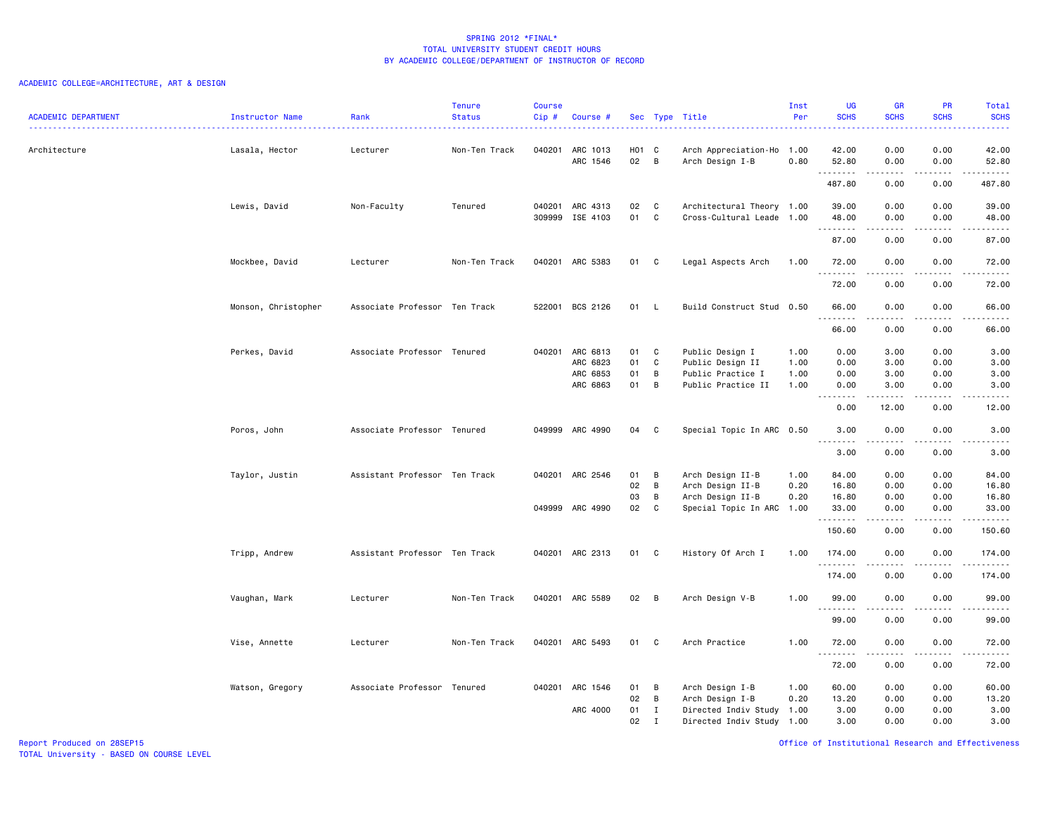SPRING 2012 *FINAL*
TOTAL UNIVERSITY STUDENT CREDIT HOURS
BY ACADEMIC COLLEGE/DEPARTMENT OF INSTRUCTOR OF RECORD

ACADEMIC COLLEGE=ARCHITECTURE, ART & DESIGN

| ACADEMIC DEPARTMENT | Instructor Name | Rank | Tenure Status | Course Cip # | Course # | Sec | Type | Title | Inst Per | UG SCHS | GR SCHS | PR SCHS | Total SCHS |
|---|---|---|---|---|---|---|---|---|---|---|---|---|---|
| Architecture | Lasala, Hector | Lecturer | Non-Ten Track | 040201 | ARC 1013 | H01 | C | Arch Appreciation-Ho | 1.00 | 42.00 | 0.00 | 0.00 | 42.00 |
| | | | | | ARC 1546 | 02 | B | Arch Design I-B | 0.80 | 52.80 | 0.00 | 0.00 | 52.80 |
| | | | | | | | | | | 487.80 | 0.00 | 0.00 | 487.80 |
| | Lewis, David | Non-Faculty | Tenured | 040201 | ARC 4313 | 02 | C | Architectural Theory | 1.00 | 39.00 | 0.00 | 0.00 | 39.00 |
| | | | | 309999 | ISE 4103 | 01 | C | Cross-Cultural Leade | 1.00 | 48.00 | 0.00 | 0.00 | 48.00 |
| | | | | | | | | | | 87.00 | 0.00 | 0.00 | 87.00 |
| | Mockbee, David | Lecturer | Non-Ten Track | 040201 | ARC 5383 | 01 | C | Legal Aspects Arch | 1.00 | 72.00 | 0.00 | 0.00 | 72.00 |
| | | | | | | | | | | 72.00 | 0.00 | 0.00 | 72.00 |
| | Monson, Christopher | Associate Professor | Ten Track | 522001 | BCS 2126 | 01 | L | Build Construct Stud | 0.50 | 66.00 | 0.00 | 0.00 | 66.00 |
| | | | | | | | | | | 66.00 | 0.00 | 0.00 | 66.00 |
| | Perkes, David | Associate Professor | Tenured | 040201 | ARC 6813 | 01 | C | Public Design I | 1.00 | 0.00 | 3.00 | 0.00 | 3.00 |
| | | | | | ARC 6823 | 01 | C | Public Design II | 1.00 | 0.00 | 3.00 | 0.00 | 3.00 |
| | | | | | ARC 6853 | 01 | B | Public Practice I | 1.00 | 0.00 | 3.00 | 0.00 | 3.00 |
| | | | | | ARC 6863 | 01 | B | Public Practice II | 1.00 | 0.00 | 3.00 | 0.00 | 3.00 |
| | | | | | | | | | | 0.00 | 12.00 | 0.00 | 12.00 |
| | Poros, John | Associate Professor | Tenured | 049999 | ARC 4990 | 04 | C | Special Topic In ARC | 0.50 | 3.00 | 0.00 | 0.00 | 3.00 |
| | | | | | | | | | | 3.00 | 0.00 | 0.00 | 3.00 |
| | Taylor, Justin | Assistant Professor | Ten Track | 040201 | ARC 2546 | 01 | B | Arch Design II-B | 1.00 | 84.00 | 0.00 | 0.00 | 84.00 |
| | | | | | | 02 | B | Arch Design II-B | 0.20 | 16.80 | 0.00 | 0.00 | 16.80 |
| | | | | | | 03 | B | Arch Design II-B | 0.20 | 16.80 | 0.00 | 0.00 | 16.80 |
| | | | | 049999 | ARC 4990 | 02 | C | Special Topic In ARC | 1.00 | 33.00 | 0.00 | 0.00 | 33.00 |
| | | | | | | | | | | 150.60 | 0.00 | 0.00 | 150.60 |
| | Tripp, Andrew | Assistant Professor | Ten Track | 040201 | ARC 2313 | 01 | C | History Of Arch I | 1.00 | 174.00 | 0.00 | 0.00 | 174.00 |
| | | | | | | | | | | 174.00 | 0.00 | 0.00 | 174.00 |
| | Vaughan, Mark | Lecturer | Non-Ten Track | 040201 | ARC 5589 | 02 | B | Arch Design V-B | 1.00 | 99.00 | 0.00 | 0.00 | 99.00 |
| | | | | | | | | | | 99.00 | 0.00 | 0.00 | 99.00 |
| | Vise, Annette | Lecturer | Non-Ten Track | 040201 | ARC 5493 | 01 | C | Arch Practice | 1.00 | 72.00 | 0.00 | 0.00 | 72.00 |
| | | | | | | | | | | 72.00 | 0.00 | 0.00 | 72.00 |
| | Watson, Gregory | Associate Professor | Tenured | 040201 | ARC 1546 | 01 | B | Arch Design I-B | 1.00 | 60.00 | 0.00 | 0.00 | 60.00 |
| | | | | | | 02 | B | Arch Design I-B | 0.20 | 13.20 | 0.00 | 0.00 | 13.20 |
| | | | | | ARC 4000 | 01 | I | Directed Indiv Study | 1.00 | 3.00 | 0.00 | 0.00 | 3.00 |
| | | | | | | 02 | I | Directed Indiv Study | 1.00 | 3.00 | 0.00 | 0.00 | 3.00 |

Report Produced on 28SEP15
TOTAL University - BASED ON COURSE LEVEL
Office of Institutional Research and Effectiveness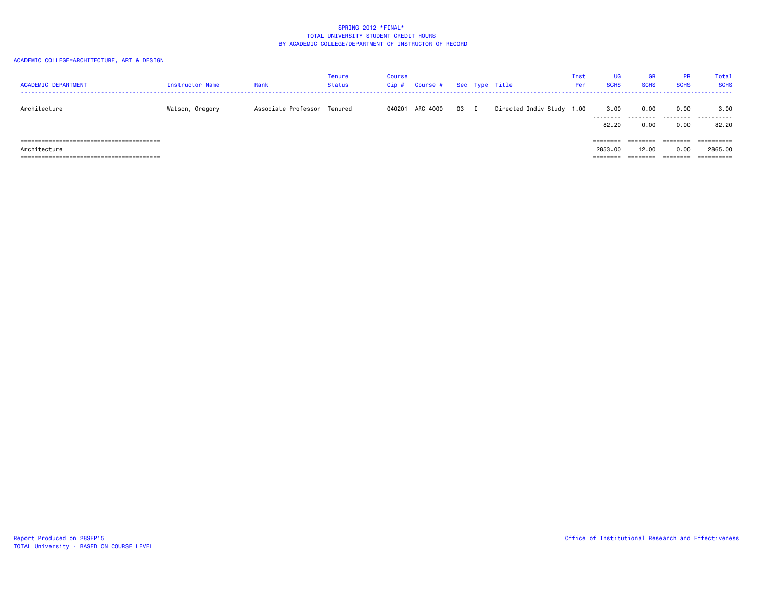SPRING 2012 *FINAL*
TOTAL UNIVERSITY STUDENT CREDIT HOURS
BY ACADEMIC COLLEGE/DEPARTMENT OF INSTRUCTOR OF RECORD

ACADEMIC COLLEGE=ARCHITECTURE, ART & DESIGN

| ACADEMIC DEPARTMENT | Instructor Name | Rank | Tenure Status | Course Cip # | Course # | Sec | Type | Title | Inst Per | UG SCHS | GR SCHS | PR SCHS | Total SCHS |
|---|---|---|---|---|---|---|---|---|---|---|---|---|---|
| Architecture | Watson, Gregory | Associate Professor | Tenured | 040201 | ARC 4000 | 03 | I | Directed Indiv Study | 1.00 | 3.00 | 0.00 | 0.00 | 3.00 |
| | | | | | | | | | | 82.20 | 0.00 | 0.00 | 82.20 |
| Architecture | | | | | | | | | | 2853.00 | 12.00 | 0.00 | 2865.00 |

Report Produced on 28SEP15
TOTAL University - BASED ON COURSE LEVEL

Office of Institutional Research and Effectiveness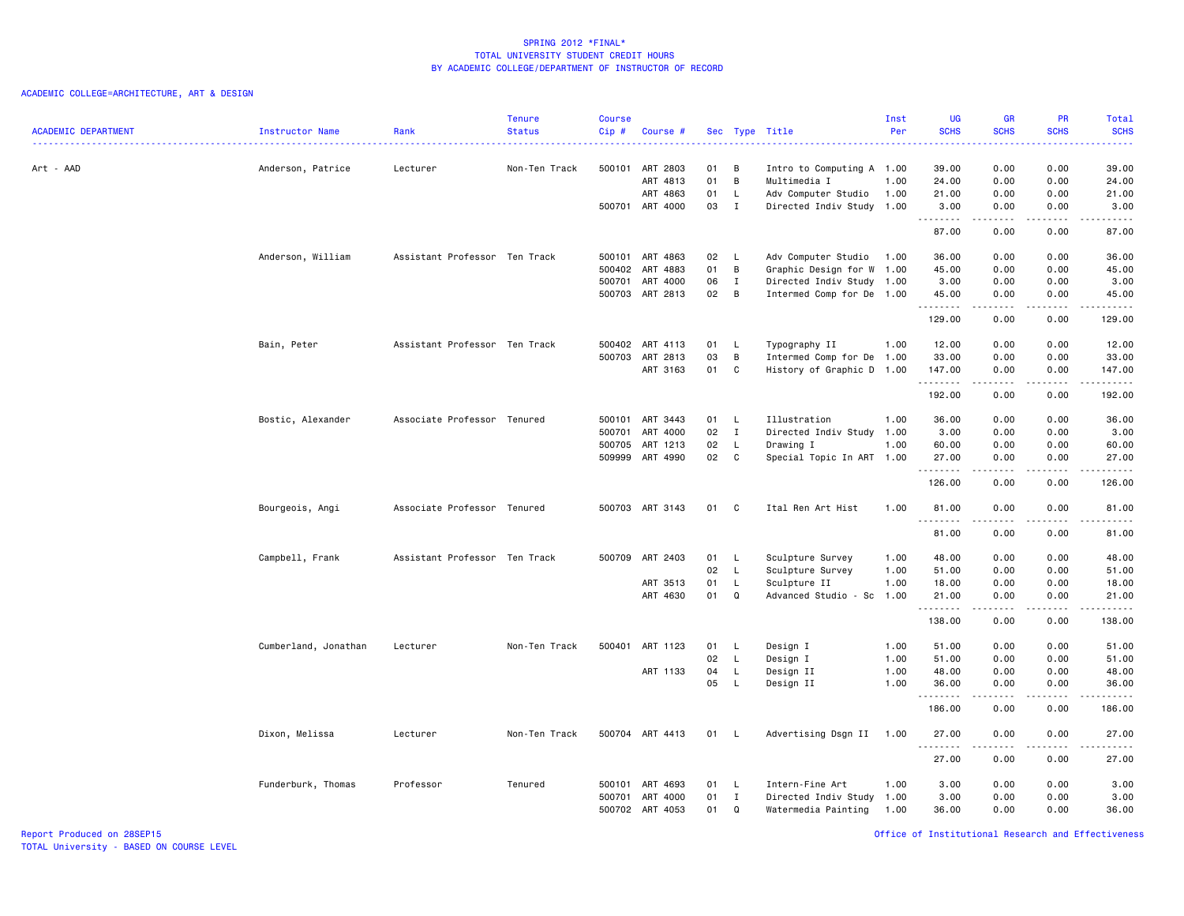SPRING 2012 *FINAL*
TOTAL UNIVERSITY STUDENT CREDIT HOURS
BY ACADEMIC COLLEGE/DEPARTMENT OF INSTRUCTOR OF RECORD

ACADEMIC COLLEGE=ARCHITECTURE, ART & DESIGN

| ACADEMIC DEPARTMENT | Instructor Name | Rank | Tenure Status | Course Cip # | Course # | Sec | Type | Title | Inst Per | UG SCHS | GR SCHS | PR SCHS | Total SCHS |
|---|---|---|---|---|---|---|---|---|---|---|---|---|---|
| Art - AAD | Anderson, Patrice | Lecturer | Non-Ten Track | 500101 | ART 2803 | 01 | B | Intro to Computing A | 1.00 | 39.00 | 0.00 | 0.00 | 39.00 |
| | | | | | ART 4813 | 01 | B | Multimedia I | 1.00 | 24.00 | 0.00 | 0.00 | 24.00 |
| | | | | | ART 4863 | 01 | L | Adv Computer Studio | 1.00 | 21.00 | 0.00 | 0.00 | 21.00 |
| | | | | 500701 | ART 4000 | 03 | I | Directed Indiv Study | 1.00 | 3.00 | 0.00 | 0.00 | 3.00 |
| | | | | | | | | | | 87.00 | 0.00 | 0.00 | 87.00 |
| | Anderson, William | Assistant Professor | Ten Track | 500101 | ART 4863 | 02 | L | Adv Computer Studio | 1.00 | 36.00 | 0.00 | 0.00 | 36.00 |
| | | | | 500402 | ART 4883 | 01 | B | Graphic Design for W | 1.00 | 45.00 | 0.00 | 0.00 | 45.00 |
| | | | | 500701 | ART 4000 | 06 | I | Directed Indiv Study | 1.00 | 3.00 | 0.00 | 0.00 | 3.00 |
| | | | | 500703 | ART 2813 | 02 | B | Intermed Comp for De | 1.00 | 45.00 | 0.00 | 0.00 | 45.00 |
| | | | | | | | | | | 129.00 | 0.00 | 0.00 | 129.00 |
| | Bain, Peter | Assistant Professor | Ten Track | 500402 | ART 4113 | 01 | L | Typography II | 1.00 | 12.00 | 0.00 | 0.00 | 12.00 |
| | | | | 500703 | ART 2813 | 03 | B | Intermed Comp for De | 1.00 | 33.00 | 0.00 | 0.00 | 33.00 |
| | | | | | ART 3163 | 01 | C | History of Graphic D | 1.00 | 147.00 | 0.00 | 0.00 | 147.00 |
| | | | | | | | | | | 192.00 | 0.00 | 0.00 | 192.00 |
| | Bostic, Alexander | Associate Professor | Tenured | 500101 | ART 3443 | 01 | L | Illustration | 1.00 | 36.00 | 0.00 | 0.00 | 36.00 |
| | | | | 500701 | ART 4000 | 02 | I | Directed Indiv Study | 1.00 | 3.00 | 0.00 | 0.00 | 3.00 |
| | | | | 500705 | ART 1213 | 02 | L | Drawing I | 1.00 | 60.00 | 0.00 | 0.00 | 60.00 |
| | | | | 509999 | ART 4990 | 02 | C | Special Topic In ART | 1.00 | 27.00 | 0.00 | 0.00 | 27.00 |
| | | | | | | | | | | 126.00 | 0.00 | 0.00 | 126.00 |
| | Bourgeois, Angi | Associate Professor | Tenured | 500703 | ART 3143 | 01 | C | Ital Ren Art Hist | 1.00 | 81.00 | 0.00 | 0.00 | 81.00 |
| | | | | | | | | | | 81.00 | 0.00 | 0.00 | 81.00 |
| | Campbell, Frank | Assistant Professor | Ten Track | 500709 | ART 2403 | 01 | L | Sculpture Survey | 1.00 | 48.00 | 0.00 | 0.00 | 48.00 |
| | | | | | | 02 | L | Sculpture Survey | 1.00 | 51.00 | 0.00 | 0.00 | 51.00 |
| | | | | | ART 3513 | 01 | L | Sculpture II | 1.00 | 18.00 | 0.00 | 0.00 | 18.00 |
| | | | | | ART 4630 | 01 | Q | Advanced Studio - Sc | 1.00 | 21.00 | 0.00 | 0.00 | 21.00 |
| | | | | | | | | | | 138.00 | 0.00 | 0.00 | 138.00 |
| | Cumberland, Jonathan | Lecturer | Non-Ten Track | 500401 | ART 1123 | 01 | L | Design I | 1.00 | 51.00 | 0.00 | 0.00 | 51.00 |
| | | | | | | 02 | L | Design I | 1.00 | 51.00 | 0.00 | 0.00 | 51.00 |
| | | | | | ART 1133 | 04 | L | Design II | 1.00 | 48.00 | 0.00 | 0.00 | 48.00 |
| | | | | | | 05 | L | Design II | 1.00 | 36.00 | 0.00 | 0.00 | 36.00 |
| | | | | | | | | | | 186.00 | 0.00 | 0.00 | 186.00 |
| | Dixon, Melissa | Lecturer | Non-Ten Track | 500704 | ART 4413 | 01 | L | Advertising Dsgn II | 1.00 | 27.00 | 0.00 | 0.00 | 27.00 |
| | | | | | | | | | | 27.00 | 0.00 | 0.00 | 27.00 |
| | Funderburk, Thomas | Professor | Tenured | 500101 | ART 4693 | 01 | L | Intern-Fine Art | 1.00 | 3.00 | 0.00 | 0.00 | 3.00 |
| | | | | 500701 | ART 4000 | 01 | I | Directed Indiv Study | 1.00 | 3.00 | 0.00 | 0.00 | 3.00 |
| | | | | 500702 | ART 4053 | 01 | Q | Watermedia Painting | 1.00 | 36.00 | 0.00 | 0.00 | 36.00 |

Report Produced on 28SEP15
TOTAL University - BASED ON COURSE LEVEL
Office of Institutional Research and Effectiveness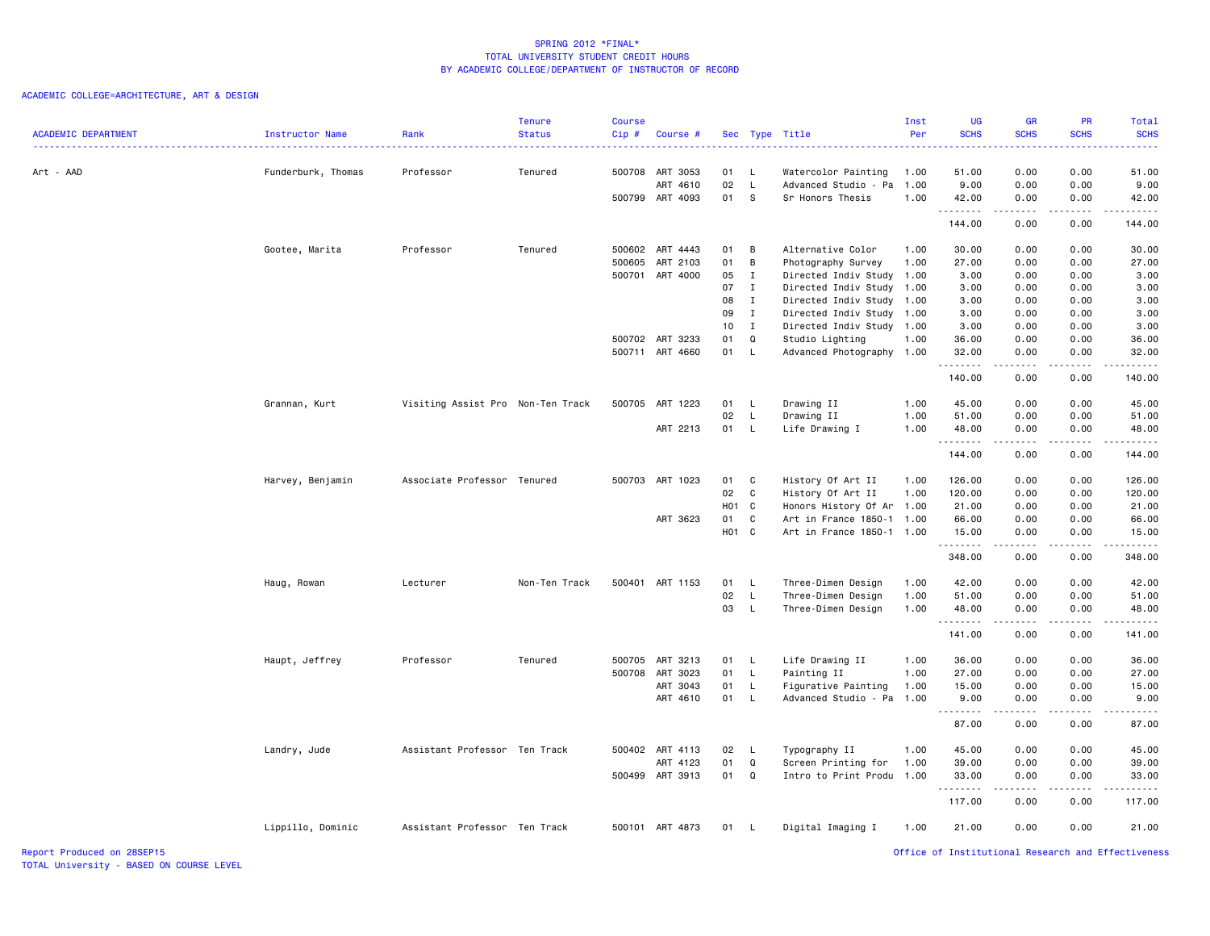SPRING 2012 *FINAL*
TOTAL UNIVERSITY STUDENT CREDIT HOURS
BY ACADEMIC COLLEGE/DEPARTMENT OF INSTRUCTOR OF RECORD

ACADEMIC COLLEGE=ARCHITECTURE, ART & DESIGN

| ACADEMIC DEPARTMENT | Instructor Name | Rank | Tenure Status | Course Cip # | Course # | Sec | Type | Title | Inst Per | UG SCHS | GR SCHS | PR SCHS | Total SCHS |
|---|---|---|---|---|---|---|---|---|---|---|---|---|---|
| Art - AAD | Funderburk, Thomas | Professor | Tenured | 500708 | ART 3053 | 01 | L | Watercolor Painting | 1.00 | 51.00 | 0.00 | 0.00 | 51.00 |
| | | | | | ART 4610 | 02 | L | Advanced Studio - Pa | 1.00 | 9.00 | 0.00 | 0.00 | 9.00 |
| | | | | 500799 | ART 4093 | 01 | S | Sr Honors Thesis | 1.00 | 42.00 | 0.00 | 0.00 | 42.00 |
| | | | | | | | | | | 144.00 | 0.00 | 0.00 | 144.00 |
| | Gootee, Marita | Professor | Tenured | 500602 | ART 4443 | 01 | B | Alternative Color | 1.00 | 30.00 | 0.00 | 0.00 | 30.00 |
| | | | | 500605 | ART 2103 | 01 | B | Photography Survey | 1.00 | 27.00 | 0.00 | 0.00 | 27.00 |
| | | | | 500701 | ART 4000 | 05 | I | Directed Indiv Study | 1.00 | 3.00 | 0.00 | 0.00 | 3.00 |
| | | | | | | 07 | I | Directed Indiv Study | 1.00 | 3.00 | 0.00 | 0.00 | 3.00 |
| | | | | | | 08 | I | Directed Indiv Study | 1.00 | 3.00 | 0.00 | 0.00 | 3.00 |
| | | | | | | 09 | I | Directed Indiv Study | 1.00 | 3.00 | 0.00 | 0.00 | 3.00 |
| | | | | | | 10 | I | Directed Indiv Study | 1.00 | 3.00 | 0.00 | 0.00 | 3.00 |
| | | | | 500702 | ART 3233 | 01 | Q | Studio Lighting | 1.00 | 36.00 | 0.00 | 0.00 | 36.00 |
| | | | | 500711 | ART 4660 | 01 | L | Advanced Photography | 1.00 | 32.00 | 0.00 | 0.00 | 32.00 |
| | | | | | | | | | | 140.00 | 0.00 | 0.00 | 140.00 |
| | Grannan, Kurt | Visiting Assist Pro | Non-Ten Track | 500705 | ART 1223 | 01 | L | Drawing II | 1.00 | 45.00 | 0.00 | 0.00 | 45.00 |
| | | | | | | 02 | L | Drawing II | 1.00 | 51.00 | 0.00 | 0.00 | 51.00 |
| | | | | | ART 2213 | 01 | L | Life Drawing I | 1.00 | 48.00 | 0.00 | 0.00 | 48.00 |
| | | | | | | | | | | 144.00 | 0.00 | 0.00 | 144.00 |
| | Harvey, Benjamin | Associate Professor | Tenured | 500703 | ART 1023 | 01 | C | History Of Art II | 1.00 | 126.00 | 0.00 | 0.00 | 126.00 |
| | | | | | | 02 | C | History Of Art II | 1.00 | 120.00 | 0.00 | 0.00 | 120.00 |
| | | | | | | H01 | C | Honors History Of Ar | 1.00 | 21.00 | 0.00 | 0.00 | 21.00 |
| | | | | | ART 3623 | 01 | C | Art in France 1850-1 | 1.00 | 66.00 | 0.00 | 0.00 | 66.00 |
| | | | | | | H01 | C | Art in France 1850-1 | 1.00 | 15.00 | 0.00 | 0.00 | 15.00 |
| | | | | | | | | | | 348.00 | 0.00 | 0.00 | 348.00 |
| | Haug, Rowan | Lecturer | Non-Ten Track | 500401 | ART 1153 | 01 | L | Three-Dimen Design | 1.00 | 42.00 | 0.00 | 0.00 | 42.00 |
| | | | | | | 02 | L | Three-Dimen Design | 1.00 | 51.00 | 0.00 | 0.00 | 51.00 |
| | | | | | | 03 | L | Three-Dimen Design | 1.00 | 48.00 | 0.00 | 0.00 | 48.00 |
| | | | | | | | | | | 141.00 | 0.00 | 0.00 | 141.00 |
| | Haupt, Jeffrey | Professor | Tenured | 500705 | ART 3213 | 01 | L | Life Drawing II | 1.00 | 36.00 | 0.00 | 0.00 | 36.00 |
| | | | | 500708 | ART 3023 | 01 | L | Painting II | 1.00 | 27.00 | 0.00 | 0.00 | 27.00 |
| | | | | | ART 3043 | 01 | L | Figurative Painting | 1.00 | 15.00 | 0.00 | 0.00 | 15.00 |
| | | | | | ART 4610 | 01 | L | Advanced Studio - Pa | 1.00 | 9.00 | 0.00 | 0.00 | 9.00 |
| | | | | | | | | | | 87.00 | 0.00 | 0.00 | 87.00 |
| | Landry, Jude | Assistant Professor | Ten Track | 500402 | ART 4113 | 02 | L | Typography II | 1.00 | 45.00 | 0.00 | 0.00 | 45.00 |
| | | | | | ART 4123 | 01 | Q | Screen Printing for | 1.00 | 39.00 | 0.00 | 0.00 | 39.00 |
| | | | | 500499 | ART 3913 | 01 | Q | Intro to Print Produ | 1.00 | 33.00 | 0.00 | 0.00 | 33.00 |
| | | | | | | | | | | 117.00 | 0.00 | 0.00 | 117.00 |
| | Lippillo, Dominic | Assistant Professor | Ten Track | 500101 | ART 4873 | 01 | L | Digital Imaging I | 1.00 | 21.00 | 0.00 | 0.00 | 21.00 |

Report Produced on 28SEP15
TOTAL University - BASED ON COURSE LEVEL
Office of Institutional Research and Effectiveness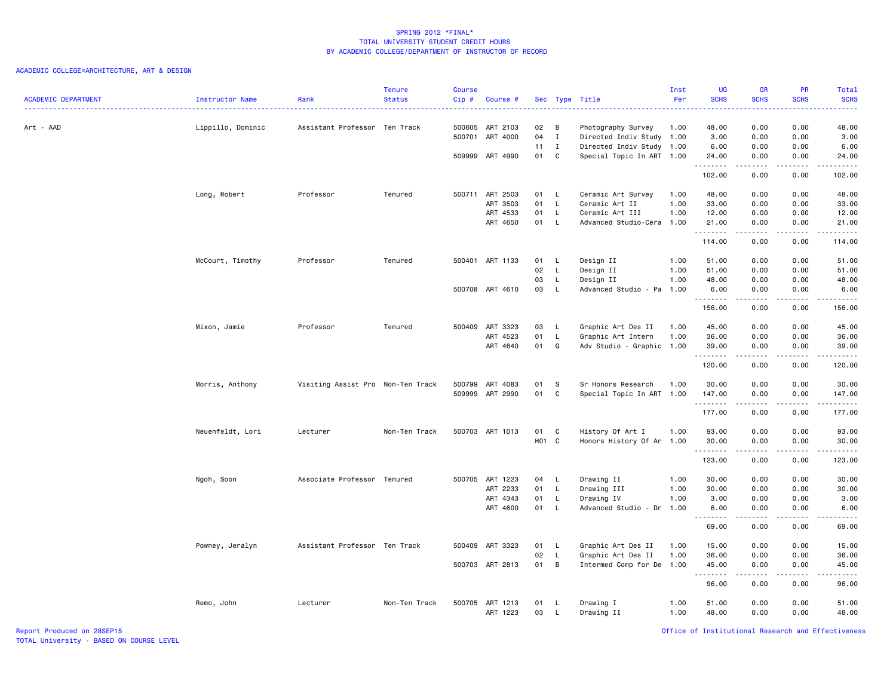# SPRING 2012 *FINAL*
## TOTAL UNIVERSITY STUDENT CREDIT HOURS
## BY ACADEMIC COLLEGE/DEPARTMENT OF INSTRUCTOR OF RECORD

ACADEMIC COLLEGE=ARCHITECTURE, ART & DESIGN

| ACADEMIC DEPARTMENT | Instructor Name | Rank | Tenure Status | Course Cip # | Course # | Sec | Type | Title | Inst Per | UG SCHS | GR SCHS | PR SCHS | Total SCHS |
|---|---|---|---|---|---|---|---|---|---|---|---|---|---|
| Art - AAD | Lippillo, Dominic | Assistant Professor | Ten Track | 500605 | ART 2103 | 02 | B | Photography Survey | 1.00 | 48.00 | 0.00 | 0.00 | 48.00 |
| | | | | 500701 | ART 4000 | 04 | I | Directed Indiv Study | 1.00 | 3.00 | 0.00 | 0.00 | 3.00 |
| | | | | | | 11 | I | Directed Indiv Study | 1.00 | 6.00 | 0.00 | 0.00 | 6.00 |
| | | | | 509999 | ART 4990 | 01 | C | Special Topic In ART | 1.00 | 24.00 | 0.00 | 0.00 | 24.00 |
| | | | | | | | | | | 102.00 | 0.00 | 0.00 | 102.00 |
| | Long, Robert | Professor | Tenured | 500711 | ART 2503 | 01 | L | Ceramic Art Survey | 1.00 | 48.00 | 0.00 | 0.00 | 48.00 |
| | | | | | ART 3503 | 01 | L | Ceramic Art II | 1.00 | 33.00 | 0.00 | 0.00 | 33.00 |
| | | | | | ART 4533 | 01 | L | Ceramic Art III | 1.00 | 12.00 | 0.00 | 0.00 | 12.00 |
| | | | | | ART 4650 | 01 | L | Advanced Studio-Cera | 1.00 | 21.00 | 0.00 | 0.00 | 21.00 |
| | | | | | | | | | | 114.00 | 0.00 | 0.00 | 114.00 |
| | McCourt, Timothy | Professor | Tenured | 500401 | ART 1133 | 01 | L | Design II | 1.00 | 51.00 | 0.00 | 0.00 | 51.00 |
| | | | | | | 02 | L | Design II | 1.00 | 51.00 | 0.00 | 0.00 | 51.00 |
| | | | | | | 03 | L | Design II | 1.00 | 48.00 | 0.00 | 0.00 | 48.00 |
| | | | | 500708 | ART 4610 | 03 | L | Advanced Studio - Pa | 1.00 | 6.00 | 0.00 | 0.00 | 6.00 |
| | | | | | | | | | | 156.00 | 0.00 | 0.00 | 156.00 |
| | Mixon, Jamie | Professor | Tenured | 500409 | ART 3323 | 03 | L | Graphic Art Des II | 1.00 | 45.00 | 0.00 | 0.00 | 45.00 |
| | | | | | ART 4523 | 01 | L | Graphic Art Intern | 1.00 | 36.00 | 0.00 | 0.00 | 36.00 |
| | | | | | ART 4640 | 01 | Q | Adv Studio - Graphic | 1.00 | 39.00 | 0.00 | 0.00 | 39.00 |
| | | | | | | | | | | 120.00 | 0.00 | 0.00 | 120.00 |
| | Morris, Anthony | Visiting Assist Pro | Non-Ten Track | 500799 | ART 4083 | 01 | S | Sr Honors Research | 1.00 | 30.00 | 0.00 | 0.00 | 30.00 |
| | | | | 509999 | ART 2990 | 01 | C | Special Topic In ART | 1.00 | 147.00 | 0.00 | 0.00 | 147.00 |
| | | | | | | | | | | 177.00 | 0.00 | 0.00 | 177.00 |
| | Neuenfeldt, Lori | Lecturer | Non-Ten Track | 500703 | ART 1013 | 01 | C | History Of Art I | 1.00 | 93.00 | 0.00 | 0.00 | 93.00 |
| | | | | | | H01 | C | Honors History Of Ar | 1.00 | 30.00 | 0.00 | 0.00 | 30.00 |
| | | | | | | | | | | 123.00 | 0.00 | 0.00 | 123.00 |
| | Ngoh, Soon | Associate Professor | Tenured | 500705 | ART 1223 | 04 | L | Drawing II | 1.00 | 30.00 | 0.00 | 0.00 | 30.00 |
| | | | | | ART 2233 | 01 | L | Drawing III | 1.00 | 30.00 | 0.00 | 0.00 | 30.00 |
| | | | | | ART 4343 | 01 | L | Drawing IV | 1.00 | 3.00 | 0.00 | 0.00 | 3.00 |
| | | | | | ART 4600 | 01 | L | Advanced Studio - Dr | 1.00 | 6.00 | 0.00 | 0.00 | 6.00 |
| | | | | | | | | | | 69.00 | 0.00 | 0.00 | 69.00 |
| | Powney, Jeralyn | Assistant Professor | Ten Track | 500409 | ART 3323 | 01 | L | Graphic Art Des II | 1.00 | 15.00 | 0.00 | 0.00 | 15.00 |
| | | | | | | 02 | L | Graphic Art Des II | 1.00 | 36.00 | 0.00 | 0.00 | 36.00 |
| | | | | 500703 | ART 2813 | 01 | B | Intermed Comp for De | 1.00 | 45.00 | 0.00 | 0.00 | 45.00 |
| | | | | | | | | | | 96.00 | 0.00 | 0.00 | 96.00 |
| | Remo, John | Lecturer | Non-Ten Track | 500705 | ART 1213 | 01 | L | Drawing I | 1.00 | 51.00 | 0.00 | 0.00 | 51.00 |
| | | | | | ART 1223 | 03 | L | Drawing II | 1.00 | 48.00 | 0.00 | 0.00 | 48.00 |

Report Produced on 28SEP15
TOTAL University - BASED ON COURSE LEVEL

Office of Institutional Research and Effectiveness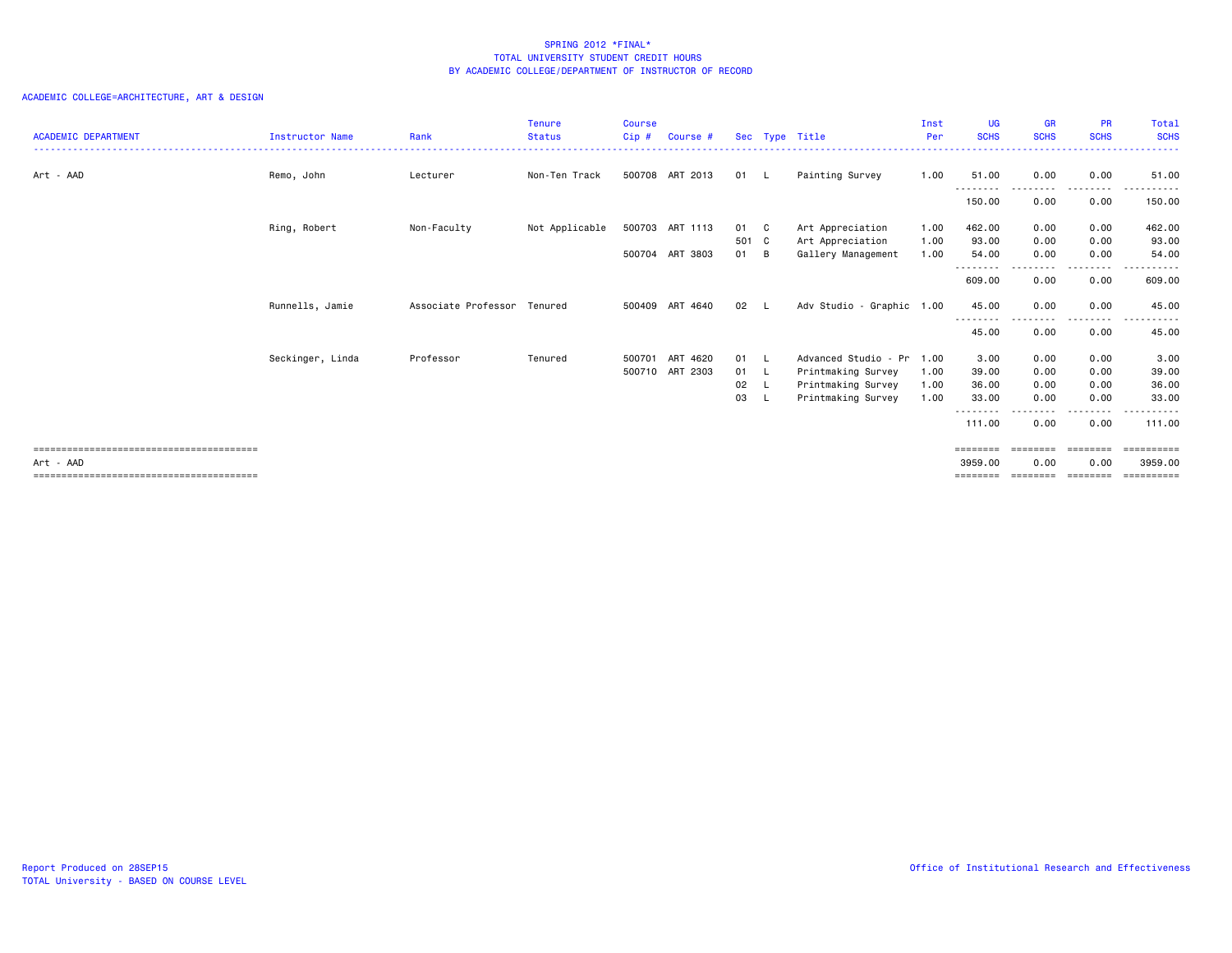SPRING 2012 *FINAL*
TOTAL UNIVERSITY STUDENT CREDIT HOURS
BY ACADEMIC COLLEGE/DEPARTMENT OF INSTRUCTOR OF RECORD

ACADEMIC COLLEGE=ARCHITECTURE, ART & DESIGN

| ACADEMIC DEPARTMENT | Instructor Name | Rank | Tenure Status | Course Cip # | Course # | Sec | Type | Title | Inst Per | UG SCHS | GR SCHS | PR SCHS | Total SCHS |
|---|---|---|---|---|---|---|---|---|---|---|---|---|---|
| Art - AAD | Remo, John | Lecturer | Non-Ten Track | 500708 | ART 2013 | 01 | L | Painting Survey | 1.00 | 51.00 | 0.00 | 0.00 | 51.00 |
| | | | | | | | | | | 150.00 | 0.00 | 0.00 | 150.00 |
| | Ring, Robert | Non-Faculty | Not Applicable | 500703 | ART 1113 | 01 | C | Art Appreciation | 1.00 | 462.00 | 0.00 | 0.00 | 462.00 |
| | | | | | | 501 | C | Art Appreciation | 1.00 | 93.00 | 0.00 | 0.00 | 93.00 |
| | | | | 500704 | ART 3803 | 01 | B | Gallery Management | 1.00 | 54.00 | 0.00 | 0.00 | 54.00 |
| | | | | | | | | | | 609.00 | 0.00 | 0.00 | 609.00 |
| | Runnells, Jamie | Associate Professor | Tenured | 500409 | ART 4640 | 02 | L | Adv Studio - Graphic | 1.00 | 45.00 | 0.00 | 0.00 | 45.00 |
| | | | | | | | | | | 45.00 | 0.00 | 0.00 | 45.00 |
| | Seckinger, Linda | Professor | Tenured | 500701 | ART 4620 | 01 | L | Advanced Studio - Pr | 1.00 | 3.00 | 0.00 | 0.00 | 3.00 |
| | | | | 500710 | ART 2303 | 01 | L | Printmaking Survey | 1.00 | 39.00 | 0.00 | 0.00 | 39.00 |
| | | | | | | 02 | L | Printmaking Survey | 1.00 | 36.00 | 0.00 | 0.00 | 36.00 |
| | | | | | | 03 | L | Printmaking Survey | 1.00 | 33.00 | 0.00 | 0.00 | 33.00 |
| | | | | | | | | | | 111.00 | 0.00 | 0.00 | 111.00 |
| Art - AAD | | | | | | | | | | 3959.00 | 0.00 | 0.00 | 3959.00 |

Report Produced on 28SEP15
TOTAL University - BASED ON COURSE LEVEL

Office of Institutional Research and Effectiveness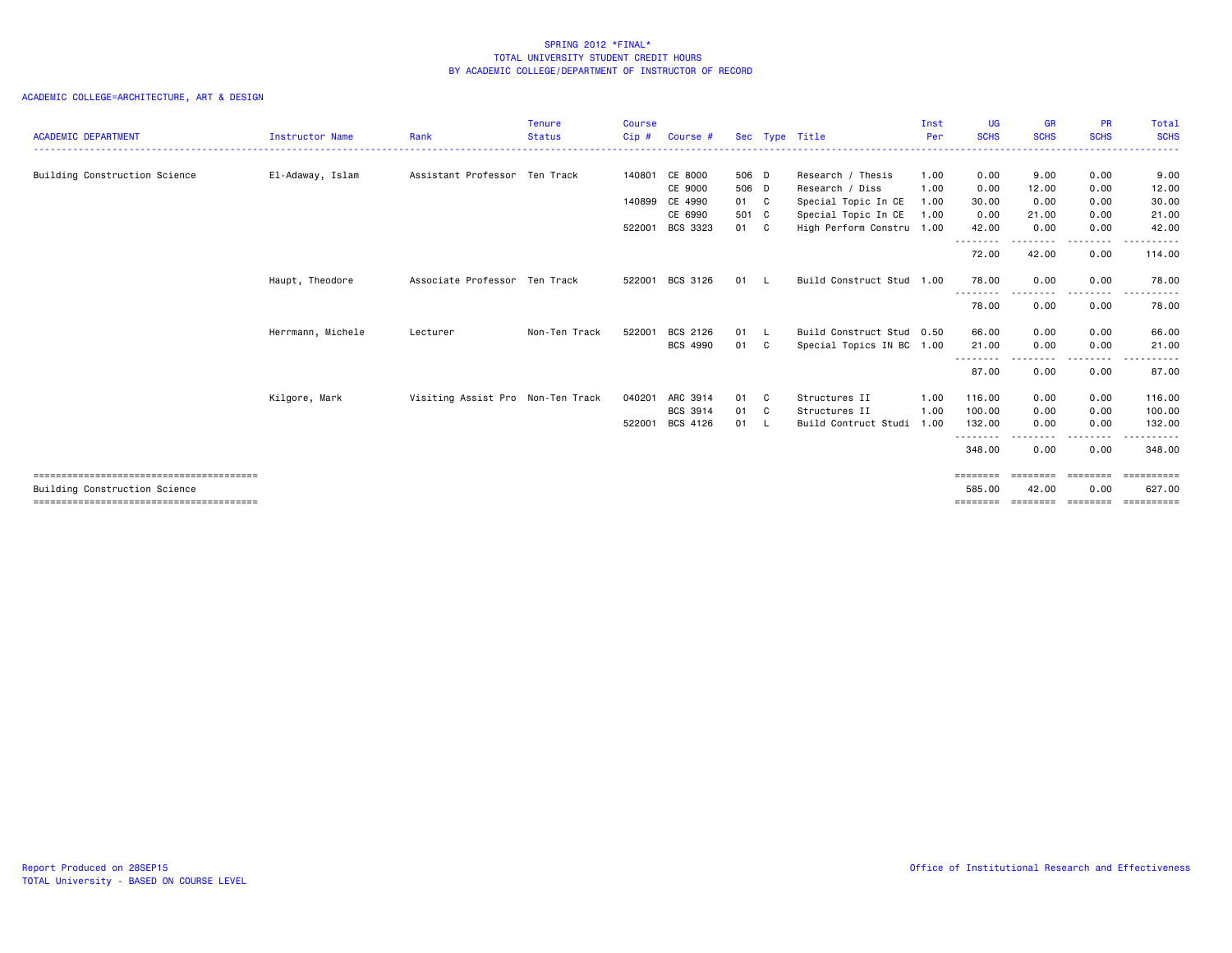SPRING 2012 *FINAL*
TOTAL UNIVERSITY STUDENT CREDIT HOURS
BY ACADEMIC COLLEGE/DEPARTMENT OF INSTRUCTOR OF RECORD

ACADEMIC COLLEGE=ARCHITECTURE, ART & DESIGN

| ACADEMIC DEPARTMENT | Instructor Name | Rank | Tenure Status | Course Cip # | Course # | Sec | Type | Title | Inst Per | UG SCHS | GR SCHS | PR SCHS | Total SCHS |
|---|---|---|---|---|---|---|---|---|---|---|---|---|---|
| Building Construction Science | El-Adaway, Islam | Assistant Professor | Ten Track | 140801 | CE 8000 | 506 | D | Research / Thesis | 1.00 | 0.00 | 9.00 | 0.00 | 9.00 |
| | | | | | CE 9000 | 506 | D | Research / Diss | 1.00 | 0.00 | 12.00 | 0.00 | 12.00 |
| | | | | 140899 | CE 4990 | 01 | C | Special Topic In CE | 1.00 | 30.00 | 0.00 | 0.00 | 30.00 |
| | | | | | CE 6990 | 501 | C | Special Topic In CE | 1.00 | 0.00 | 21.00 | 0.00 | 21.00 |
| | | | | 522001 | BCS 3323 | 01 | C | High Perform Constru | 1.00 | 42.00 | 0.00 | 0.00 | 42.00 |
| | | | | | | | | | | 72.00 | 42.00 | 0.00 | 114.00 |
| | Haupt, Theodore | Associate Professor | Ten Track | 522001 | BCS 3126 | 01 | L | Build Construct Stud | 1.00 | 78.00 | 0.00 | 0.00 | 78.00 |
| | | | | | | | | | | 78.00 | 0.00 | 0.00 | 78.00 |
| | Herrmann, Michele | Lecturer | Non-Ten Track | 522001 | BCS 2126 | 01 | L | Build Construct Stud | 0.50 | 66.00 | 0.00 | 0.00 | 66.00 |
| | | | | | BCS 4990 | 01 | C | Special Topics IN BC | 1.00 | 21.00 | 0.00 | 0.00 | 21.00 |
| | | | | | | | | | | 87.00 | 0.00 | 0.00 | 87.00 |
| | Kilgore, Mark | Visiting Assist Pro | Non-Ten Track | 040201 | ARC 3914 | 01 | C | Structures II | 1.00 | 116.00 | 0.00 | 0.00 | 116.00 |
| | | | | | BCS 3914 | 01 | C | Structures II | 1.00 | 100.00 | 0.00 | 0.00 | 100.00 |
| | | | | 522001 | BCS 4126 | 01 | L | Build Contruct Studi | 1.00 | 132.00 | 0.00 | 0.00 | 132.00 |
| | | | | | | | | | | 348.00 | 0.00 | 0.00 | 348.00 |
| Building Construction Science | | | | | | | | | | 585.00 | 42.00 | 0.00 | 627.00 |

Report Produced on 28SEP15
TOTAL University - BASED ON COURSE LEVEL

Office of Institutional Research and Effectiveness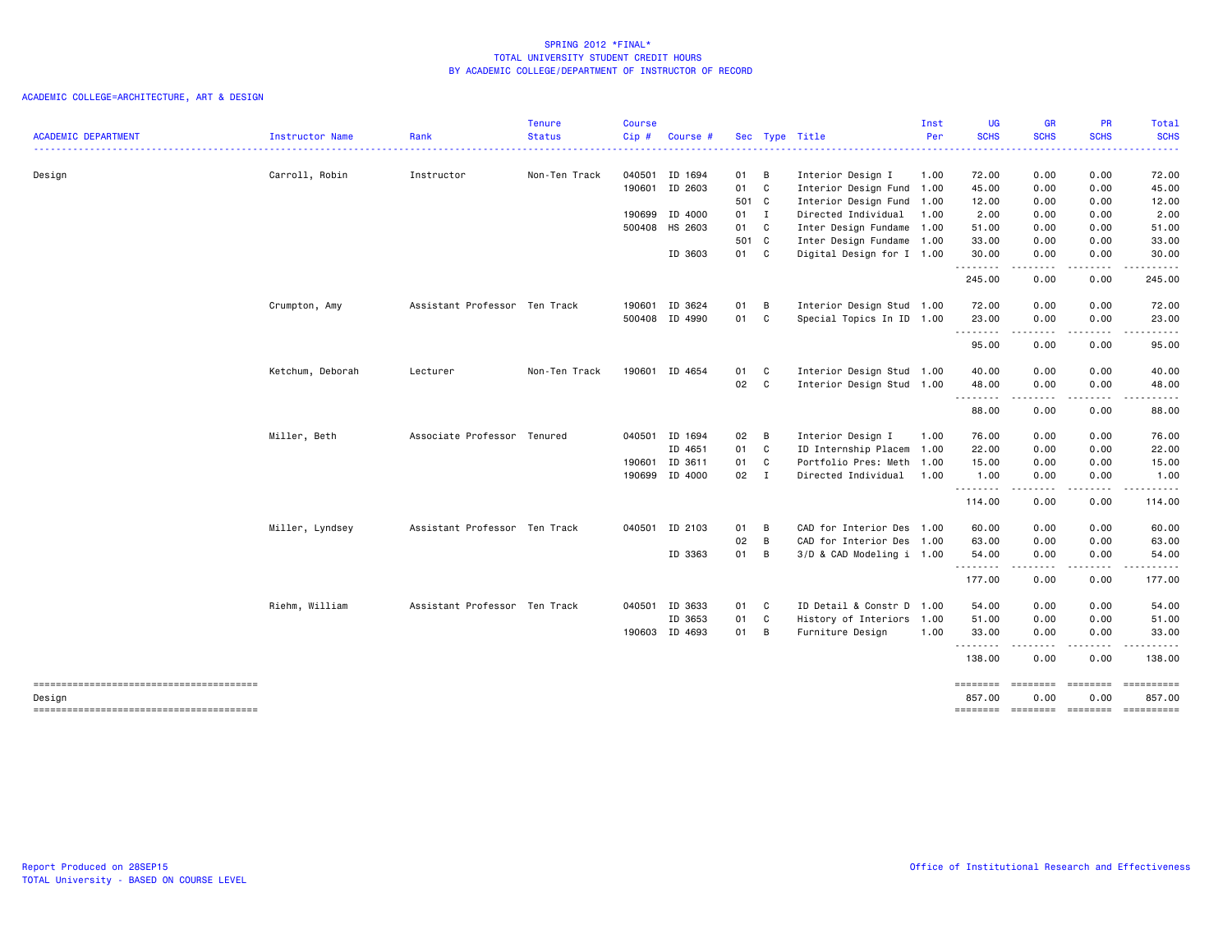# SPRING 2012 *FINAL*
## TOTAL UNIVERSITY STUDENT CREDIT HOURS
## BY ACADEMIC COLLEGE/DEPARTMENT OF INSTRUCTOR OF RECORD

ACADEMIC COLLEGE=ARCHITECTURE, ART & DESIGN

| ACADEMIC DEPARTMENT | Instructor Name | Rank | Tenure Status | Course Cip # | Course # | Sec | Type | Title | Inst Per | UG SCHS | GR SCHS | PR SCHS | Total SCHS |
|---|---|---|---|---|---|---|---|---|---|---|---|---|---|
| Design | Carroll, Robin | Instructor | Non-Ten Track | 040501 | ID 1694 | 01 | B | Interior Design I | 1.00 | 72.00 | 0.00 | 0.00 | 72.00 |
| | | | | 190601 | ID 2603 | 01 | C | Interior Design Fund | 1.00 | 45.00 | 0.00 | 0.00 | 45.00 |
| | | | | | | 501 | C | Interior Design Fund | 1.00 | 12.00 | 0.00 | 0.00 | 12.00 |
| | | | | 190699 | ID 4000 | 01 | I | Directed Individual | 1.00 | 2.00 | 0.00 | 0.00 | 2.00 |
| | | | | 500408 | HS 2603 | 01 | C | Inter Design Fundame | 1.00 | 51.00 | 0.00 | 0.00 | 51.00 |
| | | | | | | 501 | C | Inter Design Fundame | 1.00 | 33.00 | 0.00 | 0.00 | 33.00 |
| | | | | | ID 3603 | 01 | C | Digital Design for I | 1.00 | 30.00 | 0.00 | 0.00 | 30.00 |
| | | | | | | | | | | 245.00 | 0.00 | 0.00 | 245.00 |
| | Crumpton, Amy | Assistant Professor | Ten Track | 190601 | ID 3624 | 01 | B | Interior Design Stud | 1.00 | 72.00 | 0.00 | 0.00 | 72.00 |
| | | | | 500408 | ID 4990 | 01 | C | Special Topics In ID | 1.00 | 23.00 | 0.00 | 0.00 | 23.00 |
| | | | | | | | | | | 95.00 | 0.00 | 0.00 | 95.00 |
| | Ketchum, Deborah | Lecturer | Non-Ten Track | 190601 | ID 4654 | 01 | C | Interior Design Stud | 1.00 | 40.00 | 0.00 | 0.00 | 40.00 |
| | | | | | | 02 | C | Interior Design Stud | 1.00 | 48.00 | 0.00 | 0.00 | 48.00 |
| | | | | | | | | | | 88.00 | 0.00 | 0.00 | 88.00 |
| | Miller, Beth | Associate Professor | Tenured | 040501 | ID 1694 | 02 | B | Interior Design I | 1.00 | 76.00 | 0.00 | 0.00 | 76.00 |
| | | | | | ID 4651 | 01 | C | ID Internship Placem | 1.00 | 22.00 | 0.00 | 0.00 | 22.00 |
| | | | | 190601 | ID 3611 | 01 | C | Portfolio Pres: Meth | 1.00 | 15.00 | 0.00 | 0.00 | 15.00 |
| | | | | 190699 | ID 4000 | 02 | I | Directed Individual | 1.00 | 1.00 | 0.00 | 0.00 | 1.00 |
| | | | | | | | | | | 114.00 | 0.00 | 0.00 | 114.00 |
| | Miller, Lyndsey | Assistant Professor | Ten Track | 040501 | ID 2103 | 01 | B | CAD for Interior Des | 1.00 | 60.00 | 0.00 | 0.00 | 60.00 |
| | | | | | | 02 | B | CAD for Interior Des | 1.00 | 63.00 | 0.00 | 0.00 | 63.00 |
| | | | | | ID 3363 | 01 | B | 3/D & CAD Modeling i | 1.00 | 54.00 | 0.00 | 0.00 | 54.00 |
| | | | | | | | | | | 177.00 | 0.00 | 0.00 | 177.00 |
| | Riehm, William | Assistant Professor | Ten Track | 040501 | ID 3633 | 01 | C | ID Detail & Constr D | 1.00 | 54.00 | 0.00 | 0.00 | 54.00 |
| | | | | | ID 3653 | 01 | C | History of Interiors | 1.00 | 51.00 | 0.00 | 0.00 | 51.00 |
| | | | | 190603 | ID 4693 | 01 | B | Furniture Design | 1.00 | 33.00 | 0.00 | 0.00 | 33.00 |
| | | | | | | | | | | 138.00 | 0.00 | 0.00 | 138.00 |
| Design | | | | | | | | | | 857.00 | 0.00 | 0.00 | 857.00 |

Report Produced on 28SEP15
TOTAL University - BASED ON COURSE LEVEL

Office of Institutional Research and Effectiveness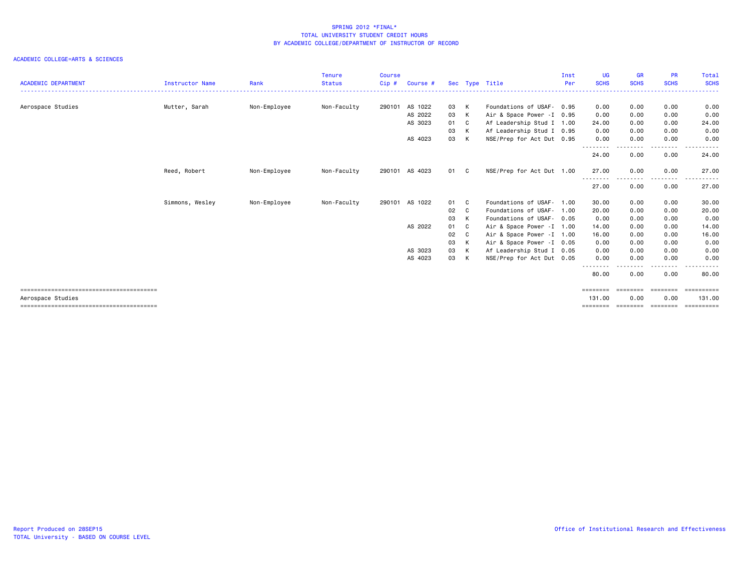SPRING 2012 *FINAL*
TOTAL UNIVERSITY STUDENT CREDIT HOURS
BY ACADEMIC COLLEGE/DEPARTMENT OF INSTRUCTOR OF RECORD

ACADEMIC COLLEGE=ARTS & SCIENCES

| ACADEMIC DEPARTMENT | Instructor Name | Rank | Tenure Status | Course Cip # | Course # | Sec | Type | Title | Inst Per | UG SCHS | GR SCHS | PR SCHS | Total SCHS |
|---|---|---|---|---|---|---|---|---|---|---|---|---|---|
| Aerospace Studies | Mutter, Sarah | Non-Employee | Non-Faculty | 290101 | AS 1022 | 03 | K | Foundations of USAF- | 0.95 | 0.00 | 0.00 | 0.00 | 0.00 |
| | | | | | AS 2022 | 03 | K | Air & Space Power -I | 0.95 | 0.00 | 0.00 | 0.00 | 0.00 |
| | | | | | AS 3023 | 01 | C | Af Leadership Stud I | 1.00 | 24.00 | 0.00 | 0.00 | 24.00 |
| | | | | | | 03 | K | Af Leadership Stud I | 0.95 | 0.00 | 0.00 | 0.00 | 0.00 |
| | | | | | AS 4023 | 03 | K | NSE/Prep for Act Dut | 0.95 | 0.00 | 0.00 | 0.00 | 0.00 |
| | | | | | | | | | | 24.00 | 0.00 | 0.00 | 24.00 |
| | Reed, Robert | Non-Employee | Non-Faculty | 290101 | AS 4023 | 01 | C | NSE/Prep for Act Dut | 1.00 | 27.00 | 0.00 | 0.00 | 27.00 |
| | | | | | | | | | | 27.00 | 0.00 | 0.00 | 27.00 |
| | Simmons, Wesley | Non-Employee | Non-Faculty | 290101 | AS 1022 | 01 | C | Foundations of USAF- | 1.00 | 30.00 | 0.00 | 0.00 | 30.00 |
| | | | | | | 02 | C | Foundations of USAF- | 1.00 | 20.00 | 0.00 | 0.00 | 20.00 |
| | | | | | | 03 | K | Foundations of USAF- | 0.05 | 0.00 | 0.00 | 0.00 | 0.00 |
| | | | | | AS 2022 | 01 | C | Air & Space Power -I | 1.00 | 14.00 | 0.00 | 0.00 | 14.00 |
| | | | | | | 02 | C | Air & Space Power -I | 1.00 | 16.00 | 0.00 | 0.00 | 16.00 |
| | | | | | | 03 | K | Air & Space Power -I | 0.05 | 0.00 | 0.00 | 0.00 | 0.00 |
| | | | | | AS 3023 | 03 | K | Af Leadership Stud I | 0.05 | 0.00 | 0.00 | 0.00 | 0.00 |
| | | | | | AS 4023 | 03 | K | NSE/Prep for Act Dut | 0.05 | 0.00 | 0.00 | 0.00 | 0.00 |
| | | | | | | | | | | 80.00 | 0.00 | 0.00 | 80.00 |
| Aerospace Studies | | | | | | | | | | 131.00 | 0.00 | 0.00 | 131.00 |

Report Produced on 28SEP15
TOTAL University - BASED ON COURSE LEVEL

Office of Institutional Research and Effectiveness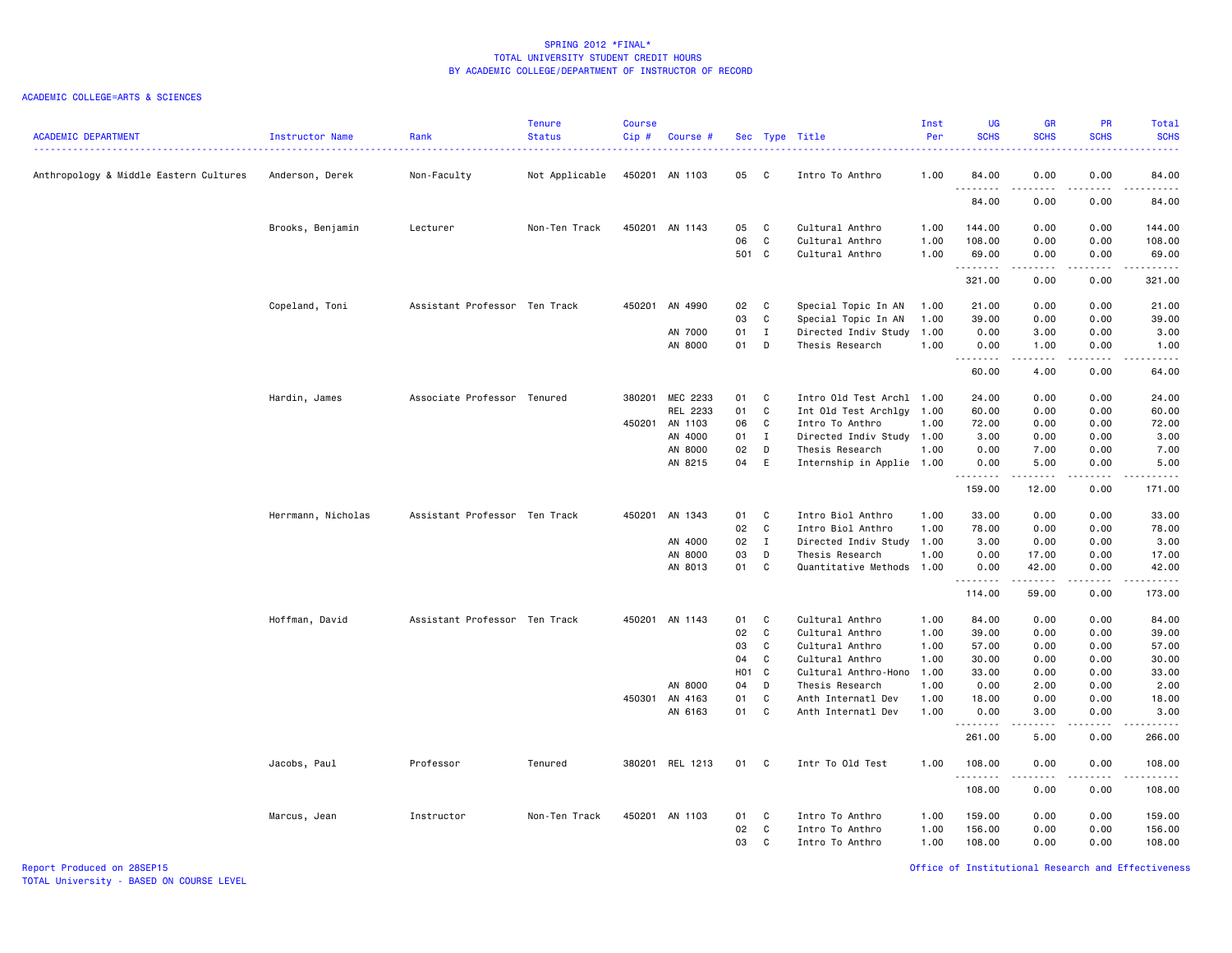# SPRING 2012 *FINAL*
## TOTAL UNIVERSITY STUDENT CREDIT HOURS
## BY ACADEMIC COLLEGE/DEPARTMENT OF INSTRUCTOR OF RECORD

ACADEMIC COLLEGE=ARTS & SCIENCES

| ACADEMIC DEPARTMENT | Instructor Name | Rank | Tenure Status | Course Cip # | Course # | Sec | Type | Title | Inst Per | UG SCHS | GR SCHS | PR SCHS | Total SCHS |
|---|---|---|---|---|---|---|---|---|---|---|---|---|---|
| Anthropology & Middle Eastern Cultures | Anderson, Derek | Non-Faculty | Not Applicable | 450201 | AN 1103 | 05 | C | Intro To Anthro | 1.00 | 84.00 | 0.00 | 0.00 | 84.00 |
| | | | | | | | | | | 84.00 | 0.00 | 0.00 | 84.00 |
| | Brooks, Benjamin | Lecturer | Non-Ten Track | 450201 | AN 1143 | 05 | C | Cultural Anthro | 1.00 | 144.00 | 0.00 | 0.00 | 144.00 |
| | | | | | | 06 | C | Cultural Anthro | 1.00 | 108.00 | 0.00 | 0.00 | 108.00 |
| | | | | | | 501 | C | Cultural Anthro | 1.00 | 69.00 | 0.00 | 0.00 | 69.00 |
| | | | | | | | | | | 321.00 | 0.00 | 0.00 | 321.00 |
| | Copeland, Toni | Assistant Professor | Ten Track | 450201 | AN 4990 | 02 | C | Special Topic In AN | 1.00 | 21.00 | 0.00 | 0.00 | 21.00 |
| | | | | | | 03 | C | Special Topic In AN | 1.00 | 39.00 | 0.00 | 0.00 | 39.00 |
| | | | | | AN 7000 | 01 | I | Directed Indiv Study | 1.00 | 0.00 | 3.00 | 0.00 | 3.00 |
| | | | | | AN 8000 | 01 | D | Thesis Research | 1.00 | 0.00 | 1.00 | 0.00 | 1.00 |
| | | | | | | | | | | 60.00 | 4.00 | 0.00 | 64.00 |
| | Hardin, James | Associate Professor | Tenured | 380201 | MEC 2233 | 01 | C | Intro Old Test Archl | 1.00 | 24.00 | 0.00 | 0.00 | 24.00 |
| | | | | | REL 2233 | 01 | C | Int Old Test Archlgy | 1.00 | 60.00 | 0.00 | 0.00 | 60.00 |
| | | | | 450201 | AN 1103 | 06 | C | Intro To Anthro | 1.00 | 72.00 | 0.00 | 0.00 | 72.00 |
| | | | | | AN 4000 | 01 | I | Directed Indiv Study | 1.00 | 3.00 | 0.00 | 0.00 | 3.00 |
| | | | | | AN 8000 | 02 | D | Thesis Research | 1.00 | 0.00 | 7.00 | 0.00 | 7.00 |
| | | | | | AN 8215 | 04 | E | Internship in Applie | 1.00 | 0.00 | 5.00 | 0.00 | 5.00 |
| | | | | | | | | | | 159.00 | 12.00 | 0.00 | 171.00 |
| | Herrmann, Nicholas | Assistant Professor | Ten Track | 450201 | AN 1343 | 01 | C | Intro Biol Anthro | 1.00 | 33.00 | 0.00 | 0.00 | 33.00 |
| | | | | | | 02 | C | Intro Biol Anthro | 1.00 | 78.00 | 0.00 | 0.00 | 78.00 |
| | | | | | AN 4000 | 02 | I | Directed Indiv Study | 1.00 | 3.00 | 0.00 | 0.00 | 3.00 |
| | | | | | AN 8000 | 03 | D | Thesis Research | 1.00 | 0.00 | 17.00 | 0.00 | 17.00 |
| | | | | | AN 8013 | 01 | C | Quantitative Methods | 1.00 | 0.00 | 42.00 | 0.00 | 42.00 |
| | | | | | | | | | | 114.00 | 59.00 | 0.00 | 173.00 |
| | Hoffman, David | Assistant Professor | Ten Track | 450201 | AN 1143 | 01 | C | Cultural Anthro | 1.00 | 84.00 | 0.00 | 0.00 | 84.00 |
| | | | | | | 02 | C | Cultural Anthro | 1.00 | 39.00 | 0.00 | 0.00 | 39.00 |
| | | | | | | 03 | C | Cultural Anthro | 1.00 | 57.00 | 0.00 | 0.00 | 57.00 |
| | | | | | | 04 | C | Cultural Anthro | 1.00 | 30.00 | 0.00 | 0.00 | 30.00 |
| | | | | | | H01 | C | Cultural Anthro-Hono | 1.00 | 33.00 | 0.00 | 0.00 | 33.00 |
| | | | | | AN 8000 | 04 | D | Thesis Research | 1.00 | 0.00 | 2.00 | 0.00 | 2.00 |
| | | | | 450301 | AN 4163 | 01 | C | Anth Internatl Dev | 1.00 | 18.00 | 0.00 | 0.00 | 18.00 |
| | | | | | AN 6163 | 01 | C | Anth Internatl Dev | 1.00 | 0.00 | 3.00 | 0.00 | 3.00 |
| | | | | | | | | | | 261.00 | 5.00 | 0.00 | 266.00 |
| | Jacobs, Paul | Professor | Tenured | 380201 | REL 1213 | 01 | C | Intr To Old Test | 1.00 | 108.00 | 0.00 | 0.00 | 108.00 |
| | | | | | | | | | | 108.00 | 0.00 | 0.00 | 108.00 |
| | Marcus, Jean | Instructor | Non-Ten Track | 450201 | AN 1103 | 01 | C | Intro To Anthro | 1.00 | 159.00 | 0.00 | 0.00 | 159.00 |
| | | | | | | 02 | C | Intro To Anthro | 1.00 | 156.00 | 0.00 | 0.00 | 156.00 |
| | | | | | | 03 | C | Intro To Anthro | 1.00 | 108.00 | 0.00 | 0.00 | 108.00 |

Report Produced on 28SEP15
TOTAL University - BASED ON COURSE LEVEL

Office of Institutional Research and Effectiveness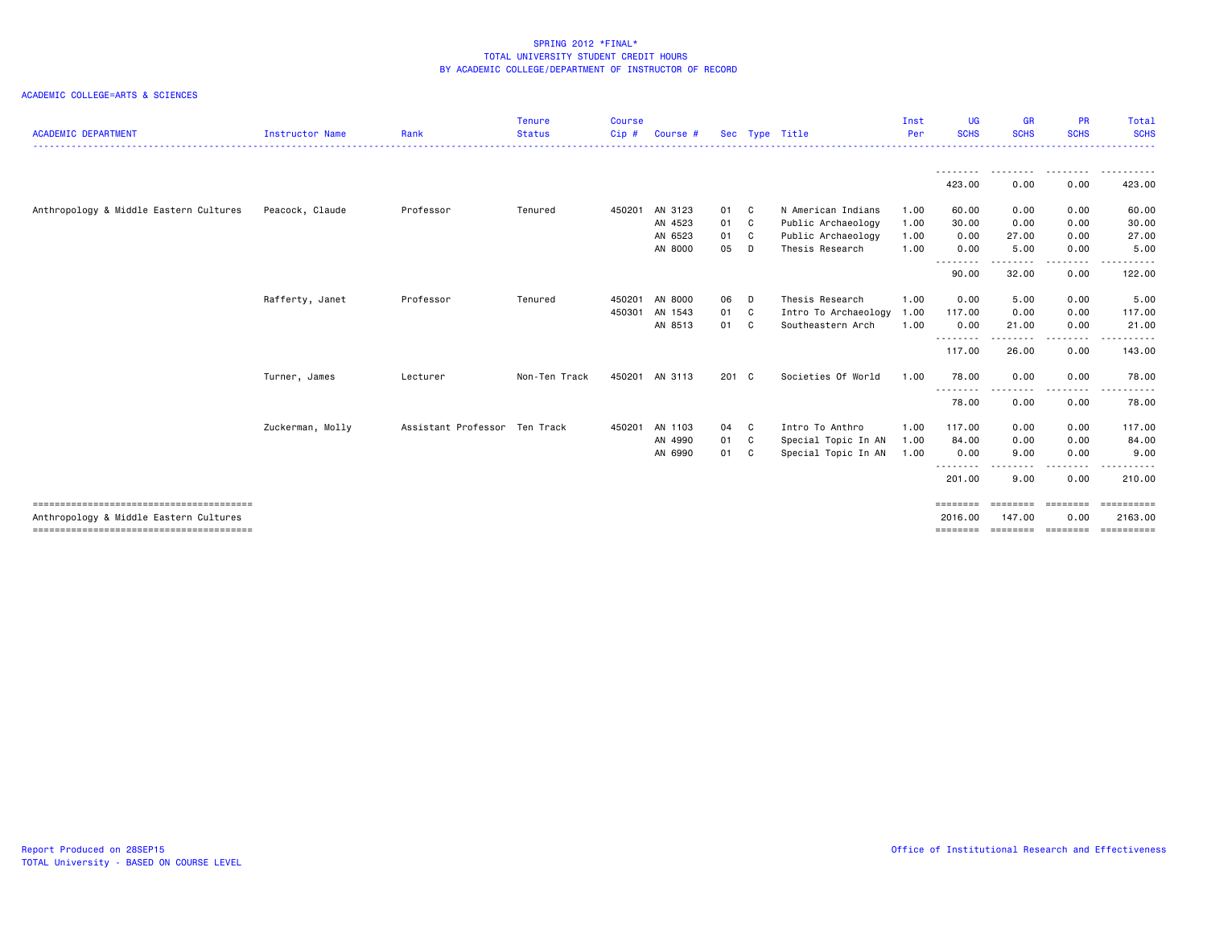SPRING 2012 *FINAL*
TOTAL UNIVERSITY STUDENT CREDIT HOURS
BY ACADEMIC COLLEGE/DEPARTMENT OF INSTRUCTOR OF RECORD

ACADEMIC COLLEGE=ARTS & SCIENCES

| ACADEMIC DEPARTMENT | Instructor Name | Rank | Tenure Status | Course Cip # | Course # | Sec | Type | Title | Inst Per | UG SCHS | GR SCHS | PR SCHS | Total SCHS |
|---|---|---|---|---|---|---|---|---|---|---|---|---|---|
| | | | | | | | | | | 423.00 | 0.00 | 0.00 | 423.00 |
| Anthropology & Middle Eastern Cultures | Peacock, Claude | Professor | Tenured | 450201 | AN 3123 | 01 | C | N American Indians | 1.00 | 60.00 | 0.00 | 0.00 | 60.00 |
| | | | | | AN 4523 | 01 | C | Public Archaeology | 1.00 | 30.00 | 0.00 | 0.00 | 30.00 |
| | | | | | AN 6523 | 01 | C | Public Archaeology | 1.00 | 0.00 | 27.00 | 0.00 | 27.00 |
| | | | | | AN 8000 | 05 | D | Thesis Research | 1.00 | 0.00 | 5.00 | 0.00 | 5.00 |
| | | | | | | | | | | 90.00 | 32.00 | 0.00 | 122.00 |
| | Rafferty, Janet | Professor | Tenured | 450201 | AN 8000 | 06 | D | Thesis Research | 1.00 | 0.00 | 5.00 | 0.00 | 5.00 |
| | | | | 450301 | AN 1543 | 01 | C | Intro To Archaeology | 1.00 | 117.00 | 0.00 | 0.00 | 117.00 |
| | | | | | AN 8513 | 01 | C | Southeastern Arch | 1.00 | 0.00 | 21.00 | 0.00 | 21.00 |
| | | | | | | | | | | 117.00 | 26.00 | 0.00 | 143.00 |
| | Turner, James | Lecturer | Non-Ten Track | 450201 | AN 3113 | 201 | C | Societies Of World | 1.00 | 78.00 | 0.00 | 0.00 | 78.00 |
| | | | | | | | | | | 78.00 | 0.00 | 0.00 | 78.00 |
| | Zuckerman, Molly | Assistant Professor | Ten Track | 450201 | AN 1103 | 04 | C | Intro To Anthro | 1.00 | 117.00 | 0.00 | 0.00 | 117.00 |
| | | | | | AN 4990 | 01 | C | Special Topic In AN | 1.00 | 84.00 | 0.00 | 0.00 | 84.00 |
| | | | | | AN 6990 | 01 | C | Special Topic In AN | 1.00 | 0.00 | 9.00 | 0.00 | 9.00 |
| | | | | | | | | | | 201.00 | 9.00 | 0.00 | 210.00 |
| Anthropology & Middle Eastern Cultures | | | | | | | | | | 2016.00 | 147.00 | 0.00 | 2163.00 |

Report Produced on 28SEP15
TOTAL University - BASED ON COURSE LEVEL

Office of Institutional Research and Effectiveness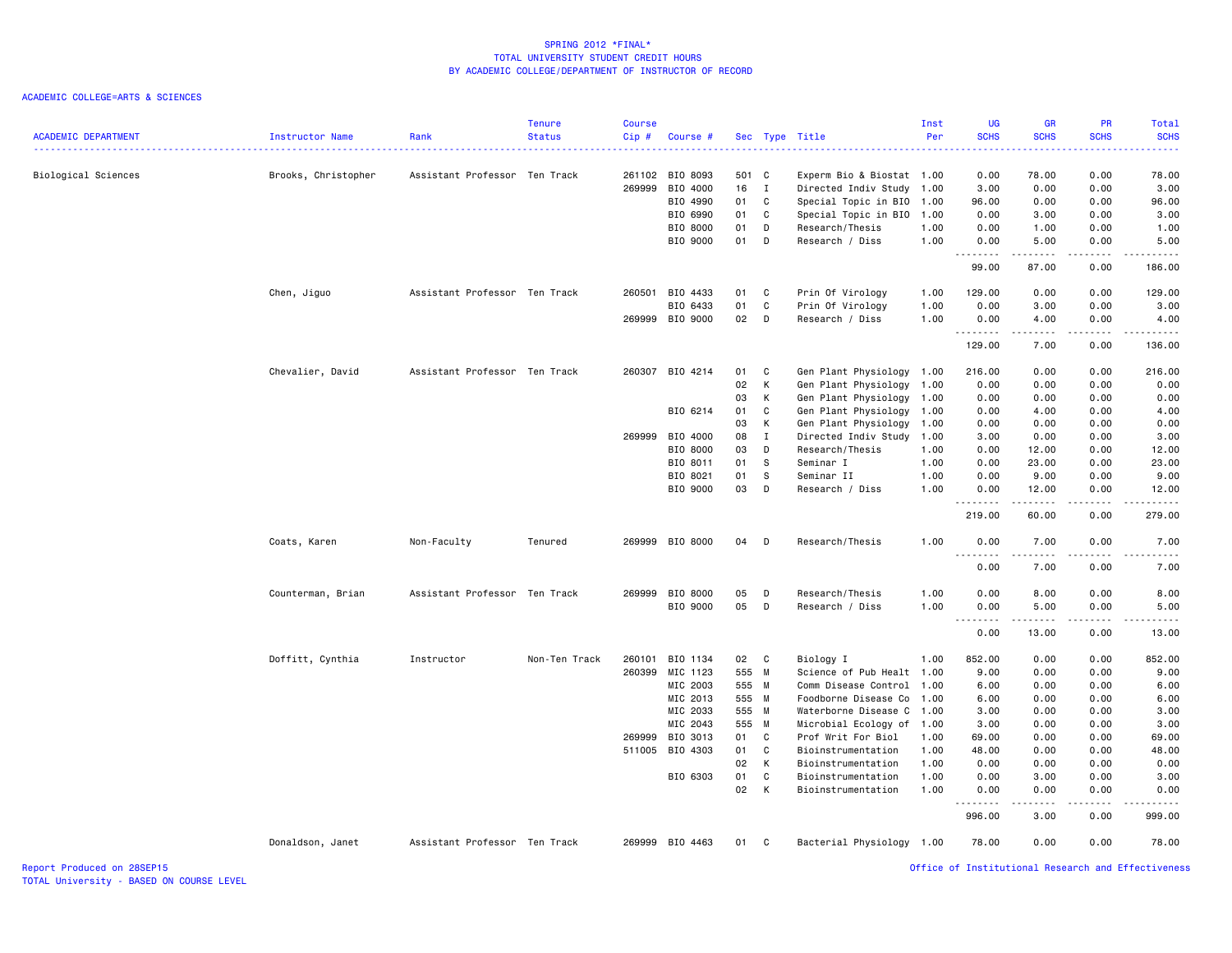# SPRING 2012 *FINAL*
## TOTAL UNIVERSITY STUDENT CREDIT HOURS
## BY ACADEMIC COLLEGE/DEPARTMENT OF INSTRUCTOR OF RECORD

ACADEMIC COLLEGE=ARTS & SCIENCES

| ACADEMIC DEPARTMENT | Instructor Name | Rank | Tenure Status | Course Cip # | Course # | Sec | Type | Title | Inst Per | UG SCHS | GR SCHS | PR SCHS | Total SCHS |
|---|---|---|---|---|---|---|---|---|---|---|---|---|---|
| Biological Sciences | Brooks, Christopher | Assistant Professor | Ten Track | 261102 | BIO 8093 | 501 | C | Experm Bio & Biostat | 1.00 | 0.00 | 78.00 | 0.00 | 78.00 |
| | | | | 269999 | BIO 4000 | 16 | I | Directed Indiv Study | 1.00 | 3.00 | 0.00 | 0.00 | 3.00 |
| | | | | | BIO 4990 | 01 | C | Special Topic in BIO | 1.00 | 96.00 | 0.00 | 0.00 | 96.00 |
| | | | | | BIO 6990 | 01 | C | Special Topic in BIO | 1.00 | 0.00 | 3.00 | 0.00 | 3.00 |
| | | | | | BIO 8000 | 01 | D | Research/Thesis | 1.00 | 0.00 | 1.00 | 0.00 | 1.00 |
| | | | | | BIO 9000 | 01 | D | Research / Diss | 1.00 | 0.00 | 5.00 | 0.00 | 5.00 |
| | | | | | | | | | | 99.00 | 87.00 | 0.00 | 186.00 |
| | Chen, Jiguo | Assistant Professor | Ten Track | 260501 | BIO 4433 | 01 | C | Prin Of Virology | 1.00 | 129.00 | 0.00 | 0.00 | 129.00 |
| | | | | | BIO 6433 | 01 | C | Prin Of Virology | 1.00 | 0.00 | 3.00 | 0.00 | 3.00 |
| | | | | 269999 | BIO 9000 | 02 | D | Research / Diss | 1.00 | 0.00 | 4.00 | 0.00 | 4.00 |
| | | | | | | | | | | 129.00 | 7.00 | 0.00 | 136.00 |
| | Chevalier, David | Assistant Professor | Ten Track | 260307 | BIO 4214 | 01 | C | Gen Plant Physiology | 1.00 | 216.00 | 0.00 | 0.00 | 216.00 |
| | | | | | | 02 | K | Gen Plant Physiology | 1.00 | 0.00 | 0.00 | 0.00 | 0.00 |
| | | | | | | 03 | K | Gen Plant Physiology | 1.00 | 0.00 | 0.00 | 0.00 | 0.00 |
| | | | | | BIO 6214 | 01 | C | Gen Plant Physiology | 1.00 | 0.00 | 4.00 | 0.00 | 4.00 |
| | | | | | | 03 | K | Gen Plant Physiology | 1.00 | 0.00 | 0.00 | 0.00 | 0.00 |
| | | | | 269999 | BIO 4000 | 08 | I | Directed Indiv Study | 1.00 | 3.00 | 0.00 | 0.00 | 3.00 |
| | | | | | BIO 8000 | 03 | D | Research/Thesis | 1.00 | 0.00 | 12.00 | 0.00 | 12.00 |
| | | | | | BIO 8011 | 01 | S | Seminar I | 1.00 | 0.00 | 23.00 | 0.00 | 23.00 |
| | | | | | BIO 8021 | 01 | S | Seminar II | 1.00 | 0.00 | 9.00 | 0.00 | 9.00 |
| | | | | | BIO 9000 | 03 | D | Research / Diss | 1.00 | 0.00 | 12.00 | 0.00 | 12.00 |
| | | | | | | | | | | 219.00 | 60.00 | 0.00 | 279.00 |
| | Coats, Karen | Non-Faculty | Tenured | 269999 | BIO 8000 | 04 | D | Research/Thesis | 1.00 | 0.00 | 7.00 | 0.00 | 7.00 |
| | | | | | | | | | | 0.00 | 7.00 | 0.00 | 7.00 |
| | Counterman, Brian | Assistant Professor | Ten Track | 269999 | BIO 8000 | 05 | D | Research/Thesis | 1.00 | 0.00 | 8.00 | 0.00 | 8.00 |
| | | | | | BIO 9000 | 05 | D | Research / Diss | 1.00 | 0.00 | 5.00 | 0.00 | 5.00 |
| | | | | | | | | | | 0.00 | 13.00 | 0.00 | 13.00 |
| | Doffitt, Cynthia | Instructor | Non-Ten Track | 260101 | BIO 1134 | 02 | C | Biology I | 1.00 | 852.00 | 0.00 | 0.00 | 852.00 |
| | | | | 260399 | MIC 1123 | 555 | M | Science of Pub Healt | 1.00 | 9.00 | 0.00 | 0.00 | 9.00 |
| | | | | | MIC 2003 | 555 | M | Comm Disease Control | 1.00 | 6.00 | 0.00 | 0.00 | 6.00 |
| | | | | | MIC 2013 | 555 | M | Foodborne Disease Co | 1.00 | 6.00 | 0.00 | 0.00 | 6.00 |
| | | | | | MIC 2033 | 555 | M | Waterborne Disease C | 1.00 | 3.00 | 0.00 | 0.00 | 3.00 |
| | | | | | MIC 2043 | 555 | M | Microbial Ecology of | 1.00 | 3.00 | 0.00 | 0.00 | 3.00 |
| | | | | 269999 | BIO 3013 | 01 | C | Prof Writ For Biol | 1.00 | 69.00 | 0.00 | 0.00 | 69.00 |
| | | | | 511005 | BIO 4303 | 01 | C | Bioinstrumentation | 1.00 | 48.00 | 0.00 | 0.00 | 48.00 |
| | | | | | | 02 | K | Bioinstrumentation | 1.00 | 0.00 | 0.00 | 0.00 | 0.00 |
| | | | | | BIO 6303 | 01 | C | Bioinstrumentation | 1.00 | 0.00 | 3.00 | 0.00 | 3.00 |
| | | | | | | 02 | K | Bioinstrumentation | 1.00 | 0.00 | 0.00 | 0.00 | 0.00 |
| | | | | | | | | | | 996.00 | 3.00 | 0.00 | 999.00 |
| | Donaldson, Janet | Assistant Professor | Ten Track | 269999 | BIO 4463 | 01 | C | Bacterial Physiology | 1.00 | 78.00 | 0.00 | 0.00 | 78.00 |

Report Produced on 28SEP15
TOTAL University - BASED ON COURSE LEVEL

Office of Institutional Research and Effectiveness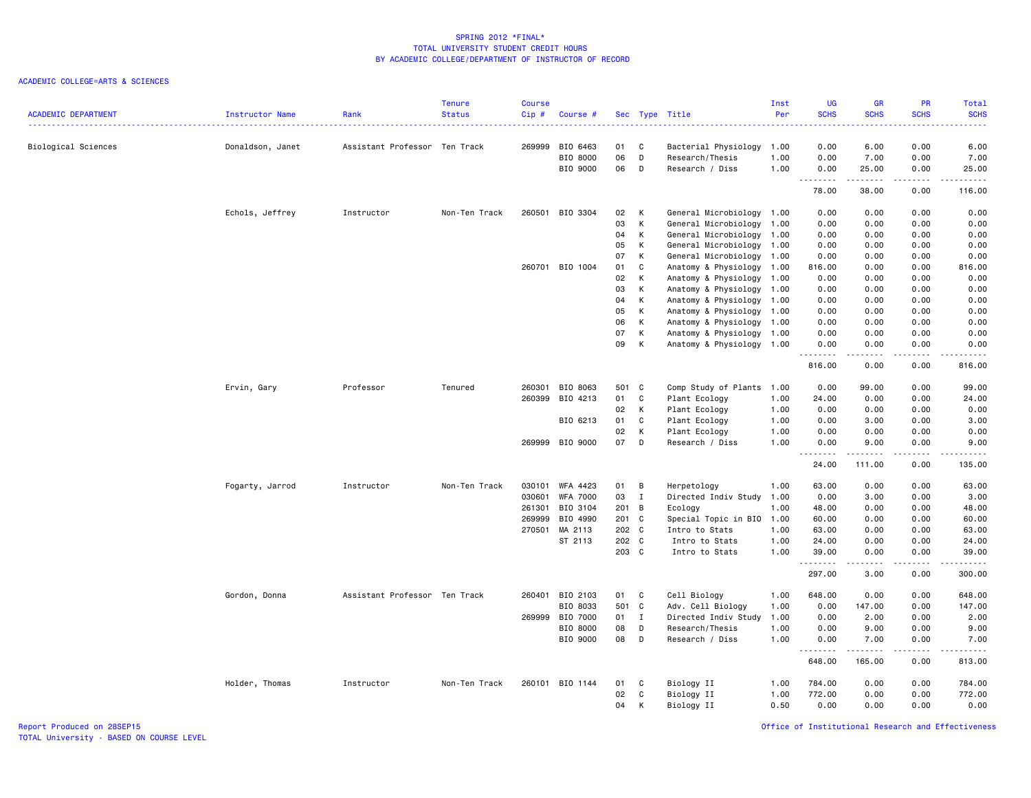SPRING 2012 *FINAL*
TOTAL UNIVERSITY STUDENT CREDIT HOURS
BY ACADEMIC COLLEGE/DEPARTMENT OF INSTRUCTOR OF RECORD

ACADEMIC COLLEGE=ARTS & SCIENCES

| ACADEMIC DEPARTMENT | Instructor Name | Rank | Tenure Status | Course Cip # | Course # | Sec | Type | Title | Inst Per | UG SCHS | GR SCHS | PR SCHS | Total SCHS |
|---|---|---|---|---|---|---|---|---|---|---|---|---|---|
| Biological Sciences | Donaldson, Janet | Assistant Professor | Ten Track | 269999 | BIO 6463 | 01 | C | Bacterial Physiology | 1.00 | 0.00 | 6.00 | 0.00 | 6.00 |
| | | | | | BIO 8000 | 06 | D | Research/Thesis | 1.00 | 0.00 | 7.00 | 0.00 | 7.00 |
| | | | | | BIO 9000 | 06 | D | Research / Diss | 1.00 | 0.00 | 25.00 | 0.00 | 25.00 |
| | | | | | | | | | | 78.00 | 38.00 | 0.00 | 116.00 |
| | Echols, Jeffrey | Instructor | Non-Ten Track | 260501 | BIO 3304 | 02 | K | General Microbiology | 1.00 | 0.00 | 0.00 | 0.00 | 0.00 |
| | | | | | | 03 | K | General Microbiology | 1.00 | 0.00 | 0.00 | 0.00 | 0.00 |
| | | | | | | 04 | K | General Microbiology | 1.00 | 0.00 | 0.00 | 0.00 | 0.00 |
| | | | | | | 05 | K | General Microbiology | 1.00 | 0.00 | 0.00 | 0.00 | 0.00 |
| | | | | | | 07 | K | General Microbiology | 1.00 | 0.00 | 0.00 | 0.00 | 0.00 |
| | | | | 260701 | BIO 1004 | 01 | C | Anatomy & Physiology | 1.00 | 816.00 | 0.00 | 0.00 | 816.00 |
| | | | | | | 02 | K | Anatomy & Physiology | 1.00 | 0.00 | 0.00 | 0.00 | 0.00 |
| | | | | | | 03 | K | Anatomy & Physiology | 1.00 | 0.00 | 0.00 | 0.00 | 0.00 |
| | | | | | | 04 | K | Anatomy & Physiology | 1.00 | 0.00 | 0.00 | 0.00 | 0.00 |
| | | | | | | 05 | K | Anatomy & Physiology | 1.00 | 0.00 | 0.00 | 0.00 | 0.00 |
| | | | | | | 06 | K | Anatomy & Physiology | 1.00 | 0.00 | 0.00 | 0.00 | 0.00 |
| | | | | | | 07 | K | Anatomy & Physiology | 1.00 | 0.00 | 0.00 | 0.00 | 0.00 |
| | | | | | | 09 | K | Anatomy & Physiology | 1.00 | 0.00 | 0.00 | 0.00 | 0.00 |
| | | | | | | | | | | 816.00 | 0.00 | 0.00 | 816.00 |
| | Ervin, Gary | Professor | Tenured | 260301 | BIO 8063 | 501 | C | Comp Study of Plants | 1.00 | 0.00 | 99.00 | 0.00 | 99.00 |
| | | | | 260399 | BIO 4213 | 01 | C | Plant Ecology | 1.00 | 24.00 | 0.00 | 0.00 | 24.00 |
| | | | | | | 02 | K | Plant Ecology | 1.00 | 0.00 | 0.00 | 0.00 | 0.00 |
| | | | | | BIO 6213 | 01 | C | Plant Ecology | 1.00 | 0.00 | 3.00 | 0.00 | 3.00 |
| | | | | | | 02 | K | Plant Ecology | 1.00 | 0.00 | 0.00 | 0.00 | 0.00 |
| | | | | 269999 | BIO 9000 | 07 | D | Research / Diss | 1.00 | 0.00 | 9.00 | 0.00 | 9.00 |
| | | | | | | | | | | 24.00 | 111.00 | 0.00 | 135.00 |
| | Fogarty, Jarrod | Instructor | Non-Ten Track | 030101 | WFA 4423 | 01 | B | Herpetology | 1.00 | 63.00 | 0.00 | 0.00 | 63.00 |
| | | | | 030601 | WFA 7000 | 03 | I | Directed Indiv Study | 1.00 | 0.00 | 3.00 | 0.00 | 3.00 |
| | | | | 261301 | BIO 3104 | 201 | B | Ecology | 1.00 | 48.00 | 0.00 | 0.00 | 48.00 |
| | | | | 269999 | BIO 4990 | 201 | C | Special Topic in BIO | 1.00 | 60.00 | 0.00 | 0.00 | 60.00 |
| | | | | 270501 | MA 2113 | 202 | C | Intro to Stats | 1.00 | 63.00 | 0.00 | 0.00 | 63.00 |
| | | | | | ST 2113 | 202 | C | Intro to Stats | 1.00 | 24.00 | 0.00 | 0.00 | 24.00 |
| | | | | | | 203 | C | Intro to Stats | 1.00 | 39.00 | 0.00 | 0.00 | 39.00 |
| | | | | | | | | | | 297.00 | 3.00 | 0.00 | 300.00 |
| | Gordon, Donna | Assistant Professor | Ten Track | 260401 | BIO 2103 | 01 | C | Cell Biology | 1.00 | 648.00 | 0.00 | 0.00 | 648.00 |
| | | | | | BIO 8033 | 501 | C | Adv. Cell Biology | 1.00 | 0.00 | 147.00 | 0.00 | 147.00 |
| | | | | 269999 | BIO 7000 | 01 | I | Directed Indiv Study | 1.00 | 0.00 | 2.00 | 0.00 | 2.00 |
| | | | | | BIO 8000 | 08 | D | Research/Thesis | 1.00 | 0.00 | 9.00 | 0.00 | 9.00 |
| | | | | | BIO 9000 | 08 | D | Research / Diss | 1.00 | 0.00 | 7.00 | 0.00 | 7.00 |
| | | | | | | | | | | 648.00 | 165.00 | 0.00 | 813.00 |
| | Holder, Thomas | Instructor | Non-Ten Track | 260101 | BIO 1144 | 01 | C | Biology II | 1.00 | 784.00 | 0.00 | 0.00 | 784.00 |
| | | | | | | 02 | C | Biology II | 1.00 | 772.00 | 0.00 | 0.00 | 772.00 |
| | | | | | | 04 | K | Biology II | 0.50 | 0.00 | 0.00 | 0.00 | 0.00 |

Report Produced on 28SEP15
TOTAL University - BASED ON COURSE LEVEL

Office of Institutional Research and Effectiveness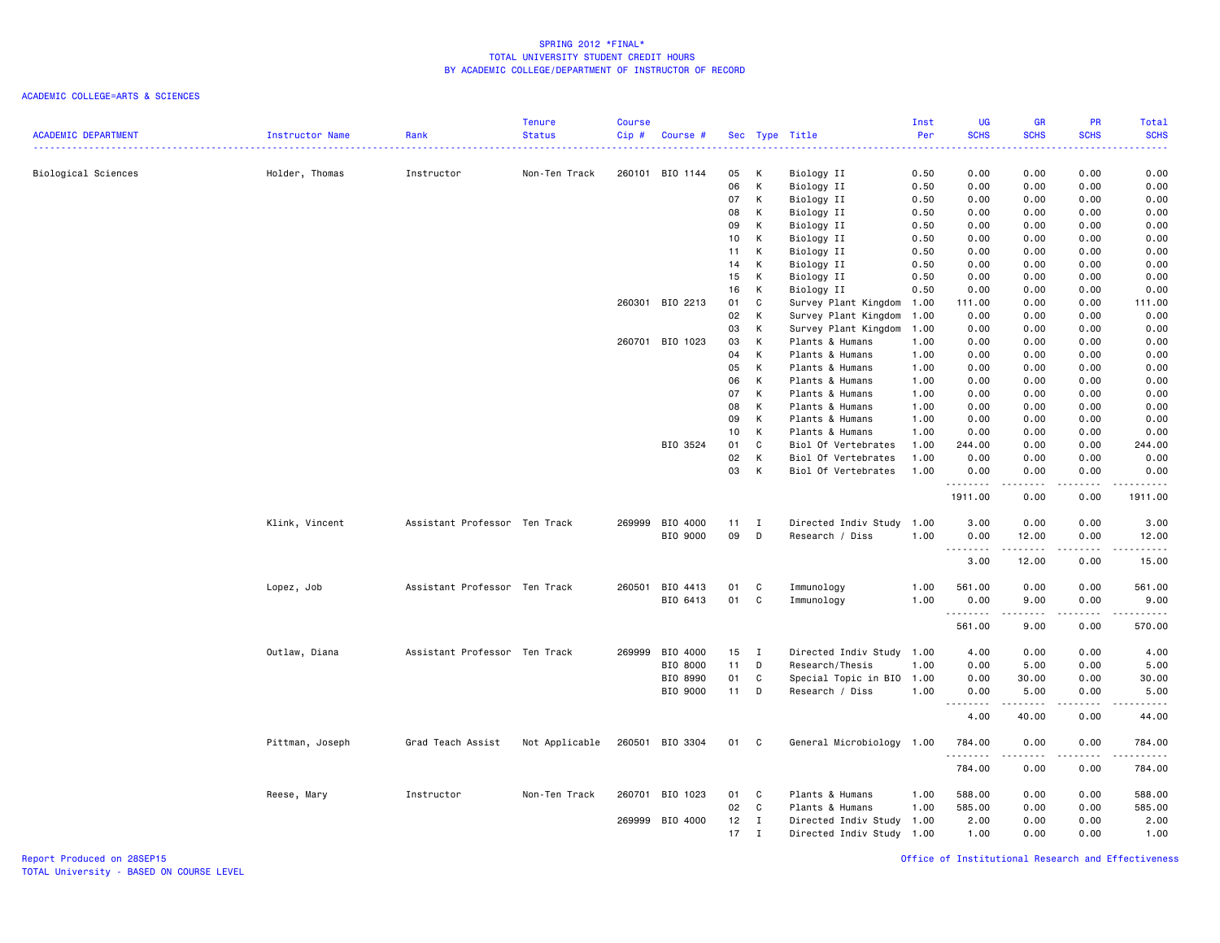# SPRING 2012 *FINAL*
## TOTAL UNIVERSITY STUDENT CREDIT HOURS
## BY ACADEMIC COLLEGE/DEPARTMENT OF INSTRUCTOR OF RECORD

ACADEMIC COLLEGE=ARTS & SCIENCES

| ACADEMIC DEPARTMENT | Instructor Name | Rank | Tenure Status | Course Cip # | Course # | Sec | Type | Title | Inst Per | UG SCHS | GR SCHS | PR SCHS | Total SCHS |
|---|---|---|---|---|---|---|---|---|---|---|---|---|---|
| Biological Sciences | Holder, Thomas | Instructor | Non-Ten Track | 260101 | BIO 1144 | 05 | K | Biology II | 0.50 | 0.00 | 0.00 | 0.00 | 0.00 |
| | | | | | | 06 | K | Biology II | 0.50 | 0.00 | 0.00 | 0.00 | 0.00 |
| | | | | | | 07 | K | Biology II | 0.50 | 0.00 | 0.00 | 0.00 | 0.00 |
| | | | | | | 08 | K | Biology II | 0.50 | 0.00 | 0.00 | 0.00 | 0.00 |
| | | | | | | 09 | K | Biology II | 0.50 | 0.00 | 0.00 | 0.00 | 0.00 |
| | | | | | | 10 | K | Biology II | 0.50 | 0.00 | 0.00 | 0.00 | 0.00 |
| | | | | | | 11 | K | Biology II | 0.50 | 0.00 | 0.00 | 0.00 | 0.00 |
| | | | | | | 14 | K | Biology II | 0.50 | 0.00 | 0.00 | 0.00 | 0.00 |
| | | | | | | 15 | K | Biology II | 0.50 | 0.00 | 0.00 | 0.00 | 0.00 |
| | | | | | | 16 | K | Biology II | 0.50 | 0.00 | 0.00 | 0.00 | 0.00 |
| | | | | 260301 | BIO 2213 | 01 | C | Survey Plant Kingdom | 1.00 | 111.00 | 0.00 | 0.00 | 111.00 |
| | | | | | | 02 | K | Survey Plant Kingdom | 1.00 | 0.00 | 0.00 | 0.00 | 0.00 |
| | | | | | | 03 | K | Survey Plant Kingdom | 1.00 | 0.00 | 0.00 | 0.00 | 0.00 |
| | | | | 260701 | BIO 1023 | 03 | K | Plants & Humans | 1.00 | 0.00 | 0.00 | 0.00 | 0.00 |
| | | | | | | 04 | K | Plants & Humans | 1.00 | 0.00 | 0.00 | 0.00 | 0.00 |
| | | | | | | 05 | K | Plants & Humans | 1.00 | 0.00 | 0.00 | 0.00 | 0.00 |
| | | | | | | 06 | K | Plants & Humans | 1.00 | 0.00 | 0.00 | 0.00 | 0.00 |
| | | | | | | 07 | K | Plants & Humans | 1.00 | 0.00 | 0.00 | 0.00 | 0.00 |
| | | | | | | 08 | K | Plants & Humans | 1.00 | 0.00 | 0.00 | 0.00 | 0.00 |
| | | | | | | 09 | K | Plants & Humans | 1.00 | 0.00 | 0.00 | 0.00 | 0.00 |
| | | | | | | 10 | K | Plants & Humans | 1.00 | 0.00 | 0.00 | 0.00 | 0.00 |
| | | | | | BIO 3524 | 01 | C | Biol Of Vertebrates | 1.00 | 244.00 | 0.00 | 0.00 | 244.00 |
| | | | | | | 02 | K | Biol Of Vertebrates | 1.00 | 0.00 | 0.00 | 0.00 | 0.00 |
| | | | | | | 03 | K | Biol Of Vertebrates | 1.00 | 0.00 | 0.00 | 0.00 | 0.00 |
| | | | | | | | | | | 1911.00 | 0.00 | 0.00 | 1911.00 |
| | Klink, Vincent | Assistant Professor | Ten Track | 269999 | BIO 4000 | 11 | I | Directed Indiv Study | 1.00 | 3.00 | 0.00 | 0.00 | 3.00 |
| | | | | | BIO 9000 | 09 | D | Research / Diss | 1.00 | 0.00 | 12.00 | 0.00 | 12.00 |
| | | | | | | | | | | 3.00 | 12.00 | 0.00 | 15.00 |
| | Lopez, Job | Assistant Professor | Ten Track | 260501 | BIO 4413 | 01 | C | Immunology | 1.00 | 561.00 | 0.00 | 0.00 | 561.00 |
| | | | | | BIO 6413 | 01 | C | Immunology | 1.00 | 0.00 | 9.00 | 0.00 | 9.00 |
| | | | | | | | | | | 561.00 | 9.00 | 0.00 | 570.00 |
| | Outlaw, Diana | Assistant Professor | Ten Track | 269999 | BIO 4000 | 15 | I | Directed Indiv Study | 1.00 | 4.00 | 0.00 | 0.00 | 4.00 |
| | | | | | BIO 8000 | 11 | D | Research/Thesis | 1.00 | 0.00 | 5.00 | 0.00 | 5.00 |
| | | | | | BIO 8990 | 01 | C | Special Topic in BIO | 1.00 | 0.00 | 30.00 | 0.00 | 30.00 |
| | | | | | BIO 9000 | 11 | D | Research / Diss | 1.00 | 0.00 | 5.00 | 0.00 | 5.00 |
| | | | | | | | | | | 4.00 | 40.00 | 0.00 | 44.00 |
| | Pittman, Joseph | Grad Teach Assist | Not Applicable | 260501 | BIO 3304 | 01 | C | General Microbiology | 1.00 | 784.00 | 0.00 | 0.00 | 784.00 |
| | | | | | | | | | | 784.00 | 0.00 | 0.00 | 784.00 |
| | Reese, Mary | Instructor | Non-Ten Track | 260701 | BIO 1023 | 01 | C | Plants & Humans | 1.00 | 588.00 | 0.00 | 0.00 | 588.00 |
| | | | | | | 02 | C | Plants & Humans | 1.00 | 585.00 | 0.00 | 0.00 | 585.00 |
| | | | | 269999 | BIO 4000 | 12 | I | Directed Indiv Study | 1.00 | 2.00 | 0.00 | 0.00 | 2.00 |
| | | | | | | 17 | I | Directed Indiv Study | 1.00 | 1.00 | 0.00 | 0.00 | 1.00 |

Report Produced on 28SEP15
TOTAL University - BASED ON COURSE LEVEL

Office of Institutional Research and Effectiveness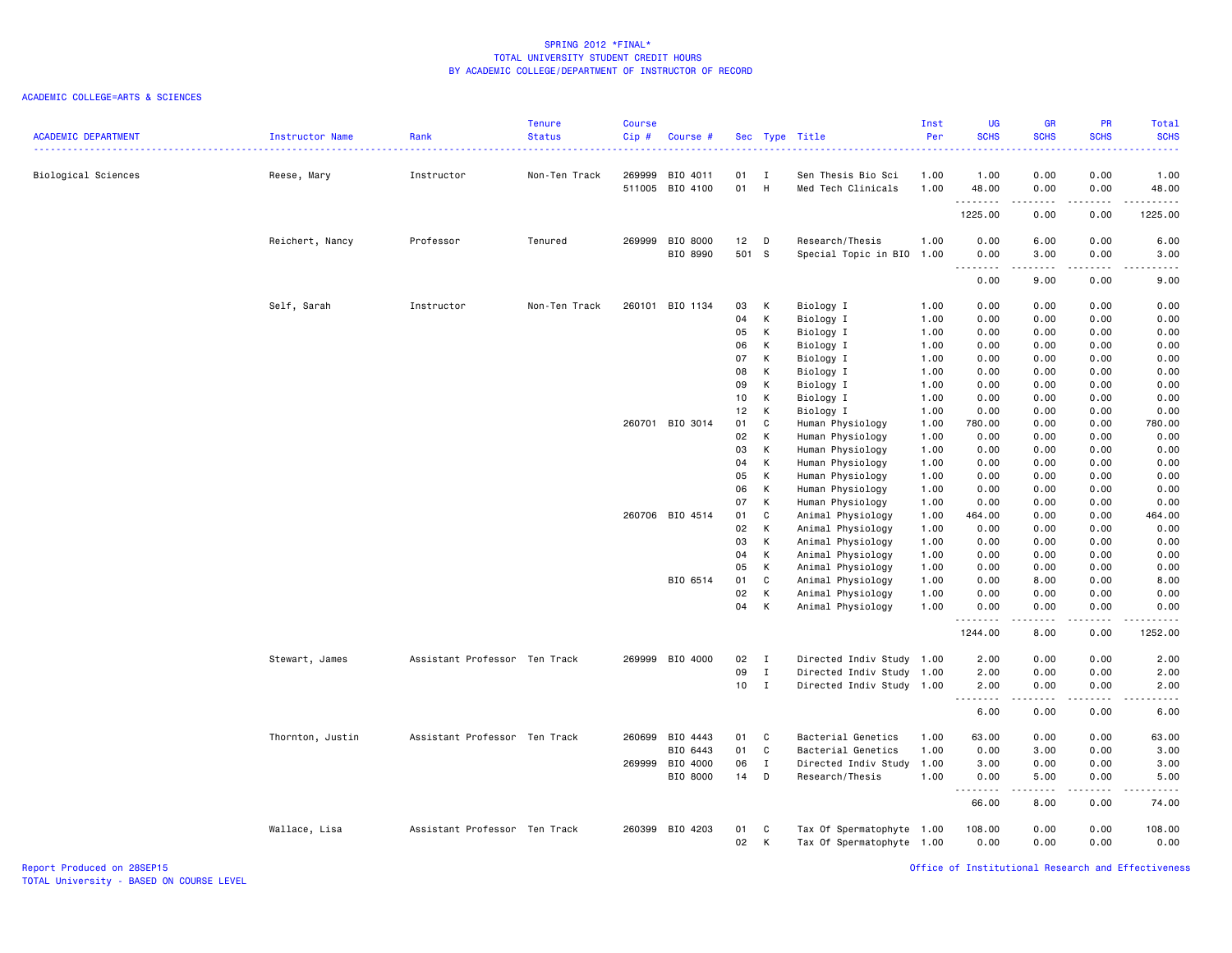SPRING 2012 *FINAL*
TOTAL UNIVERSITY STUDENT CREDIT HOURS
BY ACADEMIC COLLEGE/DEPARTMENT OF INSTRUCTOR OF RECORD

ACADEMIC COLLEGE=ARTS & SCIENCES

| ACADEMIC DEPARTMENT | Instructor Name | Rank | Tenure Status | Course Cip # | Course # | Sec | Type | Title | Inst Per | UG SCHS | GR SCHS | PR SCHS | Total SCHS |
|---|---|---|---|---|---|---|---|---|---|---|---|---|---|
| Biological Sciences | Reese, Mary | Instructor | Non-Ten Track | 269999 | BIO 4011 | 01 | I | Sen Thesis Bio Sci | 1.00 | 1.00 | 0.00 | 0.00 | 1.00 |
| | | | | 511005 | BIO 4100 | 01 | H | Med Tech Clinicals | 1.00 | 48.00 | 0.00 | 0.00 | 48.00 |
| | | | | | | | | | | 1225.00 | 0.00 | 0.00 | 1225.00 |
| | Reichert, Nancy | Professor | Tenured | 269999 | BIO 8000 | 12 | D | Research/Thesis | 1.00 | 0.00 | 6.00 | 0.00 | 6.00 |
| | | | | | BIO 8990 | 501 | S | Special Topic in BIO | 1.00 | 0.00 | 3.00 | 0.00 | 3.00 |
| | | | | | | | | | | 0.00 | 9.00 | 0.00 | 9.00 |
| | Self, Sarah | Instructor | Non-Ten Track | 260101 | BIO 1134 | 03 | K | Biology I | 1.00 | 0.00 | 0.00 | 0.00 | 0.00 |
| | | | | | | 04 | K | Biology I | 1.00 | 0.00 | 0.00 | 0.00 | 0.00 |
| | | | | | | 05 | K | Biology I | 1.00 | 0.00 | 0.00 | 0.00 | 0.00 |
| | | | | | | 06 | K | Biology I | 1.00 | 0.00 | 0.00 | 0.00 | 0.00 |
| | | | | | | 07 | K | Biology I | 1.00 | 0.00 | 0.00 | 0.00 | 0.00 |
| | | | | | | 08 | K | Biology I | 1.00 | 0.00 | 0.00 | 0.00 | 0.00 |
| | | | | | | 09 | K | Biology I | 1.00 | 0.00 | 0.00 | 0.00 | 0.00 |
| | | | | | | 10 | K | Biology I | 1.00 | 0.00 | 0.00 | 0.00 | 0.00 |
| | | | | | | 12 | K | Biology I | 1.00 | 0.00 | 0.00 | 0.00 | 0.00 |
| | | | | 260701 | BIO 3014 | 01 | C | Human Physiology | 1.00 | 780.00 | 0.00 | 0.00 | 780.00 |
| | | | | | | 02 | K | Human Physiology | 1.00 | 0.00 | 0.00 | 0.00 | 0.00 |
| | | | | | | 03 | K | Human Physiology | 1.00 | 0.00 | 0.00 | 0.00 | 0.00 |
| | | | | | | 04 | K | Human Physiology | 1.00 | 0.00 | 0.00 | 0.00 | 0.00 |
| | | | | | | 05 | K | Human Physiology | 1.00 | 0.00 | 0.00 | 0.00 | 0.00 |
| | | | | | | 06 | K | Human Physiology | 1.00 | 0.00 | 0.00 | 0.00 | 0.00 |
| | | | | | | 07 | K | Human Physiology | 1.00 | 0.00 | 0.00 | 0.00 | 0.00 |
| | | | | 260706 | BIO 4514 | 01 | C | Animal Physiology | 1.00 | 464.00 | 0.00 | 0.00 | 464.00 |
| | | | | | | 02 | K | Animal Physiology | 1.00 | 0.00 | 0.00 | 0.00 | 0.00 |
| | | | | | | 03 | K | Animal Physiology | 1.00 | 0.00 | 0.00 | 0.00 | 0.00 |
| | | | | | | 04 | K | Animal Physiology | 1.00 | 0.00 | 0.00 | 0.00 | 0.00 |
| | | | | | | 05 | K | Animal Physiology | 1.00 | 0.00 | 0.00 | 0.00 | 0.00 |
| | | | | | BIO 6514 | 01 | C | Animal Physiology | 1.00 | 0.00 | 8.00 | 0.00 | 8.00 |
| | | | | | | 02 | K | Animal Physiology | 1.00 | 0.00 | 0.00 | 0.00 | 0.00 |
| | | | | | | 04 | K | Animal Physiology | 1.00 | 0.00 | 0.00 | 0.00 | 0.00 |
| | | | | | | | | | | 1244.00 | 8.00 | 0.00 | 1252.00 |
| | Stewart, James | Assistant Professor | Ten Track | 269999 | BIO 4000 | 02 | I | Directed Indiv Study | 1.00 | 2.00 | 0.00 | 0.00 | 2.00 |
| | | | | | | 09 | I | Directed Indiv Study | 1.00 | 2.00 | 0.00 | 0.00 | 2.00 |
| | | | | | | 10 | I | Directed Indiv Study | 1.00 | 2.00 | 0.00 | 0.00 | 2.00 |
| | | | | | | | | | | 6.00 | 0.00 | 0.00 | 6.00 |
| | Thornton, Justin | Assistant Professor | Ten Track | 260699 | BIO 4443 | 01 | C | Bacterial Genetics | 1.00 | 63.00 | 0.00 | 0.00 | 63.00 |
| | | | | | BIO 6443 | 01 | C | Bacterial Genetics | 1.00 | 0.00 | 3.00 | 0.00 | 3.00 |
| | | | | 269999 | BIO 4000 | 06 | I | Directed Indiv Study | 1.00 | 3.00 | 0.00 | 0.00 | 3.00 |
| | | | | | BIO 8000 | 14 | D | Research/Thesis | 1.00 | 0.00 | 5.00 | 0.00 | 5.00 |
| | | | | | | | | | | 66.00 | 8.00 | 0.00 | 74.00 |
| | Wallace, Lisa | Assistant Professor | Ten Track | 260399 | BIO 4203 | 01 | C | Tax Of Spermatophyte | 1.00 | 108.00 | 0.00 | 0.00 | 108.00 |
| | | | | | | 02 | K | Tax Of Spermatophyte | 1.00 | 0.00 | 0.00 | 0.00 | 0.00 |

Report Produced on 28SEP15
TOTAL University - BASED ON COURSE LEVEL

Office of Institutional Research and Effectiveness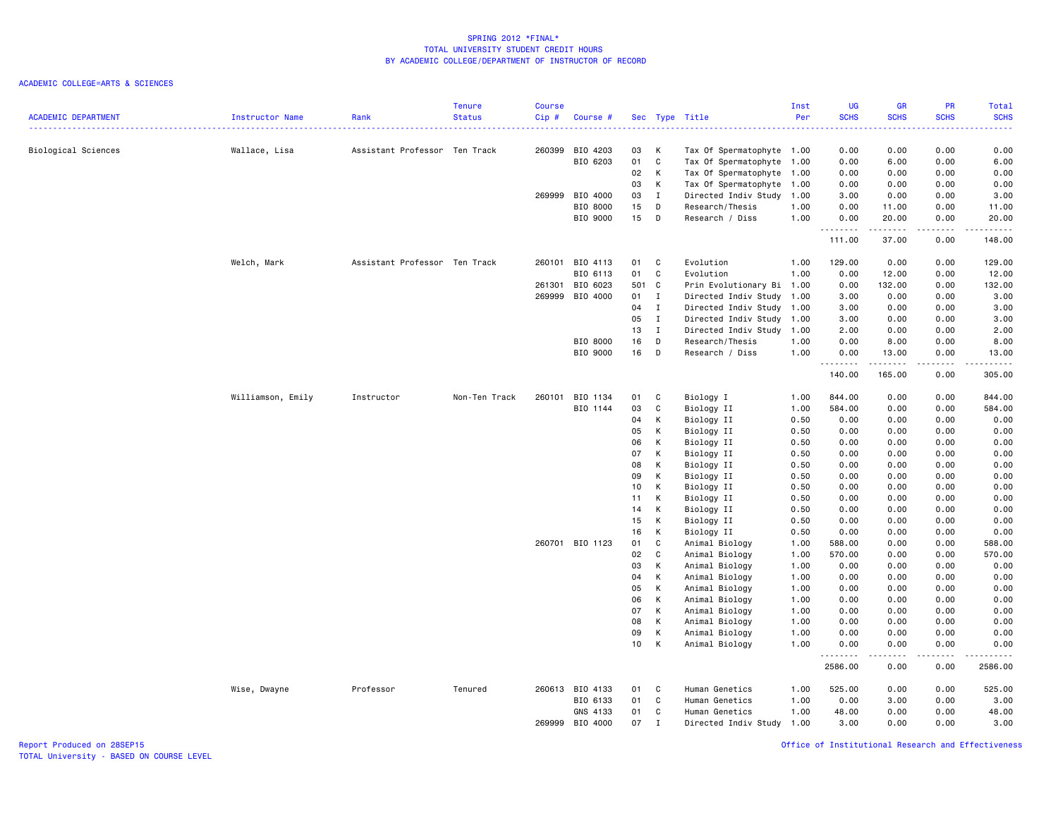SPRING 2012 *FINAL*
TOTAL UNIVERSITY STUDENT CREDIT HOURS
BY ACADEMIC COLLEGE/DEPARTMENT OF INSTRUCTOR OF RECORD

ACADEMIC COLLEGE=ARTS & SCIENCES

| ACADEMIC DEPARTMENT | Instructor Name | Rank | Tenure Status | Course Cip # | Course # | Sec | Type | Title | Inst Per | UG SCHS | GR SCHS | PR SCHS | Total SCHS |
|---|---|---|---|---|---|---|---|---|---|---|---|---|---|
| Biological Sciences | Wallace, Lisa | Assistant Professor | Ten Track | 260399 | BIO 4203 | 03 | K | Tax Of Spermatophyte | 1.00 | 0.00 | 0.00 | 0.00 | 0.00 |
| | | | | | BIO 6203 | 01 | C | Tax Of Spermatophyte | 1.00 | 0.00 | 6.00 | 0.00 | 6.00 |
| | | | | | | 02 | K | Tax Of Spermatophyte | 1.00 | 0.00 | 0.00 | 0.00 | 0.00 |
| | | | | | | 03 | K | Tax Of Spermatophyte | 1.00 | 0.00 | 0.00 | 0.00 | 0.00 |
| | | | | 269999 | BIO 4000 | 03 | I | Directed Indiv Study | 1.00 | 3.00 | 0.00 | 0.00 | 3.00 |
| | | | | | BIO 8000 | 15 | D | Research/Thesis | 1.00 | 0.00 | 11.00 | 0.00 | 11.00 |
| | | | | | BIO 9000 | 15 | D | Research / Diss | 1.00 | 0.00 | 20.00 | 0.00 | 20.00 |
| | | | | | | | | | | 111.00 | 37.00 | 0.00 | 148.00 |
| | Welch, Mark | Assistant Professor | Ten Track | 260101 | BIO 4113 | 01 | C | Evolution | 1.00 | 129.00 | 0.00 | 0.00 | 129.00 |
| | | | | | BIO 6113 | 01 | C | Evolution | 1.00 | 0.00 | 12.00 | 0.00 | 12.00 |
| | | | | 261301 | BIO 6023 | 501 | C | Prin Evolutionary Bi | 1.00 | 0.00 | 132.00 | 0.00 | 132.00 |
| | | | | 269999 | BIO 4000 | 01 | I | Directed Indiv Study | 1.00 | 3.00 | 0.00 | 0.00 | 3.00 |
| | | | | | | 04 | I | Directed Indiv Study | 1.00 | 3.00 | 0.00 | 0.00 | 3.00 |
| | | | | | | 05 | I | Directed Indiv Study | 1.00 | 3.00 | 0.00 | 0.00 | 3.00 |
| | | | | | | 13 | I | Directed Indiv Study | 1.00 | 2.00 | 0.00 | 0.00 | 2.00 |
| | | | | | BIO 8000 | 16 | D | Research/Thesis | 1.00 | 0.00 | 8.00 | 0.00 | 8.00 |
| | | | | | BIO 9000 | 16 | D | Research / Diss | 1.00 | 0.00 | 13.00 | 0.00 | 13.00 |
| | | | | | | | | | | 140.00 | 165.00 | 0.00 | 305.00 |
| | Williamson, Emily | Instructor | Non-Ten Track | 260101 | BIO 1134 | 01 | C | Biology I | 1.00 | 844.00 | 0.00 | 0.00 | 844.00 |
| | | | | | BIO 1144 | 03 | C | Biology II | 1.00 | 584.00 | 0.00 | 0.00 | 584.00 |
| | | | | | | 04 | K | Biology II | 0.50 | 0.00 | 0.00 | 0.00 | 0.00 |
| | | | | | | 05 | K | Biology II | 0.50 | 0.00 | 0.00 | 0.00 | 0.00 |
| | | | | | | 06 | K | Biology II | 0.50 | 0.00 | 0.00 | 0.00 | 0.00 |
| | | | | | | 07 | K | Biology II | 0.50 | 0.00 | 0.00 | 0.00 | 0.00 |
| | | | | | | 08 | K | Biology II | 0.50 | 0.00 | 0.00 | 0.00 | 0.00 |
| | | | | | | 09 | K | Biology II | 0.50 | 0.00 | 0.00 | 0.00 | 0.00 |
| | | | | | | 10 | K | Biology II | 0.50 | 0.00 | 0.00 | 0.00 | 0.00 |
| | | | | | | 11 | K | Biology II | 0.50 | 0.00 | 0.00 | 0.00 | 0.00 |
| | | | | | | 14 | K | Biology II | 0.50 | 0.00 | 0.00 | 0.00 | 0.00 |
| | | | | | | 15 | K | Biology II | 0.50 | 0.00 | 0.00 | 0.00 | 0.00 |
| | | | | | | 16 | K | Biology II | 0.50 | 0.00 | 0.00 | 0.00 | 0.00 |
| | | | | 260701 | BIO 1123 | 01 | C | Animal Biology | 1.00 | 588.00 | 0.00 | 0.00 | 588.00 |
| | | | | | | 02 | C | Animal Biology | 1.00 | 570.00 | 0.00 | 0.00 | 570.00 |
| | | | | | | 03 | K | Animal Biology | 1.00 | 0.00 | 0.00 | 0.00 | 0.00 |
| | | | | | | 04 | K | Animal Biology | 1.00 | 0.00 | 0.00 | 0.00 | 0.00 |
| | | | | | | 05 | K | Animal Biology | 1.00 | 0.00 | 0.00 | 0.00 | 0.00 |
| | | | | | | 06 | K | Animal Biology | 1.00 | 0.00 | 0.00 | 0.00 | 0.00 |
| | | | | | | 07 | K | Animal Biology | 1.00 | 0.00 | 0.00 | 0.00 | 0.00 |
| | | | | | | 08 | K | Animal Biology | 1.00 | 0.00 | 0.00 | 0.00 | 0.00 |
| | | | | | | 09 | K | Animal Biology | 1.00 | 0.00 | 0.00 | 0.00 | 0.00 |
| | | | | | | 10 | K | Animal Biology | 1.00 | 0.00 | 0.00 | 0.00 | 0.00 |
| | | | | | | | | | | 2586.00 | 0.00 | 0.00 | 2586.00 |
| | Wise, Dwayne | Professor | Tenured | 260613 | BIO 4133 | 01 | C | Human Genetics | 1.00 | 525.00 | 0.00 | 0.00 | 525.00 |
| | | | | | BIO 6133 | 01 | C | Human Genetics | 1.00 | 0.00 | 3.00 | 0.00 | 3.00 |
| | | | | | GNS 4133 | 01 | C | Human Genetics | 1.00 | 48.00 | 0.00 | 0.00 | 48.00 |
| | | | | 269999 | BIO 4000 | 07 | I | Directed Indiv Study | 1.00 | 3.00 | 0.00 | 0.00 | 3.00 |

Report Produced on 28SEP15
TOTAL University - BASED ON COURSE LEVEL
Office of Institutional Research and Effectiveness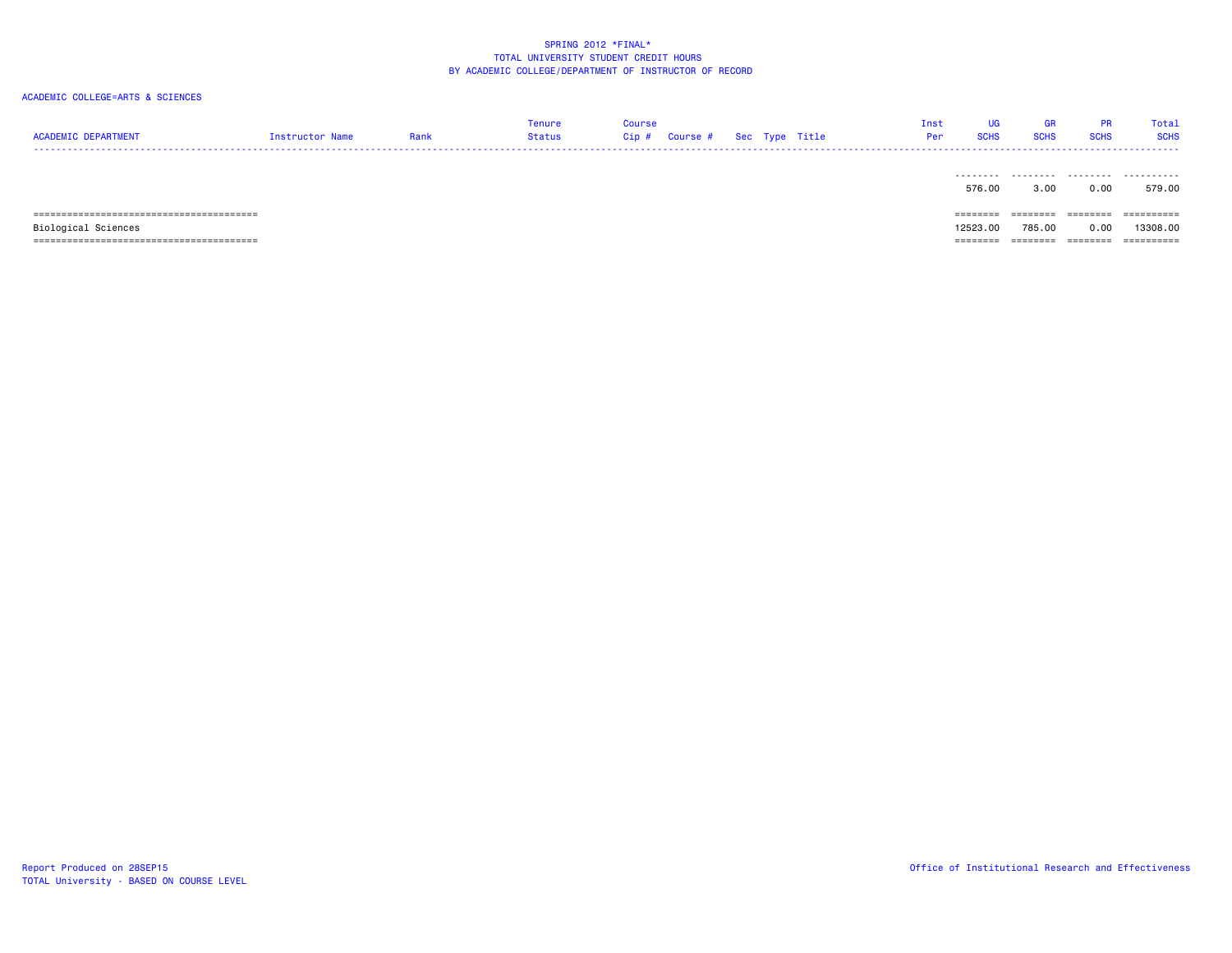SPRING 2012 *FINAL*
TOTAL UNIVERSITY STUDENT CREDIT HOURS
BY ACADEMIC COLLEGE/DEPARTMENT OF INSTRUCTOR OF RECORD

ACADEMIC COLLEGE=ARTS & SCIENCES

| ACADEMIC DEPARTMENT | Instructor Name | Rank | Tenure Status | Course Cip # | Course # | Sec | Type | Title | Inst Per | UG SCHS | GR SCHS | PR SCHS | Total SCHS |
|---|---|---|---|---|---|---|---|---|---|---|---|---|---|
| | | | | | | | | | | 576.00 | 3.00 | 0.00 | 579.00 |
| Biological Sciences | | | | | | | | | | 12523.00 | 785.00 | 0.00 | 13308.00 |

Report Produced on 28SEP15
TOTAL University - BASED ON COURSE LEVEL

Office of Institutional Research and Effectiveness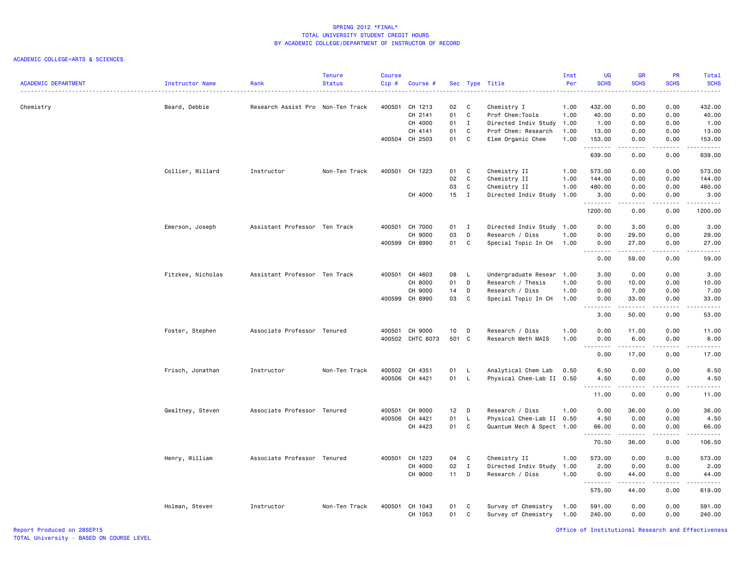SPRING 2012 *FINAL*
TOTAL UNIVERSITY STUDENT CREDIT HOURS
BY ACADEMIC COLLEGE/DEPARTMENT OF INSTRUCTOR OF RECORD

ACADEMIC COLLEGE=ARTS & SCIENCES

| ACADEMIC DEPARTMENT | Instructor Name | Rank | Tenure Status | Course Cip # | Course # | Sec | Type | Title | Inst Per | UG SCHS | GR SCHS | PR SCHS | Total SCHS |
|---|---|---|---|---|---|---|---|---|---|---|---|---|---|
| Chemistry | Beard, Debbie | Research Assist Pro | Non-Ten Track | 400501 | CH 1213 | 02 | C | Chemistry I | 1.00 | 432.00 | 0.00 | 0.00 | 432.00 |
| | | | | | CH 2141 | 01 | C | Prof Chem:Tools | 1.00 | 40.00 | 0.00 | 0.00 | 40.00 |
| | | | | | CH 4000 | 01 | I | Directed Indiv Study | 1.00 | 1.00 | 0.00 | 0.00 | 1.00 |
| | | | | | CH 4141 | 01 | C | Prof Chem: Research | 1.00 | 13.00 | 0.00 | 0.00 | 13.00 |
| | | | | 400504 | CH 2503 | 01 | C | Elem Organic Chem | 1.00 | 153.00 | 0.00 | 0.00 | 153.00 |
| | | | | | | | | | | 639.00 | 0.00 | 0.00 | 639.00 |
| | Collier, Willard | Instructor | Non-Ten Track | 400501 | CH 1223 | 01 | C | Chemistry II | 1.00 | 573.00 | 0.00 | 0.00 | 573.00 |
| | | | | | | 02 | C | Chemistry II | 1.00 | 144.00 | 0.00 | 0.00 | 144.00 |
| | | | | | | 03 | C | Chemistry II | 1.00 | 480.00 | 0.00 | 0.00 | 480.00 |
| | | | | | CH 4000 | 15 | I | Directed Indiv Study | 1.00 | 3.00 | 0.00 | 0.00 | 3.00 |
| | | | | | | | | | | 1200.00 | 0.00 | 0.00 | 1200.00 |
| | Emerson, Joseph | Assistant Professor | Ten Track | 400501 | CH 7000 | 01 | I | Directed Indiv Study | 1.00 | 0.00 | 3.00 | 0.00 | 3.00 |
| | | | | | CH 9000 | 03 | D | Research / Diss | 1.00 | 0.00 | 29.00 | 0.00 | 29.00 |
| | | | | 400599 | CH 8990 | 01 | C | Special Topic In CH | 1.00 | 0.00 | 27.00 | 0.00 | 27.00 |
| | | | | | | | | | | 0.00 | 59.00 | 0.00 | 59.00 |
| | Fitzkee, Nicholas | Assistant Professor | Ten Track | 400501 | CH 4603 | 08 | L | Undergraduate Resear | 1.00 | 3.00 | 0.00 | 0.00 | 3.00 |
| | | | | | CH 8000 | 01 | D | Research / Thesis | 1.00 | 0.00 | 10.00 | 0.00 | 10.00 |
| | | | | | CH 9000 | 14 | D | Research / Diss | 1.00 | 0.00 | 7.00 | 0.00 | 7.00 |
| | | | | 400599 | CH 8990 | 03 | C | Special Topic In CH | 1.00 | 0.00 | 33.00 | 0.00 | 33.00 |
| | | | | | | | | | | 3.00 | 50.00 | 0.00 | 53.00 |
| | Foster, Stephen | Associate Professor | Tenured | 400501 | CH 9000 | 10 | D | Research / Diss | 1.00 | 0.00 | 11.00 | 0.00 | 11.00 |
| | | | | 400502 | CHTC 8073 | 501 | C | Research Meth MAIS | 1.00 | 0.00 | 6.00 | 0.00 | 6.00 |
| | | | | | | | | | | 0.00 | 17.00 | 0.00 | 17.00 |
| | Frisch, Jonathan | Instructor | Non-Ten Track | 400502 | CH 4351 | 01 | L | Analytical Chem Lab | 0.50 | 6.50 | 0.00 | 0.00 | 6.50 |
| | | | | 400506 | CH 4421 | 01 | L | Physical Chem-Lab II | 0.50 | 4.50 | 0.00 | 0.00 | 4.50 |
| | | | | | | | | | | 11.00 | 0.00 | 0.00 | 11.00 |
| | Gwaltney, Steven | Associate Professor | Tenured | 400501 | CH 9000 | 12 | D | Research / Diss | 1.00 | 0.00 | 36.00 | 0.00 | 36.00 |
| | | | | 400506 | CH 4421 | 01 | L | Physical Chem-Lab II | 0.50 | 4.50 | 0.00 | 0.00 | 4.50 |
| | | | | | CH 4423 | 01 | C | Quantum Mech & Spect | 1.00 | 66.00 | 0.00 | 0.00 | 66.00 |
| | | | | | | | | | | 70.50 | 36.00 | 0.00 | 106.50 |
| | Henry, William | Associate Professor | Tenured | 400501 | CH 1223 | 04 | C | Chemistry II | 1.00 | 573.00 | 0.00 | 0.00 | 573.00 |
| | | | | | CH 4000 | 02 | I | Directed Indiv Study | 1.00 | 2.00 | 0.00 | 0.00 | 2.00 |
| | | | | | CH 9000 | 11 | D | Research / Diss | 1.00 | 0.00 | 44.00 | 0.00 | 44.00 |
| | | | | | | | | | | 575.00 | 44.00 | 0.00 | 619.00 |
| | Holman, Steven | Instructor | Non-Ten Track | 400501 | CH 1043 | 01 | C | Survey of Chemistry | 1.00 | 591.00 | 0.00 | 0.00 | 591.00 |
| | | | | | CH 1053 | 01 | C | Survey of Chemistry | 1.00 | 240.00 | 0.00 | 0.00 | 240.00 |

Report Produced on 28SEP15
TOTAL University - BASED ON COURSE LEVEL

Office of Institutional Research and Effectiveness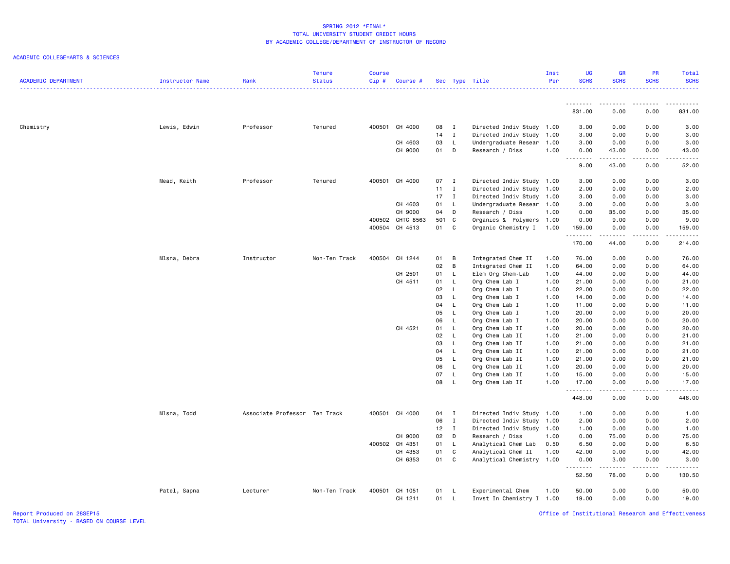SPRING 2012 *FINAL*
TOTAL UNIVERSITY STUDENT CREDIT HOURS
BY ACADEMIC COLLEGE/DEPARTMENT OF INSTRUCTOR OF RECORD

ACADEMIC COLLEGE=ARTS & SCIENCES

| ACADEMIC DEPARTMENT | Instructor Name | Rank | Tenure Status | Course Cip # | Course # | Sec | Type | Title | Inst Per | UG SCHS | GR SCHS | PR SCHS | Total SCHS |
|---|---|---|---|---|---|---|---|---|---|---|---|---|---|
| | | | | | | | | | | 831.00 | 0.00 | 0.00 | 831.00 |
| Chemistry | Lewis, Edwin | Professor | Tenured | 400501 | CH 4000 | 08 | I | Directed Indiv Study | 1.00 | 3.00 | 0.00 | 0.00 | 3.00 |
| | | | | | | 14 | I | Directed Indiv Study | 1.00 | 3.00 | 0.00 | 0.00 | 3.00 |
| | | | | | CH 4603 | 03 | L | Undergraduate Resear | 1.00 | 3.00 | 0.00 | 0.00 | 3.00 |
| | | | | | CH 9000 | 01 | D | Research / Diss | 1.00 | 0.00 | 43.00 | 0.00 | 43.00 |
| | | | | | | | | | | 9.00 | 43.00 | 0.00 | 52.00 |
| | Mead, Keith | Professor | Tenured | 400501 | CH 4000 | 07 | I | Directed Indiv Study | 1.00 | 3.00 | 0.00 | 0.00 | 3.00 |
| | | | | | | 11 | I | Directed Indiv Study | 1.00 | 2.00 | 0.00 | 0.00 | 2.00 |
| | | | | | | 17 | I | Directed Indiv Study | 1.00 | 3.00 | 0.00 | 0.00 | 3.00 |
| | | | | | CH 4603 | 01 | L | Undergraduate Resear | 1.00 | 3.00 | 0.00 | 0.00 | 3.00 |
| | | | | | CH 9000 | 04 | D | Research / Diss | 1.00 | 0.00 | 35.00 | 0.00 | 35.00 |
| | | | | 400502 | CHTC 8563 | 501 | C | Organics & Polymers | 1.00 | 0.00 | 9.00 | 0.00 | 9.00 |
| | | | | 400504 | CH 4513 | 01 | C | Organic Chemistry I | 1.00 | 159.00 | 0.00 | 0.00 | 159.00 |
| | | | | | | | | | | 170.00 | 44.00 | 0.00 | 214.00 |
| | Mlsna, Debra | Instructor | Non-Ten Track | 400504 | CH 1244 | 01 | B | Integrated Chem II | 1.00 | 76.00 | 0.00 | 0.00 | 76.00 |
| | | | | | | 02 | B | Integrated Chem II | 1.00 | 64.00 | 0.00 | 0.00 | 64.00 |
| | | | | | CH 2501 | 01 | L | Elem Org Chem-Lab | 1.00 | 44.00 | 0.00 | 0.00 | 44.00 |
| | | | | | CH 4511 | 01 | L | Org Chem Lab I | 1.00 | 21.00 | 0.00 | 0.00 | 21.00 |
| | | | | | | 02 | L | Org Chem Lab I | 1.00 | 22.00 | 0.00 | 0.00 | 22.00 |
| | | | | | | 03 | L | Org Chem Lab I | 1.00 | 14.00 | 0.00 | 0.00 | 14.00 |
| | | | | | | 04 | L | Org Chem Lab I | 1.00 | 11.00 | 0.00 | 0.00 | 11.00 |
| | | | | | | 05 | L | Org Chem Lab I | 1.00 | 20.00 | 0.00 | 0.00 | 20.00 |
| | | | | | | 06 | L | Org Chem Lab I | 1.00 | 20.00 | 0.00 | 0.00 | 20.00 |
| | | | | | CH 4521 | 01 | L | Org Chem Lab II | 1.00 | 20.00 | 0.00 | 0.00 | 20.00 |
| | | | | | | 02 | L | Org Chem Lab II | 1.00 | 21.00 | 0.00 | 0.00 | 21.00 |
| | | | | | | 03 | L | Org Chem Lab II | 1.00 | 21.00 | 0.00 | 0.00 | 21.00 |
| | | | | | | 04 | L | Org Chem Lab II | 1.00 | 21.00 | 0.00 | 0.00 | 21.00 |
| | | | | | | 05 | L | Org Chem Lab II | 1.00 | 21.00 | 0.00 | 0.00 | 21.00 |
| | | | | | | 06 | L | Org Chem Lab II | 1.00 | 20.00 | 0.00 | 0.00 | 20.00 |
| | | | | | | 07 | L | Org Chem Lab II | 1.00 | 15.00 | 0.00 | 0.00 | 15.00 |
| | | | | | | 08 | L | Org Chem Lab II | 1.00 | 17.00 | 0.00 | 0.00 | 17.00 |
| | | | | | | | | | | 448.00 | 0.00 | 0.00 | 448.00 |
| | Mlsna, Todd | Associate Professor | Ten Track | 400501 | CH 4000 | 04 | I | Directed Indiv Study | 1.00 | 1.00 | 0.00 | 0.00 | 1.00 |
| | | | | | | 06 | I | Directed Indiv Study | 1.00 | 2.00 | 0.00 | 0.00 | 2.00 |
| | | | | | | 12 | I | Directed Indiv Study | 1.00 | 1.00 | 0.00 | 0.00 | 1.00 |
| | | | | | CH 9000 | 02 | D | Research / Diss | 1.00 | 0.00 | 75.00 | 0.00 | 75.00 |
| | | | | 400502 | CH 4351 | 01 | L | Analytical Chem Lab | 0.50 | 6.50 | 0.00 | 0.00 | 6.50 |
| | | | | | CH 4353 | 01 | C | Analytical Chem II | 1.00 | 42.00 | 0.00 | 0.00 | 42.00 |
| | | | | | CH 6353 | 01 | C | Analytical Chemistry | 1.00 | 0.00 | 3.00 | 0.00 | 3.00 |
| | | | | | | | | | | 52.50 | 78.00 | 0.00 | 130.50 |
| | Patel, Sapna | Lecturer | Non-Ten Track | 400501 | CH 1051 | 01 | L | Experimental Chem | 1.00 | 50.00 | 0.00 | 0.00 | 50.00 |
| | | | | | CH 1211 | 01 | L | Invst In Chemistry I | 1.00 | 19.00 | 0.00 | 0.00 | 19.00 |

Report Produced on 28SEP15
TOTAL University - BASED ON COURSE LEVEL

Office of Institutional Research and Effectiveness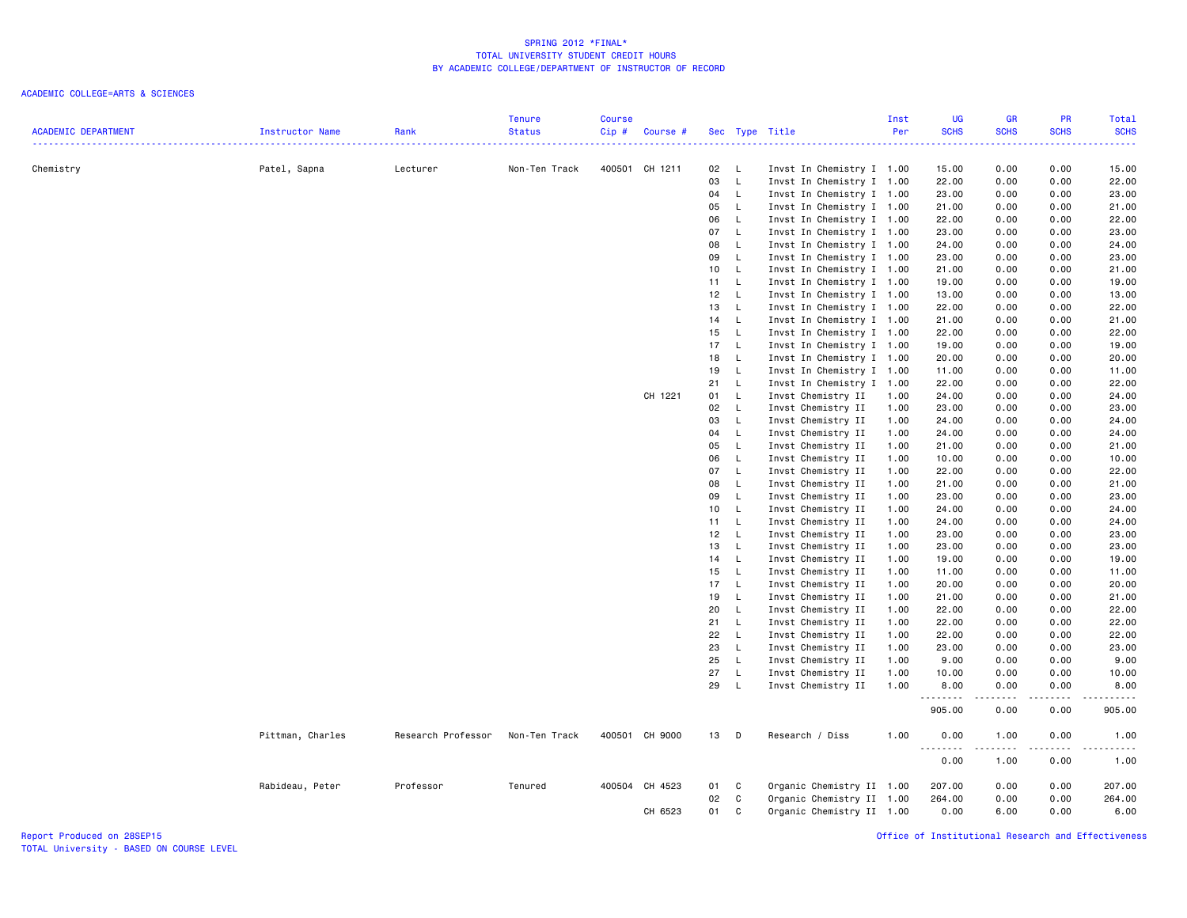SPRING 2012 *FINAL*
TOTAL UNIVERSITY STUDENT CREDIT HOURS
BY ACADEMIC COLLEGE/DEPARTMENT OF INSTRUCTOR OF RECORD

ACADEMIC COLLEGE=ARTS & SCIENCES

| ACADEMIC DEPARTMENT | Instructor Name | Rank | Tenure Status | Course Cip # | Course # | Sec | Type | Title | Inst Per | UG SCHS | GR SCHS | PR SCHS | Total SCHS |
|---|---|---|---|---|---|---|---|---|---|---|---|---|---|
| Chemistry | Patel, Sapna | Lecturer | Non-Ten Track | 400501 | CH 1211 | 02 | L | Invst In Chemistry I | 1.00 | 15.00 | 0.00 | 0.00 | 15.00 |
| | | | | | | 03 | L | Invst In Chemistry I | 1.00 | 22.00 | 0.00 | 0.00 | 22.00 |
| | | | | | | 04 | L | Invst In Chemistry I | 1.00 | 23.00 | 0.00 | 0.00 | 23.00 |
| | | | | | | 05 | L | Invst In Chemistry I | 1.00 | 21.00 | 0.00 | 0.00 | 21.00 |
| | | | | | | 06 | L | Invst In Chemistry I | 1.00 | 22.00 | 0.00 | 0.00 | 22.00 |
| | | | | | | 07 | L | Invst In Chemistry I | 1.00 | 23.00 | 0.00 | 0.00 | 23.00 |
| | | | | | | 08 | L | Invst In Chemistry I | 1.00 | 24.00 | 0.00 | 0.00 | 24.00 |
| | | | | | | 09 | L | Invst In Chemistry I | 1.00 | 23.00 | 0.00 | 0.00 | 23.00 |
| | | | | | | 10 | L | Invst In Chemistry I | 1.00 | 21.00 | 0.00 | 0.00 | 21.00 |
| | | | | | | 11 | L | Invst In Chemistry I | 1.00 | 19.00 | 0.00 | 0.00 | 19.00 |
| | | | | | | 12 | L | Invst In Chemistry I | 1.00 | 13.00 | 0.00 | 0.00 | 13.00 |
| | | | | | | 13 | L | Invst In Chemistry I | 1.00 | 22.00 | 0.00 | 0.00 | 22.00 |
| | | | | | | 14 | L | Invst In Chemistry I | 1.00 | 21.00 | 0.00 | 0.00 | 21.00 |
| | | | | | | 15 | L | Invst In Chemistry I | 1.00 | 22.00 | 0.00 | 0.00 | 22.00 |
| | | | | | | 17 | L | Invst In Chemistry I | 1.00 | 19.00 | 0.00 | 0.00 | 19.00 |
| | | | | | | 18 | L | Invst In Chemistry I | 1.00 | 20.00 | 0.00 | 0.00 | 20.00 |
| | | | | | | 19 | L | Invst In Chemistry I | 1.00 | 11.00 | 0.00 | 0.00 | 11.00 |
| | | | | | | 21 | L | Invst In Chemistry I | 1.00 | 22.00 | 0.00 | 0.00 | 22.00 |
| | | | | | CH 1221 | 01 | L | Invst Chemistry II | 1.00 | 24.00 | 0.00 | 0.00 | 24.00 |
| | | | | | | 02 | L | Invst Chemistry II | 1.00 | 23.00 | 0.00 | 0.00 | 23.00 |
| | | | | | | 03 | L | Invst Chemistry II | 1.00 | 24.00 | 0.00 | 0.00 | 24.00 |
| | | | | | | 04 | L | Invst Chemistry II | 1.00 | 24.00 | 0.00 | 0.00 | 24.00 |
| | | | | | | 05 | L | Invst Chemistry II | 1.00 | 21.00 | 0.00 | 0.00 | 21.00 |
| | | | | | | 06 | L | Invst Chemistry II | 1.00 | 10.00 | 0.00 | 0.00 | 10.00 |
| | | | | | | 07 | L | Invst Chemistry II | 1.00 | 22.00 | 0.00 | 0.00 | 22.00 |
| | | | | | | 08 | L | Invst Chemistry II | 1.00 | 21.00 | 0.00 | 0.00 | 21.00 |
| | | | | | | 09 | L | Invst Chemistry II | 1.00 | 23.00 | 0.00 | 0.00 | 23.00 |
| | | | | | | 10 | L | Invst Chemistry II | 1.00 | 24.00 | 0.00 | 0.00 | 24.00 |
| | | | | | | 11 | L | Invst Chemistry II | 1.00 | 24.00 | 0.00 | 0.00 | 24.00 |
| | | | | | | 12 | L | Invst Chemistry II | 1.00 | 23.00 | 0.00 | 0.00 | 23.00 |
| | | | | | | 13 | L | Invst Chemistry II | 1.00 | 23.00 | 0.00 | 0.00 | 23.00 |
| | | | | | | 14 | L | Invst Chemistry II | 1.00 | 19.00 | 0.00 | 0.00 | 19.00 |
| | | | | | | 15 | L | Invst Chemistry II | 1.00 | 11.00 | 0.00 | 0.00 | 11.00 |
| | | | | | | 17 | L | Invst Chemistry II | 1.00 | 20.00 | 0.00 | 0.00 | 20.00 |
| | | | | | | 19 | L | Invst Chemistry II | 1.00 | 21.00 | 0.00 | 0.00 | 21.00 |
| | | | | | | 20 | L | Invst Chemistry II | 1.00 | 22.00 | 0.00 | 0.00 | 22.00 |
| | | | | | | 21 | L | Invst Chemistry II | 1.00 | 22.00 | 0.00 | 0.00 | 22.00 |
| | | | | | | 22 | L | Invst Chemistry II | 1.00 | 22.00 | 0.00 | 0.00 | 22.00 |
| | | | | | | 23 | L | Invst Chemistry II | 1.00 | 23.00 | 0.00 | 0.00 | 23.00 |
| | | | | | | 25 | L | Invst Chemistry II | 1.00 | 9.00 | 0.00 | 0.00 | 9.00 |
| | | | | | | 27 | L | Invst Chemistry II | 1.00 | 10.00 | 0.00 | 0.00 | 10.00 |
| | | | | | | 29 | L | Invst Chemistry II | 1.00 | 8.00 | 0.00 | 0.00 | 8.00 |
| | | | | | | | | | | 905.00 | 0.00 | 0.00 | 905.00 |
| | Pittman, Charles | Research Professor | Non-Ten Track | 400501 | CH 9000 | 13 | D | Research / Diss | 1.00 | 0.00 | 1.00 | 0.00 | 1.00 |
| | | | | | | | | | | 0.00 | 1.00 | 0.00 | 1.00 |
| | Rabideau, Peter | Professor | Tenured | 400504 | CH 4523 | 01 | C | Organic Chemistry II | 1.00 | 207.00 | 0.00 | 0.00 | 207.00 |
| | | | | | | 02 | C | Organic Chemistry II | 1.00 | 264.00 | 0.00 | 0.00 | 264.00 |
| | | | | | CH 6523 | 01 | C | Organic Chemistry II | 1.00 | 0.00 | 6.00 | 0.00 | 6.00 |

Report Produced on 28SEP15
TOTAL University - BASED ON COURSE LEVEL

Office of Institutional Research and Effectiveness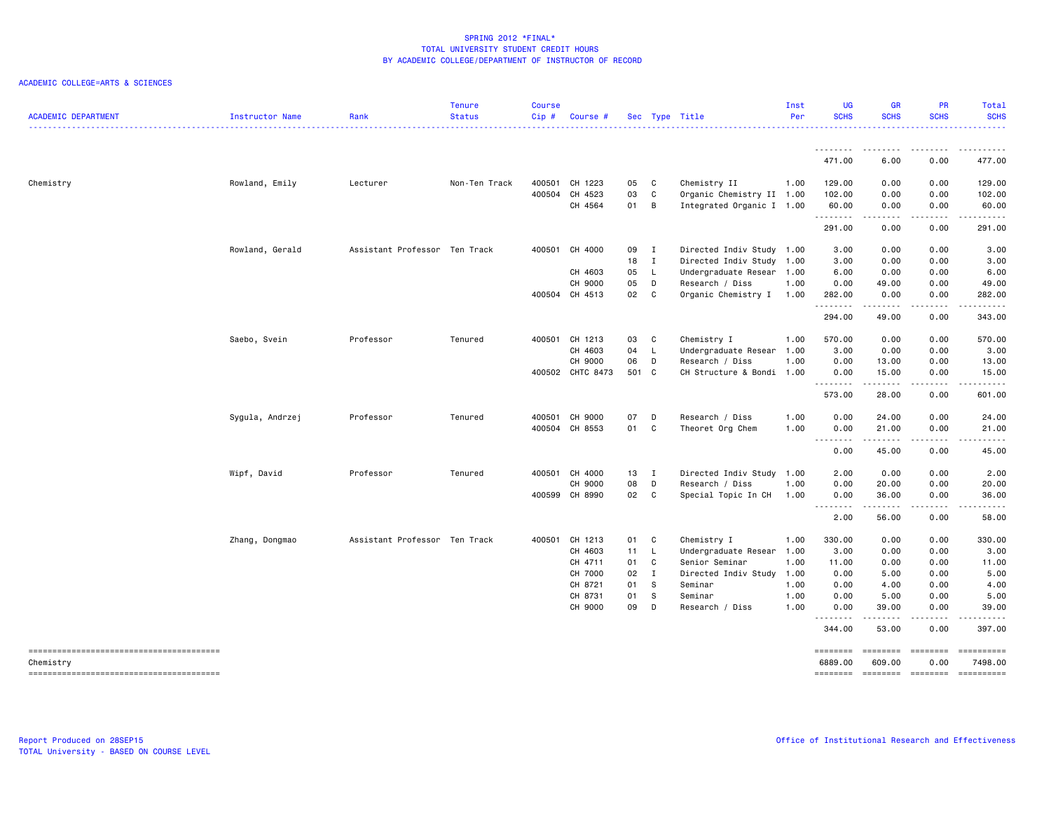SPRING 2012 *FINAL*
TOTAL UNIVERSITY STUDENT CREDIT HOURS
BY ACADEMIC COLLEGE/DEPARTMENT OF INSTRUCTOR OF RECORD

ACADEMIC COLLEGE=ARTS & SCIENCES

| ACADEMIC DEPARTMENT | Instructor Name | Rank | Tenure Status | Course Cip # | Course # | Sec | Type | Title | Inst Per | UG SCHS | GR SCHS | PR SCHS | Total SCHS |
|---|---|---|---|---|---|---|---|---|---|---|---|---|---|
| | | | | | | | | | | 471.00 | 6.00 | 0.00 | 477.00 |
| Chemistry | Rowland, Emily | Lecturer | Non-Ten Track | 400501 | CH 1223 | 05 | C | Chemistry II | 1.00 | 129.00 | 0.00 | 0.00 | 129.00 |
| | | | | 400504 | CH 4523 | 03 | C | Organic Chemistry II | 1.00 | 102.00 | 0.00 | 0.00 | 102.00 |
| | | | | | CH 4564 | 01 | B | Integrated Organic I | 1.00 | 60.00 | 0.00 | 0.00 | 60.00 |
| | | | | | | | | | | 291.00 | 0.00 | 0.00 | 291.00 |
| | Rowland, Gerald | Assistant Professor | Ten Track | 400501 | CH 4000 | 09 | I | Directed Indiv Study | 1.00 | 3.00 | 0.00 | 0.00 | 3.00 |
| | | | | | | 18 | I | Directed Indiv Study | 1.00 | 3.00 | 0.00 | 0.00 | 3.00 |
| | | | | | CH 4603 | 05 | L | Undergraduate Resear | 1.00 | 6.00 | 0.00 | 0.00 | 6.00 |
| | | | | | CH 9000 | 05 | D | Research / Diss | 1.00 | 0.00 | 49.00 | 0.00 | 49.00 |
| | | | | 400504 | CH 4513 | 02 | C | Organic Chemistry I | 1.00 | 282.00 | 0.00 | 0.00 | 282.00 |
| | | | | | | | | | | 294.00 | 49.00 | 0.00 | 343.00 |
| | Saebo, Svein | Professor | Tenured | 400501 | CH 1213 | 03 | C | Chemistry I | 1.00 | 570.00 | 0.00 | 0.00 | 570.00 |
| | | | | | CH 4603 | 04 | L | Undergraduate Resear | 1.00 | 3.00 | 0.00 | 0.00 | 3.00 |
| | | | | | CH 9000 | 06 | D | Research / Diss | 1.00 | 0.00 | 13.00 | 0.00 | 13.00 |
| | | | | 400502 | CHTC 8473 | 501 | C | CH Structure & Bondi | 1.00 | 0.00 | 15.00 | 0.00 | 15.00 |
| | | | | | | | | | | 573.00 | 28.00 | 0.00 | 601.00 |
| | Sygula, Andrzej | Professor | Tenured | 400501 | CH 9000 | 07 | D | Research / Diss | 1.00 | 0.00 | 24.00 | 0.00 | 24.00 |
| | | | | 400504 | CH 8553 | 01 | C | Theoret Org Chem | 1.00 | 0.00 | 21.00 | 0.00 | 21.00 |
| | | | | | | | | | | 0.00 | 45.00 | 0.00 | 45.00 |
| | Wipf, David | Professor | Tenured | 400501 | CH 4000 | 13 | I | Directed Indiv Study | 1.00 | 2.00 | 0.00 | 0.00 | 2.00 |
| | | | | | CH 9000 | 08 | D | Research / Diss | 1.00 | 0.00 | 20.00 | 0.00 | 20.00 |
| | | | | 400599 | CH 8990 | 02 | C | Special Topic In CH | 1.00 | 0.00 | 36.00 | 0.00 | 36.00 |
| | | | | | | | | | | 2.00 | 56.00 | 0.00 | 58.00 |
| | Zhang, Dongmao | Assistant Professor | Ten Track | 400501 | CH 1213 | 01 | C | Chemistry I | 1.00 | 330.00 | 0.00 | 0.00 | 330.00 |
| | | | | | CH 4603 | 11 | L | Undergraduate Resear | 1.00 | 3.00 | 0.00 | 0.00 | 3.00 |
| | | | | | CH 4711 | 01 | C | Senior Seminar | 1.00 | 11.00 | 0.00 | 0.00 | 11.00 |
| | | | | | CH 7000 | 02 | I | Directed Indiv Study | 1.00 | 0.00 | 5.00 | 0.00 | 5.00 |
| | | | | | CH 8721 | 01 | S | Seminar | 1.00 | 0.00 | 4.00 | 0.00 | 4.00 |
| | | | | | CH 8731 | 01 | S | Seminar | 1.00 | 0.00 | 5.00 | 0.00 | 5.00 |
| | | | | | CH 9000 | 09 | D | Research / Diss | 1.00 | 0.00 | 39.00 | 0.00 | 39.00 |
| | | | | | | | | | | 344.00 | 53.00 | 0.00 | 397.00 |
| Chemistry | | | | | | | | | | 6889.00 | 609.00 | 0.00 | 7498.00 |

Report Produced on 28SEP15
TOTAL University - BASED ON COURSE LEVEL

Office of Institutional Research and Effectiveness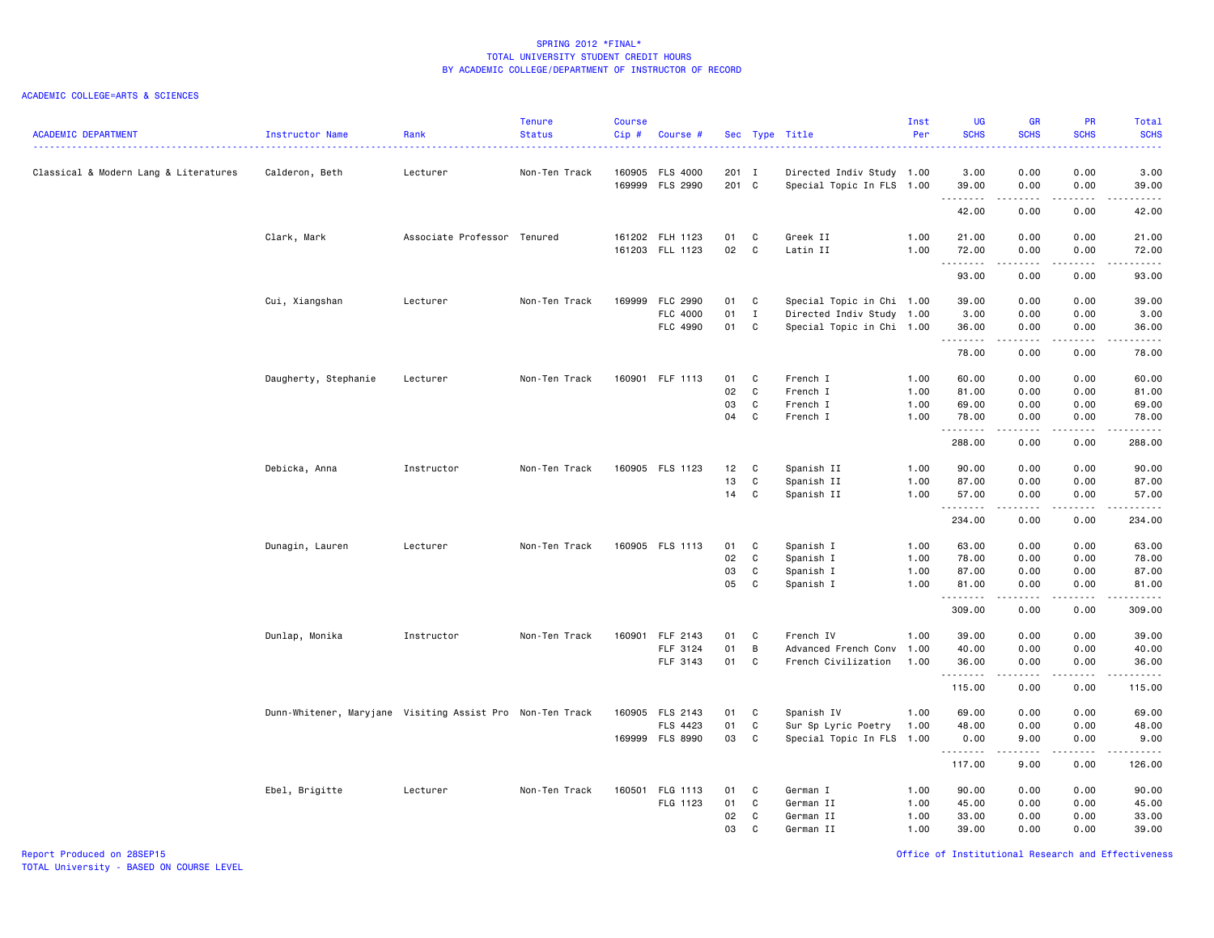SPRING 2012 *FINAL*
TOTAL UNIVERSITY STUDENT CREDIT HOURS
BY ACADEMIC COLLEGE/DEPARTMENT OF INSTRUCTOR OF RECORD

ACADEMIC COLLEGE=ARTS & SCIENCES

| ACADEMIC DEPARTMENT | Instructor Name | Rank | Tenure Status | Course Cip # | Course # | Sec | Type | Title | Inst Per | UG SCHS | GR SCHS | PR SCHS | Total SCHS |
|---|---|---|---|---|---|---|---|---|---|---|---|---|---|
| Classical & Modern Lang & Literatures | Calderon, Beth | Lecturer | Non-Ten Track | 160905 | FLS 4000 | 201 | I | Directed Indiv Study | 1.00 | 3.00 | 0.00 | 0.00 | 3.00 |
| | | | | 169999 | FLS 2990 | 201 | C | Special Topic In FLS | 1.00 | 39.00 | 0.00 | 0.00 | 39.00 |
| | | | | | | | | | | 42.00 | 0.00 | 0.00 | 42.00 |
| | Clark, Mark | Associate Professor | Tenured | 161202 | FLH 1123 | 01 | C | Greek II | 1.00 | 21.00 | 0.00 | 0.00 | 21.00 |
| | | | | 161203 | FLL 1123 | 02 | C | Latin II | 1.00 | 72.00 | 0.00 | 0.00 | 72.00 |
| | | | | | | | | | | 93.00 | 0.00 | 0.00 | 93.00 |
| | Cui, Xiangshan | Lecturer | Non-Ten Track | 169999 | FLC 2990 | 01 | C | Special Topic in Chi | 1.00 | 39.00 | 0.00 | 0.00 | 39.00 |
| | | | | | FLC 4000 | 01 | I | Directed Indiv Study | 1.00 | 3.00 | 0.00 | 0.00 | 3.00 |
| | | | | | FLC 4990 | 01 | C | Special Topic in Chi | 1.00 | 36.00 | 0.00 | 0.00 | 36.00 |
| | | | | | | | | | | 78.00 | 0.00 | 0.00 | 78.00 |
| | Daugherty, Stephanie | Lecturer | Non-Ten Track | 160901 | FLF 1113 | 01 | C | French I | 1.00 | 60.00 | 0.00 | 0.00 | 60.00 |
| | | | | | | 02 | C | French I | 1.00 | 81.00 | 0.00 | 0.00 | 81.00 |
| | | | | | | 03 | C | French I | 1.00 | 69.00 | 0.00 | 0.00 | 69.00 |
| | | | | | | 04 | C | French I | 1.00 | 78.00 | 0.00 | 0.00 | 78.00 |
| | | | | | | | | | | 288.00 | 0.00 | 0.00 | 288.00 |
| | Debicka, Anna | Instructor | Non-Ten Track | 160905 | FLS 1123 | 12 | C | Spanish II | 1.00 | 90.00 | 0.00 | 0.00 | 90.00 |
| | | | | | | 13 | C | Spanish II | 1.00 | 87.00 | 0.00 | 0.00 | 87.00 |
| | | | | | | 14 | C | Spanish II | 1.00 | 57.00 | 0.00 | 0.00 | 57.00 |
| | | | | | | | | | | 234.00 | 0.00 | 0.00 | 234.00 |
| | Dunagin, Lauren | Lecturer | Non-Ten Track | 160905 | FLS 1113 | 01 | C | Spanish I | 1.00 | 63.00 | 0.00 | 0.00 | 63.00 |
| | | | | | | 02 | C | Spanish I | 1.00 | 78.00 | 0.00 | 0.00 | 78.00 |
| | | | | | | 03 | C | Spanish I | 1.00 | 87.00 | 0.00 | 0.00 | 87.00 |
| | | | | | | 05 | C | Spanish I | 1.00 | 81.00 | 0.00 | 0.00 | 81.00 |
| | | | | | | | | | | 309.00 | 0.00 | 0.00 | 309.00 |
| | Dunlap, Monika | Instructor | Non-Ten Track | 160901 | FLF 2143 | 01 | C | French IV | 1.00 | 39.00 | 0.00 | 0.00 | 39.00 |
| | | | | | FLF 3124 | 01 | B | Advanced French Conv | 1.00 | 40.00 | 0.00 | 0.00 | 40.00 |
| | | | | | FLF 3143 | 01 | C | French Civilization | 1.00 | 36.00 | 0.00 | 0.00 | 36.00 |
| | | | | | | | | | | 115.00 | 0.00 | 0.00 | 115.00 |
| | Dunn-Whitener, Maryjane | Visiting Assist Pro | Non-Ten Track | 160905 | FLS 2143 | 01 | C | Spanish IV | 1.00 | 69.00 | 0.00 | 0.00 | 69.00 |
| | | | | | FLS 4423 | 01 | C | Sur Sp Lyric Poetry | 1.00 | 48.00 | 0.00 | 0.00 | 48.00 |
| | | | | 169999 | FLS 8990 | 03 | C | Special Topic In FLS | 1.00 | 0.00 | 9.00 | 0.00 | 9.00 |
| | | | | | | | | | | 117.00 | 9.00 | 0.00 | 126.00 |
| | Ebel, Brigitte | Lecturer | Non-Ten Track | 160501 | FLG 1113 | 01 | C | German I | 1.00 | 90.00 | 0.00 | 0.00 | 90.00 |
| | | | | | FLG 1123 | 01 | C | German II | 1.00 | 45.00 | 0.00 | 0.00 | 45.00 |
| | | | | | | 02 | C | German II | 1.00 | 33.00 | 0.00 | 0.00 | 33.00 |
| | | | | | | 03 | C | German II | 1.00 | 39.00 | 0.00 | 0.00 | 39.00 |

Report Produced on 28SEP15
TOTAL University - BASED ON COURSE LEVEL

Office of Institutional Research and Effectiveness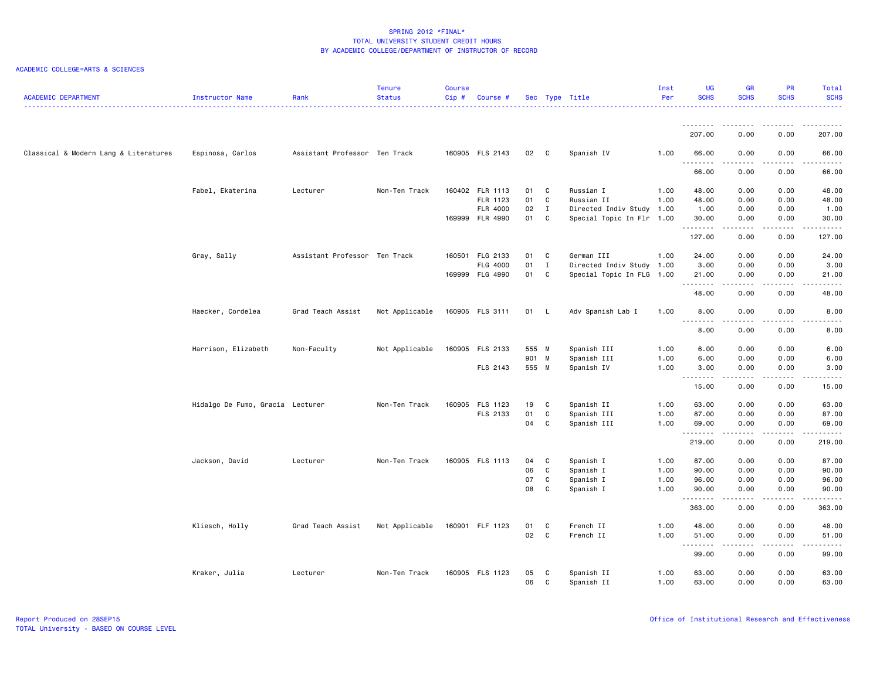# SPRING 2012 *FINAL*
## TOTAL UNIVERSITY STUDENT CREDIT HOURS
## BY ACADEMIC COLLEGE/DEPARTMENT OF INSTRUCTOR OF RECORD

ACADEMIC COLLEGE=ARTS & SCIENCES

| ACADEMIC DEPARTMENT | Instructor Name | Rank | Tenure Status | Course Cip # | Course # | Sec | Type | Title | Inst Per | UG SCHS | GR SCHS | PR SCHS | Total SCHS |
|---|---|---|---|---|---|---|---|---|---|---|---|---|---|
| | | | | | | | | | | 207.00 | 0.00 | 0.00 | 207.00 |
| Classical & Modern Lang & Literatures | Espinosa, Carlos | Assistant Professor | Ten Track | 160905 | FLS 2143 | 02 | C | Spanish IV | 1.00 | 66.00 | 0.00 | 0.00 | 66.00 |
| | | | | | | | | | | 66.00 | 0.00 | 0.00 | 66.00 |
| | Fabel, Ekaterina | Lecturer | Non-Ten Track | 160402 | FLR 1113 | 01 | C | Russian I | 1.00 | 48.00 | 0.00 | 0.00 | 48.00 |
| | | | | | FLR 1123 | 01 | C | Russian II | 1.00 | 48.00 | 0.00 | 0.00 | 48.00 |
| | | | | | FLR 4000 | 02 | I | Directed Indiv Study | 1.00 | 1.00 | 0.00 | 0.00 | 1.00 |
| | | | | 169999 | FLR 4990 | 01 | C | Special Topic In Flr | 1.00 | 30.00 | 0.00 | 0.00 | 30.00 |
| | | | | | | | | | | 127.00 | 0.00 | 0.00 | 127.00 |
| | Gray, Sally | Assistant Professor | Ten Track | 160501 | FLG 2133 | 01 | C | German III | 1.00 | 24.00 | 0.00 | 0.00 | 24.00 |
| | | | | | FLG 4000 | 01 | I | Directed Indiv Study | 1.00 | 3.00 | 0.00 | 0.00 | 3.00 |
| | | | | 169999 | FLG 4990 | 01 | C | Special Topic In FLG | 1.00 | 21.00 | 0.00 | 0.00 | 21.00 |
| | | | | | | | | | | 48.00 | 0.00 | 0.00 | 48.00 |
| | Haecker, Cordelea | Grad Teach Assist | Not Applicable | 160905 | FLS 3111 | 01 | L | Adv Spanish Lab I | 1.00 | 8.00 | 0.00 | 0.00 | 8.00 |
| | | | | | | | | | | 8.00 | 0.00 | 0.00 | 8.00 |
| | Harrison, Elizabeth | Non-Faculty | Not Applicable | 160905 | FLS 2133 | 555 | M | Spanish III | 1.00 | 6.00 | 0.00 | 0.00 | 6.00 |
| | | | | | | 901 | M | Spanish III | 1.00 | 6.00 | 0.00 | 0.00 | 6.00 |
| | | | | | FLS 2143 | 555 | M | Spanish IV | 1.00 | 3.00 | 0.00 | 0.00 | 3.00 |
| | | | | | | | | | | 15.00 | 0.00 | 0.00 | 15.00 |
| | Hidalgo De Fumo, Gracia | Lecturer | Non-Ten Track | 160905 | FLS 1123 | 19 | C | Spanish II | 1.00 | 63.00 | 0.00 | 0.00 | 63.00 |
| | | | | | FLS 2133 | 01 | C | Spanish III | 1.00 | 87.00 | 0.00 | 0.00 | 87.00 |
| | | | | | | 04 | C | Spanish III | 1.00 | 69.00 | 0.00 | 0.00 | 69.00 |
| | | | | | | | | | | 219.00 | 0.00 | 0.00 | 219.00 |
| | Jackson, David | Lecturer | Non-Ten Track | 160905 | FLS 1113 | 04 | C | Spanish I | 1.00 | 87.00 | 0.00 | 0.00 | 87.00 |
| | | | | | | 06 | C | Spanish I | 1.00 | 90.00 | 0.00 | 0.00 | 90.00 |
| | | | | | | 07 | C | Spanish I | 1.00 | 96.00 | 0.00 | 0.00 | 96.00 |
| | | | | | | 08 | C | Spanish I | 1.00 | 90.00 | 0.00 | 0.00 | 90.00 |
| | | | | | | | | | | 363.00 | 0.00 | 0.00 | 363.00 |
| | Kliesch, Holly | Grad Teach Assist | Not Applicable | 160901 | FLF 1123 | 01 | C | French II | 1.00 | 48.00 | 0.00 | 0.00 | 48.00 |
| | | | | | | 02 | C | French II | 1.00 | 51.00 | 0.00 | 0.00 | 51.00 |
| | | | | | | | | | | 99.00 | 0.00 | 0.00 | 99.00 |
| | Kraker, Julia | Lecturer | Non-Ten Track | 160905 | FLS 1123 | 05 | C | Spanish II | 1.00 | 63.00 | 0.00 | 0.00 | 63.00 |
| | | | | | | 06 | C | Spanish II | 1.00 | 63.00 | 0.00 | 0.00 | 63.00 |

Report Produced on 28SEP15
TOTAL University - BASED ON COURSE LEVEL
Office of Institutional Research and Effectiveness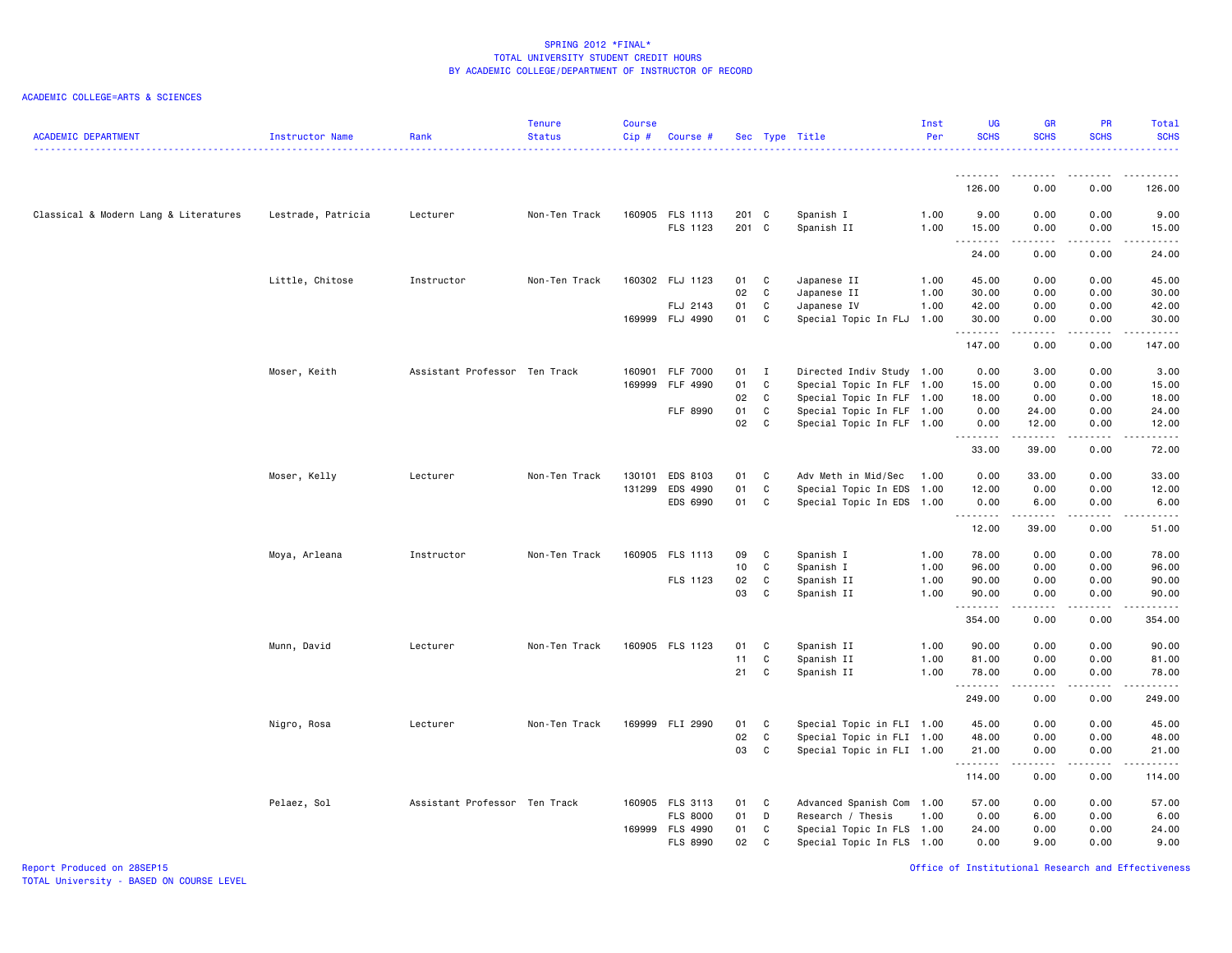SPRING 2012 *FINAL*
TOTAL UNIVERSITY STUDENT CREDIT HOURS
BY ACADEMIC COLLEGE/DEPARTMENT OF INSTRUCTOR OF RECORD

ACADEMIC COLLEGE=ARTS & SCIENCES

| ACADEMIC DEPARTMENT | Instructor Name | Rank | Tenure Status | Course Cip # | Course # | Sec | Type | Title | Inst Per | UG SCHS | GR SCHS | PR SCHS | Total SCHS |
|---|---|---|---|---|---|---|---|---|---|---|---|---|---|
| | | | | | | | | | | 126.00 | 0.00 | 0.00 | 126.00 |
| Classical & Modern Lang & Literatures | Lestrade, Patricia | Lecturer | Non-Ten Track | 160905 | FLS 1113 | 201 | C | Spanish I | 1.00 | 9.00 | 0.00 | 0.00 | 9.00 |
| | | | | | FLS 1123 | 201 | C | Spanish II | 1.00 | 15.00 | 0.00 | 0.00 | 15.00 |
| | | | | | | | | | | 24.00 | 0.00 | 0.00 | 24.00 |
| | Little, Chitose | Instructor | Non-Ten Track | 160302 | FLJ 1123 | 01 | C | Japanese II | 1.00 | 45.00 | 0.00 | 0.00 | 45.00 |
| | | | | | | 02 | C | Japanese II | 1.00 | 30.00 | 0.00 | 0.00 | 30.00 |
| | | | | | FLJ 2143 | 01 | C | Japanese IV | 1.00 | 42.00 | 0.00 | 0.00 | 42.00 |
| | | | | 169999 | FLJ 4990 | 01 | C | Special Topic In FLJ | 1.00 | 30.00 | 0.00 | 0.00 | 30.00 |
| | | | | | | | | | | 147.00 | 0.00 | 0.00 | 147.00 |
| | Moser, Keith | Assistant Professor | Ten Track | 160901 | FLF 7000 | 01 | I | Directed Indiv Study | 1.00 | 0.00 | 3.00 | 0.00 | 3.00 |
| | | | | 169999 | FLF 4990 | 01 | C | Special Topic In FLF | 1.00 | 15.00 | 0.00 | 0.00 | 15.00 |
| | | | | | | 02 | C | Special Topic In FLF | 1.00 | 18.00 | 0.00 | 0.00 | 18.00 |
| | | | | | FLF 8990 | 01 | C | Special Topic In FLF | 1.00 | 0.00 | 24.00 | 0.00 | 24.00 |
| | | | | | | 02 | C | Special Topic In FLF | 1.00 | 0.00 | 12.00 | 0.00 | 12.00 |
| | | | | | | | | | | 33.00 | 39.00 | 0.00 | 72.00 |
| | Moser, Kelly | Lecturer | Non-Ten Track | 130101 | EDS 8103 | 01 | C | Adv Meth in Mid/Sec | 1.00 | 0.00 | 33.00 | 0.00 | 33.00 |
| | | | | 131299 | EDS 4990 | 01 | C | Special Topic In EDS | 1.00 | 12.00 | 0.00 | 0.00 | 12.00 |
| | | | | | EDS 6990 | 01 | C | Special Topic In EDS | 1.00 | 0.00 | 6.00 | 0.00 | 6.00 |
| | | | | | | | | | | 12.00 | 39.00 | 0.00 | 51.00 |
| | Moya, Arleana | Instructor | Non-Ten Track | 160905 | FLS 1113 | 09 | C | Spanish I | 1.00 | 78.00 | 0.00 | 0.00 | 78.00 |
| | | | | | | 10 | C | Spanish I | 1.00 | 96.00 | 0.00 | 0.00 | 96.00 |
| | | | | | FLS 1123 | 02 | C | Spanish II | 1.00 | 90.00 | 0.00 | 0.00 | 90.00 |
| | | | | | | 03 | C | Spanish II | 1.00 | 90.00 | 0.00 | 0.00 | 90.00 |
| | | | | | | | | | | 354.00 | 0.00 | 0.00 | 354.00 |
| | Munn, David | Lecturer | Non-Ten Track | 160905 | FLS 1123 | 01 | C | Spanish II | 1.00 | 90.00 | 0.00 | 0.00 | 90.00 |
| | | | | | | 11 | C | Spanish II | 1.00 | 81.00 | 0.00 | 0.00 | 81.00 |
| | | | | | | 21 | C | Spanish II | 1.00 | 78.00 | 0.00 | 0.00 | 78.00 |
| | | | | | | | | | | 249.00 | 0.00 | 0.00 | 249.00 |
| | Nigro, Rosa | Lecturer | Non-Ten Track | 169999 | FLI 2990 | 01 | C | Special Topic in FLI | 1.00 | 45.00 | 0.00 | 0.00 | 45.00 |
| | | | | | | 02 | C | Special Topic in FLI | 1.00 | 48.00 | 0.00 | 0.00 | 48.00 |
| | | | | | | 03 | C | Special Topic in FLI | 1.00 | 21.00 | 0.00 | 0.00 | 21.00 |
| | | | | | | | | | | 114.00 | 0.00 | 0.00 | 114.00 |
| | Pelaez, Sol | Assistant Professor | Ten Track | 160905 | FLS 3113 | 01 | C | Advanced Spanish Com | 1.00 | 57.00 | 0.00 | 0.00 | 57.00 |
| | | | | | FLS 8000 | 01 | D | Research / Thesis | 1.00 | 0.00 | 6.00 | 0.00 | 6.00 |
| | | | | 169999 | FLS 4990 | 01 | C | Special Topic In FLS | 1.00 | 24.00 | 0.00 | 0.00 | 24.00 |
| | | | | | FLS 8990 | 02 | C | Special Topic In FLS | 1.00 | 0.00 | 9.00 | 0.00 | 9.00 |

Report Produced on 28SEP15
TOTAL University - BASED ON COURSE LEVEL

Office of Institutional Research and Effectiveness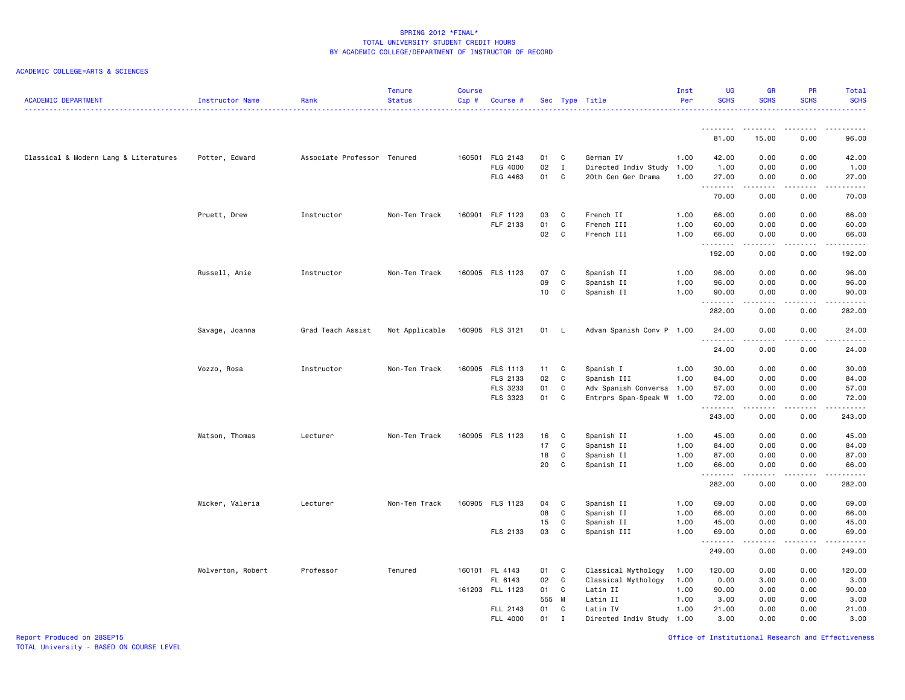# SPRING 2012 *FINAL*
## TOTAL UNIVERSITY STUDENT CREDIT HOURS
## BY ACADEMIC COLLEGE/DEPARTMENT OF INSTRUCTOR OF RECORD

ACADEMIC COLLEGE=ARTS & SCIENCES

| ACADEMIC DEPARTMENT | Instructor Name | Rank | Tenure Status | Course Cip # | Course # | Sec | Type | Title | Inst Per | UG SCHS | GR SCHS | PR SCHS | Total SCHS |
|---|---|---|---|---|---|---|---|---|---|---|---|---|---|
| | | | | | | | | | | 81.00 | 15.00 | 0.00 | 96.00 |
| Classical & Modern Lang & Literatures | Potter, Edward | Associate Professor | Tenured | 160501 | FLG 2143 | 01 | C | German IV | 1.00 | 42.00 | 0.00 | 0.00 | 42.00 |
| | | | | | FLG 4000 | 02 | I | Directed Indiv Study | 1.00 | 1.00 | 0.00 | 0.00 | 1.00 |
| | | | | | FLG 4463 | 01 | C | 20th Cen Ger Drama | 1.00 | 27.00 | 0.00 | 0.00 | 27.00 |
| | | | | | | | | | | 70.00 | 0.00 | 0.00 | 70.00 |
| | Pruett, Drew | Instructor | Non-Ten Track | 160901 | FLF 1123 | 03 | C | French II | 1.00 | 66.00 | 0.00 | 0.00 | 66.00 |
| | | | | | FLF 2133 | 01 | C | French III | 1.00 | 60.00 | 0.00 | 0.00 | 60.00 |
| | | | | | | 02 | C | French III | 1.00 | 66.00 | 0.00 | 0.00 | 66.00 |
| | | | | | | | | | | 192.00 | 0.00 | 0.00 | 192.00 |
| | Russell, Amie | Instructor | Non-Ten Track | 160905 | FLS 1123 | 07 | C | Spanish II | 1.00 | 96.00 | 0.00 | 0.00 | 96.00 |
| | | | | | | 09 | C | Spanish II | 1.00 | 96.00 | 0.00 | 0.00 | 96.00 |
| | | | | | | 10 | C | Spanish II | 1.00 | 90.00 | 0.00 | 0.00 | 90.00 |
| | | | | | | | | | | 282.00 | 0.00 | 0.00 | 282.00 |
| | Savage, Joanna | Grad Teach Assist | Not Applicable | 160905 | FLS 3121 | 01 | L | Advan Spanish Conv P | 1.00 | 24.00 | 0.00 | 0.00 | 24.00 |
| | | | | | | | | | | 24.00 | 0.00 | 0.00 | 24.00 |
| | Vozzo, Rosa | Instructor | Non-Ten Track | 160905 | FLS 1113 | 11 | C | Spanish I | 1.00 | 30.00 | 0.00 | 0.00 | 30.00 |
| | | | | | FLS 2133 | 02 | C | Spanish III | 1.00 | 84.00 | 0.00 | 0.00 | 84.00 |
| | | | | | FLS 3233 | 01 | C | Adv Spanish Conversa | 1.00 | 57.00 | 0.00 | 0.00 | 57.00 |
| | | | | | FLS 3323 | 01 | C | Entrprs Span-Speak W | 1.00 | 72.00 | 0.00 | 0.00 | 72.00 |
| | | | | | | | | | | 243.00 | 0.00 | 0.00 | 243.00 |
| | Watson, Thomas | Lecturer | Non-Ten Track | 160905 | FLS 1123 | 16 | C | Spanish II | 1.00 | 45.00 | 0.00 | 0.00 | 45.00 |
| | | | | | | 17 | C | Spanish II | 1.00 | 84.00 | 0.00 | 0.00 | 84.00 |
| | | | | | | 18 | C | Spanish II | 1.00 | 87.00 | 0.00 | 0.00 | 87.00 |
| | | | | | | 20 | C | Spanish II | 1.00 | 66.00 | 0.00 | 0.00 | 66.00 |
| | | | | | | | | | | 282.00 | 0.00 | 0.00 | 282.00 |
| | Wicker, Valeria | Lecturer | Non-Ten Track | 160905 | FLS 1123 | 04 | C | Spanish II | 1.00 | 69.00 | 0.00 | 0.00 | 69.00 |
| | | | | | | 08 | C | Spanish II | 1.00 | 66.00 | 0.00 | 0.00 | 66.00 |
| | | | | | | 15 | C | Spanish II | 1.00 | 45.00 | 0.00 | 0.00 | 45.00 |
| | | | | | FLS 2133 | 03 | C | Spanish III | 1.00 | 69.00 | 0.00 | 0.00 | 69.00 |
| | | | | | | | | | | 249.00 | 0.00 | 0.00 | 249.00 |
| | Wolverton, Robert | Professor | Tenured | 160101 | FL 4143 | 01 | C | Classical Mythology | 1.00 | 120.00 | 0.00 | 0.00 | 120.00 |
| | | | | | FL 6143 | 02 | C | Classical Mythology | 1.00 | 0.00 | 3.00 | 0.00 | 3.00 |
| | | | | 161203 | FLL 1123 | 01 | C | Latin II | 1.00 | 90.00 | 0.00 | 0.00 | 90.00 |
| | | | | | | 555 | M | Latin II | 1.00 | 3.00 | 0.00 | 0.00 | 3.00 |
| | | | | | FLL 2143 | 01 | C | Latin IV | 1.00 | 21.00 | 0.00 | 0.00 | 21.00 |
| | | | | | FLL 4000 | 01 | I | Directed Indiv Study | 1.00 | 3.00 | 0.00 | 0.00 | 3.00 |

Report Produced on 28SEP15
TOTAL University - BASED ON COURSE LEVEL

Office of Institutional Research and Effectiveness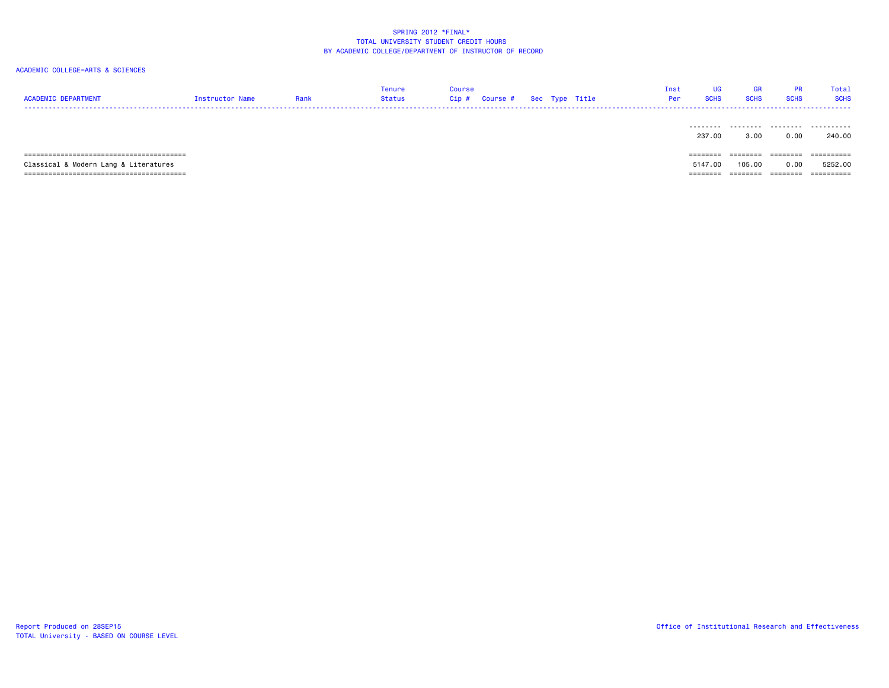SPRING 2012 *FINAL*
TOTAL UNIVERSITY STUDENT CREDIT HOURS
BY ACADEMIC COLLEGE/DEPARTMENT OF INSTRUCTOR OF RECORD

ACADEMIC COLLEGE=ARTS & SCIENCES

| ACADEMIC DEPARTMENT | Instructor Name | Rank | Tenure Status | Course Cip # | Course # | Sec | Type | Title | Inst Per | UG SCHS | GR SCHS | PR SCHS | Total SCHS |
|---|---|---|---|---|---|---|---|---|---|---|---|---|---|
| | | | | | | | | | | 237.00 | 3.00 | 0.00 | 240.00 |
| Classical & Modern Lang & Literatures | | | | | | | | | | 5147.00 | 105.00 | 0.00 | 5252.00 |

Report Produced on 28SEP15
TOTAL University - BASED ON COURSE LEVEL

Office of Institutional Research and Effectiveness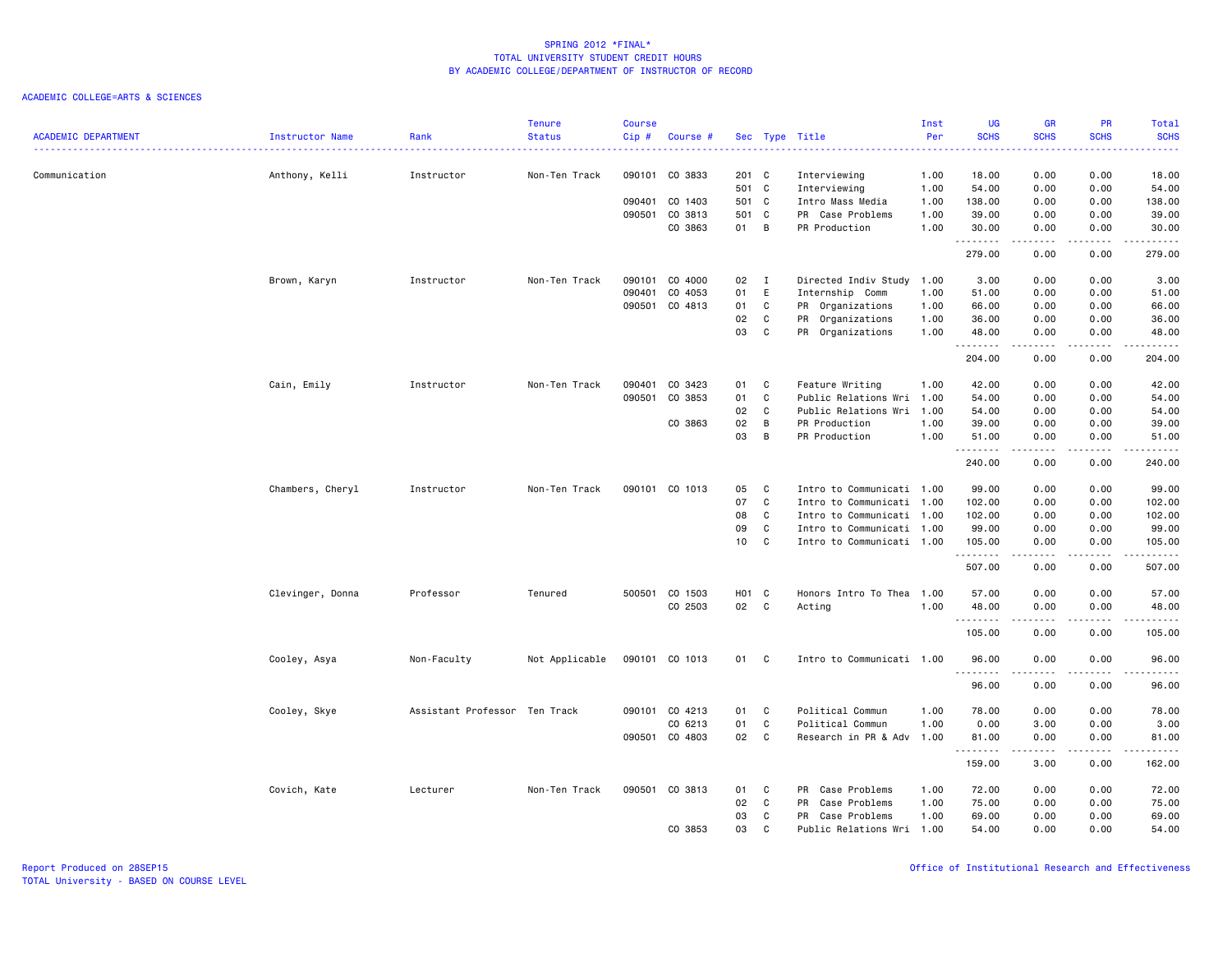SPRING 2012 *FINAL*
TOTAL UNIVERSITY STUDENT CREDIT HOURS
BY ACADEMIC COLLEGE/DEPARTMENT OF INSTRUCTOR OF RECORD

ACADEMIC COLLEGE=ARTS & SCIENCES

| ACADEMIC DEPARTMENT | Instructor Name | Rank | Tenure Status | Course Cip # | Course # | Sec | Type | Title | Inst Per | UG SCHS | GR SCHS | PR SCHS | Total SCHS |
|---|---|---|---|---|---|---|---|---|---|---|---|---|---|
| Communication | Anthony, Kelli | Instructor | Non-Ten Track | 090101 | CO 3833 | 201 | C | Interviewing | 1.00 | 18.00 | 0.00 | 0.00 | 18.00 |
| | | | | | | 501 | C | Interviewing | 1.00 | 54.00 | 0.00 | 0.00 | 54.00 |
| | | | | 090401 | CO 1403 | 501 | C | Intro Mass Media | 1.00 | 138.00 | 0.00 | 0.00 | 138.00 |
| | | | | 090501 | CO 3813 | 501 | C | PR Case Problems | 1.00 | 39.00 | 0.00 | 0.00 | 39.00 |
| | | | | | CO 3863 | 01 | B | PR Production | 1.00 | 30.00 | 0.00 | 0.00 | 30.00 |
| | | | | | | | | | | 279.00 | 0.00 | 0.00 | 279.00 |
| | Brown, Karyn | Instructor | Non-Ten Track | 090101 | CO 4000 | 02 | I | Directed Indiv Study | 1.00 | 3.00 | 0.00 | 0.00 | 3.00 |
| | | | | 090401 | CO 4053 | 01 | E | Internship Comm | 1.00 | 51.00 | 0.00 | 0.00 | 51.00 |
| | | | | 090501 | CO 4813 | 01 | C | PR Organizations | 1.00 | 66.00 | 0.00 | 0.00 | 66.00 |
| | | | | | | 02 | C | PR Organizations | 1.00 | 36.00 | 0.00 | 0.00 | 36.00 |
| | | | | | | 03 | C | PR Organizations | 1.00 | 48.00 | 0.00 | 0.00 | 48.00 |
| | | | | | | | | | | 204.00 | 0.00 | 0.00 | 204.00 |
| | Cain, Emily | Instructor | Non-Ten Track | 090401 | CO 3423 | 01 | C | Feature Writing | 1.00 | 42.00 | 0.00 | 0.00 | 42.00 |
| | | | | 090501 | CO 3853 | 01 | C | Public Relations Wri | 1.00 | 54.00 | 0.00 | 0.00 | 54.00 |
| | | | | | | 02 | C | Public Relations Wri | 1.00 | 54.00 | 0.00 | 0.00 | 54.00 |
| | | | | | CO 3863 | 02 | B | PR Production | 1.00 | 39.00 | 0.00 | 0.00 | 39.00 |
| | | | | | | 03 | B | PR Production | 1.00 | 51.00 | 0.00 | 0.00 | 51.00 |
| | | | | | | | | | | 240.00 | 0.00 | 0.00 | 240.00 |
| | Chambers, Cheryl | Instructor | Non-Ten Track | 090101 | CO 1013 | 05 | C | Intro to Communicati | 1.00 | 99.00 | 0.00 | 0.00 | 99.00 |
| | | | | | | 07 | C | Intro to Communicati | 1.00 | 102.00 | 0.00 | 0.00 | 102.00 |
| | | | | | | 08 | C | Intro to Communicati | 1.00 | 102.00 | 0.00 | 0.00 | 102.00 |
| | | | | | | 09 | C | Intro to Communicati | 1.00 | 99.00 | 0.00 | 0.00 | 99.00 |
| | | | | | | 10 | C | Intro to Communicati | 1.00 | 105.00 | 0.00 | 0.00 | 105.00 |
| | | | | | | | | | | 507.00 | 0.00 | 0.00 | 507.00 |
| | Clevinger, Donna | Professor | Tenured | 500501 | CO 1503 | H01 | C | Honors Intro To Thea | 1.00 | 57.00 | 0.00 | 0.00 | 57.00 |
| | | | | | CO 2503 | 02 | C | Acting | 1.00 | 48.00 | 0.00 | 0.00 | 48.00 |
| | | | | | | | | | | 105.00 | 0.00 | 0.00 | 105.00 |
| | Cooley, Asya | Non-Faculty | Not Applicable | 090101 | CO 1013 | 01 | C | Intro to Communicati | 1.00 | 96.00 | 0.00 | 0.00 | 96.00 |
| | | | | | | | | | | 96.00 | 0.00 | 0.00 | 96.00 |
| | Cooley, Skye | Assistant Professor | Ten Track | 090101 | CO 4213 | 01 | C | Political Commun | 1.00 | 78.00 | 0.00 | 0.00 | 78.00 |
| | | | | | CO 6213 | 01 | C | Political Commun | 1.00 | 0.00 | 3.00 | 0.00 | 3.00 |
| | | | | 090501 | CO 4803 | 02 | C | Research in PR & Adv | 1.00 | 81.00 | 0.00 | 0.00 | 81.00 |
| | | | | | | | | | | 159.00 | 3.00 | 0.00 | 162.00 |
| | Covich, Kate | Lecturer | Non-Ten Track | 090501 | CO 3813 | 01 | C | PR Case Problems | 1.00 | 72.00 | 0.00 | 0.00 | 72.00 |
| | | | | | | 02 | C | PR Case Problems | 1.00 | 75.00 | 0.00 | 0.00 | 75.00 |
| | | | | | | 03 | C | PR Case Problems | 1.00 | 69.00 | 0.00 | 0.00 | 69.00 |
| | | | | | CO 3853 | 03 | C | Public Relations Wri | 1.00 | 54.00 | 0.00 | 0.00 | 54.00 |

Report Produced on 28SEP15
TOTAL University - BASED ON COURSE LEVEL

Office of Institutional Research and Effectiveness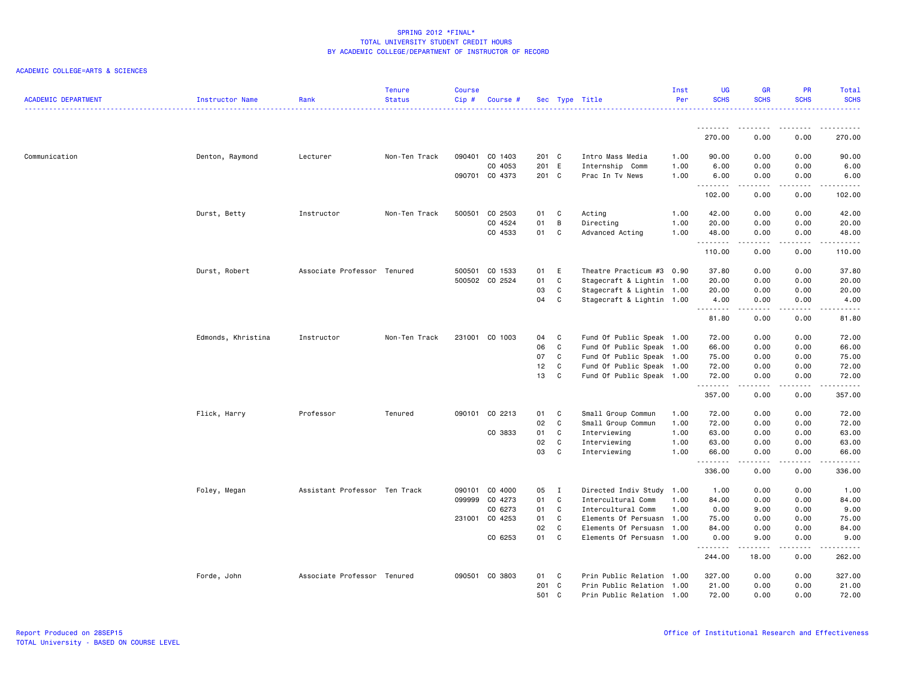# SPRING 2012 *FINAL*
## TOTAL UNIVERSITY STUDENT CREDIT HOURS
## BY ACADEMIC COLLEGE/DEPARTMENT OF INSTRUCTOR OF RECORD

ACADEMIC COLLEGE=ARTS & SCIENCES

| ACADEMIC DEPARTMENT | Instructor Name | Rank | Tenure Status | Course Cip # | Course # | Sec | Type | Title | Inst Per | UG SCHS | GR SCHS | PR SCHS | Total SCHS |
|---|---|---|---|---|---|---|---|---|---|---|---|---|---|
| | | | | | | | | | | 270.00 | 0.00 | 0.00 | 270.00 |
| Communication | Denton, Raymond | Lecturer | Non-Ten Track | 090401 | CO 1403 | 201 | C | Intro Mass Media | 1.00 | 90.00 | 0.00 | 0.00 | 90.00 |
| | | | | | CO 4053 | 201 | E | Internship Comm | 1.00 | 6.00 | 0.00 | 0.00 | 6.00 |
| | | | | 090701 | CO 4373 | 201 | C | Prac In Tv News | 1.00 | 6.00 | 0.00 | 0.00 | 6.00 |
| | | | | | | | | | | 102.00 | 0.00 | 0.00 | 102.00 |
| | Durst, Betty | Instructor | Non-Ten Track | 500501 | CO 2503 | 01 | C | Acting | 1.00 | 42.00 | 0.00 | 0.00 | 42.00 |
| | | | | | CO 4524 | 01 | B | Directing | 1.00 | 20.00 | 0.00 | 0.00 | 20.00 |
| | | | | | CO 4533 | 01 | C | Advanced Acting | 1.00 | 48.00 | 0.00 | 0.00 | 48.00 |
| | | | | | | | | | | 110.00 | 0.00 | 0.00 | 110.00 |
| | Durst, Robert | Associate Professor | Tenured | 500501 | CO 1533 | 01 | E | Theatre Practicum #3 | 0.90 | 37.80 | 0.00 | 0.00 | 37.80 |
| | | | | 500502 | CO 2524 | 01 | C | Stagecraft & Lightin | 1.00 | 20.00 | 0.00 | 0.00 | 20.00 |
| | | | | | | 03 | C | Stagecraft & Lightin | 1.00 | 20.00 | 0.00 | 0.00 | 20.00 |
| | | | | | | 04 | C | Stagecraft & Lightin | 1.00 | 4.00 | 0.00 | 0.00 | 4.00 |
| | | | | | | | | | | 81.80 | 0.00 | 0.00 | 81.80 |
| | Edmonds, Khristina | Instructor | Non-Ten Track | 231001 | CO 1003 | 04 | C | Fund Of Public Speak | 1.00 | 72.00 | 0.00 | 0.00 | 72.00 |
| | | | | | | 06 | C | Fund Of Public Speak | 1.00 | 66.00 | 0.00 | 0.00 | 66.00 |
| | | | | | | 07 | C | Fund Of Public Speak | 1.00 | 75.00 | 0.00 | 0.00 | 75.00 |
| | | | | | | 12 | C | Fund Of Public Speak | 1.00 | 72.00 | 0.00 | 0.00 | 72.00 |
| | | | | | | 13 | C | Fund Of Public Speak | 1.00 | 72.00 | 0.00 | 0.00 | 72.00 |
| | | | | | | | | | | 357.00 | 0.00 | 0.00 | 357.00 |
| | Flick, Harry | Professor | Tenured | 090101 | CO 2213 | 01 | C | Small Group Commun | 1.00 | 72.00 | 0.00 | 0.00 | 72.00 |
| | | | | | | 02 | C | Small Group Commun | 1.00 | 72.00 | 0.00 | 0.00 | 72.00 |
| | | | | | CO 3833 | 01 | C | Interviewing | 1.00 | 63.00 | 0.00 | 0.00 | 63.00 |
| | | | | | | 02 | C | Interviewing | 1.00 | 63.00 | 0.00 | 0.00 | 63.00 |
| | | | | | | 03 | C | Interviewing | 1.00 | 66.00 | 0.00 | 0.00 | 66.00 |
| | | | | | | | | | | 336.00 | 0.00 | 0.00 | 336.00 |
| | Foley, Megan | Assistant Professor | Ten Track | 090101 | CO 4000 | 05 | I | Directed Indiv Study | 1.00 | 1.00 | 0.00 | 0.00 | 1.00 |
| | | | | 099999 | CO 4273 | 01 | C | Intercultural Comm | 1.00 | 84.00 | 0.00 | 0.00 | 84.00 |
| | | | | | CO 6273 | 01 | C | Intercultural Comm | 1.00 | 0.00 | 9.00 | 0.00 | 9.00 |
| | | | | 231001 | CO 4253 | 01 | C | Elements Of Persuasn | 1.00 | 75.00 | 0.00 | 0.00 | 75.00 |
| | | | | | | 02 | C | Elements Of Persuasn | 1.00 | 84.00 | 0.00 | 0.00 | 84.00 |
| | | | | | CO 6253 | 01 | C | Elements Of Persuasn | 1.00 | 0.00 | 9.00 | 0.00 | 9.00 |
| | | | | | | | | | | 244.00 | 18.00 | 0.00 | 262.00 |
| | Forde, John | Associate Professor | Tenured | 090501 | CO 3803 | 01 | C | Prin Public Relation | 1.00 | 327.00 | 0.00 | 0.00 | 327.00 |
| | | | | | | 201 | C | Prin Public Relation | 1.00 | 21.00 | 0.00 | 0.00 | 21.00 |
| | | | | | | 501 | C | Prin Public Relation | 1.00 | 72.00 | 0.00 | 0.00 | 72.00 |

Report Produced on 28SEP15
TOTAL University - BASED ON COURSE LEVEL
Office of Institutional Research and Effectiveness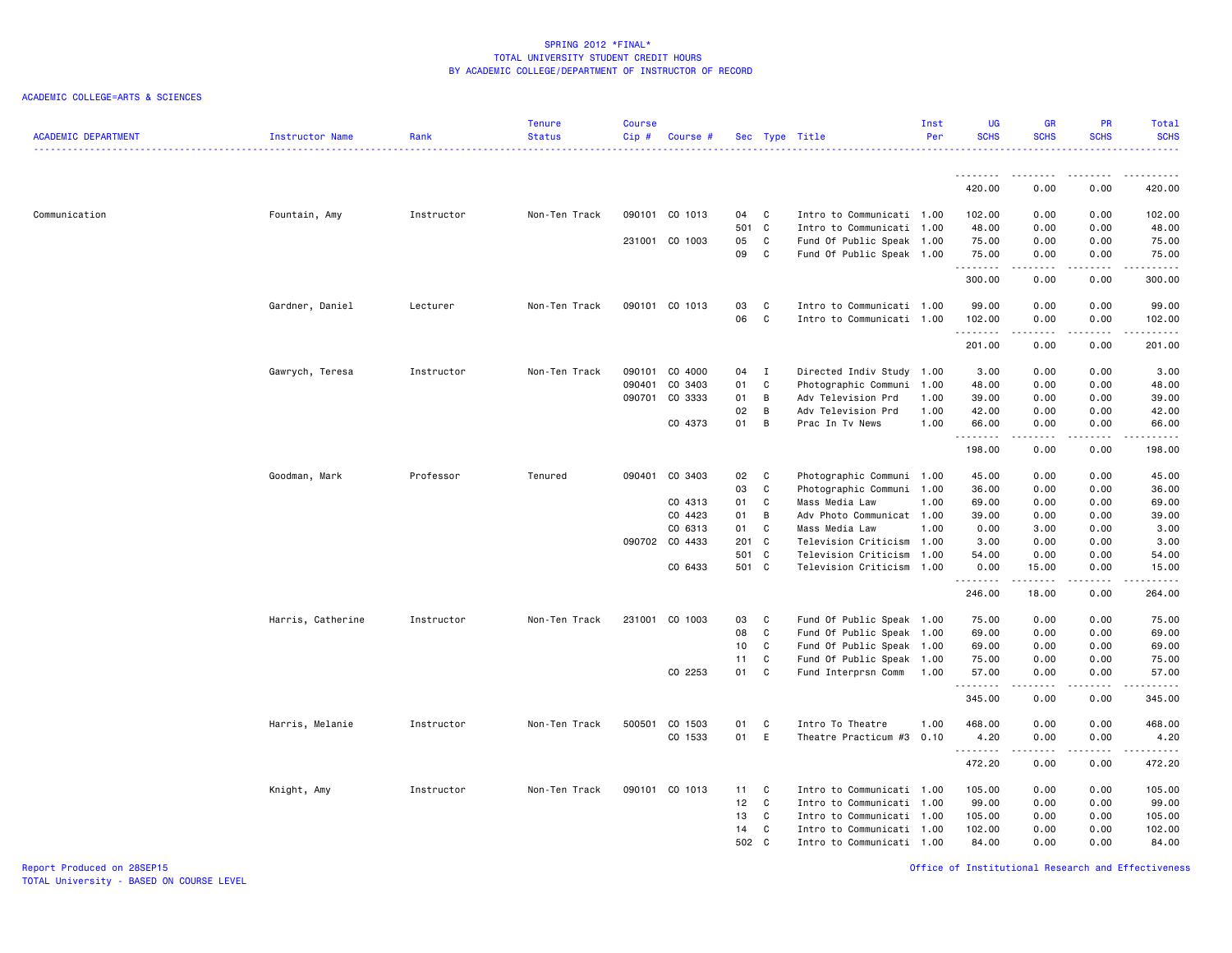SPRING 2012 *FINAL*
TOTAL UNIVERSITY STUDENT CREDIT HOURS
BY ACADEMIC COLLEGE/DEPARTMENT OF INSTRUCTOR OF RECORD

ACADEMIC COLLEGE=ARTS & SCIENCES

| ACADEMIC DEPARTMENT | Instructor Name | Rank | Tenure Status | Course Cip # | Course # | Sec | Type | Title | Inst Per | UG SCHS | GR SCHS | PR SCHS | Total SCHS |
|---|---|---|---|---|---|---|---|---|---|---|---|---|---|
| | | | | | | | | | | 420.00 | 0.00 | 0.00 | 420.00 |
| Communication | Fountain, Amy | Instructor | Non-Ten Track | 090101 | CO 1013 | 04 | C | Intro to Communicati | 1.00 | 102.00 | 0.00 | 0.00 | 102.00 |
| | | | | | | 501 | C | Intro to Communicati | 1.00 | 48.00 | 0.00 | 0.00 | 48.00 |
| | | | | 231001 | CO 1003 | 05 | C | Fund Of Public Speak | 1.00 | 75.00 | 0.00 | 0.00 | 75.00 |
| | | | | | | 09 | C | Fund Of Public Speak | 1.00 | 75.00 | 0.00 | 0.00 | 75.00 |
| | | | | | | | | | | 300.00 | 0.00 | 0.00 | 300.00 |
| | Gardner, Daniel | Lecturer | Non-Ten Track | 090101 | CO 1013 | 03 | C | Intro to Communicati | 1.00 | 99.00 | 0.00 | 0.00 | 99.00 |
| | | | | | | 06 | C | Intro to Communicati | 1.00 | 102.00 | 0.00 | 0.00 | 102.00 |
| | | | | | | | | | | 201.00 | 0.00 | 0.00 | 201.00 |
| | Gawrych, Teresa | Instructor | Non-Ten Track | 090101 | CO 4000 | 04 | I | Directed Indiv Study | 1.00 | 3.00 | 0.00 | 0.00 | 3.00 |
| | | | | 090401 | CO 3403 | 01 | C | Photographic Communi | 1.00 | 48.00 | 0.00 | 0.00 | 48.00 |
| | | | | 090701 | CO 3333 | 01 | B | Adv Television Prd | 1.00 | 39.00 | 0.00 | 0.00 | 39.00 |
| | | | | | | 02 | B | Adv Television Prd | 1.00 | 42.00 | 0.00 | 0.00 | 42.00 |
| | | | | | CO 4373 | 01 | B | Prac In Tv News | 1.00 | 66.00 | 0.00 | 0.00 | 66.00 |
| | | | | | | | | | | 198.00 | 0.00 | 0.00 | 198.00 |
| | Goodman, Mark | Professor | Tenured | 090401 | CO 3403 | 02 | C | Photographic Communi | 1.00 | 45.00 | 0.00 | 0.00 | 45.00 |
| | | | | | | 03 | C | Photographic Communi | 1.00 | 36.00 | 0.00 | 0.00 | 36.00 |
| | | | | | CO 4313 | 01 | C | Mass Media Law | 1.00 | 69.00 | 0.00 | 0.00 | 69.00 |
| | | | | | CO 4423 | 01 | B | Adv Photo Communicat | 1.00 | 39.00 | 0.00 | 0.00 | 39.00 |
| | | | | | CO 6313 | 01 | C | Mass Media Law | 1.00 | 0.00 | 3.00 | 0.00 | 3.00 |
| | | | | 090702 | CO 4433 | 201 | C | Television Criticism | 1.00 | 3.00 | 0.00 | 0.00 | 3.00 |
| | | | | | | 501 | C | Television Criticism | 1.00 | 54.00 | 0.00 | 0.00 | 54.00 |
| | | | | | CO 6433 | 501 | C | Television Criticism | 1.00 | 0.00 | 15.00 | 0.00 | 15.00 |
| | | | | | | | | | | 246.00 | 18.00 | 0.00 | 264.00 |
| | Harris, Catherine | Instructor | Non-Ten Track | 231001 | CO 1003 | 03 | C | Fund Of Public Speak | 1.00 | 75.00 | 0.00 | 0.00 | 75.00 |
| | | | | | | 08 | C | Fund Of Public Speak | 1.00 | 69.00 | 0.00 | 0.00 | 69.00 |
| | | | | | | 10 | C | Fund Of Public Speak | 1.00 | 69.00 | 0.00 | 0.00 | 69.00 |
| | | | | | | 11 | C | Fund Of Public Speak | 1.00 | 75.00 | 0.00 | 0.00 | 75.00 |
| | | | | | CO 2253 | 01 | C | Fund Interprsn Comm | 1.00 | 57.00 | 0.00 | 0.00 | 57.00 |
| | | | | | | | | | | 345.00 | 0.00 | 0.00 | 345.00 |
| | Harris, Melanie | Instructor | Non-Ten Track | 500501 | CO 1503 | 01 | C | Intro To Theatre | 1.00 | 468.00 | 0.00 | 0.00 | 468.00 |
| | | | | | CO 1533 | 01 | E | Theatre Practicum #3 | 0.10 | 4.20 | 0.00 | 0.00 | 4.20 |
| | | | | | | | | | | 472.20 | 0.00 | 0.00 | 472.20 |
| | Knight, Amy | Instructor | Non-Ten Track | 090101 | CO 1013 | 11 | C | Intro to Communicati | 1.00 | 105.00 | 0.00 | 0.00 | 105.00 |
| | | | | | | 12 | C | Intro to Communicati | 1.00 | 99.00 | 0.00 | 0.00 | 99.00 |
| | | | | | | 13 | C | Intro to Communicati | 1.00 | 105.00 | 0.00 | 0.00 | 105.00 |
| | | | | | | 14 | C | Intro to Communicati | 1.00 | 102.00 | 0.00 | 0.00 | 102.00 |
| | | | | | | 502 | C | Intro to Communicati | 1.00 | 84.00 | 0.00 | 0.00 | 84.00 |

Report Produced on 28SEP15
TOTAL University - BASED ON COURSE LEVEL

Office of Institutional Research and Effectiveness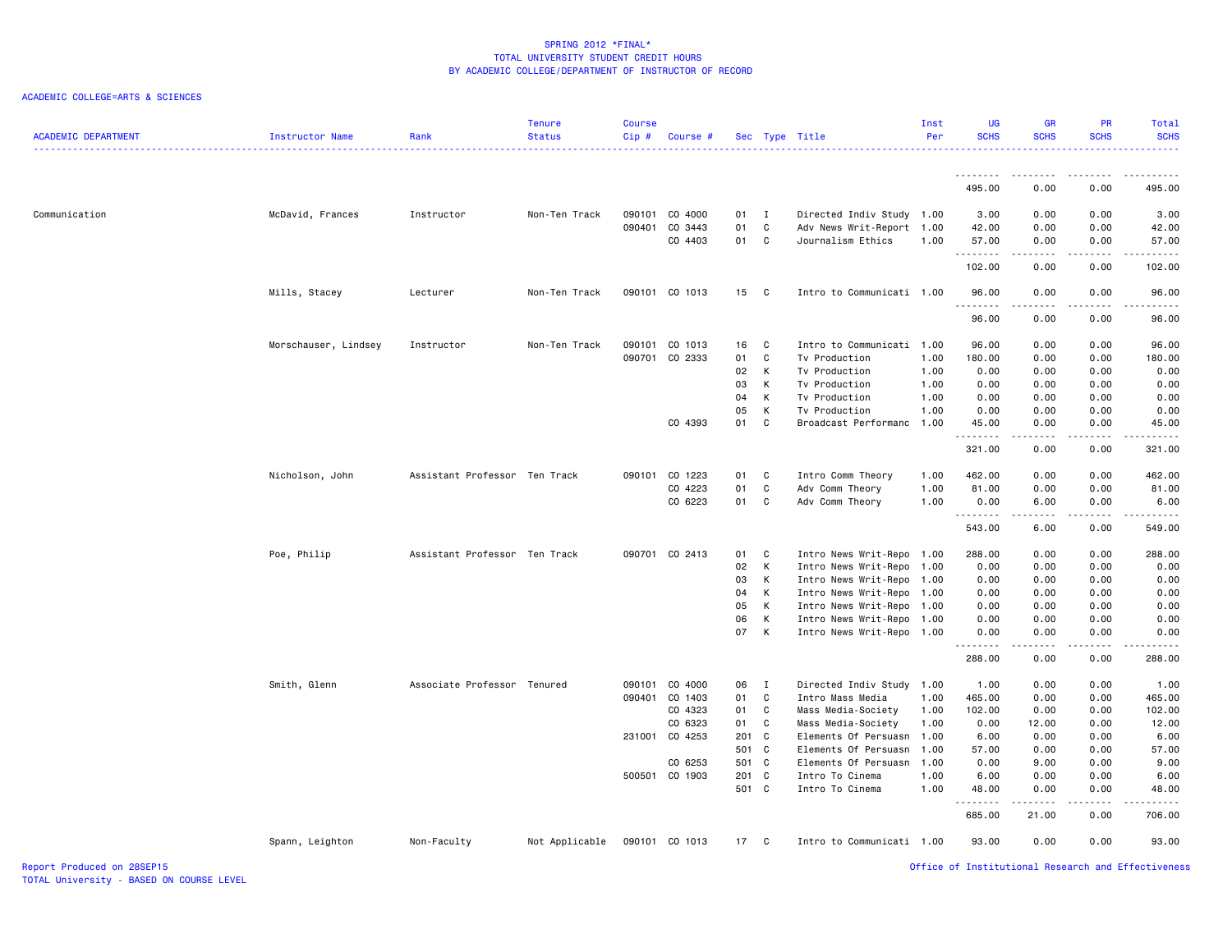SPRING 2012 *FINAL*
TOTAL UNIVERSITY STUDENT CREDIT HOURS
BY ACADEMIC COLLEGE/DEPARTMENT OF INSTRUCTOR OF RECORD

ACADEMIC COLLEGE=ARTS & SCIENCES

| ACADEMIC DEPARTMENT | Instructor Name | Rank | Tenure Status | Course Cip # | Course # | Sec | Type | Title | Inst Per | UG SCHS | GR SCHS | PR SCHS | Total SCHS |
|---|---|---|---|---|---|---|---|---|---|---|---|---|---|
| | | | | | | | | | | 495.00 | 0.00 | 0.00 | 495.00 |
| Communication | McDavid, Frances | Instructor | Non-Ten Track | 090101 | CO 4000 | 01 | I | Directed Indiv Study | 1.00 | 3.00 | 0.00 | 0.00 | 3.00 |
| | | | | 090401 | CO 3443 | 01 | C | Adv News Writ-Report | 1.00 | 42.00 | 0.00 | 0.00 | 42.00 |
| | | | | | CO 4403 | 01 | C | Journalism Ethics | 1.00 | 57.00 | 0.00 | 0.00 | 57.00 |
| | | | | | | | | | | 102.00 | 0.00 | 0.00 | 102.00 |
| | Mills, Stacey | Lecturer | Non-Ten Track | 090101 | CO 1013 | 15 | C | Intro to Communicati | 1.00 | 96.00 | 0.00 | 0.00 | 96.00 |
| | | | | | | | | | | 96.00 | 0.00 | 0.00 | 96.00 |
| | Morschauser, Lindsey | Instructor | Non-Ten Track | 090101 | CO 1013 | 16 | C | Intro to Communicati | 1.00 | 96.00 | 0.00 | 0.00 | 96.00 |
| | | | | 090701 | CO 2333 | 01 | C | Tv Production | 1.00 | 180.00 | 0.00 | 0.00 | 180.00 |
| | | | | | | 02 | K | Tv Production | 1.00 | 0.00 | 0.00 | 0.00 | 0.00 |
| | | | | | | 03 | K | Tv Production | 1.00 | 0.00 | 0.00 | 0.00 | 0.00 |
| | | | | | | 04 | K | Tv Production | 1.00 | 0.00 | 0.00 | 0.00 | 0.00 |
| | | | | | | 05 | K | Tv Production | 1.00 | 0.00 | 0.00 | 0.00 | 0.00 |
| | | | | | CO 4393 | 01 | C | Broadcast Performanc | 1.00 | 45.00 | 0.00 | 0.00 | 45.00 |
| | | | | | | | | | | 321.00 | 0.00 | 0.00 | 321.00 |
| | Nicholson, John | Assistant Professor | Ten Track | 090101 | CO 1223 | 01 | C | Intro Comm Theory | 1.00 | 462.00 | 0.00 | 0.00 | 462.00 |
| | | | | | CO 4223 | 01 | C | Adv Comm Theory | 1.00 | 81.00 | 0.00 | 0.00 | 81.00 |
| | | | | | CO 6223 | 01 | C | Adv Comm Theory | 1.00 | 0.00 | 6.00 | 0.00 | 6.00 |
| | | | | | | | | | | 543.00 | 6.00 | 0.00 | 549.00 |
| | Poe, Philip | Assistant Professor | Ten Track | 090701 | CO 2413 | 01 | C | Intro News Writ-Repo | 1.00 | 288.00 | 0.00 | 0.00 | 288.00 |
| | | | | | | 02 | K | Intro News Writ-Repo | 1.00 | 0.00 | 0.00 | 0.00 | 0.00 |
| | | | | | | 03 | K | Intro News Writ-Repo | 1.00 | 0.00 | 0.00 | 0.00 | 0.00 |
| | | | | | | 04 | K | Intro News Writ-Repo | 1.00 | 0.00 | 0.00 | 0.00 | 0.00 |
| | | | | | | 05 | K | Intro News Writ-Repo | 1.00 | 0.00 | 0.00 | 0.00 | 0.00 |
| | | | | | | 06 | K | Intro News Writ-Repo | 1.00 | 0.00 | 0.00 | 0.00 | 0.00 |
| | | | | | | 07 | K | Intro News Writ-Repo | 1.00 | 0.00 | 0.00 | 0.00 | 0.00 |
| | | | | | | | | | | 288.00 | 0.00 | 0.00 | 288.00 |
| | Smith, Glenn | Associate Professor | Tenured | 090101 | CO 4000 | 06 | I | Directed Indiv Study | 1.00 | 1.00 | 0.00 | 0.00 | 1.00 |
| | | | | 090401 | CO 1403 | 01 | C | Intro Mass Media | 1.00 | 465.00 | 0.00 | 0.00 | 465.00 |
| | | | | | CO 4323 | 01 | C | Mass Media-Society | 1.00 | 102.00 | 0.00 | 0.00 | 102.00 |
| | | | | | CO 6323 | 01 | C | Mass Media-Society | 1.00 | 0.00 | 12.00 | 0.00 | 12.00 |
| | | | | 231001 | CO 4253 | 201 | C | Elements Of Persuasn | 1.00 | 6.00 | 0.00 | 0.00 | 6.00 |
| | | | | | | 501 | C | Elements Of Persuasn | 1.00 | 57.00 | 0.00 | 0.00 | 57.00 |
| | | | | | CO 6253 | 501 | C | Elements Of Persuasn | 1.00 | 0.00 | 9.00 | 0.00 | 9.00 |
| | | | | 500501 | CO 1903 | 201 | C | Intro To Cinema | 1.00 | 6.00 | 0.00 | 0.00 | 6.00 |
| | | | | | | 501 | C | Intro To Cinema | 1.00 | 48.00 | 0.00 | 0.00 | 48.00 |
| | | | | | | | | | | 685.00 | 21.00 | 0.00 | 706.00 |
| | Spann, Leighton | Non-Faculty | Not Applicable | 090101 | CO 1013 | 17 | C | Intro to Communicati | 1.00 | 93.00 | 0.00 | 0.00 | 93.00 |

Report Produced on 28SEP15
TOTAL University - BASED ON COURSE LEVEL

Office of Institutional Research and Effectiveness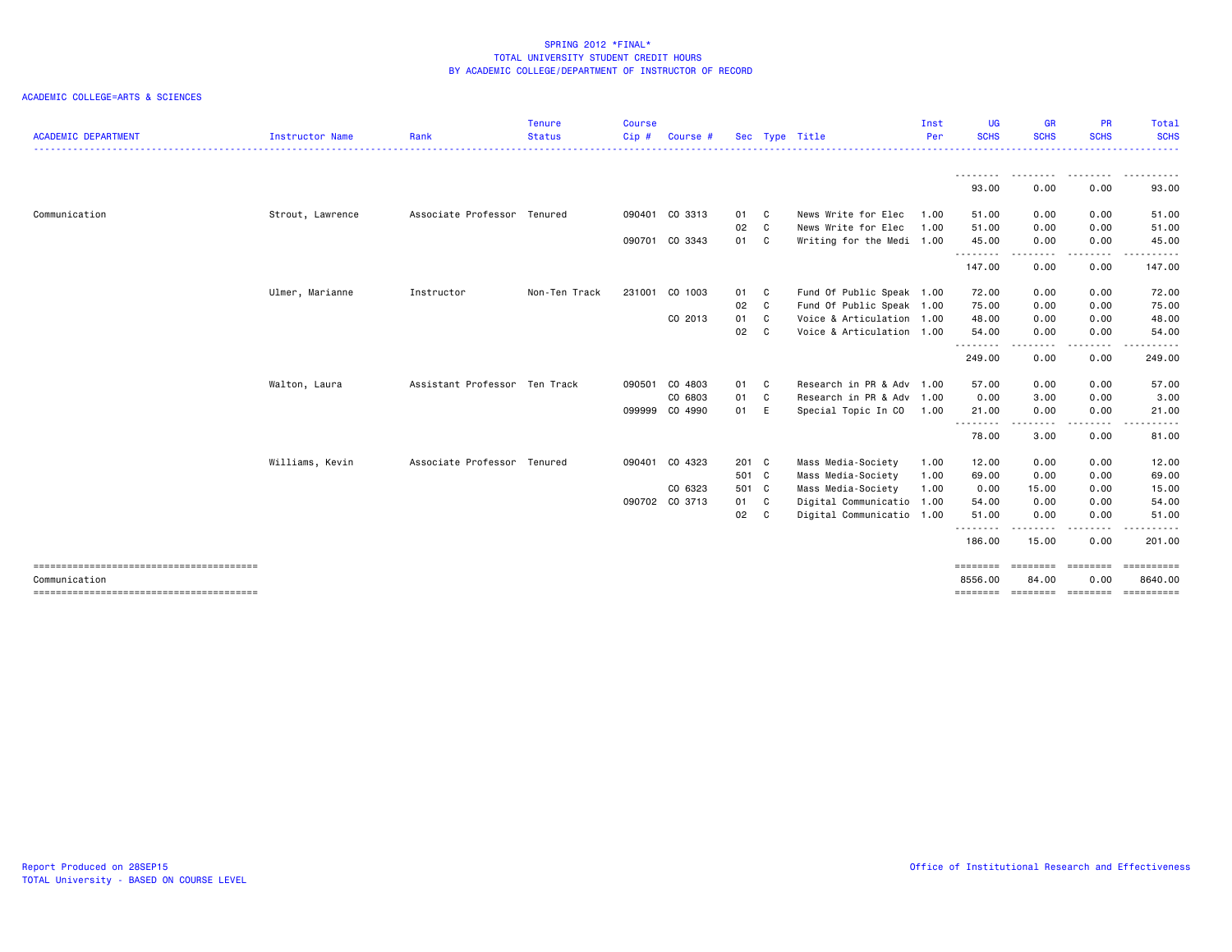# SPRING 2012 *FINAL*
## TOTAL UNIVERSITY STUDENT CREDIT HOURS
## BY ACADEMIC COLLEGE/DEPARTMENT OF INSTRUCTOR OF RECORD

ACADEMIC COLLEGE=ARTS & SCIENCES

| ACADEMIC DEPARTMENT | Instructor Name | Rank | Tenure Status | Course Cip # | Course # | Sec | Type | Title | Inst Per | UG SCHS | GR SCHS | PR SCHS | Total SCHS |
|---|---|---|---|---|---|---|---|---|---|---|---|---|---|
| | | | | | | | | | | 93.00 | 0.00 | 0.00 | 93.00 |
| Communication | Strout, Lawrence | Associate Professor | Tenured | 090401 | CO 3313 | 01 | C | News Write for Elec | 1.00 | 51.00 | 0.00 | 0.00 | 51.00 |
| | | | | | | 02 | C | News Write for Elec | 1.00 | 51.00 | 0.00 | 0.00 | 51.00 |
| | | | | 090701 | CO 3343 | 01 | C | Writing for the Medi | 1.00 | 45.00 | 0.00 | 0.00 | 45.00 |
| | | | | | | | | | | 147.00 | 0.00 | 0.00 | 147.00 |
| | Ulmer, Marianne | Instructor | Non-Ten Track | 231001 | CO 1003 | 01 | C | Fund Of Public Speak | 1.00 | 72.00 | 0.00 | 0.00 | 72.00 |
| | | | | | | 02 | C | Fund Of Public Speak | 1.00 | 75.00 | 0.00 | 0.00 | 75.00 |
| | | | | | CO 2013 | 01 | C | Voice & Articulation | 1.00 | 48.00 | 0.00 | 0.00 | 48.00 |
| | | | | | | 02 | C | Voice & Articulation | 1.00 | 54.00 | 0.00 | 0.00 | 54.00 |
| | | | | | | | | | | 249.00 | 0.00 | 0.00 | 249.00 |
| | Walton, Laura | Assistant Professor | Ten Track | 090501 | CO 4803 | 01 | C | Research in PR & Adv | 1.00 | 57.00 | 0.00 | 0.00 | 57.00 |
| | | | | | CO 6803 | 01 | C | Research in PR & Adv | 1.00 | 0.00 | 3.00 | 0.00 | 3.00 |
| | | | | 099999 | CO 4990 | 01 | E | Special Topic In CO | 1.00 | 21.00 | 0.00 | 0.00 | 21.00 |
| | | | | | | | | | | 78.00 | 3.00 | 0.00 | 81.00 |
| | Williams, Kevin | Associate Professor | Tenured | 090401 | CO 4323 | 201 | C | Mass Media-Society | 1.00 | 12.00 | 0.00 | 0.00 | 12.00 |
| | | | | | | 501 | C | Mass Media-Society | 1.00 | 69.00 | 0.00 | 0.00 | 69.00 |
| | | | | | CO 6323 | 501 | C | Mass Media-Society | 1.00 | 0.00 | 15.00 | 0.00 | 15.00 |
| | | | | 090702 | CO 3713 | 01 | C | Digital Communicatio | 1.00 | 54.00 | 0.00 | 0.00 | 54.00 |
| | | | | | | 02 | C | Digital Communicatio | 1.00 | 51.00 | 0.00 | 0.00 | 51.00 |
| | | | | | | | | | | 186.00 | 15.00 | 0.00 | 201.00 |
| Communication | | | | | | | | | | 8556.00 | 84.00 | 0.00 | 8640.00 |

Report Produced on 28SEP15
TOTAL University - BASED ON COURSE LEVEL

Office of Institutional Research and Effectiveness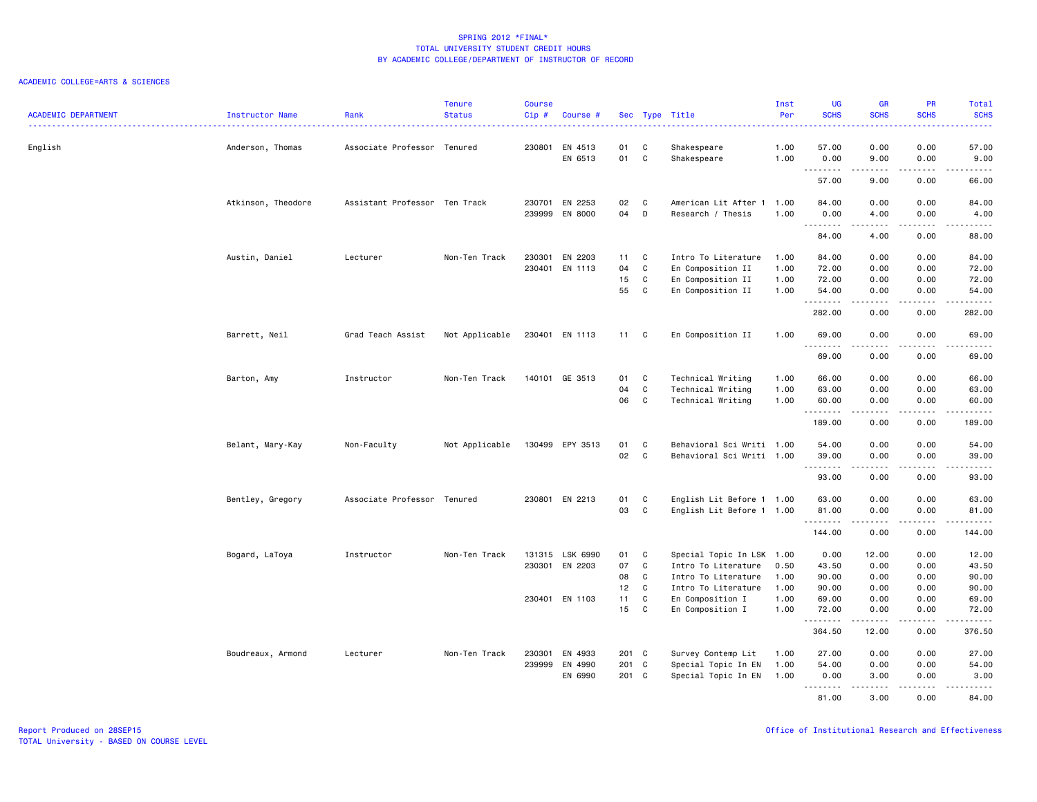# SPRING 2012 *FINAL*
## TOTAL UNIVERSITY STUDENT CREDIT HOURS
## BY ACADEMIC COLLEGE/DEPARTMENT OF INSTRUCTOR OF RECORD

ACADEMIC COLLEGE=ARTS & SCIENCES

| ACADEMIC DEPARTMENT | Instructor Name | Rank | Tenure Status | Course Cip # | Course # | Sec | Type | Title | Inst Per | UG SCHS | GR SCHS | PR SCHS | Total SCHS |
|---|---|---|---|---|---|---|---|---|---|---|---|---|---|
| English | Anderson, Thomas | Associate Professor | Tenured | 230801 | EN 4513 | 01 | C | Shakespeare | 1.00 | 57.00 | 0.00 | 0.00 | 57.00 |
| | | | | | EN 6513 | 01 | C | Shakespeare | 1.00 | 0.00 | 9.00 | 0.00 | 9.00 |
| | | | | | | | | | | 57.00 | 9.00 | 0.00 | 66.00 |
| | Atkinson, Theodore | Assistant Professor | Ten Track | 230701 | EN 2253 | 02 | C | American Lit After 1 | 1.00 | 84.00 | 0.00 | 0.00 | 84.00 |
| | | | | 239999 | EN 8000 | 04 | D | Research / Thesis | 1.00 | 0.00 | 4.00 | 0.00 | 4.00 |
| | | | | | | | | | | 84.00 | 4.00 | 0.00 | 88.00 |
| | Austin, Daniel | Lecturer | Non-Ten Track | 230301 | EN 2203 | 11 | C | Intro To Literature | 1.00 | 84.00 | 0.00 | 0.00 | 84.00 |
| | | | | 230401 | EN 1113 | 04 | C | En Composition II | 1.00 | 72.00 | 0.00 | 0.00 | 72.00 |
| | | | | | | 15 | C | En Composition II | 1.00 | 72.00 | 0.00 | 0.00 | 72.00 |
| | | | | | | 55 | C | En Composition II | 1.00 | 54.00 | 0.00 | 0.00 | 54.00 |
| | | | | | | | | | | 282.00 | 0.00 | 0.00 | 282.00 |
| | Barrett, Neil | Grad Teach Assist | Not Applicable | 230401 | EN 1113 | 11 | C | En Composition II | 1.00 | 69.00 | 0.00 | 0.00 | 69.00 |
| | | | | | | | | | | 69.00 | 0.00 | 0.00 | 69.00 |
| | Barton, Amy | Instructor | Non-Ten Track | 140101 | GE 3513 | 01 | C | Technical Writing | 1.00 | 66.00 | 0.00 | 0.00 | 66.00 |
| | | | | | | 04 | C | Technical Writing | 1.00 | 63.00 | 0.00 | 0.00 | 63.00 |
| | | | | | | 06 | C | Technical Writing | 1.00 | 60.00 | 0.00 | 0.00 | 60.00 |
| | | | | | | | | | | 189.00 | 0.00 | 0.00 | 189.00 |
| | Belant, Mary-Kay | Non-Faculty | Not Applicable | 130499 | EPY 3513 | 01 | C | Behavioral Sci Writi | 1.00 | 54.00 | 0.00 | 0.00 | 54.00 |
| | | | | | | 02 | C | Behavioral Sci Writi | 1.00 | 39.00 | 0.00 | 0.00 | 39.00 |
| | | | | | | | | | | 93.00 | 0.00 | 0.00 | 93.00 |
| | Bentley, Gregory | Associate Professor | Tenured | 230801 | EN 2213 | 01 | C | English Lit Before 1 | 1.00 | 63.00 | 0.00 | 0.00 | 63.00 |
| | | | | | | 03 | C | English Lit Before 1 | 1.00 | 81.00 | 0.00 | 0.00 | 81.00 |
| | | | | | | | | | | 144.00 | 0.00 | 0.00 | 144.00 |
| | Bogard, LaToya | Instructor | Non-Ten Track | 131315 | LSK 6990 | 01 | C | Special Topic In LSK | 1.00 | 0.00 | 12.00 | 0.00 | 12.00 |
| | | | | 230301 | EN 2203 | 07 | C | Intro To Literature | 0.50 | 43.50 | 0.00 | 0.00 | 43.50 |
| | | | | | | 08 | C | Intro To Literature | 1.00 | 90.00 | 0.00 | 0.00 | 90.00 |
| | | | | | | 12 | C | Intro To Literature | 1.00 | 90.00 | 0.00 | 0.00 | 90.00 |
| | | | | 230401 | EN 1103 | 11 | C | En Composition I | 1.00 | 69.00 | 0.00 | 0.00 | 69.00 |
| | | | | | | 15 | C | En Composition I | 1.00 | 72.00 | 0.00 | 0.00 | 72.00 |
| | | | | | | | | | | 364.50 | 12.00 | 0.00 | 376.50 |
| | Boudreaux, Armond | Lecturer | Non-Ten Track | 230301 | EN 4933 | 201 | C | Survey Contemp Lit | 1.00 | 27.00 | 0.00 | 0.00 | 27.00 |
| | | | | 239999 | EN 4990 | 201 | C | Special Topic In EN | 1.00 | 54.00 | 0.00 | 0.00 | 54.00 |
| | | | | | EN 6990 | 201 | C | Special Topic In EN | 1.00 | 0.00 | 3.00 | 0.00 | 3.00 |
| | | | | | | | | | | 81.00 | 3.00 | 0.00 | 84.00 |

Report Produced on 28SEP15
TOTAL University - BASED ON COURSE LEVEL

Office of Institutional Research and Effectiveness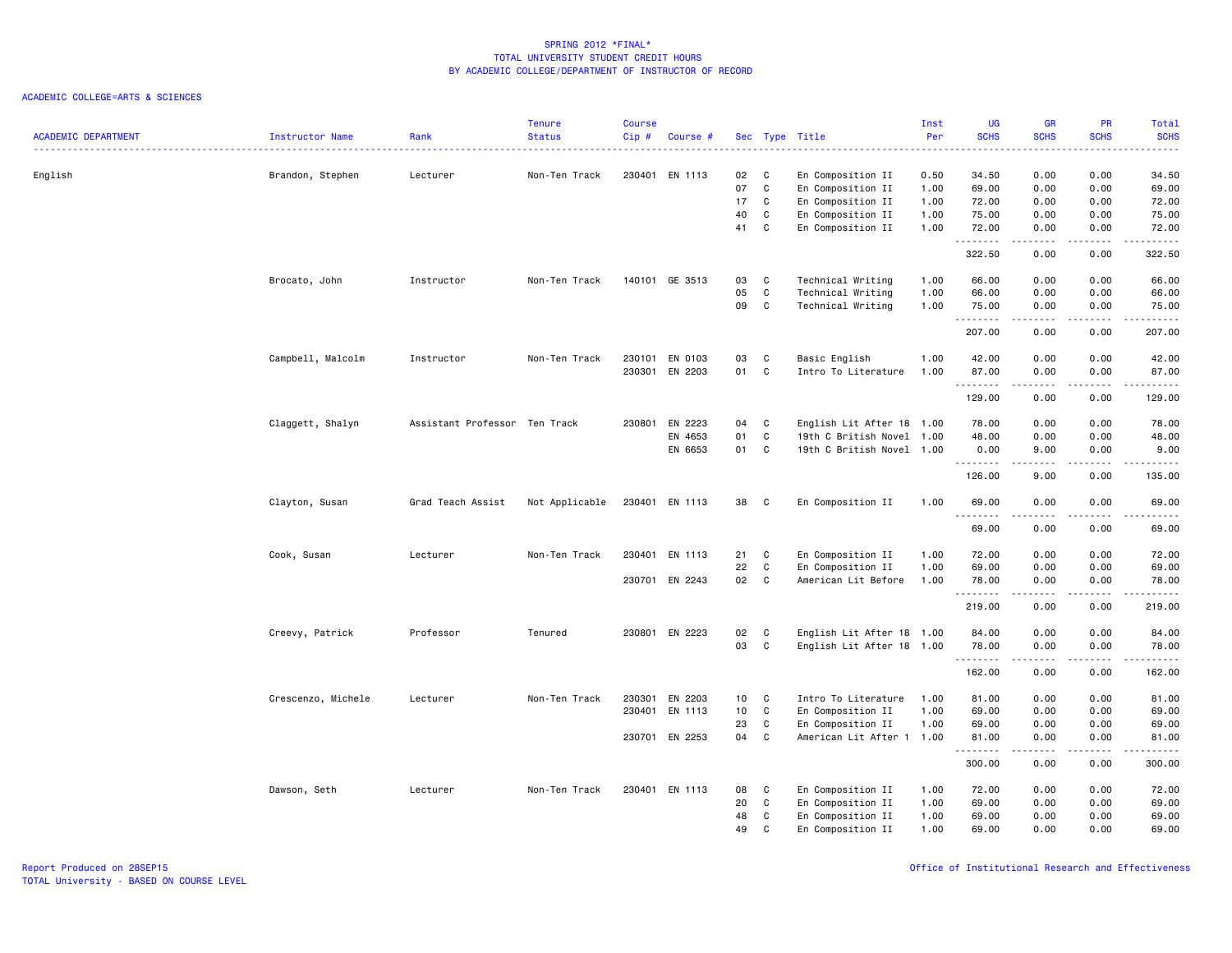# SPRING 2012 *FINAL*
## TOTAL UNIVERSITY STUDENT CREDIT HOURS
## BY ACADEMIC COLLEGE/DEPARTMENT OF INSTRUCTOR OF RECORD

ACADEMIC COLLEGE=ARTS & SCIENCES

| ACADEMIC DEPARTMENT | Instructor Name | Rank | Tenure Status | Course Cip # | Course # | Sec | Type | Title | Inst Per | UG SCHS | GR SCHS | PR SCHS | Total SCHS |
|---|---|---|---|---|---|---|---|---|---|---|---|---|---|
| English | Brandon, Stephen | Lecturer | Non-Ten Track | 230401 | EN 1113 | 02 | C | En Composition II | 0.50 | 34.50 | 0.00 | 0.00 | 34.50 |
| | | | | | | 07 | C | En Composition II | 1.00 | 69.00 | 0.00 | 0.00 | 69.00 |
| | | | | | | 17 | C | En Composition II | 1.00 | 72.00 | 0.00 | 0.00 | 72.00 |
| | | | | | | 40 | C | En Composition II | 1.00 | 75.00 | 0.00 | 0.00 | 75.00 |
| | | | | | | 41 | C | En Composition II | 1.00 | 72.00 | 0.00 | 0.00 | 72.00 |
| | | | | | | | | | | 322.50 | 0.00 | 0.00 | 322.50 |
| | Brocato, John | Instructor | Non-Ten Track | 140101 | GE 3513 | 03 | C | Technical Writing | 1.00 | 66.00 | 0.00 | 0.00 | 66.00 |
| | | | | | | 05 | C | Technical Writing | 1.00 | 66.00 | 0.00 | 0.00 | 66.00 |
| | | | | | | 09 | C | Technical Writing | 1.00 | 75.00 | 0.00 | 0.00 | 75.00 |
| | | | | | | | | | | 207.00 | 0.00 | 0.00 | 207.00 |
| | Campbell, Malcolm | Instructor | Non-Ten Track | 230101 | EN 0103 | 03 | C | Basic English | 1.00 | 42.00 | 0.00 | 0.00 | 42.00 |
| | | | | 230301 | EN 2203 | 01 | C | Intro To Literature | 1.00 | 87.00 | 0.00 | 0.00 | 87.00 |
| | | | | | | | | | | 129.00 | 0.00 | 0.00 | 129.00 |
| | Claggett, Shalyn | Assistant Professor | Ten Track | 230801 | EN 2223 | 04 | C | English Lit After 18 | 1.00 | 78.00 | 0.00 | 0.00 | 78.00 |
| | | | | | EN 4653 | 01 | C | 19th C British Novel | 1.00 | 48.00 | 0.00 | 0.00 | 48.00 |
| | | | | | EN 6653 | 01 | C | 19th C British Novel | 1.00 | 0.00 | 9.00 | 0.00 | 9.00 |
| | | | | | | | | | | 126.00 | 9.00 | 0.00 | 135.00 |
| | Clayton, Susan | Grad Teach Assist | Not Applicable | 230401 | EN 1113 | 38 | C | En Composition II | 1.00 | 69.00 | 0.00 | 0.00 | 69.00 |
| | | | | | | | | | | 69.00 | 0.00 | 0.00 | 69.00 |
| | Cook, Susan | Lecturer | Non-Ten Track | 230401 | EN 1113 | 21 | C | En Composition II | 1.00 | 72.00 | 0.00 | 0.00 | 72.00 |
| | | | | | | 22 | C | En Composition II | 1.00 | 69.00 | 0.00 | 0.00 | 69.00 |
| | | | | 230701 | EN 2243 | 02 | C | American Lit Before | 1.00 | 78.00 | 0.00 | 0.00 | 78.00 |
| | | | | | | | | | | 219.00 | 0.00 | 0.00 | 219.00 |
| | Creevy, Patrick | Professor | Tenured | 230801 | EN 2223 | 02 | C | English Lit After 18 | 1.00 | 84.00 | 0.00 | 0.00 | 84.00 |
| | | | | | | 03 | C | English Lit After 18 | 1.00 | 78.00 | 0.00 | 0.00 | 78.00 |
| | | | | | | | | | | 162.00 | 0.00 | 0.00 | 162.00 |
| | Crescenzo, Michele | Lecturer | Non-Ten Track | 230301 | EN 2203 | 10 | C | Intro To Literature | 1.00 | 81.00 | 0.00 | 0.00 | 81.00 |
| | | | | 230401 | EN 1113 | 10 | C | En Composition II | 1.00 | 69.00 | 0.00 | 0.00 | 69.00 |
| | | | | | | 23 | C | En Composition II | 1.00 | 69.00 | 0.00 | 0.00 | 69.00 |
| | | | | 230701 | EN 2253 | 04 | C | American Lit After 1 | 1.00 | 81.00 | 0.00 | 0.00 | 81.00 |
| | | | | | | | | | | 300.00 | 0.00 | 0.00 | 300.00 |
| | Dawson, Seth | Lecturer | Non-Ten Track | 230401 | EN 1113 | 08 | C | En Composition II | 1.00 | 72.00 | 0.00 | 0.00 | 72.00 |
| | | | | | | 20 | C | En Composition II | 1.00 | 69.00 | 0.00 | 0.00 | 69.00 |
| | | | | | | 48 | C | En Composition II | 1.00 | 69.00 | 0.00 | 0.00 | 69.00 |
| | | | | | | 49 | C | En Composition II | 1.00 | 69.00 | 0.00 | 0.00 | 69.00 |

Report Produced on 28SEP15
TOTAL University - BASED ON COURSE LEVEL

Office of Institutional Research and Effectiveness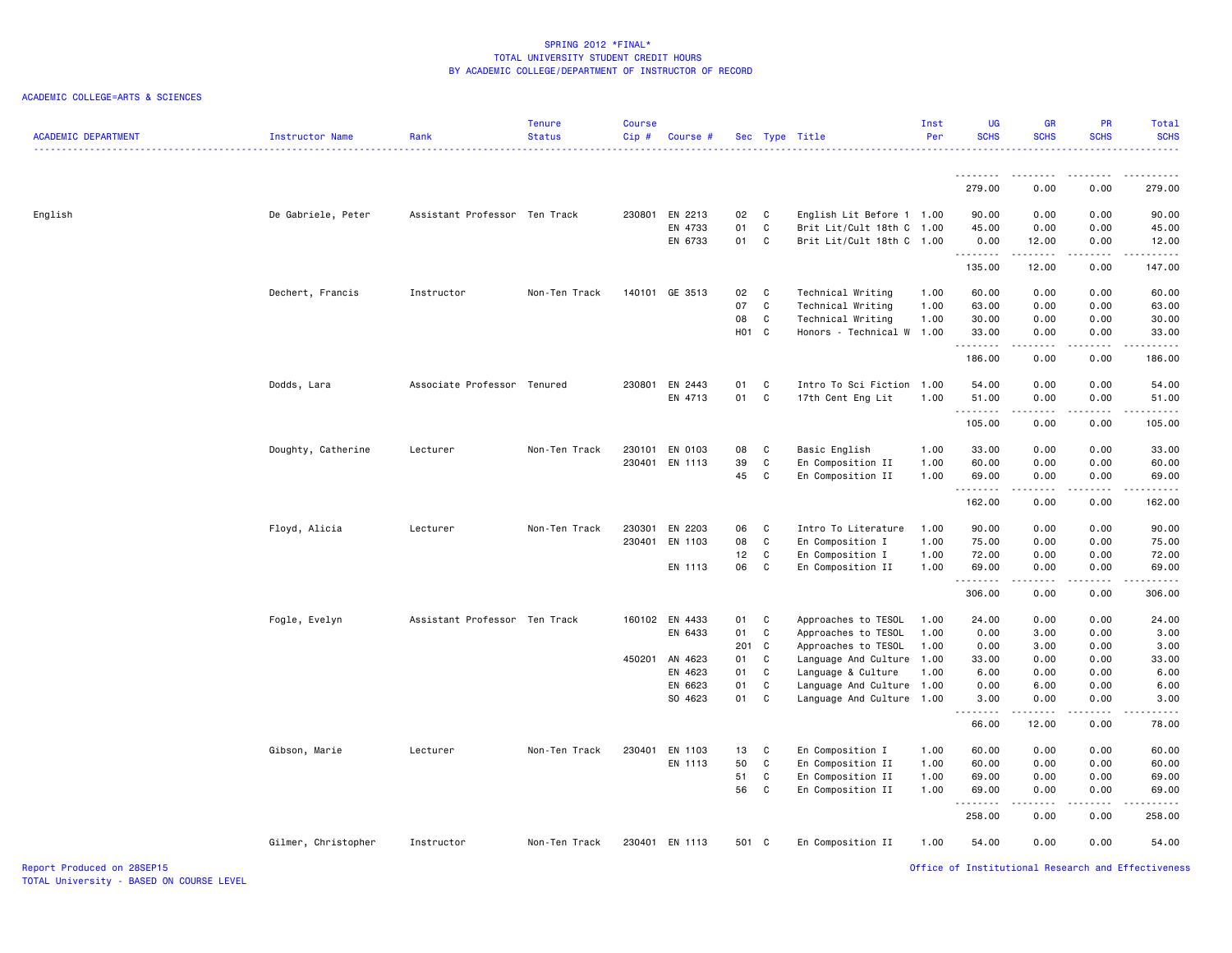# SPRING 2012 *FINAL*
## TOTAL UNIVERSITY STUDENT CREDIT HOURS
## BY ACADEMIC COLLEGE/DEPARTMENT OF INSTRUCTOR OF RECORD

ACADEMIC COLLEGE=ARTS & SCIENCES

| ACADEMIC DEPARTMENT | Instructor Name | Rank | Tenure Status | Course Cip # | Course # | Sec | Type | Title | Inst Per | UG SCHS | GR SCHS | PR SCHS | Total SCHS |
|---|---|---|---|---|---|---|---|---|---|---|---|---|---|
| | | | | | | | | | | 279.00 | 0.00 | 0.00 | 279.00 |
| English | De Gabriele, Peter | Assistant Professor | Ten Track | 230801 | EN 2213 | 02 | C | English Lit Before 1 | 1.00 | 90.00 | 0.00 | 0.00 | 90.00 |
| | | | | | EN 4733 | 01 | C | Brit Lit/Cult 18th C | 1.00 | 45.00 | 0.00 | 0.00 | 45.00 |
| | | | | | EN 6733 | 01 | C | Brit Lit/Cult 18th C | 1.00 | 0.00 | 12.00 | 0.00 | 12.00 |
| | | | | | | | | | | 135.00 | 12.00 | 0.00 | 147.00 |
| | Dechert, Francis | Instructor | Non-Ten Track | 140101 | GE 3513 | 02 | C | Technical Writing | 1.00 | 60.00 | 0.00 | 0.00 | 60.00 |
| | | | | | | 07 | C | Technical Writing | 1.00 | 63.00 | 0.00 | 0.00 | 63.00 |
| | | | | | | 08 | C | Technical Writing | 1.00 | 30.00 | 0.00 | 0.00 | 30.00 |
| | | | | | | H01 | C | Honors - Technical W | 1.00 | 33.00 | 0.00 | 0.00 | 33.00 |
| | | | | | | | | | | 186.00 | 0.00 | 0.00 | 186.00 |
| | Dodds, Lara | Associate Professor | Tenured | 230801 | EN 2443 | 01 | C | Intro To Sci Fiction | 1.00 | 54.00 | 0.00 | 0.00 | 54.00 |
| | | | | | EN 4713 | 01 | C | 17th Cent Eng Lit | 1.00 | 51.00 | 0.00 | 0.00 | 51.00 |
| | | | | | | | | | | 105.00 | 0.00 | 0.00 | 105.00 |
| | Doughty, Catherine | Lecturer | Non-Ten Track | 230101 | EN 0103 | 08 | C | Basic English | 1.00 | 33.00 | 0.00 | 0.00 | 33.00 |
| | | | | 230401 | EN 1113 | 39 | C | En Composition II | 1.00 | 60.00 | 0.00 | 0.00 | 60.00 |
| | | | | | | 45 | C | En Composition II | 1.00 | 69.00 | 0.00 | 0.00 | 69.00 |
| | | | | | | | | | | 162.00 | 0.00 | 0.00 | 162.00 |
| | Floyd, Alicia | Lecturer | Non-Ten Track | 230301 | EN 2203 | 06 | C | Intro To Literature | 1.00 | 90.00 | 0.00 | 0.00 | 90.00 |
| | | | | 230401 | EN 1103 | 08 | C | En Composition I | 1.00 | 75.00 | 0.00 | 0.00 | 75.00 |
| | | | | | | 12 | C | En Composition I | 1.00 | 72.00 | 0.00 | 0.00 | 72.00 |
| | | | | | EN 1113 | 06 | C | En Composition II | 1.00 | 69.00 | 0.00 | 0.00 | 69.00 |
| | | | | | | | | | | 306.00 | 0.00 | 0.00 | 306.00 |
| | Fogle, Evelyn | Assistant Professor | Ten Track | 160102 | EN 4433 | 01 | C | Approaches to TESOL | 1.00 | 24.00 | 0.00 | 0.00 | 24.00 |
| | | | | | EN 6433 | 01 | C | Approaches to TESOL | 1.00 | 0.00 | 3.00 | 0.00 | 3.00 |
| | | | | | | 201 | C | Approaches to TESOL | 1.00 | 0.00 | 3.00 | 0.00 | 3.00 |
| | | | | 450201 | AN 4623 | 01 | C | Language And Culture | 1.00 | 33.00 | 0.00 | 0.00 | 33.00 |
| | | | | | EN 4623 | 01 | C | Language & Culture | 1.00 | 6.00 | 0.00 | 0.00 | 6.00 |
| | | | | | EN 6623 | 01 | C | Language And Culture | 1.00 | 0.00 | 6.00 | 0.00 | 6.00 |
| | | | | | SO 4623 | 01 | C | Language And Culture | 1.00 | 3.00 | 0.00 | 0.00 | 3.00 |
| | | | | | | | | | | 66.00 | 12.00 | 0.00 | 78.00 |
| | Gibson, Marie | Lecturer | Non-Ten Track | 230401 | EN 1103 | 13 | C | En Composition I | 1.00 | 60.00 | 0.00 | 0.00 | 60.00 |
| | | | | | EN 1113 | 50 | C | En Composition II | 1.00 | 60.00 | 0.00 | 0.00 | 60.00 |
| | | | | | | 51 | C | En Composition II | 1.00 | 69.00 | 0.00 | 0.00 | 69.00 |
| | | | | | | 56 | C | En Composition II | 1.00 | 69.00 | 0.00 | 0.00 | 69.00 |
| | | | | | | | | | | 258.00 | 0.00 | 0.00 | 258.00 |
| | Gilmer, Christopher | Instructor | Non-Ten Track | 230401 | EN 1113 | 501 | C | En Composition II | 1.00 | 54.00 | 0.00 | 0.00 | 54.00 |

Report Produced on 28SEP15
TOTAL University - BASED ON COURSE LEVEL

Office of Institutional Research and Effectiveness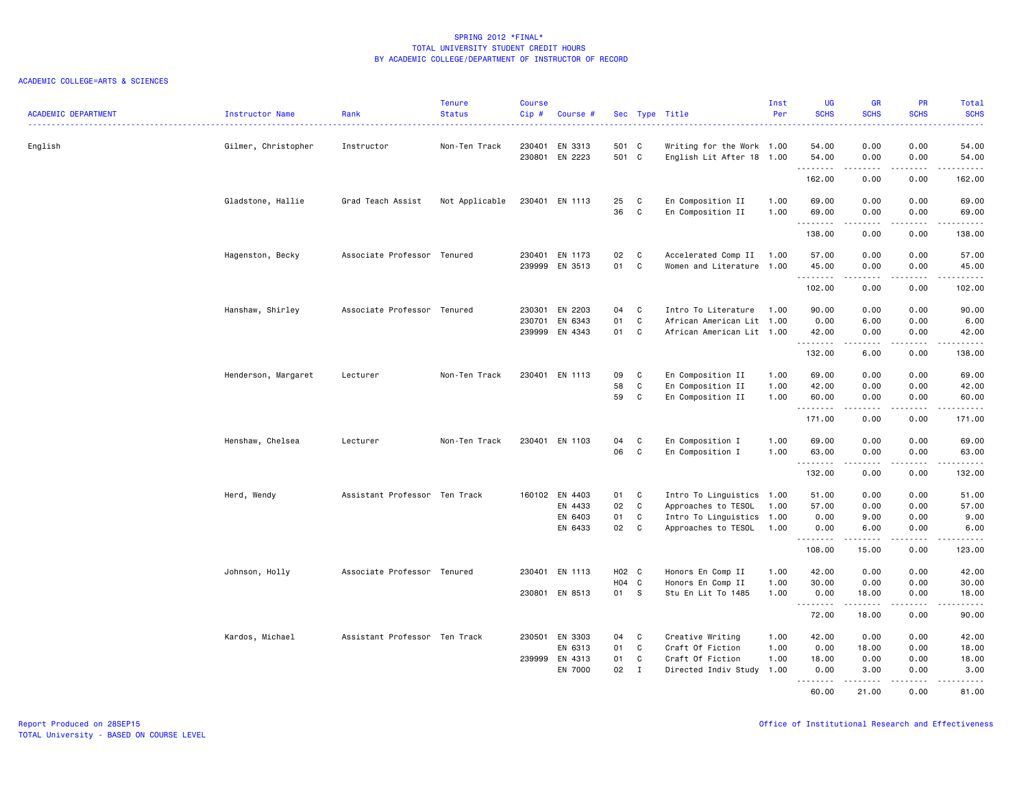# SPRING 2012 *FINAL*
## TOTAL UNIVERSITY STUDENT CREDIT HOURS
### BY ACADEMIC COLLEGE/DEPARTMENT OF INSTRUCTOR OF RECORD

ACADEMIC COLLEGE=ARTS & SCIENCES

| ACADEMIC DEPARTMENT | Instructor Name | Rank | Tenure Status | Course Cip # | Course # | Sec | Type | Title | Inst Per | UG SCHS | GR SCHS | PR SCHS | Total SCHS |
|---|---|---|---|---|---|---|---|---|---|---|---|---|---|
| English | Gilmer, Christopher | Instructor | Non-Ten Track | 230401 | EN 3313 | 501 | C | Writing for the Work | 1.00 | 54.00 | 0.00 | 0.00 | 54.00 |
| | | | | 230801 | EN 2223 | 501 | C | English Lit After 18 | 1.00 | 54.00 | 0.00 | 0.00 | 54.00 |
| | | | | | | | | | | 162.00 | 0.00 | 0.00 | 162.00 |
| | Gladstone, Hallie | Grad Teach Assist | Not Applicable | 230401 | EN 1113 | 25 | C | En Composition II | 1.00 | 69.00 | 0.00 | 0.00 | 69.00 |
| | | | | | | 36 | C | En Composition II | 1.00 | 69.00 | 0.00 | 0.00 | 69.00 |
| | | | | | | | | | | 138.00 | 0.00 | 0.00 | 138.00 |
| | Hagenston, Becky | Associate Professor | Tenured | 230401 | EN 1173 | 02 | C | Accelerated Comp II | 1.00 | 57.00 | 0.00 | 0.00 | 57.00 |
| | | | | 239999 | EN 3513 | 01 | C | Women and Literature | 1.00 | 45.00 | 0.00 | 0.00 | 45.00 |
| | | | | | | | | | | 102.00 | 0.00 | 0.00 | 102.00 |
| | Hanshaw, Shirley | Associate Professor | Tenured | 230301 | EN 2203 | 04 | C | Intro To Literature | 1.00 | 90.00 | 0.00 | 0.00 | 90.00 |
| | | | | 230701 | EN 6343 | 01 | C | African American Lit | 1.00 | 0.00 | 6.00 | 0.00 | 6.00 |
| | | | | 239999 | EN 4343 | 01 | C | African American Lit | 1.00 | 42.00 | 0.00 | 0.00 | 42.00 |
| | | | | | | | | | | 132.00 | 6.00 | 0.00 | 138.00 |
| | Henderson, Margaret | Lecturer | Non-Ten Track | 230401 | EN 1113 | 09 | C | En Composition II | 1.00 | 69.00 | 0.00 | 0.00 | 69.00 |
| | | | | | | 58 | C | En Composition II | 1.00 | 42.00 | 0.00 | 0.00 | 42.00 |
| | | | | | | 59 | C | En Composition II | 1.00 | 60.00 | 0.00 | 0.00 | 60.00 |
| | | | | | | | | | | 171.00 | 0.00 | 0.00 | 171.00 |
| | Henshaw, Chelsea | Lecturer | Non-Ten Track | 230401 | EN 1103 | 04 | C | En Composition I | 1.00 | 69.00 | 0.00 | 0.00 | 69.00 |
| | | | | | | 06 | C | En Composition I | 1.00 | 63.00 | 0.00 | 0.00 | 63.00 |
| | | | | | | | | | | 132.00 | 0.00 | 0.00 | 132.00 |
| | Herd, Wendy | Assistant Professor | Ten Track | 160102 | EN 4403 | 01 | C | Intro To Linguistics | 1.00 | 51.00 | 0.00 | 0.00 | 51.00 |
| | | | | | EN 4433 | 02 | C | Approaches to TESOL | 1.00 | 57.00 | 0.00 | 0.00 | 57.00 |
| | | | | | EN 6403 | 01 | C | Intro To Linguistics | 1.00 | 0.00 | 9.00 | 0.00 | 9.00 |
| | | | | | EN 6433 | 02 | C | Approaches to TESOL | 1.00 | 0.00 | 6.00 | 0.00 | 6.00 |
| | | | | | | | | | | 108.00 | 15.00 | 0.00 | 123.00 |
| | Johnson, Holly | Associate Professor | Tenured | 230401 | EN 1113 | H02 | C | Honors En Comp II | 1.00 | 42.00 | 0.00 | 0.00 | 42.00 |
| | | | | | | H04 | C | Honors En Comp II | 1.00 | 30.00 | 0.00 | 0.00 | 30.00 |
| | | | | 230801 | EN 8513 | 01 | S | Stu En Lit To 1485 | 1.00 | 0.00 | 18.00 | 0.00 | 18.00 |
| | | | | | | | | | | 72.00 | 18.00 | 0.00 | 90.00 |
| | Kardos, Michael | Assistant Professor | Ten Track | 230501 | EN 3303 | 04 | C | Creative Writing | 1.00 | 42.00 | 0.00 | 0.00 | 42.00 |
| | | | | | EN 6313 | 01 | C | Craft Of Fiction | 1.00 | 0.00 | 18.00 | 0.00 | 18.00 |
| | | | | 239999 | EN 4313 | 01 | C | Craft Of Fiction | 1.00 | 18.00 | 0.00 | 0.00 | 18.00 |
| | | | | | EN 7000 | 02 | I | Directed Indiv Study | 1.00 | 0.00 | 3.00 | 0.00 | 3.00 |
| | | | | | | | | | | 60.00 | 21.00 | 0.00 | 81.00 |

Report Produced on 28SEP15
TOTAL University - BASED ON COURSE LEVEL

Office of Institutional Research and Effectiveness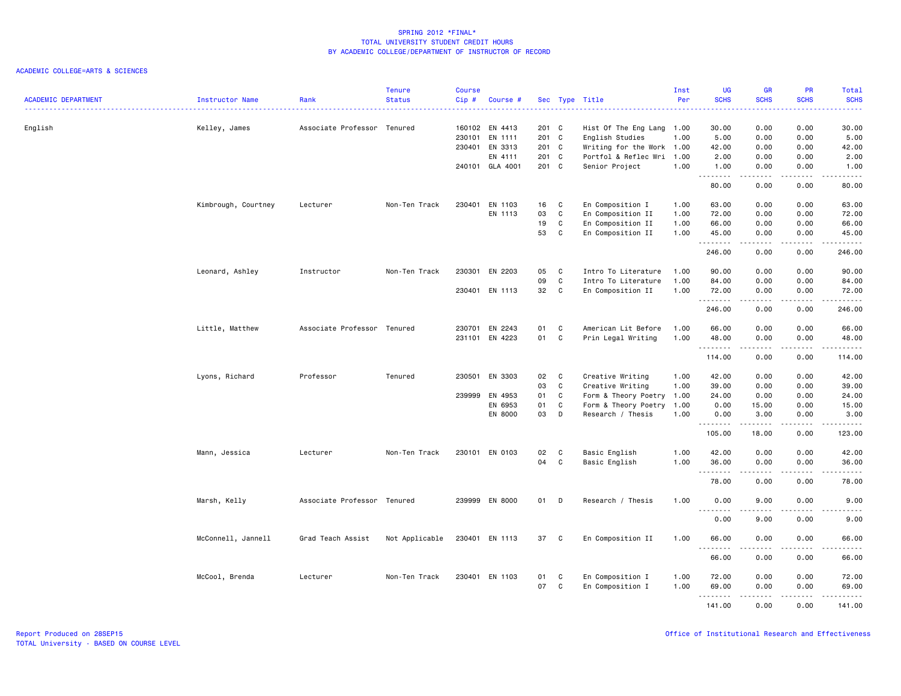SPRING 2012 *FINAL*
TOTAL UNIVERSITY STUDENT CREDIT HOURS
BY ACADEMIC COLLEGE/DEPARTMENT OF INSTRUCTOR OF RECORD

ACADEMIC COLLEGE=ARTS & SCIENCES

| ACADEMIC DEPARTMENT | Instructor Name | Rank | Tenure Status | Course Cip # | Course # | Sec | Type | Title | Inst Per | UG SCHS | GR SCHS | PR SCHS | Total SCHS |
|---|---|---|---|---|---|---|---|---|---|---|---|---|---|
| English | Kelley, James | Associate Professor | Tenured | 160102 | EN 4413 | 201 | C | Hist Of The Eng Lang | 1.00 | 30.00 | 0.00 | 0.00 | 30.00 |
| | | | | 230101 | EN 1111 | 201 | C | English Studies | 1.00 | 5.00 | 0.00 | 0.00 | 5.00 |
| | | | | 230401 | EN 3313 | 201 | C | Writing for the Work | 1.00 | 42.00 | 0.00 | 0.00 | 42.00 |
| | | | | | EN 4111 | 201 | C | Portfol & Reflec Wri | 1.00 | 2.00 | 0.00 | 0.00 | 2.00 |
| | | | | 240101 | GLA 4001 | 201 | C | Senior Project | 1.00 | 1.00 | 0.00 | 0.00 | 1.00 |
| | | | | | | | | | | 80.00 | 0.00 | 0.00 | 80.00 |
| | Kimbrough, Courtney | Lecturer | Non-Ten Track | 230401 | EN 1103 | 16 | C | En Composition I | 1.00 | 63.00 | 0.00 | 0.00 | 63.00 |
| | | | | | EN 1113 | 03 | C | En Composition II | 1.00 | 72.00 | 0.00 | 0.00 | 72.00 |
| | | | | | | 19 | C | En Composition II | 1.00 | 66.00 | 0.00 | 0.00 | 66.00 |
| | | | | | | 53 | C | En Composition II | 1.00 | 45.00 | 0.00 | 0.00 | 45.00 |
| | | | | | | | | | | 246.00 | 0.00 | 0.00 | 246.00 |
| | Leonard, Ashley | Instructor | Non-Ten Track | 230301 | EN 2203 | 05 | C | Intro To Literature | 1.00 | 90.00 | 0.00 | 0.00 | 90.00 |
| | | | | | | 09 | C | Intro To Literature | 1.00 | 84.00 | 0.00 | 0.00 | 84.00 |
| | | | | 230401 | EN 1113 | 32 | C | En Composition II | 1.00 | 72.00 | 0.00 | 0.00 | 72.00 |
| | | | | | | | | | | 246.00 | 0.00 | 0.00 | 246.00 |
| | Little, Matthew | Associate Professor | Tenured | 230701 | EN 2243 | 01 | C | American Lit Before | 1.00 | 66.00 | 0.00 | 0.00 | 66.00 |
| | | | | 231101 | EN 4223 | 01 | C | Prin Legal Writing | 1.00 | 48.00 | 0.00 | 0.00 | 48.00 |
| | | | | | | | | | | 114.00 | 0.00 | 0.00 | 114.00 |
| | Lyons, Richard | Professor | Tenured | 230501 | EN 3303 | 02 | C | Creative Writing | 1.00 | 42.00 | 0.00 | 0.00 | 42.00 |
| | | | | | | 03 | C | Creative Writing | 1.00 | 39.00 | 0.00 | 0.00 | 39.00 |
| | | | | 239999 | EN 4953 | 01 | C | Form & Theory Poetry | 1.00 | 24.00 | 0.00 | 0.00 | 24.00 |
| | | | | | EN 6953 | 01 | C | Form & Theory Poetry | 1.00 | 0.00 | 15.00 | 0.00 | 15.00 |
| | | | | | EN 8000 | 03 | D | Research / Thesis | 1.00 | 0.00 | 3.00 | 0.00 | 3.00 |
| | | | | | | | | | | 105.00 | 18.00 | 0.00 | 123.00 |
| | Mann, Jessica | Lecturer | Non-Ten Track | 230101 | EN 0103 | 02 | C | Basic English | 1.00 | 42.00 | 0.00 | 0.00 | 42.00 |
| | | | | | | 04 | C | Basic English | 1.00 | 36.00 | 0.00 | 0.00 | 36.00 |
| | | | | | | | | | | 78.00 | 0.00 | 0.00 | 78.00 |
| | Marsh, Kelly | Associate Professor | Tenured | 239999 | EN 8000 | 01 | D | Research / Thesis | 1.00 | 0.00 | 9.00 | 0.00 | 9.00 |
| | | | | | | | | | | 0.00 | 9.00 | 0.00 | 9.00 |
| | McConnell, Jannell | Grad Teach Assist | Not Applicable | 230401 | EN 1113 | 37 | C | En Composition II | 1.00 | 66.00 | 0.00 | 0.00 | 66.00 |
| | | | | | | | | | | 66.00 | 0.00 | 0.00 | 66.00 |
| | McCool, Brenda | Lecturer | Non-Ten Track | 230401 | EN 1103 | 01 | C | En Composition I | 1.00 | 72.00 | 0.00 | 0.00 | 72.00 |
| | | | | | | 07 | C | En Composition I | 1.00 | 69.00 | 0.00 | 0.00 | 69.00 |
| | | | | | | | | | | 141.00 | 0.00 | 0.00 | 141.00 |

Report Produced on 28SEP15
TOTAL University - BASED ON COURSE LEVEL

Office of Institutional Research and Effectiveness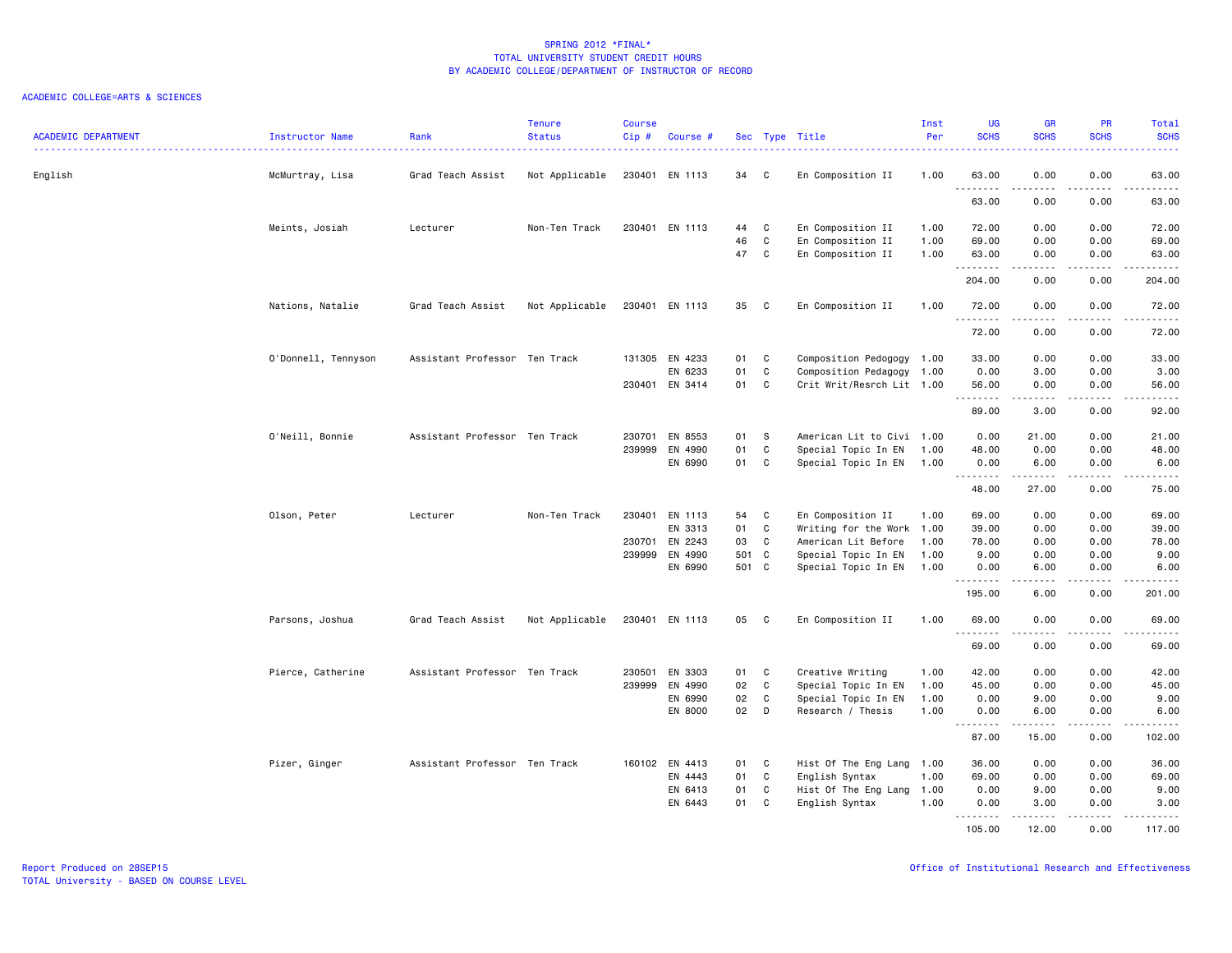SPRING 2012 *FINAL*
TOTAL UNIVERSITY STUDENT CREDIT HOURS
BY ACADEMIC COLLEGE/DEPARTMENT OF INSTRUCTOR OF RECORD

ACADEMIC COLLEGE=ARTS & SCIENCES

| ACADEMIC DEPARTMENT | Instructor Name | Rank | Tenure Status | Course Cip # | Course # | Sec | Type | Title | Inst Per | UG SCHS | GR SCHS | PR SCHS | Total SCHS |
|---|---|---|---|---|---|---|---|---|---|---|---|---|---|
| English | McMurtray, Lisa | Grad Teach Assist | Not Applicable | 230401 | EN 1113 | 34 | C | En Composition II | 1.00 | 63.00 | 0.00 | 0.00 | 63.00 |
| | | | | | | | | | | 63.00 | 0.00 | 0.00 | 63.00 |
| | Meints, Josiah | Lecturer | Non-Ten Track | 230401 | EN 1113 | 44 | C | En Composition II | 1.00 | 72.00 | 0.00 | 0.00 | 72.00 |
| | | | | | | 46 | C | En Composition II | 1.00 | 69.00 | 0.00 | 0.00 | 69.00 |
| | | | | | | 47 | C | En Composition II | 1.00 | 63.00 | 0.00 | 0.00 | 63.00 |
| | | | | | | | | | | 204.00 | 0.00 | 0.00 | 204.00 |
| | Nations, Natalie | Grad Teach Assist | Not Applicable | 230401 | EN 1113 | 35 | C | En Composition II | 1.00 | 72.00 | 0.00 | 0.00 | 72.00 |
| | | | | | | | | | | 72.00 | 0.00 | 0.00 | 72.00 |
| | O'Donnell, Tennyson | Assistant Professor | Ten Track | 131305 | EN 4233 | 01 | C | Composition Pedogogy | 1.00 | 33.00 | 0.00 | 0.00 | 33.00 |
| | | | | | EN 6233 | 01 | C | Composition Pedagogy | 1.00 | 0.00 | 3.00 | 0.00 | 3.00 |
| | | | | 230401 | EN 3414 | 01 | C | Crit Writ/Resrch Lit | 1.00 | 56.00 | 0.00 | 0.00 | 56.00 |
| | | | | | | | | | | 89.00 | 3.00 | 0.00 | 92.00 |
| | O'Neill, Bonnie | Assistant Professor | Ten Track | 230701 | EN 8553 | 01 | S | American Lit to Civi | 1.00 | 0.00 | 21.00 | 0.00 | 21.00 |
| | | | | 239999 | EN 4990 | 01 | C | Special Topic In EN | 1.00 | 48.00 | 0.00 | 0.00 | 48.00 |
| | | | | | EN 6990 | 01 | C | Special Topic In EN | 1.00 | 0.00 | 6.00 | 0.00 | 6.00 |
| | | | | | | | | | | 48.00 | 27.00 | 0.00 | 75.00 |
| | Olson, Peter | Lecturer | Non-Ten Track | 230401 | EN 1113 | 54 | C | En Composition II | 1.00 | 69.00 | 0.00 | 0.00 | 69.00 |
| | | | | | EN 3313 | 01 | C | Writing for the Work | 1.00 | 39.00 | 0.00 | 0.00 | 39.00 |
| | | | | 230701 | EN 2243 | 03 | C | American Lit Before | 1.00 | 78.00 | 0.00 | 0.00 | 78.00 |
| | | | | 239999 | EN 4990 | 501 | C | Special Topic In EN | 1.00 | 9.00 | 0.00 | 0.00 | 9.00 |
| | | | | | EN 6990 | 501 | C | Special Topic In EN | 1.00 | 0.00 | 6.00 | 0.00 | 6.00 |
| | | | | | | | | | | 195.00 | 6.00 | 0.00 | 201.00 |
| | Parsons, Joshua | Grad Teach Assist | Not Applicable | 230401 | EN 1113 | 05 | C | En Composition II | 1.00 | 69.00 | 0.00 | 0.00 | 69.00 |
| | | | | | | | | | | 69.00 | 0.00 | 0.00 | 69.00 |
| | Pierce, Catherine | Assistant Professor | Ten Track | 230501 | EN 3303 | 01 | C | Creative Writing | 1.00 | 42.00 | 0.00 | 0.00 | 42.00 |
| | | | | 239999 | EN 4990 | 02 | C | Special Topic In EN | 1.00 | 45.00 | 0.00 | 0.00 | 45.00 |
| | | | | | EN 6990 | 02 | C | Special Topic In EN | 1.00 | 0.00 | 9.00 | 0.00 | 9.00 |
| | | | | | EN 8000 | 02 | D | Research / Thesis | 1.00 | 0.00 | 6.00 | 0.00 | 6.00 |
| | | | | | | | | | | 87.00 | 15.00 | 0.00 | 102.00 |
| | Pizer, Ginger | Assistant Professor | Ten Track | 160102 | EN 4413 | 01 | C | Hist Of The Eng Lang | 1.00 | 36.00 | 0.00 | 0.00 | 36.00 |
| | | | | | EN 4443 | 01 | C | English Syntax | 1.00 | 69.00 | 0.00 | 0.00 | 69.00 |
| | | | | | EN 6413 | 01 | C | Hist Of The Eng Lang | 1.00 | 0.00 | 9.00 | 0.00 | 9.00 |
| | | | | | EN 6443 | 01 | C | English Syntax | 1.00 | 0.00 | 3.00 | 0.00 | 3.00 |
| | | | | | | | | | | 105.00 | 12.00 | 0.00 | 117.00 |

Report Produced on 28SEP15
TOTAL University - BASED ON COURSE LEVEL

Office of Institutional Research and Effectiveness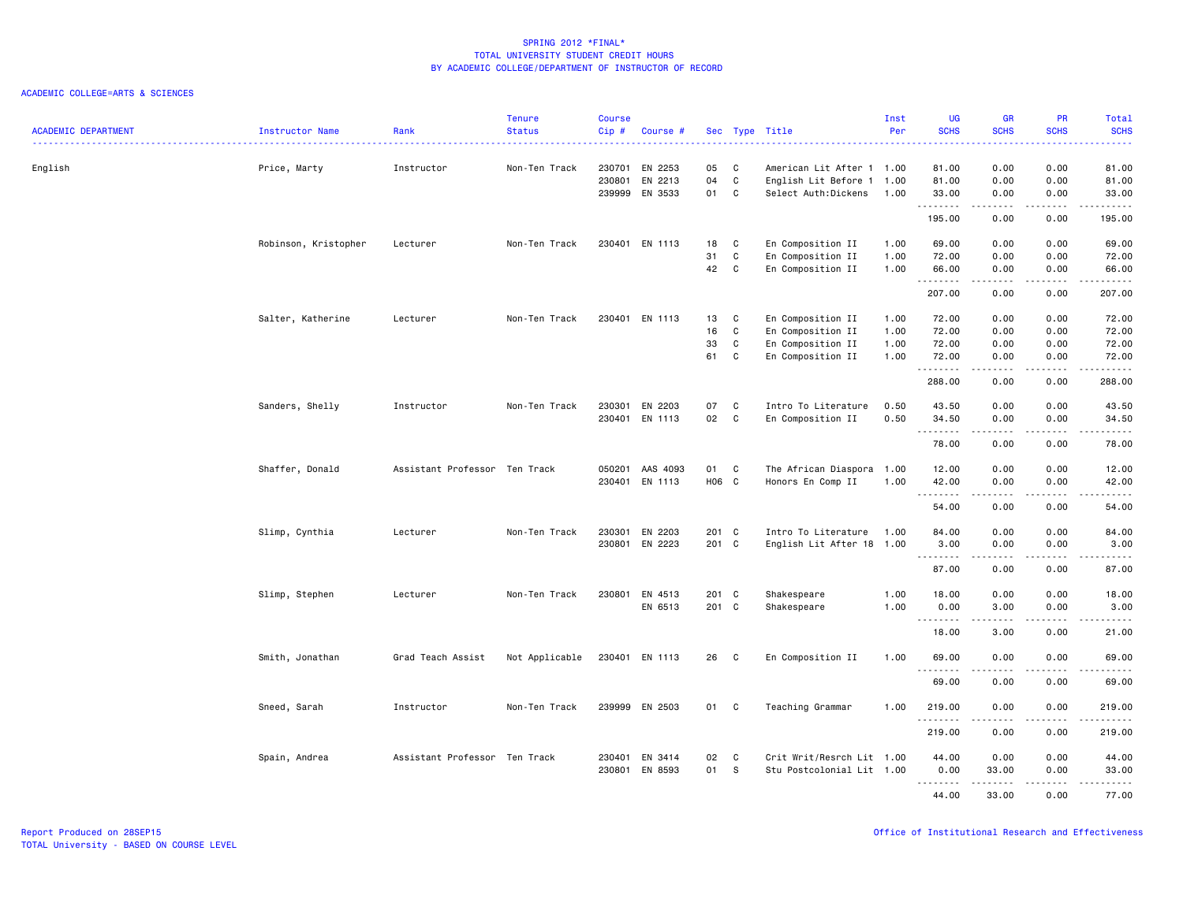# SPRING 2012 *FINAL*
## TOTAL UNIVERSITY STUDENT CREDIT HOURS
## BY ACADEMIC COLLEGE/DEPARTMENT OF INSTRUCTOR OF RECORD

ACADEMIC COLLEGE=ARTS & SCIENCES

| ACADEMIC DEPARTMENT | Instructor Name | Rank | Tenure Status | Course Cip # | Course # | Sec | Type | Title | Inst Per | UG SCHS | GR SCHS | PR SCHS | Total SCHS |
|---|---|---|---|---|---|---|---|---|---|---|---|---|---|
| English | Price, Marty | Instructor | Non-Ten Track | 230701 | EN 2253 | 05 | C | American Lit After 1 | 1.00 | 81.00 | 0.00 | 0.00 | 81.00 |
| | | | | 230801 | EN 2213 | 04 | C | English Lit Before 1 | 1.00 | 81.00 | 0.00 | 0.00 | 81.00 |
| | | | | 239999 | EN 3533 | 01 | C | Select Auth:Dickens | 1.00 | 33.00 | 0.00 | 0.00 | 33.00 |
| | | | | | | | | | | 195.00 | 0.00 | 0.00 | 195.00 |
| | Robinson, Kristopher | Lecturer | Non-Ten Track | 230401 | EN 1113 | 18 | C | En Composition II | 1.00 | 69.00 | 0.00 | 0.00 | 69.00 |
| | | | | | | 31 | C | En Composition II | 1.00 | 72.00 | 0.00 | 0.00 | 72.00 |
| | | | | | | 42 | C | En Composition II | 1.00 | 66.00 | 0.00 | 0.00 | 66.00 |
| | | | | | | | | | | 207.00 | 0.00 | 0.00 | 207.00 |
| | Salter, Katherine | Lecturer | Non-Ten Track | 230401 | EN 1113 | 13 | C | En Composition II | 1.00 | 72.00 | 0.00 | 0.00 | 72.00 |
| | | | | | | 16 | C | En Composition II | 1.00 | 72.00 | 0.00 | 0.00 | 72.00 |
| | | | | | | 33 | C | En Composition II | 1.00 | 72.00 | 0.00 | 0.00 | 72.00 |
| | | | | | | 61 | C | En Composition II | 1.00 | 72.00 | 0.00 | 0.00 | 72.00 |
| | | | | | | | | | | 288.00 | 0.00 | 0.00 | 288.00 |
| | Sanders, Shelly | Instructor | Non-Ten Track | 230301 | EN 2203 | 07 | C | Intro To Literature | 0.50 | 43.50 | 0.00 | 0.00 | 43.50 |
| | | | | 230401 | EN 1113 | 02 | C | En Composition II | 0.50 | 34.50 | 0.00 | 0.00 | 34.50 |
| | | | | | | | | | | 78.00 | 0.00 | 0.00 | 78.00 |
| | Shaffer, Donald | Assistant Professor | Ten Track | 050201 | AAS 4093 | 01 | C | The African Diaspora | 1.00 | 12.00 | 0.00 | 0.00 | 12.00 |
| | | | | 230401 | EN 1113 | H06 | C | Honors En Comp II | 1.00 | 42.00 | 0.00 | 0.00 | 42.00 |
| | | | | | | | | | | 54.00 | 0.00 | 0.00 | 54.00 |
| | Slimp, Cynthia | Lecturer | Non-Ten Track | 230301 | EN 2203 | 201 | C | Intro To Literature | 1.00 | 84.00 | 0.00 | 0.00 | 84.00 |
| | | | | 230801 | EN 2223 | 201 | C | English Lit After 18 | 1.00 | 3.00 | 0.00 | 0.00 | 3.00 |
| | | | | | | | | | | 87.00 | 0.00 | 0.00 | 87.00 |
| | Slimp, Stephen | Lecturer | Non-Ten Track | 230801 | EN 4513 | 201 | C | Shakespeare | 1.00 | 18.00 | 0.00 | 0.00 | 18.00 |
| | | | | | EN 6513 | 201 | C | Shakespeare | 1.00 | 0.00 | 3.00 | 0.00 | 3.00 |
| | | | | | | | | | | 18.00 | 3.00 | 0.00 | 21.00 |
| | Smith, Jonathan | Grad Teach Assist | Not Applicable | 230401 | EN 1113 | 26 | C | En Composition II | 1.00 | 69.00 | 0.00 | 0.00 | 69.00 |
| | | | | | | | | | | 69.00 | 0.00 | 0.00 | 69.00 |
| | Sneed, Sarah | Instructor | Non-Ten Track | 239999 | EN 2503 | 01 | C | Teaching Grammar | 1.00 | 219.00 | 0.00 | 0.00 | 219.00 |
| | | | | | | | | | | 219.00 | 0.00 | 0.00 | 219.00 |
| | Spain, Andrea | Assistant Professor | Ten Track | 230401 | EN 3414 | 02 | C | Crit Writ/Resrch Lit | 1.00 | 44.00 | 0.00 | 0.00 | 44.00 |
| | | | | 230801 | EN 8593 | 01 | S | Stu Postcolonial Lit | 1.00 | 0.00 | 33.00 | 0.00 | 33.00 |
| | | | | | | | | | | 44.00 | 33.00 | 0.00 | 77.00 |

Report Produced on 28SEP15
TOTAL University - BASED ON COURSE LEVEL

Office of Institutional Research and Effectiveness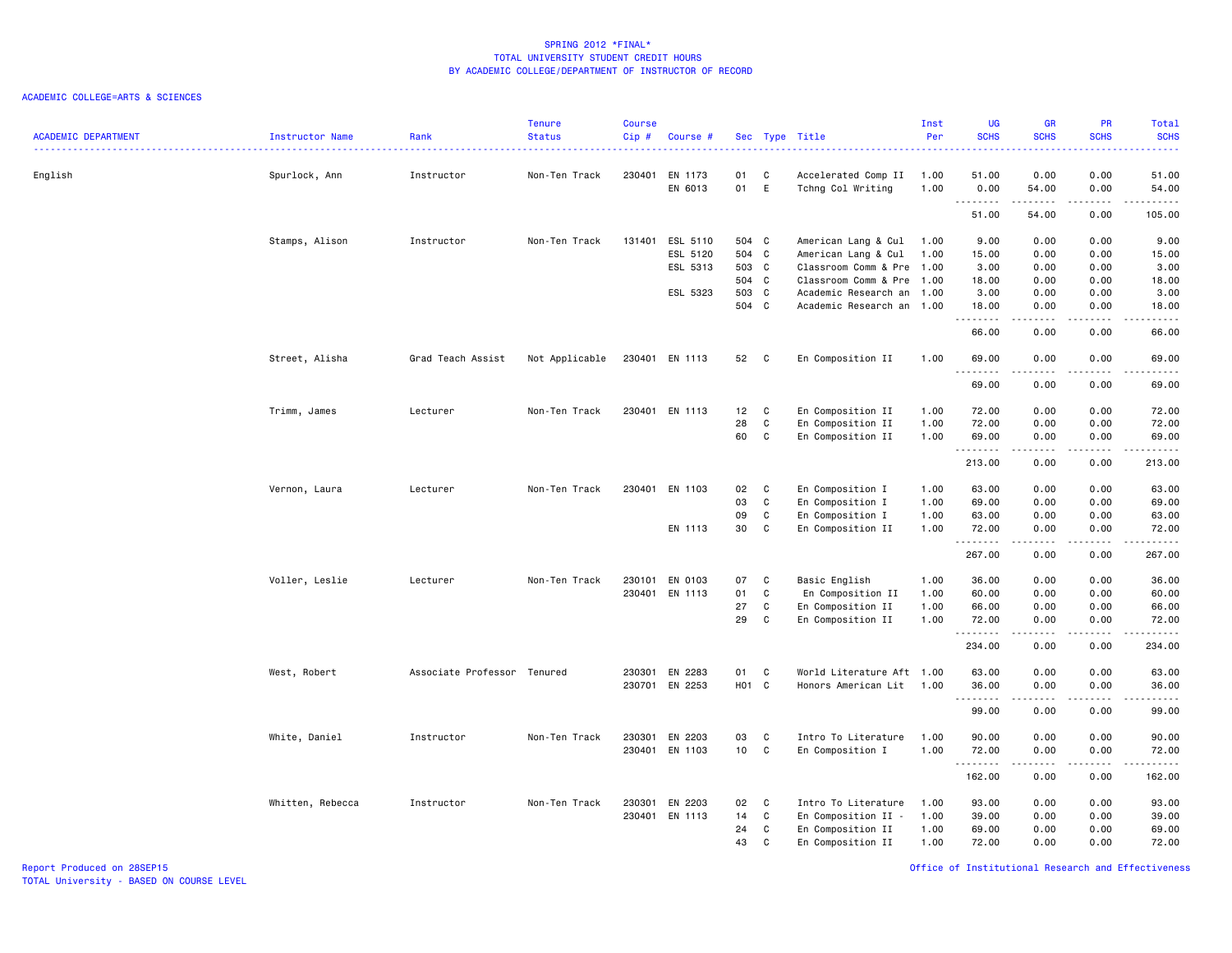SPRING 2012 *FINAL*
TOTAL UNIVERSITY STUDENT CREDIT HOURS
BY ACADEMIC COLLEGE/DEPARTMENT OF INSTRUCTOR OF RECORD

ACADEMIC COLLEGE=ARTS & SCIENCES

| ACADEMIC DEPARTMENT | Instructor Name | Rank | Tenure Status | Course Cip # | Course # | Sec | Type | Title | Inst Per | UG SCHS | GR SCHS | PR SCHS | Total SCHS |
|---|---|---|---|---|---|---|---|---|---|---|---|---|---|
| English | Spurlock, Ann | Instructor | Non-Ten Track | 230401 | EN 1173 | 01 | C | Accelerated Comp II | 1.00 | 51.00 | 0.00 | 0.00 | 51.00 |
| | | | | | EN 6013 | 01 | E | Tchng Col Writing | 1.00 | 0.00 | 54.00 | 0.00 | 54.00 |
| | | | | | | | | | | 51.00 | 54.00 | 0.00 | 105.00 |
| | Stamps, Alison | Instructor | Non-Ten Track | 131401 | ESL 5110 | 504 | C | American Lang & Cul | 1.00 | 9.00 | 0.00 | 0.00 | 9.00 |
| | | | | | ESL 5120 | 504 | C | American Lang & Cul | 1.00 | 15.00 | 0.00 | 0.00 | 15.00 |
| | | | | | ESL 5313 | 503 | C | Classroom Comm & Pre | 1.00 | 3.00 | 0.00 | 0.00 | 3.00 |
| | | | | | | 504 | C | Classroom Comm & Pre | 1.00 | 18.00 | 0.00 | 0.00 | 18.00 |
| | | | | | ESL 5323 | 503 | C | Academic Research an | 1.00 | 3.00 | 0.00 | 0.00 | 3.00 |
| | | | | | | 504 | C | Academic Research an | 1.00 | 18.00 | 0.00 | 0.00 | 18.00 |
| | | | | | | | | | | 66.00 | 0.00 | 0.00 | 66.00 |
| | Street, Alisha | Grad Teach Assist | Not Applicable | 230401 | EN 1113 | 52 | C | En Composition II | 1.00 | 69.00 | 0.00 | 0.00 | 69.00 |
| | | | | | | | | | | 69.00 | 0.00 | 0.00 | 69.00 |
| | Trimm, James | Lecturer | Non-Ten Track | 230401 | EN 1113 | 12 | C | En Composition II | 1.00 | 72.00 | 0.00 | 0.00 | 72.00 |
| | | | | | | 28 | C | En Composition II | 1.00 | 72.00 | 0.00 | 0.00 | 72.00 |
| | | | | | | 60 | C | En Composition II | 1.00 | 69.00 | 0.00 | 0.00 | 69.00 |
| | | | | | | | | | | 213.00 | 0.00 | 0.00 | 213.00 |
| | Vernon, Laura | Lecturer | Non-Ten Track | 230401 | EN 1103 | 02 | C | En Composition I | 1.00 | 63.00 | 0.00 | 0.00 | 63.00 |
| | | | | | | 03 | C | En Composition I | 1.00 | 69.00 | 0.00 | 0.00 | 69.00 |
| | | | | | | 09 | C | En Composition I | 1.00 | 63.00 | 0.00 | 0.00 | 63.00 |
| | | | | | EN 1113 | 30 | C | En Composition II | 1.00 | 72.00 | 0.00 | 0.00 | 72.00 |
| | | | | | | | | | | 267.00 | 0.00 | 0.00 | 267.00 |
| | Voller, Leslie | Lecturer | Non-Ten Track | 230101 | EN 0103 | 07 | C | Basic English | 1.00 | 36.00 | 0.00 | 0.00 | 36.00 |
| | | | | 230401 | EN 1113 | 01 | C | En Composition II | 1.00 | 60.00 | 0.00 | 0.00 | 60.00 |
| | | | | | | 27 | C | En Composition II | 1.00 | 66.00 | 0.00 | 0.00 | 66.00 |
| | | | | | | 29 | C | En Composition II | 1.00 | 72.00 | 0.00 | 0.00 | 72.00 |
| | | | | | | | | | | 234.00 | 0.00 | 0.00 | 234.00 |
| | West, Robert | Associate Professor | Tenured | 230301 | EN 2283 | 01 | C | World Literature Aft | 1.00 | 63.00 | 0.00 | 0.00 | 63.00 |
| | | | | 230701 | EN 2253 | H01 | C | Honors American Lit | 1.00 | 36.00 | 0.00 | 0.00 | 36.00 |
| | | | | | | | | | | 99.00 | 0.00 | 0.00 | 99.00 |
| | White, Daniel | Instructor | Non-Ten Track | 230301 | EN 2203 | 03 | C | Intro To Literature | 1.00 | 90.00 | 0.00 | 0.00 | 90.00 |
| | | | | 230401 | EN 1103 | 10 | C | En Composition I | 1.00 | 72.00 | 0.00 | 0.00 | 72.00 |
| | | | | | | | | | | 162.00 | 0.00 | 0.00 | 162.00 |
| | Whitten, Rebecca | Instructor | Non-Ten Track | 230301 | EN 2203 | 02 | C | Intro To Literature | 1.00 | 93.00 | 0.00 | 0.00 | 93.00 |
| | | | | 230401 | EN 1113 | 14 | C | En Composition II - | 1.00 | 39.00 | 0.00 | 0.00 | 39.00 |
| | | | | | | 24 | C | En Composition II | 1.00 | 69.00 | 0.00 | 0.00 | 69.00 |
| | | | | | | 43 | C | En Composition II | 1.00 | 72.00 | 0.00 | 0.00 | 72.00 |

Report Produced on 28SEP15
TOTAL University - BASED ON COURSE LEVEL

Office of Institutional Research and Effectiveness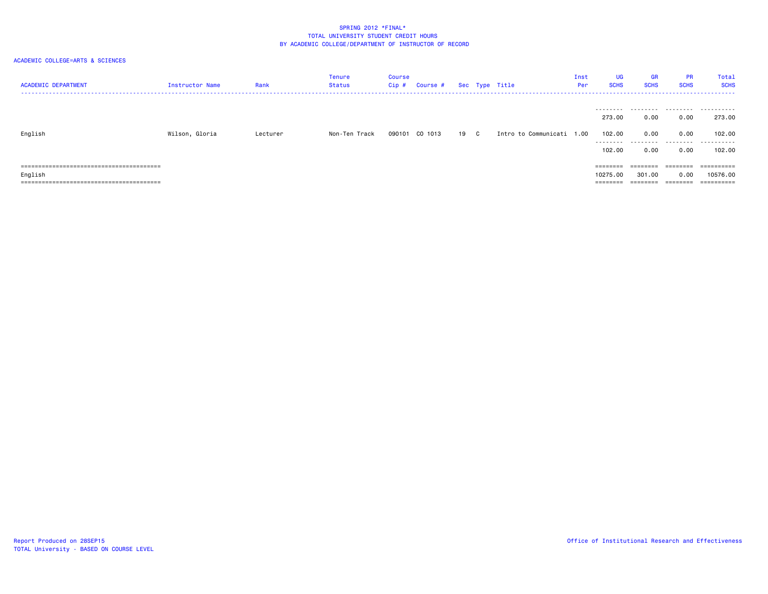SPRING 2012 *FINAL*
TOTAL UNIVERSITY STUDENT CREDIT HOURS
BY ACADEMIC COLLEGE/DEPARTMENT OF INSTRUCTOR OF RECORD

ACADEMIC COLLEGE=ARTS & SCIENCES

| ACADEMIC DEPARTMENT | Instructor Name | Rank | Tenure Status | Course Cip # | Course # | Sec | Type | Title | Inst Per | UG SCHS | GR SCHS | PR SCHS | Total SCHS |
|---|---|---|---|---|---|---|---|---|---|---|---|---|---|
| | | | | | | | | | | 273.00 | 0.00 | 0.00 | 273.00 |
| English | Wilson, Gloria | Lecturer | Non-Ten Track | 090101 | CO 1013 | 19 | C | Intro to Communicati | 1.00 | 102.00 | 0.00 | 0.00 | 102.00 |
| | | | | | | | | | | 102.00 | 0.00 | 0.00 | 102.00 |
| English | | | | | | | | | | 10275.00 | 301.00 | 0.00 | 10576.00 |

Report Produced on 28SEP15
TOTAL University - BASED ON COURSE LEVEL

Office of Institutional Research and Effectiveness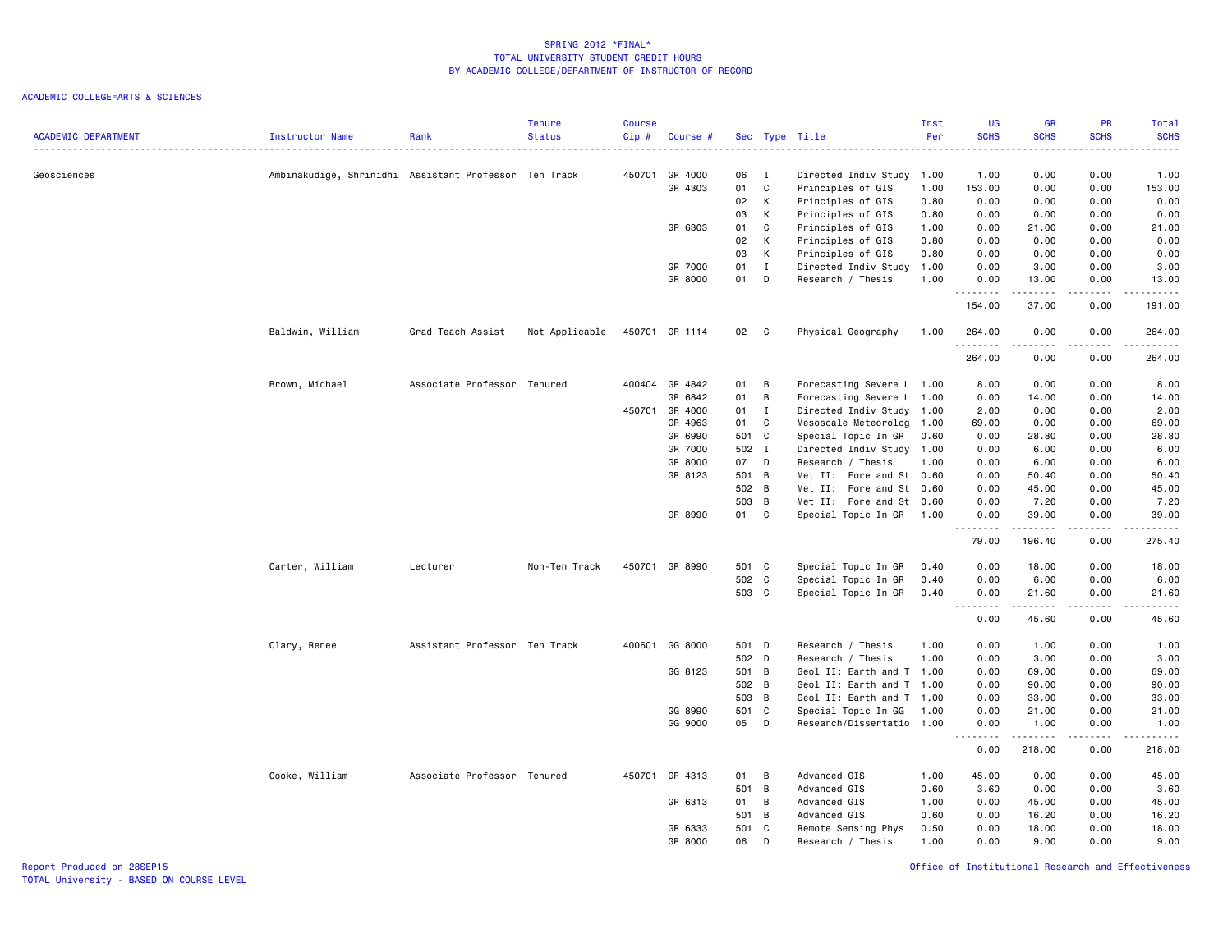SPRING 2012 *FINAL*
TOTAL UNIVERSITY STUDENT CREDIT HOURS
BY ACADEMIC COLLEGE/DEPARTMENT OF INSTRUCTOR OF RECORD

ACADEMIC COLLEGE=ARTS & SCIENCES

| ACADEMIC DEPARTMENT | Instructor Name | Rank | Tenure Status | Course Cip # | Course # | Sec | Type | Title | Inst Per | UG SCHS | GR SCHS | PR SCHS | Total SCHS |
|---|---|---|---|---|---|---|---|---|---|---|---|---|---|
| Geosciences | Ambinakudige, Shrinidhi | Assistant Professor | Ten Track | 450701 | GR 4000 | 06 | I | Directed Indiv Study | 1.00 | 1.00 | 0.00 | 0.00 | 1.00 |
| | | | | | GR 4303 | 01 | C | Principles of GIS | 1.00 | 153.00 | 0.00 | 0.00 | 153.00 |
| | | | | | | 02 | K | Principles of GIS | 0.80 | 0.00 | 0.00 | 0.00 | 0.00 |
| | | | | | | 03 | K | Principles of GIS | 0.80 | 0.00 | 0.00 | 0.00 | 0.00 |
| | | | | | GR 6303 | 01 | C | Principles of GIS | 1.00 | 0.00 | 21.00 | 0.00 | 21.00 |
| | | | | | | 02 | K | Principles of GIS | 0.80 | 0.00 | 0.00 | 0.00 | 0.00 |
| | | | | | | 03 | K | Principles of GIS | 0.80 | 0.00 | 0.00 | 0.00 | 0.00 |
| | | | | | GR 7000 | 01 | I | Directed Indiv Study | 1.00 | 0.00 | 3.00 | 0.00 | 3.00 |
| | | | | | GR 8000 | 01 | D | Research / Thesis | 1.00 | 0.00 | 13.00 | 0.00 | 13.00 |
| | | | | | | | | | | 154.00 | 37.00 | 0.00 | 191.00 |
| | Baldwin, William | Grad Teach Assist | Not Applicable | 450701 | GR 1114 | 02 | C | Physical Geography | 1.00 | 264.00 | 0.00 | 0.00 | 264.00 |
| | | | | | | | | | | 264.00 | 0.00 | 0.00 | 264.00 |
| | Brown, Michael | Associate Professor | Tenured | 400404 | GR 4842 | 01 | B | Forecasting Severe L | 1.00 | 8.00 | 0.00 | 0.00 | 8.00 |
| | | | | | GR 6842 | 01 | B | Forecasting Severe L | 1.00 | 0.00 | 14.00 | 0.00 | 14.00 |
| | | | | 450701 | GR 4000 | 01 | I | Directed Indiv Study | 1.00 | 2.00 | 0.00 | 0.00 | 2.00 |
| | | | | | GR 4963 | 01 | C | Mesoscale Meteorolog | 1.00 | 69.00 | 0.00 | 0.00 | 69.00 |
| | | | | | GR 6990 | 501 | C | Special Topic In GR | 0.60 | 0.00 | 28.80 | 0.00 | 28.80 |
| | | | | | GR 7000 | 502 | I | Directed Indiv Study | 1.00 | 0.00 | 6.00 | 0.00 | 6.00 |
| | | | | | GR 8000 | 07 | D | Research / Thesis | 1.00 | 0.00 | 6.00 | 0.00 | 6.00 |
| | | | | | GR 8123 | 501 | B | Met II:  Fore and St | 0.60 | 0.00 | 50.40 | 0.00 | 50.40 |
| | | | | | | 502 | B | Met II:  Fore and St | 0.60 | 0.00 | 45.00 | 0.00 | 45.00 |
| | | | | | | 503 | B | Met II:  Fore and St | 0.60 | 0.00 | 7.20 | 0.00 | 7.20 |
| | | | | | GR 8990 | 01 | C | Special Topic In GR | 1.00 | 0.00 | 39.00 | 0.00 | 39.00 |
| | | | | | | | | | | 79.00 | 196.40 | 0.00 | 275.40 |
| | Carter, William | Lecturer | Non-Ten Track | 450701 | GR 8990 | 501 | C | Special Topic In GR | 0.40 | 0.00 | 18.00 | 0.00 | 18.00 |
| | | | | | | 502 | C | Special Topic In GR | 0.40 | 0.00 | 6.00 | 0.00 | 6.00 |
| | | | | | | 503 | C | Special Topic In GR | 0.40 | 0.00 | 21.60 | 0.00 | 21.60 |
| | | | | | | | | | | 0.00 | 45.60 | 0.00 | 45.60 |
| | Clary, Renee | Assistant Professor | Ten Track | 400601 | GG 8000 | 501 | D | Research / Thesis | 1.00 | 0.00 | 1.00 | 0.00 | 1.00 |
| | | | | | | 502 | D | Research / Thesis | 1.00 | 0.00 | 3.00 | 0.00 | 3.00 |
| | | | | | GG 8123 | 501 | B | Geol II: Earth and T | 1.00 | 0.00 | 69.00 | 0.00 | 69.00 |
| | | | | | | 502 | B | Geol II: Earth and T | 1.00 | 0.00 | 90.00 | 0.00 | 90.00 |
| | | | | | | 503 | B | Geol II: Earth and T | 1.00 | 0.00 | 33.00 | 0.00 | 33.00 |
| | | | | | GG 8990 | 501 | C | Special Topic In GG | 1.00 | 0.00 | 21.00 | 0.00 | 21.00 |
| | | | | | GG 9000 | 05 | D | Research/Dissertatio | 1.00 | 0.00 | 1.00 | 0.00 | 1.00 |
| | | | | | | | | | | 0.00 | 218.00 | 0.00 | 218.00 |
| | Cooke, William | Associate Professor | Tenured | 450701 | GR 4313 | 01 | B | Advanced GIS | 1.00 | 45.00 | 0.00 | 0.00 | 45.00 |
| | | | | | | 501 | B | Advanced GIS | 0.60 | 3.60 | 0.00 | 0.00 | 3.60 |
| | | | | | GR 6313 | 01 | B | Advanced GIS | 1.00 | 0.00 | 45.00 | 0.00 | 45.00 |
| | | | | | | 501 | B | Advanced GIS | 0.60 | 0.00 | 16.20 | 0.00 | 16.20 |
| | | | | | GR 6333 | 501 | C | Remote Sensing Phys | 0.50 | 0.00 | 18.00 | 0.00 | 18.00 |
| | | | | | GR 8000 | 06 | D | Research / Thesis | 1.00 | 0.00 | 9.00 | 0.00 | 9.00 |

Report Produced on 28SEP15
TOTAL University - BASED ON COURSE LEVEL

Office of Institutional Research and Effectiveness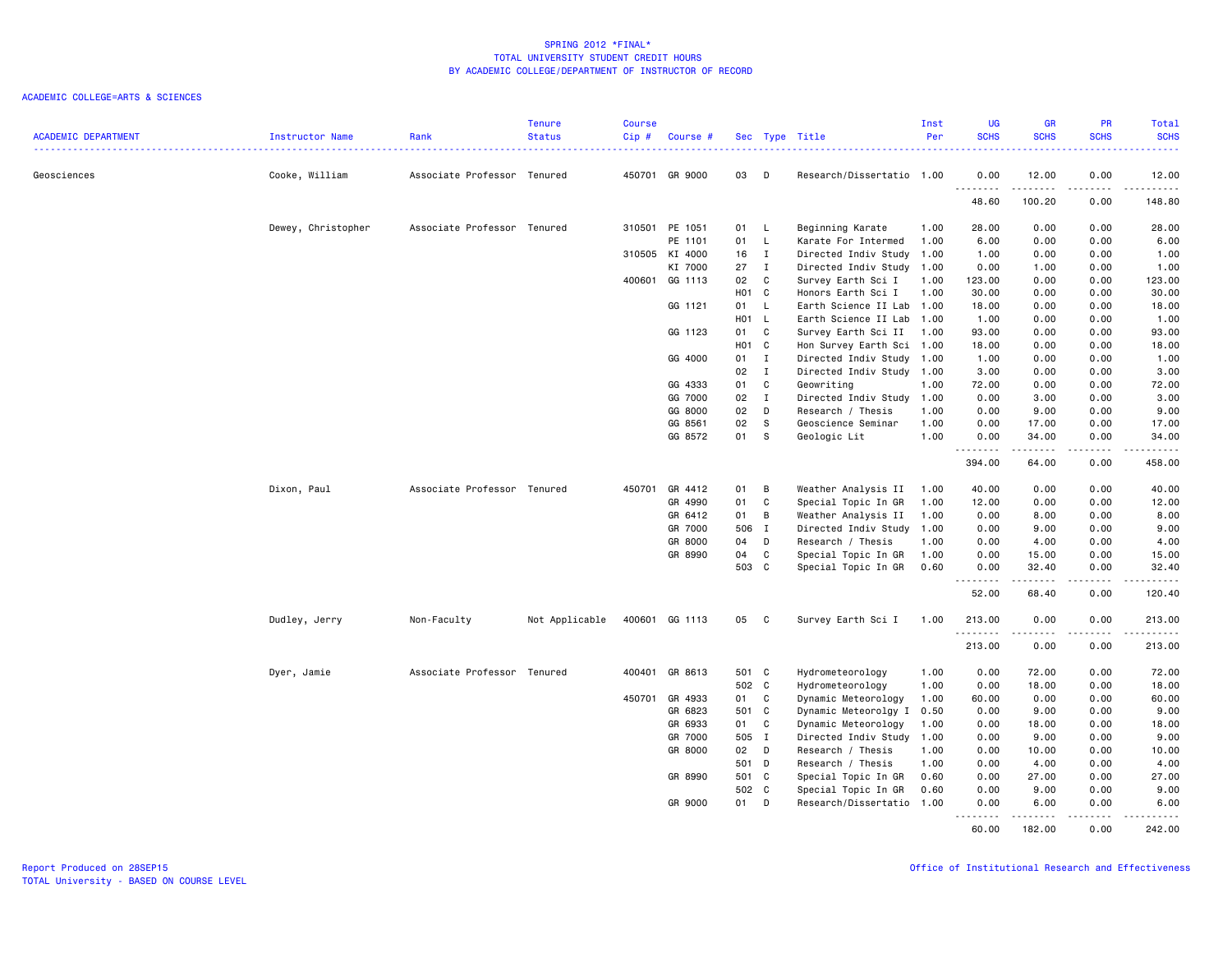# SPRING 2012 *FINAL*
## TOTAL UNIVERSITY STUDENT CREDIT HOURS
## BY ACADEMIC COLLEGE/DEPARTMENT OF INSTRUCTOR OF RECORD

ACADEMIC COLLEGE=ARTS & SCIENCES

| ACADEMIC DEPARTMENT | Instructor Name | Rank | Tenure Status | Course Cip # | Course # | Sec | Type | Title | Inst Per | UG SCHS | GR SCHS | PR SCHS | Total SCHS |
|---|---|---|---|---|---|---|---|---|---|---|---|---|---|
| Geosciences | Cooke, William | Associate Professor | Tenured | 450701 | GR 9000 | 03 | D | Research/Dissertatio | 1.00 | 0.00 | 12.00 | 0.00 | 12.00 |
| | | | | | | | | | | 48.60 | 100.20 | 0.00 | 148.80 |
| | Dewey, Christopher | Associate Professor | Tenured | 310501 | PE 1051 | 01 | L | Beginning Karate | 1.00 | 28.00 | 0.00 | 0.00 | 28.00 |
| | | | | | PE 1101 | 01 | L | Karate For Intermed | 1.00 | 6.00 | 0.00 | 0.00 | 6.00 |
| | | | | 310505 | KI 4000 | 16 | I | Directed Indiv Study | 1.00 | 1.00 | 0.00 | 0.00 | 1.00 |
| | | | | | KI 7000 | 27 | I | Directed Indiv Study | 1.00 | 0.00 | 1.00 | 0.00 | 1.00 |
| | | | | 400601 | GG 1113 | 02 | C | Survey Earth Sci I | 1.00 | 123.00 | 0.00 | 0.00 | 123.00 |
| | | | | | | H01 | C | Honors Earth Sci I | 1.00 | 30.00 | 0.00 | 0.00 | 30.00 |
| | | | | | GG 1121 | 01 | L | Earth Science II Lab | 1.00 | 18.00 | 0.00 | 0.00 | 18.00 |
| | | | | | | H01 | L | Earth Science II Lab | 1.00 | 1.00 | 0.00 | 0.00 | 1.00 |
| | | | | | GG 1123 | 01 | C | Survey Earth Sci II | 1.00 | 93.00 | 0.00 | 0.00 | 93.00 |
| | | | | | | H01 | C | Hon Survey Earth Sci | 1.00 | 18.00 | 0.00 | 0.00 | 18.00 |
| | | | | | GG 4000 | 01 | I | Directed Indiv Study | 1.00 | 1.00 | 0.00 | 0.00 | 1.00 |
| | | | | | | 02 | I | Directed Indiv Study | 1.00 | 3.00 | 0.00 | 0.00 | 3.00 |
| | | | | | GG 4333 | 01 | C | Geowriting | 1.00 | 72.00 | 0.00 | 0.00 | 72.00 |
| | | | | | GG 7000 | 02 | I | Directed Indiv Study | 1.00 | 0.00 | 3.00 | 0.00 | 3.00 |
| | | | | | GG 8000 | 02 | D | Research / Thesis | 1.00 | 0.00 | 9.00 | 0.00 | 9.00 |
| | | | | | GG 8561 | 02 | S | Geoscience Seminar | 1.00 | 0.00 | 17.00 | 0.00 | 17.00 |
| | | | | | GG 8572 | 01 | S | Geologic Lit | 1.00 | 0.00 | 34.00 | 0.00 | 34.00 |
| | | | | | | | | | | 394.00 | 64.00 | 0.00 | 458.00 |
| | Dixon, Paul | Associate Professor | Tenured | 450701 | GR 4412 | 01 | B | Weather Analysis II | 1.00 | 40.00 | 0.00 | 0.00 | 40.00 |
| | | | | | GR 4990 | 01 | C | Special Topic In GR | 1.00 | 12.00 | 0.00 | 0.00 | 12.00 |
| | | | | | GR 6412 | 01 | B | Weather Analysis II | 1.00 | 0.00 | 8.00 | 0.00 | 8.00 |
| | | | | | GR 7000 | 506 | I | Directed Indiv Study | 1.00 | 0.00 | 9.00 | 0.00 | 9.00 |
| | | | | | GR 8000 | 04 | D | Research / Thesis | 1.00 | 0.00 | 4.00 | 0.00 | 4.00 |
| | | | | | GR 8990 | 04 | C | Special Topic In GR | 1.00 | 0.00 | 15.00 | 0.00 | 15.00 |
| | | | | | | 503 | C | Special Topic In GR | 0.60 | 0.00 | 32.40 | 0.00 | 32.40 |
| | | | | | | | | | | 52.00 | 68.40 | 0.00 | 120.40 |
| | Dudley, Jerry | Non-Faculty | Not Applicable | 400601 | GG 1113 | 05 | C | Survey Earth Sci I | 1.00 | 213.00 | 0.00 | 0.00 | 213.00 |
| | | | | | | | | | | 213.00 | 0.00 | 0.00 | 213.00 |
| | Dyer, Jamie | Associate Professor | Tenured | 400401 | GR 8613 | 501 | C | Hydrometeorology | 1.00 | 0.00 | 72.00 | 0.00 | 72.00 |
| | | | | | | 502 | C | Hydrometeorology | 1.00 | 0.00 | 18.00 | 0.00 | 18.00 |
| | | | | 450701 | GR 4933 | 01 | C | Dynamic Meteorology | 1.00 | 60.00 | 0.00 | 0.00 | 60.00 |
| | | | | | GR 6823 | 501 | C | Dynamic Meteorolgy I | 0.50 | 0.00 | 9.00 | 0.00 | 9.00 |
| | | | | | GR 6933 | 01 | C | Dynamic Meteorology | 1.00 | 0.00 | 18.00 | 0.00 | 18.00 |
| | | | | | GR 7000 | 505 | I | Directed Indiv Study | 1.00 | 0.00 | 9.00 | 0.00 | 9.00 |
| | | | | | GR 8000 | 02 | D | Research / Thesis | 1.00 | 0.00 | 10.00 | 0.00 | 10.00 |
| | | | | | | 501 | D | Research / Thesis | 1.00 | 0.00 | 4.00 | 0.00 | 4.00 |
| | | | | | GR 8990 | 501 | C | Special Topic In GR | 0.60 | 0.00 | 27.00 | 0.00 | 27.00 |
| | | | | | | 502 | C | Special Topic In GR | 0.60 | 0.00 | 9.00 | 0.00 | 9.00 |
| | | | | | GR 9000 | 01 | D | Research/Dissertatio | 1.00 | 0.00 | 6.00 | 0.00 | 6.00 |
| | | | | | | | | | | 60.00 | 182.00 | 0.00 | 242.00 |

Report Produced on 28SEP15
TOTAL University - BASED ON COURSE LEVEL

Office of Institutional Research and Effectiveness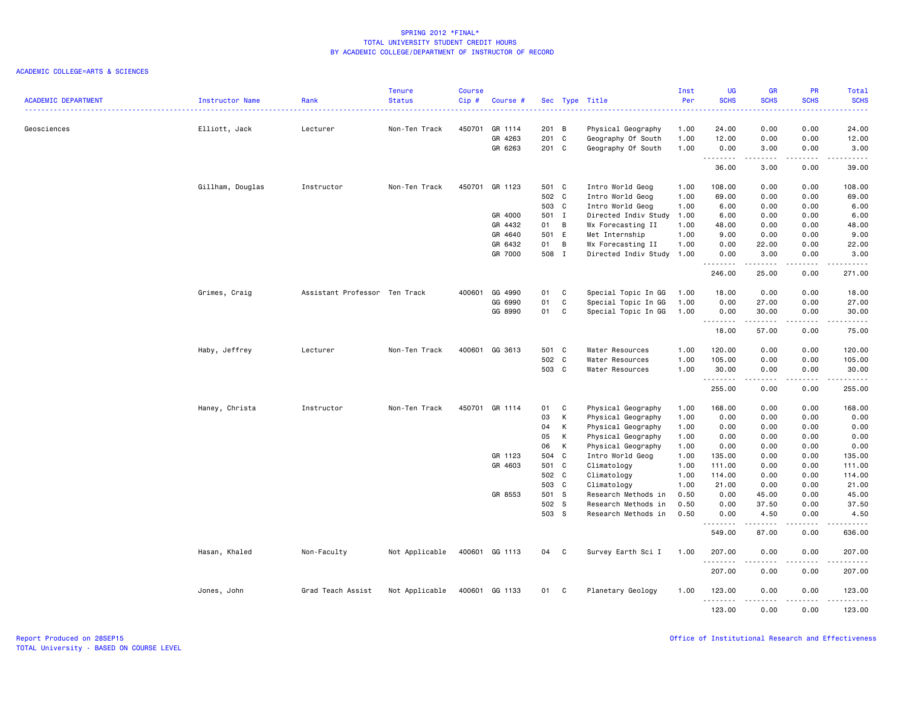SPRING 2012 *FINAL*
TOTAL UNIVERSITY STUDENT CREDIT HOURS
BY ACADEMIC COLLEGE/DEPARTMENT OF INSTRUCTOR OF RECORD

ACADEMIC COLLEGE=ARTS & SCIENCES

| ACADEMIC DEPARTMENT | Instructor Name | Rank | Tenure Status | Course Cip # | Course # | Sec | Type | Title | Inst Per | UG SCHS | GR SCHS | PR SCHS | Total SCHS |
|---|---|---|---|---|---|---|---|---|---|---|---|---|---|
| Geosciences | Elliott, Jack | Lecturer | Non-Ten Track | 450701 | GR 1114 | 201 | B | Physical Geography | 1.00 | 24.00 | 0.00 | 0.00 | 24.00 |
| | | | | | GR 4263 | 201 | C | Geography Of South | 1.00 | 12.00 | 0.00 | 0.00 | 12.00 |
| | | | | | GR 6263 | 201 | C | Geography Of South | 1.00 | 0.00 | 3.00 | 0.00 | 3.00 |
| | | | | | | | | | | 36.00 | 3.00 | 0.00 | 39.00 |
| | Gillham, Douglas | Instructor | Non-Ten Track | 450701 | GR 1123 | 501 | C | Intro World Geog | 1.00 | 108.00 | 0.00 | 0.00 | 108.00 |
| | | | | | | 502 | C | Intro World Geog | 1.00 | 69.00 | 0.00 | 0.00 | 69.00 |
| | | | | | | 503 | C | Intro World Geog | 1.00 | 6.00 | 0.00 | 0.00 | 6.00 |
| | | | | | GR 4000 | 501 | I | Directed Indiv Study | 1.00 | 6.00 | 0.00 | 0.00 | 6.00 |
| | | | | | GR 4432 | 01 | B | Wx Forecasting II | 1.00 | 48.00 | 0.00 | 0.00 | 48.00 |
| | | | | | GR 4640 | 501 | E | Met Internship | 1.00 | 9.00 | 0.00 | 0.00 | 9.00 |
| | | | | | GR 6432 | 01 | B | Wx Forecasting II | 1.00 | 0.00 | 22.00 | 0.00 | 22.00 |
| | | | | | GR 7000 | 508 | I | Directed Indiv Study | 1.00 | 0.00 | 3.00 | 0.00 | 3.00 |
| | | | | | | | | | | 246.00 | 25.00 | 0.00 | 271.00 |
| | Grimes, Craig | Assistant Professor | Ten Track | 400601 | GG 4990 | 01 | C | Special Topic In GG | 1.00 | 18.00 | 0.00 | 0.00 | 18.00 |
| | | | | | GG 6990 | 01 | C | Special Topic In GG | 1.00 | 0.00 | 27.00 | 0.00 | 27.00 |
| | | | | | GG 8990 | 01 | C | Special Topic In GG | 1.00 | 0.00 | 30.00 | 0.00 | 30.00 |
| | | | | | | | | | | 18.00 | 57.00 | 0.00 | 75.00 |
| | Haby, Jeffrey | Lecturer | Non-Ten Track | 400601 | GG 3613 | 501 | C | Water Resources | 1.00 | 120.00 | 0.00 | 0.00 | 120.00 |
| | | | | | | 502 | C | Water Resources | 1.00 | 105.00 | 0.00 | 0.00 | 105.00 |
| | | | | | | 503 | C | Water Resources | 1.00 | 30.00 | 0.00 | 0.00 | 30.00 |
| | | | | | | | | | | 255.00 | 0.00 | 0.00 | 255.00 |
| | Haney, Christa | Instructor | Non-Ten Track | 450701 | GR 1114 | 01 | C | Physical Geography | 1.00 | 168.00 | 0.00 | 0.00 | 168.00 |
| | | | | | | 03 | K | Physical Geography | 1.00 | 0.00 | 0.00 | 0.00 | 0.00 |
| | | | | | | 04 | K | Physical Geography | 1.00 | 0.00 | 0.00 | 0.00 | 0.00 |
| | | | | | | 05 | K | Physical Geography | 1.00 | 0.00 | 0.00 | 0.00 | 0.00 |
| | | | | | | 06 | K | Physical Geography | 1.00 | 0.00 | 0.00 | 0.00 | 0.00 |
| | | | | | GR 1123 | 504 | C | Intro World Geog | 1.00 | 135.00 | 0.00 | 0.00 | 135.00 |
| | | | | | GR 4603 | 501 | C | Climatology | 1.00 | 111.00 | 0.00 | 0.00 | 111.00 |
| | | | | | | 502 | C | Climatology | 1.00 | 114.00 | 0.00 | 0.00 | 114.00 |
| | | | | | | 503 | C | Climatology | 1.00 | 21.00 | 0.00 | 0.00 | 21.00 |
| | | | | | GR 8553 | 501 | S | Research Methods in | 0.50 | 0.00 | 45.00 | 0.00 | 45.00 |
| | | | | | | 502 | S | Research Methods in | 0.50 | 0.00 | 37.50 | 0.00 | 37.50 |
| | | | | | | 503 | S | Research Methods in | 0.50 | 0.00 | 4.50 | 0.00 | 4.50 |
| | | | | | | | | | | 549.00 | 87.00 | 0.00 | 636.00 |
| | Hasan, Khaled | Non-Faculty | Not Applicable | 400601 | GG 1113 | 04 | C | Survey Earth Sci I | 1.00 | 207.00 | 0.00 | 0.00 | 207.00 |
| | | | | | | | | | | 207.00 | 0.00 | 0.00 | 207.00 |
| | Jones, John | Grad Teach Assist | Not Applicable | 400601 | GG 1133 | 01 | C | Planetary Geology | 1.00 | 123.00 | 0.00 | 0.00 | 123.00 |
| | | | | | | | | | | 123.00 | 0.00 | 0.00 | 123.00 |

Report Produced on 28SEP15
TOTAL University - BASED ON COURSE LEVEL

Office of Institutional Research and Effectiveness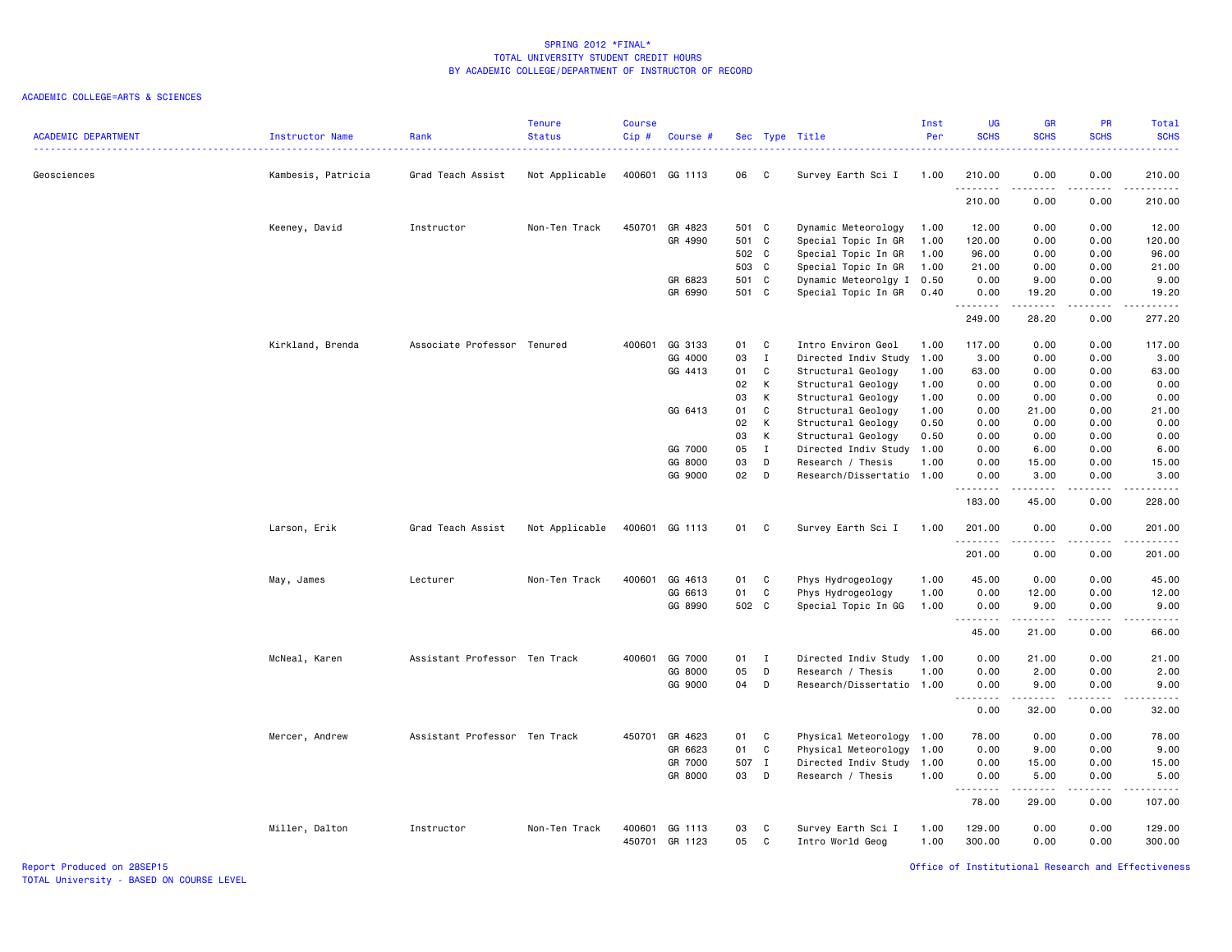# SPRING 2012 *FINAL*
## TOTAL UNIVERSITY STUDENT CREDIT HOURS
## BY ACADEMIC COLLEGE/DEPARTMENT OF INSTRUCTOR OF RECORD

ACADEMIC COLLEGE=ARTS & SCIENCES

| ACADEMIC DEPARTMENT | Instructor Name | Rank | Tenure Status | Course Cip # | Course # | Sec | Type | Title | Inst Per | UG SCHS | GR SCHS | PR SCHS | Total SCHS |
|---|---|---|---|---|---|---|---|---|---|---|---|---|---|
| Geosciences | Kambesis, Patricia | Grad Teach Assist | Not Applicable | 400601 | GG 1113 | 06 | C | Survey Earth Sci I | 1.00 | 210.00 | 0.00 | 0.00 | 210.00 |
| | | | | | | | | | | 210.00 | 0.00 | 0.00 | 210.00 |
| | Keeney, David | Instructor | Non-Ten Track | 450701 | GR 4823 | 501 | C | Dynamic Meteorology | 1.00 | 12.00 | 0.00 | 0.00 | 12.00 |
| | | | | | GR 4990 | 501 | C | Special Topic In GR | 1.00 | 120.00 | 0.00 | 0.00 | 120.00 |
| | | | | | | 502 | C | Special Topic In GR | 1.00 | 96.00 | 0.00 | 0.00 | 96.00 |
| | | | | | | 503 | C | Special Topic In GR | 1.00 | 21.00 | 0.00 | 0.00 | 21.00 |
| | | | | | GR 6823 | 501 | C | Dynamic Meteorolgy I | 0.50 | 0.00 | 9.00 | 0.00 | 9.00 |
| | | | | | GR 6990 | 501 | C | Special Topic In GR | 0.40 | 0.00 | 19.20 | 0.00 | 19.20 |
| | | | | | | | | | | 249.00 | 28.20 | 0.00 | 277.20 |
| | Kirkland, Brenda | Associate Professor | Tenured | 400601 | GG 3133 | 01 | C | Intro Environ Geol | 1.00 | 117.00 | 0.00 | 0.00 | 117.00 |
| | | | | | GG 4000 | 03 | I | Directed Indiv Study | 1.00 | 3.00 | 0.00 | 0.00 | 3.00 |
| | | | | | GG 4413 | 01 | C | Structural Geology | 1.00 | 63.00 | 0.00 | 0.00 | 63.00 |
| | | | | | | 02 | K | Structural Geology | 1.00 | 0.00 | 0.00 | 0.00 | 0.00 |
| | | | | | | 03 | K | Structural Geology | 1.00 | 0.00 | 0.00 | 0.00 | 0.00 |
| | | | | | GG 6413 | 01 | C | Structural Geology | 1.00 | 0.00 | 21.00 | 0.00 | 21.00 |
| | | | | | | 02 | K | Structural Geology | 0.50 | 0.00 | 0.00 | 0.00 | 0.00 |
| | | | | | | 03 | K | Structural Geology | 0.50 | 0.00 | 0.00 | 0.00 | 0.00 |
| | | | | | GG 7000 | 05 | I | Directed Indiv Study | 1.00 | 0.00 | 6.00 | 0.00 | 6.00 |
| | | | | | GG 8000 | 03 | D | Research / Thesis | 1.00 | 0.00 | 15.00 | 0.00 | 15.00 |
| | | | | | GG 9000 | 02 | D | Research/Dissertatio | 1.00 | 0.00 | 3.00 | 0.00 | 3.00 |
| | | | | | | | | | | 183.00 | 45.00 | 0.00 | 228.00 |
| | Larson, Erik | Grad Teach Assist | Not Applicable | 400601 | GG 1113 | 01 | C | Survey Earth Sci I | 1.00 | 201.00 | 0.00 | 0.00 | 201.00 |
| | | | | | | | | | | 201.00 | 0.00 | 0.00 | 201.00 |
| | May, James | Lecturer | Non-Ten Track | 400601 | GG 4613 | 01 | C | Phys Hydrogeology | 1.00 | 45.00 | 0.00 | 0.00 | 45.00 |
| | | | | | GG 6613 | 01 | C | Phys Hydrogeology | 1.00 | 0.00 | 12.00 | 0.00 | 12.00 |
| | | | | | GG 8990 | 502 | C | Special Topic In GG | 1.00 | 0.00 | 9.00 | 0.00 | 9.00 |
| | | | | | | | | | | 45.00 | 21.00 | 0.00 | 66.00 |
| | McNeal, Karen | Assistant Professor | Ten Track | 400601 | GG 7000 | 01 | I | Directed Indiv Study | 1.00 | 0.00 | 21.00 | 0.00 | 21.00 |
| | | | | | GG 8000 | 05 | D | Research / Thesis | 1.00 | 0.00 | 2.00 | 0.00 | 2.00 |
| | | | | | GG 9000 | 04 | D | Research/Dissertatio | 1.00 | 0.00 | 9.00 | 0.00 | 9.00 |
| | | | | | | | | | | 0.00 | 32.00 | 0.00 | 32.00 |
| | Mercer, Andrew | Assistant Professor | Ten Track | 450701 | GR 4623 | 01 | C | Physical Meteorology | 1.00 | 78.00 | 0.00 | 0.00 | 78.00 |
| | | | | | GR 6623 | 01 | C | Physical Meteorology | 1.00 | 0.00 | 9.00 | 0.00 | 9.00 |
| | | | | | GR 7000 | 507 | I | Directed Indiv Study | 1.00 | 0.00 | 15.00 | 0.00 | 15.00 |
| | | | | | GR 8000 | 03 | D | Research / Thesis | 1.00 | 0.00 | 5.00 | 0.00 | 5.00 |
| | | | | | | | | | | 78.00 | 29.00 | 0.00 | 107.00 |
| | Miller, Dalton | Instructor | Non-Ten Track | 400601 | GG 1113 | 03 | C | Survey Earth Sci I | 1.00 | 129.00 | 0.00 | 0.00 | 129.00 |
| | | | | 450701 | GR 1123 | 05 | C | Intro World Geog | 1.00 | 300.00 | 0.00 | 0.00 | 300.00 |

Report Produced on 28SEP15
TOTAL University - BASED ON COURSE LEVEL
Office of Institutional Research and Effectiveness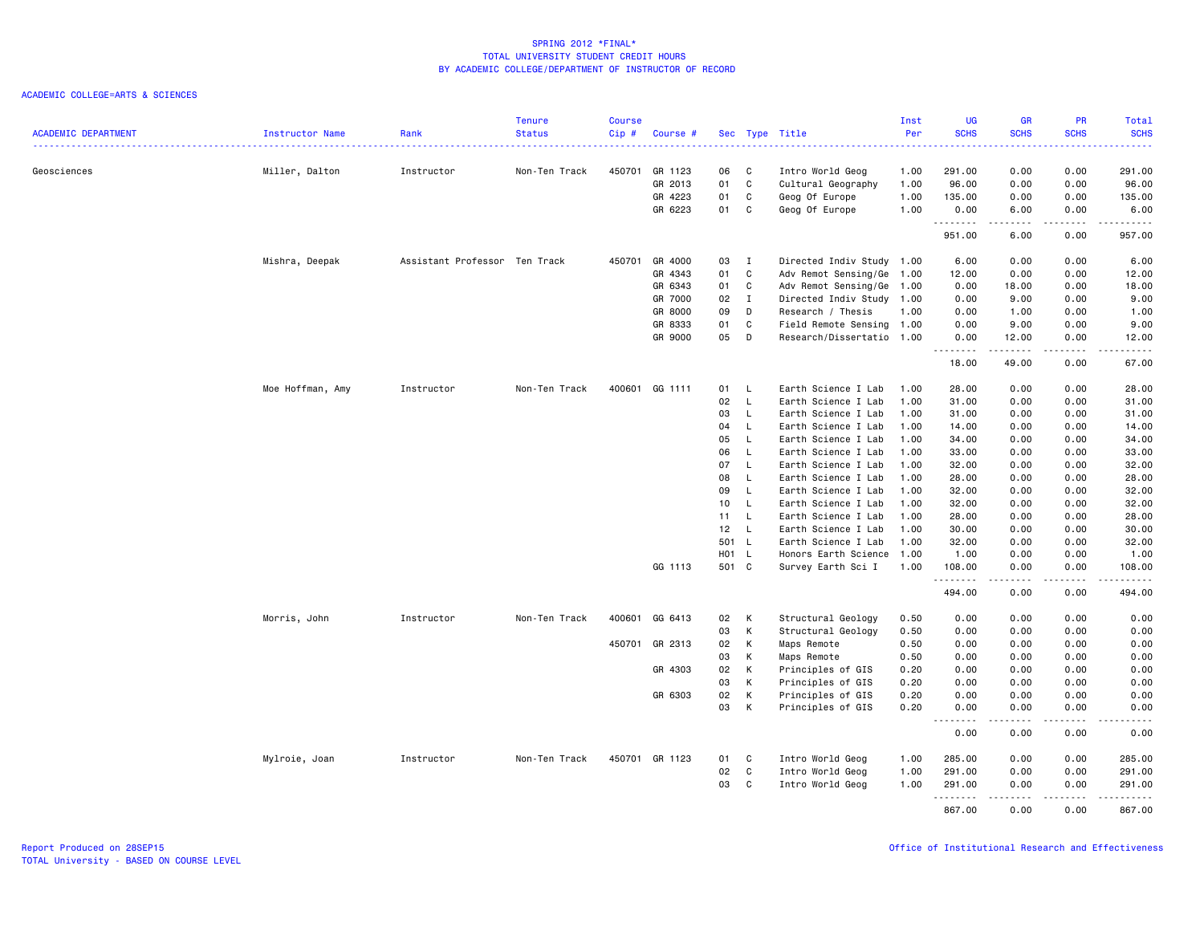# SPRING 2012 *FINAL*
## TOTAL UNIVERSITY STUDENT CREDIT HOURS
## BY ACADEMIC COLLEGE/DEPARTMENT OF INSTRUCTOR OF RECORD

ACADEMIC COLLEGE=ARTS & SCIENCES

| ACADEMIC DEPARTMENT | Instructor Name | Rank | Tenure Status | Course Cip # | Course # | Sec | Type | Title | Inst Per | UG SCHS | GR SCHS | PR SCHS | Total SCHS |
|---|---|---|---|---|---|---|---|---|---|---|---|---|---|
| Geosciences | Miller, Dalton | Instructor | Non-Ten Track | 450701 | GR 1123 | 06 | C | Intro World Geog | 1.00 | 291.00 | 0.00 | 0.00 | 291.00 |
| | | | | | GR 2013 | 01 | C | Cultural Geography | 1.00 | 96.00 | 0.00 | 0.00 | 96.00 |
| | | | | | GR 4223 | 01 | C | Geog Of Europe | 1.00 | 135.00 | 0.00 | 0.00 | 135.00 |
| | | | | | GR 6223 | 01 | C | Geog Of Europe | 1.00 | 0.00 | 6.00 | 0.00 | 6.00 |
| | | | | | | | | | | 951.00 | 6.00 | 0.00 | 957.00 |
| | Mishra, Deepak | Assistant Professor | Ten Track | 450701 | GR 4000 | 03 | I | Directed Indiv Study | 1.00 | 6.00 | 0.00 | 0.00 | 6.00 |
| | | | | | GR 4343 | 01 | C | Adv Remot Sensing/Ge | 1.00 | 12.00 | 0.00 | 0.00 | 12.00 |
| | | | | | GR 6343 | 01 | C | Adv Remot Sensing/Ge | 1.00 | 0.00 | 18.00 | 0.00 | 18.00 |
| | | | | | GR 7000 | 02 | I | Directed Indiv Study | 1.00 | 0.00 | 9.00 | 0.00 | 9.00 |
| | | | | | GR 8000 | 09 | D | Research / Thesis | 1.00 | 0.00 | 1.00 | 0.00 | 1.00 |
| | | | | | GR 8333 | 01 | C | Field Remote Sensing | 1.00 | 0.00 | 9.00 | 0.00 | 9.00 |
| | | | | | GR 9000 | 05 | D | Research/Dissertatio | 1.00 | 0.00 | 12.00 | 0.00 | 12.00 |
| | | | | | | | | | | 18.00 | 49.00 | 0.00 | 67.00 |
| | Moe Hoffman, Amy | Instructor | Non-Ten Track | 400601 | GG 1111 | 01 | L | Earth Science I Lab | 1.00 | 28.00 | 0.00 | 0.00 | 28.00 |
| | | | | | | 02 | L | Earth Science I Lab | 1.00 | 31.00 | 0.00 | 0.00 | 31.00 |
| | | | | | | 03 | L | Earth Science I Lab | 1.00 | 31.00 | 0.00 | 0.00 | 31.00 |
| | | | | | | 04 | L | Earth Science I Lab | 1.00 | 14.00 | 0.00 | 0.00 | 14.00 |
| | | | | | | 05 | L | Earth Science I Lab | 1.00 | 34.00 | 0.00 | 0.00 | 34.00 |
| | | | | | | 06 | L | Earth Science I Lab | 1.00 | 33.00 | 0.00 | 0.00 | 33.00 |
| | | | | | | 07 | L | Earth Science I Lab | 1.00 | 32.00 | 0.00 | 0.00 | 32.00 |
| | | | | | | 08 | L | Earth Science I Lab | 1.00 | 28.00 | 0.00 | 0.00 | 28.00 |
| | | | | | | 09 | L | Earth Science I Lab | 1.00 | 32.00 | 0.00 | 0.00 | 32.00 |
| | | | | | | 10 | L | Earth Science I Lab | 1.00 | 32.00 | 0.00 | 0.00 | 32.00 |
| | | | | | | 11 | L | Earth Science I Lab | 1.00 | 28.00 | 0.00 | 0.00 | 28.00 |
| | | | | | | 12 | L | Earth Science I Lab | 1.00 | 30.00 | 0.00 | 0.00 | 30.00 |
| | | | | | | 501 | L | Earth Science I Lab | 1.00 | 32.00 | 0.00 | 0.00 | 32.00 |
| | | | | | | H01 | L | Honors Earth Science | 1.00 | 1.00 | 0.00 | 0.00 | 1.00 |
| | | | | | GG 1113 | 501 | C | Survey Earth Sci I | 1.00 | 108.00 | 0.00 | 0.00 | 108.00 |
| | | | | | | | | | | 494.00 | 0.00 | 0.00 | 494.00 |
| | Morris, John | Instructor | Non-Ten Track | 400601 | GG 6413 | 02 | K | Structural Geology | 0.50 | 0.00 | 0.00 | 0.00 | 0.00 |
| | | | | | | 03 | K | Structural Geology | 0.50 | 0.00 | 0.00 | 0.00 | 0.00 |
| | | | | 450701 | GR 2313 | 02 | K | Maps Remote | 0.50 | 0.00 | 0.00 | 0.00 | 0.00 |
| | | | | | | 03 | K | Maps Remote | 0.50 | 0.00 | 0.00 | 0.00 | 0.00 |
| | | | | | GR 4303 | 02 | K | Principles of GIS | 0.20 | 0.00 | 0.00 | 0.00 | 0.00 |
| | | | | | | 03 | K | Principles of GIS | 0.20 | 0.00 | 0.00 | 0.00 | 0.00 |
| | | | | | GR 6303 | 02 | K | Principles of GIS | 0.20 | 0.00 | 0.00 | 0.00 | 0.00 |
| | | | | | | 03 | K | Principles of GIS | 0.20 | 0.00 | 0.00 | 0.00 | 0.00 |
| | | | | | | | | | | 0.00 | 0.00 | 0.00 | 0.00 |
| | Mylroie, Joan | Instructor | Non-Ten Track | 450701 | GR 1123 | 01 | C | Intro World Geog | 1.00 | 285.00 | 0.00 | 0.00 | 285.00 |
| | | | | | | 02 | C | Intro World Geog | 1.00 | 291.00 | 0.00 | 0.00 | 291.00 |
| | | | | | | 03 | C | Intro World Geog | 1.00 | 291.00 | 0.00 | 0.00 | 291.00 |
| | | | | | | | | | | 867.00 | 0.00 | 0.00 | 867.00 |

Report Produced on 28SEP15
TOTAL University - BASED ON COURSE LEVEL

Office of Institutional Research and Effectiveness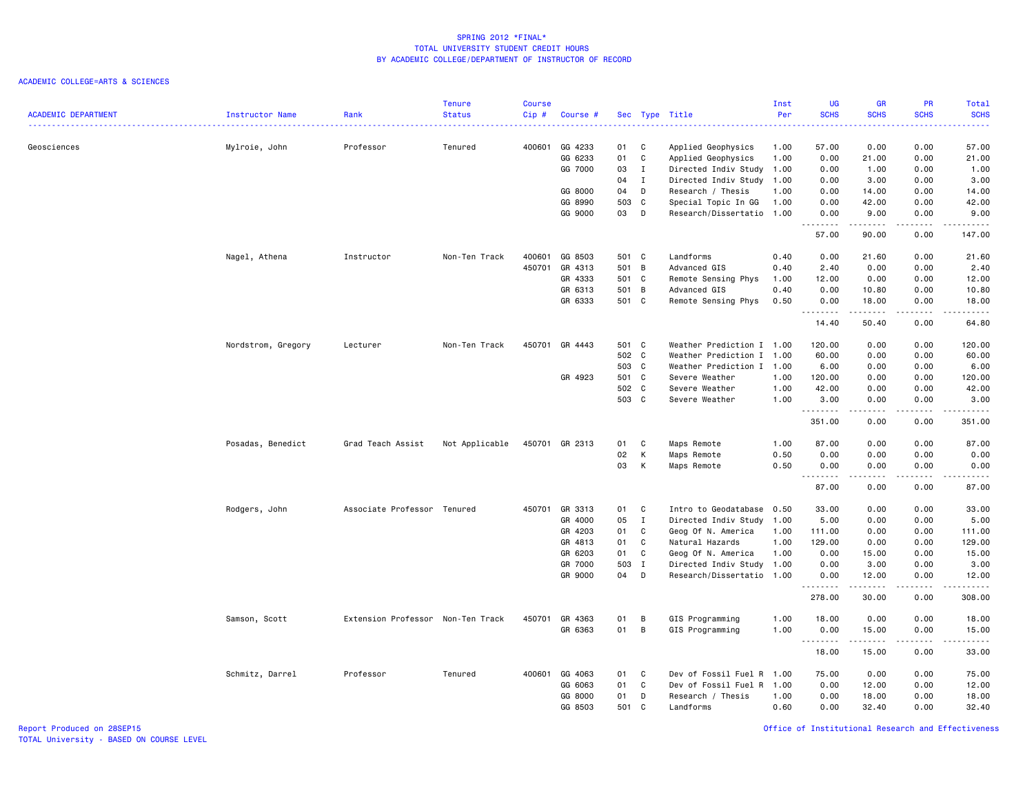# SPRING 2012 *FINAL*
## TOTAL UNIVERSITY STUDENT CREDIT HOURS
## BY ACADEMIC COLLEGE/DEPARTMENT OF INSTRUCTOR OF RECORD

ACADEMIC COLLEGE=ARTS & SCIENCES

| ACADEMIC DEPARTMENT | Instructor Name | Rank | Tenure Status | Course Cip # | Course # | Sec | Type | Title | Inst Per | UG SCHS | GR SCHS | PR SCHS | Total SCHS |
|---|---|---|---|---|---|---|---|---|---|---|---|---|---|
| Geosciences | Mylroie, John | Professor | Tenured | 400601 | GG 4233 | 01 | C | Applied Geophysics | 1.00 | 57.00 | 0.00 | 0.00 | 57.00 |
| | | | | | GG 6233 | 01 | C | Applied Geophysics | 1.00 | 0.00 | 21.00 | 0.00 | 21.00 |
| | | | | | GG 7000 | 03 | I | Directed Indiv Study | 1.00 | 0.00 | 1.00 | 0.00 | 1.00 |
| | | | | | | 04 | I | Directed Indiv Study | 1.00 | 0.00 | 3.00 | 0.00 | 3.00 |
| | | | | | GG 8000 | 04 | D | Research / Thesis | 1.00 | 0.00 | 14.00 | 0.00 | 14.00 |
| | | | | | GG 8990 | 503 | C | Special Topic In GG | 1.00 | 0.00 | 42.00 | 0.00 | 42.00 |
| | | | | | GG 9000 | 03 | D | Research/Dissertatio | 1.00 | 0.00 | 9.00 | 0.00 | 9.00 |
| | | | | | | | | | | 57.00 | 90.00 | 0.00 | 147.00 |
| | Nagel, Athena | Instructor | Non-Ten Track | 400601 | GG 8503 | 501 | C | Landforms | 0.40 | 0.00 | 21.60 | 0.00 | 21.60 |
| | | | | 450701 | GR 4313 | 501 | B | Advanced GIS | 0.40 | 2.40 | 0.00 | 0.00 | 2.40 |
| | | | | | GR 4333 | 501 | C | Remote Sensing Phys | 1.00 | 12.00 | 0.00 | 0.00 | 12.00 |
| | | | | | GR 6313 | 501 | B | Advanced GIS | 0.40 | 0.00 | 10.80 | 0.00 | 10.80 |
| | | | | | GR 6333 | 501 | C | Remote Sensing Phys | 0.50 | 0.00 | 18.00 | 0.00 | 18.00 |
| | | | | | | | | | | 14.40 | 50.40 | 0.00 | 64.80 |
| | Nordstrom, Gregory | Lecturer | Non-Ten Track | 450701 | GR 4443 | 501 | C | Weather Prediction I | 1.00 | 120.00 | 0.00 | 0.00 | 120.00 |
| | | | | | | 502 | C | Weather Prediction I | 1.00 | 60.00 | 0.00 | 0.00 | 60.00 |
| | | | | | | 503 | C | Weather Prediction I | 1.00 | 6.00 | 0.00 | 0.00 | 6.00 |
| | | | | | GR 4923 | 501 | C | Severe Weather | 1.00 | 120.00 | 0.00 | 0.00 | 120.00 |
| | | | | | | 502 | C | Severe Weather | 1.00 | 42.00 | 0.00 | 0.00 | 42.00 |
| | | | | | | 503 | C | Severe Weather | 1.00 | 3.00 | 0.00 | 0.00 | 3.00 |
| | | | | | | | | | | 351.00 | 0.00 | 0.00 | 351.00 |
| | Posadas, Benedict | Grad Teach Assist | Not Applicable | 450701 | GR 2313 | 01 | C | Maps Remote | 1.00 | 87.00 | 0.00 | 0.00 | 87.00 |
| | | | | | | 02 | K | Maps Remote | 0.50 | 0.00 | 0.00 | 0.00 | 0.00 |
| | | | | | | 03 | K | Maps Remote | 0.50 | 0.00 | 0.00 | 0.00 | 0.00 |
| | | | | | | | | | | 87.00 | 0.00 | 0.00 | 87.00 |
| | Rodgers, John | Associate Professor | Tenured | 450701 | GR 3313 | 01 | C | Intro to Geodatabase | 0.50 | 33.00 | 0.00 | 0.00 | 33.00 |
| | | | | | GR 4000 | 05 | I | Directed Indiv Study | 1.00 | 5.00 | 0.00 | 0.00 | 5.00 |
| | | | | | GR 4203 | 01 | C | Geog Of N. America | 1.00 | 111.00 | 0.00 | 0.00 | 111.00 |
| | | | | | GR 4813 | 01 | C | Natural Hazards | 1.00 | 129.00 | 0.00 | 0.00 | 129.00 |
| | | | | | GR 6203 | 01 | C | Geog Of N. America | 1.00 | 0.00 | 15.00 | 0.00 | 15.00 |
| | | | | | GR 7000 | 503 | I | Directed Indiv Study | 1.00 | 0.00 | 3.00 | 0.00 | 3.00 |
| | | | | | GR 9000 | 04 | D | Research/Dissertatio | 1.00 | 0.00 | 12.00 | 0.00 | 12.00 |
| | | | | | | | | | | 278.00 | 30.00 | 0.00 | 308.00 |
| | Samson, Scott | Extension Professor | Non-Ten Track | 450701 | GR 4363 | 01 | B | GIS Programming | 1.00 | 18.00 | 0.00 | 0.00 | 18.00 |
| | | | | | GR 6363 | 01 | B | GIS Programming | 1.00 | 0.00 | 15.00 | 0.00 | 15.00 |
| | | | | | | | | | | 18.00 | 15.00 | 0.00 | 33.00 |
| | Schmitz, Darrel | Professor | Tenured | 400601 | GG 4063 | 01 | C | Dev of Fossil Fuel R | 1.00 | 75.00 | 0.00 | 0.00 | 75.00 |
| | | | | | GG 6063 | 01 | C | Dev of Fossil Fuel R | 1.00 | 0.00 | 12.00 | 0.00 | 12.00 |
| | | | | | GG 8000 | 01 | D | Research / Thesis | 1.00 | 0.00 | 18.00 | 0.00 | 18.00 |
| | | | | | GG 8503 | 501 | C | Landforms | 0.60 | 0.00 | 32.40 | 0.00 | 32.40 |

Report Produced on 28SEP15
TOTAL University - BASED ON COURSE LEVEL

Office of Institutional Research and Effectiveness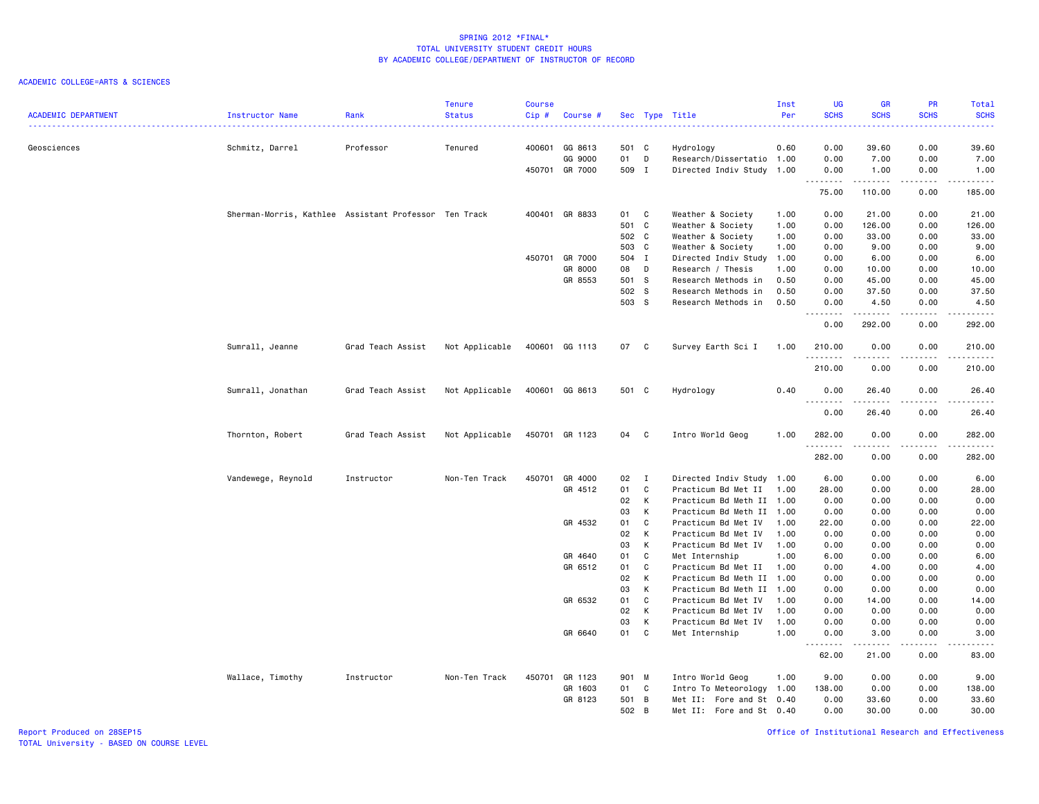SPRING 2012 *FINAL*
TOTAL UNIVERSITY STUDENT CREDIT HOURS
BY ACADEMIC COLLEGE/DEPARTMENT OF INSTRUCTOR OF RECORD

ACADEMIC COLLEGE=ARTS & SCIENCES

| ACADEMIC DEPARTMENT | Instructor Name | Rank | Tenure Status | Course Cip # | Course # | Sec | Type | Title | Inst Per | UG SCHS | GR SCHS | PR SCHS | Total SCHS |
|---|---|---|---|---|---|---|---|---|---|---|---|---|---|
| Geosciences | Schmitz, Darrel | Professor | Tenured | 400601 | GG 8613 | 501 | C | Hydrology | 0.60 | 0.00 | 39.60 | 0.00 | 39.60 |
| | | | | | GG 9000 | 01 | D | Research/Dissertatio | 1.00 | 0.00 | 7.00 | 0.00 | 7.00 |
| | | | | 450701 | GR 7000 | 509 | I | Directed Indiv Study | 1.00 | 0.00 | 1.00 | 0.00 | 1.00 |
| | | | | | | | | | | 75.00 | 110.00 | 0.00 | 185.00 |
| | Sherman-Morris, Kathlee | Assistant Professor | Ten Track | 400401 | GR 8833 | 01 | C | Weather & Society | 1.00 | 0.00 | 21.00 | 0.00 | 21.00 |
| | | | | | | 501 | C | Weather & Society | 1.00 | 0.00 | 126.00 | 0.00 | 126.00 |
| | | | | | | 502 | C | Weather & Society | 1.00 | 0.00 | 33.00 | 0.00 | 33.00 |
| | | | | | | 503 | C | Weather & Society | 1.00 | 0.00 | 9.00 | 0.00 | 9.00 |
| | | | | 450701 | GR 7000 | 504 | I | Directed Indiv Study | 1.00 | 0.00 | 6.00 | 0.00 | 6.00 |
| | | | | | GR 8000 | 08 | D | Research / Thesis | 1.00 | 0.00 | 10.00 | 0.00 | 10.00 |
| | | | | | GR 8553 | 501 | S | Research Methods in | 0.50 | 0.00 | 45.00 | 0.00 | 45.00 |
| | | | | | | 502 | S | Research Methods in | 0.50 | 0.00 | 37.50 | 0.00 | 37.50 |
| | | | | | | 503 | S | Research Methods in | 0.50 | 0.00 | 4.50 | 0.00 | 4.50 |
| | | | | | | | | | | 0.00 | 292.00 | 0.00 | 292.00 |
| | Sumrall, Jeanne | Grad Teach Assist | Not Applicable | 400601 | GG 1113 | 07 | C | Survey Earth Sci I | 1.00 | 210.00 | 0.00 | 0.00 | 210.00 |
| | | | | | | | | | | 210.00 | 0.00 | 0.00 | 210.00 |
| | Sumrall, Jonathan | Grad Teach Assist | Not Applicable | 400601 | GG 8613 | 501 | C | Hydrology | 0.40 | 0.00 | 26.40 | 0.00 | 26.40 |
| | | | | | | | | | | 0.00 | 26.40 | 0.00 | 26.40 |
| | Thornton, Robert | Grad Teach Assist | Not Applicable | 450701 | GR 1123 | 04 | C | Intro World Geog | 1.00 | 282.00 | 0.00 | 0.00 | 282.00 |
| | | | | | | | | | | 282.00 | 0.00 | 0.00 | 282.00 |
| | Vandewege, Reynold | Instructor | Non-Ten Track | 450701 | GR 4000 | 02 | I | Directed Indiv Study | 1.00 | 6.00 | 0.00 | 0.00 | 6.00 |
| | | | | | GR 4512 | 01 | C | Practicum Bd Met II | 1.00 | 28.00 | 0.00 | 0.00 | 28.00 |
| | | | | | | 02 | K | Practicum Bd Meth II | 1.00 | 0.00 | 0.00 | 0.00 | 0.00 |
| | | | | | | 03 | K | Practicum Bd Meth II | 1.00 | 0.00 | 0.00 | 0.00 | 0.00 |
| | | | | | GR 4532 | 01 | C | Practicum Bd Met IV | 1.00 | 22.00 | 0.00 | 0.00 | 22.00 |
| | | | | | | 02 | K | Practicum Bd Met IV | 1.00 | 0.00 | 0.00 | 0.00 | 0.00 |
| | | | | | | 03 | K | Practicum Bd Met IV | 1.00 | 0.00 | 0.00 | 0.00 | 0.00 |
| | | | | | GR 4640 | 01 | C | Met Internship | 1.00 | 6.00 | 0.00 | 0.00 | 6.00 |
| | | | | | GR 6512 | 01 | C | Practicum Bd Met II | 1.00 | 0.00 | 4.00 | 0.00 | 4.00 |
| | | | | | | 02 | K | Practicum Bd Meth II | 1.00 | 0.00 | 0.00 | 0.00 | 0.00 |
| | | | | | | 03 | K | Practicum Bd Meth II | 1.00 | 0.00 | 0.00 | 0.00 | 0.00 |
| | | | | | GR 6532 | 01 | C | Practicum Bd Met IV | 1.00 | 0.00 | 14.00 | 0.00 | 14.00 |
| | | | | | | 02 | K | Practicum Bd Met IV | 1.00 | 0.00 | 0.00 | 0.00 | 0.00 |
| | | | | | | 03 | K | Practicum Bd Met IV | 1.00 | 0.00 | 0.00 | 0.00 | 0.00 |
| | | | | | GR 6640 | 01 | C | Met Internship | 1.00 | 0.00 | 3.00 | 0.00 | 3.00 |
| | | | | | | | | | | 62.00 | 21.00 | 0.00 | 83.00 |
| | Wallace, Timothy | Instructor | Non-Ten Track | 450701 | GR 1123 | 901 | M | Intro World Geog | 1.00 | 9.00 | 0.00 | 0.00 | 9.00 |
| | | | | | GR 1603 | 01 | C | Intro To Meteorology | 1.00 | 138.00 | 0.00 | 0.00 | 138.00 |
| | | | | | GR 8123 | 501 | B | Met II: Fore and St | 0.40 | 0.00 | 33.60 | 0.00 | 33.60 |
| | | | | | | 502 | B | Met II: Fore and St | 0.40 | 0.00 | 30.00 | 0.00 | 30.00 |

Report Produced on 28SEP15
TOTAL University - BASED ON COURSE LEVEL
Office of Institutional Research and Effectiveness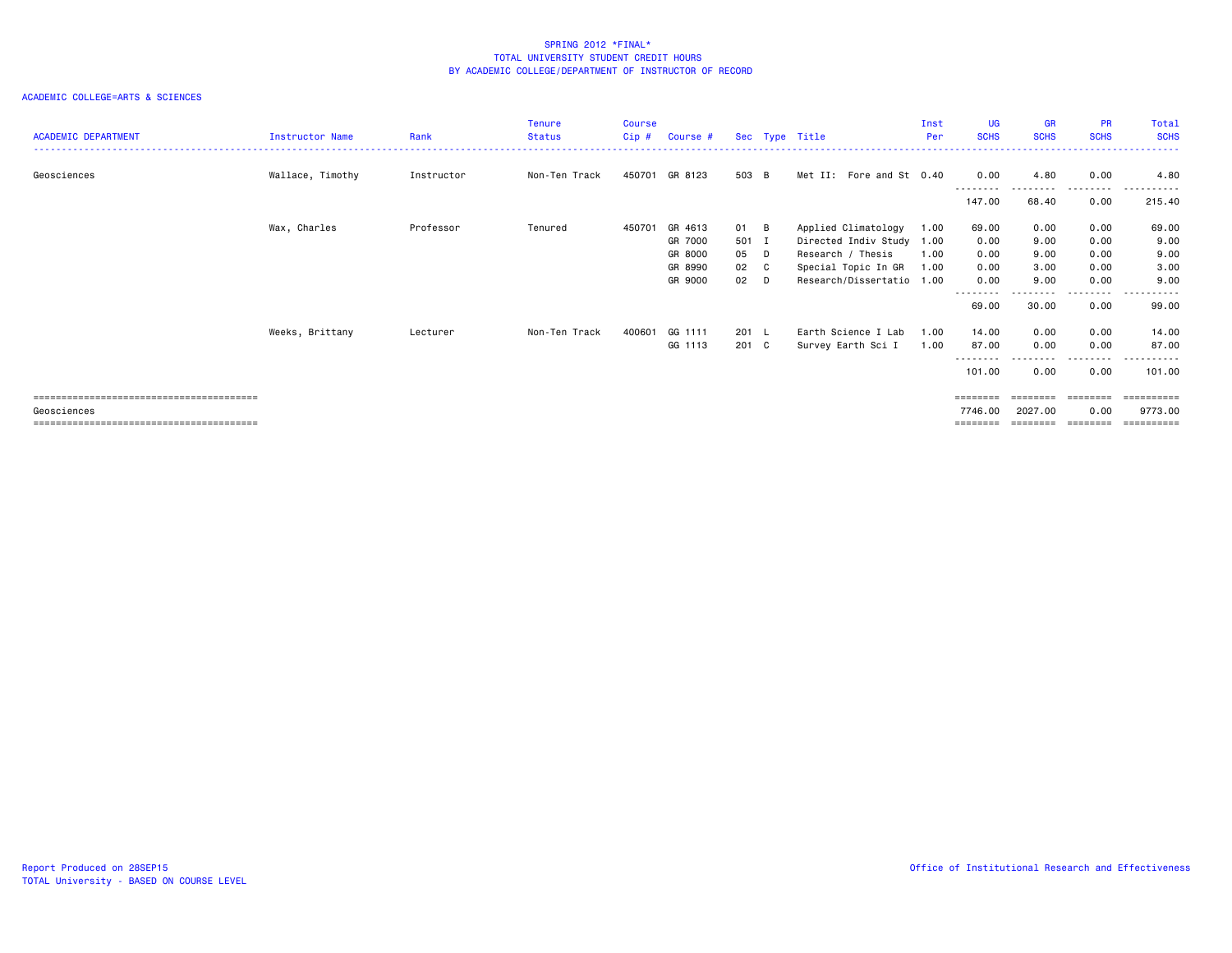SPRING 2012 *FINAL*
TOTAL UNIVERSITY STUDENT CREDIT HOURS
BY ACADEMIC COLLEGE/DEPARTMENT OF INSTRUCTOR OF RECORD

ACADEMIC COLLEGE=ARTS & SCIENCES

| ACADEMIC DEPARTMENT | Instructor Name | Rank | Tenure Status | Course Cip # | Course # | Sec | Type | Title | Inst Per | UG SCHS | GR SCHS | PR SCHS | Total SCHS |
|---|---|---|---|---|---|---|---|---|---|---|---|---|---|
| Geosciences | Wallace, Timothy | Instructor | Non-Ten Track | 450701 | GR 8123 | 503 | B | Met II: Fore and St | 0.40 | 0.00 | 4.80 | 0.00 | 4.80 |
| | | | | | | | | | | 147.00 | 68.40 | 0.00 | 215.40 |
| | Wax, Charles | Professor | Tenured | 450701 | GR 4613 | 01 | B | Applied Climatology | 1.00 | 69.00 | 0.00 | 0.00 | 69.00 |
| | | | | | GR 7000 | 501 | I | Directed Indiv Study | 1.00 | 0.00 | 9.00 | 0.00 | 9.00 |
| | | | | | GR 8000 | 05 | D | Research / Thesis | 1.00 | 0.00 | 9.00 | 0.00 | 9.00 |
| | | | | | GR 8990 | 02 | C | Special Topic In GR | 1.00 | 0.00 | 3.00 | 0.00 | 3.00 |
| | | | | | GR 9000 | 02 | D | Research/Dissertatio | 1.00 | 0.00 | 9.00 | 0.00 | 9.00 |
| | | | | | | | | | | 69.00 | 30.00 | 0.00 | 99.00 |
| | Weeks, Brittany | Lecturer | Non-Ten Track | 400601 | GG 1111 | 201 | L | Earth Science I Lab | 1.00 | 14.00 | 0.00 | 0.00 | 14.00 |
| | | | | | GG 1113 | 201 | C | Survey Earth Sci I | 1.00 | 87.00 | 0.00 | 0.00 | 87.00 |
| | | | | | | | | | | 101.00 | 0.00 | 0.00 | 101.00 |
| Geosciences | | | | | | | | | | 7746.00 | 2027.00 | 0.00 | 9773.00 |

Report Produced on 28SEP15
TOTAL University - BASED ON COURSE LEVEL
Office of Institutional Research and Effectiveness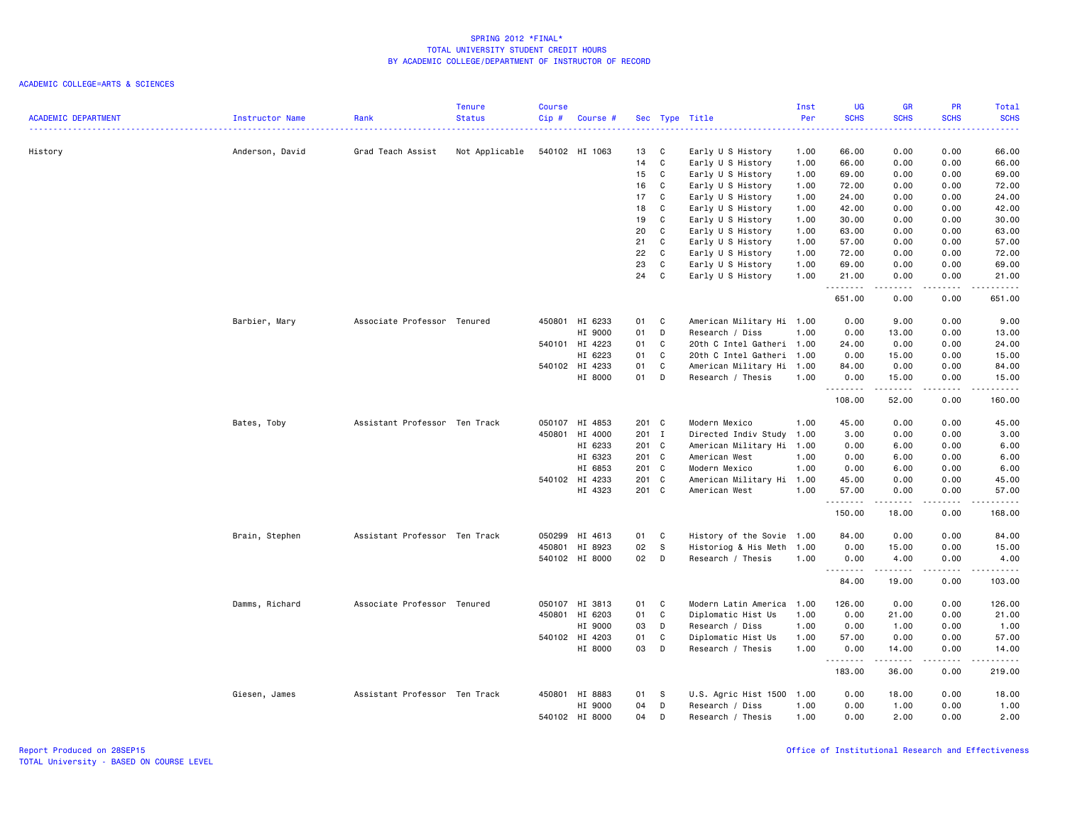# SPRING 2012 *FINAL*
## TOTAL UNIVERSITY STUDENT CREDIT HOURS
### BY ACADEMIC COLLEGE/DEPARTMENT OF INSTRUCTOR OF RECORD

ACADEMIC COLLEGE=ARTS & SCIENCES

| ACADEMIC DEPARTMENT | Instructor Name | Rank | Tenure Status | Course Cip # | Course # | Sec | Type | Title | Inst Per | UG SCHS | GR SCHS | PR SCHS | Total SCHS |
|---|---|---|---|---|---|---|---|---|---|---|---|---|---|
| History | Anderson, David | Grad Teach Assist | Not Applicable | 540102 | HI 1063 | 13 | C | Early U S History | 1.00 | 66.00 | 0.00 | 0.00 | 66.00 |
| | | | | | | 14 | C | Early U S History | 1.00 | 66.00 | 0.00 | 0.00 | 66.00 |
| | | | | | | 15 | C | Early U S History | 1.00 | 69.00 | 0.00 | 0.00 | 69.00 |
| | | | | | | 16 | C | Early U S History | 1.00 | 72.00 | 0.00 | 0.00 | 72.00 |
| | | | | | | 17 | C | Early U S History | 1.00 | 24.00 | 0.00 | 0.00 | 24.00 |
| | | | | | | 18 | C | Early U S History | 1.00 | 42.00 | 0.00 | 0.00 | 42.00 |
| | | | | | | 19 | C | Early U S History | 1.00 | 30.00 | 0.00 | 0.00 | 30.00 |
| | | | | | | 20 | C | Early U S History | 1.00 | 63.00 | 0.00 | 0.00 | 63.00 |
| | | | | | | 21 | C | Early U S History | 1.00 | 57.00 | 0.00 | 0.00 | 57.00 |
| | | | | | | 22 | C | Early U S History | 1.00 | 72.00 | 0.00 | 0.00 | 72.00 |
| | | | | | | 23 | C | Early U S History | 1.00 | 69.00 | 0.00 | 0.00 | 69.00 |
| | | | | | | 24 | C | Early U S History | 1.00 | 21.00 | 0.00 | 0.00 | 21.00 |
| | | | | | | | | | | 651.00 | 0.00 | 0.00 | 651.00 |
| | Barbier, Mary | Associate Professor | Tenured | 450801 | HI 6233 | 01 | C | American Military Hi | 1.00 | 0.00 | 9.00 | 0.00 | 9.00 |
| | | | | | HI 9000 | 01 | D | Research / Diss | 1.00 | 0.00 | 13.00 | 0.00 | 13.00 |
| | | | | 540101 | HI 4223 | 01 | C | 20th C Intel Gatheri | 1.00 | 24.00 | 0.00 | 0.00 | 24.00 |
| | | | | | HI 6223 | 01 | C | 20th C Intel Gatheri | 1.00 | 0.00 | 15.00 | 0.00 | 15.00 |
| | | | | 540102 | HI 4233 | 01 | C | American Military Hi | 1.00 | 84.00 | 0.00 | 0.00 | 84.00 |
| | | | | | HI 8000 | 01 | D | Research / Thesis | 1.00 | 0.00 | 15.00 | 0.00 | 15.00 |
| | | | | | | | | | | 108.00 | 52.00 | 0.00 | 160.00 |
| | Bates, Toby | Assistant Professor | Ten Track | 050107 | HI 4853 | 201 | C | Modern Mexico | 1.00 | 45.00 | 0.00 | 0.00 | 45.00 |
| | | | | 450801 | HI 4000 | 201 | I | Directed Indiv Study | 1.00 | 3.00 | 0.00 | 0.00 | 3.00 |
| | | | | | HI 6233 | 201 | C | American Military Hi | 1.00 | 0.00 | 6.00 | 0.00 | 6.00 |
| | | | | | HI 6323 | 201 | C | American West | 1.00 | 0.00 | 6.00 | 0.00 | 6.00 |
| | | | | | HI 6853 | 201 | C | Modern Mexico | 1.00 | 0.00 | 6.00 | 0.00 | 6.00 |
| | | | | 540102 | HI 4233 | 201 | C | American Military Hi | 1.00 | 45.00 | 0.00 | 0.00 | 45.00 |
| | | | | | HI 4323 | 201 | C | American West | 1.00 | 57.00 | 0.00 | 0.00 | 57.00 |
| | | | | | | | | | | 150.00 | 18.00 | 0.00 | 168.00 |
| | Brain, Stephen | Assistant Professor | Ten Track | 050299 | HI 4613 | 01 | C | History of the Sovie | 1.00 | 84.00 | 0.00 | 0.00 | 84.00 |
| | | | | 450801 | HI 8923 | 02 | S | Historiog & His Meth | 1.00 | 0.00 | 15.00 | 0.00 | 15.00 |
| | | | | 540102 | HI 8000 | 02 | D | Research / Thesis | 1.00 | 0.00 | 4.00 | 0.00 | 4.00 |
| | | | | | | | | | | 84.00 | 19.00 | 0.00 | 103.00 |
| | Damms, Richard | Associate Professor | Tenured | 050107 | HI 3813 | 01 | C | Modern Latin America | 1.00 | 126.00 | 0.00 | 0.00 | 126.00 |
| | | | | 450801 | HI 6203 | 01 | C | Diplomatic Hist Us | 1.00 | 0.00 | 21.00 | 0.00 | 21.00 |
| | | | | | HI 9000 | 03 | D | Research / Diss | 1.00 | 0.00 | 1.00 | 0.00 | 1.00 |
| | | | | 540102 | HI 4203 | 01 | C | Diplomatic Hist Us | 1.00 | 57.00 | 0.00 | 0.00 | 57.00 |
| | | | | | HI 8000 | 03 | D | Research / Thesis | 1.00 | 0.00 | 14.00 | 0.00 | 14.00 |
| | | | | | | | | | | 183.00 | 36.00 | 0.00 | 219.00 |
| | Giesen, James | Assistant Professor | Ten Track | 450801 | HI 8883 | 01 | S | U.S. Agric Hist 1500 | 1.00 | 0.00 | 18.00 | 0.00 | 18.00 |
| | | | | | HI 9000 | 04 | D | Research / Diss | 1.00 | 0.00 | 1.00 | 0.00 | 1.00 |
| | | | | 540102 | HI 8000 | 04 | D | Research / Thesis | 1.00 | 0.00 | 2.00 | 0.00 | 2.00 |

Report Produced on 28SEP15
TOTAL University - BASED ON COURSE LEVEL

Office of Institutional Research and Effectiveness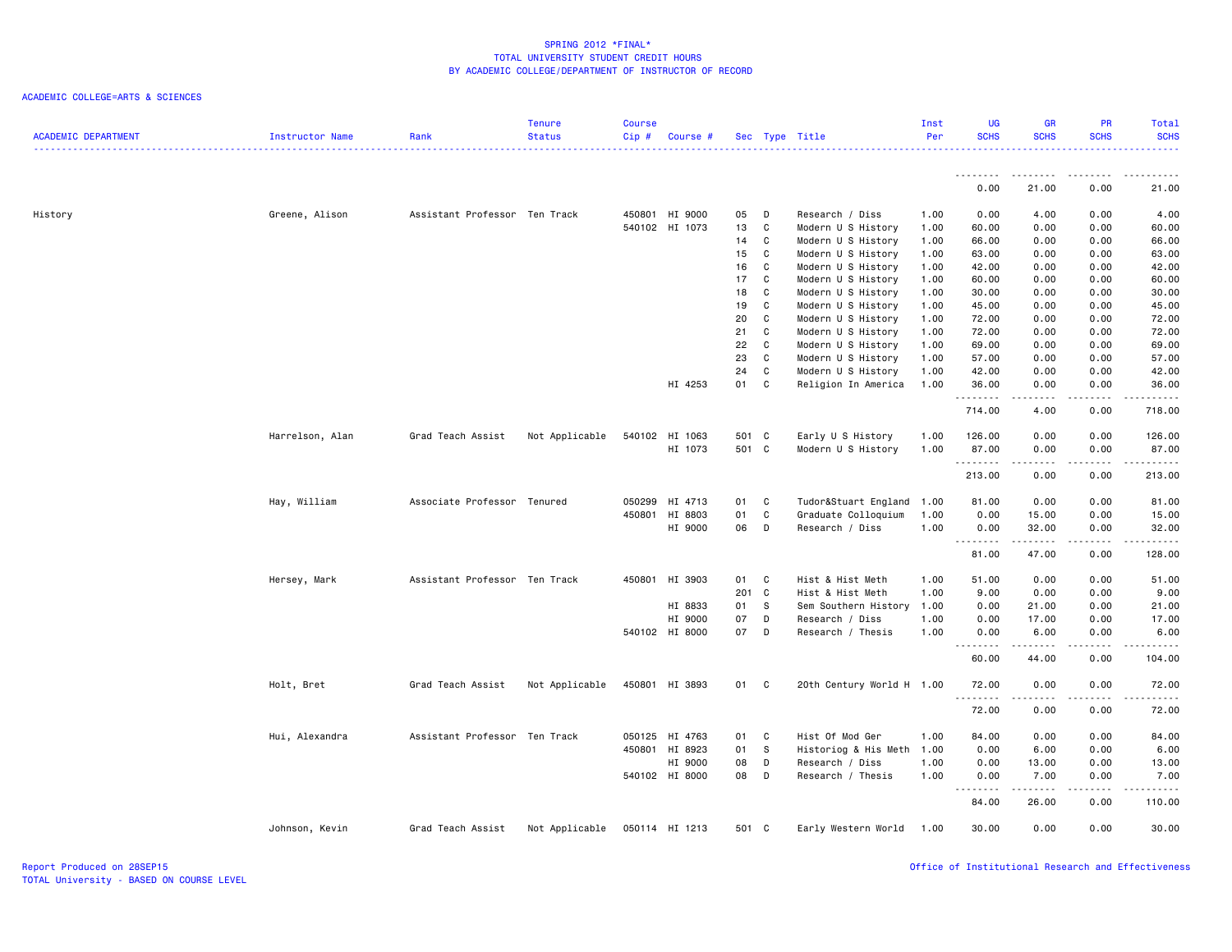SPRING 2012 *FINAL*
TOTAL UNIVERSITY STUDENT CREDIT HOURS
BY ACADEMIC COLLEGE/DEPARTMENT OF INSTRUCTOR OF RECORD

ACADEMIC COLLEGE=ARTS & SCIENCES

| ACADEMIC DEPARTMENT | Instructor Name | Rank | Tenure Status | Course Cip # | Course # | Sec | Type | Title | Inst Per | UG SCHS | GR SCHS | PR SCHS | Total SCHS |
|---|---|---|---|---|---|---|---|---|---|---|---|---|---|
| | | | | | | | | | | 0.00 | 21.00 | 0.00 | 21.00 |
| History | Greene, Alison | Assistant Professor | Ten Track | 450801 | HI 9000 | 05 | D | Research / Diss | 1.00 | 0.00 | 4.00 | 0.00 | 4.00 |
| | | | | 540102 | HI 1073 | 13 | C | Modern U S History | 1.00 | 60.00 | 0.00 | 0.00 | 60.00 |
| | | | | | | 14 | C | Modern U S History | 1.00 | 66.00 | 0.00 | 0.00 | 66.00 |
| | | | | | | 15 | C | Modern U S History | 1.00 | 63.00 | 0.00 | 0.00 | 63.00 |
| | | | | | | 16 | C | Modern U S History | 1.00 | 42.00 | 0.00 | 0.00 | 42.00 |
| | | | | | | 17 | C | Modern U S History | 1.00 | 60.00 | 0.00 | 0.00 | 60.00 |
| | | | | | | 18 | C | Modern U S History | 1.00 | 30.00 | 0.00 | 0.00 | 30.00 |
| | | | | | | 19 | C | Modern U S History | 1.00 | 45.00 | 0.00 | 0.00 | 45.00 |
| | | | | | | 20 | C | Modern U S History | 1.00 | 72.00 | 0.00 | 0.00 | 72.00 |
| | | | | | | 21 | C | Modern U S History | 1.00 | 72.00 | 0.00 | 0.00 | 72.00 |
| | | | | | | 22 | C | Modern U S History | 1.00 | 69.00 | 0.00 | 0.00 | 69.00 |
| | | | | | | 23 | C | Modern U S History | 1.00 | 57.00 | 0.00 | 0.00 | 57.00 |
| | | | | | | 24 | C | Modern U S History | 1.00 | 42.00 | 0.00 | 0.00 | 42.00 |
| | | | | | HI 4253 | 01 | C | Religion In America | 1.00 | 36.00 | 0.00 | 0.00 | 36.00 |
| | | | | | | | | | | 714.00 | 4.00 | 0.00 | 718.00 |
| | Harrelson, Alan | Grad Teach Assist | Not Applicable | 540102 | HI 1063 | 501 | C | Early U S History | 1.00 | 126.00 | 0.00 | 0.00 | 126.00 |
| | | | | | HI 1073 | 501 | C | Modern U S History | 1.00 | 87.00 | 0.00 | 0.00 | 87.00 |
| | | | | | | | | | | 213.00 | 0.00 | 0.00 | 213.00 |
| | Hay, William | Associate Professor | Tenured | 050299 | HI 4713 | 01 | C | Tudor&Stuart England | 1.00 | 81.00 | 0.00 | 0.00 | 81.00 |
| | | | | 450801 | HI 8803 | 01 | C | Graduate Colloquium | 1.00 | 0.00 | 15.00 | 0.00 | 15.00 |
| | | | | | HI 9000 | 06 | D | Research / Diss | 1.00 | 0.00 | 32.00 | 0.00 | 32.00 |
| | | | | | | | | | | 81.00 | 47.00 | 0.00 | 128.00 |
| | Hersey, Mark | Assistant Professor | Ten Track | 450801 | HI 3903 | 01 | C | Hist & Hist Meth | 1.00 | 51.00 | 0.00 | 0.00 | 51.00 |
| | | | | | | 201 | C | Hist & Hist Meth | 1.00 | 9.00 | 0.00 | 0.00 | 9.00 |
| | | | | | HI 8833 | 01 | S | Sem Southern History | 1.00 | 0.00 | 21.00 | 0.00 | 21.00 |
| | | | | | HI 9000 | 07 | D | Research / Diss | 1.00 | 0.00 | 17.00 | 0.00 | 17.00 |
| | | | | 540102 | HI 8000 | 07 | D | Research / Thesis | 1.00 | 0.00 | 6.00 | 0.00 | 6.00 |
| | | | | | | | | | | 60.00 | 44.00 | 0.00 | 104.00 |
| | Holt, Bret | Grad Teach Assist | Not Applicable | 450801 | HI 3893 | 01 | C | 20th Century World H | 1.00 | 72.00 | 0.00 | 0.00 | 72.00 |
| | | | | | | | | | | 72.00 | 0.00 | 0.00 | 72.00 |
| | Hui, Alexandra | Assistant Professor | Ten Track | 050125 | HI 4763 | 01 | C | Hist Of Mod Ger | 1.00 | 84.00 | 0.00 | 0.00 | 84.00 |
| | | | | 450801 | HI 8923 | 01 | S | Historiog & His Meth | 1.00 | 0.00 | 6.00 | 0.00 | 6.00 |
| | | | | | HI 9000 | 08 | D | Research / Diss | 1.00 | 0.00 | 13.00 | 0.00 | 13.00 |
| | | | | 540102 | HI 8000 | 08 | D | Research / Thesis | 1.00 | 0.00 | 7.00 | 0.00 | 7.00 |
| | | | | | | | | | | 84.00 | 26.00 | 0.00 | 110.00 |
| | Johnson, Kevin | Grad Teach Assist | Not Applicable | 050114 | HI 1213 | 501 | C | Early Western World | 1.00 | 30.00 | 0.00 | 0.00 | 30.00 |

Report Produced on 28SEP15
TOTAL University - BASED ON COURSE LEVEL

Office of Institutional Research and Effectiveness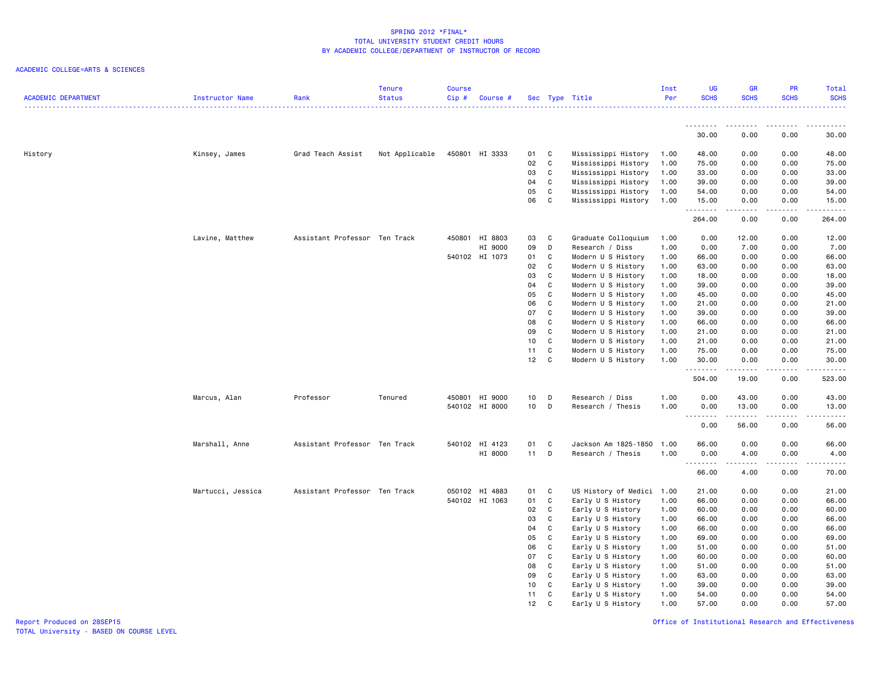# SPRING 2012 *FINAL*
## TOTAL UNIVERSITY STUDENT CREDIT HOURS
## BY ACADEMIC COLLEGE/DEPARTMENT OF INSTRUCTOR OF RECORD

ACADEMIC COLLEGE=ARTS & SCIENCES

| ACADEMIC DEPARTMENT | Instructor Name | Rank | Tenure Status | Course Cip # | Course # | Sec | Type | Title | Inst Per | UG SCHS | GR SCHS | PR SCHS | Total SCHS |
|---|---|---|---|---|---|---|---|---|---|---|---|---|---|
| | | | | | | | | | | 30.00 | 0.00 | 0.00 | 30.00 |
| History | Kinsey, James | Grad Teach Assist | Not Applicable | 450801 | HI 3333 | 01 | C | Mississippi History | 1.00 | 48.00 | 0.00 | 0.00 | 48.00 |
| | | | | | | 02 | C | Mississippi History | 1.00 | 75.00 | 0.00 | 0.00 | 75.00 |
| | | | | | | 03 | C | Mississippi History | 1.00 | 33.00 | 0.00 | 0.00 | 33.00 |
| | | | | | | 04 | C | Mississippi History | 1.00 | 39.00 | 0.00 | 0.00 | 39.00 |
| | | | | | | 05 | C | Mississippi History | 1.00 | 54.00 | 0.00 | 0.00 | 54.00 |
| | | | | | | 06 | C | Mississippi History | 1.00 | 15.00 | 0.00 | 0.00 | 15.00 |
| | | | | | | | | | | 264.00 | 0.00 | 0.00 | 264.00 |
| | Lavine, Matthew | Assistant Professor | Ten Track | 450801 | HI 8803 | 03 | C | Graduate Colloquium | 1.00 | 0.00 | 12.00 | 0.00 | 12.00 |
| | | | | | HI 9000 | 09 | D | Research / Diss | 1.00 | 0.00 | 7.00 | 0.00 | 7.00 |
| | | | | 540102 | HI 1073 | 01 | C | Modern U S History | 1.00 | 66.00 | 0.00 | 0.00 | 66.00 |
| | | | | | | 02 | C | Modern U S History | 1.00 | 63.00 | 0.00 | 0.00 | 63.00 |
| | | | | | | 03 | C | Modern U S History | 1.00 | 18.00 | 0.00 | 0.00 | 18.00 |
| | | | | | | 04 | C | Modern U S History | 1.00 | 39.00 | 0.00 | 0.00 | 39.00 |
| | | | | | | 05 | C | Modern U S History | 1.00 | 45.00 | 0.00 | 0.00 | 45.00 |
| | | | | | | 06 | C | Modern U S History | 1.00 | 21.00 | 0.00 | 0.00 | 21.00 |
| | | | | | | 07 | C | Modern U S History | 1.00 | 39.00 | 0.00 | 0.00 | 39.00 |
| | | | | | | 08 | C | Modern U S History | 1.00 | 66.00 | 0.00 | 0.00 | 66.00 |
| | | | | | | 09 | C | Modern U S History | 1.00 | 21.00 | 0.00 | 0.00 | 21.00 |
| | | | | | | 10 | C | Modern U S History | 1.00 | 21.00 | 0.00 | 0.00 | 21.00 |
| | | | | | | 11 | C | Modern U S History | 1.00 | 75.00 | 0.00 | 0.00 | 75.00 |
| | | | | | | 12 | C | Modern U S History | 1.00 | 30.00 | 0.00 | 0.00 | 30.00 |
| | | | | | | | | | | 504.00 | 19.00 | 0.00 | 523.00 |
| | Marcus, Alan | Professor | Tenured | 450801 | HI 9000 | 10 | D | Research / Diss | 1.00 | 0.00 | 43.00 | 0.00 | 43.00 |
| | | | | 540102 | HI 8000 | 10 | D | Research / Thesis | 1.00 | 0.00 | 13.00 | 0.00 | 13.00 |
| | | | | | | | | | | 0.00 | 56.00 | 0.00 | 56.00 |
| | Marshall, Anne | Assistant Professor | Ten Track | 540102 | HI 4123 | 01 | C | Jackson Am 1825-1850 | 1.00 | 66.00 | 0.00 | 0.00 | 66.00 |
| | | | | | HI 8000 | 11 | D | Research / Thesis | 1.00 | 0.00 | 4.00 | 0.00 | 4.00 |
| | | | | | | | | | | 66.00 | 4.00 | 0.00 | 70.00 |
| | Martucci, Jessica | Assistant Professor | Ten Track | 050102 | HI 4883 | 01 | C | US History of Medici | 1.00 | 21.00 | 0.00 | 0.00 | 21.00 |
| | | | | 540102 | HI 1063 | 01 | C | Early U S History | 1.00 | 66.00 | 0.00 | 0.00 | 66.00 |
| | | | | | | 02 | C | Early U S History | 1.00 | 60.00 | 0.00 | 0.00 | 60.00 |
| | | | | | | 03 | C | Early U S History | 1.00 | 66.00 | 0.00 | 0.00 | 66.00 |
| | | | | | | 04 | C | Early U S History | 1.00 | 66.00 | 0.00 | 0.00 | 66.00 |
| | | | | | | 05 | C | Early U S History | 1.00 | 69.00 | 0.00 | 0.00 | 69.00 |
| | | | | | | 06 | C | Early U S History | 1.00 | 51.00 | 0.00 | 0.00 | 51.00 |
| | | | | | | 07 | C | Early U S History | 1.00 | 60.00 | 0.00 | 0.00 | 60.00 |
| | | | | | | 08 | C | Early U S History | 1.00 | 51.00 | 0.00 | 0.00 | 51.00 |
| | | | | | | 09 | C | Early U S History | 1.00 | 63.00 | 0.00 | 0.00 | 63.00 |
| | | | | | | 10 | C | Early U S History | 1.00 | 39.00 | 0.00 | 0.00 | 39.00 |
| | | | | | | 11 | C | Early U S History | 1.00 | 54.00 | 0.00 | 0.00 | 54.00 |
| | | | | | | 12 | C | Early U S History | 1.00 | 57.00 | 0.00 | 0.00 | 57.00 |

Report Produced on 28SEP15
TOTAL University - BASED ON COURSE LEVEL

Office of Institutional Research and Effectiveness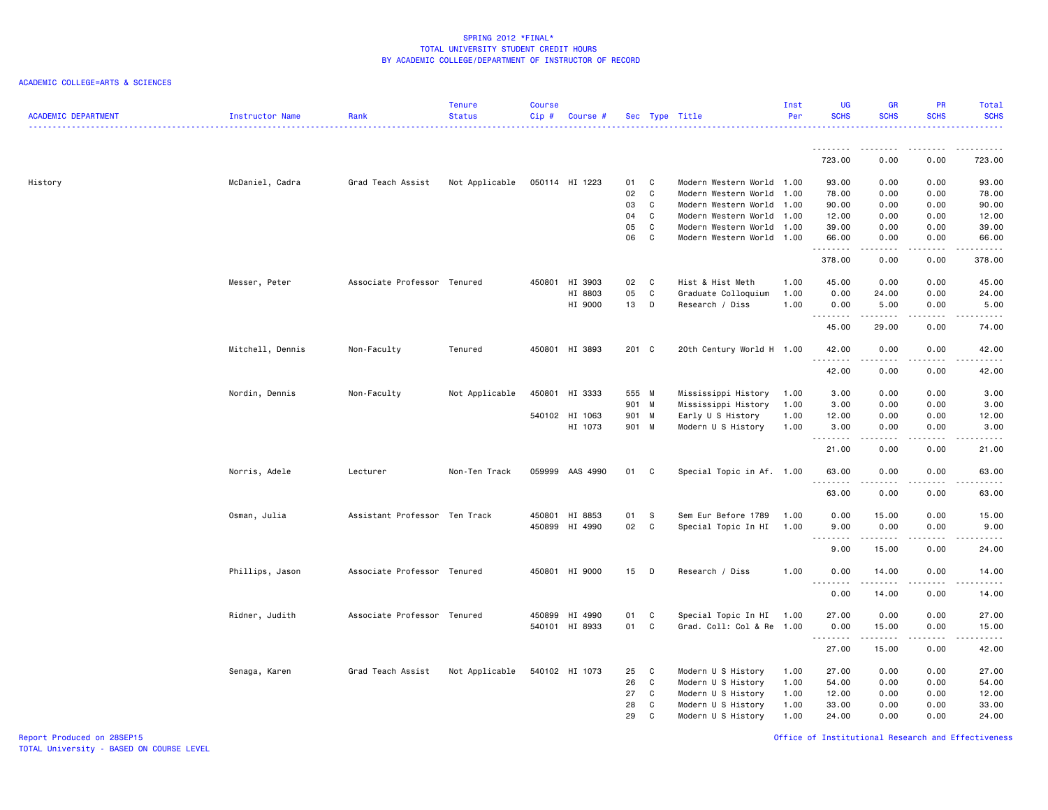SPRING 2012 *FINAL*
TOTAL UNIVERSITY STUDENT CREDIT HOURS
BY ACADEMIC COLLEGE/DEPARTMENT OF INSTRUCTOR OF RECORD

ACADEMIC COLLEGE=ARTS & SCIENCES

| ACADEMIC DEPARTMENT | Instructor Name | Rank | Tenure Status | Course Cip # | Course # | Sec | Type | Title | Inst Per | UG SCHS | GR SCHS | PR SCHS | Total SCHS |
|---|---|---|---|---|---|---|---|---|---|---|---|---|---|
| | | | | | | | | | | 723.00 | 0.00 | 0.00 | 723.00 |
| History | McDaniel, Cadra | Grad Teach Assist | Not Applicable | 050114 | HI 1223 | 01 | C | Modern Western World | 1.00 | 93.00 | 0.00 | 0.00 | 93.00 |
| | | | | | | 02 | C | Modern Western World | 1.00 | 78.00 | 0.00 | 0.00 | 78.00 |
| | | | | | | 03 | C | Modern Western World | 1.00 | 90.00 | 0.00 | 0.00 | 90.00 |
| | | | | | | 04 | C | Modern Western World | 1.00 | 12.00 | 0.00 | 0.00 | 12.00 |
| | | | | | | 05 | C | Modern Western World | 1.00 | 39.00 | 0.00 | 0.00 | 39.00 |
| | | | | | | 06 | C | Modern Western World | 1.00 | 66.00 | 0.00 | 0.00 | 66.00 |
| | | | | | | | | | | 378.00 | 0.00 | 0.00 | 378.00 |
| | Messer, Peter | Associate Professor | Tenured | 450801 | HI 3903 | 02 | C | Hist & Hist Meth | 1.00 | 45.00 | 0.00 | 0.00 | 45.00 |
| | | | | | HI 8803 | 05 | C | Graduate Colloquium | 1.00 | 0.00 | 24.00 | 0.00 | 24.00 |
| | | | | | HI 9000 | 13 | D | Research / Diss | 1.00 | 0.00 | 5.00 | 0.00 | 5.00 |
| | | | | | | | | | | 45.00 | 29.00 | 0.00 | 74.00 |
| | Mitchell, Dennis | Non-Faculty | Tenured | 450801 | HI 3893 | 201 | C | 20th Century World H | 1.00 | 42.00 | 0.00 | 0.00 | 42.00 |
| | | | | | | | | | | 42.00 | 0.00 | 0.00 | 42.00 |
| | Nordin, Dennis | Non-Faculty | Not Applicable | 450801 | HI 3333 | 555 | M | Mississippi History | 1.00 | 3.00 | 0.00 | 0.00 | 3.00 |
| | | | | | | 901 | M | Mississippi History | 1.00 | 3.00 | 0.00 | 0.00 | 3.00 |
| | | | | 540102 | HI 1063 | 901 | M | Early U S History | 1.00 | 12.00 | 0.00 | 0.00 | 12.00 |
| | | | | | HI 1073 | 901 | M | Modern U S History | 1.00 | 3.00 | 0.00 | 0.00 | 3.00 |
| | | | | | | | | | | 21.00 | 0.00 | 0.00 | 21.00 |
| | Norris, Adele | Lecturer | Non-Ten Track | 059999 | AAS 4990 | 01 | C | Special Topic in Af. | 1.00 | 63.00 | 0.00 | 0.00 | 63.00 |
| | | | | | | | | | | 63.00 | 0.00 | 0.00 | 63.00 |
| | Osman, Julia | Assistant Professor | Ten Track | 450801 | HI 8853 | 01 | S | Sem Eur Before 1789 | 1.00 | 0.00 | 15.00 | 0.00 | 15.00 |
| | | | | 450899 | HI 4990 | 02 | C | Special Topic In HI | 1.00 | 9.00 | 0.00 | 0.00 | 9.00 |
| | | | | | | | | | | 9.00 | 15.00 | 0.00 | 24.00 |
| | Phillips, Jason | Associate Professor | Tenured | 450801 | HI 9000 | 15 | D | Research / Diss | 1.00 | 0.00 | 14.00 | 0.00 | 14.00 |
| | | | | | | | | | | 0.00 | 14.00 | 0.00 | 14.00 |
| | Ridner, Judith | Associate Professor | Tenured | 450899 | HI 4990 | 01 | C | Special Topic In HI | 1.00 | 27.00 | 0.00 | 0.00 | 27.00 |
| | | | | 540101 | HI 8933 | 01 | C | Grad. Coll: Col & Re | 1.00 | 0.00 | 15.00 | 0.00 | 15.00 |
| | | | | | | | | | | 27.00 | 15.00 | 0.00 | 42.00 |
| | Senaga, Karen | Grad Teach Assist | Not Applicable | 540102 | HI 1073 | 25 | C | Modern U S History | 1.00 | 27.00 | 0.00 | 0.00 | 27.00 |
| | | | | | | 26 | C | Modern U S History | 1.00 | 54.00 | 0.00 | 0.00 | 54.00 |
| | | | | | | 27 | C | Modern U S History | 1.00 | 12.00 | 0.00 | 0.00 | 12.00 |
| | | | | | | 28 | C | Modern U S History | 1.00 | 33.00 | 0.00 | 0.00 | 33.00 |
| | | | | | | 29 | C | Modern U S History | 1.00 | 24.00 | 0.00 | 0.00 | 24.00 |

Report Produced on 28SEP15
TOTAL University - BASED ON COURSE LEVEL

Office of Institutional Research and Effectiveness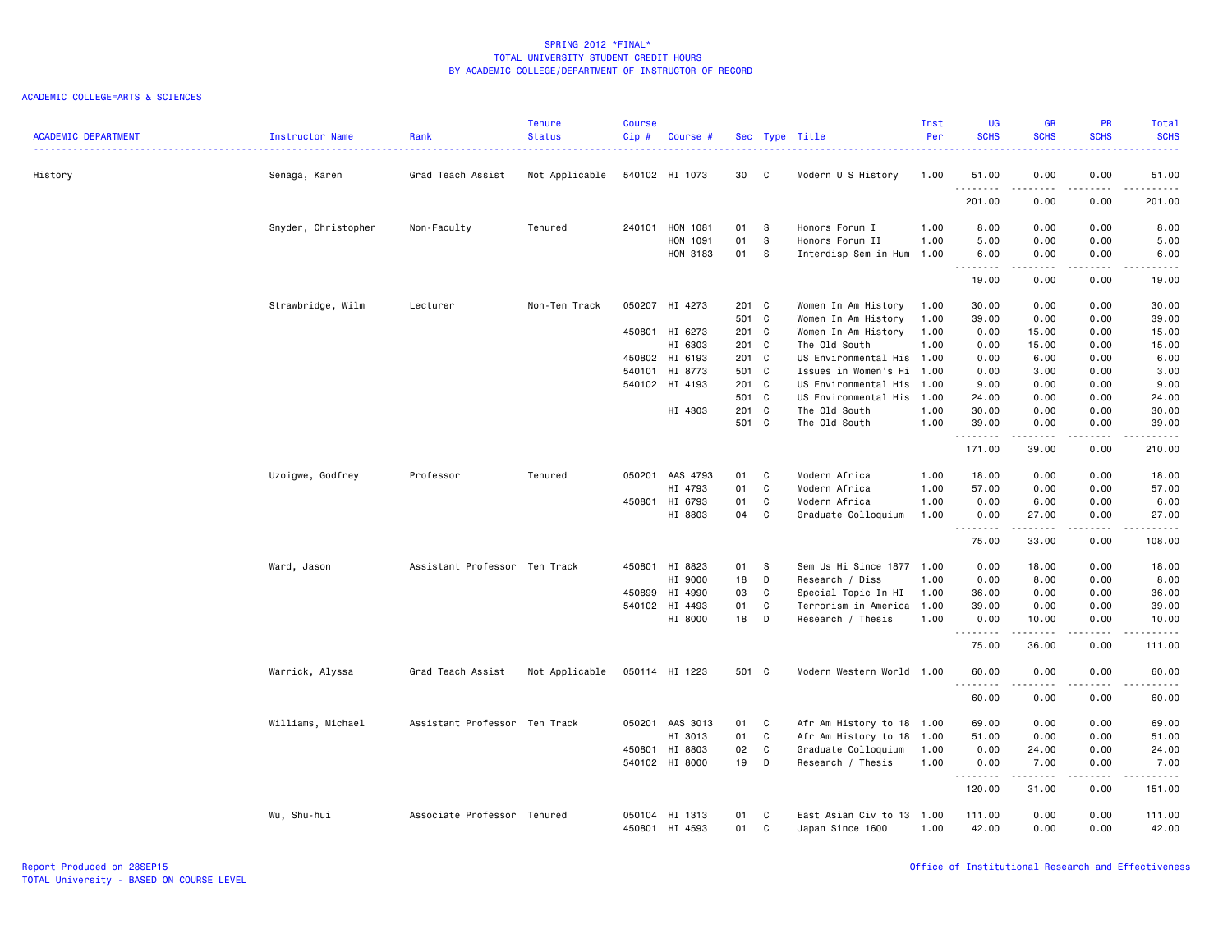# SPRING 2012 *FINAL*
## TOTAL UNIVERSITY STUDENT CREDIT HOURS
## BY ACADEMIC COLLEGE/DEPARTMENT OF INSTRUCTOR OF RECORD

ACADEMIC COLLEGE=ARTS & SCIENCES

| ACADEMIC DEPARTMENT | Instructor Name | Rank | Tenure Status | Course Cip # | Course # | Sec | Type | Title | Inst Per | UG SCHS | GR SCHS | PR SCHS | Total SCHS |
|---|---|---|---|---|---|---|---|---|---|---|---|---|---|
| History | Senaga, Karen | Grad Teach Assist | Not Applicable | 540102 | HI 1073 | 30 | C | Modern U S History | 1.00 | 51.00 | 0.00 | 0.00 | 51.00 |
| | | | | | | | | | | 201.00 | 0.00 | 0.00 | 201.00 |
| | Snyder, Christopher | Non-Faculty | Tenured | 240101 | HON 1081 | 01 | S | Honors Forum I | 1.00 | 8.00 | 0.00 | 0.00 | 8.00 |
| | | | | | HON 1091 | 01 | S | Honors Forum II | 1.00 | 5.00 | 0.00 | 0.00 | 5.00 |
| | | | | | HON 3183 | 01 | S | Interdisp Sem in Hum | 1.00 | 6.00 | 0.00 | 0.00 | 6.00 |
| | | | | | | | | | | 19.00 | 0.00 | 0.00 | 19.00 |
| | Strawbridge, Wilm | Lecturer | Non-Ten Track | 050207 | HI 4273 | 201 | C | Women In Am History | 1.00 | 30.00 | 0.00 | 0.00 | 30.00 |
| | | | | | | 501 | C | Women In Am History | 1.00 | 39.00 | 0.00 | 0.00 | 39.00 |
| | | | | 450801 | HI 6273 | 201 | C | Women In Am History | 1.00 | 0.00 | 15.00 | 0.00 | 15.00 |
| | | | | | HI 6303 | 201 | C | The Old South | 1.00 | 0.00 | 15.00 | 0.00 | 15.00 |
| | | | | 450802 | HI 6193 | 201 | C | US Environmental His | 1.00 | 0.00 | 6.00 | 0.00 | 6.00 |
| | | | | 540101 | HI 8773 | 501 | C | Issues in Women's Hi | 1.00 | 0.00 | 3.00 | 0.00 | 3.00 |
| | | | | 540102 | HI 4193 | 201 | C | US Environmental His | 1.00 | 9.00 | 0.00 | 0.00 | 9.00 |
| | | | | | | 501 | C | US Environmental His | 1.00 | 24.00 | 0.00 | 0.00 | 24.00 |
| | | | | | HI 4303 | 201 | C | The Old South | 1.00 | 30.00 | 0.00 | 0.00 | 30.00 |
| | | | | | | 501 | C | The Old South | 1.00 | 39.00 | 0.00 | 0.00 | 39.00 |
| | | | | | | | | | | 171.00 | 39.00 | 0.00 | 210.00 |
| | Uzoigwe, Godfrey | Professor | Tenured | 050201 | AAS 4793 | 01 | C | Modern Africa | 1.00 | 18.00 | 0.00 | 0.00 | 18.00 |
| | | | | | HI 4793 | 01 | C | Modern Africa | 1.00 | 57.00 | 0.00 | 0.00 | 57.00 |
| | | | | 450801 | HI 6793 | 01 | C | Modern Africa | 1.00 | 0.00 | 6.00 | 0.00 | 6.00 |
| | | | | | HI 8803 | 04 | C | Graduate Colloquium | 1.00 | 0.00 | 27.00 | 0.00 | 27.00 |
| | | | | | | | | | | 75.00 | 33.00 | 0.00 | 108.00 |
| | Ward, Jason | Assistant Professor | Ten Track | 450801 | HI 8823 | 01 | S | Sem Us Hi Since 1877 | 1.00 | 0.00 | 18.00 | 0.00 | 18.00 |
| | | | | | HI 9000 | 18 | D | Research / Diss | 1.00 | 0.00 | 8.00 | 0.00 | 8.00 |
| | | | | 450899 | HI 4990 | 03 | C | Special Topic In HI | 1.00 | 36.00 | 0.00 | 0.00 | 36.00 |
| | | | | 540102 | HI 4493 | 01 | C | Terrorism in America | 1.00 | 39.00 | 0.00 | 0.00 | 39.00 |
| | | | | | HI 8000 | 18 | D | Research / Thesis | 1.00 | 0.00 | 10.00 | 0.00 | 10.00 |
| | | | | | | | | | | 75.00 | 36.00 | 0.00 | 111.00 |
| | Warrick, Alyssa | Grad Teach Assist | Not Applicable | 050114 | HI 1223 | 501 | C | Modern Western World | 1.00 | 60.00 | 0.00 | 0.00 | 60.00 |
| | | | | | | | | | | 60.00 | 0.00 | 0.00 | 60.00 |
| | Williams, Michael | Assistant Professor | Ten Track | 050201 | AAS 3013 | 01 | C | Afr Am History to 18 | 1.00 | 69.00 | 0.00 | 0.00 | 69.00 |
| | | | | | HI 3013 | 01 | C | Afr Am History to 18 | 1.00 | 51.00 | 0.00 | 0.00 | 51.00 |
| | | | | 450801 | HI 8803 | 02 | C | Graduate Colloquium | 1.00 | 0.00 | 24.00 | 0.00 | 24.00 |
| | | | | 540102 | HI 8000 | 19 | D | Research / Thesis | 1.00 | 0.00 | 7.00 | 0.00 | 7.00 |
| | | | | | | | | | | 120.00 | 31.00 | 0.00 | 151.00 |
| | Wu, Shu-hui | Associate Professor | Tenured | 050104 | HI 1313 | 01 | C | East Asian Civ to 13 | 1.00 | 111.00 | 0.00 | 0.00 | 111.00 |
| | | | | 450801 | HI 4593 | 01 | C | Japan Since 1600 | 1.00 | 42.00 | 0.00 | 0.00 | 42.00 |

Report Produced on 28SEP15
TOTAL University - BASED ON COURSE LEVEL

Office of Institutional Research and Effectiveness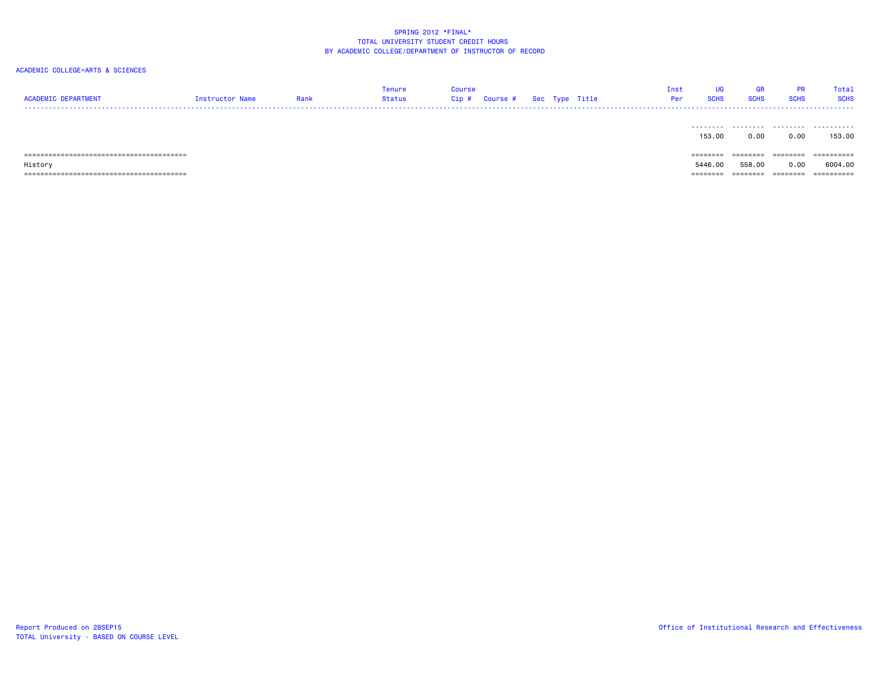SPRING 2012 *FINAL*
TOTAL UNIVERSITY STUDENT CREDIT HOURS
BY ACADEMIC COLLEGE/DEPARTMENT OF INSTRUCTOR OF RECORD

ACADEMIC COLLEGE=ARTS & SCIENCES

| ACADEMIC DEPARTMENT | Instructor Name | Rank | Tenure Status | Course Cip # | Course # | Sec | Type | Title | Inst Per | UG SCHS | GR SCHS | PR SCHS | Total SCHS |
|---|---|---|---|---|---|---|---|---|---|---|---|---|---|
| | | | | | | | | | | 153.00 | 0.00 | 0.00 | 153.00 |
| History | | | | | | | | | | 5446.00 | 558.00 | 0.00 | 6004.00 |

Report Produced on 28SEP15
TOTAL University - BASED ON COURSE LEVEL

Office of Institutional Research and Effectiveness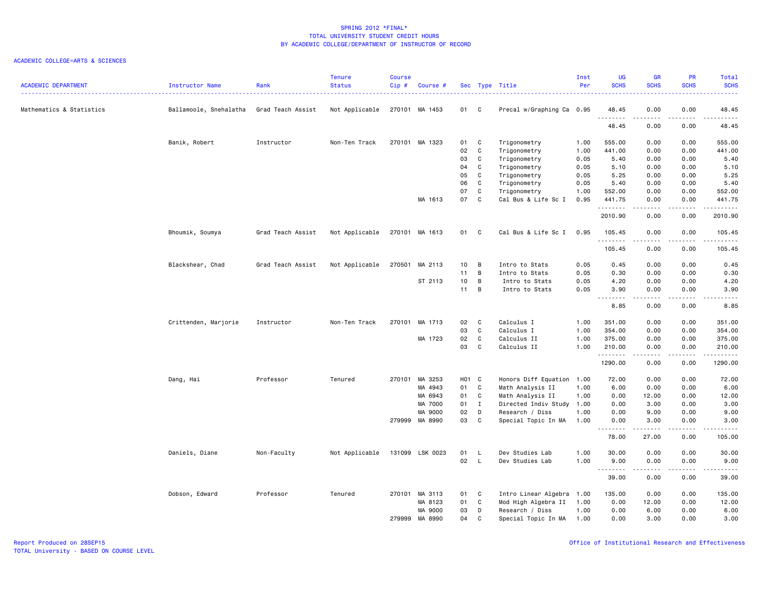SPRING 2012 *FINAL*
TOTAL UNIVERSITY STUDENT CREDIT HOURS
BY ACADEMIC COLLEGE/DEPARTMENT OF INSTRUCTOR OF RECORD

ACADEMIC COLLEGE=ARTS & SCIENCES

| ACADEMIC DEPARTMENT | Instructor Name | Rank | Tenure Status | Course Cip # | Course # | Sec | Type | Title | Inst Per | UG SCHS | GR SCHS | PR SCHS | Total SCHS |
|---|---|---|---|---|---|---|---|---|---|---|---|---|---|
| Mathematics & Statistics | Ballamoole, Snehalatha | Grad Teach Assist | Not Applicable | 270101 | MA 1453 | 01 | C | Precal w/Graphing Ca | 0.95 | 48.45 | 0.00 | 0.00 | 48.45 |
| | | | | | | | | | | 48.45 | 0.00 | 0.00 | 48.45 |
| | Banik, Robert | Instructor | Non-Ten Track | 270101 | MA 1323 | 01 | C | Trigonometry | 1.00 | 555.00 | 0.00 | 0.00 | 555.00 |
| | | | | | | 02 | C | Trigonometry | 1.00 | 441.00 | 0.00 | 0.00 | 441.00 |
| | | | | | | 03 | C | Trigonometry | 0.05 | 5.40 | 0.00 | 0.00 | 5.40 |
| | | | | | | 04 | C | Trigonometry | 0.05 | 5.10 | 0.00 | 0.00 | 5.10 |
| | | | | | | 05 | C | Trigonometry | 0.05 | 5.25 | 0.00 | 0.00 | 5.25 |
| | | | | | | 06 | C | Trigonometry | 0.05 | 5.40 | 0.00 | 0.00 | 5.40 |
| | | | | | | 07 | C | Trigonometry | 1.00 | 552.00 | 0.00 | 0.00 | 552.00 |
| | | | | | MA 1613 | 07 | C | Cal Bus & Life Sc I | 0.95 | 441.75 | 0.00 | 0.00 | 441.75 |
| | | | | | | | | | | 2010.90 | 0.00 | 0.00 | 2010.90 |
| | Bhoumik, Soumya | Grad Teach Assist | Not Applicable | 270101 | MA 1613 | 01 | C | Cal Bus & Life Sc I | 0.95 | 105.45 | 0.00 | 0.00 | 105.45 |
| | | | | | | | | | | 105.45 | 0.00 | 0.00 | 105.45 |
| | Blackshear, Chad | Grad Teach Assist | Not Applicable | 270501 | MA 2113 | 10 | B | Intro to Stats | 0.05 | 0.45 | 0.00 | 0.00 | 0.45 |
| | | | | | | 11 | B | Intro to Stats | 0.05 | 0.30 | 0.00 | 0.00 | 0.30 |
| | | | | | ST 2113 | 10 | B | Intro to Stats | 0.05 | 4.20 | 0.00 | 0.00 | 4.20 |
| | | | | | | 11 | B | Intro to Stats | 0.05 | 3.90 | 0.00 | 0.00 | 3.90 |
| | | | | | | | | | | 8.85 | 0.00 | 0.00 | 8.85 |
| | Crittenden, Marjorie | Instructor | Non-Ten Track | 270101 | MA 1713 | 02 | C | Calculus I | 1.00 | 351.00 | 0.00 | 0.00 | 351.00 |
| | | | | | | 03 | C | Calculus I | 1.00 | 354.00 | 0.00 | 0.00 | 354.00 |
| | | | | | MA 1723 | 02 | C | Calculus II | 1.00 | 375.00 | 0.00 | 0.00 | 375.00 |
| | | | | | | 03 | C | Calculus II | 1.00 | 210.00 | 0.00 | 0.00 | 210.00 |
| | | | | | | | | | | 1290.00 | 0.00 | 0.00 | 1290.00 |
| | Dang, Hai | Professor | Tenured | 270101 | MA 3253 | H01 | C | Honors Diff Equation | 1.00 | 72.00 | 0.00 | 0.00 | 72.00 |
| | | | | | MA 4943 | 01 | C | Math Analysis II | 1.00 | 6.00 | 0.00 | 0.00 | 6.00 |
| | | | | | MA 6943 | 01 | C | Math Analysis II | 1.00 | 0.00 | 12.00 | 0.00 | 12.00 |
| | | | | | MA 7000 | 01 | I | Directed Indiv Study | 1.00 | 0.00 | 3.00 | 0.00 | 3.00 |
| | | | | | MA 9000 | 02 | D | Research / Diss | 1.00 | 0.00 | 9.00 | 0.00 | 9.00 |
| | | | | 279999 | MA 8990 | 03 | C | Special Topic In MA | 1.00 | 0.00 | 3.00 | 0.00 | 3.00 |
| | | | | | | | | | | 78.00 | 27.00 | 0.00 | 105.00 |
| | Daniels, Diane | Non-Faculty | Not Applicable | 131099 | LSK 0023 | 01 | L | Dev Studies Lab | 1.00 | 30.00 | 0.00 | 0.00 | 30.00 |
| | | | | | | 02 | L | Dev Studies Lab | 1.00 | 9.00 | 0.00 | 0.00 | 9.00 |
| | | | | | | | | | | 39.00 | 0.00 | 0.00 | 39.00 |
| | Dobson, Edward | Professor | Tenured | 270101 | MA 3113 | 01 | C | Intro Linear Algebra | 1.00 | 135.00 | 0.00 | 0.00 | 135.00 |
| | | | | | MA 8123 | 01 | C | Mod High Algebra II | 1.00 | 0.00 | 12.00 | 0.00 | 12.00 |
| | | | | | MA 9000 | 03 | D | Research / Diss | 1.00 | 0.00 | 6.00 | 0.00 | 6.00 |
| | | | | 279999 | MA 8990 | 04 | C | Special Topic In MA | 1.00 | 0.00 | 3.00 | 0.00 | 3.00 |

Report Produced on 28SEP15
TOTAL University - BASED ON COURSE LEVEL

Office of Institutional Research and Effectiveness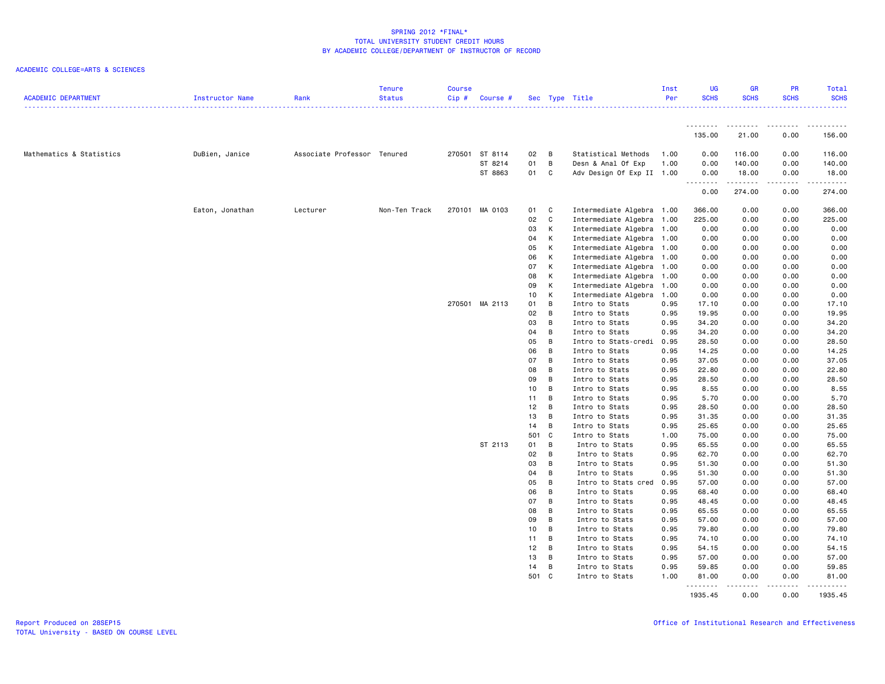# SPRING 2012 *FINAL*
## TOTAL UNIVERSITY STUDENT CREDIT HOURS
## BY ACADEMIC COLLEGE/DEPARTMENT OF INSTRUCTOR OF RECORD

ACADEMIC COLLEGE=ARTS & SCIENCES

| ACADEMIC DEPARTMENT | Instructor Name | Rank | Tenure Status | Course Cip # | Course # | Sec | Type | Title | Inst Per | UG SCHS | GR SCHS | PR SCHS | Total SCHS |
|---|---|---|---|---|---|---|---|---|---|---|---|---|---|
| | | | | | | | | | | 135.00 | 21.00 | 0.00 | 156.00 |
| Mathematics & Statistics | DuBien, Janice | Associate Professor | Tenured | 270501 | ST 8114 | 02 | B | Statistical Methods | 1.00 | 0.00 | 116.00 | 0.00 | 116.00 |
| | | | | | ST 8214 | 01 | B | Desn & Anal Of Exp | 1.00 | 0.00 | 140.00 | 0.00 | 140.00 |
| | | | | | ST 8863 | 01 | C | Adv Design Of Exp II | 1.00 | 0.00 | 18.00 | 0.00 | 18.00 |
| | | | | | | | | | | 0.00 | 274.00 | 0.00 | 274.00 |
| | Eaton, Jonathan | Lecturer | Non-Ten Track | 270101 | MA 0103 | 01 | C | Intermediate Algebra | 1.00 | 366.00 | 0.00 | 0.00 | 366.00 |
| | | | | | | 02 | C | Intermediate Algebra | 1.00 | 225.00 | 0.00 | 0.00 | 225.00 |
| | | | | | | 03 | K | Intermediate Algebra | 1.00 | 0.00 | 0.00 | 0.00 | 0.00 |
| | | | | | | 04 | K | Intermediate Algebra | 1.00 | 0.00 | 0.00 | 0.00 | 0.00 |
| | | | | | | 05 | K | Intermediate Algebra | 1.00 | 0.00 | 0.00 | 0.00 | 0.00 |
| | | | | | | 06 | K | Intermediate Algebra | 1.00 | 0.00 | 0.00 | 0.00 | 0.00 |
| | | | | | | 07 | K | Intermediate Algebra | 1.00 | 0.00 | 0.00 | 0.00 | 0.00 |
| | | | | | | 08 | K | Intermediate Algebra | 1.00 | 0.00 | 0.00 | 0.00 | 0.00 |
| | | | | | | 09 | K | Intermediate Algebra | 1.00 | 0.00 | 0.00 | 0.00 | 0.00 |
| | | | | | | 10 | K | Intermediate Algebra | 1.00 | 0.00 | 0.00 | 0.00 | 0.00 |
| | | | | 270501 | MA 2113 | 01 | B | Intro to Stats | 0.95 | 17.10 | 0.00 | 0.00 | 17.10 |
| | | | | | | 02 | B | Intro to Stats | 0.95 | 19.95 | 0.00 | 0.00 | 19.95 |
| | | | | | | 03 | B | Intro to Stats | 0.95 | 34.20 | 0.00 | 0.00 | 34.20 |
| | | | | | | 04 | B | Intro to Stats | 0.95 | 34.20 | 0.00 | 0.00 | 34.20 |
| | | | | | | 05 | B | Intro to Stats-credi | 0.95 | 28.50 | 0.00 | 0.00 | 28.50 |
| | | | | | | 06 | B | Intro to Stats | 0.95 | 14.25 | 0.00 | 0.00 | 14.25 |
| | | | | | | 07 | B | Intro to Stats | 0.95 | 37.05 | 0.00 | 0.00 | 37.05 |
| | | | | | | 08 | B | Intro to Stats | 0.95 | 22.80 | 0.00 | 0.00 | 22.80 |
| | | | | | | 09 | B | Intro to Stats | 0.95 | 28.50 | 0.00 | 0.00 | 28.50 |
| | | | | | | 10 | B | Intro to Stats | 0.95 | 8.55 | 0.00 | 0.00 | 8.55 |
| | | | | | | 11 | B | Intro to Stats | 0.95 | 5.70 | 0.00 | 0.00 | 5.70 |
| | | | | | | 12 | B | Intro to Stats | 0.95 | 28.50 | 0.00 | 0.00 | 28.50 |
| | | | | | | 13 | B | Intro to Stats | 0.95 | 31.35 | 0.00 | 0.00 | 31.35 |
| | | | | | | 14 | B | Intro to Stats | 0.95 | 25.65 | 0.00 | 0.00 | 25.65 |
| | | | | | | 501 | C | Intro to Stats | 1.00 | 75.00 | 0.00 | 0.00 | 75.00 |
| | | | | | ST 2113 | 01 | B | Intro to Stats | 0.95 | 65.55 | 0.00 | 0.00 | 65.55 |
| | | | | | | 02 | B | Intro to Stats | 0.95 | 62.70 | 0.00 | 0.00 | 62.70 |
| | | | | | | 03 | B | Intro to Stats | 0.95 | 51.30 | 0.00 | 0.00 | 51.30 |
| | | | | | | 04 | B | Intro to Stats | 0.95 | 51.30 | 0.00 | 0.00 | 51.30 |
| | | | | | | 05 | B | Intro to Stats cred | 0.95 | 57.00 | 0.00 | 0.00 | 57.00 |
| | | | | | | 06 | B | Intro to Stats | 0.95 | 68.40 | 0.00 | 0.00 | 68.40 |
| | | | | | | 07 | B | Intro to Stats | 0.95 | 48.45 | 0.00 | 0.00 | 48.45 |
| | | | | | | 08 | B | Intro to Stats | 0.95 | 65.55 | 0.00 | 0.00 | 65.55 |
| | | | | | | 09 | B | Intro to Stats | 0.95 | 57.00 | 0.00 | 0.00 | 57.00 |
| | | | | | | 10 | B | Intro to Stats | 0.95 | 79.80 | 0.00 | 0.00 | 79.80 |
| | | | | | | 11 | B | Intro to Stats | 0.95 | 74.10 | 0.00 | 0.00 | 74.10 |
| | | | | | | 12 | B | Intro to Stats | 0.95 | 54.15 | 0.00 | 0.00 | 54.15 |
| | | | | | | 13 | B | Intro to Stats | 0.95 | 57.00 | 0.00 | 0.00 | 57.00 |
| | | | | | | 14 | B | Intro to Stats | 0.95 | 59.85 | 0.00 | 0.00 | 59.85 |
| | | | | | | 501 | C | Intro to Stats | 1.00 | 81.00 | 0.00 | 0.00 | 81.00 |
| | | | | | | | | | | 1935.45 | 0.00 | 0.00 | 1935.45 |

Report Produced on 28SEP15
TOTAL University - BASED ON COURSE LEVEL

Office of Institutional Research and Effectiveness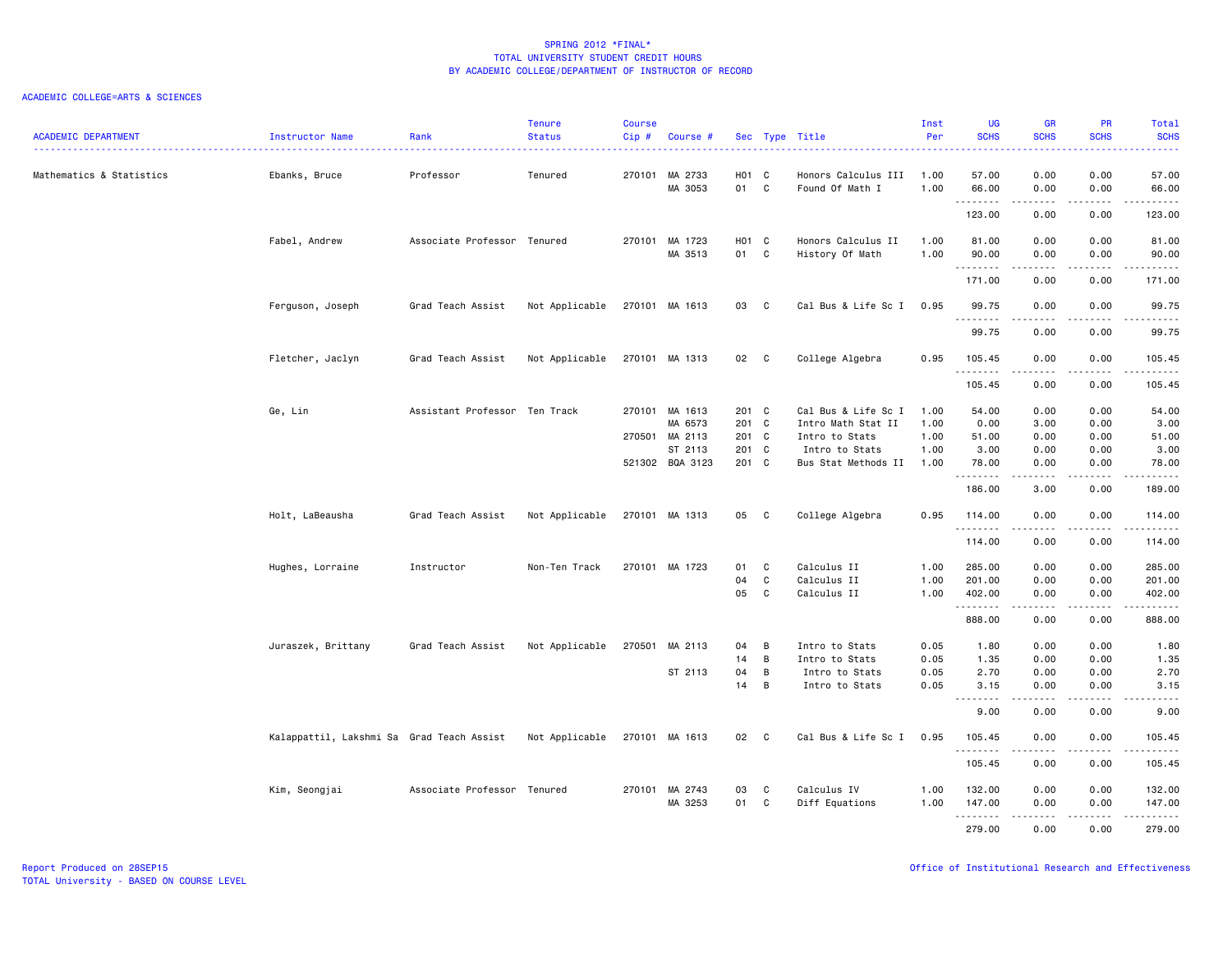SPRING 2012 *FINAL*
TOTAL UNIVERSITY STUDENT CREDIT HOURS
BY ACADEMIC COLLEGE/DEPARTMENT OF INSTRUCTOR OF RECORD

ACADEMIC COLLEGE=ARTS & SCIENCES

| ACADEMIC DEPARTMENT | Instructor Name | Rank | Tenure Status | Course Cip # | Course # | Sec | Type | Title | Inst Per | UG SCHS | GR SCHS | PR SCHS | Total SCHS |
|---|---|---|---|---|---|---|---|---|---|---|---|---|---|
| Mathematics & Statistics | Ebanks, Bruce | Professor | Tenured | 270101 | MA 2733 | H01 | C | Honors Calculus III | 1.00 | 57.00 | 0.00 | 0.00 | 57.00 |
| | | | | | MA 3053 | 01 | C | Found Of Math I | 1.00 | 66.00 | 0.00 | 0.00 | 66.00 |
| | | | | | | | | | | 123.00 | 0.00 | 0.00 | 123.00 |
| | Fabel, Andrew | Associate Professor | Tenured | 270101 | MA 1723 | H01 | C | Honors Calculus II | 1.00 | 81.00 | 0.00 | 0.00 | 81.00 |
| | | | | | MA 3513 | 01 | C | History Of Math | 1.00 | 90.00 | 0.00 | 0.00 | 90.00 |
| | | | | | | | | | | 171.00 | 0.00 | 0.00 | 171.00 |
| | Ferguson, Joseph | Grad Teach Assist | Not Applicable | 270101 | MA 1613 | 03 | C | Cal Bus & Life Sc I | 0.95 | 99.75 | 0.00 | 0.00 | 99.75 |
| | | | | | | | | | | 99.75 | 0.00 | 0.00 | 99.75 |
| | Fletcher, Jaclyn | Grad Teach Assist | Not Applicable | 270101 | MA 1313 | 02 | C | College Algebra | 0.95 | 105.45 | 0.00 | 0.00 | 105.45 |
| | | | | | | | | | | 105.45 | 0.00 | 0.00 | 105.45 |
| | Ge, Lin | Assistant Professor | Ten Track | 270101 | MA 1613 | 201 | C | Cal Bus & Life Sc I | 1.00 | 54.00 | 0.00 | 0.00 | 54.00 |
| | | | | | MA 6573 | 201 | C | Intro Math Stat II | 1.00 | 0.00 | 3.00 | 0.00 | 3.00 |
| | | | | 270501 | MA 2113 | 201 | C | Intro to Stats | 1.00 | 51.00 | 0.00 | 0.00 | 51.00 |
| | | | | | ST 2113 | 201 | C | Intro to Stats | 1.00 | 3.00 | 0.00 | 0.00 | 3.00 |
| | | | | 521302 | BQA 3123 | 201 | C | Bus Stat Methods II | 1.00 | 78.00 | 0.00 | 0.00 | 78.00 |
| | | | | | | | | | | 186.00 | 3.00 | 0.00 | 189.00 |
| | Holt, LaBeausha | Grad Teach Assist | Not Applicable | 270101 | MA 1313 | 05 | C | College Algebra | 0.95 | 114.00 | 0.00 | 0.00 | 114.00 |
| | | | | | | | | | | 114.00 | 0.00 | 0.00 | 114.00 |
| | Hughes, Lorraine | Instructor | Non-Ten Track | 270101 | MA 1723 | 01 | C | Calculus II | 1.00 | 285.00 | 0.00 | 0.00 | 285.00 |
| | | | | | | 04 | C | Calculus II | 1.00 | 201.00 | 0.00 | 0.00 | 201.00 |
| | | | | | | 05 | C | Calculus II | 1.00 | 402.00 | 0.00 | 0.00 | 402.00 |
| | | | | | | | | | | 888.00 | 0.00 | 0.00 | 888.00 |
| | Juraszek, Brittany | Grad Teach Assist | Not Applicable | 270501 | MA 2113 | 04 | B | Intro to Stats | 0.05 | 1.80 | 0.00 | 0.00 | 1.80 |
| | | | | | | 14 | B | Intro to Stats | 0.05 | 1.35 | 0.00 | 0.00 | 1.35 |
| | | | | | ST 2113 | 04 | B | Intro to Stats | 0.05 | 2.70 | 0.00 | 0.00 | 2.70 |
| | | | | | | 14 | B | Intro to Stats | 0.05 | 3.15 | 0.00 | 0.00 | 3.15 |
| | | | | | | | | | | 9.00 | 0.00 | 0.00 | 9.00 |
| | Kalappattil, Lakshmi Sa | Grad Teach Assist | Not Applicable | 270101 | MA 1613 | 02 | C | Cal Bus & Life Sc I | 0.95 | 105.45 | 0.00 | 0.00 | 105.45 |
| | | | | | | | | | | 105.45 | 0.00 | 0.00 | 105.45 |
| | Kim, Seongjai | Associate Professor | Tenured | 270101 | MA 2743 | 03 | C | Calculus IV | 1.00 | 132.00 | 0.00 | 0.00 | 132.00 |
| | | | | | MA 3253 | 01 | C | Diff Equations | 1.00 | 147.00 | 0.00 | 0.00 | 147.00 |
| | | | | | | | | | | 279.00 | 0.00 | 0.00 | 279.00 |

Report Produced on 28SEP15
TOTAL University - BASED ON COURSE LEVEL

Office of Institutional Research and Effectiveness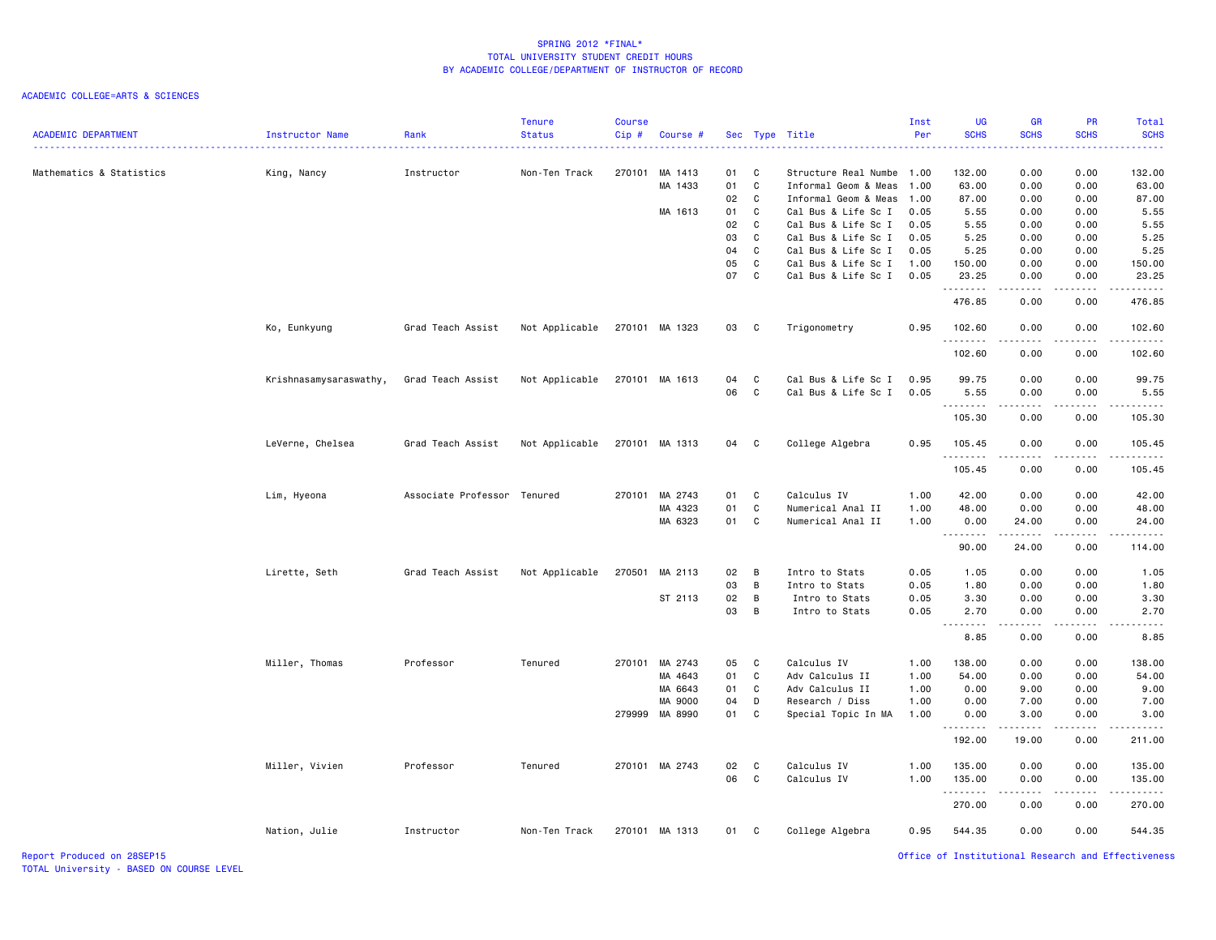SPRING 2012 *FINAL*
TOTAL UNIVERSITY STUDENT CREDIT HOURS
BY ACADEMIC COLLEGE/DEPARTMENT OF INSTRUCTOR OF RECORD

ACADEMIC COLLEGE=ARTS & SCIENCES

| ACADEMIC DEPARTMENT | Instructor Name | Rank | Tenure Status | Course Cip # | Course # | Sec | Type | Title | Inst Per | UG SCHS | GR SCHS | PR SCHS | Total SCHS |
|---|---|---|---|---|---|---|---|---|---|---|---|---|---|
| Mathematics & Statistics | King, Nancy | Instructor | Non-Ten Track | 270101 | MA 1413 | 01 | C | Structure Real Numbe | 1.00 | 132.00 | 0.00 | 0.00 | 132.00 |
| | | | | | MA 1433 | 01 | C | Informal Geom & Meas | 1.00 | 63.00 | 0.00 | 0.00 | 63.00 |
| | | | | | | 02 | C | Informal Geom & Meas | 1.00 | 87.00 | 0.00 | 0.00 | 87.00 |
| | | | | | MA 1613 | 01 | C | Cal Bus & Life Sc I | 0.05 | 5.55 | 0.00 | 0.00 | 5.55 |
| | | | | | | 02 | C | Cal Bus & Life Sc I | 0.05 | 5.55 | 0.00 | 0.00 | 5.55 |
| | | | | | | 03 | C | Cal Bus & Life Sc I | 0.05 | 5.25 | 0.00 | 0.00 | 5.25 |
| | | | | | | 04 | C | Cal Bus & Life Sc I | 0.05 | 5.25 | 0.00 | 0.00 | 5.25 |
| | | | | | | 05 | C | Cal Bus & Life Sc I | 1.00 | 150.00 | 0.00 | 0.00 | 150.00 |
| | | | | | | 07 | C | Cal Bus & Life Sc I | 0.05 | 23.25 | 0.00 | 0.00 | 23.25 |
| | | | | | | | | | | 476.85 | 0.00 | 0.00 | 476.85 |
| | Ko, Eunkyung | Grad Teach Assist | Not Applicable | 270101 | MA 1323 | 03 | C | Trigonometry | 0.95 | 102.60 | 0.00 | 0.00 | 102.60 |
| | | | | | | | | | | 102.60 | 0.00 | 0.00 | 102.60 |
| | Krishnasamysaraswathy, | Grad Teach Assist | Not Applicable | 270101 | MA 1613 | 04 | C | Cal Bus & Life Sc I | 0.95 | 99.75 | 0.00 | 0.00 | 99.75 |
| | | | | | | 06 | C | Cal Bus & Life Sc I | 0.05 | 5.55 | 0.00 | 0.00 | 5.55 |
| | | | | | | | | | | 105.30 | 0.00 | 0.00 | 105.30 |
| | LeVerne, Chelsea | Grad Teach Assist | Not Applicable | 270101 | MA 1313 | 04 | C | College Algebra | 0.95 | 105.45 | 0.00 | 0.00 | 105.45 |
| | | | | | | | | | | 105.45 | 0.00 | 0.00 | 105.45 |
| | Lim, Hyeona | Associate Professor | Tenured | 270101 | MA 2743 | 01 | C | Calculus IV | 1.00 | 42.00 | 0.00 | 0.00 | 42.00 |
| | | | | | MA 4323 | 01 | C | Numerical Anal II | 1.00 | 48.00 | 0.00 | 0.00 | 48.00 |
| | | | | | MA 6323 | 01 | C | Numerical Anal II | 1.00 | 0.00 | 24.00 | 0.00 | 24.00 |
| | | | | | | | | | | 90.00 | 24.00 | 0.00 | 114.00 |
| | Lirette, Seth | Grad Teach Assist | Not Applicable | 270501 | MA 2113 | 02 | B | Intro to Stats | 0.05 | 1.05 | 0.00 | 0.00 | 1.05 |
| | | | | | | 03 | B | Intro to Stats | 0.05 | 1.80 | 0.00 | 0.00 | 1.80 |
| | | | | | ST 2113 | 02 | B | Intro to Stats | 0.05 | 3.30 | 0.00 | 0.00 | 3.30 |
| | | | | | | 03 | B | Intro to Stats | 0.05 | 2.70 | 0.00 | 0.00 | 2.70 |
| | | | | | | | | | | 8.85 | 0.00 | 0.00 | 8.85 |
| | Miller, Thomas | Professor | Tenured | 270101 | MA 2743 | 05 | C | Calculus IV | 1.00 | 138.00 | 0.00 | 0.00 | 138.00 |
| | | | | | MA 4643 | 01 | C | Adv Calculus II | 1.00 | 54.00 | 0.00 | 0.00 | 54.00 |
| | | | | | MA 6643 | 01 | C | Adv Calculus II | 1.00 | 0.00 | 9.00 | 0.00 | 9.00 |
| | | | | | MA 9000 | 04 | D | Research / Diss | 1.00 | 0.00 | 7.00 | 0.00 | 7.00 |
| | | | | 279999 | MA 8990 | 01 | C | Special Topic In MA | 1.00 | 0.00 | 3.00 | 0.00 | 3.00 |
| | | | | | | | | | | 192.00 | 19.00 | 0.00 | 211.00 |
| | Miller, Vivien | Professor | Tenured | 270101 | MA 2743 | 02 | C | Calculus IV | 1.00 | 135.00 | 0.00 | 0.00 | 135.00 |
| | | | | | | 06 | C | Calculus IV | 1.00 | 135.00 | 0.00 | 0.00 | 135.00 |
| | | | | | | | | | | 270.00 | 0.00 | 0.00 | 270.00 |
| | Nation, Julie | Instructor | Non-Ten Track | 270101 | MA 1313 | 01 | C | College Algebra | 0.95 | 544.35 | 0.00 | 0.00 | 544.35 |

Report Produced on 28SEP15
TOTAL University - BASED ON COURSE LEVEL
Office of Institutional Research and Effectiveness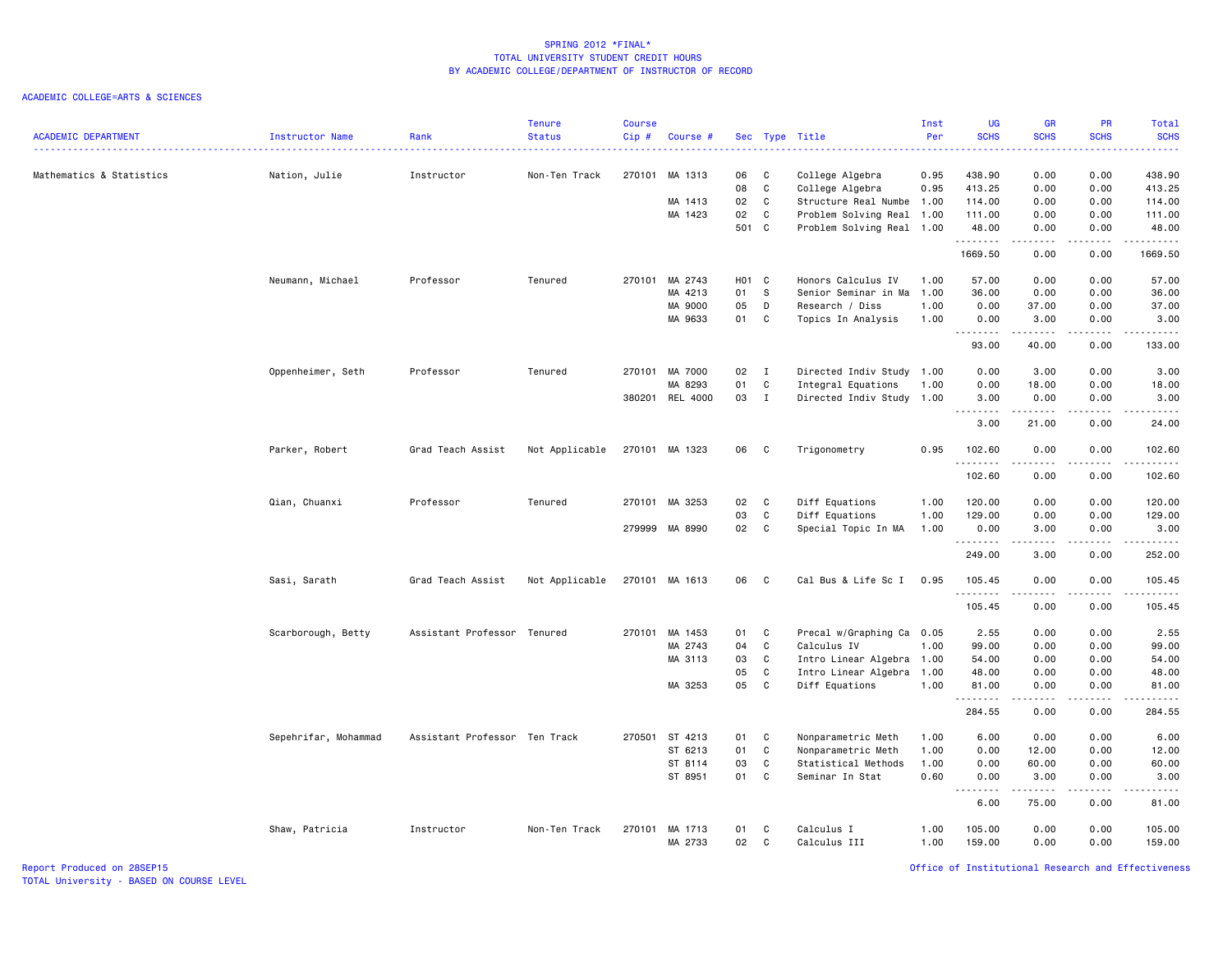# SPRING 2012 *FINAL*
## TOTAL UNIVERSITY STUDENT CREDIT HOURS
## BY ACADEMIC COLLEGE/DEPARTMENT OF INSTRUCTOR OF RECORD

ACADEMIC COLLEGE=ARTS & SCIENCES

| ACADEMIC DEPARTMENT | Instructor Name | Rank | Tenure Status | Course Cip # | Course # | Sec | Type | Title | Inst Per | UG SCHS | GR SCHS | PR SCHS | Total SCHS |
|---|---|---|---|---|---|---|---|---|---|---|---|---|---|
| Mathematics & Statistics | Nation, Julie | Instructor | Non-Ten Track | 270101 | MA 1313 | 06 | C | College Algebra | 0.95 | 438.90 | 0.00 | 0.00 | 438.90 |
| | | | | | | 08 | C | College Algebra | 0.95 | 413.25 | 0.00 | 0.00 | 413.25 |
| | | | | | MA 1413 | 02 | C | Structure Real Numbe | 1.00 | 114.00 | 0.00 | 0.00 | 114.00 |
| | | | | | MA 1423 | 02 | C | Problem Solving Real | 1.00 | 111.00 | 0.00 | 0.00 | 111.00 |
| | | | | | | 501 | C | Problem Solving Real | 1.00 | 48.00 | 0.00 | 0.00 | 48.00 |
| | | | | | | | | | | 1669.50 | 0.00 | 0.00 | 1669.50 |
| | Neumann, Michael | Professor | Tenured | 270101 | MA 2743 | H01 | C | Honors Calculus IV | 1.00 | 57.00 | 0.00 | 0.00 | 57.00 |
| | | | | | MA 4213 | 01 | S | Senior Seminar in Ma | 1.00 | 36.00 | 0.00 | 0.00 | 36.00 |
| | | | | | MA 9000 | 05 | D | Research / Diss | 1.00 | 0.00 | 37.00 | 0.00 | 37.00 |
| | | | | | MA 9633 | 01 | C | Topics In Analysis | 1.00 | 0.00 | 3.00 | 0.00 | 3.00 |
| | | | | | | | | | | 93.00 | 40.00 | 0.00 | 133.00 |
| | Oppenheimer, Seth | Professor | Tenured | 270101 | MA 7000 | 02 | I | Directed Indiv Study | 1.00 | 0.00 | 3.00 | 0.00 | 3.00 |
| | | | | | MA 8293 | 01 | C | Integral Equations | 1.00 | 0.00 | 18.00 | 0.00 | 18.00 |
| | | | | 380201 | REL 4000 | 03 | I | Directed Indiv Study | 1.00 | 3.00 | 0.00 | 0.00 | 3.00 |
| | | | | | | | | | | 3.00 | 21.00 | 0.00 | 24.00 |
| | Parker, Robert | Grad Teach Assist | Not Applicable | 270101 | MA 1323 | 06 | C | Trigonometry | 0.95 | 102.60 | 0.00 | 0.00 | 102.60 |
| | | | | | | | | | | 102.60 | 0.00 | 0.00 | 102.60 |
| | Qian, Chuanxi | Professor | Tenured | 270101 | MA 3253 | 02 | C | Diff Equations | 1.00 | 120.00 | 0.00 | 0.00 | 120.00 |
| | | | | | | 03 | C | Diff Equations | 1.00 | 129.00 | 0.00 | 0.00 | 129.00 |
| | | | | 279999 | MA 8990 | 02 | C | Special Topic In MA | 1.00 | 0.00 | 3.00 | 0.00 | 3.00 |
| | | | | | | | | | | 249.00 | 3.00 | 0.00 | 252.00 |
| | Sasi, Sarath | Grad Teach Assist | Not Applicable | 270101 | MA 1613 | 06 | C | Cal Bus & Life Sc I | 0.95 | 105.45 | 0.00 | 0.00 | 105.45 |
| | | | | | | | | | | 105.45 | 0.00 | 0.00 | 105.45 |
| | Scarborough, Betty | Assistant Professor | Tenured | 270101 | MA 1453 | 01 | C | Precal w/Graphing Ca | 0.05 | 2.55 | 0.00 | 0.00 | 2.55 |
| | | | | | MA 2743 | 04 | C | Calculus IV | 1.00 | 99.00 | 0.00 | 0.00 | 99.00 |
| | | | | | MA 3113 | 03 | C | Intro Linear Algebra | 1.00 | 54.00 | 0.00 | 0.00 | 54.00 |
| | | | | | | 05 | C | Intro Linear Algebra | 1.00 | 48.00 | 0.00 | 0.00 | 48.00 |
| | | | | | MA 3253 | 05 | C | Diff Equations | 1.00 | 81.00 | 0.00 | 0.00 | 81.00 |
| | | | | | | | | | | 284.55 | 0.00 | 0.00 | 284.55 |
| | Sepehrifar, Mohammad | Assistant Professor | Ten Track | 270501 | ST 4213 | 01 | C | Nonparametric Meth | 1.00 | 6.00 | 0.00 | 0.00 | 6.00 |
| | | | | | ST 6213 | 01 | C | Nonparametric Meth | 1.00 | 0.00 | 12.00 | 0.00 | 12.00 |
| | | | | | ST 8114 | 03 | C | Statistical Methods | 1.00 | 0.00 | 60.00 | 0.00 | 60.00 |
| | | | | | ST 8951 | 01 | C | Seminar In Stat | 0.60 | 0.00 | 3.00 | 0.00 | 3.00 |
| | | | | | | | | | | 6.00 | 75.00 | 0.00 | 81.00 |
| | Shaw, Patricia | Instructor | Non-Ten Track | 270101 | MA 1713 | 01 | C | Calculus I | 1.00 | 105.00 | 0.00 | 0.00 | 105.00 |
| | | | | | MA 2733 | 02 | C | Calculus III | 1.00 | 159.00 | 0.00 | 0.00 | 159.00 |

Report Produced on 28SEP15
TOTAL University - BASED ON COURSE LEVEL

Office of Institutional Research and Effectiveness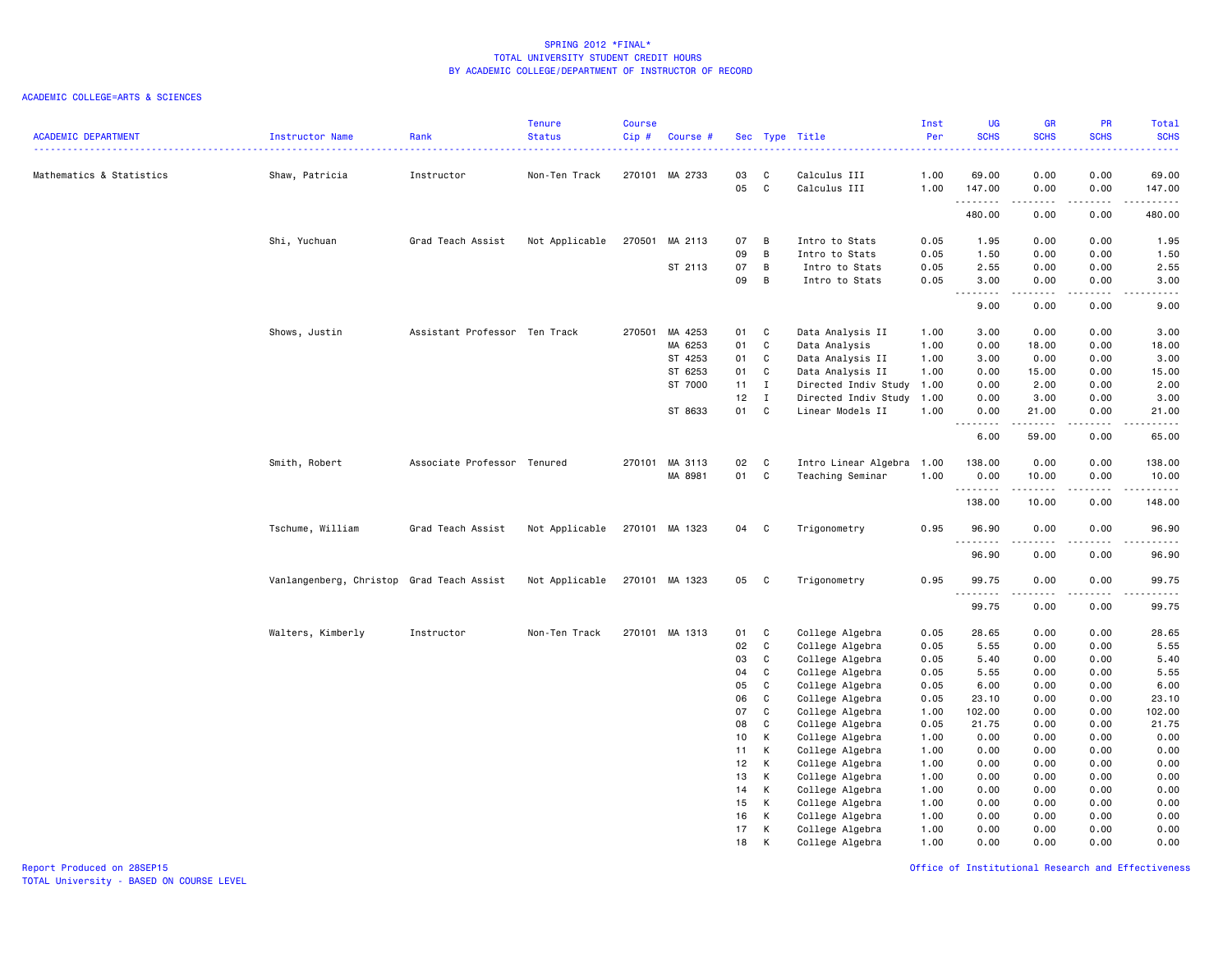SPRING 2012 *FINAL*
TOTAL UNIVERSITY STUDENT CREDIT HOURS
BY ACADEMIC COLLEGE/DEPARTMENT OF INSTRUCTOR OF RECORD

ACADEMIC COLLEGE=ARTS & SCIENCES

| ACADEMIC DEPARTMENT | Instructor Name | Rank | Tenure Status | Course Cip # | Course # | Sec | Type | Title | Inst Per | UG SCHS | GR SCHS | PR SCHS | Total SCHS |
|---|---|---|---|---|---|---|---|---|---|---|---|---|---|
| Mathematics & Statistics | Shaw, Patricia | Instructor | Non-Ten Track | 270101 | MA 2733 | 03 | C | Calculus III | 1.00 | 69.00 | 0.00 | 0.00 | 69.00 |
| | | | | | | 05 | C | Calculus III | 1.00 | 147.00 | 0.00 | 0.00 | 147.00 |
| | | | | | | | | | | 480.00 | 0.00 | 0.00 | 480.00 |
| | Shi, Yuchuan | Grad Teach Assist | Not Applicable | 270501 | MA 2113 | 07 | B | Intro to Stats | 0.05 | 1.95 | 0.00 | 0.00 | 1.95 |
| | | | | | | 09 | B | Intro to Stats | 0.05 | 1.50 | 0.00 | 0.00 | 1.50 |
| | | | | | ST 2113 | 07 | B | Intro to Stats | 0.05 | 2.55 | 0.00 | 0.00 | 2.55 |
| | | | | | | 09 | B | Intro to Stats | 0.05 | 3.00 | 0.00 | 0.00 | 3.00 |
| | | | | | | | | | | 9.00 | 0.00 | 0.00 | 9.00 |
| | Shows, Justin | Assistant Professor | Ten Track | 270501 | MA 4253 | 01 | C | Data Analysis II | 1.00 | 3.00 | 0.00 | 0.00 | 3.00 |
| | | | | | MA 6253 | 01 | C | Data Analysis | 1.00 | 0.00 | 18.00 | 0.00 | 18.00 |
| | | | | | ST 4253 | 01 | C | Data Analysis II | 1.00 | 3.00 | 0.00 | 0.00 | 3.00 |
| | | | | | ST 6253 | 01 | C | Data Analysis II | 1.00 | 0.00 | 15.00 | 0.00 | 15.00 |
| | | | | | ST 7000 | 11 | I | Directed Indiv Study | 1.00 | 0.00 | 2.00 | 0.00 | 2.00 |
| | | | | | | 12 | I | Directed Indiv Study | 1.00 | 0.00 | 3.00 | 0.00 | 3.00 |
| | | | | | ST 8633 | 01 | C | Linear Models II | 1.00 | 0.00 | 21.00 | 0.00 | 21.00 |
| | | | | | | | | | | 6.00 | 59.00 | 0.00 | 65.00 |
| | Smith, Robert | Associate Professor | Tenured | 270101 | MA 3113 | 02 | C | Intro Linear Algebra | 1.00 | 138.00 | 0.00 | 0.00 | 138.00 |
| | | | | | MA 8981 | 01 | C | Teaching Seminar | 1.00 | 0.00 | 10.00 | 0.00 | 10.00 |
| | | | | | | | | | | 138.00 | 10.00 | 0.00 | 148.00 |
| | Tschume, William | Grad Teach Assist | Not Applicable | 270101 | MA 1323 | 04 | C | Trigonometry | 0.95 | 96.90 | 0.00 | 0.00 | 96.90 |
| | | | | | | | | | | 96.90 | 0.00 | 0.00 | 96.90 |
| | Vanlangenberg, Christop | Grad Teach Assist | Not Applicable | 270101 | MA 1323 | 05 | C | Trigonometry | 0.95 | 99.75 | 0.00 | 0.00 | 99.75 |
| | | | | | | | | | | 99.75 | 0.00 | 0.00 | 99.75 |
| | Walters, Kimberly | Instructor | Non-Ten Track | 270101 | MA 1313 | 01 | C | College Algebra | 0.05 | 28.65 | 0.00 | 0.00 | 28.65 |
| | | | | | | 02 | C | College Algebra | 0.05 | 5.55 | 0.00 | 0.00 | 5.55 |
| | | | | | | 03 | C | College Algebra | 0.05 | 5.40 | 0.00 | 0.00 | 5.40 |
| | | | | | | 04 | C | College Algebra | 0.05 | 5.55 | 0.00 | 0.00 | 5.55 |
| | | | | | | 05 | C | College Algebra | 0.05 | 6.00 | 0.00 | 0.00 | 6.00 |
| | | | | | | 06 | C | College Algebra | 0.05 | 23.10 | 0.00 | 0.00 | 23.10 |
| | | | | | | 07 | C | College Algebra | 1.00 | 102.00 | 0.00 | 0.00 | 102.00 |
| | | | | | | 08 | C | College Algebra | 0.05 | 21.75 | 0.00 | 0.00 | 21.75 |
| | | | | | | 10 | K | College Algebra | 1.00 | 0.00 | 0.00 | 0.00 | 0.00 |
| | | | | | | 11 | K | College Algebra | 1.00 | 0.00 | 0.00 | 0.00 | 0.00 |
| | | | | | | 12 | K | College Algebra | 1.00 | 0.00 | 0.00 | 0.00 | 0.00 |
| | | | | | | 13 | K | College Algebra | 1.00 | 0.00 | 0.00 | 0.00 | 0.00 |
| | | | | | | 14 | K | College Algebra | 1.00 | 0.00 | 0.00 | 0.00 | 0.00 |
| | | | | | | 15 | K | College Algebra | 1.00 | 0.00 | 0.00 | 0.00 | 0.00 |
| | | | | | | 16 | K | College Algebra | 1.00 | 0.00 | 0.00 | 0.00 | 0.00 |
| | | | | | | 17 | K | College Algebra | 1.00 | 0.00 | 0.00 | 0.00 | 0.00 |
| | | | | | | 18 | K | College Algebra | 1.00 | 0.00 | 0.00 | 0.00 | 0.00 |

Report Produced on 28SEP15
TOTAL University - BASED ON COURSE LEVEL

Office of Institutional Research and Effectiveness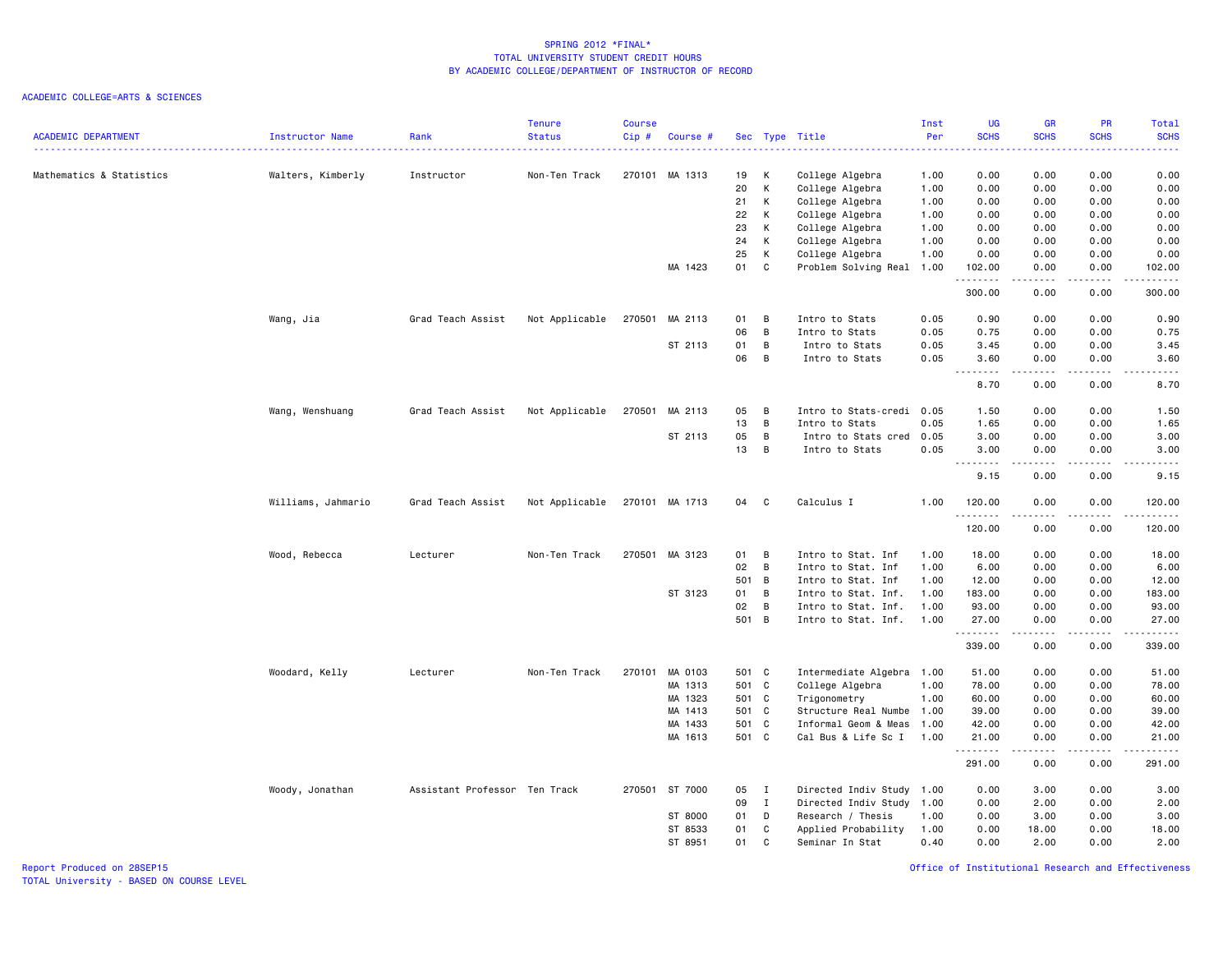# SPRING 2012 *FINAL*
## TOTAL UNIVERSITY STUDENT CREDIT HOURS
## BY ACADEMIC COLLEGE/DEPARTMENT OF INSTRUCTOR OF RECORD

ACADEMIC COLLEGE=ARTS & SCIENCES

| ACADEMIC DEPARTMENT | Instructor Name | Rank | Tenure Status | Course Cip # | Course # | Sec | Type | Title | Inst Per | UG SCHS | GR SCHS | PR SCHS | Total SCHS |
|---|---|---|---|---|---|---|---|---|---|---|---|---|---|
| Mathematics & Statistics | Walters, Kimberly | Instructor | Non-Ten Track | 270101 | MA 1313 | 19 | K | College Algebra | 1.00 | 0.00 | 0.00 | 0.00 | 0.00 |
| | | | | | | 20 | K | College Algebra | 1.00 | 0.00 | 0.00 | 0.00 | 0.00 |
| | | | | | | 21 | K | College Algebra | 1.00 | 0.00 | 0.00 | 0.00 | 0.00 |
| | | | | | | 22 | K | College Algebra | 1.00 | 0.00 | 0.00 | 0.00 | 0.00 |
| | | | | | | 23 | K | College Algebra | 1.00 | 0.00 | 0.00 | 0.00 | 0.00 |
| | | | | | | 24 | K | College Algebra | 1.00 | 0.00 | 0.00 | 0.00 | 0.00 |
| | | | | | | 25 | K | College Algebra | 1.00 | 0.00 | 0.00 | 0.00 | 0.00 |
| | | | | | MA 1423 | 01 | C | Problem Solving Real | 1.00 | 102.00 | 0.00 | 0.00 | 102.00 |
| | | | | | | | | | | 300.00 | 0.00 | 0.00 | 300.00 |
| | Wang, Jia | Grad Teach Assist | Not Applicable | 270501 | MA 2113 | 01 | B | Intro to Stats | 0.05 | 0.90 | 0.00 | 0.00 | 0.90 |
| | | | | | | 06 | B | Intro to Stats | 0.05 | 0.75 | 0.00 | 0.00 | 0.75 |
| | | | | | ST 2113 | 01 | B | Intro to Stats | 0.05 | 3.45 | 0.00 | 0.00 | 3.45 |
| | | | | | | 06 | B | Intro to Stats | 0.05 | 3.60 | 0.00 | 0.00 | 3.60 |
| | | | | | | | | | | 8.70 | 0.00 | 0.00 | 8.70 |
| | Wang, Wenshuang | Grad Teach Assist | Not Applicable | 270501 | MA 2113 | 05 | B | Intro to Stats-credi | 0.05 | 1.50 | 0.00 | 0.00 | 1.50 |
| | | | | | | 13 | B | Intro to Stats | 0.05 | 1.65 | 0.00 | 0.00 | 1.65 |
| | | | | | ST 2113 | 05 | B | Intro to Stats cred | 0.05 | 3.00 | 0.00 | 0.00 | 3.00 |
| | | | | | | 13 | B | Intro to Stats | 0.05 | 3.00 | 0.00 | 0.00 | 3.00 |
| | | | | | | | | | | 9.15 | 0.00 | 0.00 | 9.15 |
| | Williams, Jahmario | Grad Teach Assist | Not Applicable | 270101 | MA 1713 | 04 | C | Calculus I | 1.00 | 120.00 | 0.00 | 0.00 | 120.00 |
| | | | | | | | | | | 120.00 | 0.00 | 0.00 | 120.00 |
| | Wood, Rebecca | Lecturer | Non-Ten Track | 270501 | MA 3123 | 01 | B | Intro to Stat. Inf | 1.00 | 18.00 | 0.00 | 0.00 | 18.00 |
| | | | | | | 02 | B | Intro to Stat. Inf | 1.00 | 6.00 | 0.00 | 0.00 | 6.00 |
| | | | | | | 501 | B | Intro to Stat. Inf | 1.00 | 12.00 | 0.00 | 0.00 | 12.00 |
| | | | | | ST 3123 | 01 | B | Intro to Stat. Inf. | 1.00 | 183.00 | 0.00 | 0.00 | 183.00 |
| | | | | | | 02 | B | Intro to Stat. Inf. | 1.00 | 93.00 | 0.00 | 0.00 | 93.00 |
| | | | | | | 501 | B | Intro to Stat. Inf. | 1.00 | 27.00 | 0.00 | 0.00 | 27.00 |
| | | | | | | | | | | 339.00 | 0.00 | 0.00 | 339.00 |
| | Woodard, Kelly | Lecturer | Non-Ten Track | 270101 | MA 0103 | 501 | C | Intermediate Algebra | 1.00 | 51.00 | 0.00 | 0.00 | 51.00 |
| | | | | | MA 1313 | 501 | C | College Algebra | 1.00 | 78.00 | 0.00 | 0.00 | 78.00 |
| | | | | | MA 1323 | 501 | C | Trigonometry | 1.00 | 60.00 | 0.00 | 0.00 | 60.00 |
| | | | | | MA 1413 | 501 | C | Structure Real Numbe | 1.00 | 39.00 | 0.00 | 0.00 | 39.00 |
| | | | | | MA 1433 | 501 | C | Informal Geom & Meas | 1.00 | 42.00 | 0.00 | 0.00 | 42.00 |
| | | | | | MA 1613 | 501 | C | Cal Bus & Life Sc I | 1.00 | 21.00 | 0.00 | 0.00 | 21.00 |
| | | | | | | | | | | 291.00 | 0.00 | 0.00 | 291.00 |
| | Woody, Jonathan | Assistant Professor | Ten Track | 270501 | ST 7000 | 05 | I | Directed Indiv Study | 1.00 | 0.00 | 3.00 | 0.00 | 3.00 |
| | | | | | | 09 | I | Directed Indiv Study | 1.00 | 0.00 | 2.00 | 0.00 | 2.00 |
| | | | | | ST 8000 | 01 | D | Research / Thesis | 1.00 | 0.00 | 3.00 | 0.00 | 3.00 |
| | | | | | ST 8533 | 01 | C | Applied Probability | 1.00 | 0.00 | 18.00 | 0.00 | 18.00 |
| | | | | | ST 8951 | 01 | C | Seminar In Stat | 0.40 | 0.00 | 2.00 | 0.00 | 2.00 |

Report Produced on 28SEP15
TOTAL University - BASED ON COURSE LEVEL

Office of Institutional Research and Effectiveness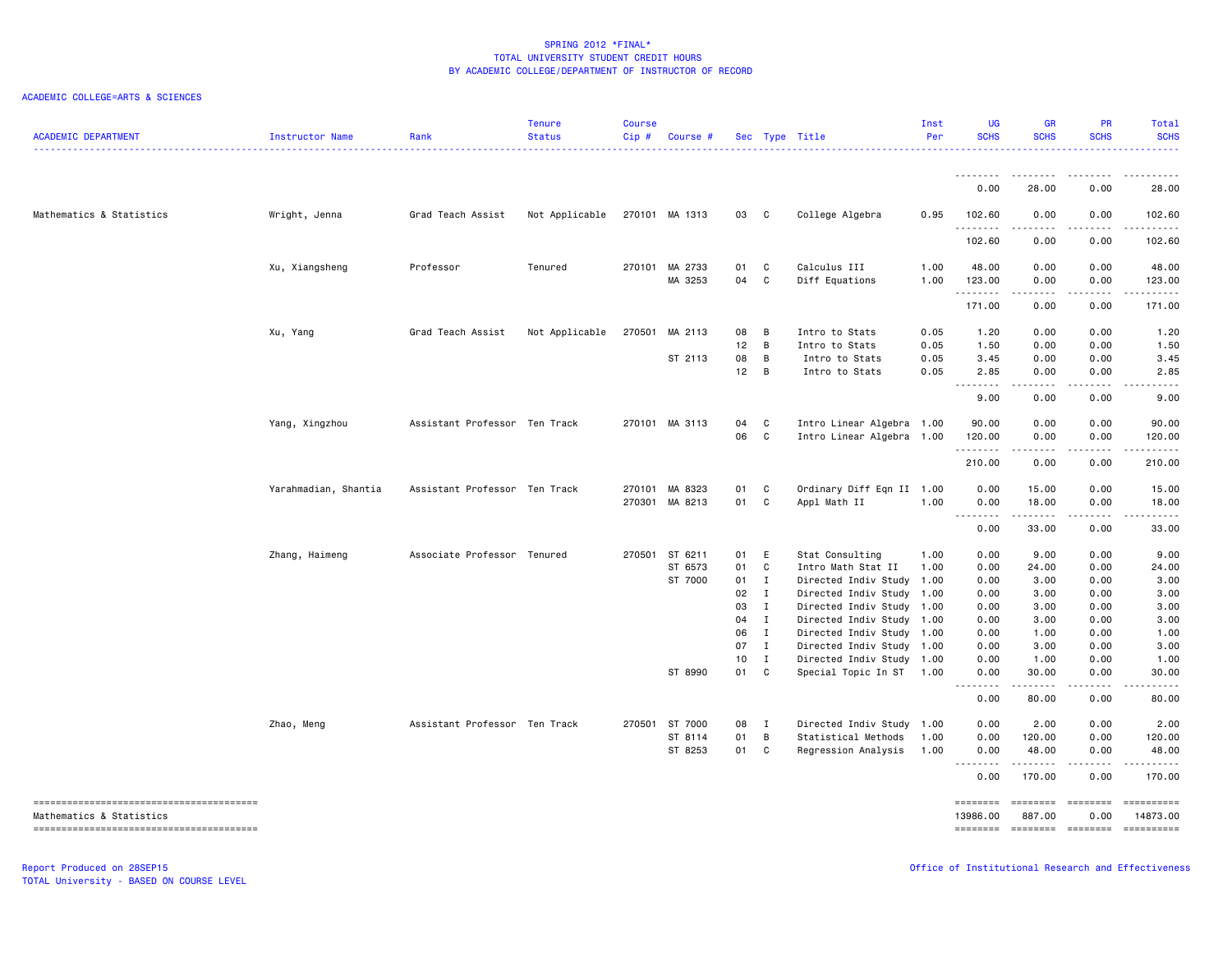SPRING 2012 *FINAL*
TOTAL UNIVERSITY STUDENT CREDIT HOURS
BY ACADEMIC COLLEGE/DEPARTMENT OF INSTRUCTOR OF RECORD

ACADEMIC COLLEGE=ARTS & SCIENCES

| ACADEMIC DEPARTMENT | Instructor Name | Rank | Tenure Status | Course Cip # | Course # | Sec | Type | Title | Inst Per | UG SCHS | GR SCHS | PR SCHS | Total SCHS |
|---|---|---|---|---|---|---|---|---|---|---|---|---|---|
| | | | | | | | | | | 0.00 | 28.00 | 0.00 | 28.00 |
| Mathematics & Statistics | Wright, Jenna | Grad Teach Assist | Not Applicable | 270101 | MA 1313 | 03 | C | College Algebra | 0.95 | 102.60 | 0.00 | 0.00 | 102.60 |
| | | | | | | | | | | 102.60 | 0.00 | 0.00 | 102.60 |
| | Xu, Xiangsheng | Professor | Tenured | 270101 | MA 2733 | 01 | C | Calculus III | 1.00 | 48.00 | 0.00 | 0.00 | 48.00 |
| | | | | | MA 3253 | 04 | C | Diff Equations | 1.00 | 123.00 | 0.00 | 0.00 | 123.00 |
| | | | | | | | | | | 171.00 | 0.00 | 0.00 | 171.00 |
| | Xu, Yang | Grad Teach Assist | Not Applicable | 270501 | MA 2113 | 08 | B | Intro to Stats | 0.05 | 1.20 | 0.00 | 0.00 | 1.20 |
| | | | | | | 12 | B | Intro to Stats | 0.05 | 1.50 | 0.00 | 0.00 | 1.50 |
| | | | | | ST 2113 | 08 | B | Intro to Stats | 0.05 | 3.45 | 0.00 | 0.00 | 3.45 |
| | | | | | | 12 | B | Intro to Stats | 0.05 | 2.85 | 0.00 | 0.00 | 2.85 |
| | | | | | | | | | | 9.00 | 0.00 | 0.00 | 9.00 |
| | Yang, Xingzhou | Assistant Professor | Ten Track | 270101 | MA 3113 | 04 | C | Intro Linear Algebra | 1.00 | 90.00 | 0.00 | 0.00 | 90.00 |
| | | | | | | 06 | C | Intro Linear Algebra | 1.00 | 120.00 | 0.00 | 0.00 | 120.00 |
| | | | | | | | | | | 210.00 | 0.00 | 0.00 | 210.00 |
| | Yarahmadian, Shantia | Assistant Professor | Ten Track | 270101 | MA 8323 | 01 | C | Ordinary Diff Eqn II | 1.00 | 0.00 | 15.00 | 0.00 | 15.00 |
| | | | | 270301 | MA 8213 | 01 | C | Appl Math II | 1.00 | 0.00 | 18.00 | 0.00 | 18.00 |
| | | | | | | | | | | 0.00 | 33.00 | 0.00 | 33.00 |
| | Zhang, Haimeng | Associate Professor | Tenured | 270501 | ST 6211 | 01 | E | Stat Consulting | 1.00 | 0.00 | 9.00 | 0.00 | 9.00 |
| | | | | | ST 6573 | 01 | C | Intro Math Stat II | 1.00 | 0.00 | 24.00 | 0.00 | 24.00 |
| | | | | | ST 7000 | 01 | I | Directed Indiv Study | 1.00 | 0.00 | 3.00 | 0.00 | 3.00 |
| | | | | | | 02 | I | Directed Indiv Study | 1.00 | 0.00 | 3.00 | 0.00 | 3.00 |
| | | | | | | 03 | I | Directed Indiv Study | 1.00 | 0.00 | 3.00 | 0.00 | 3.00 |
| | | | | | | 04 | I | Directed Indiv Study | 1.00 | 0.00 | 3.00 | 0.00 | 3.00 |
| | | | | | | 06 | I | Directed Indiv Study | 1.00 | 0.00 | 1.00 | 0.00 | 1.00 |
| | | | | | | 07 | I | Directed Indiv Study | 1.00 | 0.00 | 3.00 | 0.00 | 3.00 |
| | | | | | | 10 | I | Directed Indiv Study | 1.00 | 0.00 | 1.00 | 0.00 | 1.00 |
| | | | | | ST 8990 | 01 | C | Special Topic In ST | 1.00 | 0.00 | 30.00 | 0.00 | 30.00 |
| | | | | | | | | | | 0.00 | 80.00 | 0.00 | 80.00 |
| | Zhao, Meng | Assistant Professor | Ten Track | 270501 | ST 7000 | 08 | I | Directed Indiv Study | 1.00 | 0.00 | 2.00 | 0.00 | 2.00 |
| | | | | | ST 8114 | 01 | B | Statistical Methods | 1.00 | 0.00 | 120.00 | 0.00 | 120.00 |
| | | | | | ST 8253 | 01 | C | Regression Analysis | 1.00 | 0.00 | 48.00 | 0.00 | 48.00 |
| | | | | | | | | | | 0.00 | 170.00 | 0.00 | 170.00 |
| Mathematics & Statistics | | | | | | | | | | 13986.00 | 887.00 | 0.00 | 14873.00 |

Report Produced on 28SEP15
TOTAL University - BASED ON COURSE LEVEL

Office of Institutional Research and Effectiveness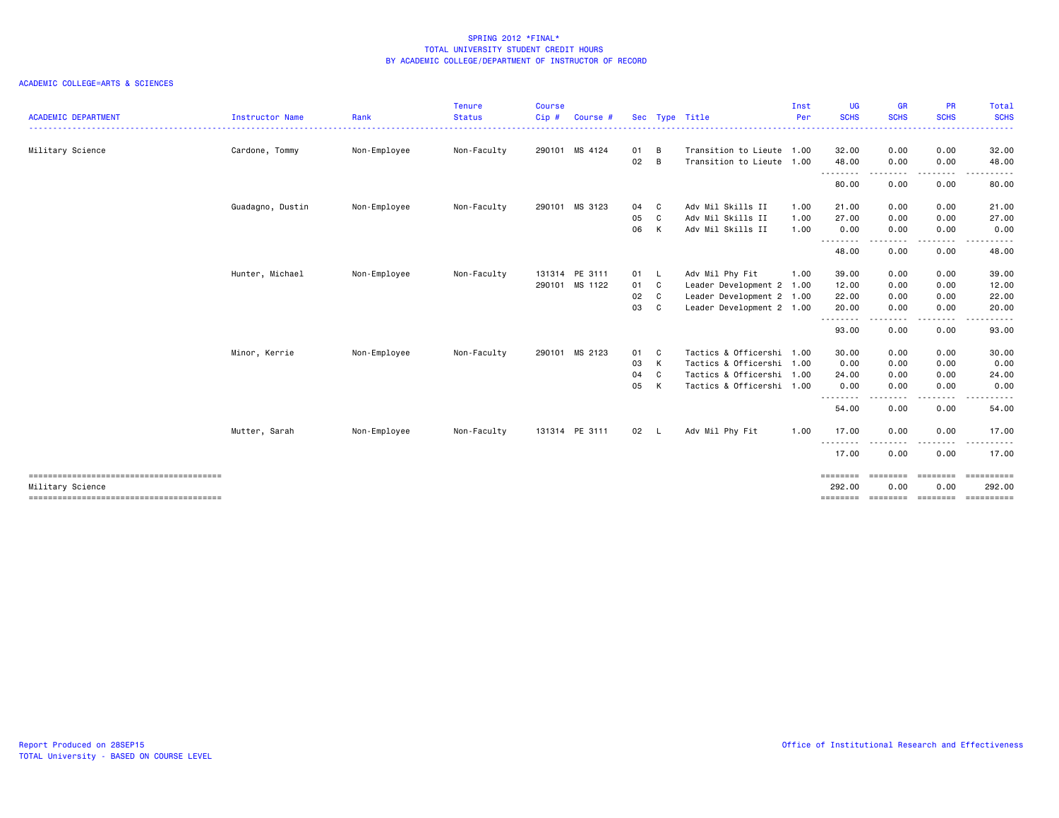# SPRING 2012 *FINAL*
## TOTAL UNIVERSITY STUDENT CREDIT HOURS
## BY ACADEMIC COLLEGE/DEPARTMENT OF INSTRUCTOR OF RECORD

ACADEMIC COLLEGE=ARTS & SCIENCES

| ACADEMIC DEPARTMENT | Instructor Name | Rank | Tenure Status | Course Cip # | Course # | Sec | Type | Title | Inst Per | UG SCHS | GR SCHS | PR SCHS | Total SCHS |
|---|---|---|---|---|---|---|---|---|---|---|---|---|---|
| Military Science | Cardone, Tommy | Non-Employee | Non-Faculty | 290101 | MS 4124 | 01 | B | Transition to Lieute | 1.00 | 32.00 | 0.00 | 0.00 | 32.00 |
| | | | | | | 02 | B | Transition to Lieute | 1.00 | 48.00 | 0.00 | 0.00 | 48.00 |
| | | | | | | | | | | 80.00 | 0.00 | 0.00 | 80.00 |
| | Guadagno, Dustin | Non-Employee | Non-Faculty | 290101 | MS 3123 | 04 | C | Adv Mil Skills II | 1.00 | 21.00 | 0.00 | 0.00 | 21.00 |
| | | | | | | 05 | C | Adv Mil Skills II | 1.00 | 27.00 | 0.00 | 0.00 | 27.00 |
| | | | | | | 06 | K | Adv Mil Skills II | 1.00 | 0.00 | 0.00 | 0.00 | 0.00 |
| | | | | | | | | | | 48.00 | 0.00 | 0.00 | 48.00 |
| | Hunter, Michael | Non-Employee | Non-Faculty | 131314 | PE 3111 | 01 | L | Adv Mil Phy Fit | 1.00 | 39.00 | 0.00 | 0.00 | 39.00 |
| | | | | 290101 | MS 1122 | 01 | C | Leader Development 2 | 1.00 | 12.00 | 0.00 | 0.00 | 12.00 |
| | | | | | | 02 | C | Leader Development 2 | 1.00 | 22.00 | 0.00 | 0.00 | 22.00 |
| | | | | | | 03 | C | Leader Development 2 | 1.00 | 20.00 | 0.00 | 0.00 | 20.00 |
| | | | | | | | | | | 93.00 | 0.00 | 0.00 | 93.00 |
| | Minor, Kerrie | Non-Employee | Non-Faculty | 290101 | MS 2123 | 01 | C | Tactics & Officershi | 1.00 | 30.00 | 0.00 | 0.00 | 30.00 |
| | | | | | | 03 | K | Tactics & Officershi | 1.00 | 0.00 | 0.00 | 0.00 | 0.00 |
| | | | | | | 04 | C | Tactics & Officershi | 1.00 | 24.00 | 0.00 | 0.00 | 24.00 |
| | | | | | | 05 | K | Tactics & Officershi | 1.00 | 0.00 | 0.00 | 0.00 | 0.00 |
| | | | | | | | | | | 54.00 | 0.00 | 0.00 | 54.00 |
| | Mutter, Sarah | Non-Employee | Non-Faculty | 131314 | PE 3111 | 02 | L | Adv Mil Phy Fit | 1.00 | 17.00 | 0.00 | 0.00 | 17.00 |
| | | | | | | | | | | 17.00 | 0.00 | 0.00 | 17.00 |
| Military Science | | | | | | | | | | 292.00 | 0.00 | 0.00 | 292.00 |

Report Produced on 28SEP15
TOTAL University - BASED ON COURSE LEVEL

Office of Institutional Research and Effectiveness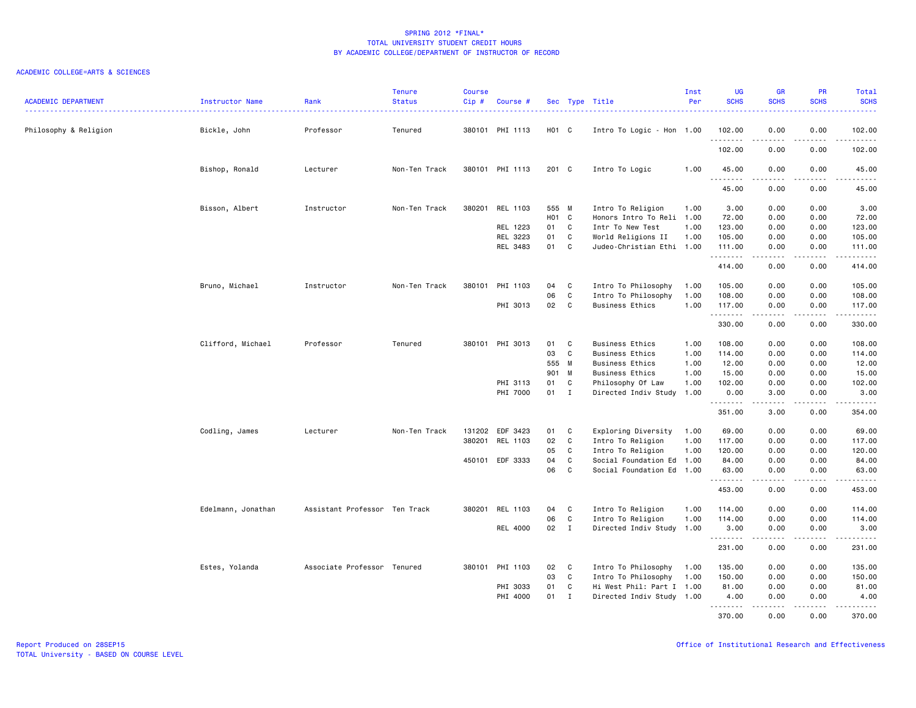SPRING 2012 *FINAL*
TOTAL UNIVERSITY STUDENT CREDIT HOURS
BY ACADEMIC COLLEGE/DEPARTMENT OF INSTRUCTOR OF RECORD

ACADEMIC COLLEGE=ARTS & SCIENCES

| ACADEMIC DEPARTMENT | Instructor Name | Rank | Tenure Status | Course Cip # | Course # | Sec | Type | Title | Inst Per | UG SCHS | GR SCHS | PR SCHS | Total SCHS |
|---|---|---|---|---|---|---|---|---|---|---|---|---|---|
| Philosophy & Religion | Bickle, John | Professor | Tenured | 380101 | PHI 1113 | H01 | C | Intro To Logic - Hon | 1.00 | 102.00 | 0.00 | 0.00 | 102.00 |
| | | | | | | | | | | 102.00 | 0.00 | 0.00 | 102.00 |
| | Bishop, Ronald | Lecturer | Non-Ten Track | 380101 | PHI 1113 | 201 | C | Intro To Logic | 1.00 | 45.00 | 0.00 | 0.00 | 45.00 |
| | | | | | | | | | | 45.00 | 0.00 | 0.00 | 45.00 |
| | Bisson, Albert | Instructor | Non-Ten Track | 380201 | REL 1103 | 555 | M | Intro To Religion | 1.00 | 3.00 | 0.00 | 0.00 | 3.00 |
| | | | | | | H01 | C | Honors Intro To Reli | 1.00 | 72.00 | 0.00 | 0.00 | 72.00 |
| | | | | | REL 1223 | 01 | C | Intr To New Test | 1.00 | 123.00 | 0.00 | 0.00 | 123.00 |
| | | | | | REL 3223 | 01 | C | World Religions II | 1.00 | 105.00 | 0.00 | 0.00 | 105.00 |
| | | | | | REL 3483 | 01 | C | Judeo-Christian Ethi | 1.00 | 111.00 | 0.00 | 0.00 | 111.00 |
| | | | | | | | | | | 414.00 | 0.00 | 0.00 | 414.00 |
| | Bruno, Michael | Instructor | Non-Ten Track | 380101 | PHI 1103 | 04 | C | Intro To Philosophy | 1.00 | 105.00 | 0.00 | 0.00 | 105.00 |
| | | | | | | 06 | C | Intro To Philosophy | 1.00 | 108.00 | 0.00 | 0.00 | 108.00 |
| | | | | | PHI 3013 | 02 | C | Business Ethics | 1.00 | 117.00 | 0.00 | 0.00 | 117.00 |
| | | | | | | | | | | 330.00 | 0.00 | 0.00 | 330.00 |
| | Clifford, Michael | Professor | Tenured | 380101 | PHI 3013 | 01 | C | Business Ethics | 1.00 | 108.00 | 0.00 | 0.00 | 108.00 |
| | | | | | | 03 | C | Business Ethics | 1.00 | 114.00 | 0.00 | 0.00 | 114.00 |
| | | | | | | 555 | M | Business Ethics | 1.00 | 12.00 | 0.00 | 0.00 | 12.00 |
| | | | | | | 901 | M | Business Ethics | 1.00 | 15.00 | 0.00 | 0.00 | 15.00 |
| | | | | | PHI 3113 | 01 | C | Philosophy Of Law | 1.00 | 102.00 | 0.00 | 0.00 | 102.00 |
| | | | | | PHI 7000 | 01 | I | Directed Indiv Study | 1.00 | 0.00 | 3.00 | 0.00 | 3.00 |
| | | | | | | | | | | 351.00 | 3.00 | 0.00 | 354.00 |
| | Codling, James | Lecturer | Non-Ten Track | 131202 | EDF 3423 | 01 | C | Exploring Diversity | 1.00 | 69.00 | 0.00 | 0.00 | 69.00 |
| | | | | 380201 | REL 1103 | 02 | C | Intro To Religion | 1.00 | 117.00 | 0.00 | 0.00 | 117.00 |
| | | | | | | 05 | C | Intro To Religion | 1.00 | 120.00 | 0.00 | 0.00 | 120.00 |
| | | | | 450101 | EDF 3333 | 04 | C | Social Foundation Ed | 1.00 | 84.00 | 0.00 | 0.00 | 84.00 |
| | | | | | | 06 | C | Social Foundation Ed | 1.00 | 63.00 | 0.00 | 0.00 | 63.00 |
| | | | | | | | | | | 453.00 | 0.00 | 0.00 | 453.00 |
| | Edelmann, Jonathan | Assistant Professor | Ten Track | 380201 | REL 1103 | 04 | C | Intro To Religion | 1.00 | 114.00 | 0.00 | 0.00 | 114.00 |
| | | | | | | 06 | C | Intro To Religion | 1.00 | 114.00 | 0.00 | 0.00 | 114.00 |
| | | | | | REL 4000 | 02 | I | Directed Indiv Study | 1.00 | 3.00 | 0.00 | 0.00 | 3.00 |
| | | | | | | | | | | 231.00 | 0.00 | 0.00 | 231.00 |
| | Estes, Yolanda | Associate Professor | Tenured | 380101 | PHI 1103 | 02 | C | Intro To Philosophy | 1.00 | 135.00 | 0.00 | 0.00 | 135.00 |
| | | | | | | 03 | C | Intro To Philosophy | 1.00 | 150.00 | 0.00 | 0.00 | 150.00 |
| | | | | | PHI 3033 | 01 | C | Hi West Phil: Part I | 1.00 | 81.00 | 0.00 | 0.00 | 81.00 |
| | | | | | PHI 4000 | 01 | I | Directed Indiv Study | 1.00 | 4.00 | 0.00 | 0.00 | 4.00 |
| | | | | | | | | | | 370.00 | 0.00 | 0.00 | 370.00 |

Report Produced on 28SEP15
TOTAL University - BASED ON COURSE LEVEL

Office of Institutional Research and Effectiveness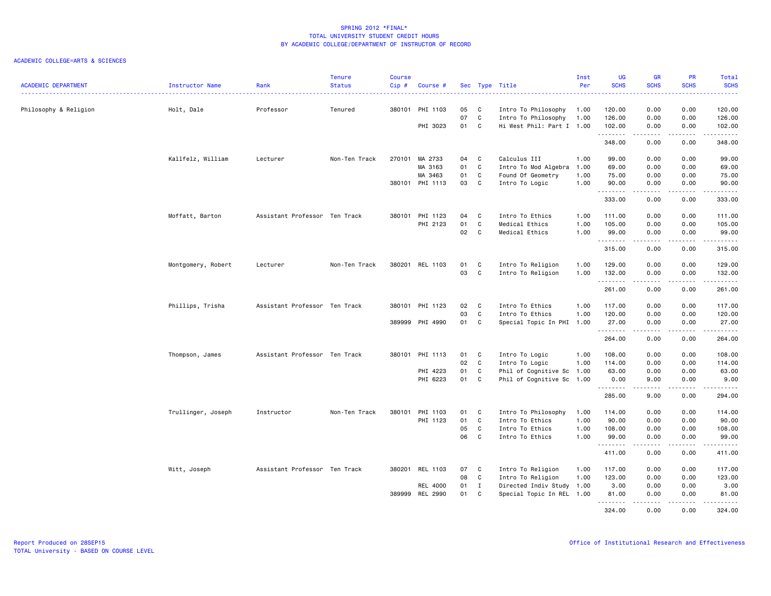# SPRING 2012 *FINAL*
## TOTAL UNIVERSITY STUDENT CREDIT HOURS
## BY ACADEMIC COLLEGE/DEPARTMENT OF INSTRUCTOR OF RECORD

ACADEMIC COLLEGE=ARTS & SCIENCES

| ACADEMIC DEPARTMENT | Instructor Name | Rank | Tenure Status | Course Cip # | Course # | Sec | Type | Title | Inst Per | UG SCHS | GR SCHS | PR SCHS | Total SCHS |
|---|---|---|---|---|---|---|---|---|---|---|---|---|---|
| Philosophy & Religion | Holt, Dale | Professor | Tenured | 380101 | PHI 1103 | 05 | C | Intro To Philosophy | 1.00 | 120.00 | 0.00 | 0.00 | 120.00 |
| | | | | | | 07 | C | Intro To Philosophy | 1.00 | 126.00 | 0.00 | 0.00 | 126.00 |
| | | | | | PHI 3023 | 01 | C | Hi West Phil: Part I | 1.00 | 102.00 | 0.00 | 0.00 | 102.00 |
| | | | | | | | | | | 348.00 | 0.00 | 0.00 | 348.00 |
| | Kallfelz, William | Lecturer | Non-Ten Track | 270101 | MA 2733 | 04 | C | Calculus III | 1.00 | 99.00 | 0.00 | 0.00 | 99.00 |
| | | | | | MA 3163 | 01 | C | Intro To Mod Algebra | 1.00 | 69.00 | 0.00 | 0.00 | 69.00 |
| | | | | | MA 3463 | 01 | C | Found Of Geometry | 1.00 | 75.00 | 0.00 | 0.00 | 75.00 |
| | | | | 380101 | PHI 1113 | 03 | C | Intro To Logic | 1.00 | 90.00 | 0.00 | 0.00 | 90.00 |
| | | | | | | | | | | 333.00 | 0.00 | 0.00 | 333.00 |
| | Moffatt, Barton | Assistant Professor | Ten Track | 380101 | PHI 1123 | 04 | C | Intro To Ethics | 1.00 | 111.00 | 0.00 | 0.00 | 111.00 |
| | | | | | PHI 2123 | 01 | C | Medical Ethics | 1.00 | 105.00 | 0.00 | 0.00 | 105.00 |
| | | | | | | 02 | C | Medical Ethics | 1.00 | 99.00 | 0.00 | 0.00 | 99.00 |
| | | | | | | | | | | 315.00 | 0.00 | 0.00 | 315.00 |
| | Montgomery, Robert | Lecturer | Non-Ten Track | 380201 | REL 1103 | 01 | C | Intro To Religion | 1.00 | 129.00 | 0.00 | 0.00 | 129.00 |
| | | | | | | 03 | C | Intro To Religion | 1.00 | 132.00 | 0.00 | 0.00 | 132.00 |
| | | | | | | | | | | 261.00 | 0.00 | 0.00 | 261.00 |
| | Phillips, Trisha | Assistant Professor | Ten Track | 380101 | PHI 1123 | 02 | C | Intro To Ethics | 1.00 | 117.00 | 0.00 | 0.00 | 117.00 |
| | | | | | | 03 | C | Intro To Ethics | 1.00 | 120.00 | 0.00 | 0.00 | 120.00 |
| | | | | 389999 | PHI 4990 | 01 | C | Special Topic In PHI | 1.00 | 27.00 | 0.00 | 0.00 | 27.00 |
| | | | | | | | | | | 264.00 | 0.00 | 0.00 | 264.00 |
| | Thompson, James | Assistant Professor | Ten Track | 380101 | PHI 1113 | 01 | C | Intro To Logic | 1.00 | 108.00 | 0.00 | 0.00 | 108.00 |
| | | | | | | 02 | C | Intro To Logic | 1.00 | 114.00 | 0.00 | 0.00 | 114.00 |
| | | | | | PHI 4223 | 01 | C | Phil of Cognitive Sc | 1.00 | 63.00 | 0.00 | 0.00 | 63.00 |
| | | | | | PHI 6223 | 01 | C | Phil of Cognitive Sc | 1.00 | 0.00 | 9.00 | 0.00 | 9.00 |
| | | | | | | | | | | 285.00 | 9.00 | 0.00 | 294.00 |
| | Trullinger, Joseph | Instructor | Non-Ten Track | 380101 | PHI 1103 | 01 | C | Intro To Philosophy | 1.00 | 114.00 | 0.00 | 0.00 | 114.00 |
| | | | | | PHI 1123 | 01 | C | Intro To Ethics | 1.00 | 90.00 | 0.00 | 0.00 | 90.00 |
| | | | | | | 05 | C | Intro To Ethics | 1.00 | 108.00 | 0.00 | 0.00 | 108.00 |
| | | | | | | 06 | C | Intro To Ethics | 1.00 | 99.00 | 0.00 | 0.00 | 99.00 |
| | | | | | | | | | | 411.00 | 0.00 | 0.00 | 411.00 |
| | Witt, Joseph | Assistant Professor | Ten Track | 380201 | REL 1103 | 07 | C | Intro To Religion | 1.00 | 117.00 | 0.00 | 0.00 | 117.00 |
| | | | | | | 08 | C | Intro To Religion | 1.00 | 123.00 | 0.00 | 0.00 | 123.00 |
| | | | | | REL 4000 | 01 | I | Directed Indiv Study | 1.00 | 3.00 | 0.00 | 0.00 | 3.00 |
| | | | | 389999 | REL 2990 | 01 | C | Special Topic In REL | 1.00 | 81.00 | 0.00 | 0.00 | 81.00 |
| | | | | | | | | | | 324.00 | 0.00 | 0.00 | 324.00 |

Report Produced on 28SEP15
TOTAL University - BASED ON COURSE LEVEL

Office of Institutional Research and Effectiveness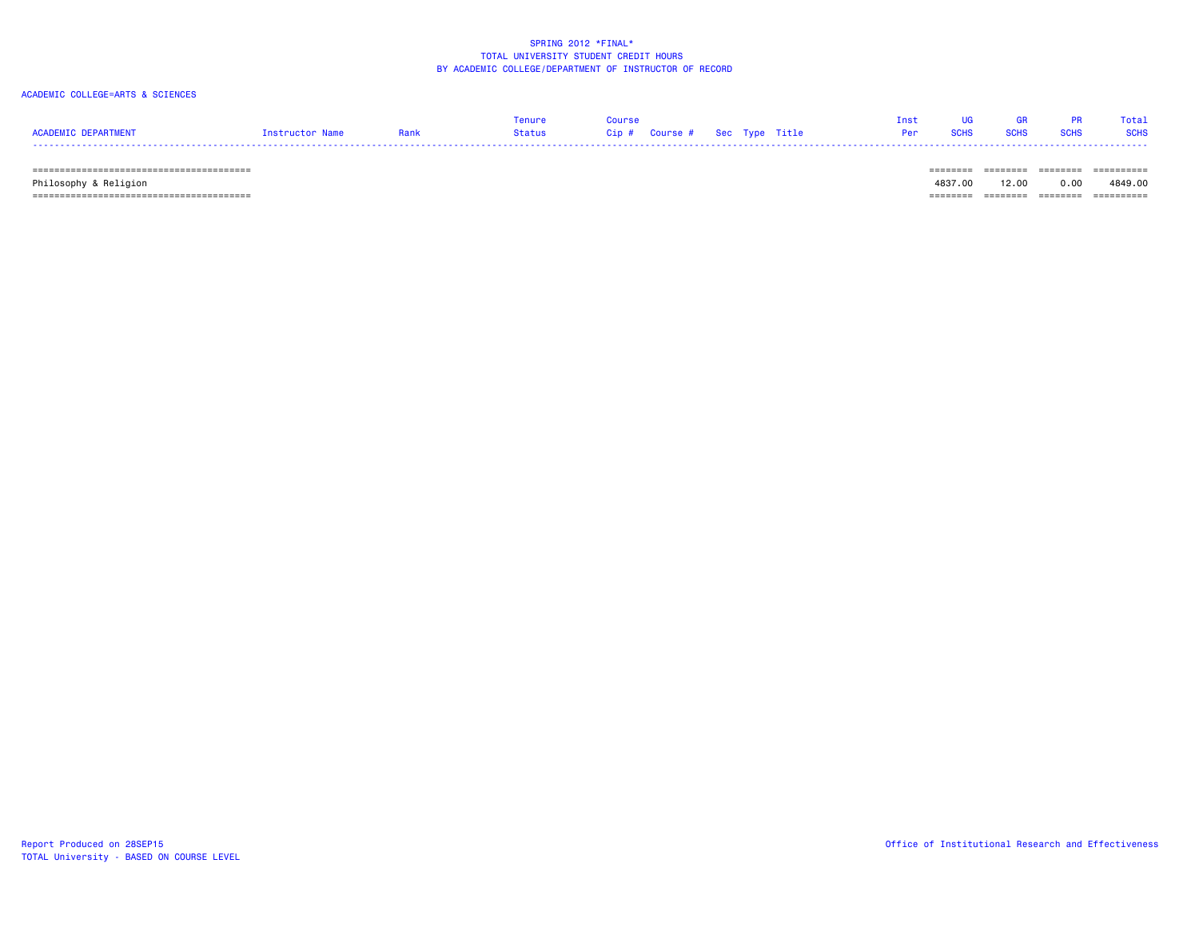SPRING 2012 *FINAL*
TOTAL UNIVERSITY STUDENT CREDIT HOURS
BY ACADEMIC COLLEGE/DEPARTMENT OF INSTRUCTOR OF RECORD

ACADEMIC COLLEGE=ARTS & SCIENCES

| ACADEMIC DEPARTMENT | Instructor Name | Rank | Tenure Status | Course Cip # | Course # | Sec | Type | Title | Inst Per | UG SCHS | GR SCHS | PR SCHS | Total SCHS |
|---|---|---|---|---|---|---|---|---|---|---|---|---|---|
| Philosophy & Religion | | | | | | | | | | 4837.00 | 12.00 | 0.00 | 4849.00 |

Report Produced on 28SEP15
TOTAL University - BASED ON COURSE LEVEL

Office of Institutional Research and Effectiveness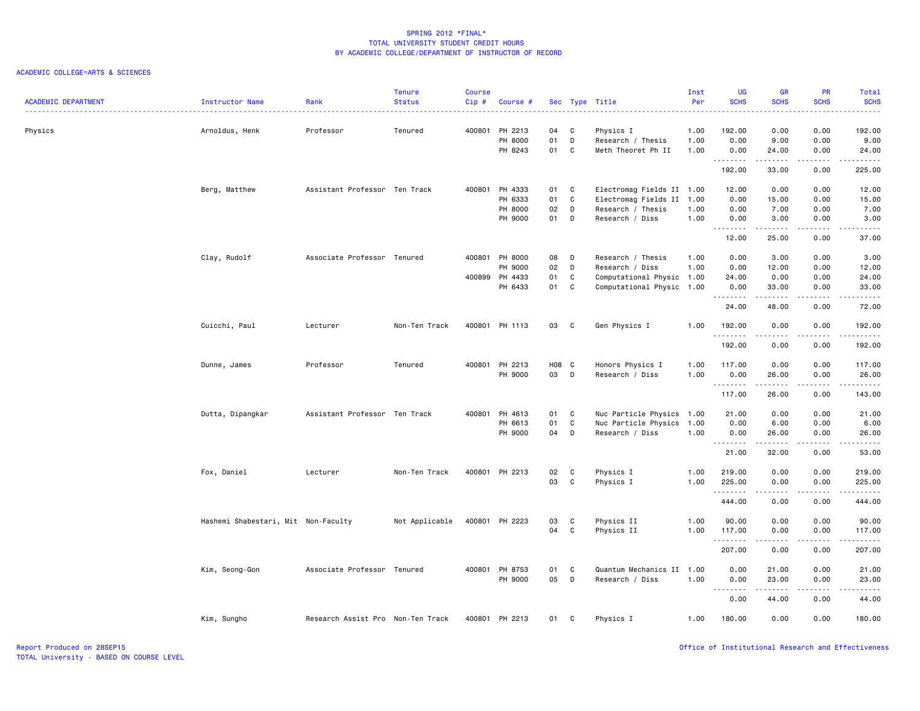SPRING 2012 *FINAL*
TOTAL UNIVERSITY STUDENT CREDIT HOURS
BY ACADEMIC COLLEGE/DEPARTMENT OF INSTRUCTOR OF RECORD

ACADEMIC COLLEGE=ARTS & SCIENCES

| ACADEMIC DEPARTMENT | Instructor Name | Rank | Tenure Status | Course Cip # | Course # | Sec | Type | Title | Inst Per | UG SCHS | GR SCHS | PR SCHS | Total SCHS |
|---|---|---|---|---|---|---|---|---|---|---|---|---|---|
| Physics | Arnoldus, Henk | Professor | Tenured | 400801 | PH 2213 | 04 | C | Physics I | 1.00 | 192.00 | 0.00 | 0.00 | 192.00 |
| | | | | | PH 8000 | 01 | D | Research / Thesis | 1.00 | 0.00 | 9.00 | 0.00 | 9.00 |
| | | | | | PH 8243 | 01 | C | Meth Theoret Ph II | 1.00 | 0.00 | 24.00 | 0.00 | 24.00 |
| | | | | | | | | | | 192.00 | 33.00 | 0.00 | 225.00 |
| | Berg, Matthew | Assistant Professor | Ten Track | 400801 | PH 4333 | 01 | C | Electromag Fields II | 1.00 | 12.00 | 0.00 | 0.00 | 12.00 |
| | | | | | PH 6333 | 01 | C | Electromag Fields II | 1.00 | 0.00 | 15.00 | 0.00 | 15.00 |
| | | | | | PH 8000 | 02 | D | Research / Thesis | 1.00 | 0.00 | 7.00 | 0.00 | 7.00 |
| | | | | | PH 9000 | 01 | D | Research / Diss | 1.00 | 0.00 | 3.00 | 0.00 | 3.00 |
| | | | | | | | | | | 12.00 | 25.00 | 0.00 | 37.00 |
| | Clay, Rudolf | Associate Professor | Tenured | 400801 | PH 8000 | 08 | D | Research / Thesis | 1.00 | 0.00 | 3.00 | 0.00 | 3.00 |
| | | | | | PH 9000 | 02 | D | Research / Diss | 1.00 | 0.00 | 12.00 | 0.00 | 12.00 |
| | | | | 400899 | PH 4433 | 01 | C | Computational Physic | 1.00 | 24.00 | 0.00 | 0.00 | 24.00 |
| | | | | | PH 6433 | 01 | C | Computational Physic | 1.00 | 0.00 | 33.00 | 0.00 | 33.00 |
| | | | | | | | | | | 24.00 | 48.00 | 0.00 | 72.00 |
| | Cuicchi, Paul | Lecturer | Non-Ten Track | 400801 | PH 1113 | 03 | C | Gen Physics I | 1.00 | 192.00 | 0.00 | 0.00 | 192.00 |
| | | | | | | | | | | 192.00 | 0.00 | 0.00 | 192.00 |
| | Dunne, James | Professor | Tenured | 400801 | PH 2213 | H08 | C | Honors Physics I | 1.00 | 117.00 | 0.00 | 0.00 | 117.00 |
| | | | | | PH 9000 | 03 | D | Research / Diss | 1.00 | 0.00 | 26.00 | 0.00 | 26.00 |
| | | | | | | | | | | 117.00 | 26.00 | 0.00 | 143.00 |
| | Dutta, Dipangkar | Assistant Professor | Ten Track | 400801 | PH 4613 | 01 | C | Nuc Particle Physics | 1.00 | 21.00 | 0.00 | 0.00 | 21.00 |
| | | | | | PH 6613 | 01 | C | Nuc Particle Physics | 1.00 | 0.00 | 6.00 | 0.00 | 6.00 |
| | | | | | PH 9000 | 04 | D | Research / Diss | 1.00 | 0.00 | 26.00 | 0.00 | 26.00 |
| | | | | | | | | | | 21.00 | 32.00 | 0.00 | 53.00 |
| | Fox, Daniel | Lecturer | Non-Ten Track | 400801 | PH 2213 | 02 | C | Physics I | 1.00 | 219.00 | 0.00 | 0.00 | 219.00 |
| | | | | | | 03 | C | Physics I | 1.00 | 225.00 | 0.00 | 0.00 | 225.00 |
| | | | | | | | | | | 444.00 | 0.00 | 0.00 | 444.00 |
| | Hashemi Shabestari, Mit | Non-Faculty | Not Applicable | 400801 | PH 2223 | 03 | C | Physics II | 1.00 | 90.00 | 0.00 | 0.00 | 90.00 |
| | | | | | | 04 | C | Physics II | 1.00 | 117.00 | 0.00 | 0.00 | 117.00 |
| | | | | | | | | | | 207.00 | 0.00 | 0.00 | 207.00 |
| | Kim, Seong-Gon | Associate Professor | Tenured | 400801 | PH 8753 | 01 | C | Quantum Mechanics II | 1.00 | 0.00 | 21.00 | 0.00 | 21.00 |
| | | | | | PH 9000 | 05 | D | Research / Diss | 1.00 | 0.00 | 23.00 | 0.00 | 23.00 |
| | | | | | | | | | | 0.00 | 44.00 | 0.00 | 44.00 |
| | Kim, Sungho | Research Assist Pro | Non-Ten Track | 400801 | PH 2213 | 01 | C | Physics I | 1.00 | 180.00 | 0.00 | 0.00 | 180.00 |

Report Produced on 28SEP15
TOTAL University - BASED ON COURSE LEVEL

Office of Institutional Research and Effectiveness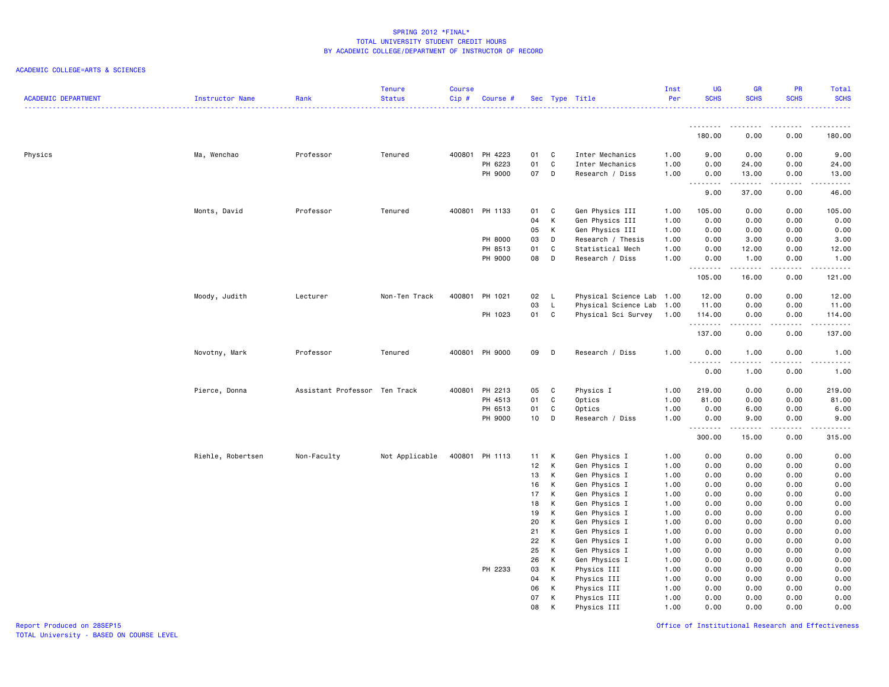SPRING 2012 *FINAL*
TOTAL UNIVERSITY STUDENT CREDIT HOURS
BY ACADEMIC COLLEGE/DEPARTMENT OF INSTRUCTOR OF RECORD

ACADEMIC COLLEGE=ARTS & SCIENCES

| ACADEMIC DEPARTMENT | Instructor Name | Rank | Tenure Status | Course Cip # | Course # | Sec | Type | Title | Inst Per | UG SCHS | GR SCHS | PR SCHS | Total SCHS |
|---|---|---|---|---|---|---|---|---|---|---|---|---|---|
| | | | | | | | | | | 180.00 | 0.00 | 0.00 | 180.00 |
| Physics | Ma, Wenchao | Professor | Tenured | 400801 | PH 4223 | 01 | C | Inter Mechanics | 1.00 | 9.00 | 0.00 | 0.00 | 9.00 |
| | | | | | PH 6223 | 01 | C | Inter Mechanics | 1.00 | 0.00 | 24.00 | 0.00 | 24.00 |
| | | | | | PH 9000 | 07 | D | Research / Diss | 1.00 | 0.00 | 13.00 | 0.00 | 13.00 |
| | | | | | | | | | | 9.00 | 37.00 | 0.00 | 46.00 |
| | Monts, David | Professor | Tenured | 400801 | PH 1133 | 01 | C | Gen Physics III | 1.00 | 105.00 | 0.00 | 0.00 | 105.00 |
| | | | | | | 04 | K | Gen Physics III | 1.00 | 0.00 | 0.00 | 0.00 | 0.00 |
| | | | | | | 05 | K | Gen Physics III | 1.00 | 0.00 | 0.00 | 0.00 | 0.00 |
| | | | | | PH 8000 | 03 | D | Research / Thesis | 1.00 | 0.00 | 3.00 | 0.00 | 3.00 |
| | | | | | PH 8513 | 01 | C | Statistical Mech | 1.00 | 0.00 | 12.00 | 0.00 | 12.00 |
| | | | | | PH 9000 | 08 | D | Research / Diss | 1.00 | 0.00 | 1.00 | 0.00 | 1.00 |
| | | | | | | | | | | 105.00 | 16.00 | 0.00 | 121.00 |
| | Moody, Judith | Lecturer | Non-Ten Track | 400801 | PH 1021 | 02 | L | Physical Science Lab | 1.00 | 12.00 | 0.00 | 0.00 | 12.00 |
| | | | | | | 03 | L | Physical Science Lab | 1.00 | 11.00 | 0.00 | 0.00 | 11.00 |
| | | | | | PH 1023 | 01 | C | Physical Sci Survey | 1.00 | 114.00 | 0.00 | 0.00 | 114.00 |
| | | | | | | | | | | 137.00 | 0.00 | 0.00 | 137.00 |
| | Novotny, Mark | Professor | Tenured | 400801 | PH 9000 | 09 | D | Research / Diss | 1.00 | 0.00 | 1.00 | 0.00 | 1.00 |
| | | | | | | | | | | 0.00 | 1.00 | 0.00 | 1.00 |
| | Pierce, Donna | Assistant Professor | Ten Track | 400801 | PH 2213 | 05 | C | Physics I | 1.00 | 219.00 | 0.00 | 0.00 | 219.00 |
| | | | | | PH 4513 | 01 | C | Optics | 1.00 | 81.00 | 0.00 | 0.00 | 81.00 |
| | | | | | PH 6513 | 01 | C | Optics | 1.00 | 0.00 | 6.00 | 0.00 | 6.00 |
| | | | | | PH 9000 | 10 | D | Research / Diss | 1.00 | 0.00 | 9.00 | 0.00 | 9.00 |
| | | | | | | | | | | 300.00 | 15.00 | 0.00 | 315.00 |
| | Riehle, Robertsen | Non-Faculty | Not Applicable | 400801 | PH 1113 | 11 | K | Gen Physics I | 1.00 | 0.00 | 0.00 | 0.00 | 0.00 |
| | | | | | | 12 | K | Gen Physics I | 1.00 | 0.00 | 0.00 | 0.00 | 0.00 |
| | | | | | | 13 | K | Gen Physics I | 1.00 | 0.00 | 0.00 | 0.00 | 0.00 |
| | | | | | | 16 | K | Gen Physics I | 1.00 | 0.00 | 0.00 | 0.00 | 0.00 |
| | | | | | | 17 | K | Gen Physics I | 1.00 | 0.00 | 0.00 | 0.00 | 0.00 |
| | | | | | | 18 | K | Gen Physics I | 1.00 | 0.00 | 0.00 | 0.00 | 0.00 |
| | | | | | | 19 | K | Gen Physics I | 1.00 | 0.00 | 0.00 | 0.00 | 0.00 |
| | | | | | | 20 | K | Gen Physics I | 1.00 | 0.00 | 0.00 | 0.00 | 0.00 |
| | | | | | | 21 | K | Gen Physics I | 1.00 | 0.00 | 0.00 | 0.00 | 0.00 |
| | | | | | | 22 | K | Gen Physics I | 1.00 | 0.00 | 0.00 | 0.00 | 0.00 |
| | | | | | | 25 | K | Gen Physics I | 1.00 | 0.00 | 0.00 | 0.00 | 0.00 |
| | | | | | | 26 | K | Gen Physics I | 1.00 | 0.00 | 0.00 | 0.00 | 0.00 |
| | | | | | PH 2233 | 03 | K | Physics III | 1.00 | 0.00 | 0.00 | 0.00 | 0.00 |
| | | | | | | 04 | K | Physics III | 1.00 | 0.00 | 0.00 | 0.00 | 0.00 |
| | | | | | | 06 | K | Physics III | 1.00 | 0.00 | 0.00 | 0.00 | 0.00 |
| | | | | | | 07 | K | Physics III | 1.00 | 0.00 | 0.00 | 0.00 | 0.00 |
| | | | | | | 08 | K | Physics III | 1.00 | 0.00 | 0.00 | 0.00 | 0.00 |

Report Produced on 28SEP15
TOTAL University - BASED ON COURSE LEVEL

Office of Institutional Research and Effectiveness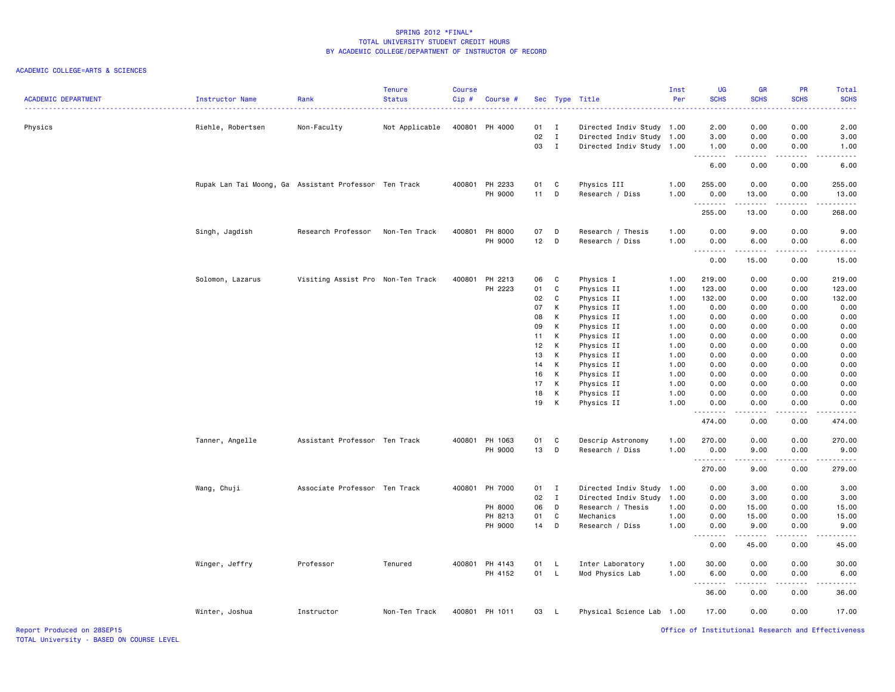SPRING 2012 *FINAL*
TOTAL UNIVERSITY STUDENT CREDIT HOURS
BY ACADEMIC COLLEGE/DEPARTMENT OF INSTRUCTOR OF RECORD

ACADEMIC COLLEGE=ARTS & SCIENCES

| ACADEMIC DEPARTMENT | Instructor Name | Rank | Tenure Status | Course Cip # | Course # | Sec | Type | Title | Inst Per | UG SCHS | GR SCHS | PR SCHS | Total SCHS |
|---|---|---|---|---|---|---|---|---|---|---|---|---|---|
| Physics | Riehle, Robertsen | Non-Faculty | Not Applicable | 400801 | PH 4000 | 01 | I | Directed Indiv Study | 1.00 | 2.00 | 0.00 | 0.00 | 2.00 |
| | | | | | | 02 | I | Directed Indiv Study | 1.00 | 3.00 | 0.00 | 0.00 | 3.00 |
| | | | | | | 03 | I | Directed Indiv Study | 1.00 | 1.00 | 0.00 | 0.00 | 1.00 |
| | | | | | | | | | | 6.00 | 0.00 | 0.00 | 6.00 |
| | Rupak Lan Tai Moong, Ga | Assistant Professor | Ten Track | 400801 | PH 2233 | 01 | C | Physics III | 1.00 | 255.00 | 0.00 | 0.00 | 255.00 |
| | | | | | PH 9000 | 11 | D | Research / Diss | 1.00 | 0.00 | 13.00 | 0.00 | 13.00 |
| | | | | | | | | | | 255.00 | 13.00 | 0.00 | 268.00 |
| | Singh, Jagdish | Research Professor | Non-Ten Track | 400801 | PH 8000 | 07 | D | Research / Thesis | 1.00 | 0.00 | 9.00 | 0.00 | 9.00 |
| | | | | | PH 9000 | 12 | D | Research / Diss | 1.00 | 0.00 | 6.00 | 0.00 | 6.00 |
| | | | | | | | | | | 0.00 | 15.00 | 0.00 | 15.00 |
| | Solomon, Lazarus | Visiting Assist Pro | Non-Ten Track | 400801 | PH 2213 | 06 | C | Physics I | 1.00 | 219.00 | 0.00 | 0.00 | 219.00 |
| | | | | | PH 2223 | 01 | C | Physics II | 1.00 | 123.00 | 0.00 | 0.00 | 123.00 |
| | | | | | | 02 | C | Physics II | 1.00 | 132.00 | 0.00 | 0.00 | 132.00 |
| | | | | | | 07 | K | Physics II | 1.00 | 0.00 | 0.00 | 0.00 | 0.00 |
| | | | | | | 08 | K | Physics II | 1.00 | 0.00 | 0.00 | 0.00 | 0.00 |
| | | | | | | 09 | K | Physics II | 1.00 | 0.00 | 0.00 | 0.00 | 0.00 |
| | | | | | | 11 | K | Physics II | 1.00 | 0.00 | 0.00 | 0.00 | 0.00 |
| | | | | | | 12 | K | Physics II | 1.00 | 0.00 | 0.00 | 0.00 | 0.00 |
| | | | | | | 13 | K | Physics II | 1.00 | 0.00 | 0.00 | 0.00 | 0.00 |
| | | | | | | 14 | K | Physics II | 1.00 | 0.00 | 0.00 | 0.00 | 0.00 |
| | | | | | | 16 | K | Physics II | 1.00 | 0.00 | 0.00 | 0.00 | 0.00 |
| | | | | | | 17 | K | Physics II | 1.00 | 0.00 | 0.00 | 0.00 | 0.00 |
| | | | | | | 18 | K | Physics II | 1.00 | 0.00 | 0.00 | 0.00 | 0.00 |
| | | | | | | 19 | K | Physics II | 1.00 | 0.00 | 0.00 | 0.00 | 0.00 |
| | | | | | | | | | | 474.00 | 0.00 | 0.00 | 474.00 |
| | Tanner, Angelle | Assistant Professor | Ten Track | 400801 | PH 1063 | 01 | C | Descrip Astronomy | 1.00 | 270.00 | 0.00 | 0.00 | 270.00 |
| | | | | | PH 9000 | 13 | D | Research / Diss | 1.00 | 0.00 | 9.00 | 0.00 | 9.00 |
| | | | | | | | | | | 270.00 | 9.00 | 0.00 | 279.00 |
| | Wang, Chuji | Associate Professor | Ten Track | 400801 | PH 7000 | 01 | I | Directed Indiv Study | 1.00 | 0.00 | 3.00 | 0.00 | 3.00 |
| | | | | | | 02 | I | Directed Indiv Study | 1.00 | 0.00 | 3.00 | 0.00 | 3.00 |
| | | | | | PH 8000 | 06 | D | Research / Thesis | 1.00 | 0.00 | 15.00 | 0.00 | 15.00 |
| | | | | | PH 8213 | 01 | C | Mechanics | 1.00 | 0.00 | 15.00 | 0.00 | 15.00 |
| | | | | | PH 9000 | 14 | D | Research / Diss | 1.00 | 0.00 | 9.00 | 0.00 | 9.00 |
| | | | | | | | | | | 0.00 | 45.00 | 0.00 | 45.00 |
| | Winger, Jeffry | Professor | Tenured | 400801 | PH 4143 | 01 | L | Inter Laboratory | 1.00 | 30.00 | 0.00 | 0.00 | 30.00 |
| | | | | | PH 4152 | 01 | L | Mod Physics Lab | 1.00 | 6.00 | 0.00 | 0.00 | 6.00 |
| | | | | | | | | | | 36.00 | 0.00 | 0.00 | 36.00 |
| | Winter, Joshua | Instructor | Non-Ten Track | 400801 | PH 1011 | 03 | L | Physical Science Lab | 1.00 | 17.00 | 0.00 | 0.00 | 17.00 |

Report Produced on 28SEP15
TOTAL University - BASED ON COURSE LEVEL
Office of Institutional Research and Effectiveness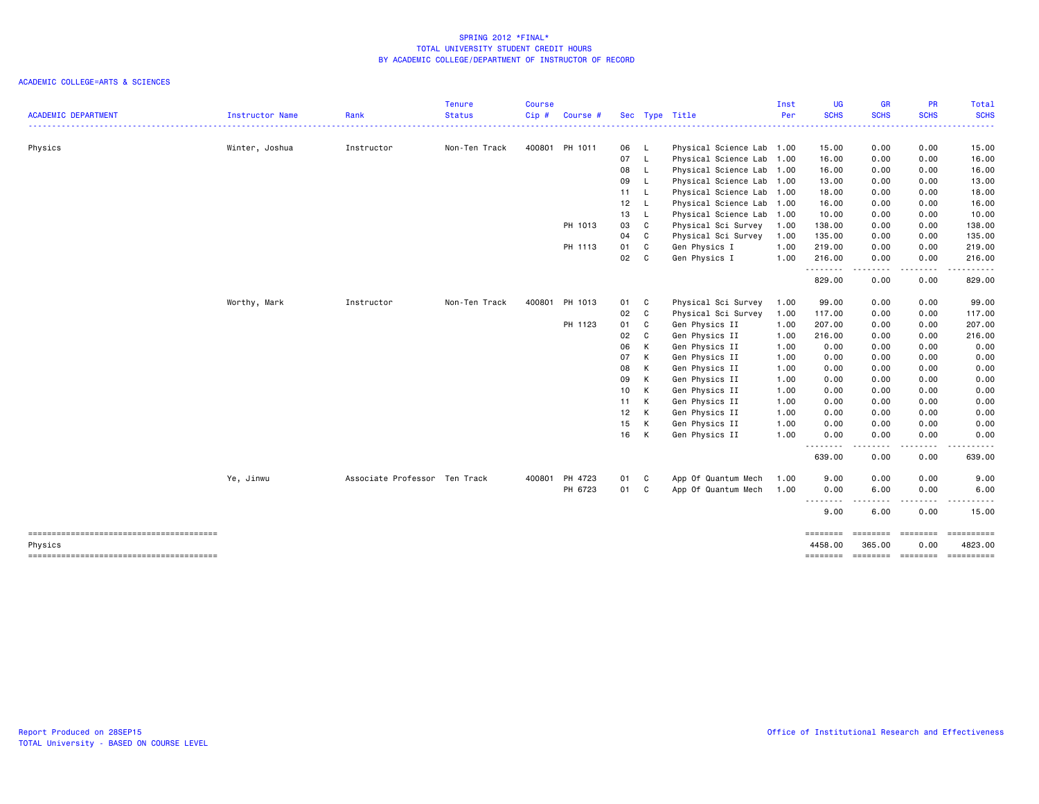# SPRING 2012 *FINAL*
## TOTAL UNIVERSITY STUDENT CREDIT HOURS
### BY ACADEMIC COLLEGE/DEPARTMENT OF INSTRUCTOR OF RECORD

ACADEMIC COLLEGE=ARTS & SCIENCES

| ACADEMIC DEPARTMENT | Instructor Name | Rank | Tenure Status | Course Cip # | Course # | Sec | Type | Title | Inst Per | UG SCHS | GR SCHS | PR SCHS | Total SCHS |
|---|---|---|---|---|---|---|---|---|---|---|---|---|---|
| Physics | Winter, Joshua | Instructor | Non-Ten Track | 400801 | PH 1011 | 06 | L | Physical Science Lab | 1.00 | 15.00 | 0.00 | 0.00 | 15.00 |
| | | | | | | 07 | L | Physical Science Lab | 1.00 | 16.00 | 0.00 | 0.00 | 16.00 |
| | | | | | | 08 | L | Physical Science Lab | 1.00 | 16.00 | 0.00 | 0.00 | 16.00 |
| | | | | | | 09 | L | Physical Science Lab | 1.00 | 13.00 | 0.00 | 0.00 | 13.00 |
| | | | | | | 11 | L | Physical Science Lab | 1.00 | 18.00 | 0.00 | 0.00 | 18.00 |
| | | | | | | 12 | L | Physical Science Lab | 1.00 | 16.00 | 0.00 | 0.00 | 16.00 |
| | | | | | | 13 | L | Physical Science Lab | 1.00 | 10.00 | 0.00 | 0.00 | 10.00 |
| | | | | | PH 1013 | 03 | C | Physical Sci Survey | 1.00 | 138.00 | 0.00 | 0.00 | 138.00 |
| | | | | | | 04 | C | Physical Sci Survey | 1.00 | 135.00 | 0.00 | 0.00 | 135.00 |
| | | | | | PH 1113 | 01 | C | Gen Physics I | 1.00 | 219.00 | 0.00 | 0.00 | 219.00 |
| | | | | | | 02 | C | Gen Physics I | 1.00 | 216.00 | 0.00 | 0.00 | 216.00 |
| | | | | | | | | | | 829.00 | 0.00 | 0.00 | 829.00 |
| | Worthy, Mark | Instructor | Non-Ten Track | 400801 | PH 1013 | 01 | C | Physical Sci Survey | 1.00 | 99.00 | 0.00 | 0.00 | 99.00 |
| | | | | | | 02 | C | Physical Sci Survey | 1.00 | 117.00 | 0.00 | 0.00 | 117.00 |
| | | | | | PH 1123 | 01 | C | Gen Physics II | 1.00 | 207.00 | 0.00 | 0.00 | 207.00 |
| | | | | | | 02 | C | Gen Physics II | 1.00 | 216.00 | 0.00 | 0.00 | 216.00 |
| | | | | | | 06 | K | Gen Physics II | 1.00 | 0.00 | 0.00 | 0.00 | 0.00 |
| | | | | | | 07 | K | Gen Physics II | 1.00 | 0.00 | 0.00 | 0.00 | 0.00 |
| | | | | | | 08 | K | Gen Physics II | 1.00 | 0.00 | 0.00 | 0.00 | 0.00 |
| | | | | | | 09 | K | Gen Physics II | 1.00 | 0.00 | 0.00 | 0.00 | 0.00 |
| | | | | | | 10 | K | Gen Physics II | 1.00 | 0.00 | 0.00 | 0.00 | 0.00 |
| | | | | | | 11 | K | Gen Physics II | 1.00 | 0.00 | 0.00 | 0.00 | 0.00 |
| | | | | | | 12 | K | Gen Physics II | 1.00 | 0.00 | 0.00 | 0.00 | 0.00 |
| | | | | | | 15 | K | Gen Physics II | 1.00 | 0.00 | 0.00 | 0.00 | 0.00 |
| | | | | | | 16 | K | Gen Physics II | 1.00 | 0.00 | 0.00 | 0.00 | 0.00 |
| | | | | | | | | | | 639.00 | 0.00 | 0.00 | 639.00 |
| | Ye, Jinwu | Associate Professor | Ten Track | 400801 | PH 4723 | 01 | C | App Of Quantum Mech | 1.00 | 9.00 | 0.00 | 0.00 | 9.00 |
| | | | | | PH 6723 | 01 | C | App Of Quantum Mech | 1.00 | 0.00 | 6.00 | 0.00 | 6.00 |
| | | | | | | | | | | 9.00 | 6.00 | 0.00 | 15.00 |
| Physics | | | | | | | | | | 4458.00 | 365.00 | 0.00 | 4823.00 |

Report Produced on 28SEP15
TOTAL University - BASED ON COURSE LEVEL

Office of Institutional Research and Effectiveness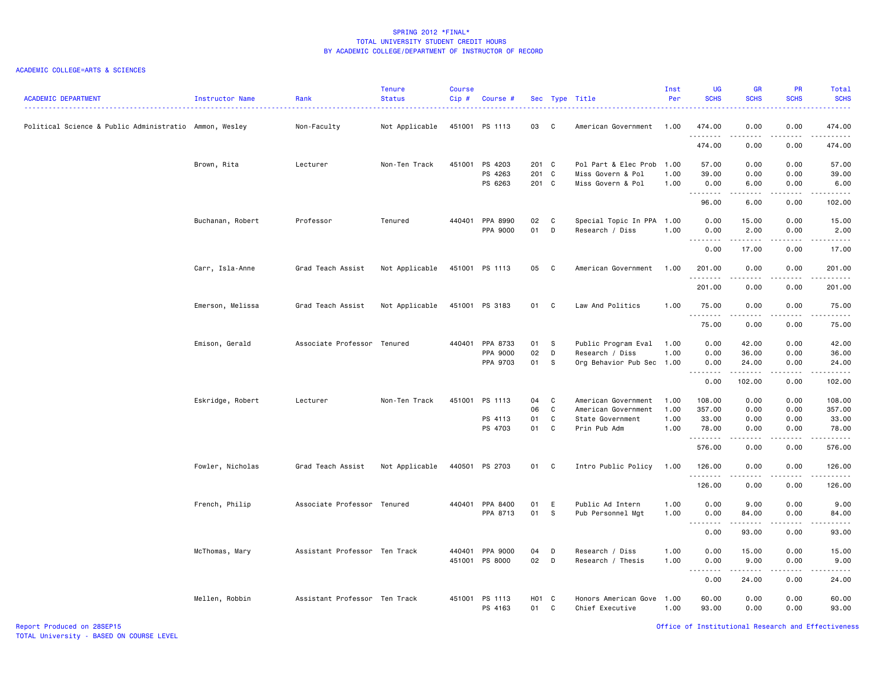SPRING 2012 *FINAL*
TOTAL UNIVERSITY STUDENT CREDIT HOURS
BY ACADEMIC COLLEGE/DEPARTMENT OF INSTRUCTOR OF RECORD

ACADEMIC COLLEGE=ARTS & SCIENCES

| ACADEMIC DEPARTMENT | Instructor Name | Rank | Tenure Status | Course Cip # | Course # | Sec | Type | Title | Inst Per | UG SCHS | GR SCHS | PR SCHS | Total SCHS |
|---|---|---|---|---|---|---|---|---|---|---|---|---|---|
| Political Science & Public Administratio | Ammon, Wesley | Non-Faculty | Not Applicable | 451001 | PS 1113 | 03 | C | American Government | 1.00 | 474.00 | 0.00 | 0.00 | 474.00 |
| | | | | | | | | | | 474.00 | 0.00 | 0.00 | 474.00 |
| | Brown, Rita | Lecturer | Non-Ten Track | 451001 | PS 4203 | 201 | C | Pol Part & Elec Prob | 1.00 | 57.00 | 0.00 | 0.00 | 57.00 |
| | | | | | PS 4263 | 201 | C | Miss Govern & Pol | 1.00 | 39.00 | 0.00 | 0.00 | 39.00 |
| | | | | | PS 6263 | 201 | C | Miss Govern & Pol | 1.00 | 0.00 | 6.00 | 0.00 | 6.00 |
| | | | | | | | | | | 96.00 | 6.00 | 0.00 | 102.00 |
| | Buchanan, Robert | Professor | Tenured | 440401 | PPA 8990 | 02 | C | Special Topic In PPA | 1.00 | 0.00 | 15.00 | 0.00 | 15.00 |
| | | | | | PPA 9000 | 01 | D | Research / Diss | 1.00 | 0.00 | 2.00 | 0.00 | 2.00 |
| | | | | | | | | | | 0.00 | 17.00 | 0.00 | 17.00 |
| | Carr, Isla-Anne | Grad Teach Assist | Not Applicable | 451001 | PS 1113 | 05 | C | American Government | 1.00 | 201.00 | 0.00 | 0.00 | 201.00 |
| | | | | | | | | | | 201.00 | 0.00 | 0.00 | 201.00 |
| | Emerson, Melissa | Grad Teach Assist | Not Applicable | 451001 | PS 3183 | 01 | C | Law And Politics | 1.00 | 75.00 | 0.00 | 0.00 | 75.00 |
| | | | | | | | | | | 75.00 | 0.00 | 0.00 | 75.00 |
| | Emison, Gerald | Associate Professor | Tenured | 440401 | PPA 8733 | 01 | S | Public Program Eval | 1.00 | 0.00 | 42.00 | 0.00 | 42.00 |
| | | | | | PPA 9000 | 02 | D | Research / Diss | 1.00 | 0.00 | 36.00 | 0.00 | 36.00 |
| | | | | | PPA 9703 | 01 | S | Org Behavior Pub Sec | 1.00 | 0.00 | 24.00 | 0.00 | 24.00 |
| | | | | | | | | | | 0.00 | 102.00 | 0.00 | 102.00 |
| | Eskridge, Robert | Lecturer | Non-Ten Track | 451001 | PS 1113 | 04 | C | American Government | 1.00 | 108.00 | 0.00 | 0.00 | 108.00 |
| | | | | | | 06 | C | American Government | 1.00 | 357.00 | 0.00 | 0.00 | 357.00 |
| | | | | | PS 4113 | 01 | C | State Government | 1.00 | 33.00 | 0.00 | 0.00 | 33.00 |
| | | | | | PS 4703 | 01 | C | Prin Pub Adm | 1.00 | 78.00 | 0.00 | 0.00 | 78.00 |
| | | | | | | | | | | 576.00 | 0.00 | 0.00 | 576.00 |
| | Fowler, Nicholas | Grad Teach Assist | Not Applicable | 440501 | PS 2703 | 01 | C | Intro Public Policy | 1.00 | 126.00 | 0.00 | 0.00 | 126.00 |
| | | | | | | | | | | 126.00 | 0.00 | 0.00 | 126.00 |
| | French, Philip | Associate Professor | Tenured | 440401 | PPA 8400 | 01 | E | Public Ad Intern | 1.00 | 0.00 | 9.00 | 0.00 | 9.00 |
| | | | | | PPA 8713 | 01 | S | Pub Personnel Mgt | 1.00 | 0.00 | 84.00 | 0.00 | 84.00 |
| | | | | | | | | | | 0.00 | 93.00 | 0.00 | 93.00 |
| | McThomas, Mary | Assistant Professor | Ten Track | 440401 | PPA 9000 | 04 | D | Research / Diss | 1.00 | 0.00 | 15.00 | 0.00 | 15.00 |
| | | | | 451001 | PS 8000 | 02 | D | Research / Thesis | 1.00 | 0.00 | 9.00 | 0.00 | 9.00 |
| | | | | | | | | | | 0.00 | 24.00 | 0.00 | 24.00 |
| | Mellen, Robbin | Assistant Professor | Ten Track | 451001 | PS 1113 | H01 | C | Honors American Gove | 1.00 | 60.00 | 0.00 | 0.00 | 60.00 |
| | | | | | PS 4163 | 01 | C | Chief Executive | 1.00 | 93.00 | 0.00 | 0.00 | 93.00 |

Report Produced on 28SEP15
TOTAL University - BASED ON COURSE LEVEL
Office of Institutional Research and Effectiveness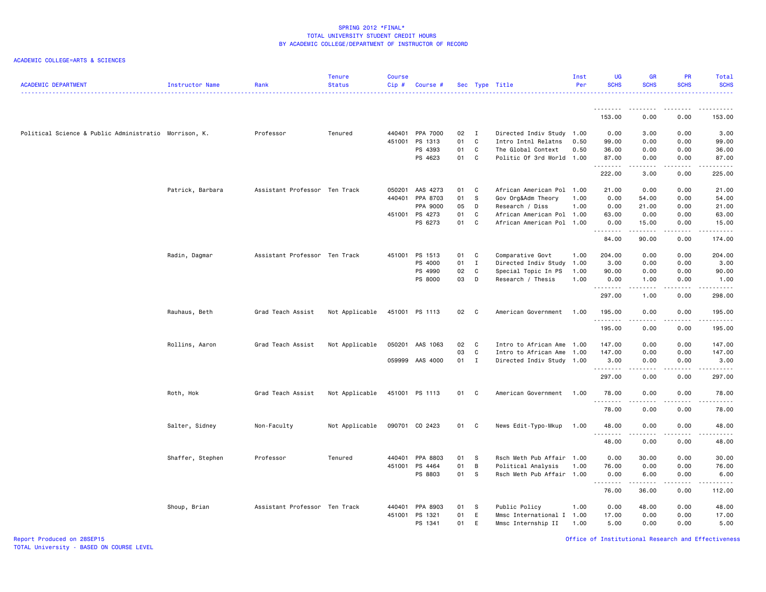SPRING 2012 *FINAL*
TOTAL UNIVERSITY STUDENT CREDIT HOURS
BY ACADEMIC COLLEGE/DEPARTMENT OF INSTRUCTOR OF RECORD

ACADEMIC COLLEGE=ARTS & SCIENCES

| ACADEMIC DEPARTMENT | Instructor Name | Rank | Tenure Status | Course Cip # | Course # | Sec | Type | Title | Inst Per | UG SCHS | GR SCHS | PR SCHS | Total SCHS |
|---|---|---|---|---|---|---|---|---|---|---|---|---|---|
| | | | | | | | | | | 153.00 | 0.00 | 0.00 | 153.00 |
| Political Science & Public Administratio | Morrison, K. | Professor | Tenured | 440401 | PPA 7000 | 02 | I | Directed Indiv Study | 1.00 | 0.00 | 3.00 | 0.00 | 3.00 |
| | | | | 451001 | PS 1313 | 01 | C | Intro Intnl Relatns | 0.50 | 99.00 | 0.00 | 0.00 | 99.00 |
| | | | | | PS 4393 | 01 | C | The Global Context | 0.50 | 36.00 | 0.00 | 0.00 | 36.00 |
| | | | | | PS 4623 | 01 | C | Politic Of 3rd World | 1.00 | 87.00 | 0.00 | 0.00 | 87.00 |
| | | | | | | | | | | 222.00 | 3.00 | 0.00 | 225.00 |
| | Patrick, Barbara | Assistant Professor | Ten Track | 050201 | AAS 4273 | 01 | C | African American Pol | 1.00 | 21.00 | 0.00 | 0.00 | 21.00 |
| | | | | 440401 | PPA 8703 | 01 | S | Gov Org&Adm Theory | 1.00 | 0.00 | 54.00 | 0.00 | 54.00 |
| | | | | | PPA 9000 | 05 | D | Research / Diss | 1.00 | 0.00 | 21.00 | 0.00 | 21.00 |
| | | | | 451001 | PS 4273 | 01 | C | African American Pol | 1.00 | 63.00 | 0.00 | 0.00 | 63.00 |
| | | | | | PS 6273 | 01 | C | African American Pol | 1.00 | 0.00 | 15.00 | 0.00 | 15.00 |
| | | | | | | | | | | 84.00 | 90.00 | 0.00 | 174.00 |
| | Radin, Dagmar | Assistant Professor | Ten Track | 451001 | PS 1513 | 01 | C | Comparative Govt | 1.00 | 204.00 | 0.00 | 0.00 | 204.00 |
| | | | | | PS 4000 | 01 | I | Directed Indiv Study | 1.00 | 3.00 | 0.00 | 0.00 | 3.00 |
| | | | | | PS 4990 | 02 | C | Special Topic In PS | 1.00 | 90.00 | 0.00 | 0.00 | 90.00 |
| | | | | | PS 8000 | 03 | D | Research / Thesis | 1.00 | 0.00 | 1.00 | 0.00 | 1.00 |
| | | | | | | | | | | 297.00 | 1.00 | 0.00 | 298.00 |
| | Rauhaus, Beth | Grad Teach Assist | Not Applicable | 451001 | PS 1113 | 02 | C | American Government | 1.00 | 195.00 | 0.00 | 0.00 | 195.00 |
| | | | | | | | | | | 195.00 | 0.00 | 0.00 | 195.00 |
| | Rollins, Aaron | Grad Teach Assist | Not Applicable | 050201 | AAS 1063 | 02 | C | Intro to African Ame | 1.00 | 147.00 | 0.00 | 0.00 | 147.00 |
| | | | | | | 03 | C | Intro to African Ame | 1.00 | 147.00 | 0.00 | 0.00 | 147.00 |
| | | | | 059999 | AAS 4000 | 01 | I | Directed Indiv Study | 1.00 | 3.00 | 0.00 | 0.00 | 3.00 |
| | | | | | | | | | | 297.00 | 0.00 | 0.00 | 297.00 |
| | Roth, Hok | Grad Teach Assist | Not Applicable | 451001 | PS 1113 | 01 | C | American Government | 1.00 | 78.00 | 0.00 | 0.00 | 78.00 |
| | | | | | | | | | | 78.00 | 0.00 | 0.00 | 78.00 |
| | Salter, Sidney | Non-Faculty | Not Applicable | 090701 | CO 2423 | 01 | C | News Edit-Typo-Mkup | 1.00 | 48.00 | 0.00 | 0.00 | 48.00 |
| | | | | | | | | | | 48.00 | 0.00 | 0.00 | 48.00 |
| | Shaffer, Stephen | Professor | Tenured | 440401 | PPA 8803 | 01 | S | Rsch Meth Pub Affair | 1.00 | 0.00 | 30.00 | 0.00 | 30.00 |
| | | | | 451001 | PS 4464 | 01 | B | Political Analysis | 1.00 | 76.00 | 0.00 | 0.00 | 76.00 |
| | | | | | PS 8803 | 01 | S | Rsch Meth Pub Affair | 1.00 | 0.00 | 6.00 | 0.00 | 6.00 |
| | | | | | | | | | | 76.00 | 36.00 | 0.00 | 112.00 |
| | Shoup, Brian | Assistant Professor | Ten Track | 440401 | PPA 8903 | 01 | S | Public Policy | 1.00 | 0.00 | 48.00 | 0.00 | 48.00 |
| | | | | 451001 | PS 1321 | 01 | E | Mmsc International I | 1.00 | 17.00 | 0.00 | 0.00 | 17.00 |
| | | | | | PS 1341 | 01 | E | Mmsc Internship II | 1.00 | 5.00 | 0.00 | 0.00 | 5.00 |

Report Produced on 28SEP15
TOTAL University - BASED ON COURSE LEVEL

Office of Institutional Research and Effectiveness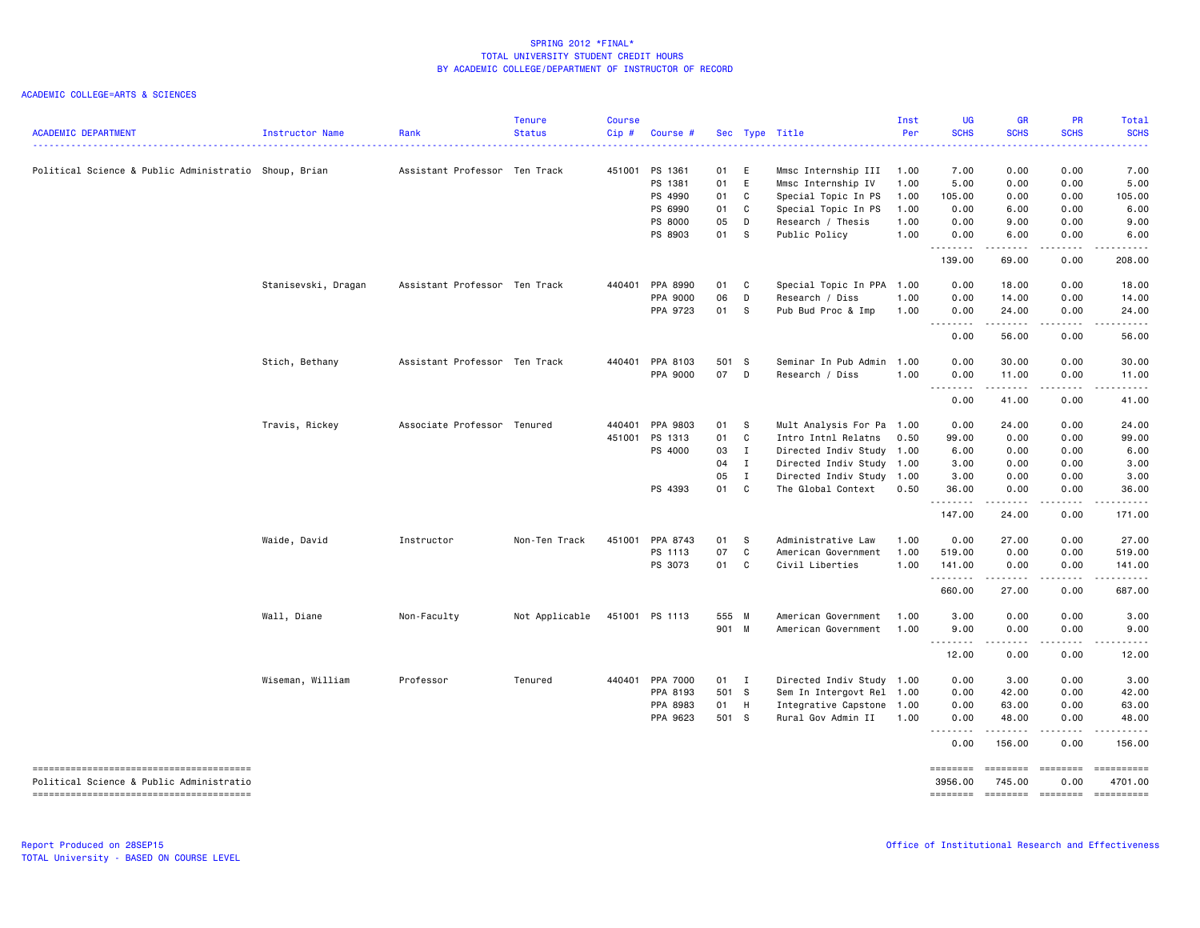# SPRING 2012 *FINAL*
## TOTAL UNIVERSITY STUDENT CREDIT HOURS
### BY ACADEMIC COLLEGE/DEPARTMENT OF INSTRUCTOR OF RECORD

ACADEMIC COLLEGE=ARTS & SCIENCES

| ACADEMIC DEPARTMENT | Instructor Name | Rank | Tenure Status | Course Cip # | Course # | Sec | Type | Title | Inst Per | UG SCHS | GR SCHS | PR SCHS | Total SCHS |
|---|---|---|---|---|---|---|---|---|---|---|---|---|---|
| Political Science & Public Administratio | Shoup, Brian | Assistant Professor | Ten Track | 451001 | PS 1361 | 01 | E | Mmsc Internship III | 1.00 | 7.00 | 0.00 | 0.00 | 7.00 |
| | | | | | PS 1381 | 01 | E | Mmsc Internship IV | 1.00 | 5.00 | 0.00 | 0.00 | 5.00 |
| | | | | | PS 4990 | 01 | C | Special Topic In PS | 1.00 | 105.00 | 0.00 | 0.00 | 105.00 |
| | | | | | PS 6990 | 01 | C | Special Topic In PS | 1.00 | 0.00 | 6.00 | 0.00 | 6.00 |
| | | | | | PS 8000 | 05 | D | Research / Thesis | 1.00 | 0.00 | 9.00 | 0.00 | 9.00 |
| | | | | | PS 8903 | 01 | S | Public Policy | 1.00 | 0.00 | 6.00 | 0.00 | 6.00 |
| | | | | | | | | | | 139.00 | 69.00 | 0.00 | 208.00 |
| | Stanisevski, Dragan | Assistant Professor | Ten Track | 440401 | PPA 8990 | 01 | C | Special Topic In PPA | 1.00 | 0.00 | 18.00 | 0.00 | 18.00 |
| | | | | | PPA 9000 | 06 | D | Research / Diss | 1.00 | 0.00 | 14.00 | 0.00 | 14.00 |
| | | | | | PPA 9723 | 01 | S | Pub Bud Proc & Imp | 1.00 | 0.00 | 24.00 | 0.00 | 24.00 |
| | | | | | | | | | | 0.00 | 56.00 | 0.00 | 56.00 |
| | Stich, Bethany | Assistant Professor | Ten Track | 440401 | PPA 8103 | 501 | S | Seminar In Pub Admin | 1.00 | 0.00 | 30.00 | 0.00 | 30.00 |
| | | | | | PPA 9000 | 07 | D | Research / Diss | 1.00 | 0.00 | 11.00 | 0.00 | 11.00 |
| | | | | | | | | | | 0.00 | 41.00 | 0.00 | 41.00 |
| | Travis, Rickey | Associate Professor | Tenured | 440401 | PPA 9803 | 01 | S | Mult Analysis For Pa | 1.00 | 0.00 | 24.00 | 0.00 | 24.00 |
| | | | | 451001 | PS 1313 | 01 | C | Intro Intnl Relatns | 0.50 | 99.00 | 0.00 | 0.00 | 99.00 |
| | | | | | PS 4000 | 03 | I | Directed Indiv Study | 1.00 | 6.00 | 0.00 | 0.00 | 6.00 |
| | | | | | | 04 | I | Directed Indiv Study | 1.00 | 3.00 | 0.00 | 0.00 | 3.00 |
| | | | | | | 05 | I | Directed Indiv Study | 1.00 | 3.00 | 0.00 | 0.00 | 3.00 |
| | | | | | PS 4393 | 01 | C | The Global Context | 0.50 | 36.00 | 0.00 | 0.00 | 36.00 |
| | | | | | | | | | | 147.00 | 24.00 | 0.00 | 171.00 |
| | Waide, David | Instructor | Non-Ten Track | 451001 | PPA 8743 | 01 | S | Administrative Law | 1.00 | 0.00 | 27.00 | 0.00 | 27.00 |
| | | | | | PS 1113 | 07 | C | American Government | 1.00 | 519.00 | 0.00 | 0.00 | 519.00 |
| | | | | | PS 3073 | 01 | C | Civil Liberties | 1.00 | 141.00 | 0.00 | 0.00 | 141.00 |
| | | | | | | | | | | 660.00 | 27.00 | 0.00 | 687.00 |
| | Wall, Diane | Non-Faculty | Not Applicable | 451001 | PS 1113 | 555 | M | American Government | 1.00 | 3.00 | 0.00 | 0.00 | 3.00 |
| | | | | | | 901 | M | American Government | 1.00 | 9.00 | 0.00 | 0.00 | 9.00 |
| | | | | | | | | | | 12.00 | 0.00 | 0.00 | 12.00 |
| | Wiseman, William | Professor | Tenured | 440401 | PPA 7000 | 01 | I | Directed Indiv Study | 1.00 | 0.00 | 3.00 | 0.00 | 3.00 |
| | | | | | PPA 8193 | 501 | S | Sem In Intergovt Rel | 1.00 | 0.00 | 42.00 | 0.00 | 42.00 |
| | | | | | PPA 8983 | 01 | H | Integrative Capstone | 1.00 | 0.00 | 63.00 | 0.00 | 63.00 |
| | | | | | PPA 9623 | 501 | S | Rural Gov Admin II | 1.00 | 0.00 | 48.00 | 0.00 | 48.00 |
| | | | | | | | | | | 0.00 | 156.00 | 0.00 | 156.00 |
| Political Science & Public Administratio | | | | | | | | | | 3956.00 | 745.00 | 0.00 | 4701.00 |

Report Produced on 28SEP15
TOTAL University - BASED ON COURSE LEVEL

Office of Institutional Research and Effectiveness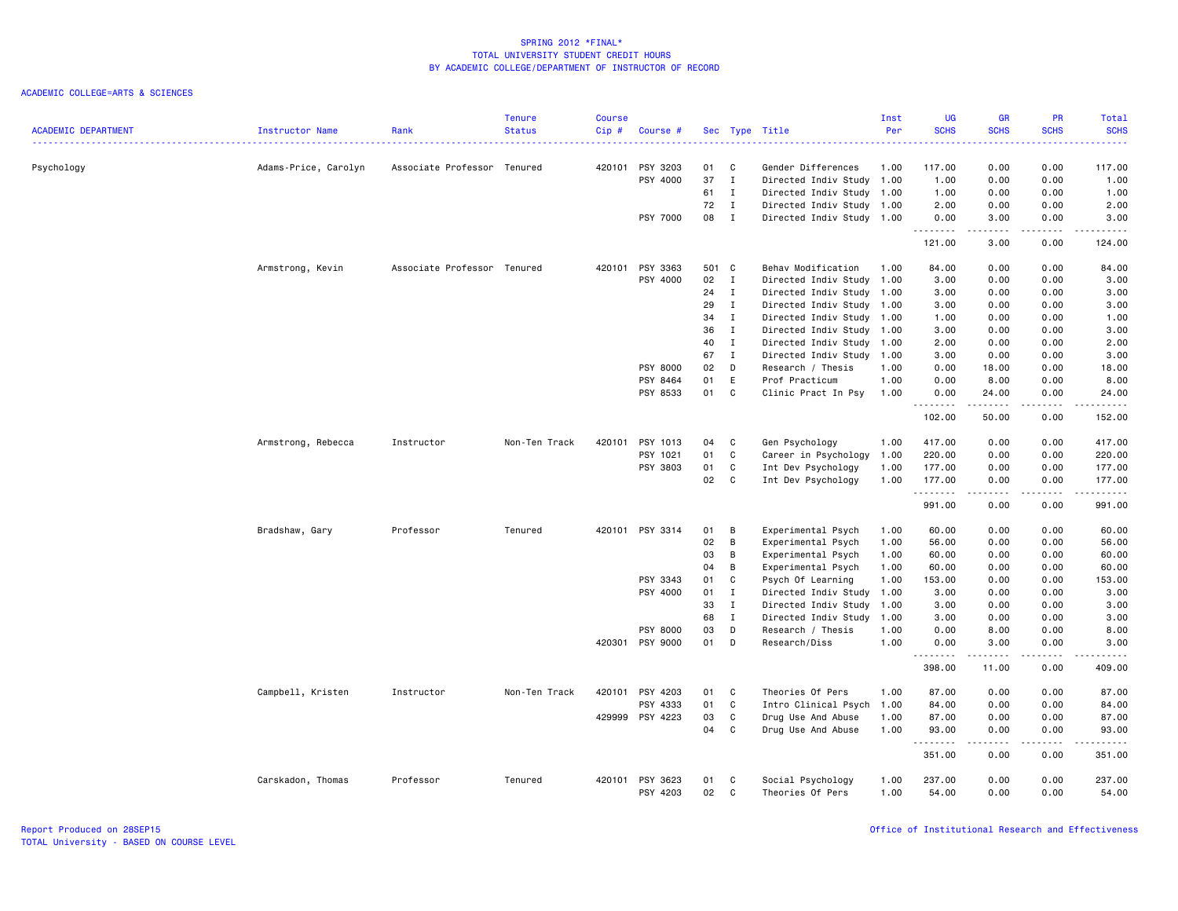SPRING 2012 *FINAL*
TOTAL UNIVERSITY STUDENT CREDIT HOURS
BY ACADEMIC COLLEGE/DEPARTMENT OF INSTRUCTOR OF RECORD

ACADEMIC COLLEGE=ARTS & SCIENCES

| ACADEMIC DEPARTMENT | Instructor Name | Rank | Tenure Status | Course Cip # | Course # | Sec | Type | Title | Inst Per | UG SCHS | GR SCHS | PR SCHS | Total SCHS |
|---|---|---|---|---|---|---|---|---|---|---|---|---|---|
| Psychology | Adams-Price, Carolyn | Associate Professor | Tenured | 420101 | PSY 3203 | 01 | C | Gender Differences | 1.00 | 117.00 | 0.00 | 0.00 | 117.00 |
| | | | | | PSY 4000 | 37 | I | Directed Indiv Study | 1.00 | 1.00 | 0.00 | 0.00 | 1.00 |
| | | | | | | 61 | I | Directed Indiv Study | 1.00 | 1.00 | 0.00 | 0.00 | 1.00 |
| | | | | | | 72 | I | Directed Indiv Study | 1.00 | 2.00 | 0.00 | 0.00 | 2.00 |
| | | | | | PSY 7000 | 08 | I | Directed Indiv Study | 1.00 | 0.00 | 3.00 | 0.00 | 3.00 |
| | | | | | | | | | | 121.00 | 3.00 | 0.00 | 124.00 |
| | Armstrong, Kevin | Associate Professor | Tenured | 420101 | PSY 3363 | 501 | C | Behav Modification | 1.00 | 84.00 | 0.00 | 0.00 | 84.00 |
| | | | | | PSY 4000 | 02 | I | Directed Indiv Study | 1.00 | 3.00 | 0.00 | 0.00 | 3.00 |
| | | | | | | 24 | I | Directed Indiv Study | 1.00 | 3.00 | 0.00 | 0.00 | 3.00 |
| | | | | | | 29 | I | Directed Indiv Study | 1.00 | 3.00 | 0.00 | 0.00 | 3.00 |
| | | | | | | 34 | I | Directed Indiv Study | 1.00 | 1.00 | 0.00 | 0.00 | 1.00 |
| | | | | | | 36 | I | Directed Indiv Study | 1.00 | 3.00 | 0.00 | 0.00 | 3.00 |
| | | | | | | 40 | I | Directed Indiv Study | 1.00 | 2.00 | 0.00 | 0.00 | 2.00 |
| | | | | | | 67 | I | Directed Indiv Study | 1.00 | 3.00 | 0.00 | 0.00 | 3.00 |
| | | | | | PSY 8000 | 02 | D | Research / Thesis | 1.00 | 0.00 | 18.00 | 0.00 | 18.00 |
| | | | | | PSY 8464 | 01 | E | Prof Practicum | 1.00 | 0.00 | 8.00 | 0.00 | 8.00 |
| | | | | | PSY 8533 | 01 | C | Clinic Pract In Psy | 1.00 | 0.00 | 24.00 | 0.00 | 24.00 |
| | | | | | | | | | | 102.00 | 50.00 | 0.00 | 152.00 |
| | Armstrong, Rebecca | Instructor | Non-Ten Track | 420101 | PSY 1013 | 04 | C | Gen Psychology | 1.00 | 417.00 | 0.00 | 0.00 | 417.00 |
| | | | | | PSY 1021 | 01 | C | Career in Psychology | 1.00 | 220.00 | 0.00 | 0.00 | 220.00 |
| | | | | | PSY 3803 | 01 | C | Int Dev Psychology | 1.00 | 177.00 | 0.00 | 0.00 | 177.00 |
| | | | | | | 02 | C | Int Dev Psychology | 1.00 | 177.00 | 0.00 | 0.00 | 177.00 |
| | | | | | | | | | | 991.00 | 0.00 | 0.00 | 991.00 |
| | Bradshaw, Gary | Professor | Tenured | 420101 | PSY 3314 | 01 | B | Experimental Psych | 1.00 | 60.00 | 0.00 | 0.00 | 60.00 |
| | | | | | | 02 | B | Experimental Psych | 1.00 | 56.00 | 0.00 | 0.00 | 56.00 |
| | | | | | | 03 | B | Experimental Psych | 1.00 | 60.00 | 0.00 | 0.00 | 60.00 |
| | | | | | | 04 | B | Experimental Psych | 1.00 | 60.00 | 0.00 | 0.00 | 60.00 |
| | | | | | PSY 3343 | 01 | C | Psych Of Learning | 1.00 | 153.00 | 0.00 | 0.00 | 153.00 |
| | | | | | PSY 4000 | 01 | I | Directed Indiv Study | 1.00 | 3.00 | 0.00 | 0.00 | 3.00 |
| | | | | | | 33 | I | Directed Indiv Study | 1.00 | 3.00 | 0.00 | 0.00 | 3.00 |
| | | | | | | 68 | I | Directed Indiv Study | 1.00 | 3.00 | 0.00 | 0.00 | 3.00 |
| | | | | | PSY 8000 | 03 | D | Research / Thesis | 1.00 | 0.00 | 8.00 | 0.00 | 8.00 |
| | | | | 420301 | PSY 9000 | 01 | D | Research/Diss | 1.00 | 0.00 | 3.00 | 0.00 | 3.00 |
| | | | | | | | | | | 398.00 | 11.00 | 0.00 | 409.00 |
| | Campbell, Kristen | Instructor | Non-Ten Track | 420101 | PSY 4203 | 01 | C | Theories Of Pers | 1.00 | 87.00 | 0.00 | 0.00 | 87.00 |
| | | | | | PSY 4333 | 01 | C | Intro Clinical Psych | 1.00 | 84.00 | 0.00 | 0.00 | 84.00 |
| | | | | 429999 | PSY 4223 | 03 | C | Drug Use And Abuse | 1.00 | 87.00 | 0.00 | 0.00 | 87.00 |
| | | | | | | 04 | C | Drug Use And Abuse | 1.00 | 93.00 | 0.00 | 0.00 | 93.00 |
| | | | | | | | | | | 351.00 | 0.00 | 0.00 | 351.00 |
| | Carskadon, Thomas | Professor | Tenured | 420101 | PSY 3623 | 01 | C | Social Psychology | 1.00 | 237.00 | 0.00 | 0.00 | 237.00 |
| | | | | | PSY 4203 | 02 | C | Theories Of Pers | 1.00 | 54.00 | 0.00 | 0.00 | 54.00 |

Report Produced on 28SEP15
TOTAL University - BASED ON COURSE LEVEL

Office of Institutional Research and Effectiveness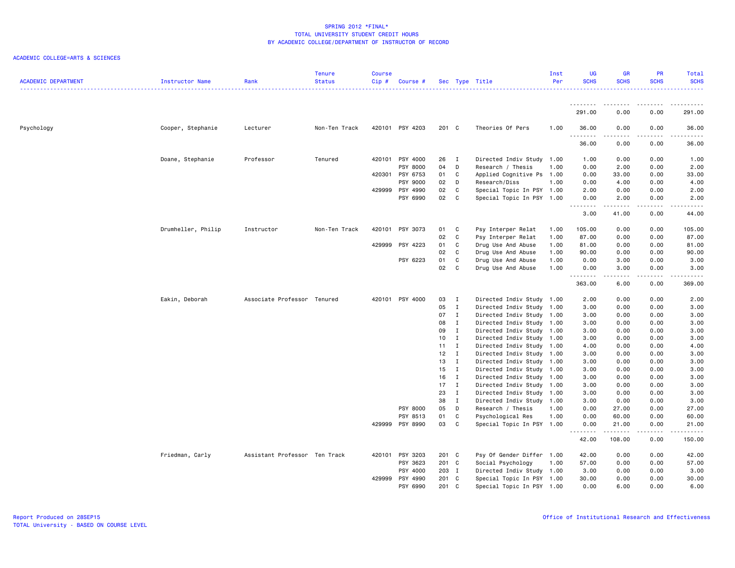SPRING 2012 *FINAL*
TOTAL UNIVERSITY STUDENT CREDIT HOURS
BY ACADEMIC COLLEGE/DEPARTMENT OF INSTRUCTOR OF RECORD

ACADEMIC COLLEGE=ARTS & SCIENCES

| ACADEMIC DEPARTMENT | Instructor Name | Rank | Tenure Status | Course Cip # | Course # | Sec | Type | Title | Inst Per | UG SCHS | GR SCHS | PR SCHS | Total SCHS |
|---|---|---|---|---|---|---|---|---|---|---|---|---|---|
| | | | | | | | | | | 291.00 | 0.00 | 0.00 | 291.00 |
| Psychology | Cooper, Stephanie | Lecturer | Non-Ten Track | 420101 | PSY 4203 | 201 | C | Theories Of Pers | 1.00 | 36.00 | 0.00 | 0.00 | 36.00 |
| | | | | | | | | | | 36.00 | 0.00 | 0.00 | 36.00 |
| | Doane, Stephanie | Professor | Tenured | 420101 | PSY 4000 | 26 | I | Directed Indiv Study | 1.00 | 1.00 | 0.00 | 0.00 | 1.00 |
| | | | | | PSY 8000 | 04 | D | Research / Thesis | 1.00 | 0.00 | 2.00 | 0.00 | 2.00 |
| | | | | 420301 | PSY 6753 | 01 | C | Applied Cognitive Ps | 1.00 | 0.00 | 33.00 | 0.00 | 33.00 |
| | | | | | PSY 9000 | 02 | D | Research/Diss | 1.00 | 0.00 | 4.00 | 0.00 | 4.00 |
| | | | | 429999 | PSY 4990 | 02 | C | Special Topic In PSY | 1.00 | 2.00 | 0.00 | 0.00 | 2.00 |
| | | | | | PSY 6990 | 02 | C | Special Topic In PSY | 1.00 | 0.00 | 2.00 | 0.00 | 2.00 |
| | | | | | | | | | | 3.00 | 41.00 | 0.00 | 44.00 |
| | Drumheller, Philip | Instructor | Non-Ten Track | 420101 | PSY 3073 | 01 | C | Psy Interper Relat | 1.00 | 105.00 | 0.00 | 0.00 | 105.00 |
| | | | | | | 02 | C | Psy Interper Relat | 1.00 | 87.00 | 0.00 | 0.00 | 87.00 |
| | | | | 429999 | PSY 4223 | 01 | C | Drug Use And Abuse | 1.00 | 81.00 | 0.00 | 0.00 | 81.00 |
| | | | | | | 02 | C | Drug Use And Abuse | 1.00 | 90.00 | 0.00 | 0.00 | 90.00 |
| | | | | | PSY 6223 | 01 | C | Drug Use And Abuse | 1.00 | 0.00 | 3.00 | 0.00 | 3.00 |
| | | | | | | 02 | C | Drug Use And Abuse | 1.00 | 0.00 | 3.00 | 0.00 | 3.00 |
| | | | | | | | | | | 363.00 | 6.00 | 0.00 | 369.00 |
| | Eakin, Deborah | Associate Professor | Tenured | 420101 | PSY 4000 | 03 | I | Directed Indiv Study | 1.00 | 2.00 | 0.00 | 0.00 | 2.00 |
| | | | | | | 05 | I | Directed Indiv Study | 1.00 | 3.00 | 0.00 | 0.00 | 3.00 |
| | | | | | | 07 | I | Directed Indiv Study | 1.00 | 3.00 | 0.00 | 0.00 | 3.00 |
| | | | | | | 08 | I | Directed Indiv Study | 1.00 | 3.00 | 0.00 | 0.00 | 3.00 |
| | | | | | | 09 | I | Directed Indiv Study | 1.00 | 3.00 | 0.00 | 0.00 | 3.00 |
| | | | | | | 10 | I | Directed Indiv Study | 1.00 | 3.00 | 0.00 | 0.00 | 3.00 |
| | | | | | | 11 | I | Directed Indiv Study | 1.00 | 4.00 | 0.00 | 0.00 | 4.00 |
| | | | | | | 12 | I | Directed Indiv Study | 1.00 | 3.00 | 0.00 | 0.00 | 3.00 |
| | | | | | | 13 | I | Directed Indiv Study | 1.00 | 3.00 | 0.00 | 0.00 | 3.00 |
| | | | | | | 15 | I | Directed Indiv Study | 1.00 | 3.00 | 0.00 | 0.00 | 3.00 |
| | | | | | | 16 | I | Directed Indiv Study | 1.00 | 3.00 | 0.00 | 0.00 | 3.00 |
| | | | | | | 17 | I | Directed Indiv Study | 1.00 | 3.00 | 0.00 | 0.00 | 3.00 |
| | | | | | | 23 | I | Directed Indiv Study | 1.00 | 3.00 | 0.00 | 0.00 | 3.00 |
| | | | | | | 38 | I | Directed Indiv Study | 1.00 | 3.00 | 0.00 | 0.00 | 3.00 |
| | | | | | PSY 8000 | 05 | D | Research / Thesis | 1.00 | 0.00 | 27.00 | 0.00 | 27.00 |
| | | | | | PSY 8513 | 01 | C | Psychological Res | 1.00 | 0.00 | 60.00 | 0.00 | 60.00 |
| | | | | 429999 | PSY 8990 | 03 | C | Special Topic In PSY | 1.00 | 0.00 | 21.00 | 0.00 | 21.00 |
| | | | | | | | | | | 42.00 | 108.00 | 0.00 | 150.00 |
| | Friedman, Carly | Assistant Professor | Ten Track | 420101 | PSY 3203 | 201 | C | Psy Of Gender Differ | 1.00 | 42.00 | 0.00 | 0.00 | 42.00 |
| | | | | | PSY 3623 | 201 | C | Social Psychology | 1.00 | 57.00 | 0.00 | 0.00 | 57.00 |
| | | | | | PSY 4000 | 203 | I | Directed Indiv Study | 1.00 | 3.00 | 0.00 | 0.00 | 3.00 |
| | | | | 429999 | PSY 4990 | 201 | C | Special Topic In PSY | 1.00 | 30.00 | 0.00 | 0.00 | 30.00 |
| | | | | | PSY 6990 | 201 | C | Special Topic In PSY | 1.00 | 0.00 | 6.00 | 0.00 | 6.00 |

Report Produced on 28SEP15
TOTAL University - BASED ON COURSE LEVEL

Office of Institutional Research and Effectiveness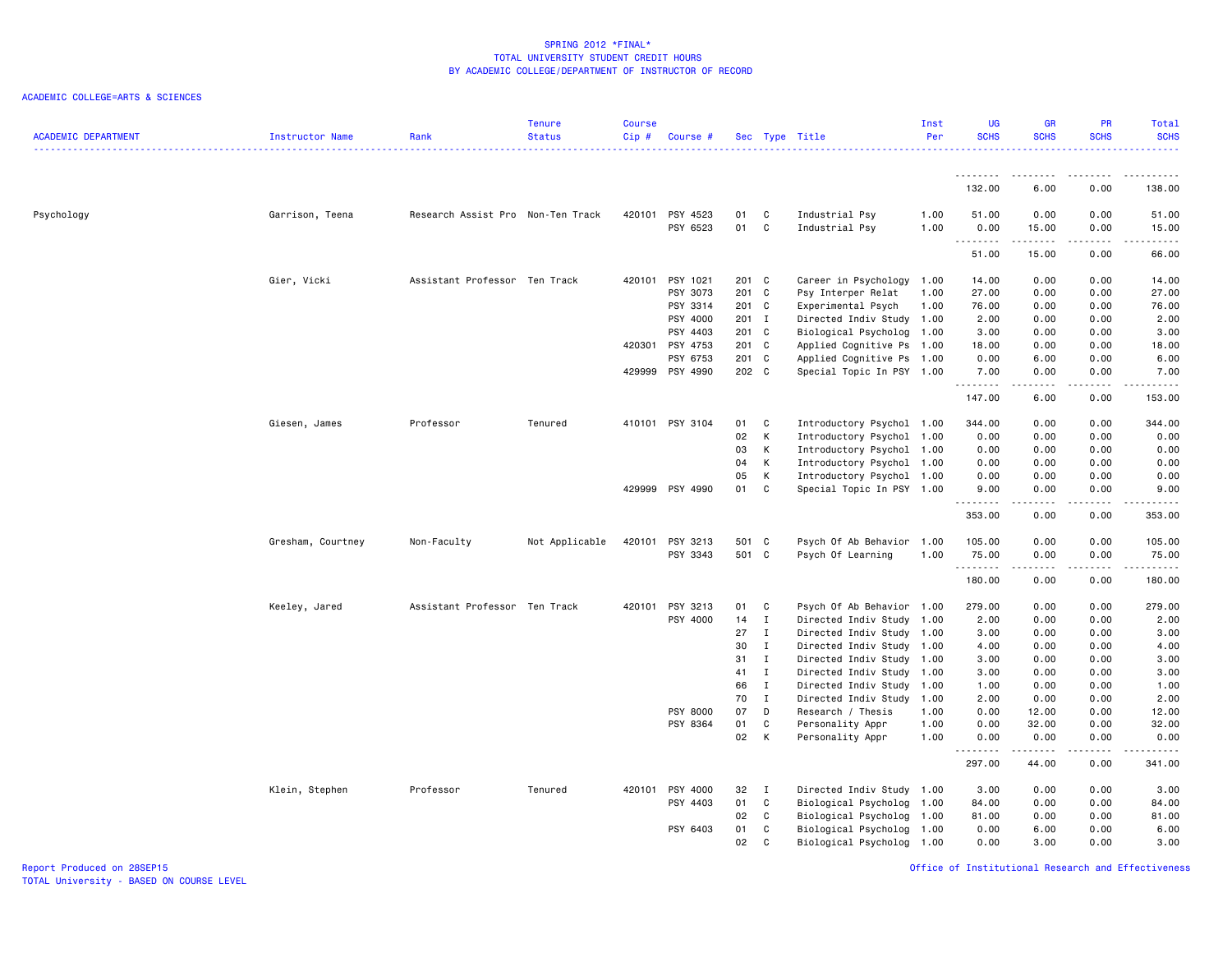# SPRING 2012 *FINAL*
## TOTAL UNIVERSITY STUDENT CREDIT HOURS
## BY ACADEMIC COLLEGE/DEPARTMENT OF INSTRUCTOR OF RECORD

ACADEMIC COLLEGE=ARTS & SCIENCES

| ACADEMIC DEPARTMENT | Instructor Name | Rank | Tenure Status | Course Cip # | Course # | Sec | Type | Title | Inst Per | UG SCHS | GR SCHS | PR SCHS | Total SCHS |
|---|---|---|---|---|---|---|---|---|---|---|---|---|---|
| | | | | | | | | | | 132.00 | 6.00 | 0.00 | 138.00 |
| Psychology | Garrison, Teena | Research Assist Pro | Non-Ten Track | 420101 | PSY 4523 | 01 | C | Industrial Psy | 1.00 | 51.00 | 0.00 | 0.00 | 51.00 |
| | | | | | PSY 6523 | 01 | C | Industrial Psy | 1.00 | 0.00 | 15.00 | 0.00 | 15.00 |
| | | | | | | | | | | 51.00 | 15.00 | 0.00 | 66.00 |
| | Gier, Vicki | Assistant Professor | Ten Track | 420101 | PSY 1021 | 201 | C | Career in Psychology | 1.00 | 14.00 | 0.00 | 0.00 | 14.00 |
| | | | | | PSY 3073 | 201 | C | Psy Interper Relat | 1.00 | 27.00 | 0.00 | 0.00 | 27.00 |
| | | | | | PSY 3314 | 201 | C | Experimental Psych | 1.00 | 76.00 | 0.00 | 0.00 | 76.00 |
| | | | | | PSY 4000 | 201 | I | Directed Indiv Study | 1.00 | 2.00 | 0.00 | 0.00 | 2.00 |
| | | | | | PSY 4403 | 201 | C | Biological Psycholog | 1.00 | 3.00 | 0.00 | 0.00 | 3.00 |
| | | | | 420301 | PSY 4753 | 201 | C | Applied Cognitive Ps | 1.00 | 18.00 | 0.00 | 0.00 | 18.00 |
| | | | | | PSY 6753 | 201 | C | Applied Cognitive Ps | 1.00 | 0.00 | 6.00 | 0.00 | 6.00 |
| | | | | 429999 | PSY 4990 | 202 | C | Special Topic In PSY | 1.00 | 7.00 | 0.00 | 0.00 | 7.00 |
| | | | | | | | | | | 147.00 | 6.00 | 0.00 | 153.00 |
| | Giesen, James | Professor | Tenured | 410101 | PSY 3104 | 01 | C | Introductory Psychol | 1.00 | 344.00 | 0.00 | 0.00 | 344.00 |
| | | | | | | 02 | K | Introductory Psychol | 1.00 | 0.00 | 0.00 | 0.00 | 0.00 |
| | | | | | | 03 | K | Introductory Psychol | 1.00 | 0.00 | 0.00 | 0.00 | 0.00 |
| | | | | | | 04 | K | Introductory Psychol | 1.00 | 0.00 | 0.00 | 0.00 | 0.00 |
| | | | | | | 05 | K | Introductory Psychol | 1.00 | 0.00 | 0.00 | 0.00 | 0.00 |
| | | | | 429999 | PSY 4990 | 01 | C | Special Topic In PSY | 1.00 | 9.00 | 0.00 | 0.00 | 9.00 |
| | | | | | | | | | | 353.00 | 0.00 | 0.00 | 353.00 |
| | Gresham, Courtney | Non-Faculty | Not Applicable | 420101 | PSY 3213 | 501 | C | Psych Of Ab Behavior | 1.00 | 105.00 | 0.00 | 0.00 | 105.00 |
| | | | | | PSY 3343 | 501 | C | Psych Of Learning | 1.00 | 75.00 | 0.00 | 0.00 | 75.00 |
| | | | | | | | | | | 180.00 | 0.00 | 0.00 | 180.00 |
| | Keeley, Jared | Assistant Professor | Ten Track | 420101 | PSY 3213 | 01 | C | Psych Of Ab Behavior | 1.00 | 279.00 | 0.00 | 0.00 | 279.00 |
| | | | | | PSY 4000 | 14 | I | Directed Indiv Study | 1.00 | 2.00 | 0.00 | 0.00 | 2.00 |
| | | | | | | 27 | I | Directed Indiv Study | 1.00 | 3.00 | 0.00 | 0.00 | 3.00 |
| | | | | | | 30 | I | Directed Indiv Study | 1.00 | 4.00 | 0.00 | 0.00 | 4.00 |
| | | | | | | 31 | I | Directed Indiv Study | 1.00 | 3.00 | 0.00 | 0.00 | 3.00 |
| | | | | | | 41 | I | Directed Indiv Study | 1.00 | 3.00 | 0.00 | 0.00 | 3.00 |
| | | | | | | 66 | I | Directed Indiv Study | 1.00 | 1.00 | 0.00 | 0.00 | 1.00 |
| | | | | | | 70 | I | Directed Indiv Study | 1.00 | 2.00 | 0.00 | 0.00 | 2.00 |
| | | | | | PSY 8000 | 07 | D | Research / Thesis | 1.00 | 0.00 | 12.00 | 0.00 | 12.00 |
| | | | | | PSY 8364 | 01 | C | Personality Appr | 1.00 | 0.00 | 32.00 | 0.00 | 32.00 |
| | | | | | | 02 | K | Personality Appr | 1.00 | 0.00 | 0.00 | 0.00 | 0.00 |
| | | | | | | | | | | 297.00 | 44.00 | 0.00 | 341.00 |
| | Klein, Stephen | Professor | Tenured | 420101 | PSY 4000 | 32 | I | Directed Indiv Study | 1.00 | 3.00 | 0.00 | 0.00 | 3.00 |
| | | | | | PSY 4403 | 01 | C | Biological Psycholog | 1.00 | 84.00 | 0.00 | 0.00 | 84.00 |
| | | | | | | 02 | C | Biological Psycholog | 1.00 | 81.00 | 0.00 | 0.00 | 81.00 |
| | | | | | PSY 6403 | 01 | C | Biological Psycholog | 1.00 | 0.00 | 6.00 | 0.00 | 6.00 |
| | | | | | | 02 | C | Biological Psycholog | 1.00 | 0.00 | 3.00 | 0.00 | 3.00 |

Report Produced on 28SEP15
TOTAL University - BASED ON COURSE LEVEL

Office of Institutional Research and Effectiveness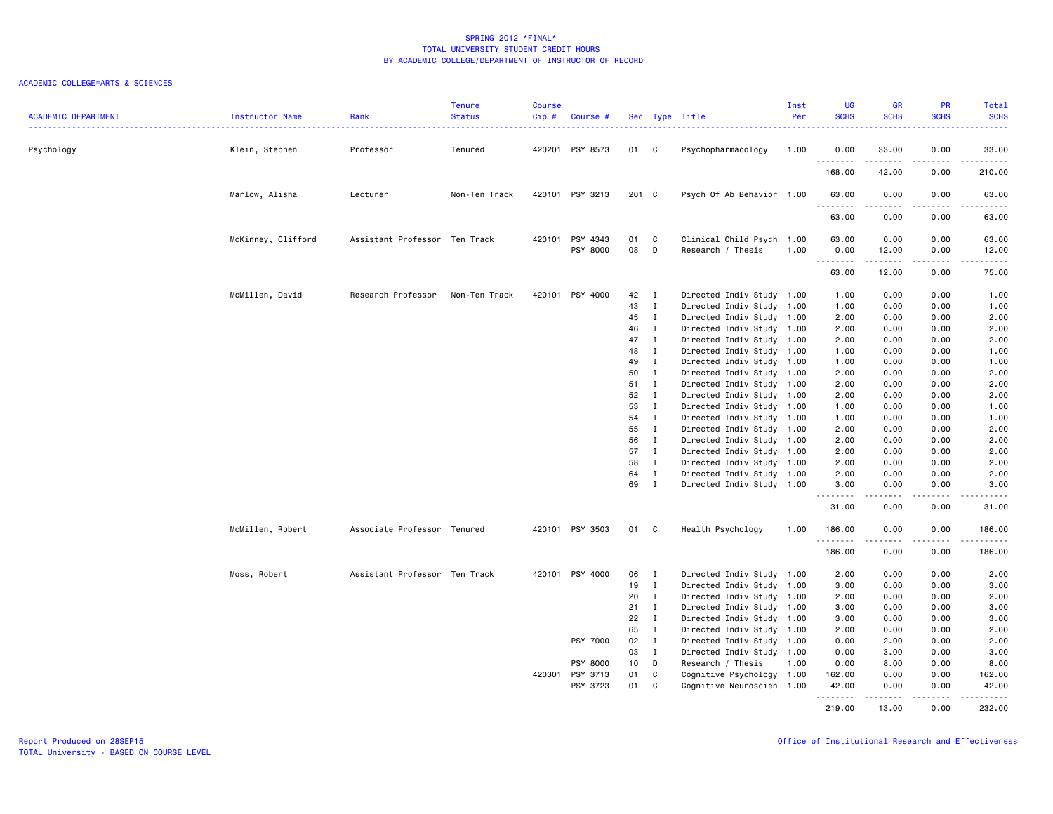SPRING 2012 *FINAL*
TOTAL UNIVERSITY STUDENT CREDIT HOURS
BY ACADEMIC COLLEGE/DEPARTMENT OF INSTRUCTOR OF RECORD

ACADEMIC COLLEGE=ARTS & SCIENCES

| ACADEMIC DEPARTMENT | Instructor Name | Rank | Tenure Status | Course Cip # | Course # | Sec | Type | Title | Inst Per | UG SCHS | GR SCHS | PR SCHS | Total SCHS |
|---|---|---|---|---|---|---|---|---|---|---|---|---|---|
| Psychology | Klein, Stephen | Professor | Tenured | 420201 | PSY 8573 | 01 | C | Psychopharmacology | 1.00 | 0.00 | 33.00 | 0.00 | 33.00 |
| | | | | | | | | | | 168.00 | 42.00 | 0.00 | 210.00 |
| | Marlow, Alisha | Lecturer | Non-Ten Track | 420101 | PSY 3213 | 201 | C | Psych Of Ab Behavior | 1.00 | 63.00 | 0.00 | 0.00 | 63.00 |
| | | | | | | | | | | 63.00 | 0.00 | 0.00 | 63.00 |
| | McKinney, Clifford | Assistant Professor | Ten Track | 420101 | PSY 4343 | 01 | C | Clinical Child Psych | 1.00 | 63.00 | 0.00 | 0.00 | 63.00 |
| | | | | | PSY 8000 | 08 | D | Research / Thesis | 1.00 | 0.00 | 12.00 | 0.00 | 12.00 |
| | | | | | | | | | | 63.00 | 12.00 | 0.00 | 75.00 |
| | McMillen, David | Research Professor | Non-Ten Track | 420101 | PSY 4000 | 42 | I | Directed Indiv Study | 1.00 | 1.00 | 0.00 | 0.00 | 1.00 |
| | | | | | | 43 | I | Directed Indiv Study | 1.00 | 1.00 | 0.00 | 0.00 | 1.00 |
| | | | | | | 45 | I | Directed Indiv Study | 1.00 | 2.00 | 0.00 | 0.00 | 2.00 |
| | | | | | | 46 | I | Directed Indiv Study | 1.00 | 2.00 | 0.00 | 0.00 | 2.00 |
| | | | | | | 47 | I | Directed Indiv Study | 1.00 | 2.00 | 0.00 | 0.00 | 2.00 |
| | | | | | | 48 | I | Directed Indiv Study | 1.00 | 1.00 | 0.00 | 0.00 | 1.00 |
| | | | | | | 49 | I | Directed Indiv Study | 1.00 | 1.00 | 0.00 | 0.00 | 1.00 |
| | | | | | | 50 | I | Directed Indiv Study | 1.00 | 2.00 | 0.00 | 0.00 | 2.00 |
| | | | | | | 51 | I | Directed Indiv Study | 1.00 | 2.00 | 0.00 | 0.00 | 2.00 |
| | | | | | | 52 | I | Directed Indiv Study | 1.00 | 2.00 | 0.00 | 0.00 | 2.00 |
| | | | | | | 53 | I | Directed Indiv Study | 1.00 | 1.00 | 0.00 | 0.00 | 1.00 |
| | | | | | | 54 | I | Directed Indiv Study | 1.00 | 1.00 | 0.00 | 0.00 | 1.00 |
| | | | | | | 55 | I | Directed Indiv Study | 1.00 | 2.00 | 0.00 | 0.00 | 2.00 |
| | | | | | | 56 | I | Directed Indiv Study | 1.00 | 2.00 | 0.00 | 0.00 | 2.00 |
| | | | | | | 57 | I | Directed Indiv Study | 1.00 | 2.00 | 0.00 | 0.00 | 2.00 |
| | | | | | | 58 | I | Directed Indiv Study | 1.00 | 2.00 | 0.00 | 0.00 | 2.00 |
| | | | | | | 64 | I | Directed Indiv Study | 1.00 | 2.00 | 0.00 | 0.00 | 2.00 |
| | | | | | | 69 | I | Directed Indiv Study | 1.00 | 3.00 | 0.00 | 0.00 | 3.00 |
| | | | | | | | | | | 31.00 | 0.00 | 0.00 | 31.00 |
| | McMillen, Robert | Associate Professor | Tenured | 420101 | PSY 3503 | 01 | C | Health Psychology | 1.00 | 186.00 | 0.00 | 0.00 | 186.00 |
| | | | | | | | | | | 186.00 | 0.00 | 0.00 | 186.00 |
| | Moss, Robert | Assistant Professor | Ten Track | 420101 | PSY 4000 | 06 | I | Directed Indiv Study | 1.00 | 2.00 | 0.00 | 0.00 | 2.00 |
| | | | | | | 19 | I | Directed Indiv Study | 1.00 | 3.00 | 0.00 | 0.00 | 3.00 |
| | | | | | | 20 | I | Directed Indiv Study | 1.00 | 2.00 | 0.00 | 0.00 | 2.00 |
| | | | | | | 21 | I | Directed Indiv Study | 1.00 | 3.00 | 0.00 | 0.00 | 3.00 |
| | | | | | | 22 | I | Directed Indiv Study | 1.00 | 3.00 | 0.00 | 0.00 | 3.00 |
| | | | | | | 65 | I | Directed Indiv Study | 1.00 | 2.00 | 0.00 | 0.00 | 2.00 |
| | | | | | PSY 7000 | 02 | I | Directed Indiv Study | 1.00 | 0.00 | 2.00 | 0.00 | 2.00 |
| | | | | | | 03 | I | Directed Indiv Study | 1.00 | 0.00 | 3.00 | 0.00 | 3.00 |
| | | | | | PSY 8000 | 10 | D | Research / Thesis | 1.00 | 0.00 | 8.00 | 0.00 | 8.00 |
| | | | | 420301 | PSY 3713 | 01 | C | Cognitive Psychology | 1.00 | 162.00 | 0.00 | 0.00 | 162.00 |
| | | | | | PSY 3723 | 01 | C | Cognitive Neuroscien | 1.00 | 42.00 | 0.00 | 0.00 | 42.00 |
| | | | | | | | | | | 219.00 | 13.00 | 0.00 | 232.00 |

Report Produced on 28SEP15
TOTAL University - BASED ON COURSE LEVEL

Office of Institutional Research and Effectiveness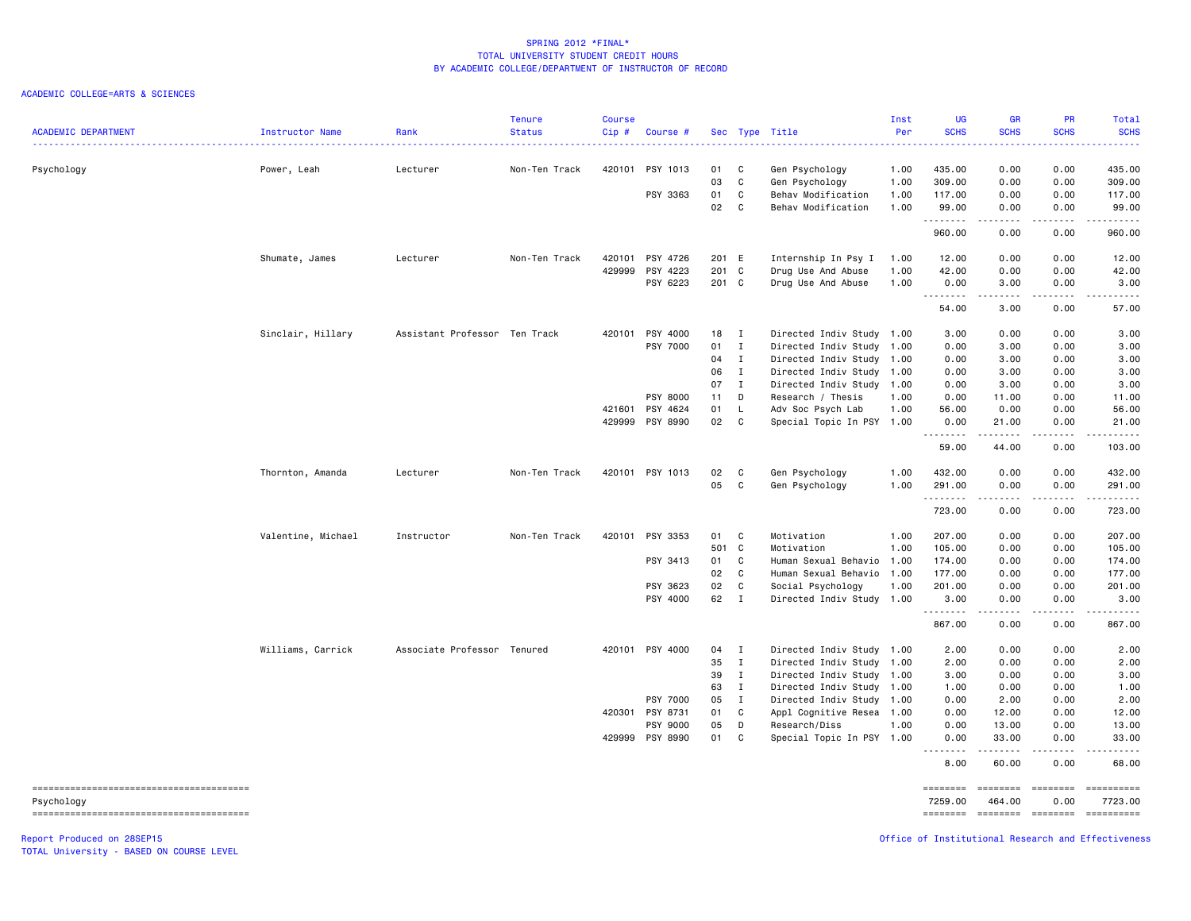SPRING 2012 *FINAL*
TOTAL UNIVERSITY STUDENT CREDIT HOURS
BY ACADEMIC COLLEGE/DEPARTMENT OF INSTRUCTOR OF RECORD

ACADEMIC COLLEGE=ARTS & SCIENCES

| ACADEMIC DEPARTMENT | Instructor Name | Rank | Tenure Status | Course Cip # | Course # | Sec | Type | Title | Inst Per | UG SCHS | GR SCHS | PR SCHS | Total SCHS |
|---|---|---|---|---|---|---|---|---|---|---|---|---|---|
| Psychology | Power, Leah | Lecturer | Non-Ten Track | 420101 | PSY 1013 | 01 | C | Gen Psychology | 1.00 | 435.00 | 0.00 | 0.00 | 435.00 |
| | | | | | | 03 | C | Gen Psychology | 1.00 | 309.00 | 0.00 | 0.00 | 309.00 |
| | | | | | PSY 3363 | 01 | C | Behav Modification | 1.00 | 117.00 | 0.00 | 0.00 | 117.00 |
| | | | | | | 02 | C | Behav Modification | 1.00 | 99.00 | 0.00 | 0.00 | 99.00 |
| | | | | | | | | | | 960.00 | 0.00 | 0.00 | 960.00 |
| | Shumate, James | Lecturer | Non-Ten Track | 420101 | PSY 4726 | 201 | E | Internship In Psy I | 1.00 | 12.00 | 0.00 | 0.00 | 12.00 |
| | | | | 429999 | PSY 4223 | 201 | C | Drug Use And Abuse | 1.00 | 42.00 | 0.00 | 0.00 | 42.00 |
| | | | | | PSY 6223 | 201 | C | Drug Use And Abuse | 1.00 | 0.00 | 3.00 | 0.00 | 3.00 |
| | | | | | | | | | | 54.00 | 3.00 | 0.00 | 57.00 |
| | Sinclair, Hillary | Assistant Professor | Ten Track | 420101 | PSY 4000 | 18 | I | Directed Indiv Study | 1.00 | 3.00 | 0.00 | 0.00 | 3.00 |
| | | | | | PSY 7000 | 01 | I | Directed Indiv Study | 1.00 | 0.00 | 3.00 | 0.00 | 3.00 |
| | | | | | | 04 | I | Directed Indiv Study | 1.00 | 0.00 | 3.00 | 0.00 | 3.00 |
| | | | | | | 06 | I | Directed Indiv Study | 1.00 | 0.00 | 3.00 | 0.00 | 3.00 |
| | | | | | | 07 | I | Directed Indiv Study | 1.00 | 0.00 | 3.00 | 0.00 | 3.00 |
| | | | | | PSY 8000 | 11 | D | Research / Thesis | 1.00 | 0.00 | 11.00 | 0.00 | 11.00 |
| | | | | 421601 | PSY 4624 | 01 | L | Adv Soc Psych Lab | 1.00 | 56.00 | 0.00 | 0.00 | 56.00 |
| | | | | 429999 | PSY 8990 | 02 | C | Special Topic In PSY | 1.00 | 0.00 | 21.00 | 0.00 | 21.00 |
| | | | | | | | | | | 59.00 | 44.00 | 0.00 | 103.00 |
| | Thornton, Amanda | Lecturer | Non-Ten Track | 420101 | PSY 1013 | 02 | C | Gen Psychology | 1.00 | 432.00 | 0.00 | 0.00 | 432.00 |
| | | | | | | 05 | C | Gen Psychology | 1.00 | 291.00 | 0.00 | 0.00 | 291.00 |
| | | | | | | | | | | 723.00 | 0.00 | 0.00 | 723.00 |
| | Valentine, Michael | Instructor | Non-Ten Track | 420101 | PSY 3353 | 01 | C | Motivation | 1.00 | 207.00 | 0.00 | 0.00 | 207.00 |
| | | | | | | 501 | C | Motivation | 1.00 | 105.00 | 0.00 | 0.00 | 105.00 |
| | | | | | PSY 3413 | 01 | C | Human Sexual Behavio | 1.00 | 174.00 | 0.00 | 0.00 | 174.00 |
| | | | | | | 02 | C | Human Sexual Behavio | 1.00 | 177.00 | 0.00 | 0.00 | 177.00 |
| | | | | | PSY 3623 | 02 | C | Social Psychology | 1.00 | 201.00 | 0.00 | 0.00 | 201.00 |
| | | | | | PSY 4000 | 62 | I | Directed Indiv Study | 1.00 | 3.00 | 0.00 | 0.00 | 3.00 |
| | | | | | | | | | | 867.00 | 0.00 | 0.00 | 867.00 |
| | Williams, Carrick | Associate Professor | Tenured | 420101 | PSY 4000 | 04 | I | Directed Indiv Study | 1.00 | 2.00 | 0.00 | 0.00 | 2.00 |
| | | | | | | 35 | I | Directed Indiv Study | 1.00 | 2.00 | 0.00 | 0.00 | 2.00 |
| | | | | | | 39 | I | Directed Indiv Study | 1.00 | 3.00 | 0.00 | 0.00 | 3.00 |
| | | | | | | 63 | I | Directed Indiv Study | 1.00 | 1.00 | 0.00 | 0.00 | 1.00 |
| | | | | | PSY 7000 | 05 | I | Directed Indiv Study | 1.00 | 0.00 | 2.00 | 0.00 | 2.00 |
| | | | | 420301 | PSY 8731 | 01 | C | Appl Cognitive Resea | 1.00 | 0.00 | 12.00 | 0.00 | 12.00 |
| | | | | | PSY 9000 | 05 | D | Research/Diss | 1.00 | 0.00 | 13.00 | 0.00 | 13.00 |
| | | | | 429999 | PSY 8990 | 01 | C | Special Topic In PSY | 1.00 | 0.00 | 33.00 | 0.00 | 33.00 |
| | | | | | | | | | | 8.00 | 60.00 | 0.00 | 68.00 |
| Psychology | | | | | | | | | | 7259.00 | 464.00 | 0.00 | 7723.00 |

Report Produced on 28SEP15
TOTAL University - BASED ON COURSE LEVEL

Office of Institutional Research and Effectiveness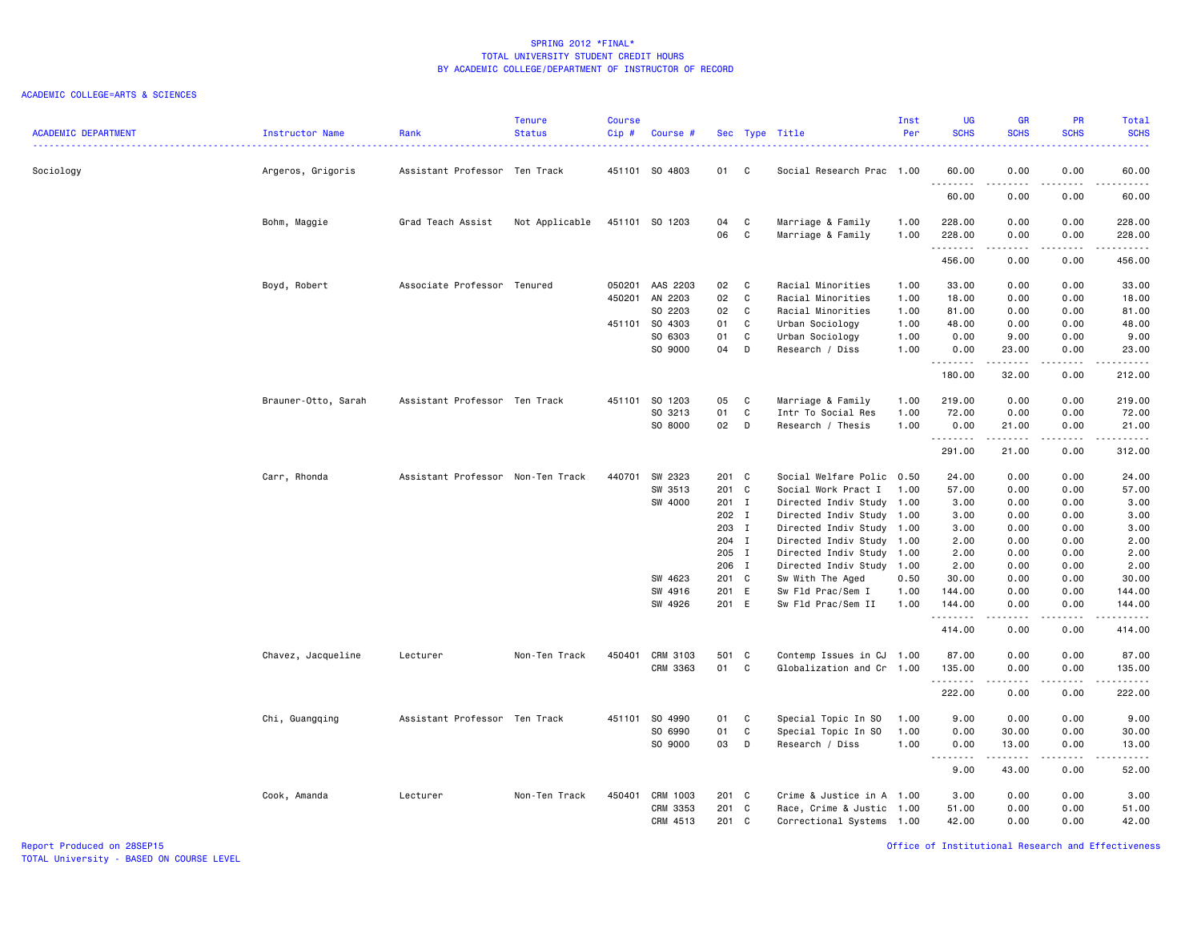# SPRING 2012 *FINAL*
## TOTAL UNIVERSITY STUDENT CREDIT HOURS
## BY ACADEMIC COLLEGE/DEPARTMENT OF INSTRUCTOR OF RECORD

ACADEMIC COLLEGE=ARTS & SCIENCES

| ACADEMIC DEPARTMENT | Instructor Name | Rank | Tenure Status | Course Cip # | Course # | Sec | Type | Title | Inst Per | UG SCHS | GR SCHS | PR SCHS | Total SCHS |
|---|---|---|---|---|---|---|---|---|---|---|---|---|---|
| Sociology | Argeros, Grigoris | Assistant Professor | Ten Track | 451101 | SO 4803 | 01 | C | Social Research Prac | 1.00 | 60.00 | 0.00 | 0.00 | 60.00 |
| | | | | | | | | | | 60.00 | 0.00 | 0.00 | 60.00 |
| | Bohm, Maggie | Grad Teach Assist | Not Applicable | 451101 | SO 1203 | 04 | C | Marriage & Family | 1.00 | 228.00 | 0.00 | 0.00 | 228.00 |
| | | | | | | 06 | C | Marriage & Family | 1.00 | 228.00 | 0.00 | 0.00 | 228.00 |
| | | | | | | | | | | 456.00 | 0.00 | 0.00 | 456.00 |
| | Boyd, Robert | Associate Professor | Tenured | 050201 | AAS 2203 | 02 | C | Racial Minorities | 1.00 | 33.00 | 0.00 | 0.00 | 33.00 |
| | | | | 450201 | AN 2203 | 02 | C | Racial Minorities | 1.00 | 18.00 | 0.00 | 0.00 | 18.00 |
| | | | | | SO 2203 | 02 | C | Racial Minorities | 1.00 | 81.00 | 0.00 | 0.00 | 81.00 |
| | | | | 451101 | SO 4303 | 01 | C | Urban Sociology | 1.00 | 48.00 | 0.00 | 0.00 | 48.00 |
| | | | | | SO 6303 | 01 | C | Urban Sociology | 1.00 | 0.00 | 9.00 | 0.00 | 9.00 |
| | | | | | SO 9000 | 04 | D | Research / Diss | 1.00 | 0.00 | 23.00 | 0.00 | 23.00 |
| | | | | | | | | | | 180.00 | 32.00 | 0.00 | 212.00 |
| | Brauner-Otto, Sarah | Assistant Professor | Ten Track | 451101 | SO 1203 | 05 | C | Marriage & Family | 1.00 | 219.00 | 0.00 | 0.00 | 219.00 |
| | | | | | SO 3213 | 01 | C | Intr To Social Res | 1.00 | 72.00 | 0.00 | 0.00 | 72.00 |
| | | | | | SO 8000 | 02 | D | Research / Thesis | 1.00 | 0.00 | 21.00 | 0.00 | 21.00 |
| | | | | | | | | | | 291.00 | 21.00 | 0.00 | 312.00 |
| | Carr, Rhonda | Assistant Professor | Non-Ten Track | 440701 | SW 2323 | 201 | C | Social Welfare Polic | 0.50 | 24.00 | 0.00 | 0.00 | 24.00 |
| | | | | | SW 3513 | 201 | C | Social Work Pract I | 1.00 | 57.00 | 0.00 | 0.00 | 57.00 |
| | | | | | SW 4000 | 201 | I | Directed Indiv Study | 1.00 | 3.00 | 0.00 | 0.00 | 3.00 |
| | | | | | | 202 | I | Directed Indiv Study | 1.00 | 3.00 | 0.00 | 0.00 | 3.00 |
| | | | | | | 203 | I | Directed Indiv Study | 1.00 | 3.00 | 0.00 | 0.00 | 3.00 |
| | | | | | | 204 | I | Directed Indiv Study | 1.00 | 2.00 | 0.00 | 0.00 | 2.00 |
| | | | | | | 205 | I | Directed Indiv Study | 1.00 | 2.00 | 0.00 | 0.00 | 2.00 |
| | | | | | | 206 | I | Directed Indiv Study | 1.00 | 2.00 | 0.00 | 0.00 | 2.00 |
| | | | | | SW 4623 | 201 | C | Sw With The Aged | 0.50 | 30.00 | 0.00 | 0.00 | 30.00 |
| | | | | | SW 4916 | 201 | E | Sw Fld Prac/Sem I | 1.00 | 144.00 | 0.00 | 0.00 | 144.00 |
| | | | | | SW 4926 | 201 | E | Sw Fld Prac/Sem II | 1.00 | 144.00 | 0.00 | 0.00 | 144.00 |
| | | | | | | | | | | 414.00 | 0.00 | 0.00 | 414.00 |
| | Chavez, Jacqueline | Lecturer | Non-Ten Track | 450401 | CRM 3103 | 501 | C | Contemp Issues in CJ | 1.00 | 87.00 | 0.00 | 0.00 | 87.00 |
| | | | | | CRM 3363 | 01 | C | Globalization and Cr | 1.00 | 135.00 | 0.00 | 0.00 | 135.00 |
| | | | | | | | | | | 222.00 | 0.00 | 0.00 | 222.00 |
| | Chi, Guangqing | Assistant Professor | Ten Track | 451101 | SO 4990 | 01 | C | Special Topic In SO | 1.00 | 9.00 | 0.00 | 0.00 | 9.00 |
| | | | | | SO 6990 | 01 | C | Special Topic In SO | 1.00 | 0.00 | 30.00 | 0.00 | 30.00 |
| | | | | | SO 9000 | 03 | D | Research / Diss | 1.00 | 0.00 | 13.00 | 0.00 | 13.00 |
| | | | | | | | | | | 9.00 | 43.00 | 0.00 | 52.00 |
| | Cook, Amanda | Lecturer | Non-Ten Track | 450401 | CRM 1003 | 201 | C | Crime & Justice in A | 1.00 | 3.00 | 0.00 | 0.00 | 3.00 |
| | | | | | CRM 3353 | 201 | C | Race, Crime & Justic | 1.00 | 51.00 | 0.00 | 0.00 | 51.00 |
| | | | | | CRM 4513 | 201 | C | Correctional Systems | 1.00 | 42.00 | 0.00 | 0.00 | 42.00 |

Report Produced on 28SEP15
TOTAL University - BASED ON COURSE LEVEL

Office of Institutional Research and Effectiveness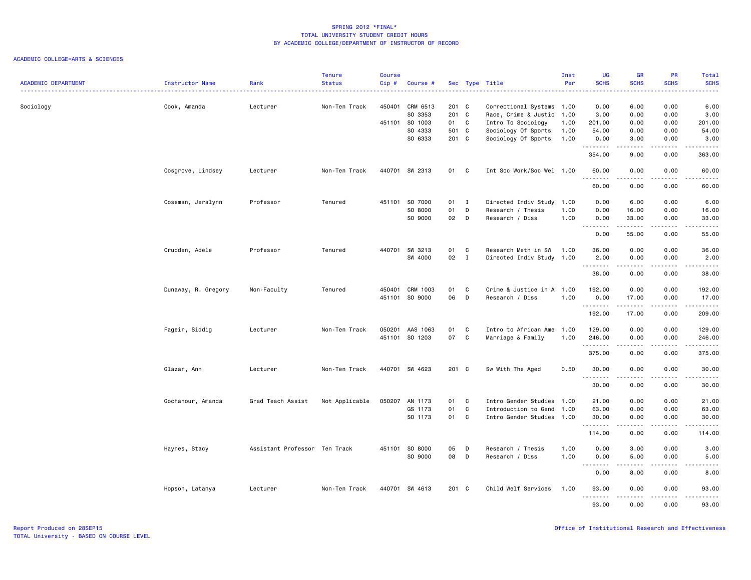SPRING 2012 *FINAL*
TOTAL UNIVERSITY STUDENT CREDIT HOURS
BY ACADEMIC COLLEGE/DEPARTMENT OF INSTRUCTOR OF RECORD

ACADEMIC COLLEGE=ARTS & SCIENCES

| ACADEMIC DEPARTMENT | Instructor Name | Rank | Tenure Status | Course Cip # | Course # | Sec | Type | Title | Inst Per | UG SCHS | GR SCHS | PR SCHS | Total SCHS |
|---|---|---|---|---|---|---|---|---|---|---|---|---|---|
| Sociology | Cook, Amanda | Lecturer | Non-Ten Track | 450401 | CRM 6513 | 201 | C | Correctional Systems | 1.00 | 0.00 | 6.00 | 0.00 | 6.00 |
| | | | | | SO 3353 | 201 | C | Race, Crime & Justic | 1.00 | 3.00 | 0.00 | 0.00 | 3.00 |
| | | | | 451101 | SO 1003 | 01 | C | Intro To Sociology | 1.00 | 201.00 | 0.00 | 0.00 | 201.00 |
| | | | | | SO 4333 | 501 | C | Sociology Of Sports | 1.00 | 54.00 | 0.00 | 0.00 | 54.00 |
| | | | | | SO 6333 | 201 | C | Sociology Of Sports | 1.00 | 0.00 | 3.00 | 0.00 | 3.00 |
| | | | | | | | | | | 354.00 | 9.00 | 0.00 | 363.00 |
| | Cosgrove, Lindsey | Lecturer | Non-Ten Track | 440701 | SW 2313 | 01 | C | Int Soc Work/Soc Wel | 1.00 | 60.00 | 0.00 | 0.00 | 60.00 |
| | | | | | | | | | | 60.00 | 0.00 | 0.00 | 60.00 |
| | Cossman, Jeralynn | Professor | Tenured | 451101 | SO 7000 | 01 | I | Directed Indiv Study | 1.00 | 0.00 | 6.00 | 0.00 | 6.00 |
| | | | | | SO 8000 | 01 | D | Research / Thesis | 1.00 | 0.00 | 16.00 | 0.00 | 16.00 |
| | | | | | SO 9000 | 02 | D | Research / Diss | 1.00 | 0.00 | 33.00 | 0.00 | 33.00 |
| | | | | | | | | | | 0.00 | 55.00 | 0.00 | 55.00 |
| | Crudden, Adele | Professor | Tenured | 440701 | SW 3213 | 01 | C | Research Meth in SW | 1.00 | 36.00 | 0.00 | 0.00 | 36.00 |
| | | | | | SW 4000 | 02 | I | Directed Indiv Study | 1.00 | 2.00 | 0.00 | 0.00 | 2.00 |
| | | | | | | | | | | 38.00 | 0.00 | 0.00 | 38.00 |
| | Dunaway, R. Gregory | Non-Faculty | Tenured | 450401 | CRM 1003 | 01 | C | Crime & Justice in A | 1.00 | 192.00 | 0.00 | 0.00 | 192.00 |
| | | | | 451101 | SO 9000 | 06 | D | Research / Diss | 1.00 | 0.00 | 17.00 | 0.00 | 17.00 |
| | | | | | | | | | | 192.00 | 17.00 | 0.00 | 209.00 |
| | Fageir, Siddig | Lecturer | Non-Ten Track | 050201 | AAS 1063 | 01 | C | Intro to African Ame | 1.00 | 129.00 | 0.00 | 0.00 | 129.00 |
| | | | | 451101 | SO 1203 | 07 | C | Marriage & Family | 1.00 | 246.00 | 0.00 | 0.00 | 246.00 |
| | | | | | | | | | | 375.00 | 0.00 | 0.00 | 375.00 |
| | Glazar, Ann | Lecturer | Non-Ten Track | 440701 | SW 4623 | 201 | C | Sw With The Aged | 0.50 | 30.00 | 0.00 | 0.00 | 30.00 |
| | | | | | | | | | | 30.00 | 0.00 | 0.00 | 30.00 |
| | Gochanour, Amanda | Grad Teach Assist | Not Applicable | 050207 | AN 1173 | 01 | C | Intro Gender Studies | 1.00 | 21.00 | 0.00 | 0.00 | 21.00 |
| | | | | | GS 1173 | 01 | C | Introduction to Gend | 1.00 | 63.00 | 0.00 | 0.00 | 63.00 |
| | | | | | SO 1173 | 01 | C | Intro Gender Studies | 1.00 | 30.00 | 0.00 | 0.00 | 30.00 |
| | | | | | | | | | | 114.00 | 0.00 | 0.00 | 114.00 |
| | Haynes, Stacy | Assistant Professor | Ten Track | 451101 | SO 8000 | 05 | D | Research / Thesis | 1.00 | 0.00 | 3.00 | 0.00 | 3.00 |
| | | | | | SO 9000 | 08 | D | Research / Diss | 1.00 | 0.00 | 5.00 | 0.00 | 5.00 |
| | | | | | | | | | | 0.00 | 8.00 | 0.00 | 8.00 |
| | Hopson, Latanya | Lecturer | Non-Ten Track | 440701 | SW 4613 | 201 | C | Child Welf Services | 1.00 | 93.00 | 0.00 | 0.00 | 93.00 |
| | | | | | | | | | | 93.00 | 0.00 | 0.00 | 93.00 |

Report Produced on 28SEP15
TOTAL University - BASED ON COURSE LEVEL

Office of Institutional Research and Effectiveness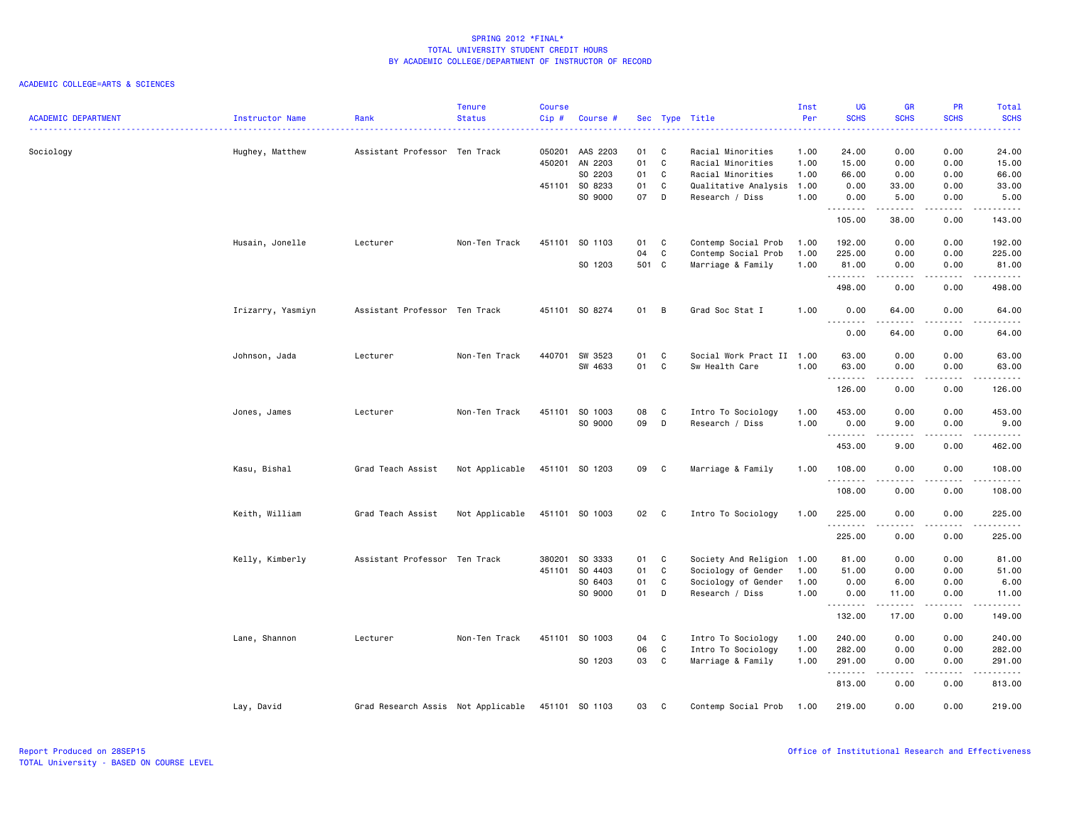SPRING 2012 *FINAL*
TOTAL UNIVERSITY STUDENT CREDIT HOURS
BY ACADEMIC COLLEGE/DEPARTMENT OF INSTRUCTOR OF RECORD

ACADEMIC COLLEGE=ARTS & SCIENCES

| ACADEMIC DEPARTMENT | Instructor Name | Rank | Tenure Status | Course Cip # | Course # | Sec | Type | Title | Inst Per | UG SCHS | GR SCHS | PR SCHS | Total SCHS |
|---|---|---|---|---|---|---|---|---|---|---|---|---|---|
| Sociology | Hughey, Matthew | Assistant Professor | Ten Track | 050201 | AAS 2203 | 01 | C | Racial Minorities | 1.00 | 24.00 | 0.00 | 0.00 | 24.00 |
| | | | | 450201 | AN 2203 | 01 | C | Racial Minorities | 1.00 | 15.00 | 0.00 | 0.00 | 15.00 |
| | | | | | SO 2203 | 01 | C | Racial Minorities | 1.00 | 66.00 | 0.00 | 0.00 | 66.00 |
| | | | | 451101 | SO 8233 | 01 | C | Qualitative Analysis | 1.00 | 0.00 | 33.00 | 0.00 | 33.00 |
| | | | | | SO 9000 | 07 | D | Research / Diss | 1.00 | 0.00 | 5.00 | 0.00 | 5.00 |
| | | | | | | | | | | 105.00 | 38.00 | 0.00 | 143.00 |
| | Husain, Jonelle | Lecturer | Non-Ten Track | 451101 | SO 1103 | 01 | C | Contemp Social Prob | 1.00 | 192.00 | 0.00 | 0.00 | 192.00 |
| | | | | | | 04 | C | Contemp Social Prob | 1.00 | 225.00 | 0.00 | 0.00 | 225.00 |
| | | | | | SO 1203 | 501 | C | Marriage & Family | 1.00 | 81.00 | 0.00 | 0.00 | 81.00 |
| | | | | | | | | | | 498.00 | 0.00 | 0.00 | 498.00 |
| | Irizarry, Yasmiyn | Assistant Professor | Ten Track | 451101 | SO 8274 | 01 | B | Grad Soc Stat I | 1.00 | 0.00 | 64.00 | 0.00 | 64.00 |
| | | | | | | | | | | 0.00 | 64.00 | 0.00 | 64.00 |
| | Johnson, Jada | Lecturer | Non-Ten Track | 440701 | SW 3523 | 01 | C | Social Work Pract II | 1.00 | 63.00 | 0.00 | 0.00 | 63.00 |
| | | | | | SW 4633 | 01 | C | Sw Health Care | 1.00 | 63.00 | 0.00 | 0.00 | 63.00 |
| | | | | | | | | | | 126.00 | 0.00 | 0.00 | 126.00 |
| | Jones, James | Lecturer | Non-Ten Track | 451101 | SO 1003 | 08 | C | Intro To Sociology | 1.00 | 453.00 | 0.00 | 0.00 | 453.00 |
| | | | | | SO 9000 | 09 | D | Research / Diss | 1.00 | 0.00 | 9.00 | 0.00 | 9.00 |
| | | | | | | | | | | 453.00 | 9.00 | 0.00 | 462.00 |
| | Kasu, Bishal | Grad Teach Assist | Not Applicable | 451101 | SO 1203 | 09 | C | Marriage & Family | 1.00 | 108.00 | 0.00 | 0.00 | 108.00 |
| | | | | | | | | | | 108.00 | 0.00 | 0.00 | 108.00 |
| | Keith, William | Grad Teach Assist | Not Applicable | 451101 | SO 1003 | 02 | C | Intro To Sociology | 1.00 | 225.00 | 0.00 | 0.00 | 225.00 |
| | | | | | | | | | | 225.00 | 0.00 | 0.00 | 225.00 |
| | Kelly, Kimberly | Assistant Professor | Ten Track | 380201 | SO 3333 | 01 | C | Society And Religion | 1.00 | 81.00 | 0.00 | 0.00 | 81.00 |
| | | | | 451101 | SO 4403 | 01 | C | Sociology of Gender | 1.00 | 51.00 | 0.00 | 0.00 | 51.00 |
| | | | | | SO 6403 | 01 | C | Sociology of Gender | 1.00 | 0.00 | 6.00 | 0.00 | 6.00 |
| | | | | | SO 9000 | 01 | D | Research / Diss | 1.00 | 0.00 | 11.00 | 0.00 | 11.00 |
| | | | | | | | | | | 132.00 | 17.00 | 0.00 | 149.00 |
| | Lane, Shannon | Lecturer | Non-Ten Track | 451101 | SO 1003 | 04 | C | Intro To Sociology | 1.00 | 240.00 | 0.00 | 0.00 | 240.00 |
| | | | | | | 06 | C | Intro To Sociology | 1.00 | 282.00 | 0.00 | 0.00 | 282.00 |
| | | | | | SO 1203 | 03 | C | Marriage & Family | 1.00 | 291.00 | 0.00 | 0.00 | 291.00 |
| | | | | | | | | | | 813.00 | 0.00 | 0.00 | 813.00 |
| | Lay, David | Grad Research Assis | Not Applicable | 451101 | SO 1103 | 03 | C | Contemp Social Prob | 1.00 | 219.00 | 0.00 | 0.00 | 219.00 |

Report Produced on 28SEP15
TOTAL University - BASED ON COURSE LEVEL

Office of Institutional Research and Effectiveness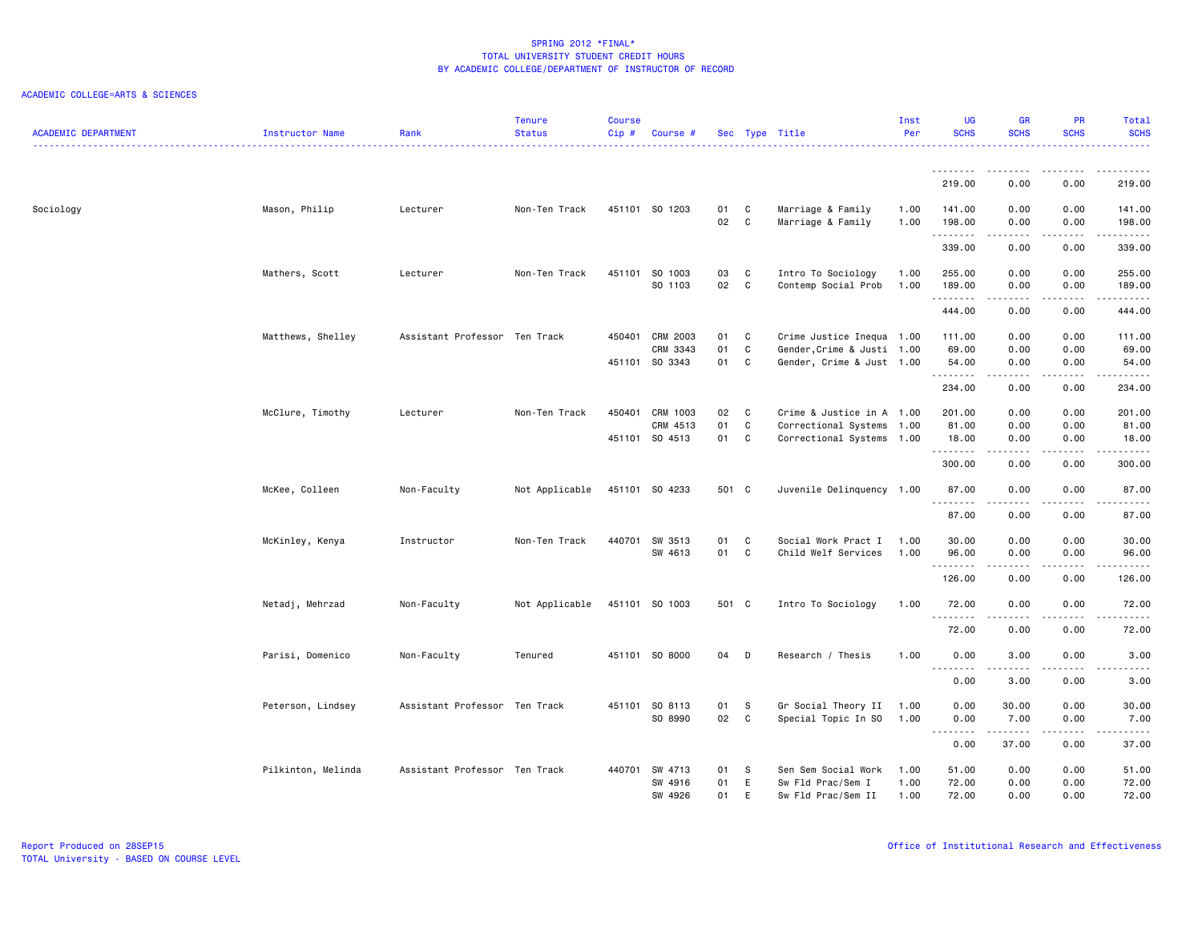SPRING 2012 *FINAL*
TOTAL UNIVERSITY STUDENT CREDIT HOURS
BY ACADEMIC COLLEGE/DEPARTMENT OF INSTRUCTOR OF RECORD

ACADEMIC COLLEGE=ARTS & SCIENCES

| ACADEMIC DEPARTMENT | Instructor Name | Rank | Tenure Status | Course Cip # | Course # | Sec | Type | Title | Inst Per | UG SCHS | GR SCHS | PR SCHS | Total SCHS |
|---|---|---|---|---|---|---|---|---|---|---|---|---|---|
| | | | | | | | | | | 219.00 | 0.00 | 0.00 | 219.00 |
| Sociology | Mason, Philip | Lecturer | Non-Ten Track | 451101 | SO 1203 | 01 | C | Marriage & Family | 1.00 | 141.00 | 0.00 | 0.00 | 141.00 |
| | | | | | | 02 | C | Marriage & Family | 1.00 | 198.00 | 0.00 | 0.00 | 198.00 |
| | | | | | | | | | | 339.00 | 0.00 | 0.00 | 339.00 |
| | Mathers, Scott | Lecturer | Non-Ten Track | 451101 | SO 1003 | 03 | C | Intro To Sociology | 1.00 | 255.00 | 0.00 | 0.00 | 255.00 |
| | | | | | SO 1103 | 02 | C | Contemp Social Prob | 1.00 | 189.00 | 0.00 | 0.00 | 189.00 |
| | | | | | | | | | | 444.00 | 0.00 | 0.00 | 444.00 |
| | Matthews, Shelley | Assistant Professor | Ten Track | 450401 | CRM 2003 | 01 | C | Crime Justice Inequa | 1.00 | 111.00 | 0.00 | 0.00 | 111.00 |
| | | | | | CRM 3343 | 01 | C | Gender,Crime & Justi | 1.00 | 69.00 | 0.00 | 0.00 | 69.00 |
| | | | | 451101 | SO 3343 | 01 | C | Gender, Crime & Just | 1.00 | 54.00 | 0.00 | 0.00 | 54.00 |
| | | | | | | | | | | 234.00 | 0.00 | 0.00 | 234.00 |
| | McClure, Timothy | Lecturer | Non-Ten Track | 450401 | CRM 1003 | 02 | C | Crime & Justice in A | 1.00 | 201.00 | 0.00 | 0.00 | 201.00 |
| | | | | | CRM 4513 | 01 | C | Correctional Systems | 1.00 | 81.00 | 0.00 | 0.00 | 81.00 |
| | | | | 451101 | SO 4513 | 01 | C | Correctional Systems | 1.00 | 18.00 | 0.00 | 0.00 | 18.00 |
| | | | | | | | | | | 300.00 | 0.00 | 0.00 | 300.00 |
| | McKee, Colleen | Non-Faculty | Not Applicable | 451101 | SO 4233 | 501 | C | Juvenile Delinquency | 1.00 | 87.00 | 0.00 | 0.00 | 87.00 |
| | | | | | | | | | | 87.00 | 0.00 | 0.00 | 87.00 |
| | McKinley, Kenya | Instructor | Non-Ten Track | 440701 | SW 3513 | 01 | C | Social Work Pract I | 1.00 | 30.00 | 0.00 | 0.00 | 30.00 |
| | | | | | SW 4613 | 01 | C | Child Welf Services | 1.00 | 96.00 | 0.00 | 0.00 | 96.00 |
| | | | | | | | | | | 126.00 | 0.00 | 0.00 | 126.00 |
| | Netadj, Mehrzad | Non-Faculty | Not Applicable | 451101 | SO 1003 | 501 | C | Intro To Sociology | 1.00 | 72.00 | 0.00 | 0.00 | 72.00 |
| | | | | | | | | | | 72.00 | 0.00 | 0.00 | 72.00 |
| | Parisi, Domenico | Non-Faculty | Tenured | 451101 | SO 8000 | 04 | D | Research / Thesis | 1.00 | 0.00 | 3.00 | 0.00 | 3.00 |
| | | | | | | | | | | 0.00 | 3.00 | 0.00 | 3.00 |
| | Peterson, Lindsey | Assistant Professor | Ten Track | 451101 | SO 8113 | 01 | S | Gr Social Theory II | 1.00 | 0.00 | 30.00 | 0.00 | 30.00 |
| | | | | | SO 8990 | 02 | C | Special Topic In SO | 1.00 | 0.00 | 7.00 | 0.00 | 7.00 |
| | | | | | | | | | | 0.00 | 37.00 | 0.00 | 37.00 |
| | Pilkinton, Melinda | Assistant Professor | Ten Track | 440701 | SW 4713 | 01 | S | Sen Sem Social Work | 1.00 | 51.00 | 0.00 | 0.00 | 51.00 |
| | | | | | SW 4916 | 01 | E | Sw Fld Prac/Sem I | 1.00 | 72.00 | 0.00 | 0.00 | 72.00 |
| | | | | | SW 4926 | 01 | E | Sw Fld Prac/Sem II | 1.00 | 72.00 | 0.00 | 0.00 | 72.00 |

Report Produced on 28SEP15
TOTAL University - BASED ON COURSE LEVEL

Office of Institutional Research and Effectiveness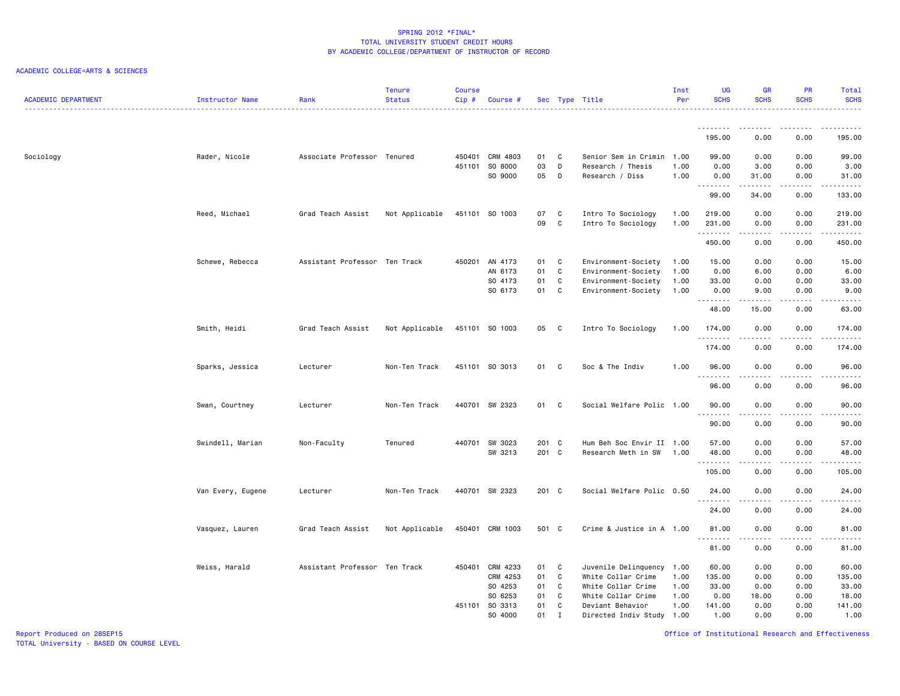SPRING 2012 *FINAL*
TOTAL UNIVERSITY STUDENT CREDIT HOURS
BY ACADEMIC COLLEGE/DEPARTMENT OF INSTRUCTOR OF RECORD

ACADEMIC COLLEGE=ARTS & SCIENCES

| ACADEMIC DEPARTMENT | Instructor Name | Rank | Tenure Status | Course Cip # | Course # | Sec | Type | Title | Inst Per | UG SCHS | GR SCHS | PR SCHS | Total SCHS |
|---|---|---|---|---|---|---|---|---|---|---|---|---|---|
| | | | | | | | | | | 195.00 | 0.00 | 0.00 | 195.00 |
| Sociology | Rader, Nicole | Associate Professor | Tenured | 450401 | CRM 4803 | 01 | C | Senior Sem in Crimin | 1.00 | 99.00 | 0.00 | 0.00 | 99.00 |
| | | | | 451101 | SO 8000 | 03 | D | Research / Thesis | 1.00 | 0.00 | 3.00 | 0.00 | 3.00 |
| | | | | | SO 9000 | 05 | D | Research / Diss | 1.00 | 0.00 | 31.00 | 0.00 | 31.00 |
| | | | | | | | | | | 99.00 | 34.00 | 0.00 | 133.00 |
| | Reed, Michael | Grad Teach Assist | Not Applicable | 451101 | SO 1003 | 07 | C | Intro To Sociology | 1.00 | 219.00 | 0.00 | 0.00 | 219.00 |
| | | | | | | 09 | C | Intro To Sociology | 1.00 | 231.00 | 0.00 | 0.00 | 231.00 |
| | | | | | | | | | | 450.00 | 0.00 | 0.00 | 450.00 |
| | Schewe, Rebecca | Assistant Professor | Ten Track | 450201 | AN 4173 | 01 | C | Environment-Society | 1.00 | 15.00 | 0.00 | 0.00 | 15.00 |
| | | | | | AN 6173 | 01 | C | Environment-Society | 1.00 | 0.00 | 6.00 | 0.00 | 6.00 |
| | | | | | SO 4173 | 01 | C | Environment-Society | 1.00 | 33.00 | 0.00 | 0.00 | 33.00 |
| | | | | | SO 6173 | 01 | C | Environment-Society | 1.00 | 0.00 | 9.00 | 0.00 | 9.00 |
| | | | | | | | | | | 48.00 | 15.00 | 0.00 | 63.00 |
| | Smith, Heidi | Grad Teach Assist | Not Applicable | 451101 | SO 1003 | 05 | C | Intro To Sociology | 1.00 | 174.00 | 0.00 | 0.00 | 174.00 |
| | | | | | | | | | | 174.00 | 0.00 | 0.00 | 174.00 |
| | Sparks, Jessica | Lecturer | Non-Ten Track | 451101 | SO 3013 | 01 | C | Soc & The Indiv | 1.00 | 96.00 | 0.00 | 0.00 | 96.00 |
| | | | | | | | | | | 96.00 | 0.00 | 0.00 | 96.00 |
| | Swan, Courtney | Lecturer | Non-Ten Track | 440701 | SW 2323 | 01 | C | Social Welfare Polic | 1.00 | 90.00 | 0.00 | 0.00 | 90.00 |
| | | | | | | | | | | 90.00 | 0.00 | 0.00 | 90.00 |
| | Swindell, Marian | Non-Faculty | Tenured | 440701 | SW 3023 | 201 | C | Hum Beh Soc Envir II | 1.00 | 57.00 | 0.00 | 0.00 | 57.00 |
| | | | | | SW 3213 | 201 | C | Research Meth in SW | 1.00 | 48.00 | 0.00 | 0.00 | 48.00 |
| | | | | | | | | | | 105.00 | 0.00 | 0.00 | 105.00 |
| | Van Every, Eugene | Lecturer | Non-Ten Track | 440701 | SW 2323 | 201 | C | Social Welfare Polic | 0.50 | 24.00 | 0.00 | 0.00 | 24.00 |
| | | | | | | | | | | 24.00 | 0.00 | 0.00 | 24.00 |
| | Vasquez, Lauren | Grad Teach Assist | Not Applicable | 450401 | CRM 1003 | 501 | C | Crime & Justice in A | 1.00 | 81.00 | 0.00 | 0.00 | 81.00 |
| | | | | | | | | | | 81.00 | 0.00 | 0.00 | 81.00 |
| | Weiss, Harald | Assistant Professor | Ten Track | 450401 | CRM 4233 | 01 | C | Juvenile Delinquency | 1.00 | 60.00 | 0.00 | 0.00 | 60.00 |
| | | | | | CRM 4253 | 01 | C | White Collar Crime | 1.00 | 135.00 | 0.00 | 0.00 | 135.00 |
| | | | | | SO 4253 | 01 | C | White Collar Crime | 1.00 | 33.00 | 0.00 | 0.00 | 33.00 |
| | | | | | SO 6253 | 01 | C | White Collar Crime | 1.00 | 0.00 | 18.00 | 0.00 | 18.00 |
| | | | | 451101 | SO 3313 | 01 | C | Deviant Behavior | 1.00 | 141.00 | 0.00 | 0.00 | 141.00 |
| | | | | | SO 4000 | 01 | I | Directed Indiv Study | 1.00 | 1.00 | 0.00 | 0.00 | 1.00 |

Report Produced on 28SEP15
TOTAL University - BASED ON COURSE LEVEL
Office of Institutional Research and Effectiveness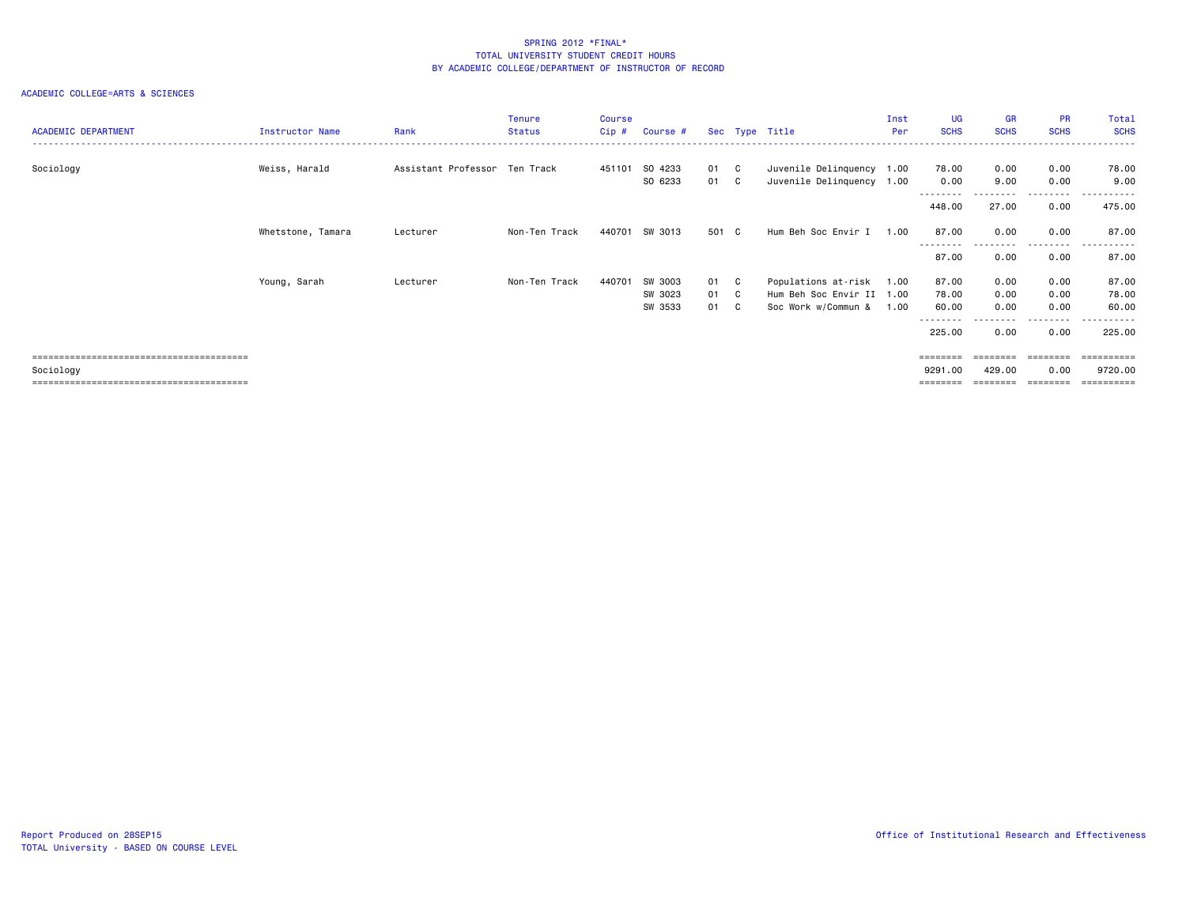SPRING 2012 *FINAL*
TOTAL UNIVERSITY STUDENT CREDIT HOURS
BY ACADEMIC COLLEGE/DEPARTMENT OF INSTRUCTOR OF RECORD

ACADEMIC COLLEGE=ARTS & SCIENCES

| ACADEMIC DEPARTMENT | Instructor Name | Rank | Tenure Status | Course Cip # | Course # | Sec | Type | Title | Inst Per | UG SCHS | GR SCHS | PR SCHS | Total SCHS |
|---|---|---|---|---|---|---|---|---|---|---|---|---|---|
| Sociology | Weiss, Harald | Assistant Professor | Ten Track | 451101 | SO 4233 | 01 | C | Juvenile Delinquency | 1.00 | 78.00 | 0.00 | 0.00 | 78.00 |
| | | | | | SO 6233 | 01 | C | Juvenile Delinquency | 1.00 | 0.00 | 9.00 | 0.00 | 9.00 |
| | | | | | | | | | | 448.00 | 27.00 | 0.00 | 475.00 |
| | Whetstone, Tamara | Lecturer | Non-Ten Track | 440701 | SW 3013 | 501 | C | Hum Beh Soc Envir I | 1.00 | 87.00 | 0.00 | 0.00 | 87.00 |
| | | | | | | | | | | 87.00 | 0.00 | 0.00 | 87.00 |
| | Young, Sarah | Lecturer | Non-Ten Track | 440701 | SW 3003 | 01 | C | Populations at-risk | 1.00 | 87.00 | 0.00 | 0.00 | 87.00 |
| | | | | | SW 3023 | 01 | C | Hum Beh Soc Envir II | 1.00 | 78.00 | 0.00 | 0.00 | 78.00 |
| | | | | | SW 3533 | 01 | C | Soc Work w/Commun & | 1.00 | 60.00 | 0.00 | 0.00 | 60.00 |
| | | | | | | | | | | 225.00 | 0.00 | 0.00 | 225.00 |
| Sociology | | | | | | | | | | 9291.00 | 429.00 | 0.00 | 9720.00 |

Report Produced on 28SEP15
TOTAL University - BASED ON COURSE LEVEL

Office of Institutional Research and Effectiveness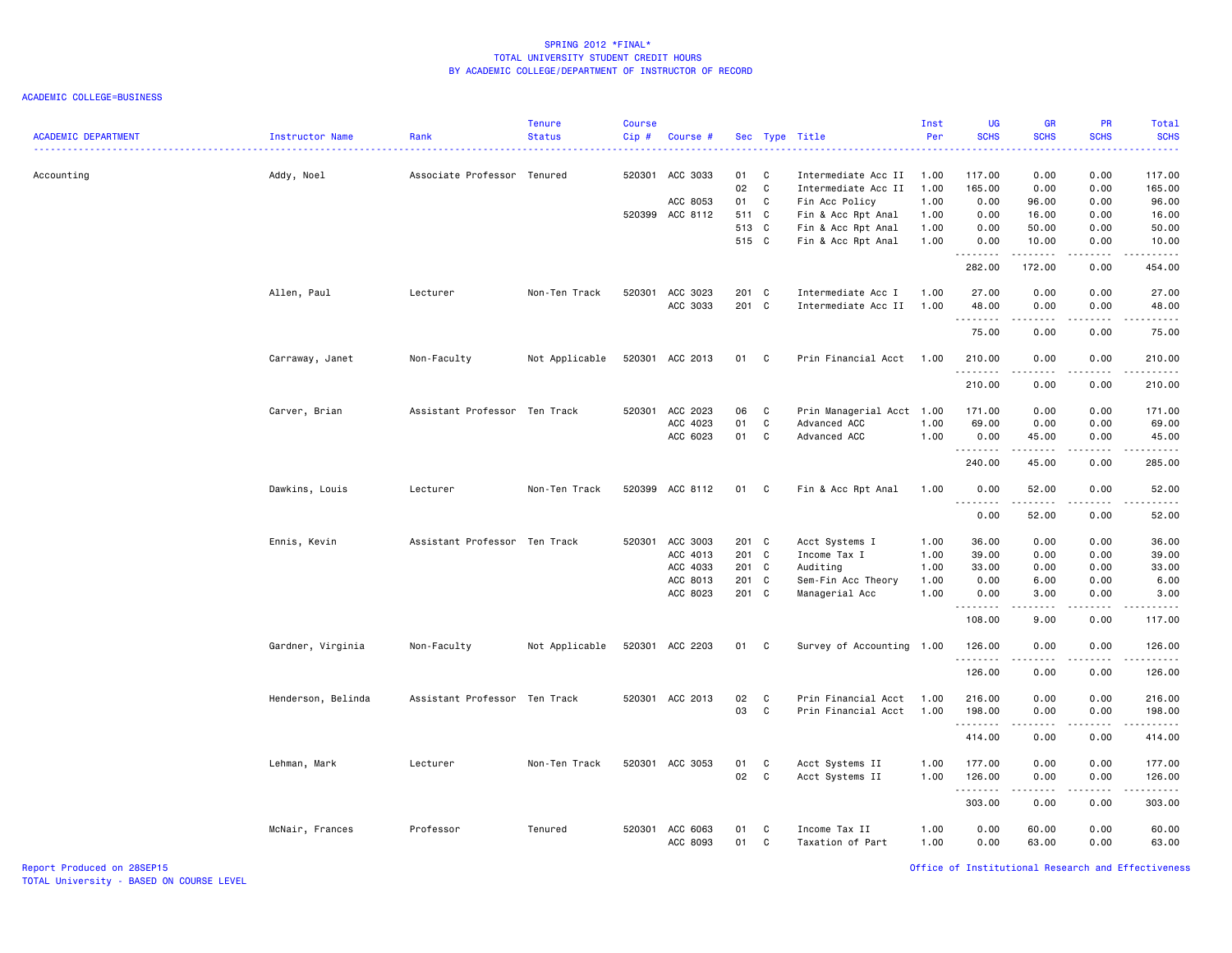SPRING 2012 *FINAL*
TOTAL UNIVERSITY STUDENT CREDIT HOURS
BY ACADEMIC COLLEGE/DEPARTMENT OF INSTRUCTOR OF RECORD

ACADEMIC COLLEGE=BUSINESS

| ACADEMIC DEPARTMENT | Instructor Name | Rank | Tenure Status | Course Cip # | Course # | Sec | Type | Title | Inst Per | UG SCHS | GR SCHS | PR SCHS | Total SCHS |
|---|---|---|---|---|---|---|---|---|---|---|---|---|---|
| Accounting | Addy, Noel | Associate Professor | Tenured | 520301 | ACC 3033 | 01 | C | Intermediate Acc II | 1.00 | 117.00 | 0.00 | 0.00 | 117.00 |
| | | | | | | 02 | C | Intermediate Acc II | 1.00 | 165.00 | 0.00 | 0.00 | 165.00 |
| | | | | | ACC 8053 | 01 | C | Fin Acc Policy | 1.00 | 0.00 | 96.00 | 0.00 | 96.00 |
| | | | | 520399 | ACC 8112 | 511 | C | Fin & Acc Rpt Anal | 1.00 | 0.00 | 16.00 | 0.00 | 16.00 |
| | | | | | | 513 | C | Fin & Acc Rpt Anal | 1.00 | 0.00 | 50.00 | 0.00 | 50.00 |
| | | | | | | 515 | C | Fin & Acc Rpt Anal | 1.00 | 0.00 | 10.00 | 0.00 | 10.00 |
| | | | | | | | | | | 282.00 | 172.00 | 0.00 | 454.00 |
| | Allen, Paul | Lecturer | Non-Ten Track | 520301 | ACC 3023 | 201 | C | Intermediate Acc I | 1.00 | 27.00 | 0.00 | 0.00 | 27.00 |
| | | | | | ACC 3033 | 201 | C | Intermediate Acc II | 1.00 | 48.00 | 0.00 | 0.00 | 48.00 |
| | | | | | | | | | | 75.00 | 0.00 | 0.00 | 75.00 |
| | Carraway, Janet | Non-Faculty | Not Applicable | 520301 | ACC 2013 | 01 | C | Prin Financial Acct | 1.00 | 210.00 | 0.00 | 0.00 | 210.00 |
| | | | | | | | | | | 210.00 | 0.00 | 0.00 | 210.00 |
| | Carver, Brian | Assistant Professor | Ten Track | 520301 | ACC 2023 | 06 | C | Prin Managerial Acct | 1.00 | 171.00 | 0.00 | 0.00 | 171.00 |
| | | | | | ACC 4023 | 01 | C | Advanced ACC | 1.00 | 69.00 | 0.00 | 0.00 | 69.00 |
| | | | | | ACC 6023 | 01 | C | Advanced ACC | 1.00 | 0.00 | 45.00 | 0.00 | 45.00 |
| | | | | | | | | | | 240.00 | 45.00 | 0.00 | 285.00 |
| | Dawkins, Louis | Lecturer | Non-Ten Track | 520399 | ACC 8112 | 01 | C | Fin & Acc Rpt Anal | 1.00 | 0.00 | 52.00 | 0.00 | 52.00 |
| | | | | | | | | | | 0.00 | 52.00 | 0.00 | 52.00 |
| | Ennis, Kevin | Assistant Professor | Ten Track | 520301 | ACC 3003 | 201 | C | Acct Systems I | 1.00 | 36.00 | 0.00 | 0.00 | 36.00 |
| | | | | | ACC 4013 | 201 | C | Income Tax I | 1.00 | 39.00 | 0.00 | 0.00 | 39.00 |
| | | | | | ACC 4033 | 201 | C | Auditing | 1.00 | 33.00 | 0.00 | 0.00 | 33.00 |
| | | | | | ACC 8013 | 201 | C | Sem-Fin Acc Theory | 1.00 | 0.00 | 6.00 | 0.00 | 6.00 |
| | | | | | ACC 8023 | 201 | C | Managerial Acc | 1.00 | 0.00 | 3.00 | 0.00 | 3.00 |
| | | | | | | | | | | 108.00 | 9.00 | 0.00 | 117.00 |
| | Gardner, Virginia | Non-Faculty | Not Applicable | 520301 | ACC 2203 | 01 | C | Survey of Accounting | 1.00 | 126.00 | 0.00 | 0.00 | 126.00 |
| | | | | | | | | | | 126.00 | 0.00 | 0.00 | 126.00 |
| | Henderson, Belinda | Assistant Professor | Ten Track | 520301 | ACC 2013 | 02 | C | Prin Financial Acct | 1.00 | 216.00 | 0.00 | 0.00 | 216.00 |
| | | | | | | 03 | C | Prin Financial Acct | 1.00 | 198.00 | 0.00 | 0.00 | 198.00 |
| | | | | | | | | | | 414.00 | 0.00 | 0.00 | 414.00 |
| | Lehman, Mark | Lecturer | Non-Ten Track | 520301 | ACC 3053 | 01 | C | Acct Systems II | 1.00 | 177.00 | 0.00 | 0.00 | 177.00 |
| | | | | | | 02 | C | Acct Systems II | 1.00 | 126.00 | 0.00 | 0.00 | 126.00 |
| | | | | | | | | | | 303.00 | 0.00 | 0.00 | 303.00 |
| | McNair, Frances | Professor | Tenured | 520301 | ACC 6063 | 01 | C | Income Tax II | 1.00 | 0.00 | 60.00 | 0.00 | 60.00 |
| | | | | | ACC 8093 | 01 | C | Taxation of Part | 1.00 | 0.00 | 63.00 | 0.00 | 63.00 |

Report Produced on 28SEP15
TOTAL University - BASED ON COURSE LEVEL

Office of Institutional Research and Effectiveness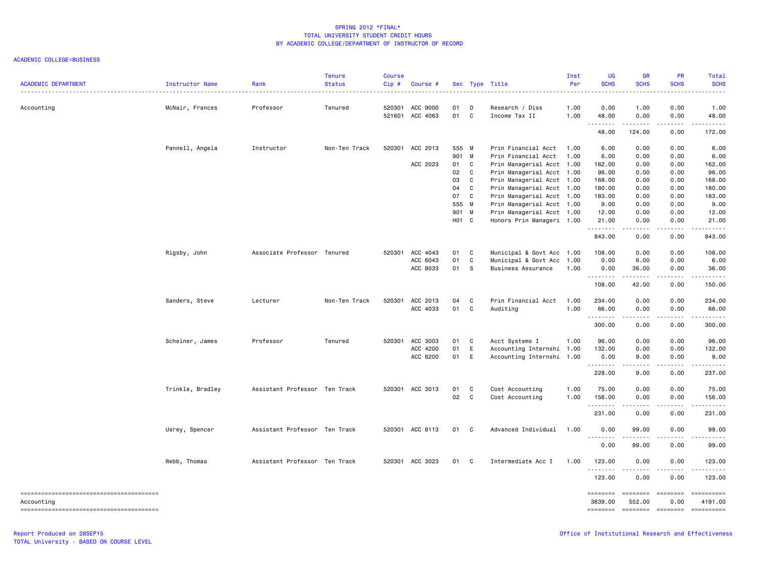# SPRING 2012 *FINAL*
## TOTAL UNIVERSITY STUDENT CREDIT HOURS
## BY ACADEMIC COLLEGE/DEPARTMENT OF INSTRUCTOR OF RECORD

ACADEMIC COLLEGE=BUSINESS

| ACADEMIC DEPARTMENT | Instructor Name | Rank | Tenure Status | Course Cip # | Course # | Sec | Type | Title | Inst Per | UG SCHS | GR SCHS | PR SCHS | Total SCHS |
|---|---|---|---|---|---|---|---|---|---|---|---|---|---|
| Accounting | McNair, Frances | Professor | Tenured | 520301 | ACC 9000 | 01 | D | Research / Diss | 1.00 | 0.00 | 1.00 | 0.00 | 1.00 |
| | | | | 521601 | ACC 4063 | 01 | C | Income Tax II | 1.00 | 48.00 | 0.00 | 0.00 | 48.00 |
| | | | | | | | | | | 48.00 | 124.00 | 0.00 | 172.00 |
| | Pannell, Angela | Instructor | Non-Ten Track | 520301 | ACC 2013 | 555 | M | Prin Financial Acct | 1.00 | 6.00 | 0.00 | 0.00 | 6.00 |
| | | | | | | 901 | M | Prin Financial Acct | 1.00 | 6.00 | 0.00 | 0.00 | 6.00 |
| | | | | | ACC 2023 | 01 | C | Prin Managerial Acct | 1.00 | 162.00 | 0.00 | 0.00 | 162.00 |
| | | | | | | 02 | C | Prin Managerial Acct | 1.00 | 96.00 | 0.00 | 0.00 | 96.00 |
| | | | | | | 03 | C | Prin Managerial Acct | 1.00 | 168.00 | 0.00 | 0.00 | 168.00 |
| | | | | | | 04 | C | Prin Managerial Acct | 1.00 | 180.00 | 0.00 | 0.00 | 180.00 |
| | | | | | | 07 | C | Prin Managerial Acct | 1.00 | 183.00 | 0.00 | 0.00 | 183.00 |
| | | | | | | 555 | M | Prin Managerial Acct | 1.00 | 9.00 | 0.00 | 0.00 | 9.00 |
| | | | | | | 901 | M | Prin Managerial Acct | 1.00 | 12.00 | 0.00 | 0.00 | 12.00 |
| | | | | | | H01 | C | Honors Prin Manageri | 1.00 | 21.00 | 0.00 | 0.00 | 21.00 |
| | | | | | | | | | | 843.00 | 0.00 | 0.00 | 843.00 |
| | Rigsby, John | Associate Professor | Tenured | 520301 | ACC 4043 | 01 | C | Municipal & Govt Acc | 1.00 | 108.00 | 0.00 | 0.00 | 108.00 |
| | | | | | ACC 6043 | 01 | C | Municipal & Govt Acc | 1.00 | 0.00 | 6.00 | 0.00 | 6.00 |
| | | | | | ACC 8033 | 01 | S | Business Assurance | 1.00 | 0.00 | 36.00 | 0.00 | 36.00 |
| | | | | | | | | | | 108.00 | 42.00 | 0.00 | 150.00 |
| | Sanders, Steve | Lecturer | Non-Ten Track | 520301 | ACC 2013 | 04 | C | Prin Financial Acct | 1.00 | 234.00 | 0.00 | 0.00 | 234.00 |
| | | | | | ACC 4033 | 01 | C | Auditing | 1.00 | 66.00 | 0.00 | 0.00 | 66.00 |
| | | | | | | | | | | 300.00 | 0.00 | 0.00 | 300.00 |
| | Scheiner, James | Professor | Tenured | 520301 | ACC 3003 | 01 | C | Acct Systems I | 1.00 | 96.00 | 0.00 | 0.00 | 96.00 |
| | | | | | ACC 4200 | 01 | E | Accounting Internshi | 1.00 | 132.00 | 0.00 | 0.00 | 132.00 |
| | | | | | ACC 6200 | 01 | E | Accounting Internshi | 1.00 | 0.00 | 9.00 | 0.00 | 9.00 |
| | | | | | | | | | | 228.00 | 9.00 | 0.00 | 237.00 |
| | Trinkle, Bradley | Assistant Professor | Ten Track | 520301 | ACC 3013 | 01 | C | Cost Accounting | 1.00 | 75.00 | 0.00 | 0.00 | 75.00 |
| | | | | | | 02 | C | Cost Accounting | 1.00 | 156.00 | 0.00 | 0.00 | 156.00 |
| | | | | | | | | | | 231.00 | 0.00 | 0.00 | 231.00 |
| | Usrey, Spencer | Assistant Professor | Ten Track | 520301 | ACC 8113 | 01 | C | Advanced Individual | 1.00 | 0.00 | 99.00 | 0.00 | 99.00 |
| | | | | | | | | | | 0.00 | 99.00 | 0.00 | 99.00 |
| | Webb, Thomas | Assistant Professor | Ten Track | 520301 | ACC 3023 | 01 | C | Intermediate Acc I | 1.00 | 123.00 | 0.00 | 0.00 | 123.00 |
| | | | | | | | | | | 123.00 | 0.00 | 0.00 | 123.00 |
| Accounting | | | | | | | | | | 3639.00 | 552.00 | 0.00 | 4191.00 |

Report Produced on 28SEP15
TOTAL University - BASED ON COURSE LEVEL

Office of Institutional Research and Effectiveness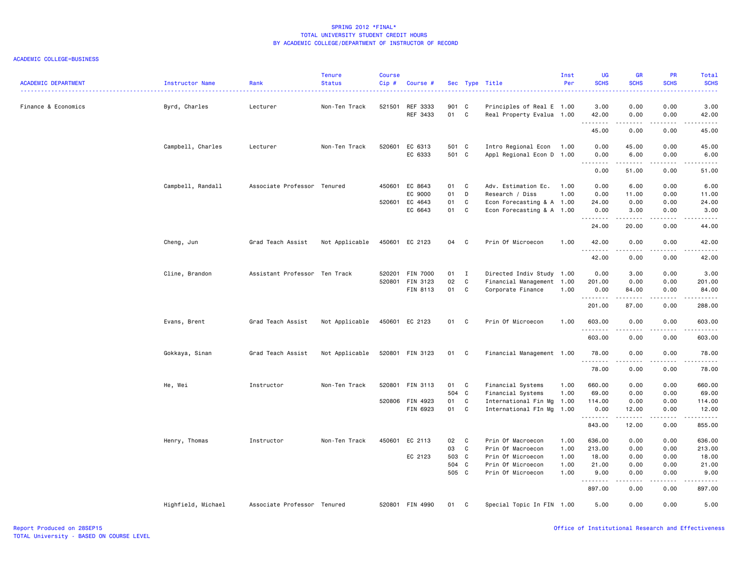SPRING 2012 *FINAL*
TOTAL UNIVERSITY STUDENT CREDIT HOURS
BY ACADEMIC COLLEGE/DEPARTMENT OF INSTRUCTOR OF RECORD

ACADEMIC COLLEGE=BUSINESS

| ACADEMIC DEPARTMENT | Instructor Name | Rank | Tenure Status | Course Cip # | Course # | Sec | Type | Title | Inst Per | UG SCHS | GR SCHS | PR SCHS | Total SCHS |
|---|---|---|---|---|---|---|---|---|---|---|---|---|---|
| Finance & Economics | Byrd, Charles | Lecturer | Non-Ten Track | 521501 | REF 3333 | 901 | C | Principles of Real E | 1.00 | 3.00 | 0.00 | 0.00 | 3.00 |
| | | | | | REF 3433 | 01 | C | Real Property Evalua | 1.00 | 42.00 | 0.00 | 0.00 | 42.00 |
| | | | | | | | | | | 45.00 | 0.00 | 0.00 | 45.00 |
| | Campbell, Charles | Lecturer | Non-Ten Track | 520601 | EC 6313 | 501 | C | Intro Regional Econ | 1.00 | 0.00 | 45.00 | 0.00 | 45.00 |
| | | | | | EC 6333 | 501 | C | Appl Regional Econ D | 1.00 | 0.00 | 6.00 | 0.00 | 6.00 |
| | | | | | | | | | | 0.00 | 51.00 | 0.00 | 51.00 |
| | Campbell, Randall | Associate Professor | Tenured | 450601 | EC 8643 | 01 | C | Adv. Estimation Ec. | 1.00 | 0.00 | 6.00 | 0.00 | 6.00 |
| | | | | | EC 9000 | 01 | D | Research / Diss | 1.00 | 0.00 | 11.00 | 0.00 | 11.00 |
| | | | | 520601 | EC 4643 | 01 | C | Econ Forecasting & A | 1.00 | 24.00 | 0.00 | 0.00 | 24.00 |
| | | | | | EC 6643 | 01 | C | Econ Forecasting & A | 1.00 | 0.00 | 3.00 | 0.00 | 3.00 |
| | | | | | | | | | | 24.00 | 20.00 | 0.00 | 44.00 |
| | Cheng, Jun | Grad Teach Assist | Not Applicable | 450601 | EC 2123 | 04 | C | Prin Of Microecon | 1.00 | 42.00 | 0.00 | 0.00 | 42.00 |
| | | | | | | | | | | 42.00 | 0.00 | 0.00 | 42.00 |
| | Cline, Brandon | Assistant Professor | Ten Track | 520201 | FIN 7000 | 01 | I | Directed Indiv Study | 1.00 | 0.00 | 3.00 | 0.00 | 3.00 |
| | | | | 520801 | FIN 3123 | 02 | C | Financial Management | 1.00 | 201.00 | 0.00 | 0.00 | 201.00 |
| | | | | | FIN 8113 | 01 | C | Corporate Finance | 1.00 | 0.00 | 84.00 | 0.00 | 84.00 |
| | | | | | | | | | | 201.00 | 87.00 | 0.00 | 288.00 |
| | Evans, Brent | Grad Teach Assist | Not Applicable | 450601 | EC 2123 | 01 | C | Prin Of Microecon | 1.00 | 603.00 | 0.00 | 0.00 | 603.00 |
| | | | | | | | | | | 603.00 | 0.00 | 0.00 | 603.00 |
| | Gokkaya, Sinan | Grad Teach Assist | Not Applicable | 520801 | FIN 3123 | 01 | C | Financial Management | 1.00 | 78.00 | 0.00 | 0.00 | 78.00 |
| | | | | | | | | | | 78.00 | 0.00 | 0.00 | 78.00 |
| | He, Wei | Instructor | Non-Ten Track | 520801 | FIN 3113 | 01 | C | Financial Systems | 1.00 | 660.00 | 0.00 | 0.00 | 660.00 |
| | | | | | | 504 | C | Financial Systems | 1.00 | 69.00 | 0.00 | 0.00 | 69.00 |
| | | | | 520806 | FIN 4923 | 01 | C | International Fin Mg | 1.00 | 114.00 | 0.00 | 0.00 | 114.00 |
| | | | | | FIN 6923 | 01 | C | International FIn Mg | 1.00 | 0.00 | 12.00 | 0.00 | 12.00 |
| | | | | | | | | | | 843.00 | 12.00 | 0.00 | 855.00 |
| | Henry, Thomas | Instructor | Non-Ten Track | 450601 | EC 2113 | 02 | C | Prin Of Macroecon | 1.00 | 636.00 | 0.00 | 0.00 | 636.00 |
| | | | | | | 03 | C | Prin Of Macroecon | 1.00 | 213.00 | 0.00 | 0.00 | 213.00 |
| | | | | | EC 2123 | 503 | C | Prin Of Microecon | 1.00 | 18.00 | 0.00 | 0.00 | 18.00 |
| | | | | | | 504 | C | Prin Of Microecon | 1.00 | 21.00 | 0.00 | 0.00 | 21.00 |
| | | | | | | 505 | C | Prin Of Microecon | 1.00 | 9.00 | 0.00 | 0.00 | 9.00 |
| | | | | | | | | | | 897.00 | 0.00 | 0.00 | 897.00 |
| | Highfield, Michael | Associate Professor | Tenured | 520801 | FIN 4990 | 01 | C | Special Topic In FIN | 1.00 | 5.00 | 0.00 | 0.00 | 5.00 |

Report Produced on 28SEP15
TOTAL University - BASED ON COURSE LEVEL

Office of Institutional Research and Effectiveness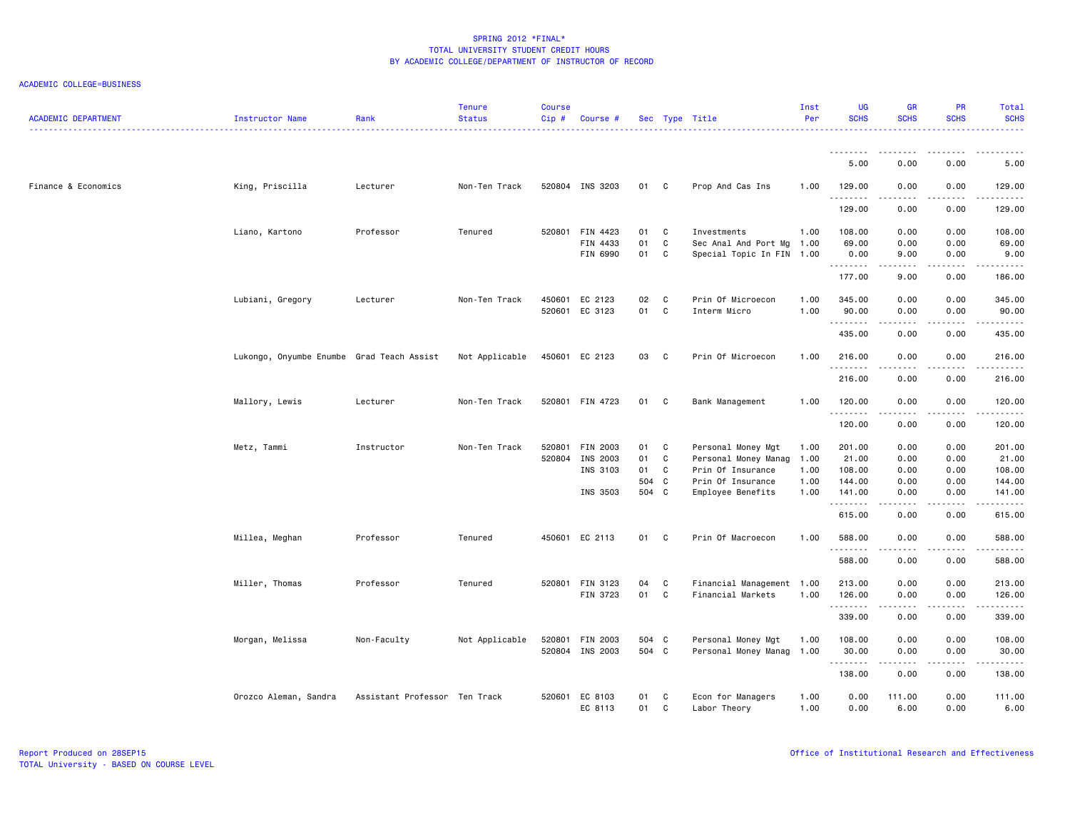# SPRING 2012 *FINAL*
## TOTAL UNIVERSITY STUDENT CREDIT HOURS
## BY ACADEMIC COLLEGE/DEPARTMENT OF INSTRUCTOR OF RECORD

ACADEMIC COLLEGE=BUSINESS

| ACADEMIC DEPARTMENT | Instructor Name | Rank | Tenure Status | Course Cip # | Course # | Sec | Type | Title | Inst Per | UG SCHS | GR SCHS | PR SCHS | Total SCHS |
|---|---|---|---|---|---|---|---|---|---|---|---|---|---|
| | | | | | | | | | | 5.00 | 0.00 | 0.00 | 5.00 |
| Finance & Economics | King, Priscilla | Lecturer | Non-Ten Track | 520804 | INS 3203 | 01 | C | Prop And Cas Ins | 1.00 | 129.00 | 0.00 | 0.00 | 129.00 |
| | | | | | | | | | | 129.00 | 0.00 | 0.00 | 129.00 |
| | Liano, Kartono | Professor | Tenured | 520801 | FIN 4423 | 01 | C | Investments | 1.00 | 108.00 | 0.00 | 0.00 | 108.00 |
| | | | | | FIN 4433 | 01 | C | Sec Anal And Port Mg | 1.00 | 69.00 | 0.00 | 0.00 | 69.00 |
| | | | | | FIN 6990 | 01 | C | Special Topic In FIN | 1.00 | 0.00 | 9.00 | 0.00 | 9.00 |
| | | | | | | | | | | 177.00 | 9.00 | 0.00 | 186.00 |
| | Lubiani, Gregory | Lecturer | Non-Ten Track | 450601 | EC 2123 | 02 | C | Prin Of Microecon | 1.00 | 345.00 | 0.00 | 0.00 | 345.00 |
| | | | | 520601 | EC 3123 | 01 | C | Interm Micro | 1.00 | 90.00 | 0.00 | 0.00 | 90.00 |
| | | | | | | | | | | 435.00 | 0.00 | 0.00 | 435.00 |
| | Lukongo, Onyumbe Enumbe | Grad Teach Assist | Not Applicable | 450601 | EC 2123 | 03 | C | Prin Of Microecon | 1.00 | 216.00 | 0.00 | 0.00 | 216.00 |
| | | | | | | | | | | 216.00 | 0.00 | 0.00 | 216.00 |
| | Mallory, Lewis | Lecturer | Non-Ten Track | 520801 | FIN 4723 | 01 | C | Bank Management | 1.00 | 120.00 | 0.00 | 0.00 | 120.00 |
| | | | | | | | | | | 120.00 | 0.00 | 0.00 | 120.00 |
| | Metz, Tammi | Instructor | Non-Ten Track | 520801 | FIN 2003 | 01 | C | Personal Money Mgt | 1.00 | 201.00 | 0.00 | 0.00 | 201.00 |
| | | | | 520804 | INS 2003 | 01 | C | Personal Money Manag | 1.00 | 21.00 | 0.00 | 0.00 | 21.00 |
| | | | | | INS 3103 | 01 | C | Prin Of Insurance | 1.00 | 108.00 | 0.00 | 0.00 | 108.00 |
| | | | | | | 504 | C | Prin Of Insurance | 1.00 | 144.00 | 0.00 | 0.00 | 144.00 |
| | | | | | INS 3503 | 504 | C | Employee Benefits | 1.00 | 141.00 | 0.00 | 0.00 | 141.00 |
| | | | | | | | | | | 615.00 | 0.00 | 0.00 | 615.00 |
| | Millea, Meghan | Professor | Tenured | 450601 | EC 2113 | 01 | C | Prin Of Macroecon | 1.00 | 588.00 | 0.00 | 0.00 | 588.00 |
| | | | | | | | | | | 588.00 | 0.00 | 0.00 | 588.00 |
| | Miller, Thomas | Professor | Tenured | 520801 | FIN 3123 | 04 | C | Financial Management | 1.00 | 213.00 | 0.00 | 0.00 | 213.00 |
| | | | | | FIN 3723 | 01 | C | Financial Markets | 1.00 | 126.00 | 0.00 | 0.00 | 126.00 |
| | | | | | | | | | | 339.00 | 0.00 | 0.00 | 339.00 |
| | Morgan, Melissa | Non-Faculty | Not Applicable | 520801 | FIN 2003 | 504 | C | Personal Money Mgt | 1.00 | 108.00 | 0.00 | 0.00 | 108.00 |
| | | | | 520804 | INS 2003 | 504 | C | Personal Money Manag | 1.00 | 30.00 | 0.00 | 0.00 | 30.00 |
| | | | | | | | | | | 138.00 | 0.00 | 0.00 | 138.00 |
| | Orozco Aleman, Sandra | Assistant Professor | Ten Track | 520601 | EC 8103 | 01 | C | Econ for Managers | 1.00 | 0.00 | 111.00 | 0.00 | 111.00 |
| | | | | | EC 8113 | 01 | C | Labor Theory | 1.00 | 0.00 | 6.00 | 0.00 | 6.00 |

Report Produced on 28SEP15
TOTAL University - BASED ON COURSE LEVEL

Office of Institutional Research and Effectiveness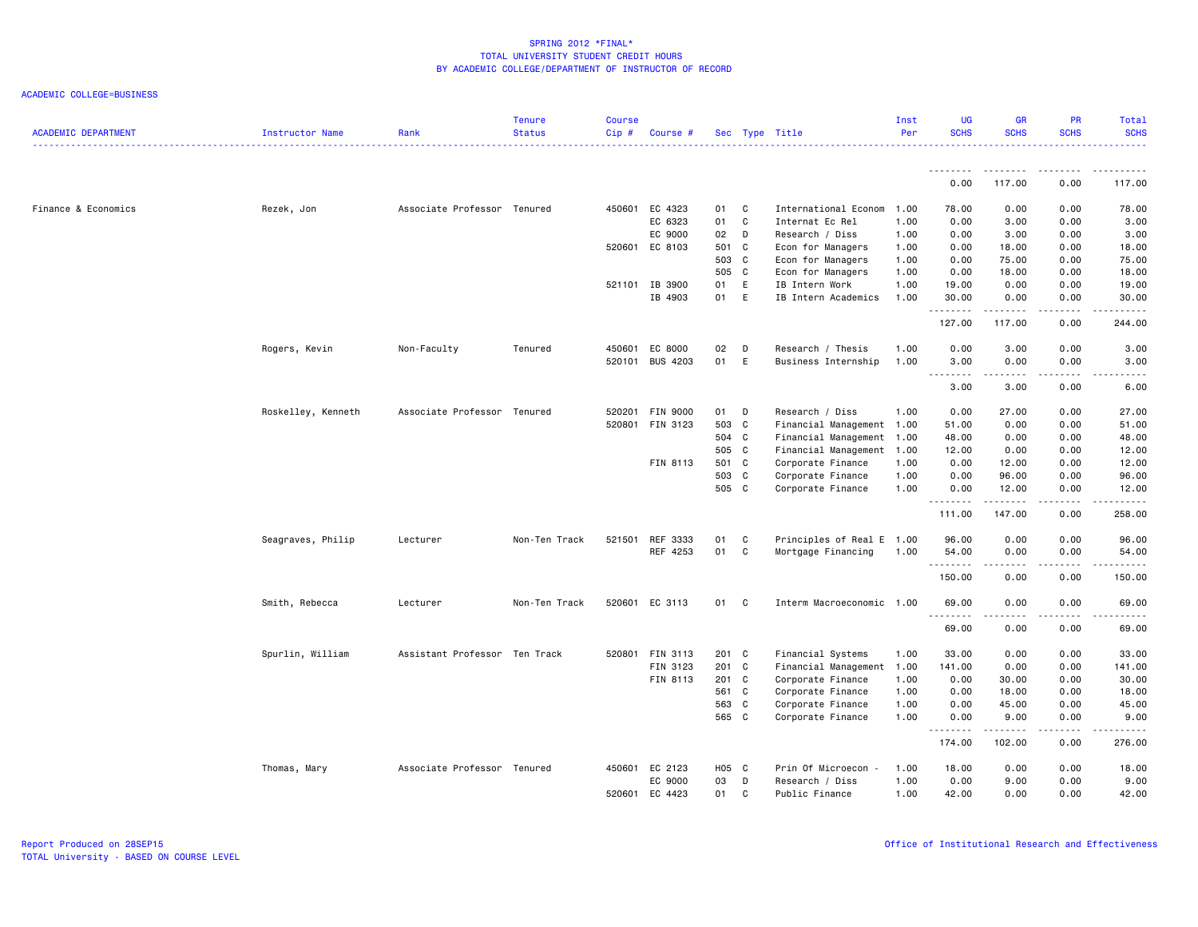SPRING 2012 *FINAL*
TOTAL UNIVERSITY STUDENT CREDIT HOURS
BY ACADEMIC COLLEGE/DEPARTMENT OF INSTRUCTOR OF RECORD

ACADEMIC COLLEGE=BUSINESS

| ACADEMIC DEPARTMENT | Instructor Name | Rank | Tenure Status | Course Cip # | Course # | Sec | Type | Title | Inst Per | UG SCHS | GR SCHS | PR SCHS | Total SCHS |
|---|---|---|---|---|---|---|---|---|---|---|---|---|---|
| | | | | | | | | | | 0.00 | 117.00 | 0.00 | 117.00 |
| Finance & Economics | Rezek, Jon | Associate Professor | Tenured | 450601 | EC 4323 | 01 | C | International Econom | 1.00 | 78.00 | 0.00 | 0.00 | 78.00 |
| | | | | | EC 6323 | 01 | C | Internat Ec Rel | 1.00 | 0.00 | 3.00 | 0.00 | 3.00 |
| | | | | | EC 9000 | 02 | D | Research / Diss | 1.00 | 0.00 | 3.00 | 0.00 | 3.00 |
| | | | | 520601 | EC 8103 | 501 | C | Econ for Managers | 1.00 | 0.00 | 18.00 | 0.00 | 18.00 |
| | | | | | | 503 | C | Econ for Managers | 1.00 | 0.00 | 75.00 | 0.00 | 75.00 |
| | | | | | | 505 | C | Econ for Managers | 1.00 | 0.00 | 18.00 | 0.00 | 18.00 |
| | | | | 521101 | IB 3900 | 01 | E | IB Intern Work | 1.00 | 19.00 | 0.00 | 0.00 | 19.00 |
| | | | | | IB 4903 | 01 | E | IB Intern Academics | 1.00 | 30.00 | 0.00 | 0.00 | 30.00 |
| | | | | | | | | | | 127.00 | 117.00 | 0.00 | 244.00 |
| | Rogers, Kevin | Non-Faculty | Tenured | 450601 | EC 8000 | 02 | D | Research / Thesis | 1.00 | 0.00 | 3.00 | 0.00 | 3.00 |
| | | | | 520101 | BUS 4203 | 01 | E | Business Internship | 1.00 | 3.00 | 0.00 | 0.00 | 3.00 |
| | | | | | | | | | | 3.00 | 3.00 | 0.00 | 6.00 |
| | Roskelley, Kenneth | Associate Professor | Tenured | 520201 | FIN 9000 | 01 | D | Research / Diss | 1.00 | 0.00 | 27.00 | 0.00 | 27.00 |
| | | | | 520801 | FIN 3123 | 503 | C | Financial Management | 1.00 | 51.00 | 0.00 | 0.00 | 51.00 |
| | | | | | | 504 | C | Financial Management | 1.00 | 48.00 | 0.00 | 0.00 | 48.00 |
| | | | | | | 505 | C | Financial Management | 1.00 | 12.00 | 0.00 | 0.00 | 12.00 |
| | | | | | FIN 8113 | 501 | C | Corporate Finance | 1.00 | 0.00 | 12.00 | 0.00 | 12.00 |
| | | | | | | 503 | C | Corporate Finance | 1.00 | 0.00 | 96.00 | 0.00 | 96.00 |
| | | | | | | 505 | C | Corporate Finance | 1.00 | 0.00 | 12.00 | 0.00 | 12.00 |
| | | | | | | | | | | 111.00 | 147.00 | 0.00 | 258.00 |
| | Seagraves, Philip | Lecturer | Non-Ten Track | 521501 | REF 3333 | 01 | C | Principles of Real E | 1.00 | 96.00 | 0.00 | 0.00 | 96.00 |
| | | | | | REF 4253 | 01 | C | Mortgage Financing | 1.00 | 54.00 | 0.00 | 0.00 | 54.00 |
| | | | | | | | | | | 150.00 | 0.00 | 0.00 | 150.00 |
| | Smith, Rebecca | Lecturer | Non-Ten Track | 520601 | EC 3113 | 01 | C | Interm Macroeconomic | 1.00 | 69.00 | 0.00 | 0.00 | 69.00 |
| | | | | | | | | | | 69.00 | 0.00 | 0.00 | 69.00 |
| | Spurlin, William | Assistant Professor | Ten Track | 520801 | FIN 3113 | 201 | C | Financial Systems | 1.00 | 33.00 | 0.00 | 0.00 | 33.00 |
| | | | | | FIN 3123 | 201 | C | Financial Management | 1.00 | 141.00 | 0.00 | 0.00 | 141.00 |
| | | | | | FIN 8113 | 201 | C | Corporate Finance | 1.00 | 0.00 | 30.00 | 0.00 | 30.00 |
| | | | | | | 561 | C | Corporate Finance | 1.00 | 0.00 | 18.00 | 0.00 | 18.00 |
| | | | | | | 563 | C | Corporate Finance | 1.00 | 0.00 | 45.00 | 0.00 | 45.00 |
| | | | | | | 565 | C | Corporate Finance | 1.00 | 0.00 | 9.00 | 0.00 | 9.00 |
| | | | | | | | | | | 174.00 | 102.00 | 0.00 | 276.00 |
| | Thomas, Mary | Associate Professor | Tenured | 450601 | EC 2123 | H05 | C | Prin Of Microecon - | 1.00 | 18.00 | 0.00 | 0.00 | 18.00 |
| | | | | | EC 9000 | 03 | D | Research / Diss | 1.00 | 0.00 | 9.00 | 0.00 | 9.00 |
| | | | | 520601 | EC 4423 | 01 | C | Public Finance | 1.00 | 42.00 | 0.00 | 0.00 | 42.00 |

Report Produced on 28SEP15
TOTAL University - BASED ON COURSE LEVEL

Office of Institutional Research and Effectiveness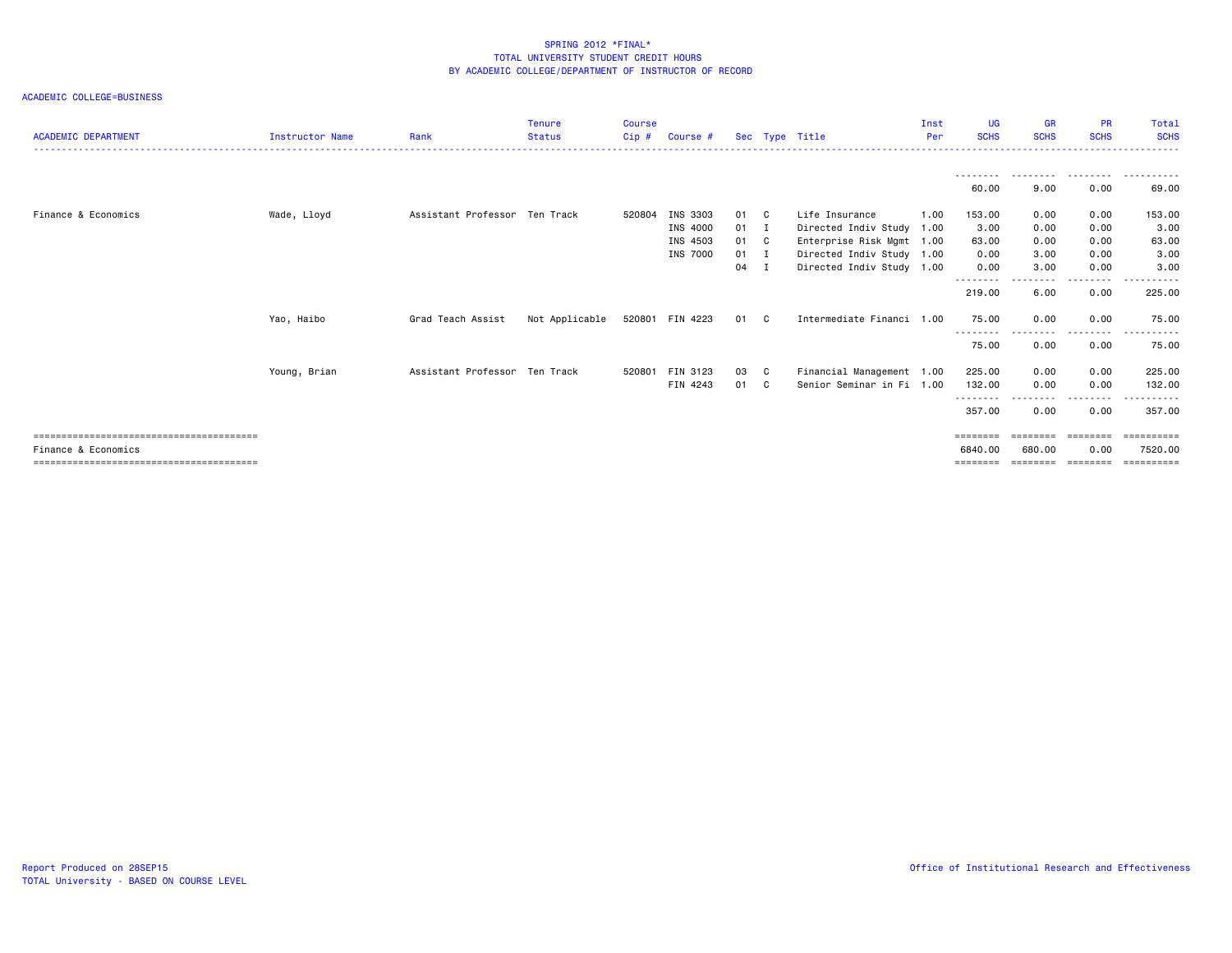# SPRING 2012 *FINAL*
## TOTAL UNIVERSITY STUDENT CREDIT HOURS
## BY ACADEMIC COLLEGE/DEPARTMENT OF INSTRUCTOR OF RECORD

ACADEMIC COLLEGE=BUSINESS

| ACADEMIC DEPARTMENT | Instructor Name | Rank | Tenure Status | Course Cip # | Course # | Sec | Type | Title | Inst Per | UG SCHS | GR SCHS | PR SCHS | Total SCHS |
|---|---|---|---|---|---|---|---|---|---|---|---|---|---|
| | | | | | | | | | | 60.00 | 9.00 | 0.00 | 69.00 |
| Finance & Economics | Wade, Lloyd | Assistant Professor | Ten Track | 520804 | INS 3303 | 01 | C | Life Insurance | 1.00 | 153.00 | 0.00 | 0.00 | 153.00 |
| | | | | | INS 4000 | 01 | I | Directed Indiv Study | 1.00 | 3.00 | 0.00 | 0.00 | 3.00 |
| | | | | | INS 4503 | 01 | C | Enterprise Risk Mgmt | 1.00 | 63.00 | 0.00 | 0.00 | 63.00 |
| | | | | | INS 7000 | 01 | I | Directed Indiv Study | 1.00 | 0.00 | 3.00 | 0.00 | 3.00 |
| | | | | | | 04 | I | Directed Indiv Study | 1.00 | 0.00 | 3.00 | 0.00 | 3.00 |
| | | | | | | | | | | 219.00 | 6.00 | 0.00 | 225.00 |
| | Yao, Haibo | Grad Teach Assist | Not Applicable | 520801 | FIN 4223 | 01 | C | Intermediate Financi | 1.00 | 75.00 | 0.00 | 0.00 | 75.00 |
| | | | | | | | | | | 75.00 | 0.00 | 0.00 | 75.00 |
| | Young, Brian | Assistant Professor | Ten Track | 520801 | FIN 3123 | 03 | C | Financial Management | 1.00 | 225.00 | 0.00 | 0.00 | 225.00 |
| | | | | | FIN 4243 | 01 | C | Senior Seminar in Fi | 1.00 | 132.00 | 0.00 | 0.00 | 132.00 |
| | | | | | | | | | | 357.00 | 0.00 | 0.00 | 357.00 |
| Finance & Economics | | | | | | | | | | 6840.00 | 680.00 | 0.00 | 7520.00 |

Report Produced on 28SEP15
TOTAL University - BASED ON COURSE LEVEL

Office of Institutional Research and Effectiveness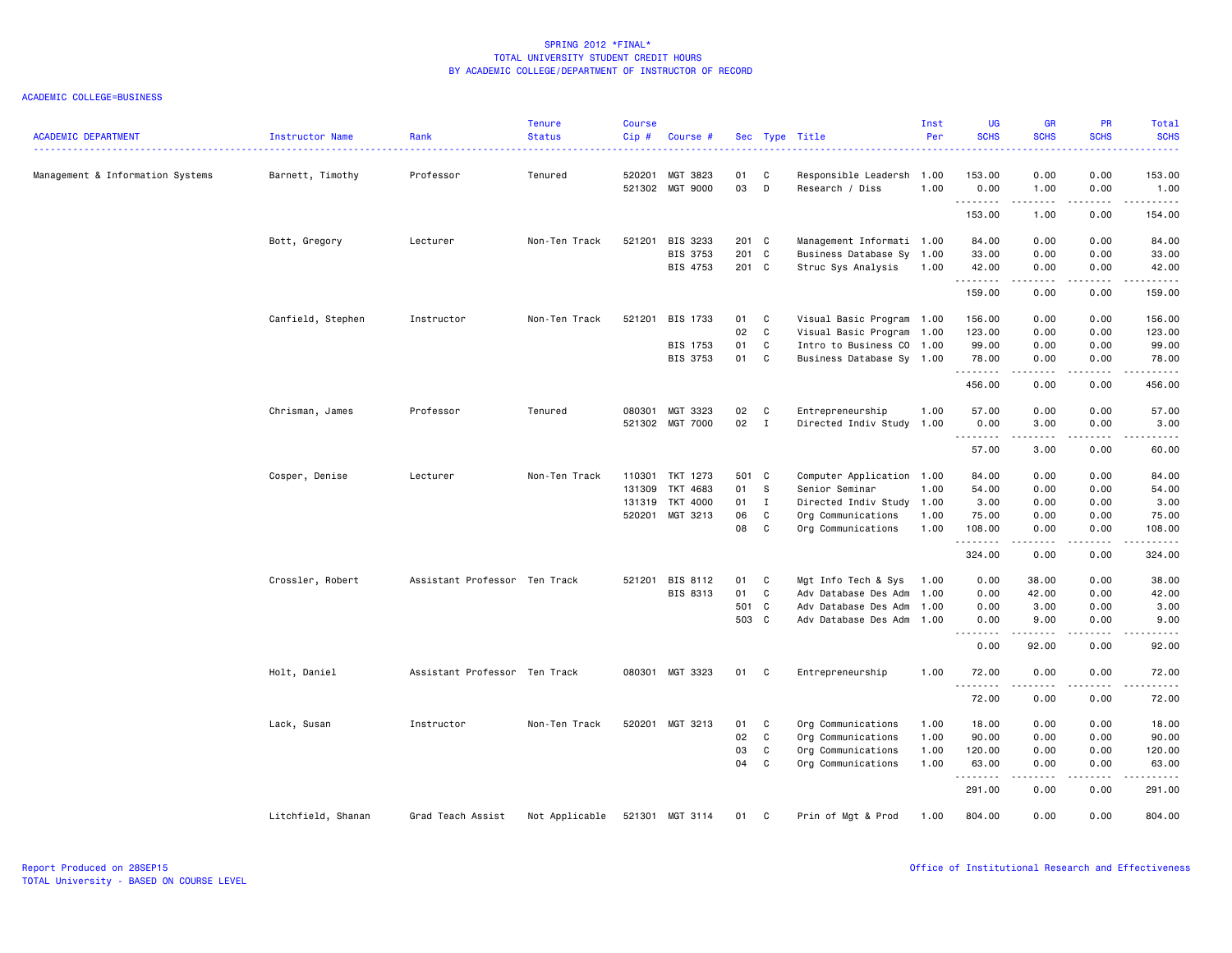SPRING 2012 *FINAL*
TOTAL UNIVERSITY STUDENT CREDIT HOURS
BY ACADEMIC COLLEGE/DEPARTMENT OF INSTRUCTOR OF RECORD

ACADEMIC COLLEGE=BUSINESS

| ACADEMIC DEPARTMENT | Instructor Name | Rank | Tenure Status | Course Cip # | Course # | Sec | Type | Title | Inst Per | UG SCHS | GR SCHS | PR SCHS | Total SCHS |
|---|---|---|---|---|---|---|---|---|---|---|---|---|---|
| Management & Information Systems | Barnett, Timothy | Professor | Tenured | 520201 | MGT 3823 | 01 | C | Responsible Leadersh | 1.00 | 153.00 | 0.00 | 0.00 | 153.00 |
| | | | | 521302 | MGT 9000 | 03 | D | Research / Diss | 1.00 | 0.00 | 1.00 | 0.00 | 1.00 |
| | | | | | | | | | | 153.00 | 1.00 | 0.00 | 154.00 |
| | Bott, Gregory | Lecturer | Non-Ten Track | 521201 | BIS 3233 | 201 | C | Management Informati | 1.00 | 84.00 | 0.00 | 0.00 | 84.00 |
| | | | | | BIS 3753 | 201 | C | Business Database Sy | 1.00 | 33.00 | 0.00 | 0.00 | 33.00 |
| | | | | | BIS 4753 | 201 | C | Struc Sys Analysis | 1.00 | 42.00 | 0.00 | 0.00 | 42.00 |
| | | | | | | | | | | 159.00 | 0.00 | 0.00 | 159.00 |
| | Canfield, Stephen | Instructor | Non-Ten Track | 521201 | BIS 1733 | 01 | C | Visual Basic Program | 1.00 | 156.00 | 0.00 | 0.00 | 156.00 |
| | | | | | | 02 | C | Visual Basic Program | 1.00 | 123.00 | 0.00 | 0.00 | 123.00 |
| | | | | | BIS 1753 | 01 | C | Intro to Business CO | 1.00 | 99.00 | 0.00 | 0.00 | 99.00 |
| | | | | | BIS 3753 | 01 | C | Business Database Sy | 1.00 | 78.00 | 0.00 | 0.00 | 78.00 |
| | | | | | | | | | | 456.00 | 0.00 | 0.00 | 456.00 |
| | Chrisman, James | Professor | Tenured | 080301 | MGT 3323 | 02 | C | Entrepreneurship | 1.00 | 57.00 | 0.00 | 0.00 | 57.00 |
| | | | | 521302 | MGT 7000 | 02 | I | Directed Indiv Study | 1.00 | 0.00 | 3.00 | 0.00 | 3.00 |
| | | | | | | | | | | 57.00 | 3.00 | 0.00 | 60.00 |
| | Cosper, Denise | Lecturer | Non-Ten Track | 110301 | TKT 1273 | 501 | C | Computer Application | 1.00 | 84.00 | 0.00 | 0.00 | 84.00 |
| | | | | 131309 | TKT 4683 | 01 | S | Senior Seminar | 1.00 | 54.00 | 0.00 | 0.00 | 54.00 |
| | | | | 131319 | TKT 4000 | 01 | I | Directed Indiv Study | 1.00 | 3.00 | 0.00 | 0.00 | 3.00 |
| | | | | 520201 | MGT 3213 | 06 | C | Org Communications | 1.00 | 75.00 | 0.00 | 0.00 | 75.00 |
| | | | | | | 08 | C | Org Communications | 1.00 | 108.00 | 0.00 | 0.00 | 108.00 |
| | | | | | | | | | | 324.00 | 0.00 | 0.00 | 324.00 |
| | Crossler, Robert | Assistant Professor | Ten Track | 521201 | BIS 8112 | 01 | C | Mgt Info Tech & Sys | 1.00 | 0.00 | 38.00 | 0.00 | 38.00 |
| | | | | | BIS 8313 | 01 | C | Adv Database Des Adm | 1.00 | 0.00 | 42.00 | 0.00 | 42.00 |
| | | | | | | 501 | C | Adv Database Des Adm | 1.00 | 0.00 | 3.00 | 0.00 | 3.00 |
| | | | | | | 503 | C | Adv Database Des Adm | 1.00 | 0.00 | 9.00 | 0.00 | 9.00 |
| | | | | | | | | | | 0.00 | 92.00 | 0.00 | 92.00 |
| | Holt, Daniel | Assistant Professor | Ten Track | 080301 | MGT 3323 | 01 | C | Entrepreneurship | 1.00 | 72.00 | 0.00 | 0.00 | 72.00 |
| | | | | | | | | | | 72.00 | 0.00 | 0.00 | 72.00 |
| | Lack, Susan | Instructor | Non-Ten Track | 520201 | MGT 3213 | 01 | C | Org Communications | 1.00 | 18.00 | 0.00 | 0.00 | 18.00 |
| | | | | | | 02 | C | Org Communications | 1.00 | 90.00 | 0.00 | 0.00 | 90.00 |
| | | | | | | 03 | C | Org Communications | 1.00 | 120.00 | 0.00 | 0.00 | 120.00 |
| | | | | | | 04 | C | Org Communications | 1.00 | 63.00 | 0.00 | 0.00 | 63.00 |
| | | | | | | | | | | 291.00 | 0.00 | 0.00 | 291.00 |
| | Litchfield, Shanan | Grad Teach Assist | Not Applicable | 521301 | MGT 3114 | 01 | C | Prin of Mgt & Prod | 1.00 | 804.00 | 0.00 | 0.00 | 804.00 |

Report Produced on 28SEP15
TOTAL University - BASED ON COURSE LEVEL

Office of Institutional Research and Effectiveness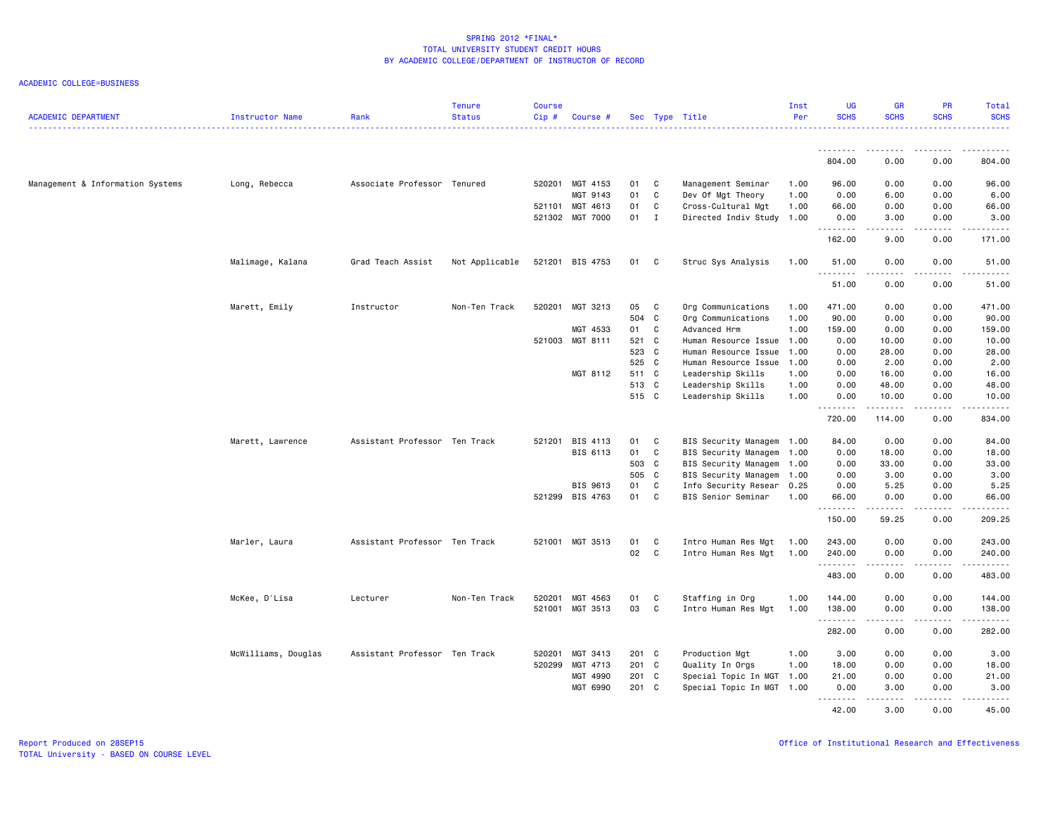SPRING 2012 *FINAL*
TOTAL UNIVERSITY STUDENT CREDIT HOURS
BY ACADEMIC COLLEGE/DEPARTMENT OF INSTRUCTOR OF RECORD

ACADEMIC COLLEGE=BUSINESS

| ACADEMIC DEPARTMENT | Instructor Name | Rank | Tenure Status | Course Cip # | Course # | Sec | Type | Title | Inst Per | UG SCHS | GR SCHS | PR SCHS | Total SCHS |
|---|---|---|---|---|---|---|---|---|---|---|---|---|---|
| | | | | | | | | | | 804.00 | 0.00 | 0.00 | 804.00 |
| Management & Information Systems | Long, Rebecca | Associate Professor | Tenured | 520201 | MGT 4153 | 01 | C | Management Seminar | 1.00 | 96.00 | 0.00 | 0.00 | 96.00 |
| | | | | | MGT 9143 | 01 | C | Dev Of Mgt Theory | 1.00 | 0.00 | 6.00 | 0.00 | 6.00 |
| | | | | 521101 | MGT 4613 | 01 | C | Cross-Cultural Mgt | 1.00 | 66.00 | 0.00 | 0.00 | 66.00 |
| | | | | 521302 | MGT 7000 | 01 | I | Directed Indiv Study | 1.00 | 0.00 | 3.00 | 0.00 | 3.00 |
| | | | | | | | | | | 162.00 | 9.00 | 0.00 | 171.00 |
| | Malimage, Kalana | Grad Teach Assist | Not Applicable | 521201 | BIS 4753 | 01 | C | Struc Sys Analysis | 1.00 | 51.00 | 0.00 | 0.00 | 51.00 |
| | | | | | | | | | | 51.00 | 0.00 | 0.00 | 51.00 |
| | Marett, Emily | Instructor | Non-Ten Track | 520201 | MGT 3213 | 05 | C | Org Communications | 1.00 | 471.00 | 0.00 | 0.00 | 471.00 |
| | | | | | | 504 | C | Org Communications | 1.00 | 90.00 | 0.00 | 0.00 | 90.00 |
| | | | | | MGT 4533 | 01 | C | Advanced Hrm | 1.00 | 159.00 | 0.00 | 0.00 | 159.00 |
| | | | | 521003 | MGT 8111 | 521 | C | Human Resource Issue | 1.00 | 0.00 | 10.00 | 0.00 | 10.00 |
| | | | | | | 523 | C | Human Resource Issue | 1.00 | 0.00 | 28.00 | 0.00 | 28.00 |
| | | | | | | 525 | C | Human Resource Issue | 1.00 | 0.00 | 2.00 | 0.00 | 2.00 |
| | | | | | MGT 8112 | 511 | C | Leadership Skills | 1.00 | 0.00 | 16.00 | 0.00 | 16.00 |
| | | | | | | 513 | C | Leadership Skills | 1.00 | 0.00 | 48.00 | 0.00 | 48.00 |
| | | | | | | 515 | C | Leadership Skills | 1.00 | 0.00 | 10.00 | 0.00 | 10.00 |
| | | | | | | | | | | 720.00 | 114.00 | 0.00 | 834.00 |
| | Marett, Lawrence | Assistant Professor | Ten Track | 521201 | BIS 4113 | 01 | C | BIS Security Managem | 1.00 | 84.00 | 0.00 | 0.00 | 84.00 |
| | | | | | BIS 6113 | 01 | C | BIS Security Managem | 1.00 | 0.00 | 18.00 | 0.00 | 18.00 |
| | | | | | | 503 | C | BIS Security Managem | 1.00 | 0.00 | 33.00 | 0.00 | 33.00 |
| | | | | | | 505 | C | BIS Security Managem | 1.00 | 0.00 | 3.00 | 0.00 | 3.00 |
| | | | | | BIS 9613 | 01 | C | Info Security Resear | 0.25 | 0.00 | 5.25 | 0.00 | 5.25 |
| | | | | 521299 | BIS 4763 | 01 | C | BIS Senior Seminar | 1.00 | 66.00 | 0.00 | 0.00 | 66.00 |
| | | | | | | | | | | 150.00 | 59.25 | 0.00 | 209.25 |
| | Marler, Laura | Assistant Professor | Ten Track | 521001 | MGT 3513 | 01 | C | Intro Human Res Mgt | 1.00 | 243.00 | 0.00 | 0.00 | 243.00 |
| | | | | | | 02 | C | Intro Human Res Mgt | 1.00 | 240.00 | 0.00 | 0.00 | 240.00 |
| | | | | | | | | | | 483.00 | 0.00 | 0.00 | 483.00 |
| | McKee, D'Lisa | Lecturer | Non-Ten Track | 520201 | MGT 4563 | 01 | C | Staffing in Org | 1.00 | 144.00 | 0.00 | 0.00 | 144.00 |
| | | | | 521001 | MGT 3513 | 03 | C | Intro Human Res Mgt | 1.00 | 138.00 | 0.00 | 0.00 | 138.00 |
| | | | | | | | | | | 282.00 | 0.00 | 0.00 | 282.00 |
| | McWilliams, Douglas | Assistant Professor | Ten Track | 520201 | MGT 3413 | 201 | C | Production Mgt | 1.00 | 3.00 | 0.00 | 0.00 | 3.00 |
| | | | | 520299 | MGT 4713 | 201 | C | Quality In Orgs | 1.00 | 18.00 | 0.00 | 0.00 | 18.00 |
| | | | | | MGT 4990 | 201 | C | Special Topic In MGT | 1.00 | 21.00 | 0.00 | 0.00 | 21.00 |
| | | | | | MGT 6990 | 201 | C | Special Topic In MGT | 1.00 | 0.00 | 3.00 | 0.00 | 3.00 |
| | | | | | | | | | | 42.00 | 3.00 | 0.00 | 45.00 |

Report Produced on 28SEP15
TOTAL University - BASED ON COURSE LEVEL

Office of Institutional Research and Effectiveness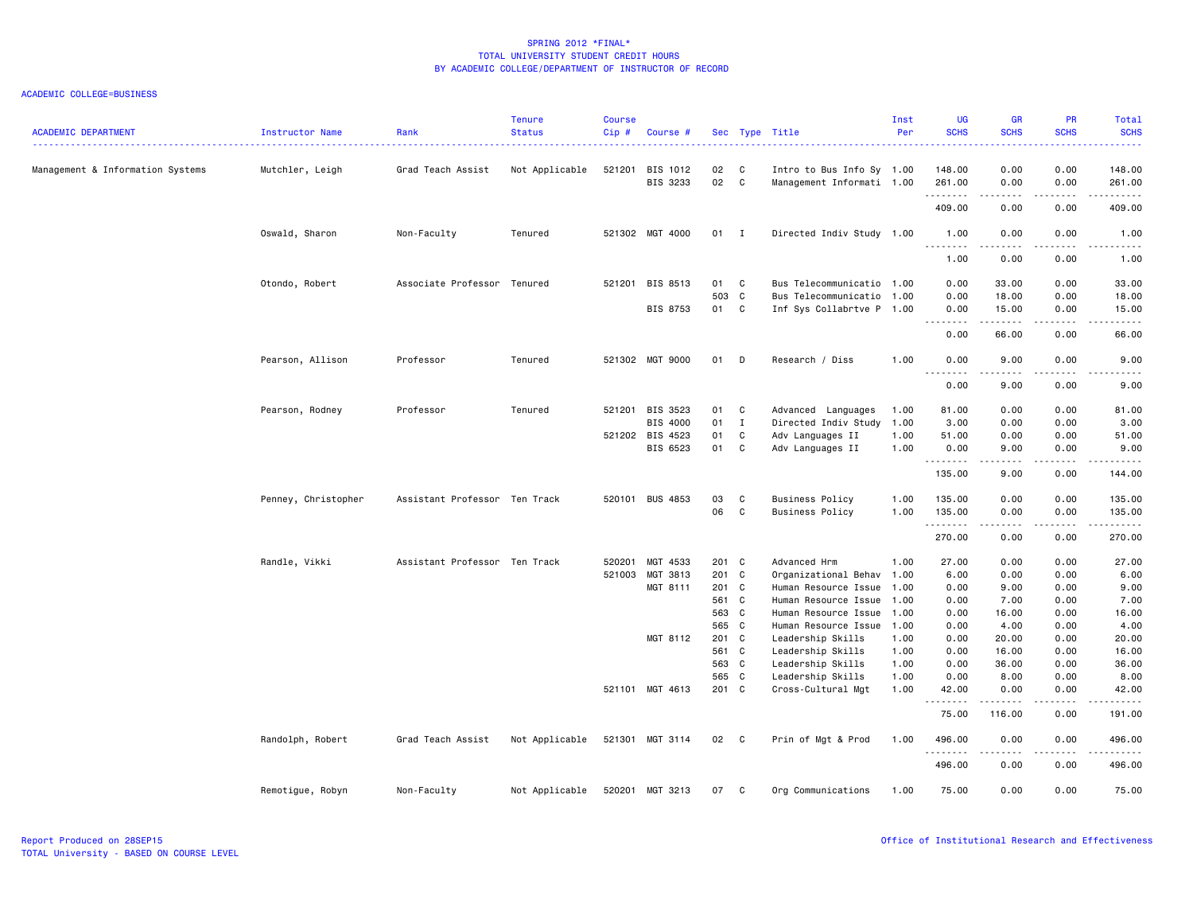SPRING 2012 *FINAL*
TOTAL UNIVERSITY STUDENT CREDIT HOURS
BY ACADEMIC COLLEGE/DEPARTMENT OF INSTRUCTOR OF RECORD

ACADEMIC COLLEGE=BUSINESS

| ACADEMIC DEPARTMENT | Instructor Name | Rank | Tenure Status | Course Cip # | Course # | Sec | Type | Title | Inst Per | UG SCHS | GR SCHS | PR SCHS | Total SCHS |
|---|---|---|---|---|---|---|---|---|---|---|---|---|---|
| Management & Information Systems | Mutchler, Leigh | Grad Teach Assist | Not Applicable | 521201 | BIS 1012 | 02 | C | Intro to Bus Info Sy | 1.00 | 148.00 | 0.00 | 0.00 | 148.00 |
| | | | | | BIS 3233 | 02 | C | Management Informati | 1.00 | 261.00 | 0.00 | 0.00 | 261.00 |
| | | | | | | | | | | 409.00 | 0.00 | 0.00 | 409.00 |
| | Oswald, Sharon | Non-Faculty | Tenured | 521302 | MGT 4000 | 01 | I | Directed Indiv Study | 1.00 | 1.00 | 0.00 | 0.00 | 1.00 |
| | | | | | | | | | | 1.00 | 0.00 | 0.00 | 1.00 |
| | Otondo, Robert | Associate Professor | Tenured | 521201 | BIS 8513 | 01 | C | Bus Telecommunicatio | 1.00 | 0.00 | 33.00 | 0.00 | 33.00 |
| | | | | | | 503 | C | Bus Telecommunicatio | 1.00 | 0.00 | 18.00 | 0.00 | 18.00 |
| | | | | | BIS 8753 | 01 | C | Inf Sys Collabrtve P | 1.00 | 0.00 | 15.00 | 0.00 | 15.00 |
| | | | | | | | | | | 0.00 | 66.00 | 0.00 | 66.00 |
| | Pearson, Allison | Professor | Tenured | 521302 | MGT 9000 | 01 | D | Research / Diss | 1.00 | 0.00 | 9.00 | 0.00 | 9.00 |
| | | | | | | | | | | 0.00 | 9.00 | 0.00 | 9.00 |
| | Pearson, Rodney | Professor | Tenured | 521201 | BIS 3523 | 01 | C | Advanced Languages | 1.00 | 81.00 | 0.00 | 0.00 | 81.00 |
| | | | | | BIS 4000 | 01 | I | Directed Indiv Study | 1.00 | 3.00 | 0.00 | 0.00 | 3.00 |
| | | | | 521202 | BIS 4523 | 01 | C | Adv Languages II | 1.00 | 51.00 | 0.00 | 0.00 | 51.00 |
| | | | | | BIS 6523 | 01 | C | Adv Languages II | 1.00 | 0.00 | 9.00 | 0.00 | 9.00 |
| | | | | | | | | | | 135.00 | 9.00 | 0.00 | 144.00 |
| | Penney, Christopher | Assistant Professor | Ten Track | 520101 | BUS 4853 | 03 | C | Business Policy | 1.00 | 135.00 | 0.00 | 0.00 | 135.00 |
| | | | | | | 06 | C | Business Policy | 1.00 | 135.00 | 0.00 | 0.00 | 135.00 |
| | | | | | | | | | | 270.00 | 0.00 | 0.00 | 270.00 |
| | Randle, Vikki | Assistant Professor | Ten Track | 520201 | MGT 4533 | 201 | C | Advanced Hrm | 1.00 | 27.00 | 0.00 | 0.00 | 27.00 |
| | | | | 521003 | MGT 3813 | 201 | C | Organizational Behav | 1.00 | 6.00 | 0.00 | 0.00 | 6.00 |
| | | | | | MGT 8111 | 201 | C | Human Resource Issue | 1.00 | 0.00 | 9.00 | 0.00 | 9.00 |
| | | | | | | 561 | C | Human Resource Issue | 1.00 | 0.00 | 7.00 | 0.00 | 7.00 |
| | | | | | | 563 | C | Human Resource Issue | 1.00 | 0.00 | 16.00 | 0.00 | 16.00 |
| | | | | | | 565 | C | Human Resource Issue | 1.00 | 0.00 | 4.00 | 0.00 | 4.00 |
| | | | | | MGT 8112 | 201 | C | Leadership Skills | 1.00 | 0.00 | 20.00 | 0.00 | 20.00 |
| | | | | | | 561 | C | Leadership Skills | 1.00 | 0.00 | 16.00 | 0.00 | 16.00 |
| | | | | | | 563 | C | Leadership Skills | 1.00 | 0.00 | 36.00 | 0.00 | 36.00 |
| | | | | | | 565 | C | Leadership Skills | 1.00 | 0.00 | 8.00 | 0.00 | 8.00 |
| | | | | 521101 | MGT 4613 | 201 | C | Cross-Cultural Mgt | 1.00 | 42.00 | 0.00 | 0.00 | 42.00 |
| | | | | | | | | | | 75.00 | 116.00 | 0.00 | 191.00 |
| | Randolph, Robert | Grad Teach Assist | Not Applicable | 521301 | MGT 3114 | 02 | C | Prin of Mgt & Prod | 1.00 | 496.00 | 0.00 | 0.00 | 496.00 |
| | | | | | | | | | | 496.00 | 0.00 | 0.00 | 496.00 |
| | Remotigue, Robyn | Non-Faculty | Not Applicable | 520201 | MGT 3213 | 07 | C | Org Communications | 1.00 | 75.00 | 0.00 | 0.00 | 75.00 |

Report Produced on 28SEP15
TOTAL University - BASED ON COURSE LEVEL

Office of Institutional Research and Effectiveness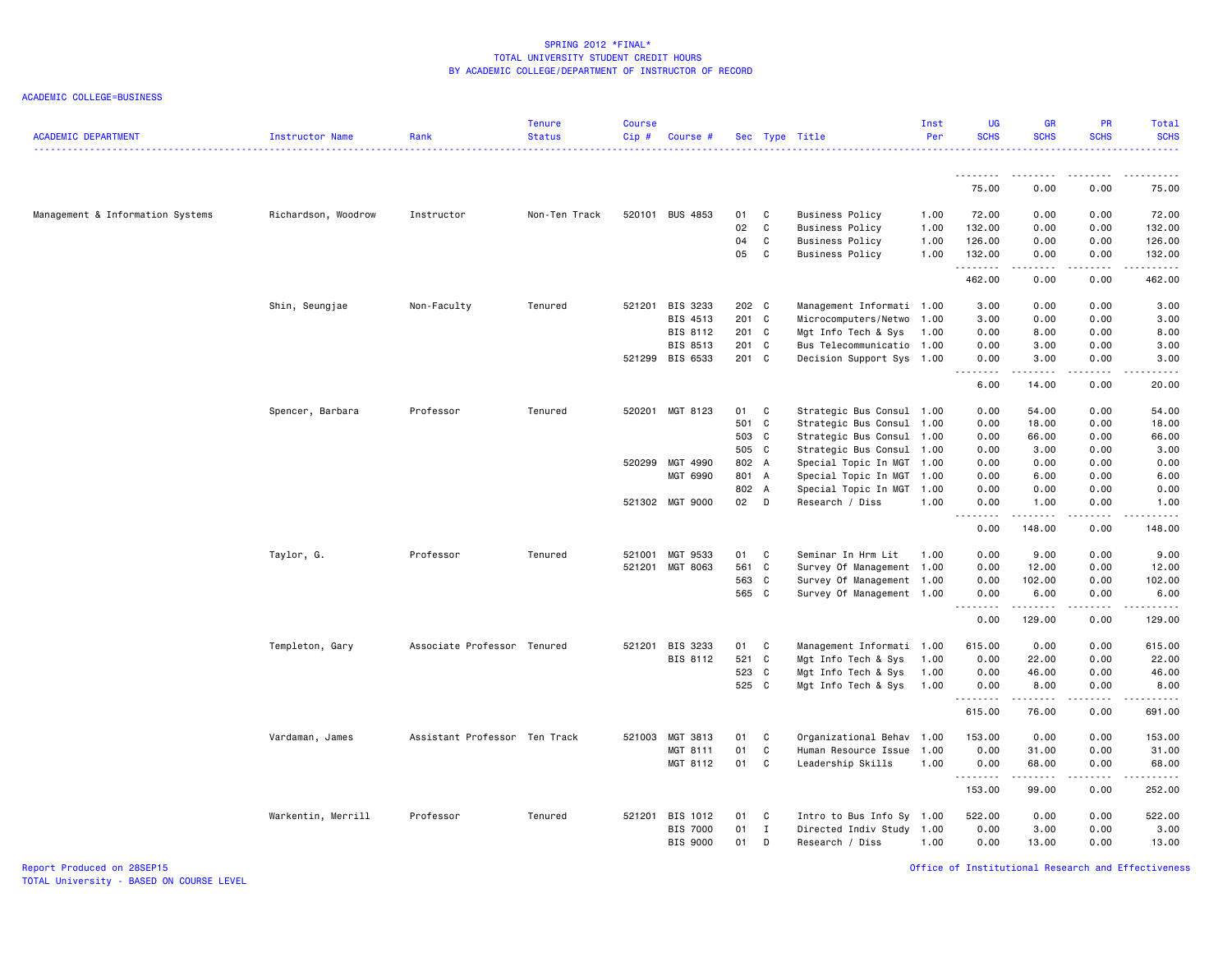SPRING 2012 *FINAL*
TOTAL UNIVERSITY STUDENT CREDIT HOURS
BY ACADEMIC COLLEGE/DEPARTMENT OF INSTRUCTOR OF RECORD

ACADEMIC COLLEGE=BUSINESS

| ACADEMIC DEPARTMENT | Instructor Name | Rank | Tenure Status | Course Cip # | Course # | Sec | Type | Title | Inst Per | UG SCHS | GR SCHS | PR SCHS | Total SCHS |
|---|---|---|---|---|---|---|---|---|---|---|---|---|---|
| | | | | | | | | | | 75.00 | 0.00 | 0.00 | 75.00 |
| Management & Information Systems | Richardson, Woodrow | Instructor | Non-Ten Track | 520101 | BUS 4853 | 01 | C | Business Policy | 1.00 | 72.00 | 0.00 | 0.00 | 72.00 |
| | | | | | | 02 | C | Business Policy | 1.00 | 132.00 | 0.00 | 0.00 | 132.00 |
| | | | | | | 04 | C | Business Policy | 1.00 | 126.00 | 0.00 | 0.00 | 126.00 |
| | | | | | | 05 | C | Business Policy | 1.00 | 132.00 | 0.00 | 0.00 | 132.00 |
| | | | | | | | | | | 462.00 | 0.00 | 0.00 | 462.00 |
| | Shin, Seungjae | Non-Faculty | Tenured | 521201 | BIS 3233 | 202 | C | Management Informati | 1.00 | 3.00 | 0.00 | 0.00 | 3.00 |
| | | | | | BIS 4513 | 201 | C | Microcomputers/Netwo | 1.00 | 3.00 | 0.00 | 0.00 | 3.00 |
| | | | | | BIS 8112 | 201 | C | Mgt Info Tech & Sys | 1.00 | 0.00 | 8.00 | 0.00 | 8.00 |
| | | | | | BIS 8513 | 201 | C | Bus Telecommunicatio | 1.00 | 0.00 | 3.00 | 0.00 | 3.00 |
| | | | | 521299 | BIS 6533 | 201 | C | Decision Support Sys | 1.00 | 0.00 | 3.00 | 0.00 | 3.00 |
| | | | | | | | | | | 6.00 | 14.00 | 0.00 | 20.00 |
| | Spencer, Barbara | Professor | Tenured | 520201 | MGT 8123 | 01 | C | Strategic Bus Consul | 1.00 | 0.00 | 54.00 | 0.00 | 54.00 |
| | | | | | | 501 | C | Strategic Bus Consul | 1.00 | 0.00 | 18.00 | 0.00 | 18.00 |
| | | | | | | 503 | C | Strategic Bus Consul | 1.00 | 0.00 | 66.00 | 0.00 | 66.00 |
| | | | | | | 505 | C | Strategic Bus Consul | 1.00 | 0.00 | 3.00 | 0.00 | 3.00 |
| | | | | 520299 | MGT 4990 | 802 | A | Special Topic In MGT | 1.00 | 0.00 | 0.00 | 0.00 | 0.00 |
| | | | | | MGT 6990 | 801 | A | Special Topic In MGT | 1.00 | 0.00 | 6.00 | 0.00 | 6.00 |
| | | | | | | 802 | A | Special Topic In MGT | 1.00 | 0.00 | 0.00 | 0.00 | 0.00 |
| | | | | 521302 | MGT 9000 | 02 | D | Research / Diss | 1.00 | 0.00 | 1.00 | 0.00 | 1.00 |
| | | | | | | | | | | 0.00 | 148.00 | 0.00 | 148.00 |
| | Taylor, G. | Professor | Tenured | 521001 | MGT 9533 | 01 | C | Seminar In Hrm Lit | 1.00 | 0.00 | 9.00 | 0.00 | 9.00 |
| | | | | 521201 | MGT 8063 | 561 | C | Survey Of Management | 1.00 | 0.00 | 12.00 | 0.00 | 12.00 |
| | | | | | | 563 | C | Survey Of Management | 1.00 | 0.00 | 102.00 | 0.00 | 102.00 |
| | | | | | | 565 | C | Survey Of Management | 1.00 | 0.00 | 6.00 | 0.00 | 6.00 |
| | | | | | | | | | | 0.00 | 129.00 | 0.00 | 129.00 |
| | Templeton, Gary | Associate Professor | Tenured | 521201 | BIS 3233 | 01 | C | Management Informati | 1.00 | 615.00 | 0.00 | 0.00 | 615.00 |
| | | | | | BIS 8112 | 521 | C | Mgt Info Tech & Sys | 1.00 | 0.00 | 22.00 | 0.00 | 22.00 |
| | | | | | | 523 | C | Mgt Info Tech & Sys | 1.00 | 0.00 | 46.00 | 0.00 | 46.00 |
| | | | | | | 525 | C | Mgt Info Tech & Sys | 1.00 | 0.00 | 8.00 | 0.00 | 8.00 |
| | | | | | | | | | | 615.00 | 76.00 | 0.00 | 691.00 |
| | Vardaman, James | Assistant Professor | Ten Track | 521003 | MGT 3813 | 01 | C | Organizational Behav | 1.00 | 153.00 | 0.00 | 0.00 | 153.00 |
| | | | | | MGT 8111 | 01 | C | Human Resource Issue | 1.00 | 0.00 | 31.00 | 0.00 | 31.00 |
| | | | | | MGT 8112 | 01 | C | Leadership Skills | 1.00 | 0.00 | 68.00 | 0.00 | 68.00 |
| | | | | | | | | | | 153.00 | 99.00 | 0.00 | 252.00 |
| | Warkentin, Merrill | Professor | Tenured | 521201 | BIS 1012 | 01 | C | Intro to Bus Info Sy | 1.00 | 522.00 | 0.00 | 0.00 | 522.00 |
| | | | | | BIS 7000 | 01 | I | Directed Indiv Study | 1.00 | 0.00 | 3.00 | 0.00 | 3.00 |
| | | | | | BIS 9000 | 01 | D | Research / Diss | 1.00 | 0.00 | 13.00 | 0.00 | 13.00 |

Report Produced on 28SEP15
TOTAL University - BASED ON COURSE LEVEL

Office of Institutional Research and Effectiveness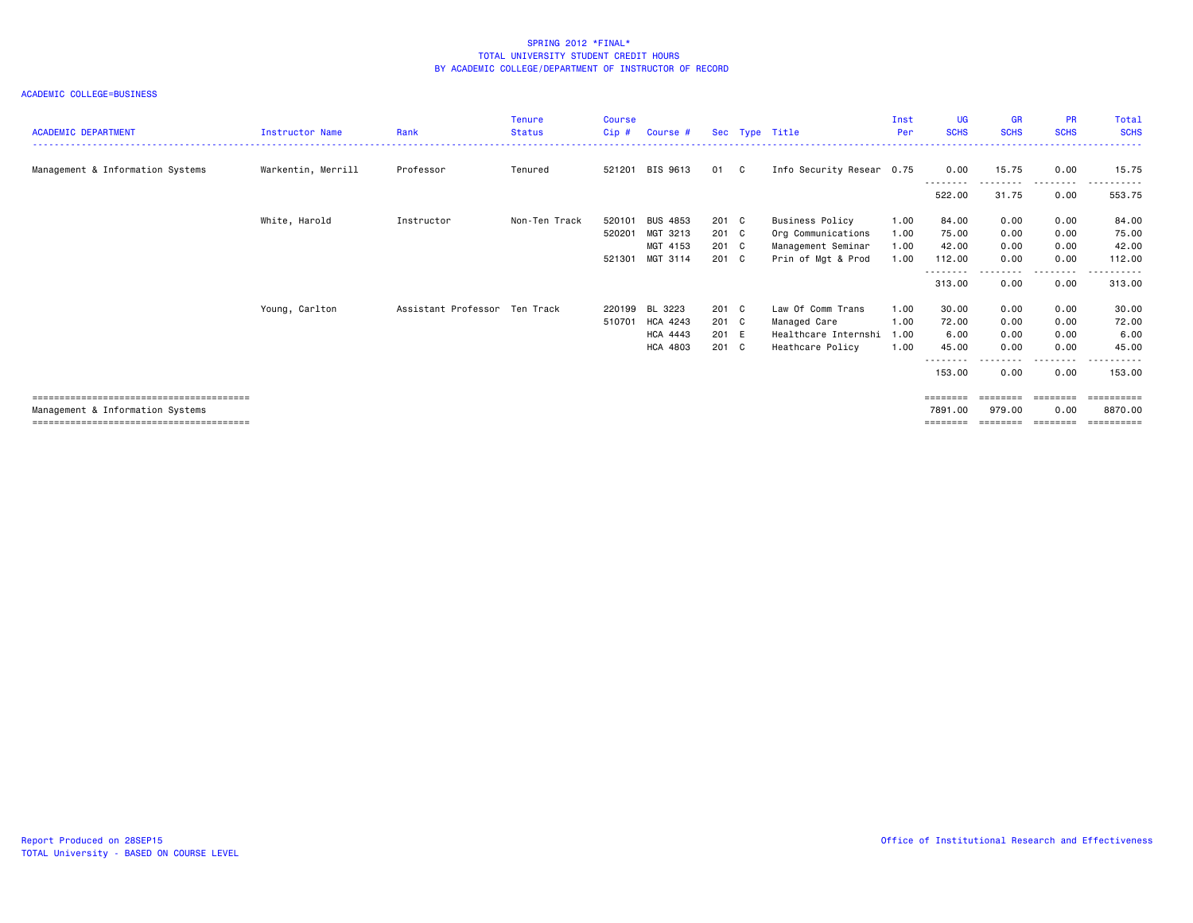# SPRING 2012 *FINAL*
## TOTAL UNIVERSITY STUDENT CREDIT HOURS
## BY ACADEMIC COLLEGE/DEPARTMENT OF INSTRUCTOR OF RECORD

ACADEMIC COLLEGE=BUSINESS

| ACADEMIC DEPARTMENT | Instructor Name | Rank | Tenure Status | Course Cip # | Course # | Sec | Type | Title | Inst Per | UG SCHS | GR SCHS | PR SCHS | Total SCHS |
|---|---|---|---|---|---|---|---|---|---|---|---|---|---|
| Management & Information Systems | Warkentin, Merrill | Professor | Tenured | 521201 | BIS 9613 | 01 | C | Info Security Resear | 0.75 | 0.00 | 15.75 | 0.00 | 15.75 |
| | | | | | | | | | | 522.00 | 31.75 | 0.00 | 553.75 |
| | White, Harold | Instructor | Non-Ten Track | 520101 | BUS 4853 | 201 | C | Business Policy | 1.00 | 84.00 | 0.00 | 0.00 | 84.00 |
| | | | | 520201 | MGT 3213 | 201 | C | Org Communications | 1.00 | 75.00 | 0.00 | 0.00 | 75.00 |
| | | | | | MGT 4153 | 201 | C | Management Seminar | 1.00 | 42.00 | 0.00 | 0.00 | 42.00 |
| | | | | 521301 | MGT 3114 | 201 | C | Prin of Mgt & Prod | 1.00 | 112.00 | 0.00 | 0.00 | 112.00 |
| | | | | | | | | | | 313.00 | 0.00 | 0.00 | 313.00 |
| | Young, Carlton | Assistant Professor | Ten Track | 220199 | BL 3223 | 201 | C | Law Of Comm Trans | 1.00 | 30.00 | 0.00 | 0.00 | 30.00 |
| | | | | 510701 | HCA 4243 | 201 | C | Managed Care | 1.00 | 72.00 | 0.00 | 0.00 | 72.00 |
| | | | | | HCA 4443 | 201 | E | Healthcare Internshi | 1.00 | 6.00 | 0.00 | 0.00 | 6.00 |
| | | | | | HCA 4803 | 201 | C | Heathcare Policy | 1.00 | 45.00 | 0.00 | 0.00 | 45.00 |
| | | | | | | | | | | 153.00 | 0.00 | 0.00 | 153.00 |
| Management & Information Systems | | | | | | | | | | 7891.00 | 979.00 | 0.00 | 8870.00 |

Report Produced on 28SEP15
TOTAL University - BASED ON COURSE LEVEL

Office of Institutional Research and Effectiveness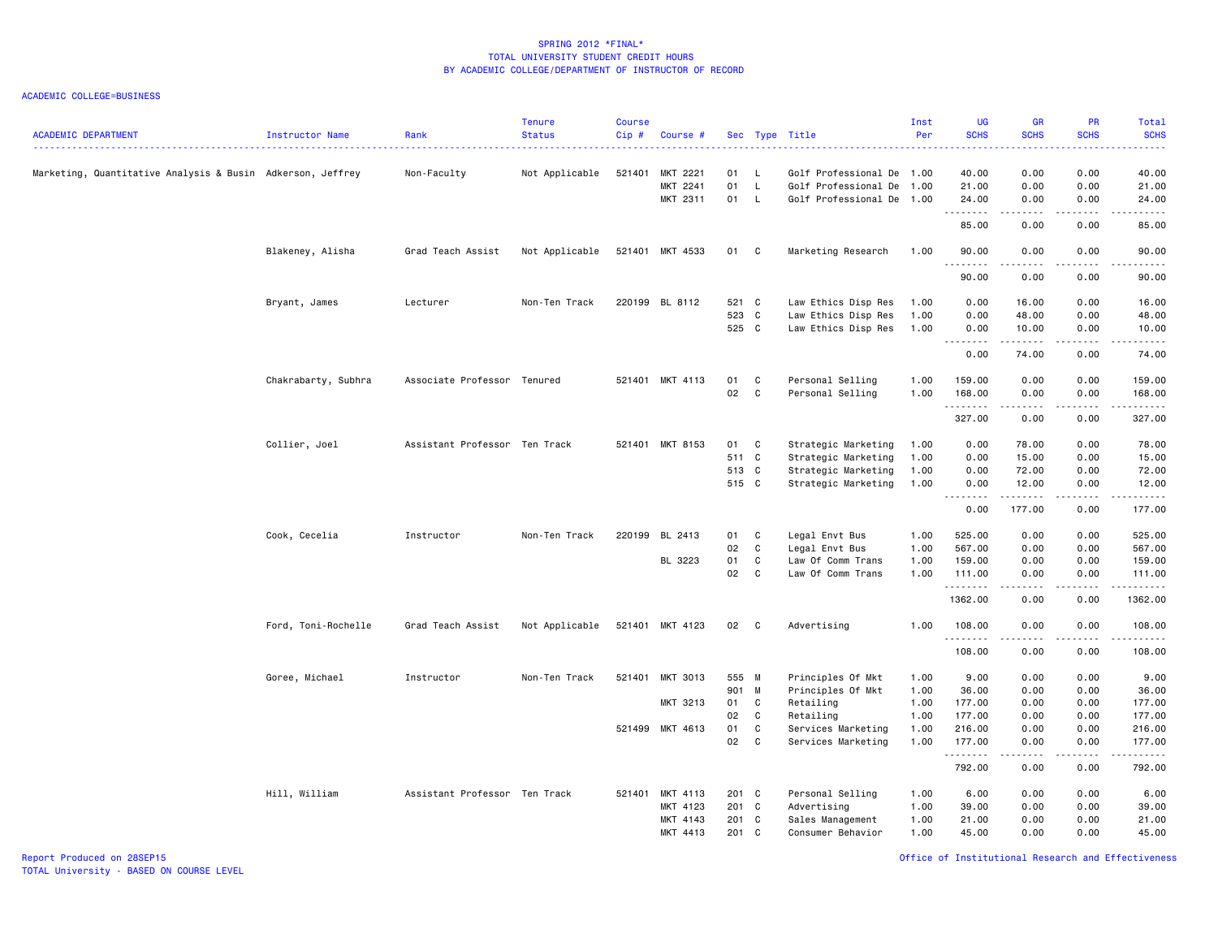SPRING 2012 *FINAL*
TOTAL UNIVERSITY STUDENT CREDIT HOURS
BY ACADEMIC COLLEGE/DEPARTMENT OF INSTRUCTOR OF RECORD

ACADEMIC COLLEGE=BUSINESS

| ACADEMIC DEPARTMENT | Instructor Name | Rank | Tenure Status | Course Cip # | Course # | Sec | Type | Title | Inst Per | UG SCHS | GR SCHS | PR SCHS | Total SCHS |
|---|---|---|---|---|---|---|---|---|---|---|---|---|---|
| Marketing, Quantitative Analysis & Busin | Adkerson, Jeffrey | Non-Faculty | Not Applicable | 521401 | MKT 2221 | 01 | L | Golf Professional De | 1.00 | 40.00 | 0.00 | 0.00 | 40.00 |
| | | | | | MKT 2241 | 01 | L | Golf Professional De | 1.00 | 21.00 | 0.00 | 0.00 | 21.00 |
| | | | | | MKT 2311 | 01 | L | Golf Professional De | 1.00 | 24.00 | 0.00 | 0.00 | 24.00 |
| | | | | | | | | | | 85.00 | 0.00 | 0.00 | 85.00 |
| | Blakeney, Alisha | Grad Teach Assist | Not Applicable | 521401 | MKT 4533 | 01 | C | Marketing Research | 1.00 | 90.00 | 0.00 | 0.00 | 90.00 |
| | | | | | | | | | | 90.00 | 0.00 | 0.00 | 90.00 |
| | Bryant, James | Lecturer | Non-Ten Track | 220199 | BL 8112 | 521 | C | Law Ethics Disp Res | 1.00 | 0.00 | 16.00 | 0.00 | 16.00 |
| | | | | | | 523 | C | Law Ethics Disp Res | 1.00 | 0.00 | 48.00 | 0.00 | 48.00 |
| | | | | | | 525 | C | Law Ethics Disp Res | 1.00 | 0.00 | 10.00 | 0.00 | 10.00 |
| | | | | | | | | | | 0.00 | 74.00 | 0.00 | 74.00 |
| | Chakrabarty, Subhra | Associate Professor | Tenured | 521401 | MKT 4113 | 01 | C | Personal Selling | 1.00 | 159.00 | 0.00 | 0.00 | 159.00 |
| | | | | | | 02 | C | Personal Selling | 1.00 | 168.00 | 0.00 | 0.00 | 168.00 |
| | | | | | | | | | | 327.00 | 0.00 | 0.00 | 327.00 |
| | Collier, Joel | Assistant Professor | Ten Track | 521401 | MKT 8153 | 01 | C | Strategic Marketing | 1.00 | 0.00 | 78.00 | 0.00 | 78.00 |
| | | | | | | 511 | C | Strategic Marketing | 1.00 | 0.00 | 15.00 | 0.00 | 15.00 |
| | | | | | | 513 | C | Strategic Marketing | 1.00 | 0.00 | 72.00 | 0.00 | 72.00 |
| | | | | | | 515 | C | Strategic Marketing | 1.00 | 0.00 | 12.00 | 0.00 | 12.00 |
| | | | | | | | | | | 0.00 | 177.00 | 0.00 | 177.00 |
| | Cook, Cecelia | Instructor | Non-Ten Track | 220199 | BL 2413 | 01 | C | Legal Envt Bus | 1.00 | 525.00 | 0.00 | 0.00 | 525.00 |
| | | | | | | 02 | C | Legal Envt Bus | 1.00 | 567.00 | 0.00 | 0.00 | 567.00 |
| | | | | | BL 3223 | 01 | C | Law Of Comm Trans | 1.00 | 159.00 | 0.00 | 0.00 | 159.00 |
| | | | | | | 02 | C | Law Of Comm Trans | 1.00 | 111.00 | 0.00 | 0.00 | 111.00 |
| | | | | | | | | | | 1362.00 | 0.00 | 0.00 | 1362.00 |
| | Ford, Toni-Rochelle | Grad Teach Assist | Not Applicable | 521401 | MKT 4123 | 02 | C | Advertising | 1.00 | 108.00 | 0.00 | 0.00 | 108.00 |
| | | | | | | | | | | 108.00 | 0.00 | 0.00 | 108.00 |
| | Goree, Michael | Instructor | Non-Ten Track | 521401 | MKT 3013 | 555 | M | Principles Of Mkt | 1.00 | 9.00 | 0.00 | 0.00 | 9.00 |
| | | | | | | 901 | M | Principles Of Mkt | 1.00 | 36.00 | 0.00 | 0.00 | 36.00 |
| | | | | | MKT 3213 | 01 | C | Retailing | 1.00 | 177.00 | 0.00 | 0.00 | 177.00 |
| | | | | | | 02 | C | Retailing | 1.00 | 177.00 | 0.00 | 0.00 | 177.00 |
| | | | | 521499 | MKT 4613 | 01 | C | Services Marketing | 1.00 | 216.00 | 0.00 | 0.00 | 216.00 |
| | | | | | | 02 | C | Services Marketing | 1.00 | 177.00 | 0.00 | 0.00 | 177.00 |
| | | | | | | | | | | 792.00 | 0.00 | 0.00 | 792.00 |
| | Hill, William | Assistant Professor | Ten Track | 521401 | MKT 4113 | 201 | C | Personal Selling | 1.00 | 6.00 | 0.00 | 0.00 | 6.00 |
| | | | | | MKT 4123 | 201 | C | Advertising | 1.00 | 39.00 | 0.00 | 0.00 | 39.00 |
| | | | | | MKT 4143 | 201 | C | Sales Management | 1.00 | 21.00 | 0.00 | 0.00 | 21.00 |
| | | | | | MKT 4413 | 201 | C | Consumer Behavior | 1.00 | 45.00 | 0.00 | 0.00 | 45.00 |

Report Produced on 28SEP15
TOTAL University - BASED ON COURSE LEVEL

Office of Institutional Research and Effectiveness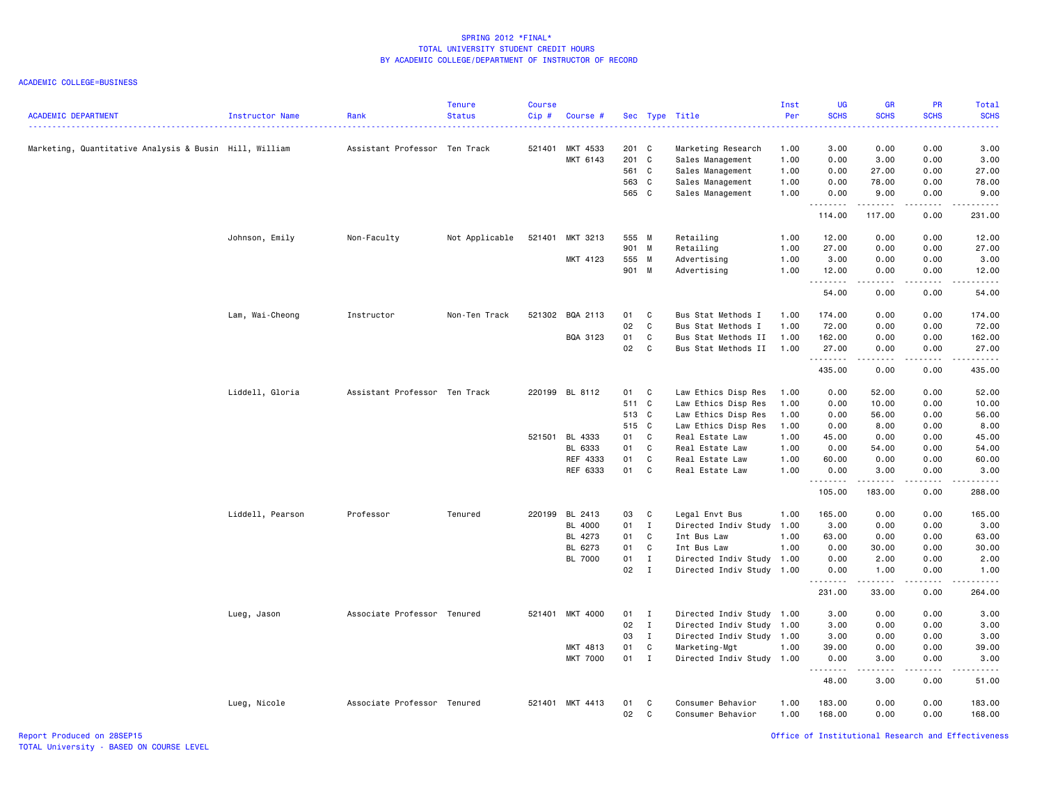SPRING 2012 *FINAL*
TOTAL UNIVERSITY STUDENT CREDIT HOURS
BY ACADEMIC COLLEGE/DEPARTMENT OF INSTRUCTOR OF RECORD

ACADEMIC COLLEGE=BUSINESS

| ACADEMIC DEPARTMENT | Instructor Name | Rank | Tenure Status | Course Cip # | Course # | Sec | Type | Title | Inst Per | UG SCHS | GR SCHS | PR SCHS | Total SCHS |
|---|---|---|---|---|---|---|---|---|---|---|---|---|---|
| Marketing, Quantitative Analysis & Busin | Hill, William | Assistant Professor | Ten Track | 521401 | MKT 4533 | 201 | C | Marketing Research | 1.00 | 3.00 | 0.00 | 0.00 | 3.00 |
| | | | | | MKT 6143 | 201 | C | Sales Management | 1.00 | 0.00 | 3.00 | 0.00 | 3.00 |
| | | | | | | 561 | C | Sales Management | 1.00 | 0.00 | 27.00 | 0.00 | 27.00 |
| | | | | | | 563 | C | Sales Management | 1.00 | 0.00 | 78.00 | 0.00 | 78.00 |
| | | | | | | 565 | C | Sales Management | 1.00 | 0.00 | 9.00 | 0.00 | 9.00 |
| | | | | | | | | | | 114.00 | 117.00 | 0.00 | 231.00 |
| | Johnson, Emily | Non-Faculty | Not Applicable | 521401 | MKT 3213 | 555 | M | Retailing | 1.00 | 12.00 | 0.00 | 0.00 | 12.00 |
| | | | | | | 901 | M | Retailing | 1.00 | 27.00 | 0.00 | 0.00 | 27.00 |
| | | | | | MKT 4123 | 555 | M | Advertising | 1.00 | 3.00 | 0.00 | 0.00 | 3.00 |
| | | | | | | 901 | M | Advertising | 1.00 | 12.00 | 0.00 | 0.00 | 12.00 |
| | | | | | | | | | | 54.00 | 0.00 | 0.00 | 54.00 |
| | Lam, Wai-Cheong | Instructor | Non-Ten Track | 521302 | BQA 2113 | 01 | C | Bus Stat Methods I | 1.00 | 174.00 | 0.00 | 0.00 | 174.00 |
| | | | | | | 02 | C | Bus Stat Methods I | 1.00 | 72.00 | 0.00 | 0.00 | 72.00 |
| | | | | | BQA 3123 | 01 | C | Bus Stat Methods II | 1.00 | 162.00 | 0.00 | 0.00 | 162.00 |
| | | | | | | 02 | C | Bus Stat Methods II | 1.00 | 27.00 | 0.00 | 0.00 | 27.00 |
| | | | | | | | | | | 435.00 | 0.00 | 0.00 | 435.00 |
| | Liddell, Gloria | Assistant Professor | Ten Track | 220199 | BL 8112 | 01 | C | Law Ethics Disp Res | 1.00 | 0.00 | 52.00 | 0.00 | 52.00 |
| | | | | | | 511 | C | Law Ethics Disp Res | 1.00 | 0.00 | 10.00 | 0.00 | 10.00 |
| | | | | | | 513 | C | Law Ethics Disp Res | 1.00 | 0.00 | 56.00 | 0.00 | 56.00 |
| | | | | | | 515 | C | Law Ethics Disp Res | 1.00 | 0.00 | 8.00 | 0.00 | 8.00 |
| | | | | 521501 | BL 4333 | 01 | C | Real Estate Law | 1.00 | 45.00 | 0.00 | 0.00 | 45.00 |
| | | | | | BL 6333 | 01 | C | Real Estate Law | 1.00 | 0.00 | 54.00 | 0.00 | 54.00 |
| | | | | | REF 4333 | 01 | C | Real Estate Law | 1.00 | 60.00 | 0.00 | 0.00 | 60.00 |
| | | | | | REF 6333 | 01 | C | Real Estate Law | 1.00 | 0.00 | 3.00 | 0.00 | 3.00 |
| | | | | | | | | | | 105.00 | 183.00 | 0.00 | 288.00 |
| | Liddell, Pearson | Professor | Tenured | 220199 | BL 2413 | 03 | C | Legal Envt Bus | 1.00 | 165.00 | 0.00 | 0.00 | 165.00 |
| | | | | | BL 4000 | 01 | I | Directed Indiv Study | 1.00 | 3.00 | 0.00 | 0.00 | 3.00 |
| | | | | | BL 4273 | 01 | C | Int Bus Law | 1.00 | 63.00 | 0.00 | 0.00 | 63.00 |
| | | | | | BL 6273 | 01 | C | Int Bus Law | 1.00 | 0.00 | 30.00 | 0.00 | 30.00 |
| | | | | | BL 7000 | 01 | I | Directed Indiv Study | 1.00 | 0.00 | 2.00 | 0.00 | 2.00 |
| | | | | | | 02 | I | Directed Indiv Study | 1.00 | 0.00 | 1.00 | 0.00 | 1.00 |
| | | | | | | | | | | 231.00 | 33.00 | 0.00 | 264.00 |
| | Lueg, Jason | Associate Professor | Tenured | 521401 | MKT 4000 | 01 | I | Directed Indiv Study | 1.00 | 3.00 | 0.00 | 0.00 | 3.00 |
| | | | | | | 02 | I | Directed Indiv Study | 1.00 | 3.00 | 0.00 | 0.00 | 3.00 |
| | | | | | | 03 | I | Directed Indiv Study | 1.00 | 3.00 | 0.00 | 0.00 | 3.00 |
| | | | | | MKT 4813 | 01 | C | Marketing-Mgt | 1.00 | 39.00 | 0.00 | 0.00 | 39.00 |
| | | | | | MKT 7000 | 01 | I | Directed Indiv Study | 1.00 | 0.00 | 3.00 | 0.00 | 3.00 |
| | | | | | | | | | | 48.00 | 3.00 | 0.00 | 51.00 |
| | Lueg, Nicole | Associate Professor | Tenured | 521401 | MKT 4413 | 01 | C | Consumer Behavior | 1.00 | 183.00 | 0.00 | 0.00 | 183.00 |
| | | | | | | 02 | C | Consumer Behavior | 1.00 | 168.00 | 0.00 | 0.00 | 168.00 |

Report Produced on 28SEP15
TOTAL University - BASED ON COURSE LEVEL

Office of Institutional Research and Effectiveness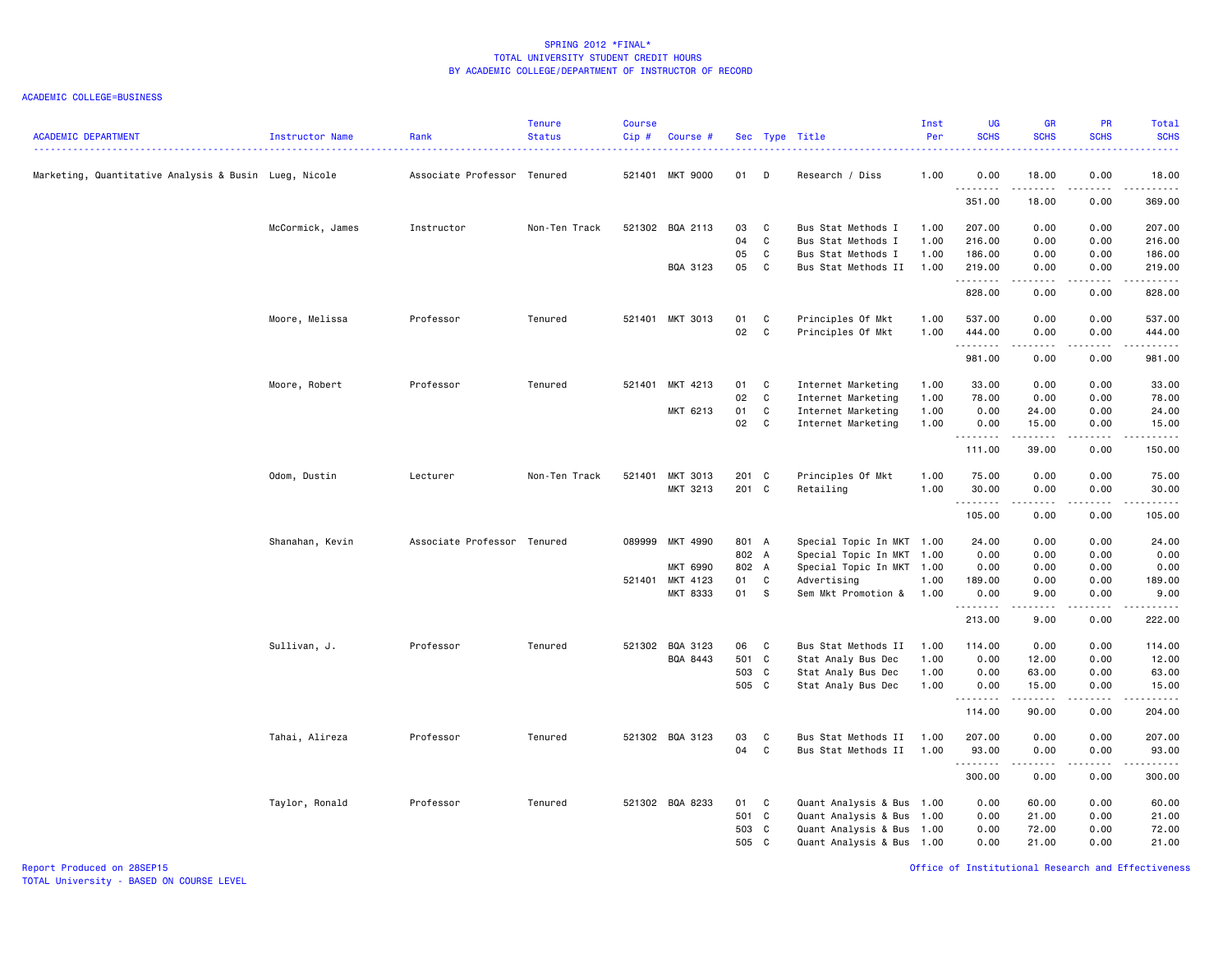SPRING 2012 *FINAL*
TOTAL UNIVERSITY STUDENT CREDIT HOURS
BY ACADEMIC COLLEGE/DEPARTMENT OF INSTRUCTOR OF RECORD

ACADEMIC COLLEGE=BUSINESS

| ACADEMIC DEPARTMENT | Instructor Name | Rank | Tenure Status | Course Cip # | Course # | Sec | Type | Title | Inst Per | UG SCHS | GR SCHS | PR SCHS | Total SCHS |
|---|---|---|---|---|---|---|---|---|---|---|---|---|---|
| Marketing, Quantitative Analysis & Busin | Lueg, Nicole | Associate Professor | Tenured | 521401 | MKT 9000 | 01 | D | Research / Diss | 1.00 | 0.00 | 18.00 | 0.00 | 18.00 |
| | | | | | | | | | | 351.00 | 18.00 | 0.00 | 369.00 |
| | McCormick, James | Instructor | Non-Ten Track | 521302 | BQA 2113 | 03 | C | Bus Stat Methods I | 1.00 | 207.00 | 0.00 | 0.00 | 207.00 |
| | | | | | | 04 | C | Bus Stat Methods I | 1.00 | 216.00 | 0.00 | 0.00 | 216.00 |
| | | | | | | 05 | C | Bus Stat Methods I | 1.00 | 186.00 | 0.00 | 0.00 | 186.00 |
| | | | | | BQA 3123 | 05 | C | Bus Stat Methods II | 1.00 | 219.00 | 0.00 | 0.00 | 219.00 |
| | | | | | | | | | | 828.00 | 0.00 | 0.00 | 828.00 |
| | Moore, Melissa | Professor | Tenured | 521401 | MKT 3013 | 01 | C | Principles Of Mkt | 1.00 | 537.00 | 0.00 | 0.00 | 537.00 |
| | | | | | | 02 | C | Principles Of Mkt | 1.00 | 444.00 | 0.00 | 0.00 | 444.00 |
| | | | | | | | | | | 981.00 | 0.00 | 0.00 | 981.00 |
| | Moore, Robert | Professor | Tenured | 521401 | MKT 4213 | 01 | C | Internet Marketing | 1.00 | 33.00 | 0.00 | 0.00 | 33.00 |
| | | | | | | 02 | C | Internet Marketing | 1.00 | 78.00 | 0.00 | 0.00 | 78.00 |
| | | | | | MKT 6213 | 01 | C | Internet Marketing | 1.00 | 0.00 | 24.00 | 0.00 | 24.00 |
| | | | | | | 02 | C | Internet Marketing | 1.00 | 0.00 | 15.00 | 0.00 | 15.00 |
| | | | | | | | | | | 111.00 | 39.00 | 0.00 | 150.00 |
| | Odom, Dustin | Lecturer | Non-Ten Track | 521401 | MKT 3013 | 201 | C | Principles Of Mkt | 1.00 | 75.00 | 0.00 | 0.00 | 75.00 |
| | | | | | MKT 3213 | 201 | C | Retailing | 1.00 | 30.00 | 0.00 | 0.00 | 30.00 |
| | | | | | | | | | | 105.00 | 0.00 | 0.00 | 105.00 |
| | Shanahan, Kevin | Associate Professor | Tenured | 089999 | MKT 4990 | 801 | A | Special Topic In MKT | 1.00 | 24.00 | 0.00 | 0.00 | 24.00 |
| | | | | | | 802 | A | Special Topic In MKT | 1.00 | 0.00 | 0.00 | 0.00 | 0.00 |
| | | | | | MKT 6990 | 802 | A | Special Topic In MKT | 1.00 | 0.00 | 0.00 | 0.00 | 0.00 |
| | | | | 521401 | MKT 4123 | 01 | C | Advertising | 1.00 | 189.00 | 0.00 | 0.00 | 189.00 |
| | | | | | MKT 8333 | 01 | S | Sem Mkt Promotion & | 1.00 | 0.00 | 9.00 | 0.00 | 9.00 |
| | | | | | | | | | | 213.00 | 9.00 | 0.00 | 222.00 |
| | Sullivan, J. | Professor | Tenured | 521302 | BQA 3123 | 06 | C | Bus Stat Methods II | 1.00 | 114.00 | 0.00 | 0.00 | 114.00 |
| | | | | | BQA 8443 | 501 | C | Stat Analy Bus Dec | 1.00 | 0.00 | 12.00 | 0.00 | 12.00 |
| | | | | | | 503 | C | Stat Analy Bus Dec | 1.00 | 0.00 | 63.00 | 0.00 | 63.00 |
| | | | | | | 505 | C | Stat Analy Bus Dec | 1.00 | 0.00 | 15.00 | 0.00 | 15.00 |
| | | | | | | | | | | 114.00 | 90.00 | 0.00 | 204.00 |
| | Tahai, Alireza | Professor | Tenured | 521302 | BQA 3123 | 03 | C | Bus Stat Methods II | 1.00 | 207.00 | 0.00 | 0.00 | 207.00 |
| | | | | | | 04 | C | Bus Stat Methods II | 1.00 | 93.00 | 0.00 | 0.00 | 93.00 |
| | | | | | | | | | | 300.00 | 0.00 | 0.00 | 300.00 |
| | Taylor, Ronald | Professor | Tenured | 521302 | BQA 8233 | 01 | C | Quant Analysis & Bus | 1.00 | 0.00 | 60.00 | 0.00 | 60.00 |
| | | | | | | 501 | C | Quant Analysis & Bus | 1.00 | 0.00 | 21.00 | 0.00 | 21.00 |
| | | | | | | 503 | C | Quant Analysis & Bus | 1.00 | 0.00 | 72.00 | 0.00 | 72.00 |
| | | | | | | 505 | C | Quant Analysis & Bus | 1.00 | 0.00 | 21.00 | 0.00 | 21.00 |

Report Produced on 28SEP15
TOTAL University - BASED ON COURSE LEVEL

Office of Institutional Research and Effectiveness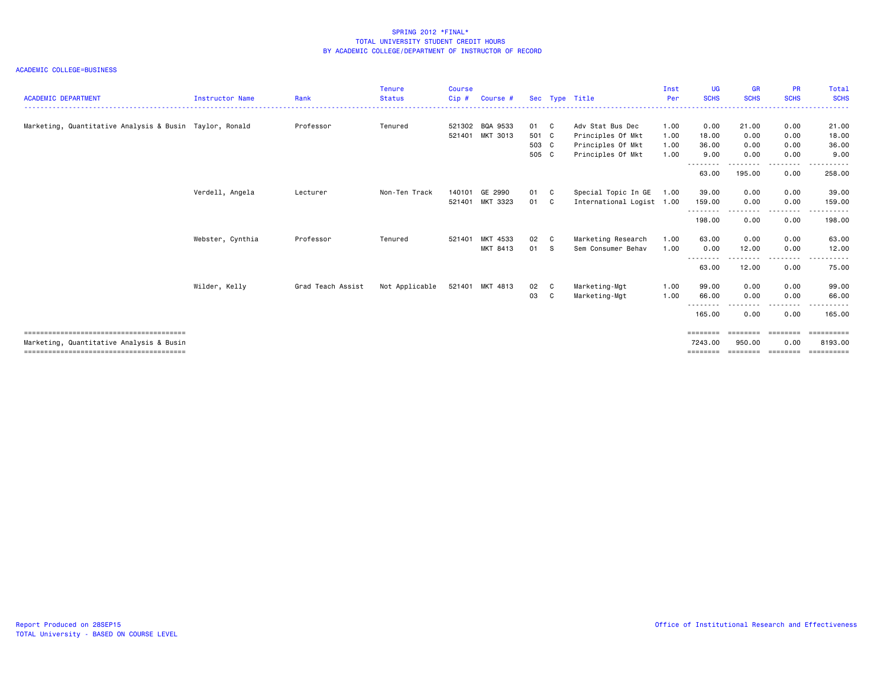SPRING 2012 *FINAL*
TOTAL UNIVERSITY STUDENT CREDIT HOURS
BY ACADEMIC COLLEGE/DEPARTMENT OF INSTRUCTOR OF RECORD

ACADEMIC COLLEGE=BUSINESS

| ACADEMIC DEPARTMENT | Instructor Name | Rank | Tenure Status | Course Cip # | Course # | Sec | Type | Title | Inst Per | UG SCHS | GR SCHS | PR SCHS | Total SCHS |
|---|---|---|---|---|---|---|---|---|---|---|---|---|---|
| Marketing, Quantitative Analysis & Busin | Taylor, Ronald | Professor | Tenured | 521302 | BQA 9533 | 01 | C | Adv Stat Bus Dec | 1.00 | 0.00 | 21.00 | 0.00 | 21.00 |
| | | | | 521401 | MKT 3013 | 501 | C | Principles Of Mkt | 1.00 | 18.00 | 0.00 | 0.00 | 18.00 |
| | | | | | | 503 | C | Principles Of Mkt | 1.00 | 36.00 | 0.00 | 0.00 | 36.00 |
| | | | | | | 505 | C | Principles Of Mkt | 1.00 | 9.00 | 0.00 | 0.00 | 9.00 |
| | | | | | | | | | | 63.00 | 195.00 | 0.00 | 258.00 |
| | Verdell, Angela | Lecturer | Non-Ten Track | 140101 | GE 2990 | 01 | C | Special Topic In GE | 1.00 | 39.00 | 0.00 | 0.00 | 39.00 |
| | | | | 521401 | MKT 3323 | 01 | C | International Logist | 1.00 | 159.00 | 0.00 | 0.00 | 159.00 |
| | | | | | | | | | | 198.00 | 0.00 | 0.00 | 198.00 |
| | Webster, Cynthia | Professor | Tenured | 521401 | MKT 4533 | 02 | C | Marketing Research | 1.00 | 63.00 | 0.00 | 0.00 | 63.00 |
| | | | | | MKT 8413 | 01 | S | Sem Consumer Behav | 1.00 | 0.00 | 12.00 | 0.00 | 12.00 |
| | | | | | | | | | | 63.00 | 12.00 | 0.00 | 75.00 |
| | Wilder, Kelly | Grad Teach Assist | Not Applicable | 521401 | MKT 4813 | 02 | C | Marketing-Mgt | 1.00 | 99.00 | 0.00 | 0.00 | 99.00 |
| | | | | | | 03 | C | Marketing-Mgt | 1.00 | 66.00 | 0.00 | 0.00 | 66.00 |
| | | | | | | | | | | 165.00 | 0.00 | 0.00 | 165.00 |
| Marketing, Quantitative Analysis & Busin | | | | | | | | | | 7243.00 | 950.00 | 0.00 | 8193.00 |

Report Produced on 28SEP15
TOTAL University - BASED ON COURSE LEVEL

Office of Institutional Research and Effectiveness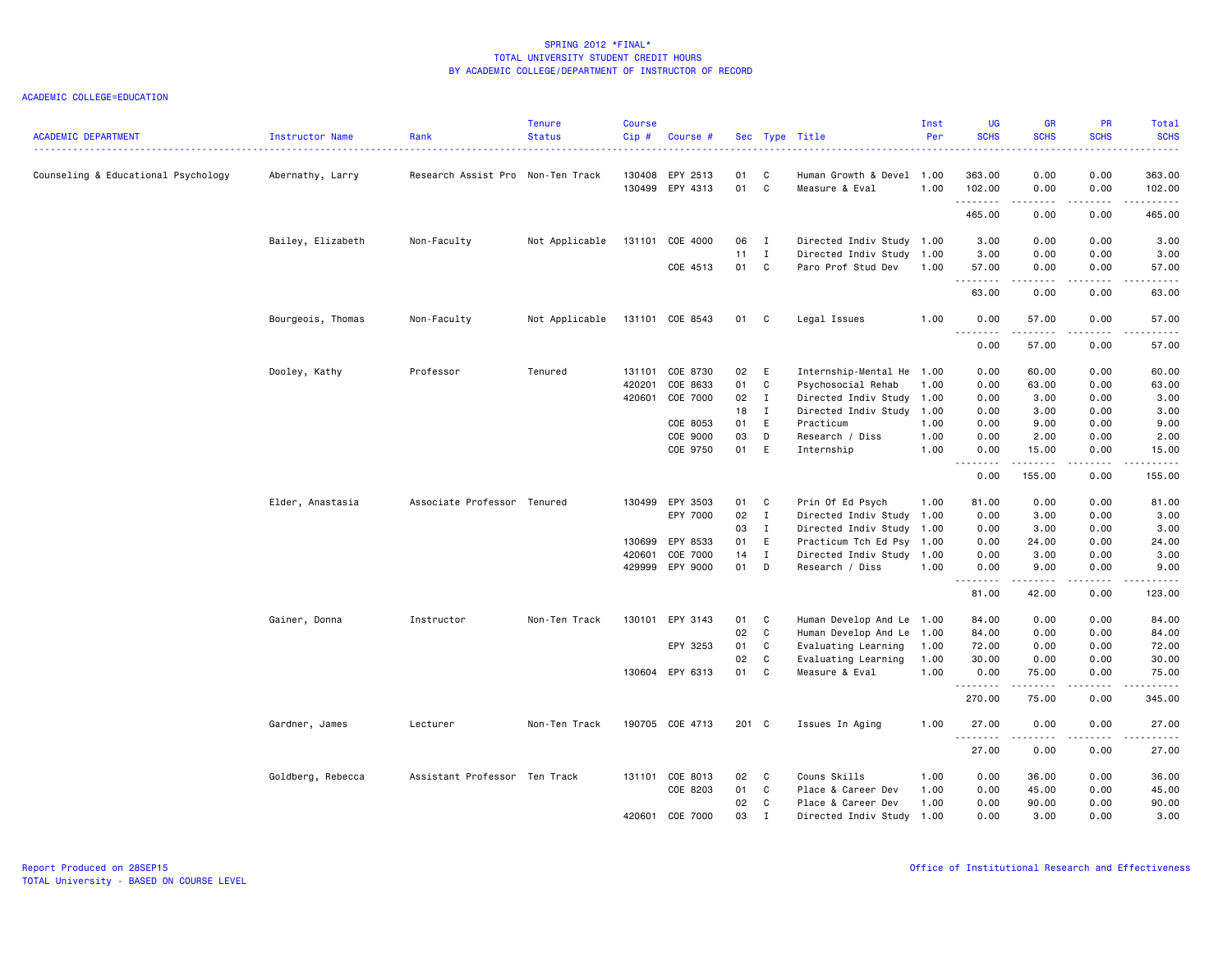# SPRING 2012 *FINAL*
## TOTAL UNIVERSITY STUDENT CREDIT HOURS
## BY ACADEMIC COLLEGE/DEPARTMENT OF INSTRUCTOR OF RECORD

ACADEMIC COLLEGE=EDUCATION

| ACADEMIC DEPARTMENT | Instructor Name | Rank | Tenure Status | Course Cip # | Course # | Sec | Type | Title | Inst Per | UG SCHS | GR SCHS | PR SCHS | Total SCHS |
|---|---|---|---|---|---|---|---|---|---|---|---|---|---|
| Counseling & Educational Psychology | Abernathy, Larry | Research Assist Pro | Non-Ten Track | 130408 | EPY 2513 | 01 | C | Human Growth & Devel | 1.00 | 363.00 | 0.00 | 0.00 | 363.00 |
| | | | | 130499 | EPY 4313 | 01 | C | Measure & Eval | 1.00 | 102.00 | 0.00 | 0.00 | 102.00 |
| | | | | | | | | | | 465.00 | 0.00 | 0.00 | 465.00 |
| | Bailey, Elizabeth | Non-Faculty | Not Applicable | 131101 | COE 4000 | 06 | I | Directed Indiv Study | 1.00 | 3.00 | 0.00 | 0.00 | 3.00 |
| | | | | | | 11 | I | Directed Indiv Study | 1.00 | 3.00 | 0.00 | 0.00 | 3.00 |
| | | | | | COE 4513 | 01 | C | Paro Prof Stud Dev | 1.00 | 57.00 | 0.00 | 0.00 | 57.00 |
| | | | | | | | | | | 63.00 | 0.00 | 0.00 | 63.00 |
| | Bourgeois, Thomas | Non-Faculty | Not Applicable | 131101 | COE 8543 | 01 | C | Legal Issues | 1.00 | 0.00 | 57.00 | 0.00 | 57.00 |
| | | | | | | | | | | 0.00 | 57.00 | 0.00 | 57.00 |
| | Dooley, Kathy | Professor | Tenured | 131101 | COE 8730 | 02 | E | Internship-Mental He | 1.00 | 0.00 | 60.00 | 0.00 | 60.00 |
| | | | | 420201 | COE 8633 | 01 | C | Psychosocial Rehab | 1.00 | 0.00 | 63.00 | 0.00 | 63.00 |
| | | | | 420601 | COE 7000 | 02 | I | Directed Indiv Study | 1.00 | 0.00 | 3.00 | 0.00 | 3.00 |
| | | | | | | 18 | I | Directed Indiv Study | 1.00 | 0.00 | 3.00 | 0.00 | 3.00 |
| | | | | | COE 8053 | 01 | E | Practicum | 1.00 | 0.00 | 9.00 | 0.00 | 9.00 |
| | | | | | COE 9000 | 03 | D | Research / Diss | 1.00 | 0.00 | 2.00 | 0.00 | 2.00 |
| | | | | | COE 9750 | 01 | E | Internship | 1.00 | 0.00 | 15.00 | 0.00 | 15.00 |
| | | | | | | | | | | 0.00 | 155.00 | 0.00 | 155.00 |
| | Elder, Anastasia | Associate Professor | Tenured | 130499 | EPY 3503 | 01 | C | Prin Of Ed Psych | 1.00 | 81.00 | 0.00 | 0.00 | 81.00 |
| | | | | | EPY 7000 | 02 | I | Directed Indiv Study | 1.00 | 0.00 | 3.00 | 0.00 | 3.00 |
| | | | | | | 03 | I | Directed Indiv Study | 1.00 | 0.00 | 3.00 | 0.00 | 3.00 |
| | | | | 130699 | EPY 8533 | 01 | E | Practicum Tch Ed Psy | 1.00 | 0.00 | 24.00 | 0.00 | 24.00 |
| | | | | 420601 | COE 7000 | 14 | I | Directed Indiv Study | 1.00 | 0.00 | 3.00 | 0.00 | 3.00 |
| | | | | 429999 | EPY 9000 | 01 | D | Research / Diss | 1.00 | 0.00 | 9.00 | 0.00 | 9.00 |
| | | | | | | | | | | 81.00 | 42.00 | 0.00 | 123.00 |
| | Gainer, Donna | Instructor | Non-Ten Track | 130101 | EPY 3143 | 01 | C | Human Develop And Le | 1.00 | 84.00 | 0.00 | 0.00 | 84.00 |
| | | | | | | 02 | C | Human Develop And Le | 1.00 | 84.00 | 0.00 | 0.00 | 84.00 |
| | | | | | EPY 3253 | 01 | C | Evaluating Learning | 1.00 | 72.00 | 0.00 | 0.00 | 72.00 |
| | | | | | | 02 | C | Evaluating Learning | 1.00 | 30.00 | 0.00 | 0.00 | 30.00 |
| | | | | 130604 | EPY 6313 | 01 | C | Measure & Eval | 1.00 | 0.00 | 75.00 | 0.00 | 75.00 |
| | | | | | | | | | | 270.00 | 75.00 | 0.00 | 345.00 |
| | Gardner, James | Lecturer | Non-Ten Track | 190705 | COE 4713 | 201 | C | Issues In Aging | 1.00 | 27.00 | 0.00 | 0.00 | 27.00 |
| | | | | | | | | | | 27.00 | 0.00 | 0.00 | 27.00 |
| | Goldberg, Rebecca | Assistant Professor | Ten Track | 131101 | COE 8013 | 02 | C | Couns Skills | 1.00 | 0.00 | 36.00 | 0.00 | 36.00 |
| | | | | | COE 8203 | 01 | C | Place & Career Dev | 1.00 | 0.00 | 45.00 | 0.00 | 45.00 |
| | | | | | | 02 | C | Place & Career Dev | 1.00 | 0.00 | 90.00 | 0.00 | 90.00 |
| | | | | 420601 | COE 7000 | 03 | I | Directed Indiv Study | 1.00 | 0.00 | 3.00 | 0.00 | 3.00 |

Report Produced on 28SEP15
TOTAL University - BASED ON COURSE LEVEL

Office of Institutional Research and Effectiveness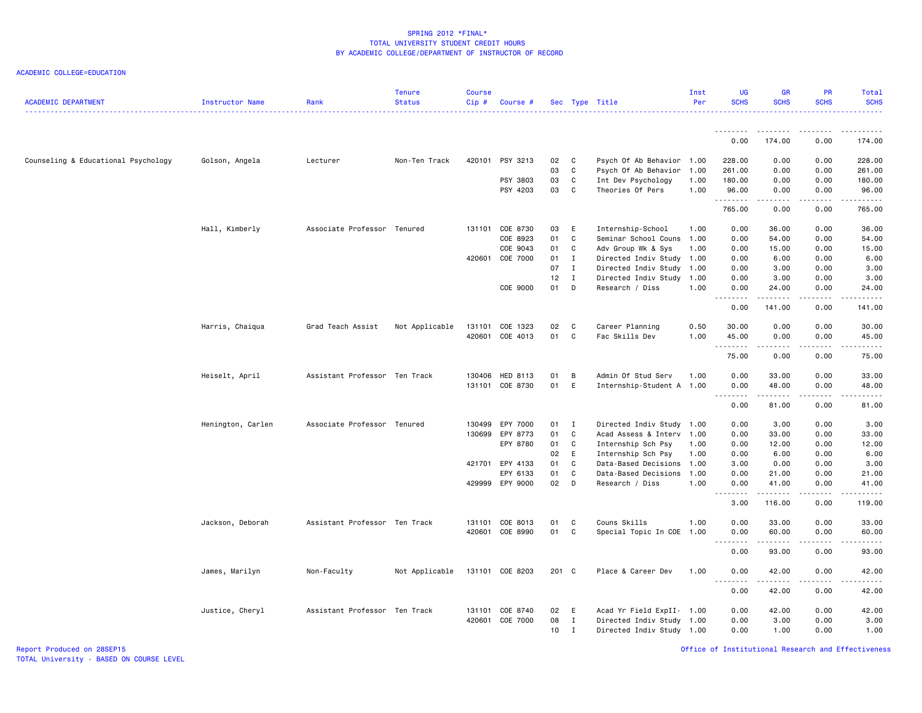SPRING 2012 *FINAL*
TOTAL UNIVERSITY STUDENT CREDIT HOURS
BY ACADEMIC COLLEGE/DEPARTMENT OF INSTRUCTOR OF RECORD

ACADEMIC COLLEGE=EDUCATION

| ACADEMIC DEPARTMENT | Instructor Name | Rank | Tenure Status | Course Cip # | Course # | Sec | Type | Title | Inst Per | UG SCHS | GR SCHS | PR SCHS | Total SCHS |
|---|---|---|---|---|---|---|---|---|---|---|---|---|---|
| | | | | | | | | | | 0.00 | 174.00 | 0.00 | 174.00 |
| Counseling & Educational Psychology | Golson, Angela | Lecturer | Non-Ten Track | 420101 | PSY 3213 | 02 | C | Psych Of Ab Behavior | 1.00 | 228.00 | 0.00 | 0.00 | 228.00 |
| | | | | | | 03 | C | Psych Of Ab Behavior | 1.00 | 261.00 | 0.00 | 0.00 | 261.00 |
| | | | | | PSY 3803 | 03 | C | Int Dev Psychology | 1.00 | 180.00 | 0.00 | 0.00 | 180.00 |
| | | | | | PSY 4203 | 03 | C | Theories Of Pers | 1.00 | 96.00 | 0.00 | 0.00 | 96.00 |
| | | | | | | | | | | 765.00 | 0.00 | 0.00 | 765.00 |
| | Hall, Kimberly | Associate Professor | Tenured | 131101 | COE 8730 | 03 | E | Internship-School | 1.00 | 0.00 | 36.00 | 0.00 | 36.00 |
| | | | | | COE 8923 | 01 | C | Seminar School Couns | 1.00 | 0.00 | 54.00 | 0.00 | 54.00 |
| | | | | | COE 9043 | 01 | C | Adv Group Wk & Sys | 1.00 | 0.00 | 15.00 | 0.00 | 15.00 |
| | | | | 420601 | COE 7000 | 01 | I | Directed Indiv Study | 1.00 | 0.00 | 6.00 | 0.00 | 6.00 |
| | | | | | | 07 | I | Directed Indiv Study | 1.00 | 0.00 | 3.00 | 0.00 | 3.00 |
| | | | | | | 12 | I | Directed Indiv Study | 1.00 | 0.00 | 3.00 | 0.00 | 3.00 |
| | | | | | COE 9000 | 01 | D | Research / Diss | 1.00 | 0.00 | 24.00 | 0.00 | 24.00 |
| | | | | | | | | | | 0.00 | 141.00 | 0.00 | 141.00 |
| | Harris, Chaiqua | Grad Teach Assist | Not Applicable | 131101 | COE 1323 | 02 | C | Career Planning | 0.50 | 30.00 | 0.00 | 0.00 | 30.00 |
| | | | | 420601 | COE 4013 | 01 | C | Fac Skills Dev | 1.00 | 45.00 | 0.00 | 0.00 | 45.00 |
| | | | | | | | | | | 75.00 | 0.00 | 0.00 | 75.00 |
| | Heiselt, April | Assistant Professor | Ten Track | 130406 | HED 8113 | 01 | B | Admin Of Stud Serv | 1.00 | 0.00 | 33.00 | 0.00 | 33.00 |
| | | | | 131101 | COE 8730 | 01 | E | Internship-Student A | 1.00 | 0.00 | 48.00 | 0.00 | 48.00 |
| | | | | | | | | | | 0.00 | 81.00 | 0.00 | 81.00 |
| | Henington, Carlen | Associate Professor | Tenured | 130499 | EPY 7000 | 01 | I | Directed Indiv Study | 1.00 | 0.00 | 3.00 | 0.00 | 3.00 |
| | | | | 130699 | EPY 8773 | 01 | C | Acad Assess & Interv | 1.00 | 0.00 | 33.00 | 0.00 | 33.00 |
| | | | | | EPY 8780 | 01 | C | Internship Sch Psy | 1.00 | 0.00 | 12.00 | 0.00 | 12.00 |
| | | | | | | 02 | E | Internship Sch Psy | 1.00 | 0.00 | 6.00 | 0.00 | 6.00 |
| | | | | 421701 | EPY 4133 | 01 | C | Data-Based Decisions | 1.00 | 3.00 | 0.00 | 0.00 | 3.00 |
| | | | | | EPY 6133 | 01 | C | Data-Based Decisions | 1.00 | 0.00 | 21.00 | 0.00 | 21.00 |
| | | | | 429999 | EPY 9000 | 02 | D | Research / Diss | 1.00 | 0.00 | 41.00 | 0.00 | 41.00 |
| | | | | | | | | | | 3.00 | 116.00 | 0.00 | 119.00 |
| | Jackson, Deborah | Assistant Professor | Ten Track | 131101 | COE 8013 | 01 | C | Couns Skills | 1.00 | 0.00 | 33.00 | 0.00 | 33.00 |
| | | | | 420601 | COE 8990 | 01 | C | Special Topic In COE | 1.00 | 0.00 | 60.00 | 0.00 | 60.00 |
| | | | | | | | | | | 0.00 | 93.00 | 0.00 | 93.00 |
| | James, Marilyn | Non-Faculty | Not Applicable | 131101 | COE 8203 | 201 | C | Place & Career Dev | 1.00 | 0.00 | 42.00 | 0.00 | 42.00 |
| | | | | | | | | | | 0.00 | 42.00 | 0.00 | 42.00 |
| | Justice, Cheryl | Assistant Professor | Ten Track | 131101 | COE 8740 | 02 | E | Acad Yr Field ExpII- | 1.00 | 0.00 | 42.00 | 0.00 | 42.00 |
| | | | | 420601 | COE 7000 | 08 | I | Directed Indiv Study | 1.00 | 0.00 | 3.00 | 0.00 | 3.00 |
| | | | | | | 10 | I | Directed Indiv Study | 1.00 | 0.00 | 1.00 | 0.00 | 1.00 |

Report Produced on 28SEP15
TOTAL University - BASED ON COURSE LEVEL
Office of Institutional Research and Effectiveness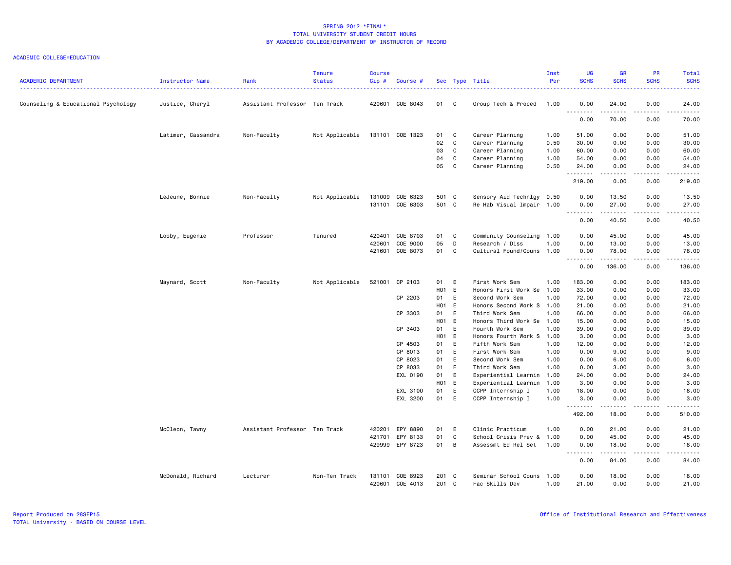SPRING 2012 *FINAL*
TOTAL UNIVERSITY STUDENT CREDIT HOURS
BY ACADEMIC COLLEGE/DEPARTMENT OF INSTRUCTOR OF RECORD

ACADEMIC COLLEGE=EDUCATION

| ACADEMIC DEPARTMENT | Instructor Name | Rank | Tenure Status | Course Cip # | Course # | Sec | Type | Title | Inst Per | UG SCHS | GR SCHS | PR SCHS | Total SCHS |
|---|---|---|---|---|---|---|---|---|---|---|---|---|---|
| Counseling & Educational Psychology | Justice, Cheryl | Assistant Professor | Ten Track | 420601 | COE 8043 | 01 | C | Group Tech & Proced | 1.00 | 0.00 | 24.00 | 0.00 | 24.00 |
| | | | | | | | | | | 0.00 | 70.00 | 0.00 | 70.00 |
| | Latimer, Cassandra | Non-Faculty | Not Applicable | 131101 | COE 1323 | 01 | C | Career Planning | 1.00 | 51.00 | 0.00 | 0.00 | 51.00 |
| | | | | | | 02 | C | Career Planning | 0.50 | 30.00 | 0.00 | 0.00 | 30.00 |
| | | | | | | 03 | C | Career Planning | 1.00 | 60.00 | 0.00 | 0.00 | 60.00 |
| | | | | | | 04 | C | Career Planning | 1.00 | 54.00 | 0.00 | 0.00 | 54.00 |
| | | | | | | 05 | C | Career Planning | 0.50 | 24.00 | 0.00 | 0.00 | 24.00 |
| | | | | | | | | | | 219.00 | 0.00 | 0.00 | 219.00 |
| | LeJeune, Bonnie | Non-Faculty | Not Applicable | 131009 | COE 6323 | 501 | C | Sensory Aid Technlgy | 0.50 | 0.00 | 13.50 | 0.00 | 13.50 |
| | | | | 131101 | COE 6303 | 501 | C | Re Hab Visual Impair | 1.00 | 0.00 | 27.00 | 0.00 | 27.00 |
| | | | | | | | | | | 0.00 | 40.50 | 0.00 | 40.50 |
| | Looby, Eugenie | Professor | Tenured | 420401 | COE 8703 | 01 | C | Community Counseling | 1.00 | 0.00 | 45.00 | 0.00 | 45.00 |
| | | | | 420601 | COE 9000 | 05 | D | Research / Diss | 1.00 | 0.00 | 13.00 | 0.00 | 13.00 |
| | | | | 421601 | COE 8073 | 01 | C | Cultural Found/Couns | 1.00 | 0.00 | 78.00 | 0.00 | 78.00 |
| | | | | | | | | | | 0.00 | 136.00 | 0.00 | 136.00 |
| | Maynard, Scott | Non-Faculty | Not Applicable | 521001 | CP 2103 | 01 | E | First Work Sem | 1.00 | 183.00 | 0.00 | 0.00 | 183.00 |
| | | | | | | H01 | E | Honors First Work Se | 1.00 | 33.00 | 0.00 | 0.00 | 33.00 |
| | | | | | CP 2203 | 01 | E | Second Work Sem | 1.00 | 72.00 | 0.00 | 0.00 | 72.00 |
| | | | | | | H01 | E | Honors Second Work S | 1.00 | 21.00 | 0.00 | 0.00 | 21.00 |
| | | | | | CP 3303 | 01 | E | Third Work Sem | 1.00 | 66.00 | 0.00 | 0.00 | 66.00 |
| | | | | | | H01 | E | Honors Third Work Se | 1.00 | 15.00 | 0.00 | 0.00 | 15.00 |
| | | | | | CP 3403 | 01 | E | Fourth Work Sem | 1.00 | 39.00 | 0.00 | 0.00 | 39.00 |
| | | | | | | H01 | E | Honors Fourth Work S | 1.00 | 3.00 | 0.00 | 0.00 | 3.00 |
| | | | | | CP 4503 | 01 | E | Fifth Work Sem | 1.00 | 12.00 | 0.00 | 0.00 | 12.00 |
| | | | | | CP 8013 | 01 | E | First Work Sem | 1.00 | 0.00 | 9.00 | 0.00 | 9.00 |
| | | | | | CP 8023 | 01 | E | Second Work Sem | 1.00 | 0.00 | 6.00 | 0.00 | 6.00 |
| | | | | | CP 8033 | 01 | E | Third Work Sem | 1.00 | 0.00 | 3.00 | 0.00 | 3.00 |
| | | | | | EXL 0190 | 01 | E | Experiential Learnin | 1.00 | 24.00 | 0.00 | 0.00 | 24.00 |
| | | | | | | H01 | E | Experiential Learnin | 1.00 | 3.00 | 0.00 | 0.00 | 3.00 |
| | | | | | EXL 3100 | 01 | E | CCPP Internship I | 1.00 | 18.00 | 0.00 | 0.00 | 18.00 |
| | | | | | EXL 3200 | 01 | E | CCPP Internship I | 1.00 | 3.00 | 0.00 | 0.00 | 3.00 |
| | | | | | | | | | | 492.00 | 18.00 | 0.00 | 510.00 |
| | McCleon, Tawny | Assistant Professor | Ten Track | 420201 | EPY 8890 | 01 | E | Clinic Practicum | 1.00 | 0.00 | 21.00 | 0.00 | 21.00 |
| | | | | 421701 | EPY 8133 | 01 | C | School Crisis Prev & | 1.00 | 0.00 | 45.00 | 0.00 | 45.00 |
| | | | | 429999 | EPY 8723 | 01 | B | Assessmt Ed Rel Set | 1.00 | 0.00 | 18.00 | 0.00 | 18.00 |
| | | | | | | | | | | 0.00 | 84.00 | 0.00 | 84.00 |
| | McDonald, Richard | Lecturer | Non-Ten Track | 131101 | COE 8923 | 201 | C | Seminar School Couns | 1.00 | 0.00 | 18.00 | 0.00 | 18.00 |
| | | | | 420601 | COE 4013 | 201 | C | Fac Skills Dev | 1.00 | 21.00 | 0.00 | 0.00 | 21.00 |

Report Produced on 28SEP15
TOTAL University - BASED ON COURSE LEVEL
Office of Institutional Research and Effectiveness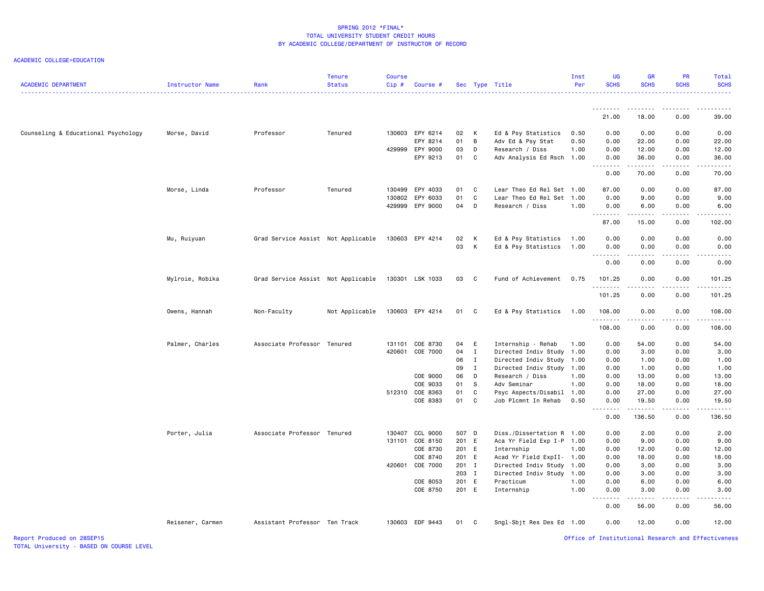SPRING 2012 *FINAL*
TOTAL UNIVERSITY STUDENT CREDIT HOURS
BY ACADEMIC COLLEGE/DEPARTMENT OF INSTRUCTOR OF RECORD

ACADEMIC COLLEGE=EDUCATION

| ACADEMIC DEPARTMENT | Instructor Name | Rank | Tenure Status | Course Cip # | Course # | Sec | Type | Title | Inst Per | UG SCHS | GR SCHS | PR SCHS | Total SCHS |
|---|---|---|---|---|---|---|---|---|---|---|---|---|---|
| | | | | | | | | | | 21.00 | 18.00 | 0.00 | 39.00 |
| Counseling & Educational Psychology | Morse, David | Professor | Tenured | 130603 | EPY 6214 | 02 | K | Ed & Psy Statistics | 0.50 | 0.00 | 0.00 | 0.00 | 0.00 |
| | | | | | EPY 8214 | 01 | B | Adv Ed & Psy Stat | 0.50 | 0.00 | 22.00 | 0.00 | 22.00 |
| | | | | 429999 | EPY 9000 | 03 | D | Research / Diss | 1.00 | 0.00 | 12.00 | 0.00 | 12.00 |
| | | | | | EPY 9213 | 01 | C | Adv Analysis Ed Rsch | 1.00 | 0.00 | 36.00 | 0.00 | 36.00 |
| | | | | | | | | | | 0.00 | 70.00 | 0.00 | 70.00 |
| | Morse, Linda | Professor | Tenured | 130499 | EPY 4033 | 01 | C | Lear Theo Ed Rel Set | 1.00 | 87.00 | 0.00 | 0.00 | 87.00 |
| | | | | 130802 | EPY 6033 | 01 | C | Lear Theo Ed Rel Set | 1.00 | 0.00 | 9.00 | 0.00 | 9.00 |
| | | | | 429999 | EPY 9000 | 04 | D | Research / Diss | 1.00 | 0.00 | 6.00 | 0.00 | 6.00 |
| | | | | | | | | | | 87.00 | 15.00 | 0.00 | 102.00 |
| | Mu, Ruiyuan | Grad Service Assist | Not Applicable | 130603 | EPY 4214 | 02 | K | Ed & Psy Statistics | 1.00 | 0.00 | 0.00 | 0.00 | 0.00 |
| | | | | | | 03 | K | Ed & Psy Statistics | 1.00 | 0.00 | 0.00 | 0.00 | 0.00 |
| | | | | | | | | | | 0.00 | 0.00 | 0.00 | 0.00 |
| | Mylroie, Robika | Grad Service Assist | Not Applicable | 130301 | LSK 1033 | 03 | C | Fund of Achievement | 0.75 | 101.25 | 0.00 | 0.00 | 101.25 |
| | | | | | | | | | | 101.25 | 0.00 | 0.00 | 101.25 |
| | Owens, Hannah | Non-Faculty | Not Applicable | 130603 | EPY 4214 | 01 | C | Ed & Psy Statistics | 1.00 | 108.00 | 0.00 | 0.00 | 108.00 |
| | | | | | | | | | | 108.00 | 0.00 | 0.00 | 108.00 |
| | Palmer, Charles | Associate Professor | Tenured | 131101 | COE 8730 | 04 | E | Internship - Rehab | 1.00 | 0.00 | 54.00 | 0.00 | 54.00 |
| | | | | 420601 | COE 7000 | 04 | I | Directed Indiv Study | 1.00 | 0.00 | 3.00 | 0.00 | 3.00 |
| | | | | | | 06 | I | Directed Indiv Study | 1.00 | 0.00 | 1.00 | 0.00 | 1.00 |
| | | | | | | 09 | I | Directed Indiv Study | 1.00 | 0.00 | 1.00 | 0.00 | 1.00 |
| | | | | | COE 9000 | 06 | D | Research / Diss | 1.00 | 0.00 | 13.00 | 0.00 | 13.00 |
| | | | | | COE 9033 | 01 | S | Adv Seminar | 1.00 | 0.00 | 18.00 | 0.00 | 18.00 |
| | | | | 512310 | COE 8363 | 01 | C | Psyc Aspects/Disabil | 1.00 | 0.00 | 27.00 | 0.00 | 27.00 |
| | | | | | COE 8383 | 01 | C | Job Plcmnt In Rehab | 0.50 | 0.00 | 19.50 | 0.00 | 19.50 |
| | | | | | | | | | | 0.00 | 136.50 | 0.00 | 136.50 |
| | Porter, Julia | Associate Professor | Tenured | 130407 | CCL 9000 | 507 | D | Diss./Dissertation R | 1.00 | 0.00 | 2.00 | 0.00 | 2.00 |
| | | | | 131101 | COE 8150 | 201 | E | Aca Yr Field Exp I-P | 1.00 | 0.00 | 9.00 | 0.00 | 9.00 |
| | | | | | COE 8730 | 201 | E | Internship | 1.00 | 0.00 | 12.00 | 0.00 | 12.00 |
| | | | | | COE 8740 | 201 | E | Acad Yr Field ExpII- | 1.00 | 0.00 | 18.00 | 0.00 | 18.00 |
| | | | | 420601 | COE 7000 | 201 | I | Directed Indiv Study | 1.00 | 0.00 | 3.00 | 0.00 | 3.00 |
| | | | | | | 203 | I | Directed Indiv Study | 1.00 | 0.00 | 3.00 | 0.00 | 3.00 |
| | | | | | COE 8053 | 201 | E | Practicum | 1.00 | 0.00 | 6.00 | 0.00 | 6.00 |
| | | | | | COE 8750 | 201 | E | Internship | 1.00 | 0.00 | 3.00 | 0.00 | 3.00 |
| | | | | | | | | | | 0.00 | 56.00 | 0.00 | 56.00 |
| | Reisener, Carmen | Assistant Professor | Ten Track | 130603 | EDF 9443 | 01 | C | Sngl-Sbjt Res Des Ed | 1.00 | 0.00 | 12.00 | 0.00 | 12.00 |

Report Produced on 28SEP15
TOTAL University - BASED ON COURSE LEVEL
Office of Institutional Research and Effectiveness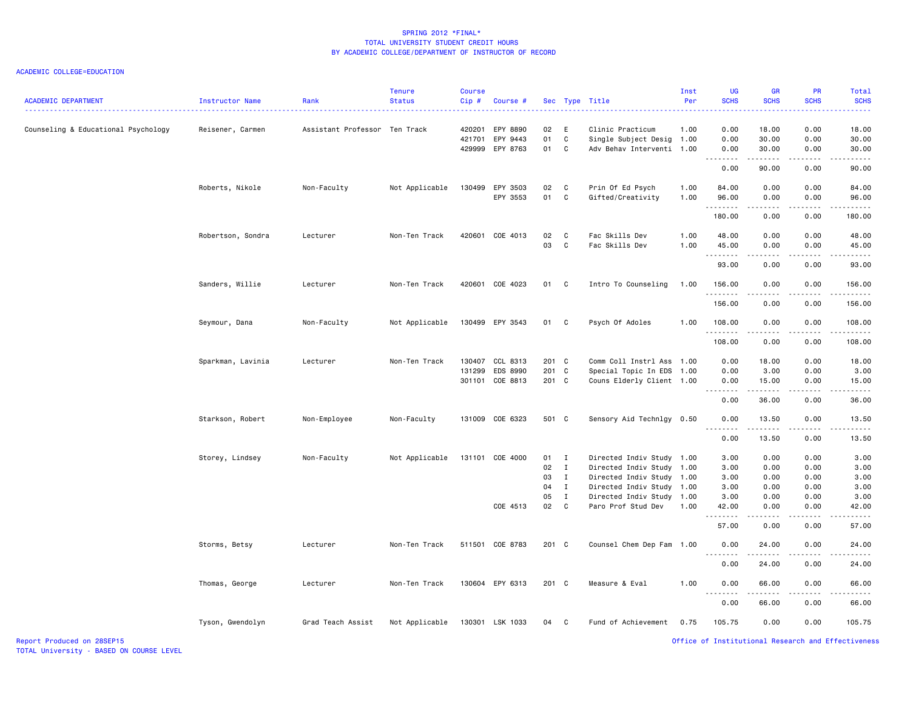# SPRING 2012 *FINAL*
## TOTAL UNIVERSITY STUDENT CREDIT HOURS
### BY ACADEMIC COLLEGE/DEPARTMENT OF INSTRUCTOR OF RECORD

ACADEMIC COLLEGE=EDUCATION

| ACADEMIC DEPARTMENT | Instructor Name | Rank | Tenure Status | Course Cip # | Course # | Sec | Type | Title | Inst Per | UG SCHS | GR SCHS | PR SCHS | Total SCHS |
|---|---|---|---|---|---|---|---|---|---|---|---|---|---|
| Counseling & Educational Psychology | Reisener, Carmen | Assistant Professor | Ten Track | 420201 | EPY 8890 | 02 | E | Clinic Practicum | 1.00 | 0.00 | 18.00 | 0.00 | 18.00 |
| | | | | 421701 | EPY 9443 | 01 | C | Single Subject Desig | 1.00 | 0.00 | 30.00 | 0.00 | 30.00 |
| | | | | 429999 | EPY 8763 | 01 | C | Adv Behav Interventi | 1.00 | 0.00 | 30.00 | 0.00 | 30.00 |
| | | | | | | | | | | 0.00 | 90.00 | 0.00 | 90.00 |
| | Roberts, Nikole | Non-Faculty | Not Applicable | 130499 | EPY 3503 | 02 | C | Prin Of Ed Psych | 1.00 | 84.00 | 0.00 | 0.00 | 84.00 |
| | | | | | EPY 3553 | 01 | C | Gifted/Creativity | 1.00 | 96.00 | 0.00 | 0.00 | 96.00 |
| | | | | | | | | | | 180.00 | 0.00 | 0.00 | 180.00 |
| | Robertson, Sondra | Lecturer | Non-Ten Track | 420601 | COE 4013 | 02 | C | Fac Skills Dev | 1.00 | 48.00 | 0.00 | 0.00 | 48.00 |
| | | | | | | 03 | C | Fac Skills Dev | 1.00 | 45.00 | 0.00 | 0.00 | 45.00 |
| | | | | | | | | | | 93.00 | 0.00 | 0.00 | 93.00 |
| | Sanders, Willie | Lecturer | Non-Ten Track | 420601 | COE 4023 | 01 | C | Intro To Counseling | 1.00 | 156.00 | 0.00 | 0.00 | 156.00 |
| | | | | | | | | | | 156.00 | 0.00 | 0.00 | 156.00 |
| | Seymour, Dana | Non-Faculty | Not Applicable | 130499 | EPY 3543 | 01 | C | Psych Of Adoles | 1.00 | 108.00 | 0.00 | 0.00 | 108.00 |
| | | | | | | | | | | 108.00 | 0.00 | 0.00 | 108.00 |
| | Sparkman, Lavinia | Lecturer | Non-Ten Track | 130407 | CCL 8313 | 201 | C | Comm Coll Instrl Ass | 1.00 | 0.00 | 18.00 | 0.00 | 18.00 |
| | | | | 131299 | EDS 8990 | 201 | C | Special Topic In EDS | 1.00 | 0.00 | 3.00 | 0.00 | 3.00 |
| | | | | 301101 | COE 8813 | 201 | C | Couns Elderly Client | 1.00 | 0.00 | 15.00 | 0.00 | 15.00 |
| | | | | | | | | | | 0.00 | 36.00 | 0.00 | 36.00 |
| | Starkson, Robert | Non-Employee | Non-Faculty | 131009 | COE 6323 | 501 | C | Sensory Aid Technlgy | 0.50 | 0.00 | 13.50 | 0.00 | 13.50 |
| | | | | | | | | | | 0.00 | 13.50 | 0.00 | 13.50 |
| | Storey, Lindsey | Non-Faculty | Not Applicable | 131101 | COE 4000 | 01 | I | Directed Indiv Study | 1.00 | 3.00 | 0.00 | 0.00 | 3.00 |
| | | | | | | 02 | I | Directed Indiv Study | 1.00 | 3.00 | 0.00 | 0.00 | 3.00 |
| | | | | | | 03 | I | Directed Indiv Study | 1.00 | 3.00 | 0.00 | 0.00 | 3.00 |
| | | | | | | 04 | I | Directed Indiv Study | 1.00 | 3.00 | 0.00 | 0.00 | 3.00 |
| | | | | | | 05 | I | Directed Indiv Study | 1.00 | 3.00 | 0.00 | 0.00 | 3.00 |
| | | | | | COE 4513 | 02 | C | Paro Prof Stud Dev | 1.00 | 42.00 | 0.00 | 0.00 | 42.00 |
| | | | | | | | | | | 57.00 | 0.00 | 0.00 | 57.00 |
| | Storms, Betsy | Lecturer | Non-Ten Track | 511501 | COE 8783 | 201 | C | Counsel Chem Dep Fam | 1.00 | 0.00 | 24.00 | 0.00 | 24.00 |
| | | | | | | | | | | 0.00 | 24.00 | 0.00 | 24.00 |
| | Thomas, George | Lecturer | Non-Ten Track | 130604 | EPY 6313 | 201 | C | Measure & Eval | 1.00 | 0.00 | 66.00 | 0.00 | 66.00 |
| | | | | | | | | | | 0.00 | 66.00 | 0.00 | 66.00 |
| | Tyson, Gwendolyn | Grad Teach Assist | Not Applicable | 130301 | LSK 1033 | 04 | C | Fund of Achievement | 0.75 | 105.75 | 0.00 | 0.00 | 105.75 |

Report Produced on 28SEP15
TOTAL University - BASED ON COURSE LEVEL

Office of Institutional Research and Effectiveness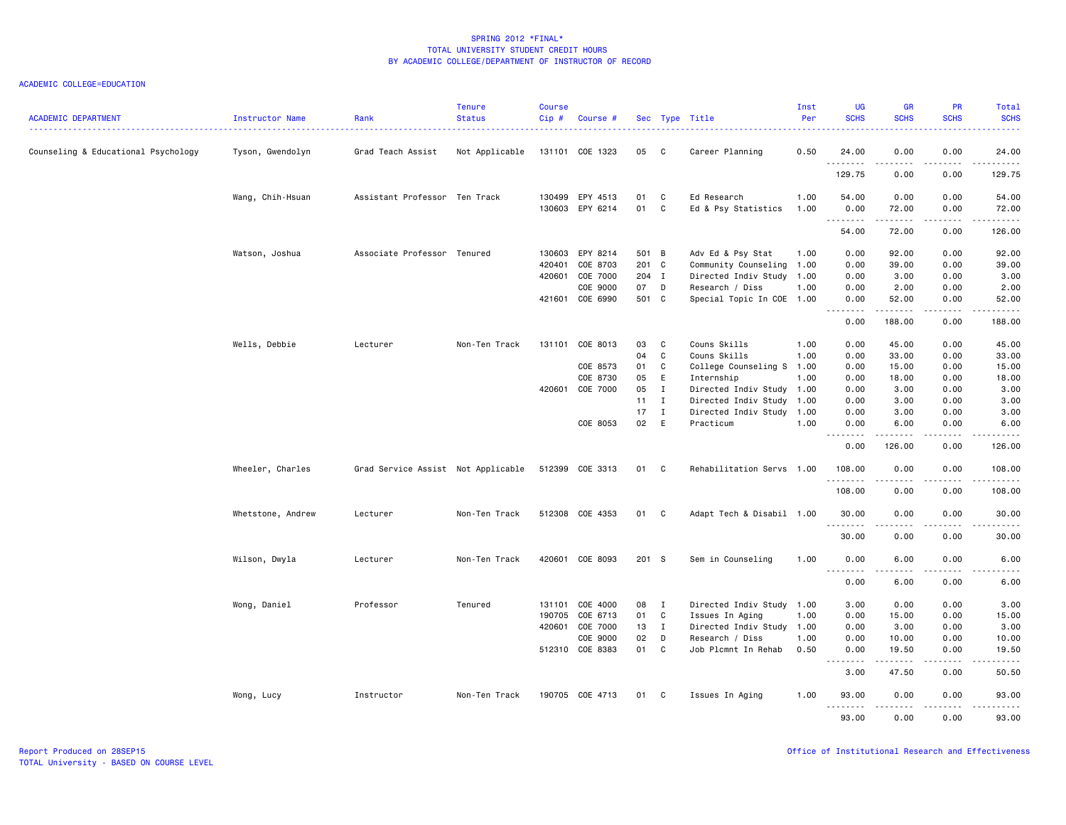SPRING 2012 *FINAL*
TOTAL UNIVERSITY STUDENT CREDIT HOURS
BY ACADEMIC COLLEGE/DEPARTMENT OF INSTRUCTOR OF RECORD

ACADEMIC COLLEGE=EDUCATION

| ACADEMIC DEPARTMENT | Instructor Name | Rank | Tenure Status | Course Cip # | Course # | Sec | Type | Title | Inst Per | UG SCHS | GR SCHS | PR SCHS | Total SCHS |
|---|---|---|---|---|---|---|---|---|---|---|---|---|---|
| Counseling & Educational Psychology | Tyson, Gwendolyn | Grad Teach Assist | Not Applicable | 131101 | COE 1323 | 05 | C | Career Planning | 0.50 | 24.00 | 0.00 | 0.00 | 24.00 |
| | | | | | | | | | | 129.75 | 0.00 | 0.00 | 129.75 |
| | Wang, Chih-Hsuan | Assistant Professor | Ten Track | 130499 | EPY 4513 | 01 | C | Ed Research | 1.00 | 54.00 | 0.00 | 0.00 | 54.00 |
| | | | | 130603 | EPY 6214 | 01 | C | Ed & Psy Statistics | 1.00 | 0.00 | 72.00 | 0.00 | 72.00 |
| | | | | | | | | | | 54.00 | 72.00 | 0.00 | 126.00 |
| | Watson, Joshua | Associate Professor | Tenured | 130603 | EPY 8214 | 501 | B | Adv Ed & Psy Stat | 1.00 | 0.00 | 92.00 | 0.00 | 92.00 |
| | | | | 420401 | COE 8703 | 201 | C | Community Counseling | 1.00 | 0.00 | 39.00 | 0.00 | 39.00 |
| | | | | 420601 | COE 7000 | 204 | I | Directed Indiv Study | 1.00 | 0.00 | 3.00 | 0.00 | 3.00 |
| | | | | | COE 9000 | 07 | D | Research / Diss | 1.00 | 0.00 | 2.00 | 0.00 | 2.00 |
| | | | | 421601 | COE 6990 | 501 | C | Special Topic In COE | 1.00 | 0.00 | 52.00 | 0.00 | 52.00 |
| | | | | | | | | | | 0.00 | 188.00 | 0.00 | 188.00 |
| | Wells, Debbie | Lecturer | Non-Ten Track | 131101 | COE 8013 | 03 | C | Couns Skills | 1.00 | 0.00 | 45.00 | 0.00 | 45.00 |
| | | | | | | 04 | C | Couns Skills | 1.00 | 0.00 | 33.00 | 0.00 | 33.00 |
| | | | | | COE 8573 | 01 | C | College Counseling S | 1.00 | 0.00 | 15.00 | 0.00 | 15.00 |
| | | | | | COE 8730 | 05 | E | Internship | 1.00 | 0.00 | 18.00 | 0.00 | 18.00 |
| | | | | 420601 | COE 7000 | 05 | I | Directed Indiv Study | 1.00 | 0.00 | 3.00 | 0.00 | 3.00 |
| | | | | | | 11 | I | Directed Indiv Study | 1.00 | 0.00 | 3.00 | 0.00 | 3.00 |
| | | | | | | 17 | I | Directed Indiv Study | 1.00 | 0.00 | 3.00 | 0.00 | 3.00 |
| | | | | | COE 8053 | 02 | E | Practicum | 1.00 | 0.00 | 6.00 | 0.00 | 6.00 |
| | | | | | | | | | | 0.00 | 126.00 | 0.00 | 126.00 |
| | Wheeler, Charles | Grad Service Assist | Not Applicable | 512399 | COE 3313 | 01 | C | Rehabilitation Servs | 1.00 | 108.00 | 0.00 | 0.00 | 108.00 |
| | | | | | | | | | | 108.00 | 0.00 | 0.00 | 108.00 |
| | Whetstone, Andrew | Lecturer | Non-Ten Track | 512308 | COE 4353 | 01 | C | Adapt Tech & Disabil | 1.00 | 30.00 | 0.00 | 0.00 | 30.00 |
| | | | | | | | | | | 30.00 | 0.00 | 0.00 | 30.00 |
| | Wilson, Dwyla | Lecturer | Non-Ten Track | 420601 | COE 8093 | 201 | S | Sem in Counseling | 1.00 | 0.00 | 6.00 | 0.00 | 6.00 |
| | | | | | | | | | | 0.00 | 6.00 | 0.00 | 6.00 |
| | Wong, Daniel | Professor | Tenured | 131101 | COE 4000 | 08 | I | Directed Indiv Study | 1.00 | 3.00 | 0.00 | 0.00 | 3.00 |
| | | | | 190705 | COE 6713 | 01 | C | Issues In Aging | 1.00 | 0.00 | 15.00 | 0.00 | 15.00 |
| | | | | 420601 | COE 7000 | 13 | I | Directed Indiv Study | 1.00 | 0.00 | 3.00 | 0.00 | 3.00 |
| | | | | | COE 9000 | 02 | D | Research / Diss | 1.00 | 0.00 | 10.00 | 0.00 | 10.00 |
| | | | | 512310 | COE 8383 | 01 | C | Job Plcmnt In Rehab | 0.50 | 0.00 | 19.50 | 0.00 | 19.50 |
| | | | | | | | | | | 3.00 | 47.50 | 0.00 | 50.50 |
| | Wong, Lucy | Instructor | Non-Ten Track | 190705 | COE 4713 | 01 | C | Issues In Aging | 1.00 | 93.00 | 0.00 | 0.00 | 93.00 |
| | | | | | | | | | | 93.00 | 0.00 | 0.00 | 93.00 |

Report Produced on 28SEP15
TOTAL University - BASED ON COURSE LEVEL

Office of Institutional Research and Effectiveness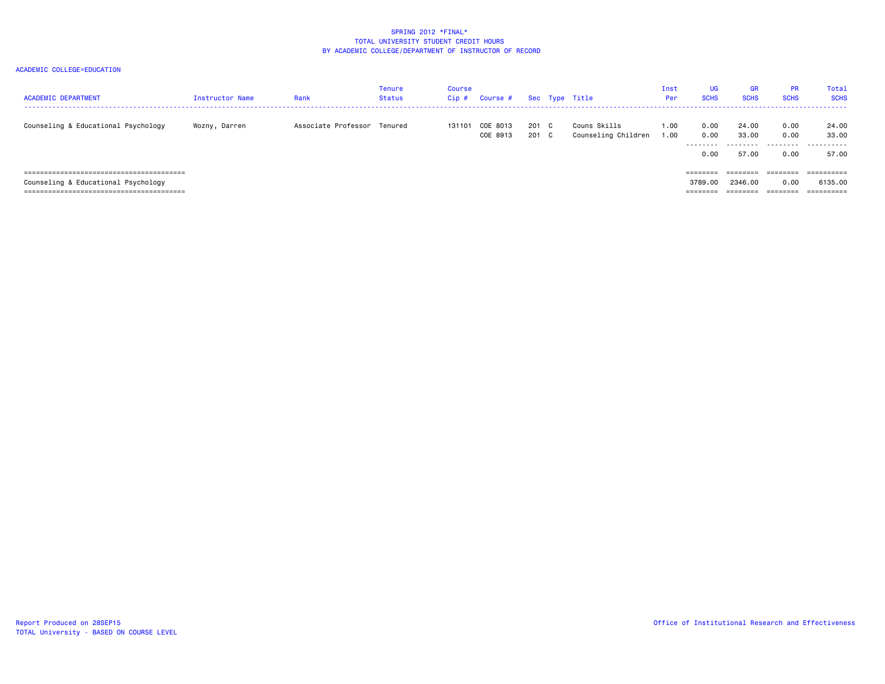SPRING 2012 *FINAL*
TOTAL UNIVERSITY STUDENT CREDIT HOURS
BY ACADEMIC COLLEGE/DEPARTMENT OF INSTRUCTOR OF RECORD

ACADEMIC COLLEGE=EDUCATION

| ACADEMIC DEPARTMENT | Instructor Name | Rank | Tenure Status | Course Cip # | Course # | Sec | Type | Title | Inst Per | UG SCHS | GR SCHS | PR SCHS | Total SCHS |
|---|---|---|---|---|---|---|---|---|---|---|---|---|---|
| Counseling & Educational Psychology | Wozny, Darren | Associate Professor | Tenured | 131101 | COE 8013 | 201 | C | Couns Skills | 1.00 | 0.00 | 24.00 | 0.00 | 24.00 |
| | | | | | COE 8913 | 201 | C | Counseling Children | 1.00 | 0.00 | 33.00 | 0.00 | 33.00 |
| | | | | | | | | | | 0.00 | 57.00 | 0.00 | 57.00 |
| Counseling & Educational Psychology | | | | | | | | | | 3789.00 | 2346.00 | 0.00 | 6135.00 |

Report Produced on 28SEP15
TOTAL University - BASED ON COURSE LEVEL

Office of Institutional Research and Effectiveness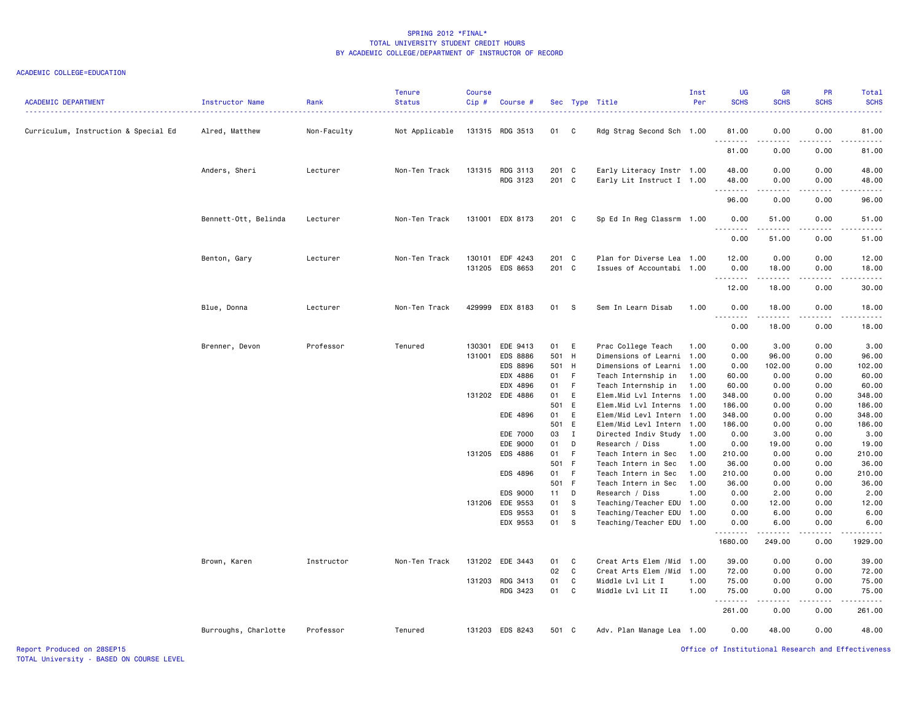# SPRING 2012 *FINAL*
## TOTAL UNIVERSITY STUDENT CREDIT HOURS
## BY ACADEMIC COLLEGE/DEPARTMENT OF INSTRUCTOR OF RECORD

ACADEMIC COLLEGE=EDUCATION

| ACADEMIC DEPARTMENT | Instructor Name | Rank | Tenure Status | Course Cip # | Course # | Sec | Type | Title | Inst Per | UG SCHS | GR SCHS | PR SCHS | Total SCHS |
|---|---|---|---|---|---|---|---|---|---|---|---|---|---|
| Curriculum, Instruction & Special Ed | Alred, Matthew | Non-Faculty | Not Applicable | 131315 | RDG 3513 | 01 | C | Rdg Strag Second Sch | 1.00 | 81.00 | 0.00 | 0.00 | 81.00 |
| | | | | | | | | | | 81.00 | 0.00 | 0.00 | 81.00 |
| | Anders, Sheri | Lecturer | Non-Ten Track | 131315 | RDG 3113 | 201 | C | Early Literacy Instr | 1.00 | 48.00 | 0.00 | 0.00 | 48.00 |
| | | | | | RDG 3123 | 201 | C | Early Lit Instruct I | 1.00 | 48.00 | 0.00 | 0.00 | 48.00 |
| | | | | | | | | | | 96.00 | 0.00 | 0.00 | 96.00 |
| | Bennett-Ott, Belinda | Lecturer | Non-Ten Track | 131001 | EDX 8173 | 201 | C | Sp Ed In Reg Classrm | 1.00 | 0.00 | 51.00 | 0.00 | 51.00 |
| | | | | | | | | | | 0.00 | 51.00 | 0.00 | 51.00 |
| | Benton, Gary | Lecturer | Non-Ten Track | 130101 | EDF 4243 | 201 | C | Plan for Diverse Lea | 1.00 | 12.00 | 0.00 | 0.00 | 12.00 |
| | | | | 131205 | EDS 8653 | 201 | C | Issues of Accountabi | 1.00 | 0.00 | 18.00 | 0.00 | 18.00 |
| | | | | | | | | | | 12.00 | 18.00 | 0.00 | 30.00 |
| | Blue, Donna | Lecturer | Non-Ten Track | 429999 | EDX 8183 | 01 | S | Sem In Learn Disab | 1.00 | 0.00 | 18.00 | 0.00 | 18.00 |
| | | | | | | | | | | 0.00 | 18.00 | 0.00 | 18.00 |
| | Brenner, Devon | Professor | Tenured | 130301 | EDE 9413 | 01 | E | Prac College Teach | 1.00 | 0.00 | 3.00 | 0.00 | 3.00 |
| | | | | 131001 | EDS 8886 | 501 | H | Dimensions of Learni | 1.00 | 0.00 | 96.00 | 0.00 | 96.00 |
| | | | | | EDS 8896 | 501 | H | Dimensions of Learni | 1.00 | 0.00 | 102.00 | 0.00 | 102.00 |
| | | | | | EDX 4886 | 01 | F | Teach Internship in | 1.00 | 60.00 | 0.00 | 0.00 | 60.00 |
| | | | | | EDX 4896 | 01 | F | Teach Internship in | 1.00 | 60.00 | 0.00 | 0.00 | 60.00 |
| | | | | 131202 | EDE 4886 | 01 | E | Elem.Mid Lvl Interns | 1.00 | 348.00 | 0.00 | 0.00 | 348.00 |
| | | | | | | 501 | E | Elem.Mid Lvl Interns | 1.00 | 186.00 | 0.00 | 0.00 | 186.00 |
| | | | | | EDE 4896 | 01 | E | Elem/Mid Levl Intern | 1.00 | 348.00 | 0.00 | 0.00 | 348.00 |
| | | | | | | 501 | E | Elem/Mid Levl Intern | 1.00 | 186.00 | 0.00 | 0.00 | 186.00 |
| | | | | | EDE 7000 | 03 | I | Directed Indiv Study | 1.00 | 0.00 | 3.00 | 0.00 | 3.00 |
| | | | | | EDE 9000 | 01 | D | Research / Diss | 1.00 | 0.00 | 19.00 | 0.00 | 19.00 |
| | | | | 131205 | EDS 4886 | 01 | F | Teach Intern in Sec | 1.00 | 210.00 | 0.00 | 0.00 | 210.00 |
| | | | | | | 501 | F | Teach Intern in Sec | 1.00 | 36.00 | 0.00 | 0.00 | 36.00 |
| | | | | | EDS 4896 | 01 | F | Teach Intern in Sec | 1.00 | 210.00 | 0.00 | 0.00 | 210.00 |
| | | | | | | 501 | F | Teach Intern in Sec | 1.00 | 36.00 | 0.00 | 0.00 | 36.00 |
| | | | | | EDS 9000 | 11 | D | Research / Diss | 1.00 | 0.00 | 2.00 | 0.00 | 2.00 |
| | | | | 131206 | EDE 9553 | 01 | S | Teaching/Teacher EDU | 1.00 | 0.00 | 12.00 | 0.00 | 12.00 |
| | | | | | EDS 9553 | 01 | S | Teaching/Teacher EDU | 1.00 | 0.00 | 6.00 | 0.00 | 6.00 |
| | | | | | EDX 9553 | 01 | S | Teaching/Teacher EDU | 1.00 | 0.00 | 6.00 | 0.00 | 6.00 |
| | | | | | | | | | | 1680.00 | 249.00 | 0.00 | 1929.00 |
| | Brown, Karen | Instructor | Non-Ten Track | 131202 | EDE 3443 | 01 | C | Creat Arts Elem /Mid | 1.00 | 39.00 | 0.00 | 0.00 | 39.00 |
| | | | | | | 02 | C | Creat Arts Elem /Mid | 1.00 | 72.00 | 0.00 | 0.00 | 72.00 |
| | | | | 131203 | RDG 3413 | 01 | C | Middle Lvl Lit I | 1.00 | 75.00 | 0.00 | 0.00 | 75.00 |
| | | | | | RDG 3423 | 01 | C | Middle Lvl Lit II | 1.00 | 75.00 | 0.00 | 0.00 | 75.00 |
| | | | | | | | | | | 261.00 | 0.00 | 0.00 | 261.00 |
| | Burroughs, Charlotte | Professor | Tenured | 131203 | EDS 8243 | 501 | C | Adv. Plan Manage Lea | 1.00 | 0.00 | 48.00 | 0.00 | 48.00 |

Report Produced on 28SEP15
TOTAL University - BASED ON COURSE LEVEL

Office of Institutional Research and Effectiveness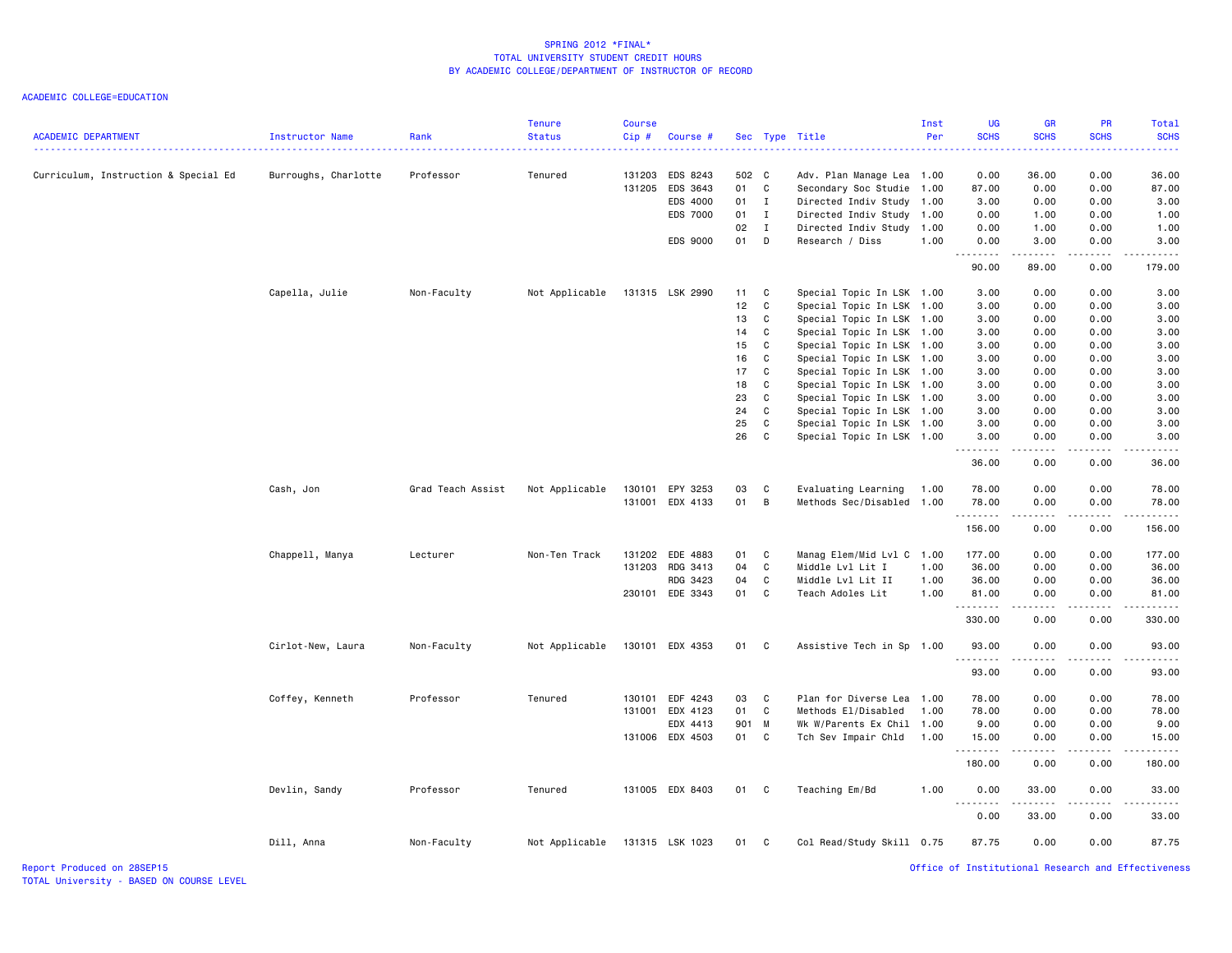SPRING 2012 *FINAL*
TOTAL UNIVERSITY STUDENT CREDIT HOURS
BY ACADEMIC COLLEGE/DEPARTMENT OF INSTRUCTOR OF RECORD

ACADEMIC COLLEGE=EDUCATION

| ACADEMIC DEPARTMENT | Instructor Name | Rank | Tenure Status | Course Cip # | Course # | Sec | Type | Title | Inst Per | UG SCHS | GR SCHS | PR SCHS | Total SCHS |
|---|---|---|---|---|---|---|---|---|---|---|---|---|---|
| Curriculum, Instruction & Special Ed | Burroughs, Charlotte | Professor | Tenured | 131203 | EDS 8243 | 502 | C | Adv. Plan Manage Lea | 1.00 | 0.00 | 36.00 | 0.00 | 36.00 |
| | | | | 131205 | EDS 3643 | 01 | C | Secondary Soc Studie | 1.00 | 87.00 | 0.00 | 0.00 | 87.00 |
| | | | | | EDS 4000 | 01 | I | Directed Indiv Study | 1.00 | 3.00 | 0.00 | 0.00 | 3.00 |
| | | | | | EDS 7000 | 01 | I | Directed Indiv Study | 1.00 | 0.00 | 1.00 | 0.00 | 1.00 |
| | | | | | | 02 | I | Directed Indiv Study | 1.00 | 0.00 | 1.00 | 0.00 | 1.00 |
| | | | | | EDS 9000 | 01 | D | Research / Diss | 1.00 | 0.00 | 3.00 | 0.00 | 3.00 |
| | | | | | | | | | | 90.00 | 89.00 | 0.00 | 179.00 |
| | Capella, Julie | Non-Faculty | Not Applicable | 131315 | LSK 2990 | 11 | C | Special Topic In LSK | 1.00 | 3.00 | 0.00 | 0.00 | 3.00 |
| | | | | | | 12 | C | Special Topic In LSK | 1.00 | 3.00 | 0.00 | 0.00 | 3.00 |
| | | | | | | 13 | C | Special Topic In LSK | 1.00 | 3.00 | 0.00 | 0.00 | 3.00 |
| | | | | | | 14 | C | Special Topic In LSK | 1.00 | 3.00 | 0.00 | 0.00 | 3.00 |
| | | | | | | 15 | C | Special Topic In LSK | 1.00 | 3.00 | 0.00 | 0.00 | 3.00 |
| | | | | | | 16 | C | Special Topic In LSK | 1.00 | 3.00 | 0.00 | 0.00 | 3.00 |
| | | | | | | 17 | C | Special Topic In LSK | 1.00 | 3.00 | 0.00 | 0.00 | 3.00 |
| | | | | | | 18 | C | Special Topic In LSK | 1.00 | 3.00 | 0.00 | 0.00 | 3.00 |
| | | | | | | 23 | C | Special Topic In LSK | 1.00 | 3.00 | 0.00 | 0.00 | 3.00 |
| | | | | | | 24 | C | Special Topic In LSK | 1.00 | 3.00 | 0.00 | 0.00 | 3.00 |
| | | | | | | 25 | C | Special Topic In LSK | 1.00 | 3.00 | 0.00 | 0.00 | 3.00 |
| | | | | | | 26 | C | Special Topic In LSK | 1.00 | 3.00 | 0.00 | 0.00 | 3.00 |
| | | | | | | | | | | 36.00 | 0.00 | 0.00 | 36.00 |
| | Cash, Jon | Grad Teach Assist | Not Applicable | 130101 | EPY 3253 | 03 | C | Evaluating Learning | 1.00 | 78.00 | 0.00 | 0.00 | 78.00 |
| | | | | 131001 | EDX 4133 | 01 | B | Methods Sec/Disabled | 1.00 | 78.00 | 0.00 | 0.00 | 78.00 |
| | | | | | | | | | | 156.00 | 0.00 | 0.00 | 156.00 |
| | Chappell, Manya | Lecturer | Non-Ten Track | 131202 | EDE 4883 | 01 | C | Manag Elem/Mid Lvl C | 1.00 | 177.00 | 0.00 | 0.00 | 177.00 |
| | | | | 131203 | RDG 3413 | 04 | C | Middle Lvl Lit I | 1.00 | 36.00 | 0.00 | 0.00 | 36.00 |
| | | | | | RDG 3423 | 04 | C | Middle Lvl Lit II | 1.00 | 36.00 | 0.00 | 0.00 | 36.00 |
| | | | | 230101 | EDE 3343 | 01 | C | Teach Adoles Lit | 1.00 | 81.00 | 0.00 | 0.00 | 81.00 |
| | | | | | | | | | | 330.00 | 0.00 | 0.00 | 330.00 |
| | Cirlot-New, Laura | Non-Faculty | Not Applicable | 130101 | EDX 4353 | 01 | C | Assistive Tech in Sp | 1.00 | 93.00 | 0.00 | 0.00 | 93.00 |
| | | | | | | | | | | 93.00 | 0.00 | 0.00 | 93.00 |
| | Coffey, Kenneth | Professor | Tenured | 130101 | EDF 4243 | 03 | C | Plan for Diverse Lea | 1.00 | 78.00 | 0.00 | 0.00 | 78.00 |
| | | | | 131001 | EDX 4123 | 01 | C | Methods El/Disabled | 1.00 | 78.00 | 0.00 | 0.00 | 78.00 |
| | | | | | EDX 4413 | 901 | M | Wk W/Parents Ex Chil | 1.00 | 9.00 | 0.00 | 0.00 | 9.00 |
| | | | | 131006 | EDX 4503 | 01 | C | Tch Sev Impair Chld | 1.00 | 15.00 | 0.00 | 0.00 | 15.00 |
| | | | | | | | | | | 180.00 | 0.00 | 0.00 | 180.00 |
| | Devlin, Sandy | Professor | Tenured | 131005 | EDX 8403 | 01 | C | Teaching Em/Bd | 1.00 | 0.00 | 33.00 | 0.00 | 33.00 |
| | | | | | | | | | | 0.00 | 33.00 | 0.00 | 33.00 |
| | Dill, Anna | Non-Faculty | Not Applicable | 131315 | LSK 1023 | 01 | C | Col Read/Study Skill | 0.75 | 87.75 | 0.00 | 0.00 | 87.75 |

Report Produced on 28SEP15
TOTAL University - BASED ON COURSE LEVEL
Office of Institutional Research and Effectiveness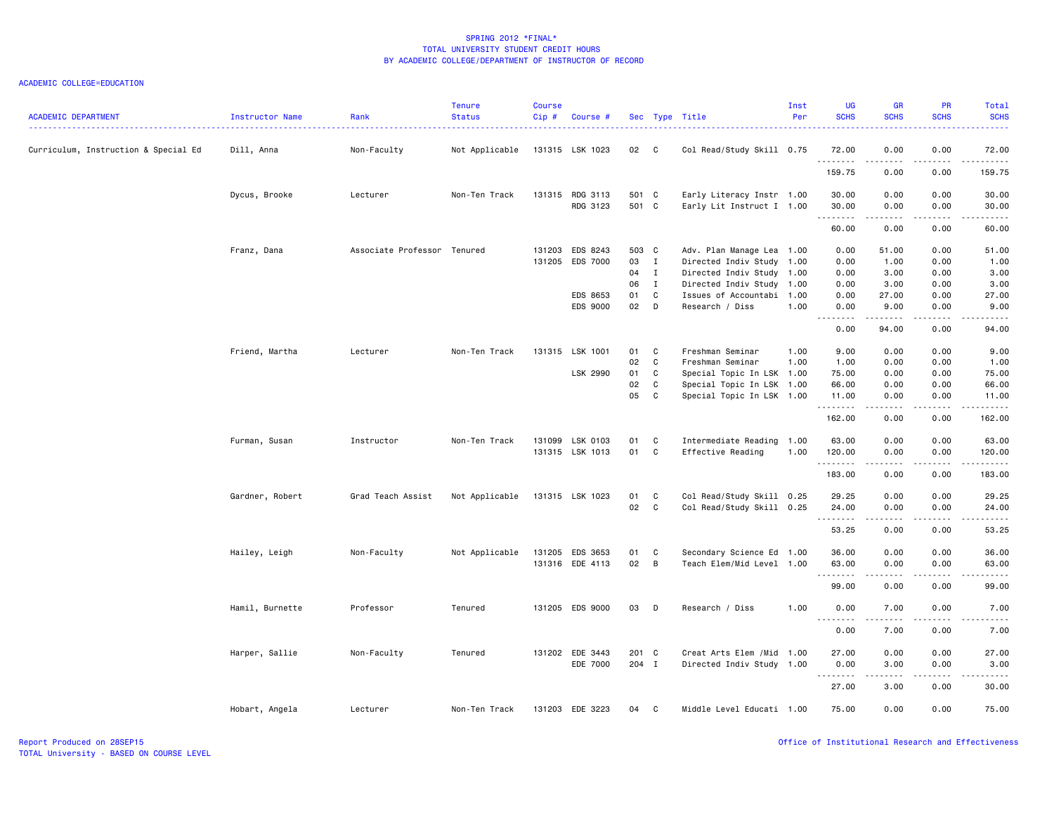SPRING 2012 *FINAL*
TOTAL UNIVERSITY STUDENT CREDIT HOURS
BY ACADEMIC COLLEGE/DEPARTMENT OF INSTRUCTOR OF RECORD

ACADEMIC COLLEGE=EDUCATION

| ACADEMIC DEPARTMENT | Instructor Name | Rank | Tenure Status | Course Cip # | Course # | Sec | Type | Title | Inst Per | UG SCHS | GR SCHS | PR SCHS | Total SCHS |
|---|---|---|---|---|---|---|---|---|---|---|---|---|---|
| Curriculum, Instruction & Special Ed | Dill, Anna | Non-Faculty | Not Applicable | 131315 | LSK 1023 | 02 | C | Col Read/Study Skill | 0.75 | 72.00 | 0.00 | 0.00 | 72.00 |
| | | | | | | | | | | 159.75 | 0.00 | 0.00 | 159.75 |
| | Dycus, Brooke | Lecturer | Non-Ten Track | 131315 | RDG 3113 | 501 | C | Early Literacy Instr | 1.00 | 30.00 | 0.00 | 0.00 | 30.00 |
| | | | | | RDG 3123 | 501 | C | Early Lit Instruct I | 1.00 | 30.00 | 0.00 | 0.00 | 30.00 |
| | | | | | | | | | | 60.00 | 0.00 | 0.00 | 60.00 |
| | Franz, Dana | Associate Professor | Tenured | 131203 | EDS 8243 | 503 | C | Adv. Plan Manage Lea | 1.00 | 0.00 | 51.00 | 0.00 | 51.00 |
| | | | | 131205 | EDS 7000 | 03 | I | Directed Indiv Study | 1.00 | 0.00 | 1.00 | 0.00 | 1.00 |
| | | | | | | 04 | I | Directed Indiv Study | 1.00 | 0.00 | 3.00 | 0.00 | 3.00 |
| | | | | | | 06 | I | Directed Indiv Study | 1.00 | 0.00 | 3.00 | 0.00 | 3.00 |
| | | | | | EDS 8653 | 01 | C | Issues of Accountabi | 1.00 | 0.00 | 27.00 | 0.00 | 27.00 |
| | | | | | EDS 9000 | 02 | D | Research / Diss | 1.00 | 0.00 | 9.00 | 0.00 | 9.00 |
| | | | | | | | | | | 0.00 | 94.00 | 0.00 | 94.00 |
| | Friend, Martha | Lecturer | Non-Ten Track | 131315 | LSK 1001 | 01 | C | Freshman Seminar | 1.00 | 9.00 | 0.00 | 0.00 | 9.00 |
| | | | | | | 02 | C | Freshman Seminar | 1.00 | 1.00 | 0.00 | 0.00 | 1.00 |
| | | | | | LSK 2990 | 01 | C | Special Topic In LSK | 1.00 | 75.00 | 0.00 | 0.00 | 75.00 |
| | | | | | | 02 | C | Special Topic In LSK | 1.00 | 66.00 | 0.00 | 0.00 | 66.00 |
| | | | | | | 05 | C | Special Topic In LSK | 1.00 | 11.00 | 0.00 | 0.00 | 11.00 |
| | | | | | | | | | | 162.00 | 0.00 | 0.00 | 162.00 |
| | Furman, Susan | Instructor | Non-Ten Track | 131099 | LSK 0103 | 01 | C | Intermediate Reading | 1.00 | 63.00 | 0.00 | 0.00 | 63.00 |
| | | | | 131315 | LSK 1013 | 01 | C | Effective Reading | 1.00 | 120.00 | 0.00 | 0.00 | 120.00 |
| | | | | | | | | | | 183.00 | 0.00 | 0.00 | 183.00 |
| | Gardner, Robert | Grad Teach Assist | Not Applicable | 131315 | LSK 1023 | 01 | C | Col Read/Study Skill | 0.25 | 29.25 | 0.00 | 0.00 | 29.25 |
| | | | | | | 02 | C | Col Read/Study Skill | 0.25 | 24.00 | 0.00 | 0.00 | 24.00 |
| | | | | | | | | | | 53.25 | 0.00 | 0.00 | 53.25 |
| | Hailey, Leigh | Non-Faculty | Not Applicable | 131205 | EDS 3653 | 01 | C | Secondary Science Ed | 1.00 | 36.00 | 0.00 | 0.00 | 36.00 |
| | | | | 131316 | EDE 4113 | 02 | B | Teach Elem/Mid Level | 1.00 | 63.00 | 0.00 | 0.00 | 63.00 |
| | | | | | | | | | | 99.00 | 0.00 | 0.00 | 99.00 |
| | Hamil, Burnette | Professor | Tenured | 131205 | EDS 9000 | 03 | D | Research / Diss | 1.00 | 0.00 | 7.00 | 0.00 | 7.00 |
| | | | | | | | | | | 0.00 | 7.00 | 0.00 | 7.00 |
| | Harper, Sallie | Non-Faculty | Tenured | 131202 | EDE 3443 | 201 | C | Creat Arts Elem /Mid | 1.00 | 27.00 | 0.00 | 0.00 | 27.00 |
| | | | | | EDE 7000 | 204 | I | Directed Indiv Study | 1.00 | 0.00 | 3.00 | 0.00 | 3.00 |
| | | | | | | | | | | 27.00 | 3.00 | 0.00 | 30.00 |
| | Hobart, Angela | Lecturer | Non-Ten Track | 131203 | EDE 3223 | 04 | C | Middle Level Educati | 1.00 | 75.00 | 0.00 | 0.00 | 75.00 |

Report Produced on 28SEP15
TOTAL University - BASED ON COURSE LEVEL
Office of Institutional Research and Effectiveness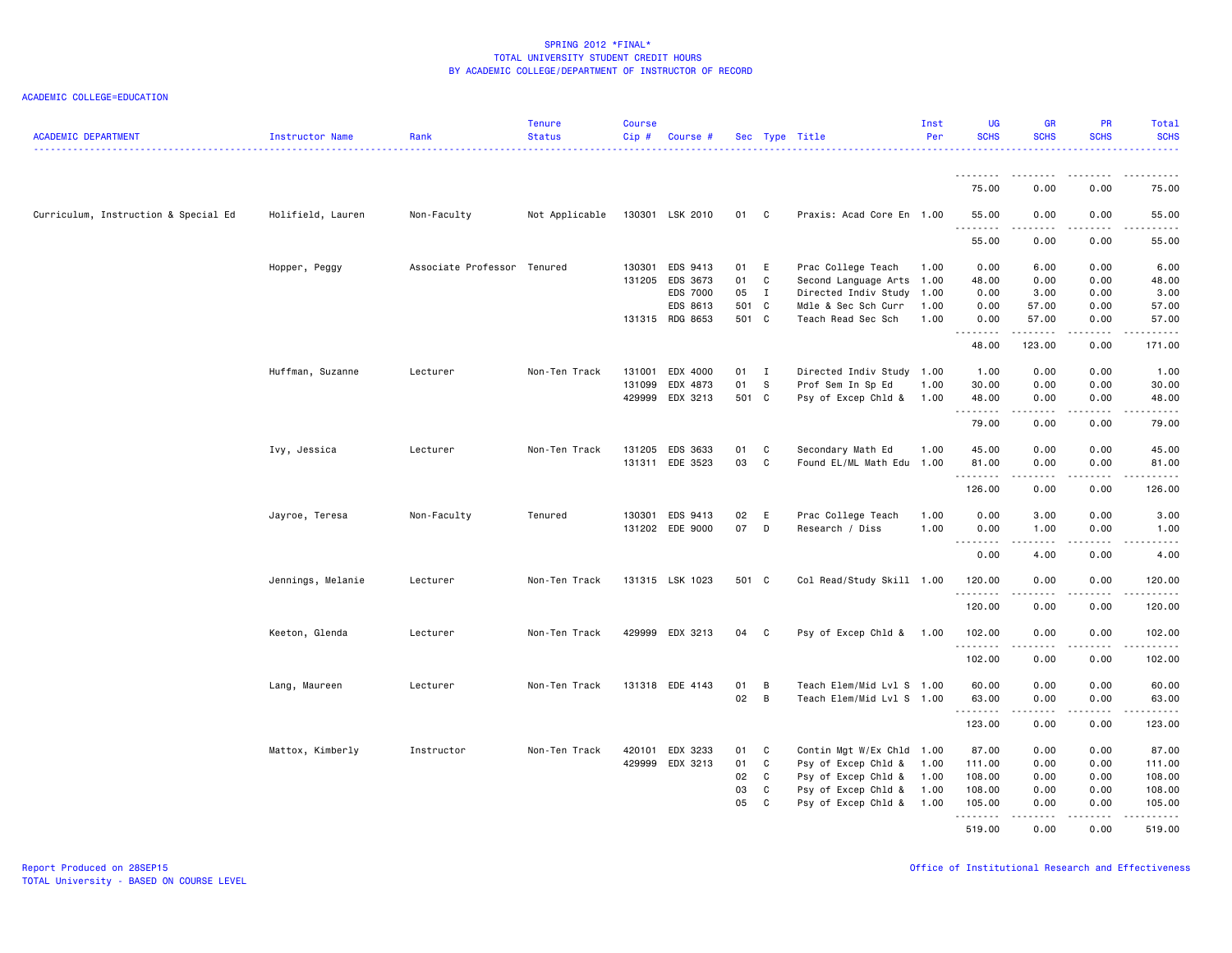SPRING 2012 *FINAL*
TOTAL UNIVERSITY STUDENT CREDIT HOURS
BY ACADEMIC COLLEGE/DEPARTMENT OF INSTRUCTOR OF RECORD

ACADEMIC COLLEGE=EDUCATION

| ACADEMIC DEPARTMENT | Instructor Name | Rank | Tenure Status | Course Cip # | Course # | Sec | Type | Title | Inst Per | UG SCHS | GR SCHS | PR SCHS | Total SCHS |
|---|---|---|---|---|---|---|---|---|---|---|---|---|---|
| | | | | | | | | | | 75.00 | 0.00 | 0.00 | 75.00 |
| Curriculum, Instruction & Special Ed | Holifield, Lauren | Non-Faculty | Not Applicable | 130301 | LSK 2010 | 01 | C | Praxis: Acad Core En | 1.00 | 55.00 | 0.00 | 0.00 | 55.00 |
| | | | | | | | | | | 55.00 | 0.00 | 0.00 | 55.00 |
| | Hopper, Peggy | Associate Professor | Tenured | 130301 | EDS 9413 | 01 | E | Prac College Teach | 1.00 | 0.00 | 6.00 | 0.00 | 6.00 |
| | | | | 131205 | EDS 3673 | 01 | C | Second Language Arts | 1.00 | 48.00 | 0.00 | 0.00 | 48.00 |
| | | | | | EDS 7000 | 05 | I | Directed Indiv Study | 1.00 | 0.00 | 3.00 | 0.00 | 3.00 |
| | | | | | EDS 8613 | 501 | C | Mdle & Sec Sch Curr | 1.00 | 0.00 | 57.00 | 0.00 | 57.00 |
| | | | | 131315 | RDG 8653 | 501 | C | Teach Read Sec Sch | 1.00 | 0.00 | 57.00 | 0.00 | 57.00 |
| | | | | | | | | | | 48.00 | 123.00 | 0.00 | 171.00 |
| | Huffman, Suzanne | Lecturer | Non-Ten Track | 131001 | EDX 4000 | 01 | I | Directed Indiv Study | 1.00 | 1.00 | 0.00 | 0.00 | 1.00 |
| | | | | 131099 | EDX 4873 | 01 | S | Prof Sem In Sp Ed | 1.00 | 30.00 | 0.00 | 0.00 | 30.00 |
| | | | | 429999 | EDX 3213 | 501 | C | Psy of Excep Chld & | 1.00 | 48.00 | 0.00 | 0.00 | 48.00 |
| | | | | | | | | | | 79.00 | 0.00 | 0.00 | 79.00 |
| | Ivy, Jessica | Lecturer | Non-Ten Track | 131205 | EDS 3633 | 01 | C | Secondary Math Ed | 1.00 | 45.00 | 0.00 | 0.00 | 45.00 |
| | | | | 131311 | EDE 3523 | 03 | C | Found EL/ML Math Edu | 1.00 | 81.00 | 0.00 | 0.00 | 81.00 |
| | | | | | | | | | | 126.00 | 0.00 | 0.00 | 126.00 |
| | Jayroe, Teresa | Non-Faculty | Tenured | 130301 | EDS 9413 | 02 | E | Prac College Teach | 1.00 | 0.00 | 3.00 | 0.00 | 3.00 |
| | | | | 131202 | EDE 9000 | 07 | D | Research / Diss | 1.00 | 0.00 | 1.00 | 0.00 | 1.00 |
| | | | | | | | | | | 0.00 | 4.00 | 0.00 | 4.00 |
| | Jennings, Melanie | Lecturer | Non-Ten Track | 131315 | LSK 1023 | 501 | C | Col Read/Study Skill | 1.00 | 120.00 | 0.00 | 0.00 | 120.00 |
| | | | | | | | | | | 120.00 | 0.00 | 0.00 | 120.00 |
| | Keeton, Glenda | Lecturer | Non-Ten Track | 429999 | EDX 3213 | 04 | C | Psy of Excep Chld & | 1.00 | 102.00 | 0.00 | 0.00 | 102.00 |
| | | | | | | | | | | 102.00 | 0.00 | 0.00 | 102.00 |
| | Lang, Maureen | Lecturer | Non-Ten Track | 131318 | EDE 4143 | 01 | B | Teach Elem/Mid Lvl S | 1.00 | 60.00 | 0.00 | 0.00 | 60.00 |
| | | | | | | 02 | B | Teach Elem/Mid Lvl S | 1.00 | 63.00 | 0.00 | 0.00 | 63.00 |
| | | | | | | | | | | 123.00 | 0.00 | 0.00 | 123.00 |
| | Mattox, Kimberly | Instructor | Non-Ten Track | 420101 | EDX 3233 | 01 | C | Contin Mgt W/Ex Chld | 1.00 | 87.00 | 0.00 | 0.00 | 87.00 |
| | | | | 429999 | EDX 3213 | 01 | C | Psy of Excep Chld & | 1.00 | 111.00 | 0.00 | 0.00 | 111.00 |
| | | | | | | 02 | C | Psy of Excep Chld & | 1.00 | 108.00 | 0.00 | 0.00 | 108.00 |
| | | | | | | 03 | C | Psy of Excep Chld & | 1.00 | 108.00 | 0.00 | 0.00 | 108.00 |
| | | | | | | 05 | C | Psy of Excep Chld & | 1.00 | 105.00 | 0.00 | 0.00 | 105.00 |
| | | | | | | | | | | 519.00 | 0.00 | 0.00 | 519.00 |

Report Produced on 28SEP15
TOTAL University - BASED ON COURSE LEVEL

Office of Institutional Research and Effectiveness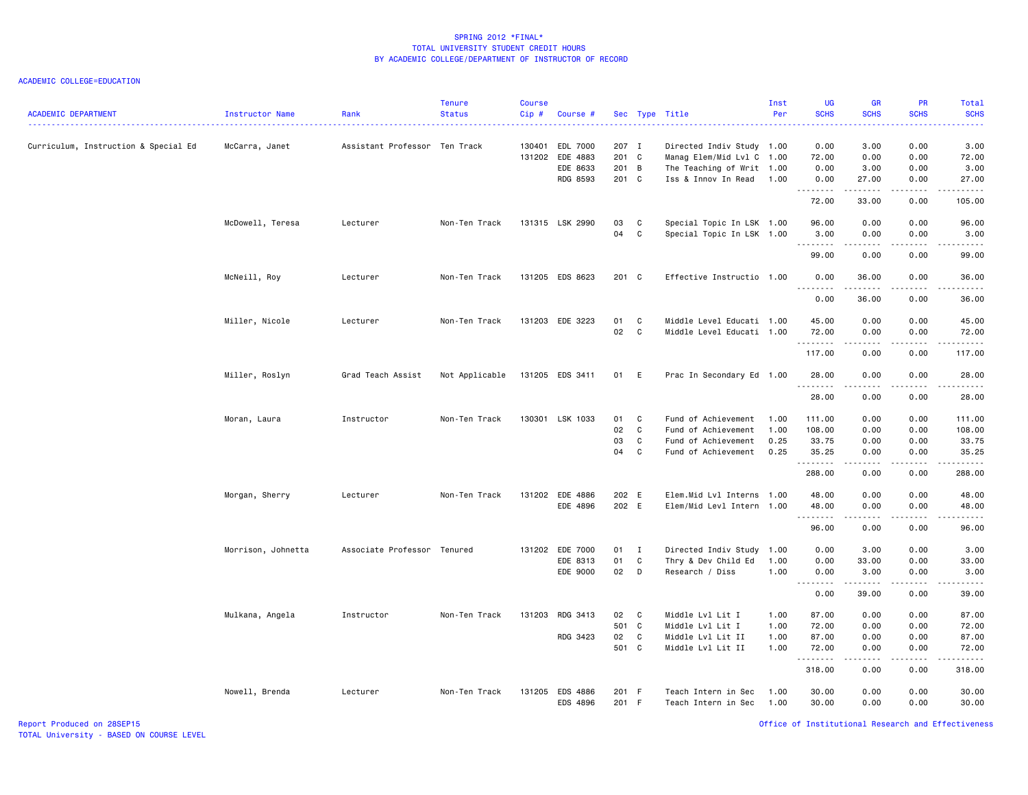# SPRING 2012 *FINAL*
## TOTAL UNIVERSITY STUDENT CREDIT HOURS
## BY ACADEMIC COLLEGE/DEPARTMENT OF INSTRUCTOR OF RECORD

ACADEMIC COLLEGE=EDUCATION

| ACADEMIC DEPARTMENT | Instructor Name | Rank | Tenure Status | Course Cip # | Course # | Sec | Type | Title | Inst Per | UG SCHS | GR SCHS | PR SCHS | Total SCHS |
|---|---|---|---|---|---|---|---|---|---|---|---|---|---|
| Curriculum, Instruction & Special Ed | McCarra, Janet | Assistant Professor | Ten Track | 130401 | EDL 7000 | 207 | I | Directed Indiv Study | 1.00 | 0.00 | 3.00 | 0.00 | 3.00 |
| | | | | 131202 | EDE 4883 | 201 | C | Manag Elem/Mid Lvl C | 1.00 | 72.00 | 0.00 | 0.00 | 72.00 |
| | | | | | EDE 8633 | 201 | B | The Teaching of Writ | 1.00 | 0.00 | 3.00 | 0.00 | 3.00 |
| | | | | | RDG 8593 | 201 | C | Iss & Innov In Read | 1.00 | 0.00 | 27.00 | 0.00 | 27.00 |
| | | | | | | | | | | 72.00 | 33.00 | 0.00 | 105.00 |
| | McDowell, Teresa | Lecturer | Non-Ten Track | 131315 | LSK 2990 | 03 | C | Special Topic In LSK | 1.00 | 96.00 | 0.00 | 0.00 | 96.00 |
| | | | | | | 04 | C | Special Topic In LSK | 1.00 | 3.00 | 0.00 | 0.00 | 3.00 |
| | | | | | | | | | | 99.00 | 0.00 | 0.00 | 99.00 |
| | McNeill, Roy | Lecturer | Non-Ten Track | 131205 | EDS 8623 | 201 | C | Effective Instructio | 1.00 | 0.00 | 36.00 | 0.00 | 36.00 |
| | | | | | | | | | | 0.00 | 36.00 | 0.00 | 36.00 |
| | Miller, Nicole | Lecturer | Non-Ten Track | 131203 | EDE 3223 | 01 | C | Middle Level Educati | 1.00 | 45.00 | 0.00 | 0.00 | 45.00 |
| | | | | | | 02 | C | Middle Level Educati | 1.00 | 72.00 | 0.00 | 0.00 | 72.00 |
| | | | | | | | | | | 117.00 | 0.00 | 0.00 | 117.00 |
| | Miller, Roslyn | Grad Teach Assist | Not Applicable | 131205 | EDS 3411 | 01 | E | Prac In Secondary Ed | 1.00 | 28.00 | 0.00 | 0.00 | 28.00 |
| | | | | | | | | | | 28.00 | 0.00 | 0.00 | 28.00 |
| | Moran, Laura | Instructor | Non-Ten Track | 130301 | LSK 1033 | 01 | C | Fund of Achievement | 1.00 | 111.00 | 0.00 | 0.00 | 111.00 |
| | | | | | | 02 | C | Fund of Achievement | 1.00 | 108.00 | 0.00 | 0.00 | 108.00 |
| | | | | | | 03 | C | Fund of Achievement | 0.25 | 33.75 | 0.00 | 0.00 | 33.75 |
| | | | | | | 04 | C | Fund of Achievement | 0.25 | 35.25 | 0.00 | 0.00 | 35.25 |
| | | | | | | | | | | 288.00 | 0.00 | 0.00 | 288.00 |
| | Morgan, Sherry | Lecturer | Non-Ten Track | 131202 | EDE 4886 | 202 | E | Elem.Mid Lvl Interns | 1.00 | 48.00 | 0.00 | 0.00 | 48.00 |
| | | | | | EDE 4896 | 202 | E | Elem/Mid Levl Intern | 1.00 | 48.00 | 0.00 | 0.00 | 48.00 |
| | | | | | | | | | | 96.00 | 0.00 | 0.00 | 96.00 |
| | Morrison, Johnetta | Associate Professor | Tenured | 131202 | EDE 7000 | 01 | I | Directed Indiv Study | 1.00 | 0.00 | 3.00 | 0.00 | 3.00 |
| | | | | | EDE 8313 | 01 | C | Thry & Dev Child Ed | 1.00 | 0.00 | 33.00 | 0.00 | 33.00 |
| | | | | | EDE 9000 | 02 | D | Research / Diss | 1.00 | 0.00 | 3.00 | 0.00 | 3.00 |
| | | | | | | | | | | 0.00 | 39.00 | 0.00 | 39.00 |
| | Mulkana, Angela | Instructor | Non-Ten Track | 131203 | RDG 3413 | 02 | C | Middle Lvl Lit I | 1.00 | 87.00 | 0.00 | 0.00 | 87.00 |
| | | | | | | 501 | C | Middle Lvl Lit I | 1.00 | 72.00 | 0.00 | 0.00 | 72.00 |
| | | | | | RDG 3423 | 02 | C | Middle Lvl Lit II | 1.00 | 87.00 | 0.00 | 0.00 | 87.00 |
| | | | | | | 501 | C | Middle Lvl Lit II | 1.00 | 72.00 | 0.00 | 0.00 | 72.00 |
| | | | | | | | | | | 318.00 | 0.00 | 0.00 | 318.00 |
| | Nowell, Brenda | Lecturer | Non-Ten Track | 131205 | EDS 4886 | 201 | F | Teach Intern in Sec | 1.00 | 30.00 | 0.00 | 0.00 | 30.00 |
| | | | | | EDS 4896 | 201 | F | Teach Intern in Sec | 1.00 | 30.00 | 0.00 | 0.00 | 30.00 |

Report Produced on 28SEP15
TOTAL University - BASED ON COURSE LEVEL

Office of Institutional Research and Effectiveness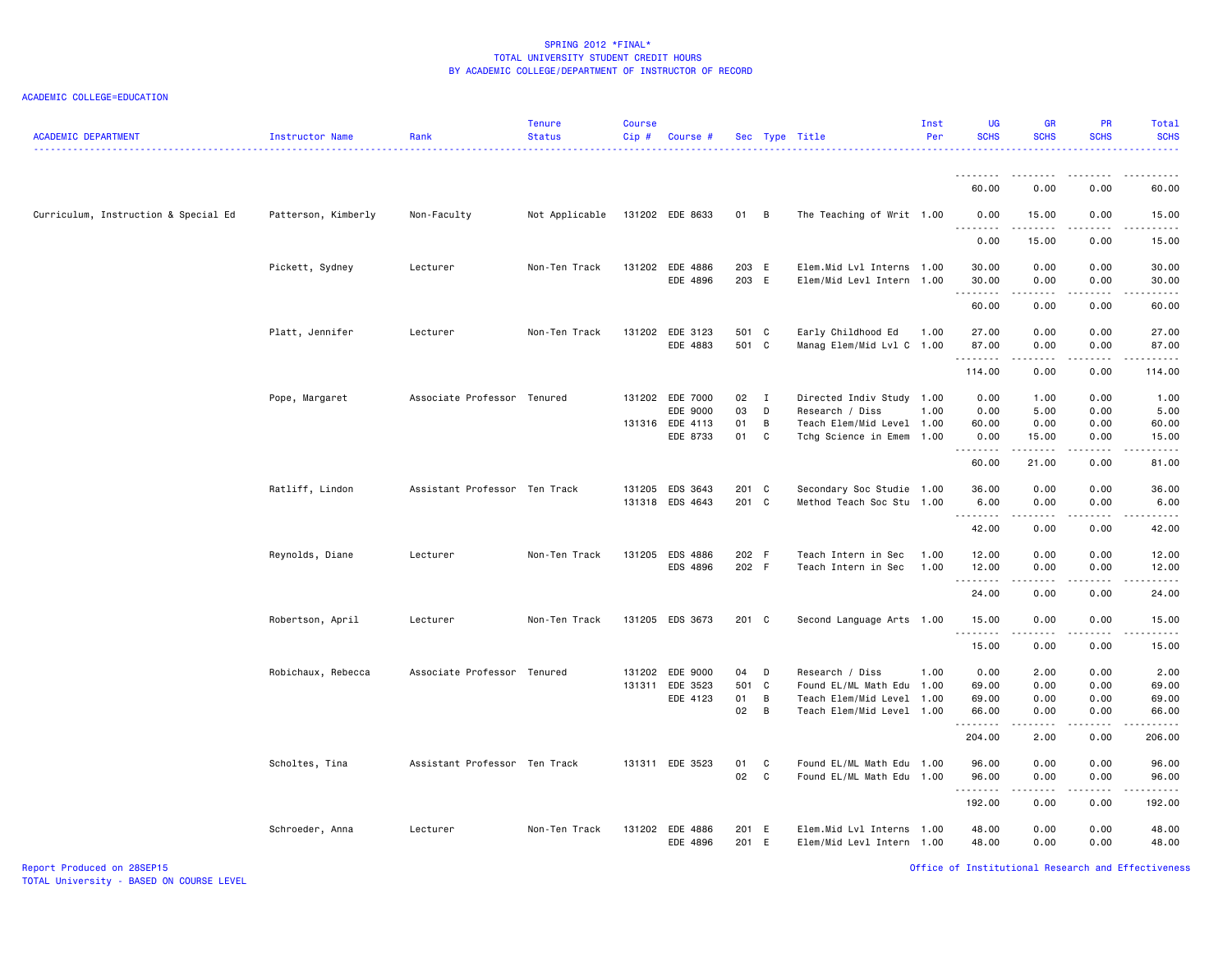## SPRING 2012 *FINAL*
## TOTAL UNIVERSITY STUDENT CREDIT HOURS
## BY ACADEMIC COLLEGE/DEPARTMENT OF INSTRUCTOR OF RECORD

ACADEMIC COLLEGE=EDUCATION

| ACADEMIC DEPARTMENT | Instructor Name | Rank | Tenure Status | Course Cip # | Course # | Sec | Type | Title | Inst Per | UG SCHS | GR SCHS | PR SCHS | Total SCHS |
|---|---|---|---|---|---|---|---|---|---|---|---|---|---|
| | | | | | | | | | | 60.00 | 0.00 | 0.00 | 60.00 |
| Curriculum, Instruction & Special Ed | Patterson, Kimberly | Non-Faculty | Not Applicable | 131202 | EDE 8633 | 01 | B | The Teaching of Writ | 1.00 | 0.00 | 15.00 | 0.00 | 15.00 |
| | | | | | | | | | | 0.00 | 15.00 | 0.00 | 15.00 |
| | Pickett, Sydney | Lecturer | Non-Ten Track | 131202 | EDE 4886 | 203 | E | Elem.Mid Lvl Interns | 1.00 | 30.00 | 0.00 | 0.00 | 30.00 |
| | | | | | EDE 4896 | 203 | E | Elem/Mid Levl Intern | 1.00 | 30.00 | 0.00 | 0.00 | 30.00 |
| | | | | | | | | | | 60.00 | 0.00 | 0.00 | 60.00 |
| | Platt, Jennifer | Lecturer | Non-Ten Track | 131202 | EDE 3123 | 501 | C | Early Childhood Ed | 1.00 | 27.00 | 0.00 | 0.00 | 27.00 |
| | | | | | EDE 4883 | 501 | C | Manag Elem/Mid Lvl C | 1.00 | 87.00 | 0.00 | 0.00 | 87.00 |
| | | | | | | | | | | 114.00 | 0.00 | 0.00 | 114.00 |
| | Pope, Margaret | Associate Professor | Tenured | 131202 | EDE 7000 | 02 | I | Directed Indiv Study | 1.00 | 0.00 | 1.00 | 0.00 | 1.00 |
| | | | | | EDE 9000 | 03 | D | Research / Diss | 1.00 | 0.00 | 5.00 | 0.00 | 5.00 |
| | | | | 131316 | EDE 4113 | 01 | B | Teach Elem/Mid Level | 1.00 | 60.00 | 0.00 | 0.00 | 60.00 |
| | | | | | EDE 8733 | 01 | C | Tchg Science in Emem | 1.00 | 0.00 | 15.00 | 0.00 | 15.00 |
| | | | | | | | | | | 60.00 | 21.00 | 0.00 | 81.00 |
| | Ratliff, Lindon | Assistant Professor | Ten Track | 131205 | EDS 3643 | 201 | C | Secondary Soc Studie | 1.00 | 36.00 | 0.00 | 0.00 | 36.00 |
| | | | | 131318 | EDS 4643 | 201 | C | Method Teach Soc Stu | 1.00 | 6.00 | 0.00 | 0.00 | 6.00 |
| | | | | | | | | | | 42.00 | 0.00 | 0.00 | 42.00 |
| | Reynolds, Diane | Lecturer | Non-Ten Track | 131205 | EDS 4886 | 202 | F | Teach Intern in Sec | 1.00 | 12.00 | 0.00 | 0.00 | 12.00 |
| | | | | | EDS 4896 | 202 | F | Teach Intern in Sec | 1.00 | 12.00 | 0.00 | 0.00 | 12.00 |
| | | | | | | | | | | 24.00 | 0.00 | 0.00 | 24.00 |
| | Robertson, April | Lecturer | Non-Ten Track | 131205 | EDS 3673 | 201 | C | Second Language Arts | 1.00 | 15.00 | 0.00 | 0.00 | 15.00 |
| | | | | | | | | | | 15.00 | 0.00 | 0.00 | 15.00 |
| | Robichaux, Rebecca | Associate Professor | Tenured | 131202 | EDE 9000 | 04 | D | Research / Diss | 1.00 | 0.00 | 2.00 | 0.00 | 2.00 |
| | | | | 131311 | EDE 3523 | 501 | C | Found EL/ML Math Edu | 1.00 | 69.00 | 0.00 | 0.00 | 69.00 |
| | | | | | EDE 4123 | 01 | B | Teach Elem/Mid Level | 1.00 | 69.00 | 0.00 | 0.00 | 69.00 |
| | | | | | | 02 | B | Teach Elem/Mid Level | 1.00 | 66.00 | 0.00 | 0.00 | 66.00 |
| | | | | | | | | | | 204.00 | 2.00 | 0.00 | 206.00 |
| | Scholtes, Tina | Assistant Professor | Ten Track | 131311 | EDE 3523 | 01 | C | Found EL/ML Math Edu | 1.00 | 96.00 | 0.00 | 0.00 | 96.00 |
| | | | | | | 02 | C | Found EL/ML Math Edu | 1.00 | 96.00 | 0.00 | 0.00 | 96.00 |
| | | | | | | | | | | 192.00 | 0.00 | 0.00 | 192.00 |
| | Schroeder, Anna | Lecturer | Non-Ten Track | 131202 | EDE 4886 | 201 | E | Elem.Mid Lvl Interns | 1.00 | 48.00 | 0.00 | 0.00 | 48.00 |
| | | | | | EDE 4896 | 201 | E | Elem/Mid Levl Intern | 1.00 | 48.00 | 0.00 | 0.00 | 48.00 |

Report Produced on 28SEP15
TOTAL University - BASED ON COURSE LEVEL
Office of Institutional Research and Effectiveness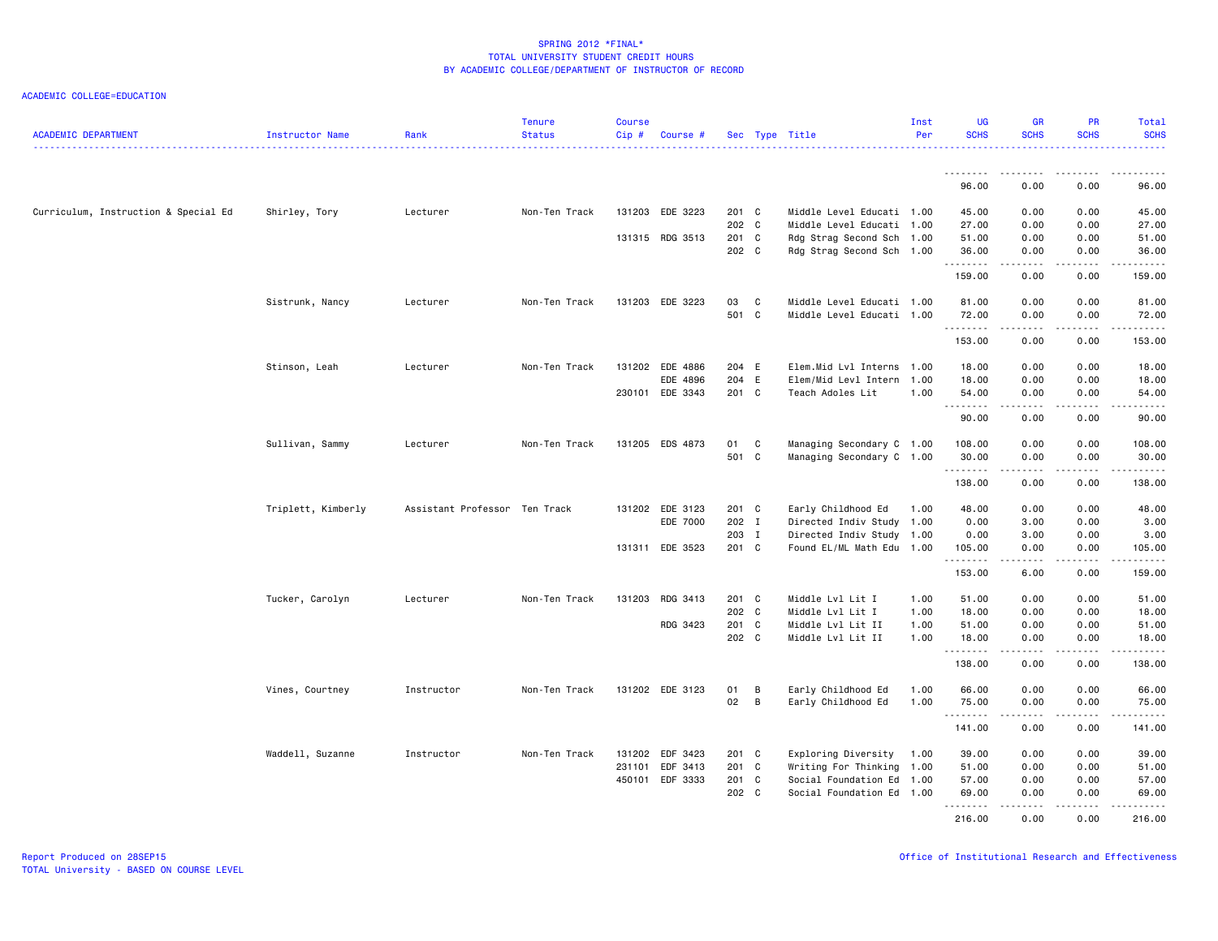# SPRING 2012 *FINAL*
## TOTAL UNIVERSITY STUDENT CREDIT HOURS
## BY ACADEMIC COLLEGE/DEPARTMENT OF INSTRUCTOR OF RECORD

ACADEMIC COLLEGE=EDUCATION

| ACADEMIC DEPARTMENT | Instructor Name | Rank | Tenure Status | Course Cip # | Course # | Sec | Type | Title | Inst Per | UG SCHS | GR SCHS | PR SCHS | Total SCHS |
|---|---|---|---|---|---|---|---|---|---|---|---|---|---|
| | | | | | | | | | | 96.00 | 0.00 | 0.00 | 96.00 |
| Curriculum, Instruction & Special Ed | Shirley, Tory | Lecturer | Non-Ten Track | 131203 | EDE 3223 | 201 | C | Middle Level Educati | 1.00 | 45.00 | 0.00 | 0.00 | 45.00 |
| | | | | | | 202 | C | Middle Level Educati | 1.00 | 27.00 | 0.00 | 0.00 | 27.00 |
| | | | | 131315 | RDG 3513 | 201 | C | Rdg Strag Second Sch | 1.00 | 51.00 | 0.00 | 0.00 | 51.00 |
| | | | | | | 202 | C | Rdg Strag Second Sch | 1.00 | 36.00 | 0.00 | 0.00 | 36.00 |
| | | | | | | | | | | 159.00 | 0.00 | 0.00 | 159.00 |
| | Sistrunk, Nancy | Lecturer | Non-Ten Track | 131203 | EDE 3223 | 03 | C | Middle Level Educati | 1.00 | 81.00 | 0.00 | 0.00 | 81.00 |
| | | | | | | 501 | C | Middle Level Educati | 1.00 | 72.00 | 0.00 | 0.00 | 72.00 |
| | | | | | | | | | | 153.00 | 0.00 | 0.00 | 153.00 |
| | Stinson, Leah | Lecturer | Non-Ten Track | 131202 | EDE 4886 | 204 | E | Elem.Mid Lvl Interns | 1.00 | 18.00 | 0.00 | 0.00 | 18.00 |
| | | | | | EDE 4896 | 204 | E | Elem/Mid Levl Intern | 1.00 | 18.00 | 0.00 | 0.00 | 18.00 |
| | | | | 230101 | EDE 3343 | 201 | C | Teach Adoles Lit | 1.00 | 54.00 | 0.00 | 0.00 | 54.00 |
| | | | | | | | | | | 90.00 | 0.00 | 0.00 | 90.00 |
| | Sullivan, Sammy | Lecturer | Non-Ten Track | 131205 | EDS 4873 | 01 | C | Managing Secondary C | 1.00 | 108.00 | 0.00 | 0.00 | 108.00 |
| | | | | | | 501 | C | Managing Secondary C | 1.00 | 30.00 | 0.00 | 0.00 | 30.00 |
| | | | | | | | | | | 138.00 | 0.00 | 0.00 | 138.00 |
| | Triplett, Kimberly | Assistant Professor | Ten Track | 131202 | EDE 3123 | 201 | C | Early Childhood Ed | 1.00 | 48.00 | 0.00 | 0.00 | 48.00 |
| | | | | | EDE 7000 | 202 | I | Directed Indiv Study | 1.00 | 0.00 | 3.00 | 0.00 | 3.00 |
| | | | | | | 203 | I | Directed Indiv Study | 1.00 | 0.00 | 3.00 | 0.00 | 3.00 |
| | | | | 131311 | EDE 3523 | 201 | C | Found EL/ML Math Edu | 1.00 | 105.00 | 0.00 | 0.00 | 105.00 |
| | | | | | | | | | | 153.00 | 6.00 | 0.00 | 159.00 |
| | Tucker, Carolyn | Lecturer | Non-Ten Track | 131203 | RDG 3413 | 201 | C | Middle Lvl Lit I | 1.00 | 51.00 | 0.00 | 0.00 | 51.00 |
| | | | | | | 202 | C | Middle Lvl Lit I | 1.00 | 18.00 | 0.00 | 0.00 | 18.00 |
| | | | | | RDG 3423 | 201 | C | Middle Lvl Lit II | 1.00 | 51.00 | 0.00 | 0.00 | 51.00 |
| | | | | | | 202 | C | Middle Lvl Lit II | 1.00 | 18.00 | 0.00 | 0.00 | 18.00 |
| | | | | | | | | | | 138.00 | 0.00 | 0.00 | 138.00 |
| | Vines, Courtney | Instructor | Non-Ten Track | 131202 | EDE 3123 | 01 | B | Early Childhood Ed | 1.00 | 66.00 | 0.00 | 0.00 | 66.00 |
| | | | | | | 02 | B | Early Childhood Ed | 1.00 | 75.00 | 0.00 | 0.00 | 75.00 |
| | | | | | | | | | | 141.00 | 0.00 | 0.00 | 141.00 |
| | Waddell, Suzanne | Instructor | Non-Ten Track | 131202 | EDF 3423 | 201 | C | Exploring Diversity | 1.00 | 39.00 | 0.00 | 0.00 | 39.00 |
| | | | | 231101 | EDF 3413 | 201 | C | Writing For Thinking | 1.00 | 51.00 | 0.00 | 0.00 | 51.00 |
| | | | | 450101 | EDF 3333 | 201 | C | Social Foundation Ed | 1.00 | 57.00 | 0.00 | 0.00 | 57.00 |
| | | | | | | 202 | C | Social Foundation Ed | 1.00 | 69.00 | 0.00 | 0.00 | 69.00 |
| | | | | | | | | | | 216.00 | 0.00 | 0.00 | 216.00 |

Report Produced on 28SEP15
TOTAL University - BASED ON COURSE LEVEL

Office of Institutional Research and Effectiveness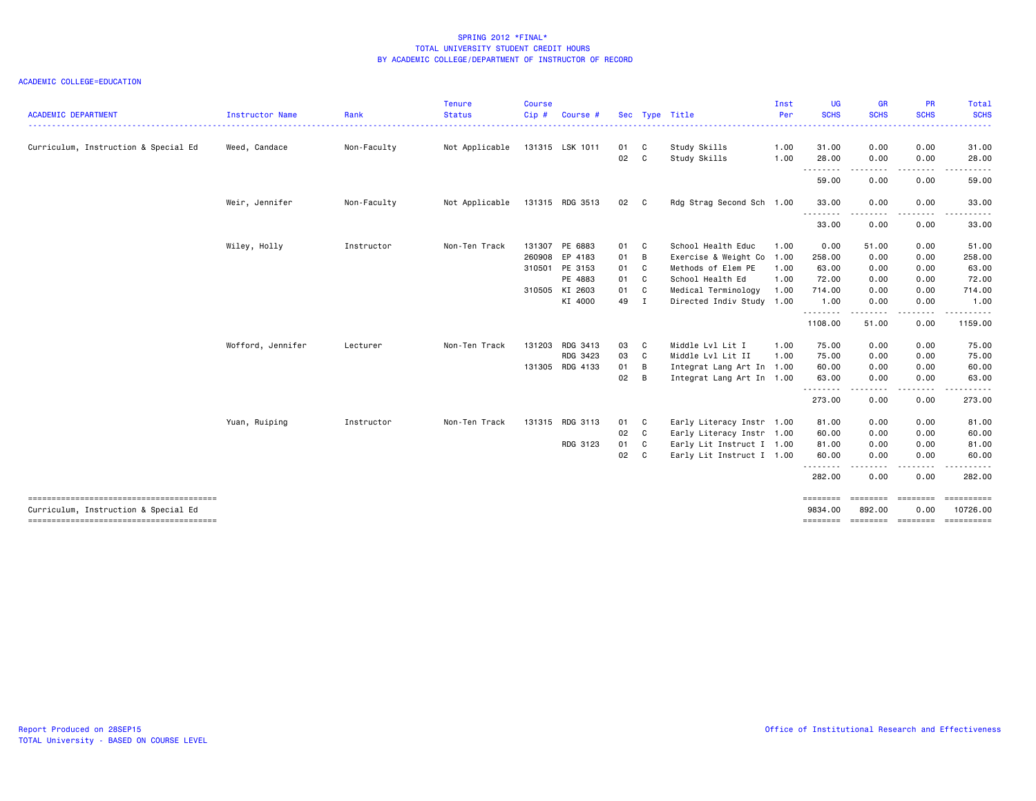# SPRING 2012 *FINAL*
## TOTAL UNIVERSITY STUDENT CREDIT HOURS
## BY ACADEMIC COLLEGE/DEPARTMENT OF INSTRUCTOR OF RECORD

ACADEMIC COLLEGE=EDUCATION

| ACADEMIC DEPARTMENT | Instructor Name | Rank | Tenure Status | Course Cip # | Course # | Sec | Type | Title | Inst Per | UG SCHS | GR SCHS | PR SCHS | Total SCHS |
|---|---|---|---|---|---|---|---|---|---|---|---|---|---|
| Curriculum, Instruction & Special Ed | Weed, Candace | Non-Faculty | Not Applicable | 131315 | LSK 1011 | 01 | C | Study Skills | 1.00 | 31.00 | 0.00 | 0.00 | 31.00 |
| | | | | | | 02 | C | Study Skills | 1.00 | 28.00 | 0.00 | 0.00 | 28.00 |
| | | | | | | | | | | 59.00 | 0.00 | 0.00 | 59.00 |
| | Weir, Jennifer | Non-Faculty | Not Applicable | 131315 | RDG 3513 | 02 | C | Rdg Strag Second Sch | 1.00 | 33.00 | 0.00 | 0.00 | 33.00 |
| | | | | | | | | | | 33.00 | 0.00 | 0.00 | 33.00 |
| | Wiley, Holly | Instructor | Non-Ten Track | 131307 | PE 6883 | 01 | C | School Health Educ | 1.00 | 0.00 | 51.00 | 0.00 | 51.00 |
| | | | | 260908 | EP 4183 | 01 | B | Exercise & Weight Co | 1.00 | 258.00 | 0.00 | 0.00 | 258.00 |
| | | | | 310501 | PE 3153 | 01 | C | Methods of Elem PE | 1.00 | 63.00 | 0.00 | 0.00 | 63.00 |
| | | | | | PE 4883 | 01 | C | School Health Ed | 1.00 | 72.00 | 0.00 | 0.00 | 72.00 |
| | | | | 310505 | KI 2603 | 01 | C | Medical Terminology | 1.00 | 714.00 | 0.00 | 0.00 | 714.00 |
| | | | | | KI 4000 | 49 | I | Directed Indiv Study | 1.00 | 1.00 | 0.00 | 0.00 | 1.00 |
| | | | | | | | | | | 1108.00 | 51.00 | 0.00 | 1159.00 |
| | Wofford, Jennifer | Lecturer | Non-Ten Track | 131203 | RDG 3413 | 03 | C | Middle Lvl Lit I | 1.00 | 75.00 | 0.00 | 0.00 | 75.00 |
| | | | | | RDG 3423 | 03 | C | Middle Lvl Lit II | 1.00 | 75.00 | 0.00 | 0.00 | 75.00 |
| | | | | 131305 | RDG 4133 | 01 | B | Integrat Lang Art In | 1.00 | 60.00 | 0.00 | 0.00 | 60.00 |
| | | | | | | 02 | B | Integrat Lang Art In | 1.00 | 63.00 | 0.00 | 0.00 | 63.00 |
| | | | | | | | | | | 273.00 | 0.00 | 0.00 | 273.00 |
| | Yuan, Ruiping | Instructor | Non-Ten Track | 131315 | RDG 3113 | 01 | C | Early Literacy Instr | 1.00 | 81.00 | 0.00 | 0.00 | 81.00 |
| | | | | | | 02 | C | Early Literacy Instr | 1.00 | 60.00 | 0.00 | 0.00 | 60.00 |
| | | | | | RDG 3123 | 01 | C | Early Lit Instruct I | 1.00 | 81.00 | 0.00 | 0.00 | 81.00 |
| | | | | | | 02 | C | Early Lit Instruct I | 1.00 | 60.00 | 0.00 | 0.00 | 60.00 |
| | | | | | | | | | | 282.00 | 0.00 | 0.00 | 282.00 |
| Curriculum, Instruction & Special Ed | | | | | | | | | | 9834.00 | 892.00 | 0.00 | 10726.00 |

Report Produced on 28SEP15
TOTAL University - BASED ON COURSE LEVEL

Office of Institutional Research and Effectiveness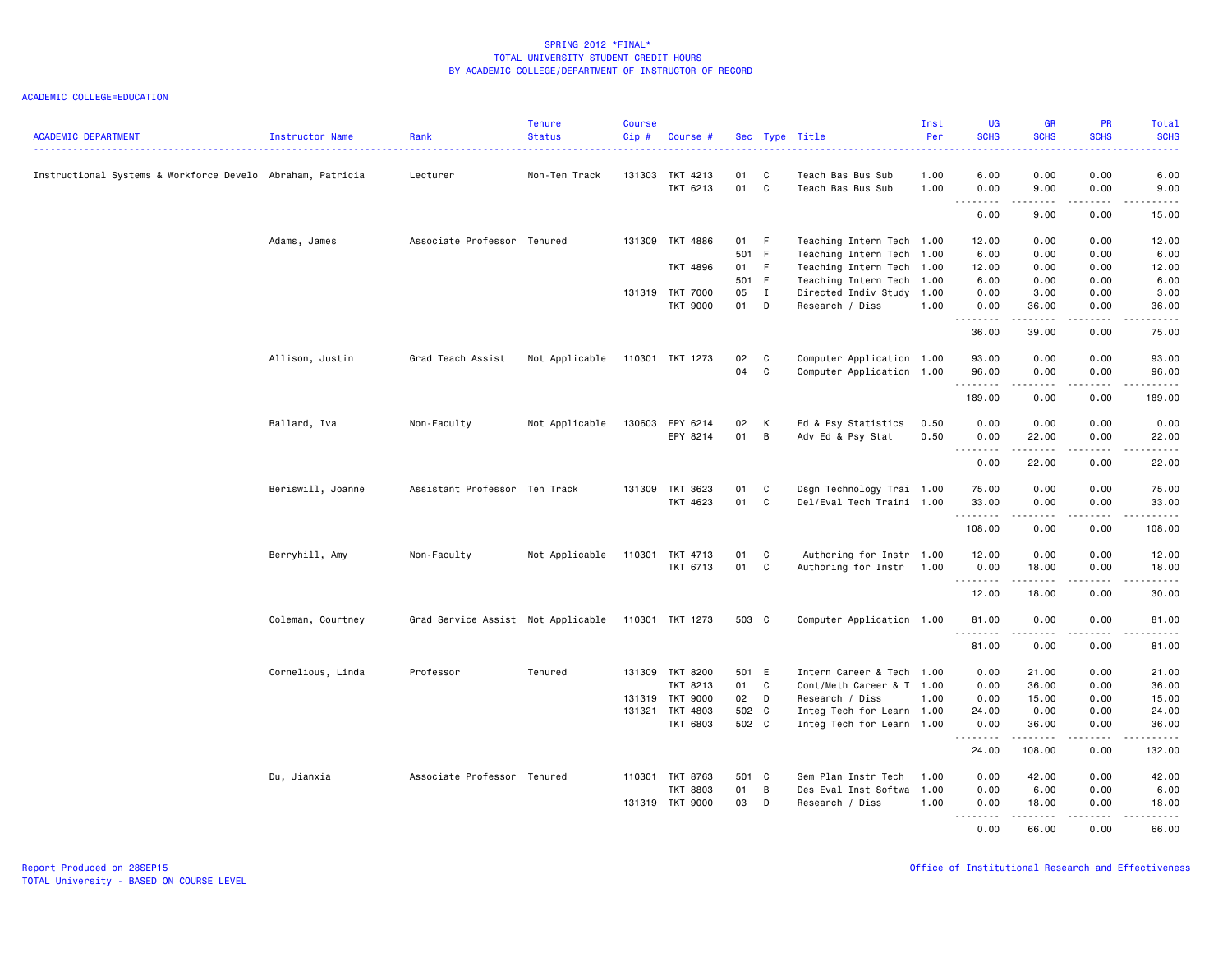# SPRING 2012 *FINAL*
## TOTAL UNIVERSITY STUDENT CREDIT HOURS
## BY ACADEMIC COLLEGE/DEPARTMENT OF INSTRUCTOR OF RECORD

ACADEMIC COLLEGE=EDUCATION

| ACADEMIC DEPARTMENT | Instructor Name | Rank | Tenure Status | Course Cip # | Course # | Sec | Type | Title | Inst Per | UG SCHS | GR SCHS | PR SCHS | Total SCHS |
|---|---|---|---|---|---|---|---|---|---|---|---|---|---|
| Instructional Systems & Workforce Develo | Abraham, Patricia | Lecturer | Non-Ten Track | 131303 | TKT 4213 | 01 | C | Teach Bas Bus Sub | 1.00 | 6.00 | 0.00 | 0.00 | 6.00 |
| | | | | | TKT 6213 | 01 | C | Teach Bas Bus Sub | 1.00 | 0.00 | 9.00 | 0.00 | 9.00 |
| | | | | | | | | | | 6.00 | 9.00 | 0.00 | 15.00 |
| | Adams, James | Associate Professor | Tenured | 131309 | TKT 4886 | 01 | F | Teaching Intern Tech | 1.00 | 12.00 | 0.00 | 0.00 | 12.00 |
| | | | | | | 501 | F | Teaching Intern Tech | 1.00 | 6.00 | 0.00 | 0.00 | 6.00 |
| | | | | | TKT 4896 | 01 | F | Teaching Intern Tech | 1.00 | 12.00 | 0.00 | 0.00 | 12.00 |
| | | | | | | 501 | F | Teaching Intern Tech | 1.00 | 6.00 | 0.00 | 0.00 | 6.00 |
| | | | | 131319 | TKT 7000 | 05 | I | Directed Indiv Study | 1.00 | 0.00 | 3.00 | 0.00 | 3.00 |
| | | | | | TKT 9000 | 01 | D | Research / Diss | 1.00 | 0.00 | 36.00 | 0.00 | 36.00 |
| | | | | | | | | | | 36.00 | 39.00 | 0.00 | 75.00 |
| | Allison, Justin | Grad Teach Assist | Not Applicable | 110301 | TKT 1273 | 02 | C | Computer Application | 1.00 | 93.00 | 0.00 | 0.00 | 93.00 |
| | | | | | | 04 | C | Computer Application | 1.00 | 96.00 | 0.00 | 0.00 | 96.00 |
| | | | | | | | | | | 189.00 | 0.00 | 0.00 | 189.00 |
| | Ballard, Iva | Non-Faculty | Not Applicable | 130603 | EPY 6214 | 02 | K | Ed & Psy Statistics | 0.50 | 0.00 | 0.00 | 0.00 | 0.00 |
| | | | | | EPY 8214 | 01 | B | Adv Ed & Psy Stat | 0.50 | 0.00 | 22.00 | 0.00 | 22.00 |
| | | | | | | | | | | 0.00 | 22.00 | 0.00 | 22.00 |
| | Beriswill, Joanne | Assistant Professor | Ten Track | 131309 | TKT 3623 | 01 | C | Dsgn Technology Trai | 1.00 | 75.00 | 0.00 | 0.00 | 75.00 |
| | | | | | TKT 4623 | 01 | C | Del/Eval Tech Traini | 1.00 | 33.00 | 0.00 | 0.00 | 33.00 |
| | | | | | | | | | | 108.00 | 0.00 | 0.00 | 108.00 |
| | Berryhill, Amy | Non-Faculty | Not Applicable | 110301 | TKT 4713 | 01 | C | Authoring for Instr | 1.00 | 12.00 | 0.00 | 0.00 | 12.00 |
| | | | | | TKT 6713 | 01 | C | Authoring for Instr | 1.00 | 0.00 | 18.00 | 0.00 | 18.00 |
| | | | | | | | | | | 12.00 | 18.00 | 0.00 | 30.00 |
| | Coleman, Courtney | Grad Service Assist | Not Applicable | 110301 | TKT 1273 | 503 | C | Computer Application | 1.00 | 81.00 | 0.00 | 0.00 | 81.00 |
| | | | | | | | | | | 81.00 | 0.00 | 0.00 | 81.00 |
| | Cornelious, Linda | Professor | Tenured | 131309 | TKT 8200 | 501 | E | Intern Career & Tech | 1.00 | 0.00 | 21.00 | 0.00 | 21.00 |
| | | | | | TKT 8213 | 01 | C | Cont/Meth Career & T | 1.00 | 0.00 | 36.00 | 0.00 | 36.00 |
| | | | | 131319 | TKT 9000 | 02 | D | Research / Diss | 1.00 | 0.00 | 15.00 | 0.00 | 15.00 |
| | | | | 131321 | TKT 4803 | 502 | C | Integ Tech for Learn | 1.00 | 24.00 | 0.00 | 0.00 | 24.00 |
| | | | | | TKT 6803 | 502 | C | Integ Tech for Learn | 1.00 | 0.00 | 36.00 | 0.00 | 36.00 |
| | | | | | | | | | | 24.00 | 108.00 | 0.00 | 132.00 |
| | Du, Jianxia | Associate Professor | Tenured | 110301 | TKT 8763 | 501 | C | Sem Plan Instr Tech | 1.00 | 0.00 | 42.00 | 0.00 | 42.00 |
| | | | | | TKT 8803 | 01 | B | Des Eval Inst Softwa | 1.00 | 0.00 | 6.00 | 0.00 | 6.00 |
| | | | | 131319 | TKT 9000 | 03 | D | Research / Diss | 1.00 | 0.00 | 18.00 | 0.00 | 18.00 |
| | | | | | | | | | | 0.00 | 66.00 | 0.00 | 66.00 |

Report Produced on 28SEP15
TOTAL University - BASED ON COURSE LEVEL

Office of Institutional Research and Effectiveness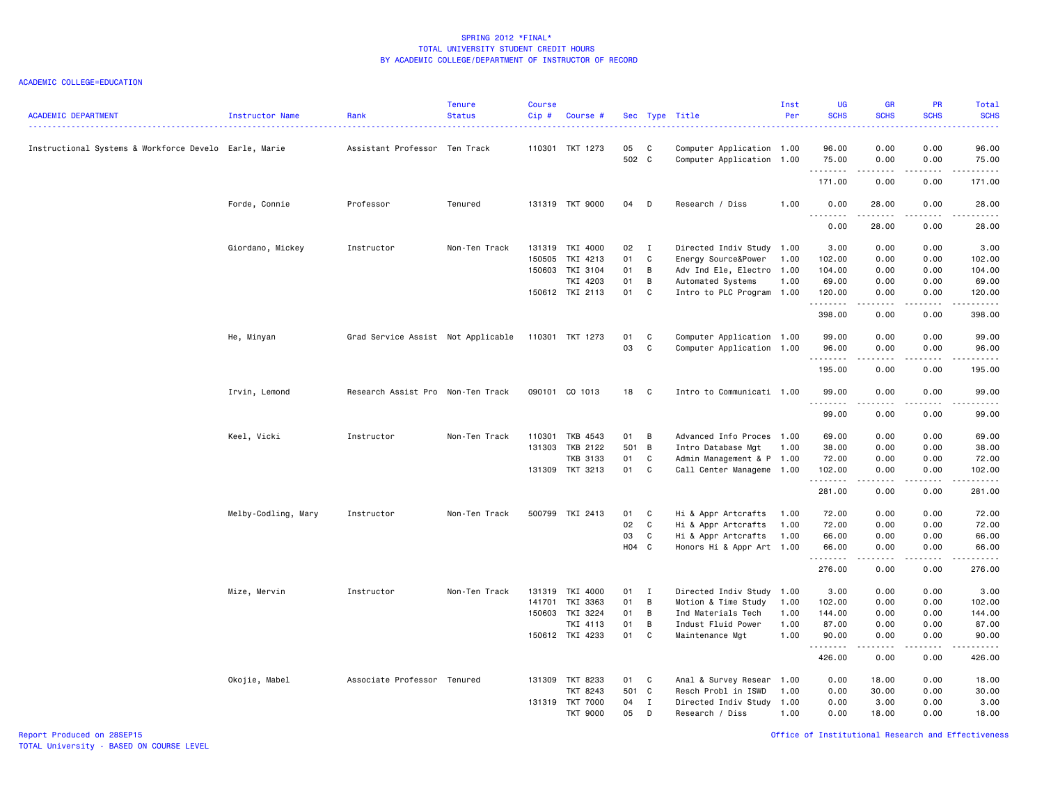# SPRING 2012 *FINAL*
## TOTAL UNIVERSITY STUDENT CREDIT HOURS
## BY ACADEMIC COLLEGE/DEPARTMENT OF INSTRUCTOR OF RECORD

ACADEMIC COLLEGE=EDUCATION

| ACADEMIC DEPARTMENT | Instructor Name | Rank | Tenure Status | Course Cip # | Course # | Sec | Type | Title | Inst Per | UG SCHS | GR SCHS | PR SCHS | Total SCHS |
|---|---|---|---|---|---|---|---|---|---|---|---|---|---|
| Instructional Systems & Workforce Develo | Earle, Marie | Assistant Professor | Ten Track | 110301 | TKT 1273 | 05 | C | Computer Application | 1.00 | 96.00 | 0.00 | 0.00 | 96.00 |
| | | | | | | 502 | C | Computer Application | 1.00 | 75.00 | 0.00 | 0.00 | 75.00 |
| | | | | | | | | | | 171.00 | 0.00 | 0.00 | 171.00 |
| | Forde, Connie | Professor | Tenured | 131319 | TKT 9000 | 04 | D | Research / Diss | 1.00 | 0.00 | 28.00 | 0.00 | 28.00 |
| | | | | | | | | | | 0.00 | 28.00 | 0.00 | 28.00 |
| | Giordano, Mickey | Instructor | Non-Ten Track | 131319 | TKI 4000 | 02 | I | Directed Indiv Study | 1.00 | 3.00 | 0.00 | 0.00 | 3.00 |
| | | | | 150505 | TKI 4213 | 01 | C | Energy Source&Power | 1.00 | 102.00 | 0.00 | 0.00 | 102.00 |
| | | | | 150603 | TKI 3104 | 01 | B | Adv Ind Ele, Electro | 1.00 | 104.00 | 0.00 | 0.00 | 104.00 |
| | | | | | TKI 4203 | 01 | B | Automated Systems | 1.00 | 69.00 | 0.00 | 0.00 | 69.00 |
| | | | | 150612 | TKI 2113 | 01 | C | Intro to PLC Program | 1.00 | 120.00 | 0.00 | 0.00 | 120.00 |
| | | | | | | | | | | 398.00 | 0.00 | 0.00 | 398.00 |
| | He, Minyan | Grad Service Assist | Not Applicable | 110301 | TKT 1273 | 01 | C | Computer Application | 1.00 | 99.00 | 0.00 | 0.00 | 99.00 |
| | | | | | | 03 | C | Computer Application | 1.00 | 96.00 | 0.00 | 0.00 | 96.00 |
| | | | | | | | | | | 195.00 | 0.00 | 0.00 | 195.00 |
| | Irvin, Lemond | Research Assist Pro | Non-Ten Track | 090101 | CO 1013 | 18 | C | Intro to Communicati | 1.00 | 99.00 | 0.00 | 0.00 | 99.00 |
| | | | | | | | | | | 99.00 | 0.00 | 0.00 | 99.00 |
| | Keel, Vicki | Instructor | Non-Ten Track | 110301 | TKB 4543 | 01 | B | Advanced Info Proces | 1.00 | 69.00 | 0.00 | 0.00 | 69.00 |
| | | | | 131303 | TKB 2122 | 501 | B | Intro Database Mgt | 1.00 | 38.00 | 0.00 | 0.00 | 38.00 |
| | | | | | TKB 3133 | 01 | C | Admin Management & P | 1.00 | 72.00 | 0.00 | 0.00 | 72.00 |
| | | | | 131309 | TKT 3213 | 01 | C | Call Center Manageme | 1.00 | 102.00 | 0.00 | 0.00 | 102.00 |
| | | | | | | | | | | 281.00 | 0.00 | 0.00 | 281.00 |
| | Melby-Codling, Mary | Instructor | Non-Ten Track | 500799 | TKI 2413 | 01 | C | Hi & Appr Artcrafts | 1.00 | 72.00 | 0.00 | 0.00 | 72.00 |
| | | | | | | 02 | C | Hi & Appr Artcrafts | 1.00 | 72.00 | 0.00 | 0.00 | 72.00 |
| | | | | | | 03 | C | Hi & Appr Artcrafts | 1.00 | 66.00 | 0.00 | 0.00 | 66.00 |
| | | | | | | H04 | C | Honors Hi & Appr Art | 1.00 | 66.00 | 0.00 | 0.00 | 66.00 |
| | | | | | | | | | | 276.00 | 0.00 | 0.00 | 276.00 |
| | Mize, Mervin | Instructor | Non-Ten Track | 131319 | TKI 4000 | 01 | I | Directed Indiv Study | 1.00 | 3.00 | 0.00 | 0.00 | 3.00 |
| | | | | 141701 | TKI 3363 | 01 | B | Motion & Time Study | 1.00 | 102.00 | 0.00 | 0.00 | 102.00 |
| | | | | 150603 | TKI 3224 | 01 | B | Ind Materials Tech | 1.00 | 144.00 | 0.00 | 0.00 | 144.00 |
| | | | | | TKI 4113 | 01 | B | Indust Fluid Power | 1.00 | 87.00 | 0.00 | 0.00 | 87.00 |
| | | | | 150612 | TKI 4233 | 01 | C | Maintenance Mgt | 1.00 | 90.00 | 0.00 | 0.00 | 90.00 |
| | | | | | | | | | | 426.00 | 0.00 | 0.00 | 426.00 |
| | Okojie, Mabel | Associate Professor | Tenured | 131309 | TKT 8233 | 01 | C | Anal & Survey Resear | 1.00 | 0.00 | 18.00 | 0.00 | 18.00 |
| | | | | | TKT 8243 | 501 | C | Resch Probl in ISWD | 1.00 | 0.00 | 30.00 | 0.00 | 30.00 |
| | | | | 131319 | TKT 7000 | 04 | I | Directed Indiv Study | 1.00 | 0.00 | 3.00 | 0.00 | 3.00 |
| | | | | | TKT 9000 | 05 | D | Research / Diss | 1.00 | 0.00 | 18.00 | 0.00 | 18.00 |

Report Produced on 28SEP15
TOTAL University - BASED ON COURSE LEVEL

Office of Institutional Research and Effectiveness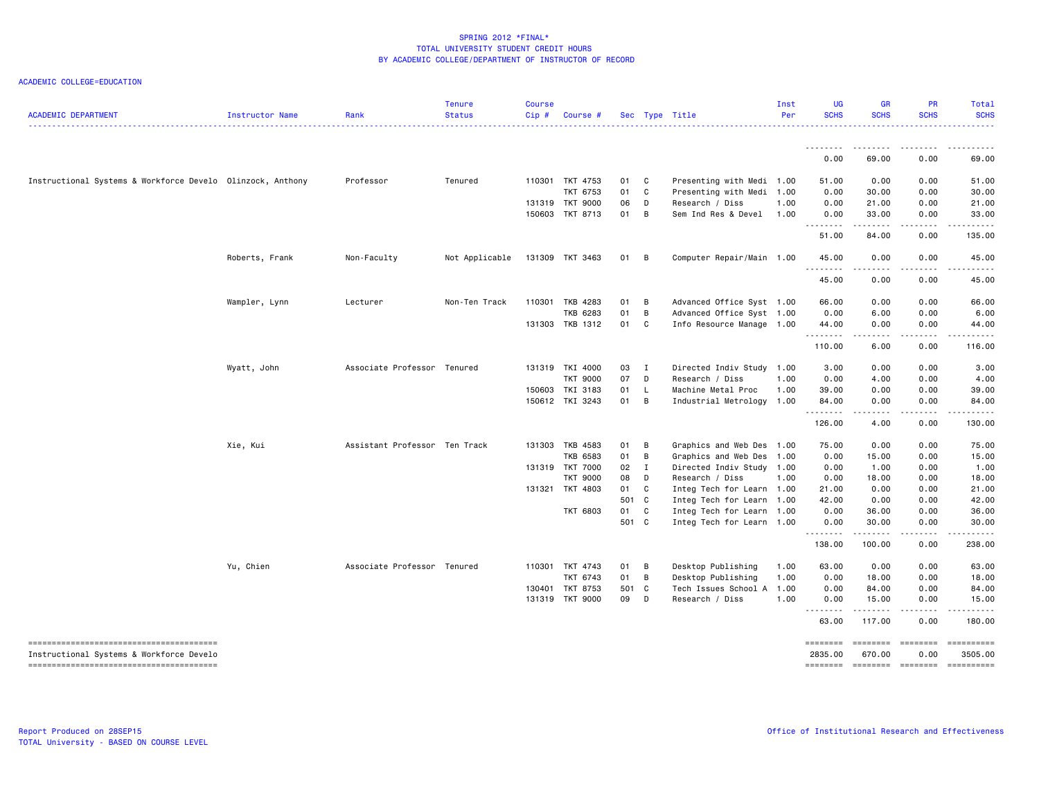SPRING 2012 *FINAL*
TOTAL UNIVERSITY STUDENT CREDIT HOURS
BY ACADEMIC COLLEGE/DEPARTMENT OF INSTRUCTOR OF RECORD

ACADEMIC COLLEGE=EDUCATION

| ACADEMIC DEPARTMENT | Instructor Name | Rank | Tenure Status | Course Cip # | Course # | Sec | Type | Title | Inst Per | UG SCHS | GR SCHS | PR SCHS | Total SCHS |
|---|---|---|---|---|---|---|---|---|---|---|---|---|---|
| | | | | | | | | | | 0.00 | 69.00 | 0.00 | 69.00 |
| Instructional Systems & Workforce Develo | Olinzock, Anthony | Professor | Tenured | 110301 | TKT 4753 | 01 | C | Presenting with Medi | 1.00 | 51.00 | 0.00 | 0.00 | 51.00 |
| | | | | | TKT 6753 | 01 | C | Presenting with Medi | 1.00 | 0.00 | 30.00 | 0.00 | 30.00 |
| | | | | 131319 | TKT 9000 | 06 | D | Research / Diss | 1.00 | 0.00 | 21.00 | 0.00 | 21.00 |
| | | | | 150603 | TKT 8713 | 01 | B | Sem Ind Res & Devel | 1.00 | 0.00 | 33.00 | 0.00 | 33.00 |
| | | | | | | | | | | 51.00 | 84.00 | 0.00 | 135.00 |
| | Roberts, Frank | Non-Faculty | Not Applicable | 131309 | TKT 3463 | 01 | B | Computer Repair/Main | 1.00 | 45.00 | 0.00 | 0.00 | 45.00 |
| | | | | | | | | | | 45.00 | 0.00 | 0.00 | 45.00 |
| | Wampler, Lynn | Lecturer | Non-Ten Track | 110301 | TKB 4283 | 01 | B | Advanced Office Syst | 1.00 | 66.00 | 0.00 | 0.00 | 66.00 |
| | | | | | TKB 6283 | 01 | B | Advanced Office Syst | 1.00 | 0.00 | 6.00 | 0.00 | 6.00 |
| | | | | 131303 | TKB 1312 | 01 | C | Info Resource Manage | 1.00 | 44.00 | 0.00 | 0.00 | 44.00 |
| | | | | | | | | | | 110.00 | 6.00 | 0.00 | 116.00 |
| | Wyatt, John | Associate Professor | Tenured | 131319 | TKI 4000 | 03 | I | Directed Indiv Study | 1.00 | 3.00 | 0.00 | 0.00 | 3.00 |
| | | | | | TKT 9000 | 07 | D | Research / Diss | 1.00 | 0.00 | 4.00 | 0.00 | 4.00 |
| | | | | 150603 | TKI 3183 | 01 | L | Machine Metal Proc | 1.00 | 39.00 | 0.00 | 0.00 | 39.00 |
| | | | | 150612 | TKI 3243 | 01 | B | Industrial Metrology | 1.00 | 84.00 | 0.00 | 0.00 | 84.00 |
| | | | | | | | | | | 126.00 | 4.00 | 0.00 | 130.00 |
| | Xie, Kui | Assistant Professor | Ten Track | 131303 | TKB 4583 | 01 | B | Graphics and Web Des | 1.00 | 75.00 | 0.00 | 0.00 | 75.00 |
| | | | | | TKB 6583 | 01 | B | Graphics and Web Des | 1.00 | 0.00 | 15.00 | 0.00 | 15.00 |
| | | | | 131319 | TKT 7000 | 02 | I | Directed Indiv Study | 1.00 | 0.00 | 1.00 | 0.00 | 1.00 |
| | | | | | TKT 9000 | 08 | D | Research / Diss | 1.00 | 0.00 | 18.00 | 0.00 | 18.00 |
| | | | | 131321 | TKT 4803 | 01 | C | Integ Tech for Learn | 1.00 | 21.00 | 0.00 | 0.00 | 21.00 |
| | | | | | | 501 | C | Integ Tech for Learn | 1.00 | 42.00 | 0.00 | 0.00 | 42.00 |
| | | | | | TKT 6803 | 01 | C | Integ Tech for Learn | 1.00 | 0.00 | 36.00 | 0.00 | 36.00 |
| | | | | | | 501 | C | Integ Tech for Learn | 1.00 | 0.00 | 30.00 | 0.00 | 30.00 |
| | | | | | | | | | | 138.00 | 100.00 | 0.00 | 238.00 |
| | Yu, Chien | Associate Professor | Tenured | 110301 | TKT 4743 | 01 | B | Desktop Publishing | 1.00 | 63.00 | 0.00 | 0.00 | 63.00 |
| | | | | | TKT 6743 | 01 | B | Desktop Publishing | 1.00 | 0.00 | 18.00 | 0.00 | 18.00 |
| | | | | 130401 | TKT 8753 | 501 | C | Tech Issues School A | 1.00 | 0.00 | 84.00 | 0.00 | 84.00 |
| | | | | 131319 | TKT 9000 | 09 | D | Research / Diss | 1.00 | 0.00 | 15.00 | 0.00 | 15.00 |
| | | | | | | | | | | 63.00 | 117.00 | 0.00 | 180.00 |
| Instructional Systems & Workforce Develo | | | | | | | | | | 2835.00 | 670.00 | 0.00 | 3505.00 |

Report Produced on 28SEP15
TOTAL University - BASED ON COURSE LEVEL

Office of Institutional Research and Effectiveness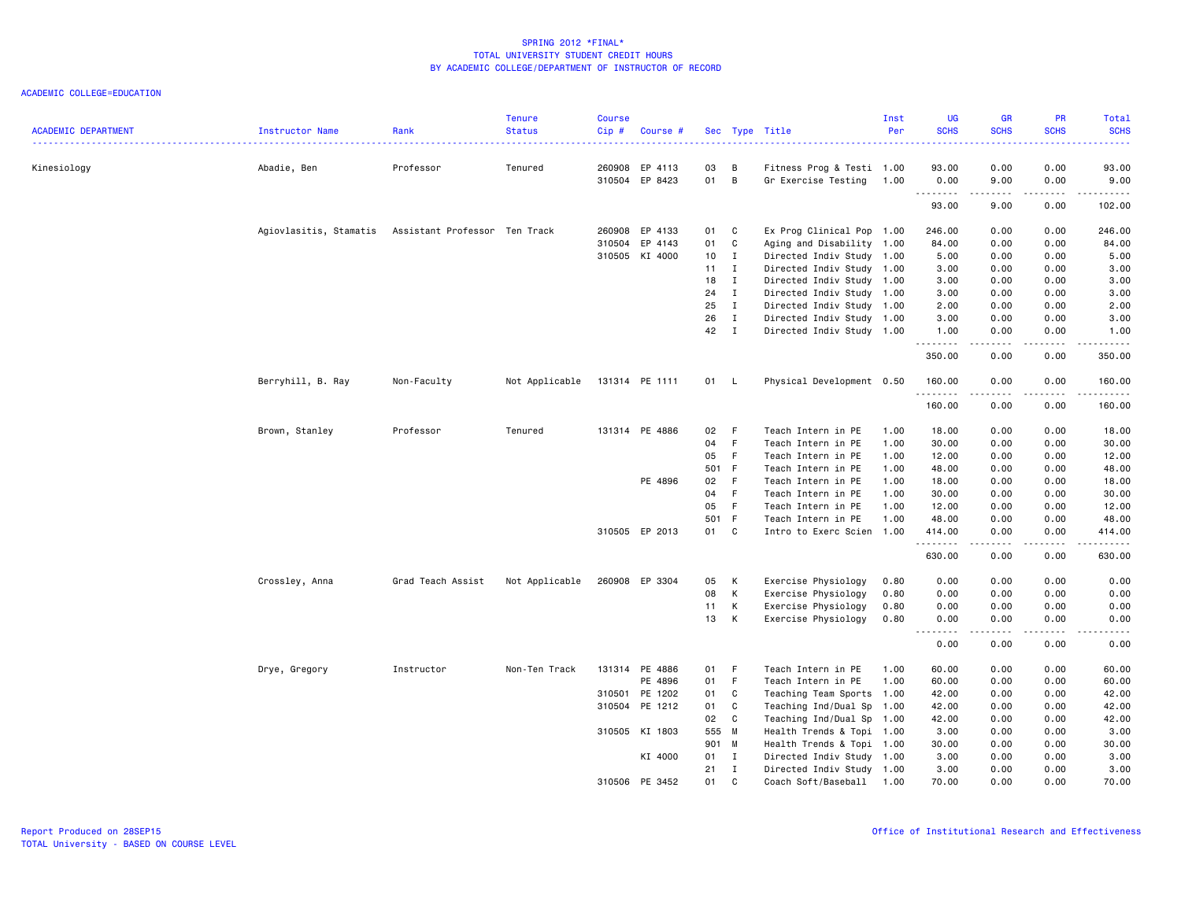# SPRING 2012 *FINAL*
## TOTAL UNIVERSITY STUDENT CREDIT HOURS
## BY ACADEMIC COLLEGE/DEPARTMENT OF INSTRUCTOR OF RECORD

ACADEMIC COLLEGE=EDUCATION

| ACADEMIC DEPARTMENT | Instructor Name | Rank | Tenure Status | Course Cip # | Course # | Sec | Type | Title | Inst Per | UG SCHS | GR SCHS | PR SCHS | Total SCHS |
|---|---|---|---|---|---|---|---|---|---|---|---|---|---|
| Kinesiology | Abadie, Ben | Professor | Tenured | 260908 | EP 4113 | 03 | B | Fitness Prog & Testi | 1.00 | 93.00 | 0.00 | 0.00 | 93.00 |
| | | | | 310504 | EP 8423 | 01 | B | Gr Exercise Testing | 1.00 | 0.00 | 9.00 | 0.00 | 9.00 |
| | | | | | | | | | | 93.00 | 9.00 | 0.00 | 102.00 |
| | Agiovlasitis, Stamatis | Assistant Professor | Ten Track | 260908 | EP 4133 | 01 | C | Ex Prog Clinical Pop | 1.00 | 246.00 | 0.00 | 0.00 | 246.00 |
| | | | | 310504 | EP 4143 | 01 | C | Aging and Disability | 1.00 | 84.00 | 0.00 | 0.00 | 84.00 |
| | | | | 310505 | KI 4000 | 10 | I | Directed Indiv Study | 1.00 | 5.00 | 0.00 | 0.00 | 5.00 |
| | | | | | | 11 | I | Directed Indiv Study | 1.00 | 3.00 | 0.00 | 0.00 | 3.00 |
| | | | | | | 18 | I | Directed Indiv Study | 1.00 | 3.00 | 0.00 | 0.00 | 3.00 |
| | | | | | | 24 | I | Directed Indiv Study | 1.00 | 3.00 | 0.00 | 0.00 | 3.00 |
| | | | | | | 25 | I | Directed Indiv Study | 1.00 | 2.00 | 0.00 | 0.00 | 2.00 |
| | | | | | | 26 | I | Directed Indiv Study | 1.00 | 3.00 | 0.00 | 0.00 | 3.00 |
| | | | | | | 42 | I | Directed Indiv Study | 1.00 | 1.00 | 0.00 | 0.00 | 1.00 |
| | | | | | | | | | | 350.00 | 0.00 | 0.00 | 350.00 |
| | Berryhill, B. Ray | Non-Faculty | Not Applicable | 131314 | PE 1111 | 01 | L | Physical Development | 0.50 | 160.00 | 0.00 | 0.00 | 160.00 |
| | | | | | | | | | | 160.00 | 0.00 | 0.00 | 160.00 |
| | Brown, Stanley | Professor | Tenured | 131314 | PE 4886 | 02 | F | Teach Intern in PE | 1.00 | 18.00 | 0.00 | 0.00 | 18.00 |
| | | | | | | 04 | F | Teach Intern in PE | 1.00 | 30.00 | 0.00 | 0.00 | 30.00 |
| | | | | | | 05 | F | Teach Intern in PE | 1.00 | 12.00 | 0.00 | 0.00 | 12.00 |
| | | | | | | 501 | F | Teach Intern in PE | 1.00 | 48.00 | 0.00 | 0.00 | 48.00 |
| | | | | | PE 4896 | 02 | F | Teach Intern in PE | 1.00 | 18.00 | 0.00 | 0.00 | 18.00 |
| | | | | | | 04 | F | Teach Intern in PE | 1.00 | 30.00 | 0.00 | 0.00 | 30.00 |
| | | | | | | 05 | F | Teach Intern in PE | 1.00 | 12.00 | 0.00 | 0.00 | 12.00 |
| | | | | | | 501 | F | Teach Intern in PE | 1.00 | 48.00 | 0.00 | 0.00 | 48.00 |
| | | | | 310505 | EP 2013 | 01 | C | Intro to Exerc Scien | 1.00 | 414.00 | 0.00 | 0.00 | 414.00 |
| | | | | | | | | | | 630.00 | 0.00 | 0.00 | 630.00 |
| | Crossley, Anna | Grad Teach Assist | Not Applicable | 260908 | EP 3304 | 05 | K | Exercise Physiology | 0.80 | 0.00 | 0.00 | 0.00 | 0.00 |
| | | | | | | 08 | K | Exercise Physiology | 0.80 | 0.00 | 0.00 | 0.00 | 0.00 |
| | | | | | | 11 | K | Exercise Physiology | 0.80 | 0.00 | 0.00 | 0.00 | 0.00 |
| | | | | | | 13 | K | Exercise Physiology | 0.80 | 0.00 | 0.00 | 0.00 | 0.00 |
| | | | | | | | | | | 0.00 | 0.00 | 0.00 | 0.00 |
| | Drye, Gregory | Instructor | Non-Ten Track | 131314 | PE 4886 | 01 | F | Teach Intern in PE | 1.00 | 60.00 | 0.00 | 0.00 | 60.00 |
| | | | | | PE 4896 | 01 | F | Teach Intern in PE | 1.00 | 60.00 | 0.00 | 0.00 | 60.00 |
| | | | | 310501 | PE 1202 | 01 | C | Teaching Team Sports | 1.00 | 42.00 | 0.00 | 0.00 | 42.00 |
| | | | | 310504 | PE 1212 | 01 | C | Teaching Ind/Dual Sp | 1.00 | 42.00 | 0.00 | 0.00 | 42.00 |
| | | | | | | 02 | C | Teaching Ind/Dual Sp | 1.00 | 42.00 | 0.00 | 0.00 | 42.00 |
| | | | | 310505 | KI 1803 | 555 | M | Health Trends & Topi | 1.00 | 3.00 | 0.00 | 0.00 | 3.00 |
| | | | | | | 901 | M | Health Trends & Topi | 1.00 | 30.00 | 0.00 | 0.00 | 30.00 |
| | | | | | KI 4000 | 01 | I | Directed Indiv Study | 1.00 | 3.00 | 0.00 | 0.00 | 3.00 |
| | | | | | | 21 | I | Directed Indiv Study | 1.00 | 3.00 | 0.00 | 0.00 | 3.00 |
| | | | | 310506 | PE 3452 | 01 | C | Coach Soft/Baseball | 1.00 | 70.00 | 0.00 | 0.00 | 70.00 |

Report Produced on 28SEP15
TOTAL University - BASED ON COURSE LEVEL

Office of Institutional Research and Effectiveness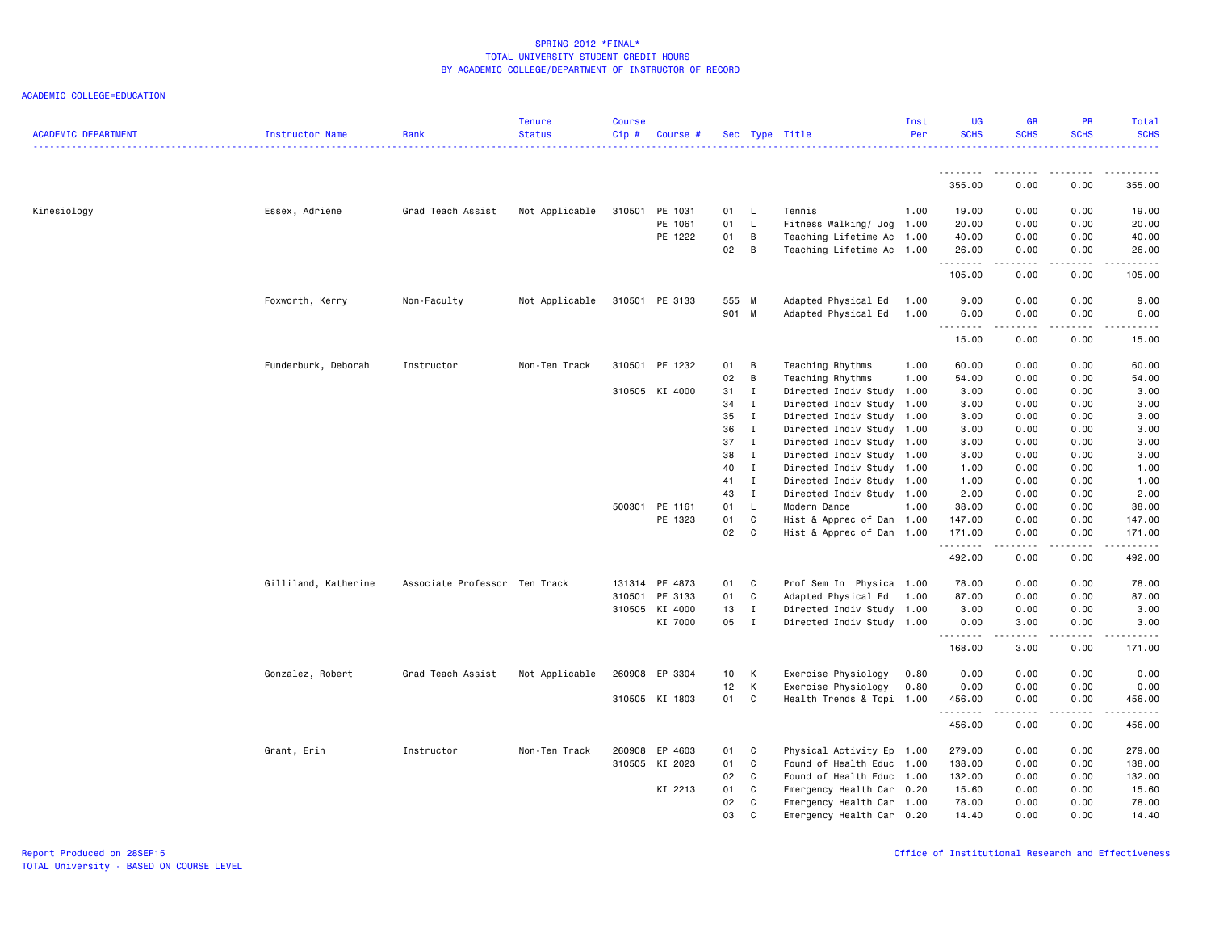SPRING 2012 *FINAL*
TOTAL UNIVERSITY STUDENT CREDIT HOURS
BY ACADEMIC COLLEGE/DEPARTMENT OF INSTRUCTOR OF RECORD

ACADEMIC COLLEGE=EDUCATION

| ACADEMIC DEPARTMENT | Instructor Name | Rank | Tenure Status | Course Cip # | Course # | Sec | Type | Title | Inst Per | UG SCHS | GR SCHS | PR SCHS | Total SCHS |
|---|---|---|---|---|---|---|---|---|---|---|---|---|---|
| | | | | | | | | | | 355.00 | 0.00 | 0.00 | 355.00 |
| Kinesiology | Essex, Adriene | Grad Teach Assist | Not Applicable | 310501 | PE 1031 | 01 | L | Tennis | 1.00 | 19.00 | 0.00 | 0.00 | 19.00 |
| | | | | | PE 1061 | 01 | L | Fitness Walking/ Jog | 1.00 | 20.00 | 0.00 | 0.00 | 20.00 |
| | | | | | PE 1222 | 01 | B | Teaching Lifetime Ac | 1.00 | 40.00 | 0.00 | 0.00 | 40.00 |
| | | | | | | 02 | B | Teaching Lifetime Ac | 1.00 | 26.00 | 0.00 | 0.00 | 26.00 |
| | | | | | | | | | | 105.00 | 0.00 | 0.00 | 105.00 |
| | Foxworth, Kerry | Non-Faculty | Not Applicable | 310501 | PE 3133 | 555 | M | Adapted Physical Ed | 1.00 | 9.00 | 0.00 | 0.00 | 9.00 |
| | | | | | | 901 | M | Adapted Physical Ed | 1.00 | 6.00 | 0.00 | 0.00 | 6.00 |
| | | | | | | | | | | 15.00 | 0.00 | 0.00 | 15.00 |
| | Funderburk, Deborah | Instructor | Non-Ten Track | 310501 | PE 1232 | 01 | B | Teaching Rhythms | 1.00 | 60.00 | 0.00 | 0.00 | 60.00 |
| | | | | | | 02 | B | Teaching Rhythms | 1.00 | 54.00 | 0.00 | 0.00 | 54.00 |
| | | | | 310505 | KI 4000 | 31 | I | Directed Indiv Study | 1.00 | 3.00 | 0.00 | 0.00 | 3.00 |
| | | | | | | 34 | I | Directed Indiv Study | 1.00 | 3.00 | 0.00 | 0.00 | 3.00 |
| | | | | | | 35 | I | Directed Indiv Study | 1.00 | 3.00 | 0.00 | 0.00 | 3.00 |
| | | | | | | 36 | I | Directed Indiv Study | 1.00 | 3.00 | 0.00 | 0.00 | 3.00 |
| | | | | | | 37 | I | Directed Indiv Study | 1.00 | 3.00 | 0.00 | 0.00 | 3.00 |
| | | | | | | 38 | I | Directed Indiv Study | 1.00 | 3.00 | 0.00 | 0.00 | 3.00 |
| | | | | | | 40 | I | Directed Indiv Study | 1.00 | 1.00 | 0.00 | 0.00 | 1.00 |
| | | | | | | 41 | I | Directed Indiv Study | 1.00 | 1.00 | 0.00 | 0.00 | 1.00 |
| | | | | | | 43 | I | Directed Indiv Study | 1.00 | 2.00 | 0.00 | 0.00 | 2.00 |
| | | | | 500301 | PE 1161 | 01 | L | Modern Dance | 1.00 | 38.00 | 0.00 | 0.00 | 38.00 |
| | | | | | PE 1323 | 01 | C | Hist & Apprec of Dan | 1.00 | 147.00 | 0.00 | 0.00 | 147.00 |
| | | | | | | 02 | C | Hist & Apprec of Dan | 1.00 | 171.00 | 0.00 | 0.00 | 171.00 |
| | | | | | | | | | | 492.00 | 0.00 | 0.00 | 492.00 |
| | Gilliland, Katherine | Associate Professor | Ten Track | 131314 | PE 4873 | 01 | C | Prof Sem In Physica | 1.00 | 78.00 | 0.00 | 0.00 | 78.00 |
| | | | | 310501 | PE 3133 | 01 | C | Adapted Physical Ed | 1.00 | 87.00 | 0.00 | 0.00 | 87.00 |
| | | | | 310505 | KI 4000 | 13 | I | Directed Indiv Study | 1.00 | 3.00 | 0.00 | 0.00 | 3.00 |
| | | | | | KI 7000 | 05 | I | Directed Indiv Study | 1.00 | 0.00 | 3.00 | 0.00 | 3.00 |
| | | | | | | | | | | 168.00 | 3.00 | 0.00 | 171.00 |
| | Gonzalez, Robert | Grad Teach Assist | Not Applicable | 260908 | EP 3304 | 10 | K | Exercise Physiology | 0.80 | 0.00 | 0.00 | 0.00 | 0.00 |
| | | | | | | 12 | K | Exercise Physiology | 0.80 | 0.00 | 0.00 | 0.00 | 0.00 |
| | | | | 310505 | KI 1803 | 01 | C | Health Trends & Topi | 1.00 | 456.00 | 0.00 | 0.00 | 456.00 |
| | | | | | | | | | | 456.00 | 0.00 | 0.00 | 456.00 |
| | Grant, Erin | Instructor | Non-Ten Track | 260908 | EP 4603 | 01 | C | Physical Activity Ep | 1.00 | 279.00 | 0.00 | 0.00 | 279.00 |
| | | | | 310505 | KI 2023 | 01 | C | Found of Health Educ | 1.00 | 138.00 | 0.00 | 0.00 | 138.00 |
| | | | | | | 02 | C | Found of Health Educ | 1.00 | 132.00 | 0.00 | 0.00 | 132.00 |
| | | | | | KI 2213 | 01 | C | Emergency Health Car | 0.20 | 15.60 | 0.00 | 0.00 | 15.60 |
| | | | | | | 02 | C | Emergency Health Car | 1.00 | 78.00 | 0.00 | 0.00 | 78.00 |
| | | | | | | 03 | C | Emergency Health Car | 0.20 | 14.40 | 0.00 | 0.00 | 14.40 |

Report Produced on 28SEP15
TOTAL University - BASED ON COURSE LEVEL

Office of Institutional Research and Effectiveness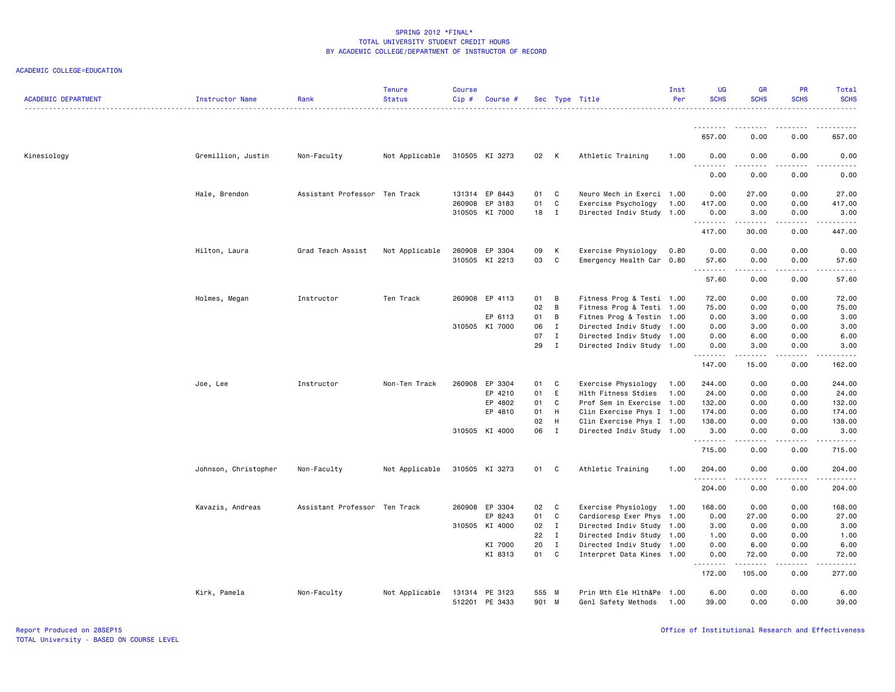SPRING 2012 *FINAL*
TOTAL UNIVERSITY STUDENT CREDIT HOURS
BY ACADEMIC COLLEGE/DEPARTMENT OF INSTRUCTOR OF RECORD

ACADEMIC COLLEGE=EDUCATION

| ACADEMIC DEPARTMENT | Instructor Name | Rank | Tenure Status | Course Cip # | Course # | Sec | Type | Title | Inst Per | UG SCHS | GR SCHS | PR SCHS | Total SCHS |
|---|---|---|---|---|---|---|---|---|---|---|---|---|---|
| | | | | | | | | | | 657.00 | 0.00 | 0.00 | 657.00 |
| Kinesiology | Gremillion, Justin | Non-Faculty | Not Applicable | 310505 | KI 3273 | 02 | K | Athletic Training | 1.00 | 0.00 | 0.00 | 0.00 | 0.00 |
| | | | | | | | | | | 0.00 | 0.00 | 0.00 | 0.00 |
| | Hale, Brendon | Assistant Professor | Ten Track | 131314 | EP 8443 | 01 | C | Neuro Mech in Exerci | 1.00 | 0.00 | 27.00 | 0.00 | 27.00 |
| | | | | 260908 | EP 3183 | 01 | C | Exercise Psychology | 1.00 | 417.00 | 0.00 | 0.00 | 417.00 |
| | | | | 310505 | KI 7000 | 18 | I | Directed Indiv Study | 1.00 | 0.00 | 3.00 | 0.00 | 3.00 |
| | | | | | | | | | | 417.00 | 30.00 | 0.00 | 447.00 |
| | Hilton, Laura | Grad Teach Assist | Not Applicable | 260908 | EP 3304 | 09 | K | Exercise Physiology | 0.80 | 0.00 | 0.00 | 0.00 | 0.00 |
| | | | | 310505 | KI 2213 | 03 | C | Emergency Health Car | 0.80 | 57.60 | 0.00 | 0.00 | 57.60 |
| | | | | | | | | | | 57.60 | 0.00 | 0.00 | 57.60 |
| | Holmes, Megan | Instructor | Ten Track | 260908 | EP 4113 | 01 | B | Fitness Prog & Testi | 1.00 | 72.00 | 0.00 | 0.00 | 72.00 |
| | | | | | | 02 | B | Fitness Prog & Testi | 1.00 | 75.00 | 0.00 | 0.00 | 75.00 |
| | | | | | EP 6113 | 01 | B | Fitnes Prog & Testin | 1.00 | 0.00 | 3.00 | 0.00 | 3.00 |
| | | | | 310505 | KI 7000 | 06 | I | Directed Indiv Study | 1.00 | 0.00 | 3.00 | 0.00 | 3.00 |
| | | | | | | 07 | I | Directed Indiv Study | 1.00 | 0.00 | 6.00 | 0.00 | 6.00 |
| | | | | | | 29 | I | Directed Indiv Study | 1.00 | 0.00 | 3.00 | 0.00 | 3.00 |
| | | | | | | | | | | 147.00 | 15.00 | 0.00 | 162.00 |
| | Joe, Lee | Instructor | Non-Ten Track | 260908 | EP 3304 | 01 | C | Exercise Physiology | 1.00 | 244.00 | 0.00 | 0.00 | 244.00 |
| | | | | | EP 4210 | 01 | E | Hlth Fitness Stdies | 1.00 | 24.00 | 0.00 | 0.00 | 24.00 |
| | | | | | EP 4802 | 01 | C | Prof Sem in Exercise | 1.00 | 132.00 | 0.00 | 0.00 | 132.00 |
| | | | | | EP 4810 | 01 | H | Clin Exercise Phys I | 1.00 | 174.00 | 0.00 | 0.00 | 174.00 |
| | | | | | | 02 | H | Clin Exercise Phys I | 1.00 | 138.00 | 0.00 | 0.00 | 138.00 |
| | | | | 310505 | KI 4000 | 06 | I | Directed Indiv Study | 1.00 | 3.00 | 0.00 | 0.00 | 3.00 |
| | | | | | | | | | | 715.00 | 0.00 | 0.00 | 715.00 |
| | Johnson, Christopher | Non-Faculty | Not Applicable | 310505 | KI 3273 | 01 | C | Athletic Training | 1.00 | 204.00 | 0.00 | 0.00 | 204.00 |
| | | | | | | | | | | 204.00 | 0.00 | 0.00 | 204.00 |
| | Kavazis, Andreas | Assistant Professor | Ten Track | 260908 | EP 3304 | 02 | C | Exercise Physiology | 1.00 | 168.00 | 0.00 | 0.00 | 168.00 |
| | | | | | EP 8243 | 01 | C | Cardioresp Exer Phys | 1.00 | 0.00 | 27.00 | 0.00 | 27.00 |
| | | | | 310505 | KI 4000 | 02 | I | Directed Indiv Study | 1.00 | 3.00 | 0.00 | 0.00 | 3.00 |
| | | | | | | 22 | I | Directed Indiv Study | 1.00 | 1.00 | 0.00 | 0.00 | 1.00 |
| | | | | | KI 7000 | 20 | I | Directed Indiv Study | 1.00 | 0.00 | 6.00 | 0.00 | 6.00 |
| | | | | | KI 8313 | 01 | C | Interpret Data Kines | 1.00 | 0.00 | 72.00 | 0.00 | 72.00 |
| | | | | | | | | | | 172.00 | 105.00 | 0.00 | 277.00 |
| | Kirk, Pamela | Non-Faculty | Not Applicable | 131314 | PE 3123 | 555 | M | Prin Mth Ele Hlth&Pe | 1.00 | 6.00 | 0.00 | 0.00 | 6.00 |
| | | | | 512201 | PE 3433 | 901 | M | Genl Safety Methods | 1.00 | 39.00 | 0.00 | 0.00 | 39.00 |

Report Produced on 28SEP15
TOTAL University - BASED ON COURSE LEVEL

Office of Institutional Research and Effectiveness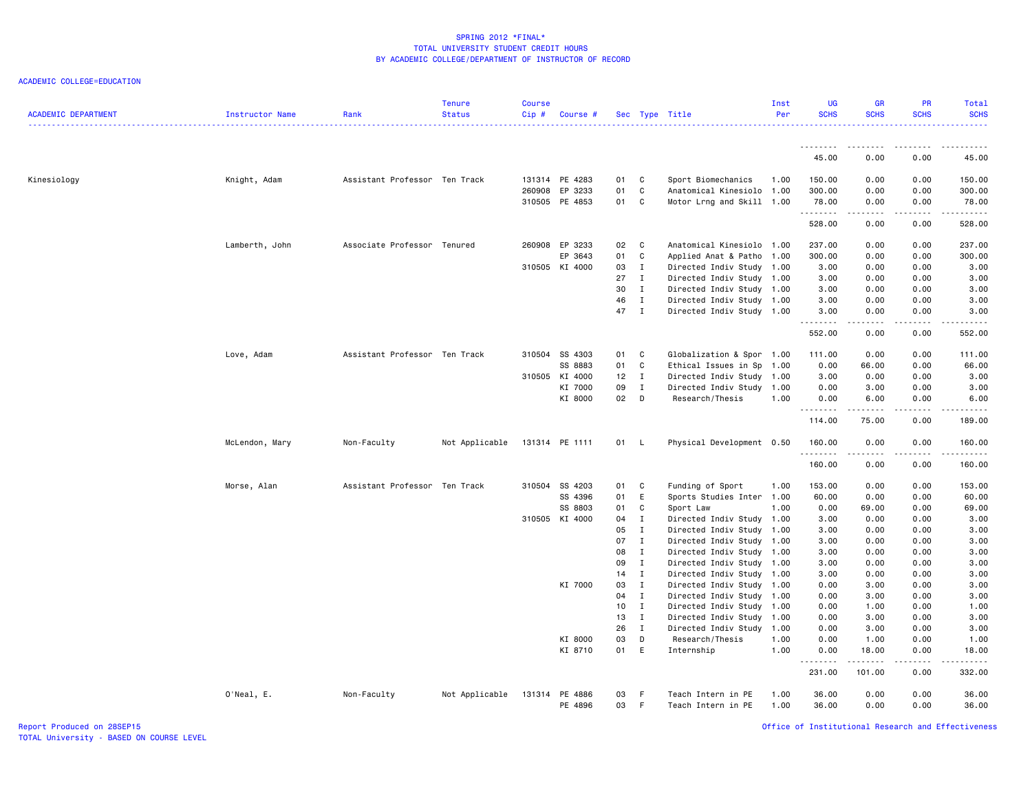ACADEMIC COLLEGE=EDUCATION

| ACADEMIC DEPARTMENT | Instructor Name | Rank | Tenure Status | Course Cip # | Course # | Sec | Type | Title | Inst Per | UG SCHS | GR SCHS | PR SCHS | Total SCHS |
|---|---|---|---|---|---|---|---|---|---|---|---|---|---|
| | | | | | | | | | | 45.00 | 0.00 | 0.00 | 45.00 |
| Kinesiology | Knight, Adam | Assistant Professor | Ten Track | 131314 | PE 4283 | 01 | C | Sport Biomechanics | 1.00 | 150.00 | 0.00 | 0.00 | 150.00 |
| | | | | 260908 | EP 3233 | 01 | C | Anatomical Kinesiolo | 1.00 | 300.00 | 0.00 | 0.00 | 300.00 |
| | | | | 310505 | PE 4853 | 01 | C | Motor Lrng and Skill | 1.00 | 78.00 | 0.00 | 0.00 | 78.00 |
| | | | | | | | | | | 528.00 | 0.00 | 0.00 | 528.00 |
| | Lamberth, John | Associate Professor | Tenured | 260908 | EP 3233 | 02 | C | Anatomical Kinesiolo | 1.00 | 237.00 | 0.00 | 0.00 | 237.00 |
| | | | | | EP 3643 | 01 | C | Applied Anat & Patho | 1.00 | 300.00 | 0.00 | 0.00 | 300.00 |
| | | | | 310505 | KI 4000 | 03 | I | Directed Indiv Study | 1.00 | 3.00 | 0.00 | 0.00 | 3.00 |
| | | | | | | 27 | I | Directed Indiv Study | 1.00 | 3.00 | 0.00 | 0.00 | 3.00 |
| | | | | | | 30 | I | Directed Indiv Study | 1.00 | 3.00 | 0.00 | 0.00 | 3.00 |
| | | | | | | 46 | I | Directed Indiv Study | 1.00 | 3.00 | 0.00 | 0.00 | 3.00 |
| | | | | | | 47 | I | Directed Indiv Study | 1.00 | 3.00 | 0.00 | 0.00 | 3.00 |
| | | | | | | | | | | 552.00 | 0.00 | 0.00 | 552.00 |
| | Love, Adam | Assistant Professor | Ten Track | 310504 | SS 4303 | 01 | C | Globalization & Spor | 1.00 | 111.00 | 0.00 | 0.00 | 111.00 |
| | | | | | SS 8883 | 01 | C | Ethical Issues in Sp | 1.00 | 0.00 | 66.00 | 0.00 | 66.00 |
| | | | | 310505 | KI 4000 | 12 | I | Directed Indiv Study | 1.00 | 3.00 | 0.00 | 0.00 | 3.00 |
| | | | | | KI 7000 | 09 | I | Directed Indiv Study | 1.00 | 0.00 | 3.00 | 0.00 | 3.00 |
| | | | | | KI 8000 | 02 | D | Research/Thesis | 1.00 | 0.00 | 6.00 | 0.00 | 6.00 |
| | | | | | | | | | | 114.00 | 75.00 | 0.00 | 189.00 |
| | McLendon, Mary | Non-Faculty | Not Applicable | 131314 | PE 1111 | 01 | L | Physical Development | 0.50 | 160.00 | 0.00 | 0.00 | 160.00 |
| | | | | | | | | | | 160.00 | 0.00 | 0.00 | 160.00 |
| | Morse, Alan | Assistant Professor | Ten Track | 310504 | SS 4203 | 01 | C | Funding of Sport | 1.00 | 153.00 | 0.00 | 0.00 | 153.00 |
| | | | | | SS 4396 | 01 | E | Sports Studies Inter | 1.00 | 60.00 | 0.00 | 0.00 | 60.00 |
| | | | | | SS 8803 | 01 | C | Sport Law | 1.00 | 0.00 | 69.00 | 0.00 | 69.00 |
| | | | | 310505 | KI 4000 | 04 | I | Directed Indiv Study | 1.00 | 3.00 | 0.00 | 0.00 | 3.00 |
| | | | | | | 05 | I | Directed Indiv Study | 1.00 | 3.00 | 0.00 | 0.00 | 3.00 |
| | | | | | | 07 | I | Directed Indiv Study | 1.00 | 3.00 | 0.00 | 0.00 | 3.00 |
| | | | | | | 08 | I | Directed Indiv Study | 1.00 | 3.00 | 0.00 | 0.00 | 3.00 |
| | | | | | | 09 | I | Directed Indiv Study | 1.00 | 3.00 | 0.00 | 0.00 | 3.00 |
| | | | | | | 14 | I | Directed Indiv Study | 1.00 | 3.00 | 0.00 | 0.00 | 3.00 |
| | | | | | KI 7000 | 03 | I | Directed Indiv Study | 1.00 | 0.00 | 3.00 | 0.00 | 3.00 |
| | | | | | | 04 | I | Directed Indiv Study | 1.00 | 0.00 | 3.00 | 0.00 | 3.00 |
| | | | | | | 10 | I | Directed Indiv Study | 1.00 | 0.00 | 1.00 | 0.00 | 1.00 |
| | | | | | | 13 | I | Directed Indiv Study | 1.00 | 0.00 | 3.00 | 0.00 | 3.00 |
| | | | | | | 26 | I | Directed Indiv Study | 1.00 | 0.00 | 3.00 | 0.00 | 3.00 |
| | | | | | KI 8000 | 03 | D | Research/Thesis | 1.00 | 0.00 | 1.00 | 0.00 | 1.00 |
| | | | | | KI 8710 | 01 | E | Internship | 1.00 | 0.00 | 18.00 | 0.00 | 18.00 |
| | | | | | | | | | | 231.00 | 101.00 | 0.00 | 332.00 |
| | O'Neal, E. | Non-Faculty | Not Applicable | 131314 | PE 4886 | 03 | F | Teach Intern in PE | 1.00 | 36.00 | 0.00 | 0.00 | 36.00 |
| | | | | | PE 4896 | 03 | F | Teach Intern in PE | 1.00 | 36.00 | 0.00 | 0.00 | 36.00 |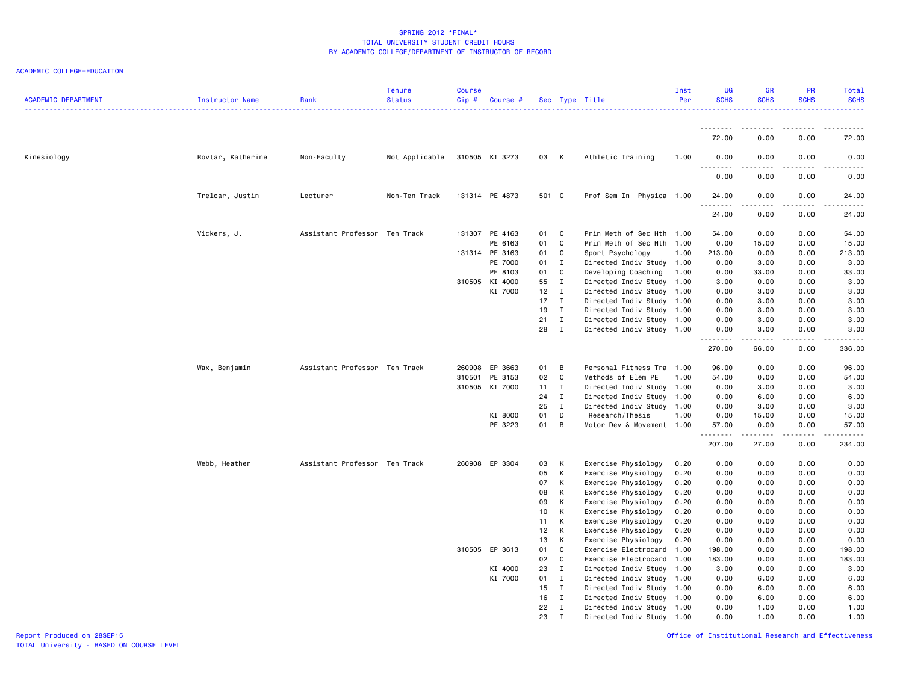SPRING 2012 *FINAL*
TOTAL UNIVERSITY STUDENT CREDIT HOURS
BY ACADEMIC COLLEGE/DEPARTMENT OF INSTRUCTOR OF RECORD

ACADEMIC COLLEGE=EDUCATION

| ACADEMIC DEPARTMENT | Instructor Name | Rank | Tenure Status | Course Cip # | Course # | Sec | Type | Title | Inst Per | UG SCHS | GR SCHS | PR SCHS | Total SCHS |
|---|---|---|---|---|---|---|---|---|---|---|---|---|---|
| | | | | | | | | | | 72.00 | 0.00 | 0.00 | 72.00 |
| Kinesiology | Rovtar, Katherine | Non-Faculty | Not Applicable | 310505 | KI 3273 | 03 | K | Athletic Training | 1.00 | 0.00 | 0.00 | 0.00 | 0.00 |
| | | | | | | | | | | 0.00 | 0.00 | 0.00 | 0.00 |
| | Treloar, Justin | Lecturer | Non-Ten Track | 131314 | PE 4873 | 501 | C | Prof Sem In Physica | 1.00 | 24.00 | 0.00 | 0.00 | 24.00 |
| | | | | | | | | | | 24.00 | 0.00 | 0.00 | 24.00 |
| | Vickers, J. | Assistant Professor | Ten Track | 131307 | PE 4163 | 01 | C | Prin Meth of Sec Hth | 1.00 | 54.00 | 0.00 | 0.00 | 54.00 |
| | | | | | PE 6163 | 01 | C | Prin Meth of Sec Hth | 1.00 | 0.00 | 15.00 | 0.00 | 15.00 |
| | | | | 131314 | PE 3163 | 01 | C | Sport Psychology | 1.00 | 213.00 | 0.00 | 0.00 | 213.00 |
| | | | | | PE 7000 | 01 | I | Directed Indiv Study | 1.00 | 0.00 | 3.00 | 0.00 | 3.00 |
| | | | | | PE 8103 | 01 | C | Developing Coaching | 1.00 | 0.00 | 33.00 | 0.00 | 33.00 |
| | | | | 310505 | KI 4000 | 55 | I | Directed Indiv Study | 1.00 | 3.00 | 0.00 | 0.00 | 3.00 |
| | | | | | KI 7000 | 12 | I | Directed Indiv Study | 1.00 | 0.00 | 3.00 | 0.00 | 3.00 |
| | | | | | | 17 | I | Directed Indiv Study | 1.00 | 0.00 | 3.00 | 0.00 | 3.00 |
| | | | | | | 19 | I | Directed Indiv Study | 1.00 | 0.00 | 3.00 | 0.00 | 3.00 |
| | | | | | | 21 | I | Directed Indiv Study | 1.00 | 0.00 | 3.00 | 0.00 | 3.00 |
| | | | | | | 28 | I | Directed Indiv Study | 1.00 | 0.00 | 3.00 | 0.00 | 3.00 |
| | | | | | | | | | | 270.00 | 66.00 | 0.00 | 336.00 |
| | Wax, Benjamin | Assistant Professor | Ten Track | 260908 | EP 3663 | 01 | B | Personal Fitness Tra | 1.00 | 96.00 | 0.00 | 0.00 | 96.00 |
| | | | | 310501 | PE 3153 | 02 | C | Methods of Elem PE | 1.00 | 54.00 | 0.00 | 0.00 | 54.00 |
| | | | | 310505 | KI 7000 | 11 | I | Directed Indiv Study | 1.00 | 0.00 | 3.00 | 0.00 | 3.00 |
| | | | | | | 24 | I | Directed Indiv Study | 1.00 | 0.00 | 6.00 | 0.00 | 6.00 |
| | | | | | | 25 | I | Directed Indiv Study | 1.00 | 0.00 | 3.00 | 0.00 | 3.00 |
| | | | | | KI 8000 | 01 | D | Research/Thesis | 1.00 | 0.00 | 15.00 | 0.00 | 15.00 |
| | | | | | PE 3223 | 01 | B | Motor Dev & Movement | 1.00 | 57.00 | 0.00 | 0.00 | 57.00 |
| | | | | | | | | | | 207.00 | 27.00 | 0.00 | 234.00 |
| | Webb, Heather | Assistant Professor | Ten Track | 260908 | EP 3304 | 03 | K | Exercise Physiology | 0.20 | 0.00 | 0.00 | 0.00 | 0.00 |
| | | | | | | 05 | K | Exercise Physiology | 0.20 | 0.00 | 0.00 | 0.00 | 0.00 |
| | | | | | | 07 | K | Exercise Physiology | 0.20 | 0.00 | 0.00 | 0.00 | 0.00 |
| | | | | | | 08 | K | Exercise Physiology | 0.20 | 0.00 | 0.00 | 0.00 | 0.00 |
| | | | | | | 09 | K | Exercise Physiology | 0.20 | 0.00 | 0.00 | 0.00 | 0.00 |
| | | | | | | 10 | K | Exercise Physiology | 0.20 | 0.00 | 0.00 | 0.00 | 0.00 |
| | | | | | | 11 | K | Exercise Physiology | 0.20 | 0.00 | 0.00 | 0.00 | 0.00 |
| | | | | | | 12 | K | Exercise Physiology | 0.20 | 0.00 | 0.00 | 0.00 | 0.00 |
| | | | | | | 13 | K | Exercise Physiology | 0.20 | 0.00 | 0.00 | 0.00 | 0.00 |
| | | | | 310505 | EP 3613 | 01 | C | Exercise Electrocard | 1.00 | 198.00 | 0.00 | 0.00 | 198.00 |
| | | | | | | 02 | C | Exercise Electrocard | 1.00 | 183.00 | 0.00 | 0.00 | 183.00 |
| | | | | | KI 4000 | 23 | I | Directed Indiv Study | 1.00 | 3.00 | 0.00 | 0.00 | 3.00 |
| | | | | | KI 7000 | 01 | I | Directed Indiv Study | 1.00 | 0.00 | 6.00 | 0.00 | 6.00 |
| | | | | | | 15 | I | Directed Indiv Study | 1.00 | 0.00 | 6.00 | 0.00 | 6.00 |
| | | | | | | 16 | I | Directed Indiv Study | 1.00 | 0.00 | 6.00 | 0.00 | 6.00 |
| | | | | | | 22 | I | Directed Indiv Study | 1.00 | 0.00 | 1.00 | 0.00 | 1.00 |
| | | | | | | 23 | I | Directed Indiv Study | 1.00 | 0.00 | 1.00 | 0.00 | 1.00 |

Report Produced on 28SEP15
TOTAL University - BASED ON COURSE LEVEL

Office of Institutional Research and Effectiveness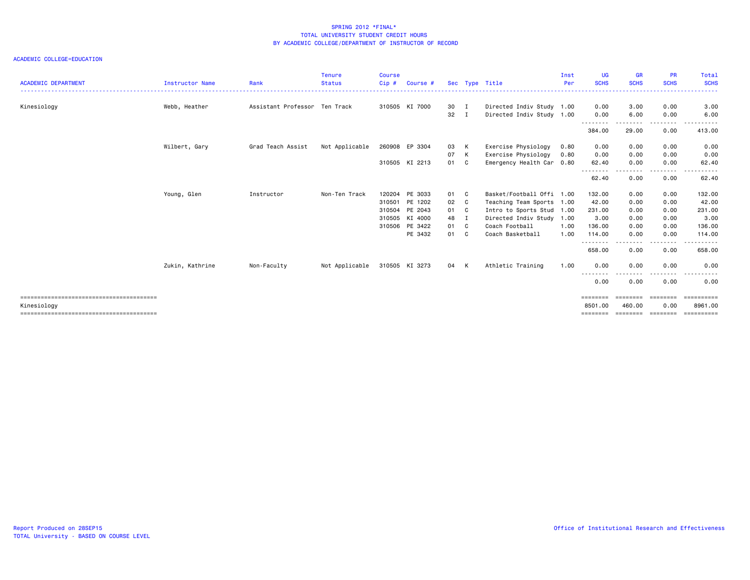SPRING 2012 *FINAL*
TOTAL UNIVERSITY STUDENT CREDIT HOURS
BY ACADEMIC COLLEGE/DEPARTMENT OF INSTRUCTOR OF RECORD

ACADEMIC COLLEGE=EDUCATION

| ACADEMIC DEPARTMENT | Instructor Name | Rank | Tenure Status | Course Cip # | Course # | Sec | Type | Title | Inst Per | UG SCHS | GR SCHS | PR SCHS | Total SCHS |
|---|---|---|---|---|---|---|---|---|---|---|---|---|---|
| Kinesiology | Webb, Heather | Assistant Professor | Ten Track | 310505 | KI 7000 | 30 | I | Directed Indiv Study | 1.00 | 0.00 | 3.00 | 0.00 | 3.00 |
| | | | | | | 32 | I | Directed Indiv Study | 1.00 | 0.00 | 6.00 | 0.00 | 6.00 |
| | | | | | | | | | | 384.00 | 29.00 | 0.00 | 413.00 |
| | Wilbert, Gary | Grad Teach Assist | Not Applicable | 260908 | EP 3304 | 03 | K | Exercise Physiology | 0.80 | 0.00 | 0.00 | 0.00 | 0.00 |
| | | | | | | 07 | K | Exercise Physiology | 0.80 | 0.00 | 0.00 | 0.00 | 0.00 |
| | | | | 310505 | KI 2213 | 01 | C | Emergency Health Car | 0.80 | 62.40 | 0.00 | 0.00 | 62.40 |
| | | | | | | | | | | 62.40 | 0.00 | 0.00 | 62.40 |
| | Young, Glen | Instructor | Non-Ten Track | 120204 | PE 3033 | 01 | C | Basket/Football Offi | 1.00 | 132.00 | 0.00 | 0.00 | 132.00 |
| | | | | 310501 | PE 1202 | 02 | C | Teaching Team Sports | 1.00 | 42.00 | 0.00 | 0.00 | 42.00 |
| | | | | 310504 | PE 2043 | 01 | C | Intro to Sports Stud | 1.00 | 231.00 | 0.00 | 0.00 | 231.00 |
| | | | | 310505 | KI 4000 | 48 | I | Directed Indiv Study | 1.00 | 3.00 | 0.00 | 0.00 | 3.00 |
| | | | | 310506 | PE 3422 | 01 | C | Coach Football | 1.00 | 136.00 | 0.00 | 0.00 | 136.00 |
| | | | | | PE 3432 | 01 | C | Coach Basketball | 1.00 | 114.00 | 0.00 | 0.00 | 114.00 |
| | | | | | | | | | | 658.00 | 0.00 | 0.00 | 658.00 |
| | Zukin, Kathrine | Non-Faculty | Not Applicable | 310505 | KI 3273 | 04 | K | Athletic Training | 1.00 | 0.00 | 0.00 | 0.00 | 0.00 |
| | | | | | | | | | | 0.00 | 0.00 | 0.00 | 0.00 |
| Kinesiology | | | | | | | | | | 8501.00 | 460.00 | 0.00 | 8961.00 |

Report Produced on 28SEP15
TOTAL University - BASED ON COURSE LEVEL

Office of Institutional Research and Effectiveness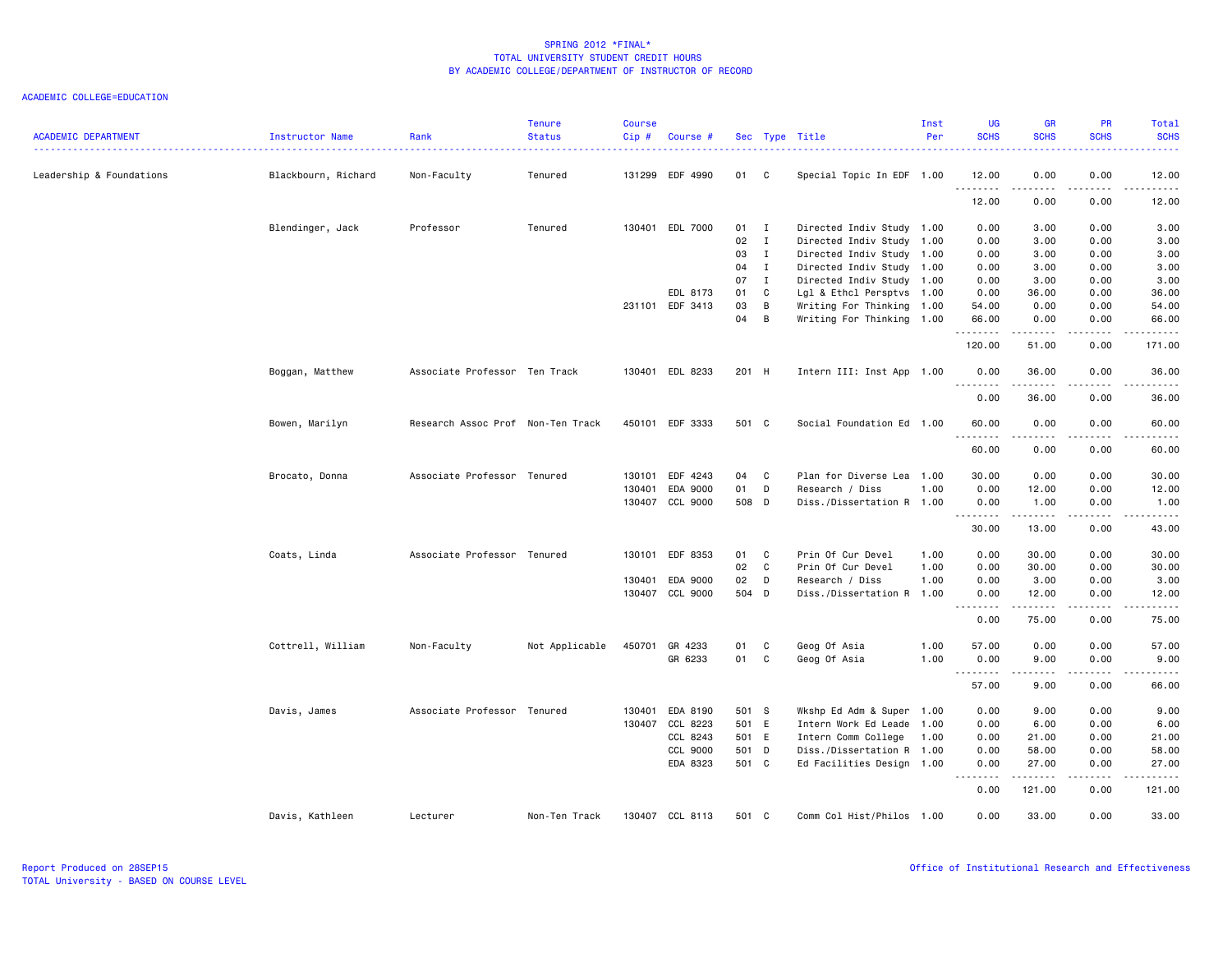SPRING 2012 *FINAL*
TOTAL UNIVERSITY STUDENT CREDIT HOURS
BY ACADEMIC COLLEGE/DEPARTMENT OF INSTRUCTOR OF RECORD

ACADEMIC COLLEGE=EDUCATION

| ACADEMIC DEPARTMENT | Instructor Name | Rank | Tenure Status | Course Cip # | Course # | Sec | Type | Title | Inst Per | UG SCHS | GR SCHS | PR SCHS | Total SCHS |
|---|---|---|---|---|---|---|---|---|---|---|---|---|---|
| Leadership & Foundations | Blackbourn, Richard | Non-Faculty | Tenured | 131299 | EDF 4990 | 01 | C | Special Topic In EDF | 1.00 | 12.00 | 0.00 | 0.00 | 12.00 |
| | | | | | | | | | | 12.00 | 0.00 | 0.00 | 12.00 |
| | Blendinger, Jack | Professor | Tenured | 130401 | EDL 7000 | 01 | I | Directed Indiv Study | 1.00 | 0.00 | 3.00 | 0.00 | 3.00 |
| | | | | | | 02 | I | Directed Indiv Study | 1.00 | 0.00 | 3.00 | 0.00 | 3.00 |
| | | | | | | 03 | I | Directed Indiv Study | 1.00 | 0.00 | 3.00 | 0.00 | 3.00 |
| | | | | | | 04 | I | Directed Indiv Study | 1.00 | 0.00 | 3.00 | 0.00 | 3.00 |
| | | | | | | 07 | I | Directed Indiv Study | 1.00 | 0.00 | 3.00 | 0.00 | 3.00 |
| | | | | | EDL 8173 | 01 | C | Lgl & Ethcl Persptvs | 1.00 | 0.00 | 36.00 | 0.00 | 36.00 |
| | | | | 231101 | EDF 3413 | 03 | B | Writing For Thinking | 1.00 | 54.00 | 0.00 | 0.00 | 54.00 |
| | | | | | | 04 | B | Writing For Thinking | 1.00 | 66.00 | 0.00 | 0.00 | 66.00 |
| | | | | | | | | | | 120.00 | 51.00 | 0.00 | 171.00 |
| | Boggan, Matthew | Associate Professor | Ten Track | 130401 | EDL 8233 | 201 | H | Intern III: Inst App | 1.00 | 0.00 | 36.00 | 0.00 | 36.00 |
| | | | | | | | | | | 0.00 | 36.00 | 0.00 | 36.00 |
| | Bowen, Marilyn | Research Assoc Prof | Non-Ten Track | 450101 | EDF 3333 | 501 | C | Social Foundation Ed | 1.00 | 60.00 | 0.00 | 0.00 | 60.00 |
| | | | | | | | | | | 60.00 | 0.00 | 0.00 | 60.00 |
| | Brocato, Donna | Associate Professor | Tenured | 130101 | EDF 4243 | 04 | C | Plan for Diverse Lea | 1.00 | 30.00 | 0.00 | 0.00 | 30.00 |
| | | | | 130401 | EDA 9000 | 01 | D | Research / Diss | 1.00 | 0.00 | 12.00 | 0.00 | 12.00 |
| | | | | 130407 | CCL 9000 | 508 | D | Diss./Dissertation R | 1.00 | 0.00 | 1.00 | 0.00 | 1.00 |
| | | | | | | | | | | 30.00 | 13.00 | 0.00 | 43.00 |
| | Coats, Linda | Associate Professor | Tenured | 130101 | EDF 8353 | 01 | C | Prin Of Cur Devel | 1.00 | 0.00 | 30.00 | 0.00 | 30.00 |
| | | | | | | 02 | C | Prin Of Cur Devel | 1.00 | 0.00 | 30.00 | 0.00 | 30.00 |
| | | | | 130401 | EDA 9000 | 02 | D | Research / Diss | 1.00 | 0.00 | 3.00 | 0.00 | 3.00 |
| | | | | 130407 | CCL 9000 | 504 | D | Diss./Dissertation R | 1.00 | 0.00 | 12.00 | 0.00 | 12.00 |
| | | | | | | | | | | 0.00 | 75.00 | 0.00 | 75.00 |
| | Cottrell, William | Non-Faculty | Not Applicable | 450701 | GR 4233 | 01 | C | Geog Of Asia | 1.00 | 57.00 | 0.00 | 0.00 | 57.00 |
| | | | | | GR 6233 | 01 | C | Geog Of Asia | 1.00 | 0.00 | 9.00 | 0.00 | 9.00 |
| | | | | | | | | | | 57.00 | 9.00 | 0.00 | 66.00 |
| | Davis, James | Associate Professor | Tenured | 130401 | EDA 8190 | 501 | S | Wkshp Ed Adm & Super | 1.00 | 0.00 | 9.00 | 0.00 | 9.00 |
| | | | | 130407 | CCL 8223 | 501 | E | Intern Work Ed Leade | 1.00 | 0.00 | 6.00 | 0.00 | 6.00 |
| | | | | | CCL 8243 | 501 | E | Intern Comm College | 1.00 | 0.00 | 21.00 | 0.00 | 21.00 |
| | | | | | CCL 9000 | 501 | D | Diss./Dissertation R | 1.00 | 0.00 | 58.00 | 0.00 | 58.00 |
| | | | | | EDA 8323 | 501 | C | Ed Facilities Design | 1.00 | 0.00 | 27.00 | 0.00 | 27.00 |
| | | | | | | | | | | 0.00 | 121.00 | 0.00 | 121.00 |
| | Davis, Kathleen | Lecturer | Non-Ten Track | 130407 | CCL 8113 | 501 | C | Comm Col Hist/Philos | 1.00 | 0.00 | 33.00 | 0.00 | 33.00 |

Report Produced on 28SEP15
TOTAL University - BASED ON COURSE LEVEL

Office of Institutional Research and Effectiveness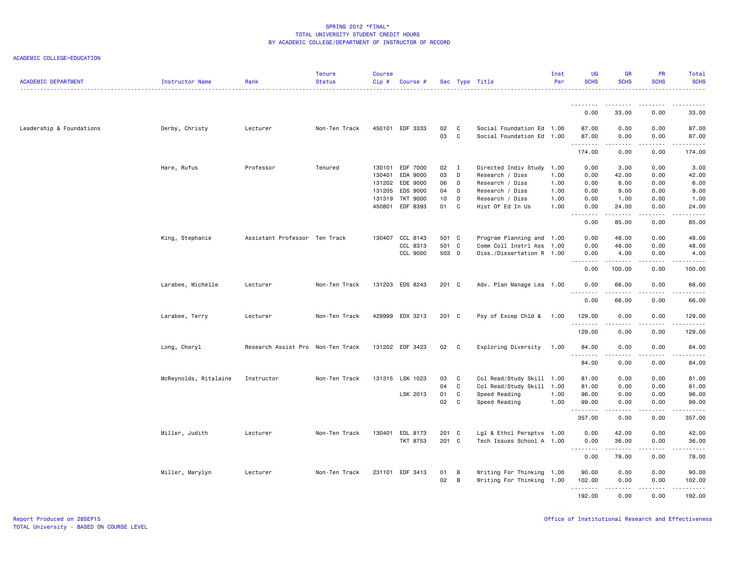SPRING 2012 *FINAL*
TOTAL UNIVERSITY STUDENT CREDIT HOURS
BY ACADEMIC COLLEGE/DEPARTMENT OF INSTRUCTOR OF RECORD

ACADEMIC COLLEGE=EDUCATION

| ACADEMIC DEPARTMENT | Instructor Name | Rank | Tenure Status | Course Cip # | Course # | Sec | Type | Title | Inst Per | UG SCHS | GR SCHS | PR SCHS | Total SCHS |
|---|---|---|---|---|---|---|---|---|---|---|---|---|---|
| | | | | | | | | | | 0.00 | 33.00 | 0.00 | 33.00 |
| Leadership & Foundations | Derby, Christy | Lecturer | Non-Ten Track | 450101 | EDF 3333 | 02 | C | Social Foundation Ed | 1.00 | 87.00 | 0.00 | 0.00 | 87.00 |
| | | | | | | 03 | C | Social Foundation Ed | 1.00 | 87.00 | 0.00 | 0.00 | 87.00 |
| | | | | | | | | | | 174.00 | 0.00 | 0.00 | 174.00 |
| | Hare, Rufus | Professor | Tenured | 130101 | EDF 7000 | 02 | I | Directed Indiv Study | 1.00 | 0.00 | 3.00 | 0.00 | 3.00 |
| | | | | 130401 | EDA 9000 | 03 | D | Research / Diss | 1.00 | 0.00 | 42.00 | 0.00 | 42.00 |
| | | | | 131202 | EDE 9000 | 06 | D | Research / Diss | 1.00 | 0.00 | 6.00 | 0.00 | 6.00 |
| | | | | 131205 | EDS 9000 | 04 | D | Research / Diss | 1.00 | 0.00 | 9.00 | 0.00 | 9.00 |
| | | | | 131319 | TKT 9000 | 10 | D | Research / Diss | 1.00 | 0.00 | 1.00 | 0.00 | 1.00 |
| | | | | 450801 | EDF 8393 | 01 | C | Hist Of Ed In Us | 1.00 | 0.00 | 24.00 | 0.00 | 24.00 |
| | | | | | | | | | | 0.00 | 85.00 | 0.00 | 85.00 |
| | King, Stephanie | Assistant Professor | Ten Track | 130407 | CCL 8143 | 501 | C | Program Planning and | 1.00 | 0.00 | 48.00 | 0.00 | 48.00 |
| | | | | | CCL 8313 | 501 | C | Comm Coll Instrl Ass | 1.00 | 0.00 | 48.00 | 0.00 | 48.00 |
| | | | | | CCL 9000 | 503 | D | Diss./Dissertation R | 1.00 | 0.00 | 4.00 | 0.00 | 4.00 |
| | | | | | | | | | | 0.00 | 100.00 | 0.00 | 100.00 |
| | Larabee, Michelle | Lecturer | Non-Ten Track | 131203 | EDS 8243 | 201 | C | Adv. Plan Manage Lea | 1.00 | 0.00 | 66.00 | 0.00 | 66.00 |
| | | | | | | | | | | 0.00 | 66.00 | 0.00 | 66.00 |
| | Larabee, Terry | Lecturer | Non-Ten Track | 429999 | EDX 3213 | 201 | C | Psy of Excep Chld & | 1.00 | 129.00 | 0.00 | 0.00 | 129.00 |
| | | | | | | | | | | 129.00 | 0.00 | 0.00 | 129.00 |
| | Long, Cheryl | Research Assist Pro | Non-Ten Track | 131202 | EDF 3423 | 02 | C | Exploring Diversity | 1.00 | 84.00 | 0.00 | 0.00 | 84.00 |
| | | | | | | | | | | 84.00 | 0.00 | 0.00 | 84.00 |
| | McReynolds, Ritalaine | Instructor | Non-Ten Track | 131315 | LSK 1023 | 03 | C | Col Read/Study Skill | 1.00 | 81.00 | 0.00 | 0.00 | 81.00 |
| | | | | | | 04 | C | Col Read/Study Skill | 1.00 | 81.00 | 0.00 | 0.00 | 81.00 |
| | | | | | LSK 2013 | 01 | C | Speed Reading | 1.00 | 96.00 | 0.00 | 0.00 | 96.00 |
| | | | | | | 02 | C | Speed Reading | 1.00 | 99.00 | 0.00 | 0.00 | 99.00 |
| | | | | | | | | | | 357.00 | 0.00 | 0.00 | 357.00 |
| | Miller, Judith | Lecturer | Non-Ten Track | 130401 | EDL 8173 | 201 | C | Lgl & Ethcl Persptvs | 1.00 | 0.00 | 42.00 | 0.00 | 42.00 |
| | | | | | TKT 8753 | 201 | C | Tech Issues School A | 1.00 | 0.00 | 36.00 | 0.00 | 36.00 |
| | | | | | | | | | | 0.00 | 78.00 | 0.00 | 78.00 |
| | Miller, Marylyn | Lecturer | Non-Ten Track | 231101 | EDF 3413 | 01 | B | Writing For Thinking | 1.00 | 90.00 | 0.00 | 0.00 | 90.00 |
| | | | | | | 02 | B | Writing For Thinking | 1.00 | 102.00 | 0.00 | 0.00 | 102.00 |
| | | | | | | | | | | 192.00 | 0.00 | 0.00 | 192.00 |

Report Produced on 28SEP15
TOTAL University - BASED ON COURSE LEVEL
Office of Institutional Research and Effectiveness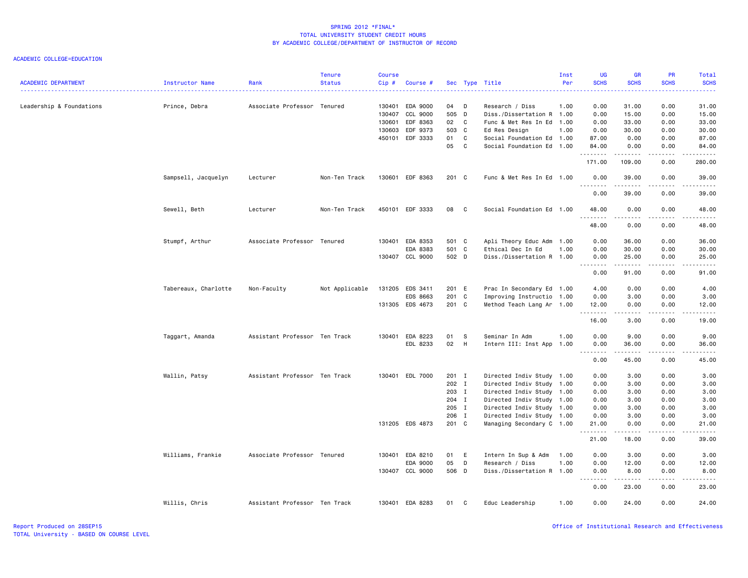# SPRING 2012 *FINAL*
## TOTAL UNIVERSITY STUDENT CREDIT HOURS
## BY ACADEMIC COLLEGE/DEPARTMENT OF INSTRUCTOR OF RECORD

ACADEMIC COLLEGE=EDUCATION

| ACADEMIC DEPARTMENT | Instructor Name | Rank | Tenure Status | Course Cip # | Course # | Sec | Type | Title | Inst Per | UG SCHS | GR SCHS | PR SCHS | Total SCHS |
|---|---|---|---|---|---|---|---|---|---|---|---|---|---|
| Leadership & Foundations | Prince, Debra | Associate Professor | Tenured | 130401 | EDA 9000 | 04 | D | Research / Diss | 1.00 | 0.00 | 31.00 | 0.00 | 31.00 |
| | | | | 130407 | CCL 9000 | 505 | D | Diss./Dissertation R | 1.00 | 0.00 | 15.00 | 0.00 | 15.00 |
| | | | | 130601 | EDF 8363 | 02 | C | Func & Met Res In Ed | 1.00 | 0.00 | 33.00 | 0.00 | 33.00 |
| | | | | 130603 | EDF 9373 | 503 | C | Ed Res Design | 1.00 | 0.00 | 30.00 | 0.00 | 30.00 |
| | | | | 450101 | EDF 3333 | 01 | C | Social Foundation Ed | 1.00 | 87.00 | 0.00 | 0.00 | 87.00 |
| | | | | | | 05 | C | Social Foundation Ed | 1.00 | 84.00 | 0.00 | 0.00 | 84.00 |
| | | | | | | | | | | 171.00 | 109.00 | 0.00 | 280.00 |
| | Sampsell, Jacquelyn | Lecturer | Non-Ten Track | 130601 | EDF 8363 | 201 | C | Func & Met Res In Ed | 1.00 | 0.00 | 39.00 | 0.00 | 39.00 |
| | | | | | | | | | | 0.00 | 39.00 | 0.00 | 39.00 |
| | Sewell, Beth | Lecturer | Non-Ten Track | 450101 | EDF 3333 | 08 | C | Social Foundation Ed | 1.00 | 48.00 | 0.00 | 0.00 | 48.00 |
| | | | | | | | | | | 48.00 | 0.00 | 0.00 | 48.00 |
| | Stumpf, Arthur | Associate Professor | Tenured | 130401 | EDA 8353 | 501 | C | Apli Theory Educ Adm | 1.00 | 0.00 | 36.00 | 0.00 | 36.00 |
| | | | | | EDA 8383 | 501 | C | Ethical Dec In Ed | 1.00 | 0.00 | 30.00 | 0.00 | 30.00 |
| | | | | 130407 | CCL 9000 | 502 | D | Diss./Dissertation R | 1.00 | 0.00 | 25.00 | 0.00 | 25.00 |
| | | | | | | | | | | 0.00 | 91.00 | 0.00 | 91.00 |
| | Tabereaux, Charlotte | Non-Faculty | Not Applicable | 131205 | EDS 3411 | 201 | E | Prac In Secondary Ed | 1.00 | 4.00 | 0.00 | 0.00 | 4.00 |
| | | | | | EDS 8663 | 201 | C | Improving Instructio | 1.00 | 0.00 | 3.00 | 0.00 | 3.00 |
| | | | | 131305 | EDS 4673 | 201 | C | Method Teach Lang Ar | 1.00 | 12.00 | 0.00 | 0.00 | 12.00 |
| | | | | | | | | | | 16.00 | 3.00 | 0.00 | 19.00 |
| | Taggart, Amanda | Assistant Professor | Ten Track | 130401 | EDA 8223 | 01 | S | Seminar In Adm | 1.00 | 0.00 | 9.00 | 0.00 | 9.00 |
| | | | | | EDL 8233 | 02 | H | Intern III: Inst App | 1.00 | 0.00 | 36.00 | 0.00 | 36.00 |
| | | | | | | | | | | 0.00 | 45.00 | 0.00 | 45.00 |
| | Wallin, Patsy | Assistant Professor | Ten Track | 130401 | EDL 7000 | 201 | I | Directed Indiv Study | 1.00 | 0.00 | 3.00 | 0.00 | 3.00 |
| | | | | | | 202 | I | Directed Indiv Study | 1.00 | 0.00 | 3.00 | 0.00 | 3.00 |
| | | | | | | 203 | I | Directed Indiv Study | 1.00 | 0.00 | 3.00 | 0.00 | 3.00 |
| | | | | | | 204 | I | Directed Indiv Study | 1.00 | 0.00 | 3.00 | 0.00 | 3.00 |
| | | | | | | 205 | I | Directed Indiv Study | 1.00 | 0.00 | 3.00 | 0.00 | 3.00 |
| | | | | | | 206 | I | Directed Indiv Study | 1.00 | 0.00 | 3.00 | 0.00 | 3.00 |
| | | | | 131205 | EDS 4873 | 201 | C | Managing Secondary C | 1.00 | 21.00 | 0.00 | 0.00 | 21.00 |
| | | | | | | | | | | 21.00 | 18.00 | 0.00 | 39.00 |
| | Williams, Frankie | Associate Professor | Tenured | 130401 | EDA 8210 | 01 | E | Intern In Sup & Adm | 1.00 | 0.00 | 3.00 | 0.00 | 3.00 |
| | | | | | EDA 9000 | 05 | D | Research / Diss | 1.00 | 0.00 | 12.00 | 0.00 | 12.00 |
| | | | | 130407 | CCL 9000 | 506 | D | Diss./Dissertation R | 1.00 | 0.00 | 8.00 | 0.00 | 8.00 |
| | | | | | | | | | | 0.00 | 23.00 | 0.00 | 23.00 |
| | Willis, Chris | Assistant Professor | Ten Track | 130401 | EDA 8283 | 01 | C | Educ Leadership | 1.00 | 0.00 | 24.00 | 0.00 | 24.00 |

Report Produced on 28SEP15
TOTAL University - BASED ON COURSE LEVEL

Office of Institutional Research and Effectiveness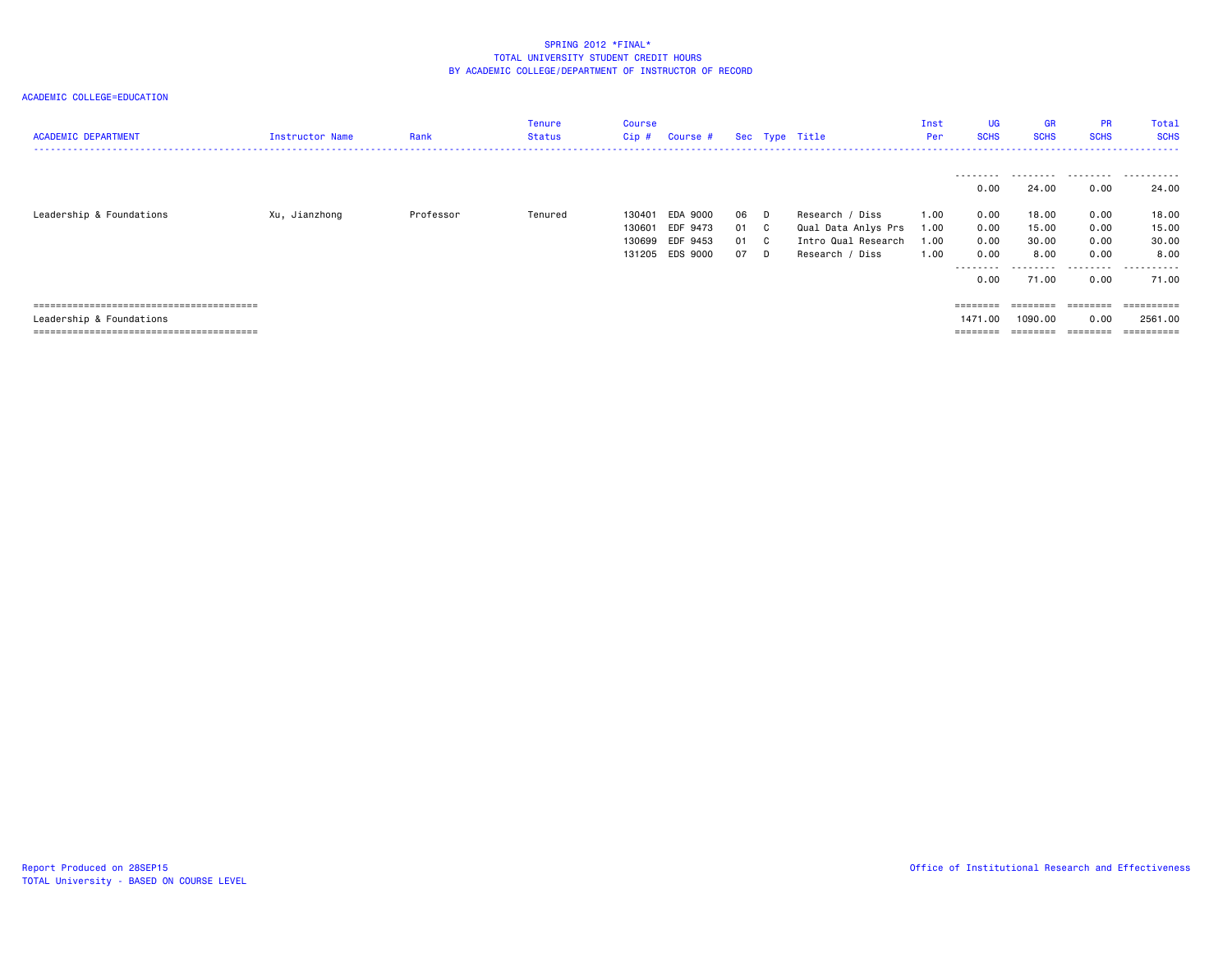SPRING 2012 *FINAL*
TOTAL UNIVERSITY STUDENT CREDIT HOURS
BY ACADEMIC COLLEGE/DEPARTMENT OF INSTRUCTOR OF RECORD

ACADEMIC COLLEGE=EDUCATION

| ACADEMIC DEPARTMENT | Instructor Name | Rank | Tenure Status | Course Cip # | Course # | Sec | Type | Title | Inst Per | UG SCHS | GR SCHS | PR SCHS | Total SCHS |
|---|---|---|---|---|---|---|---|---|---|---|---|---|---|
| | | | | | | | | | | 0.00 | 24.00 | 0.00 | 24.00 |
| Leadership & Foundations | Xu, Jianzhong | Professor | Tenured | 130401 | EDA 9000 | 06 | D | Research / Diss | 1.00 | 0.00 | 18.00 | 0.00 | 18.00 |
| | | | | 130601 | EDF 9473 | 01 | C | Qual Data Anlys Prs | 1.00 | 0.00 | 15.00 | 0.00 | 15.00 |
| | | | | 130699 | EDF 9453 | 01 | C | Intro Qual Research | 1.00 | 0.00 | 30.00 | 0.00 | 30.00 |
| | | | | 131205 | EDS 9000 | 07 | D | Research / Diss | 1.00 | 0.00 | 8.00 | 0.00 | 8.00 |
| | | | | | | | | | | 0.00 | 71.00 | 0.00 | 71.00 |
| Leadership & Foundations | | | | | | | | | | 1471.00 | 1090.00 | 0.00 | 2561.00 |

Report Produced on 28SEP15
TOTAL University - BASED ON COURSE LEVEL

Office of Institutional Research and Effectiveness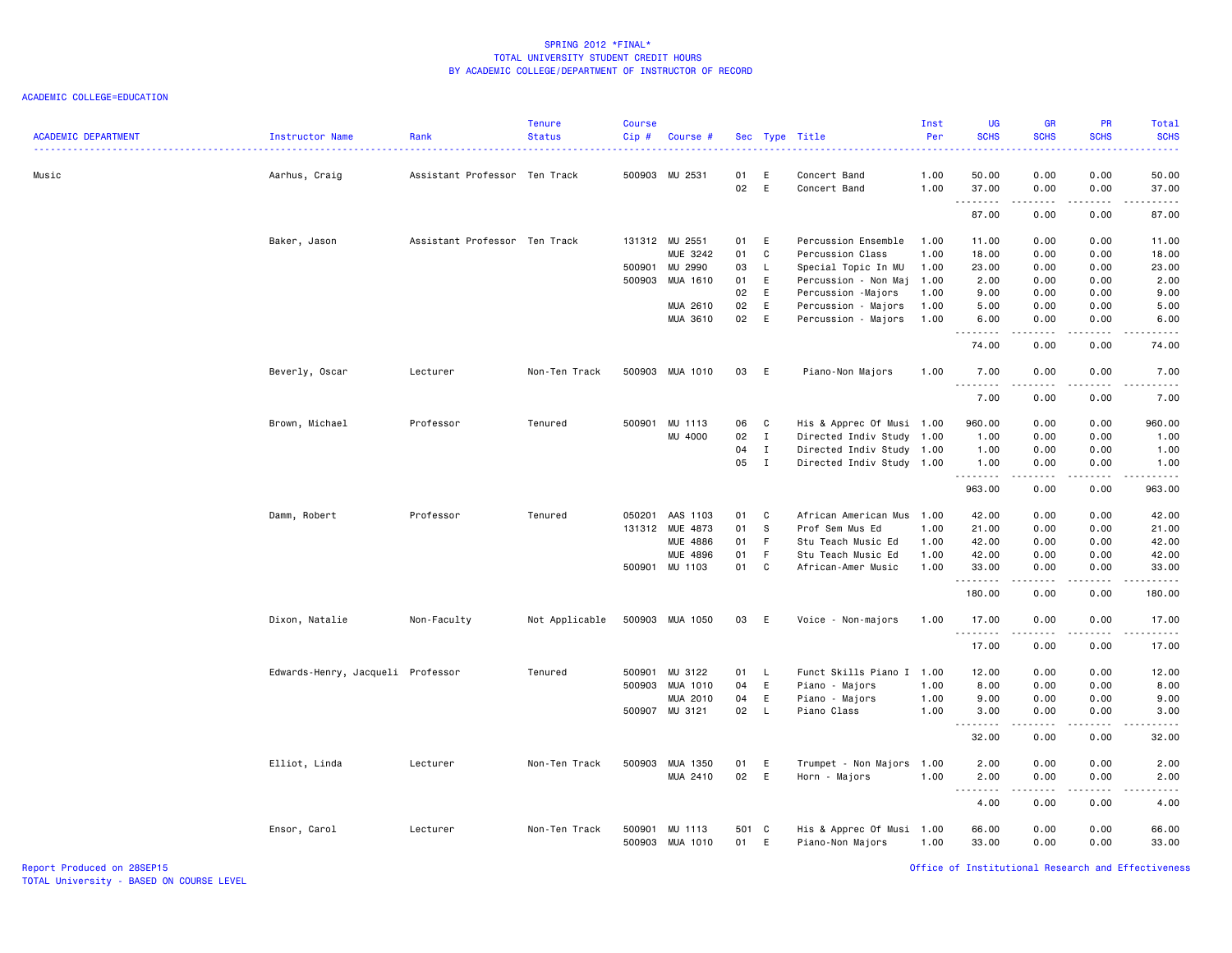SPRING 2012 *FINAL*
TOTAL UNIVERSITY STUDENT CREDIT HOURS
BY ACADEMIC COLLEGE/DEPARTMENT OF INSTRUCTOR OF RECORD

ACADEMIC COLLEGE=EDUCATION

| ACADEMIC DEPARTMENT | Instructor Name | Rank | Tenure Status | Course Cip # | Course # | Sec | Type | Title | Inst Per | UG SCHS | GR SCHS | PR SCHS | Total SCHS |
|---|---|---|---|---|---|---|---|---|---|---|---|---|---|
| Music | Aarhus, Craig | Assistant Professor | Ten Track | 500903 | MU 2531 | 01 | E | Concert Band | 1.00 | 50.00 | 0.00 | 0.00 | 50.00 |
| | | | | | | 02 | E | Concert Band | 1.00 | 37.00 | 0.00 | 0.00 | 37.00 |
| | | | | | | | | | | 87.00 | 0.00 | 0.00 | 87.00 |
| | Baker, Jason | Assistant Professor | Ten Track | 131312 | MU 2551 | 01 | E | Percussion Ensemble | 1.00 | 11.00 | 0.00 | 0.00 | 11.00 |
| | | | | | MUE 3242 | 01 | C | Percussion Class | 1.00 | 18.00 | 0.00 | 0.00 | 18.00 |
| | | | | 500901 | MU 2990 | 03 | L | Special Topic In MU | 1.00 | 23.00 | 0.00 | 0.00 | 23.00 |
| | | | | 500903 | MUA 1610 | 01 | E | Percussion - Non Maj | 1.00 | 2.00 | 0.00 | 0.00 | 2.00 |
| | | | | | | 02 | E | Percussion -Majors | 1.00 | 9.00 | 0.00 | 0.00 | 9.00 |
| | | | | | MUA 2610 | 02 | E | Percussion - Majors | 1.00 | 5.00 | 0.00 | 0.00 | 5.00 |
| | | | | | MUA 3610 | 02 | E | Percussion - Majors | 1.00 | 6.00 | 0.00 | 0.00 | 6.00 |
| | | | | | | | | | | 74.00 | 0.00 | 0.00 | 74.00 |
| | Beverly, Oscar | Lecturer | Non-Ten Track | 500903 | MUA 1010 | 03 | E | Piano-Non Majors | 1.00 | 7.00 | 0.00 | 0.00 | 7.00 |
| | | | | | | | | | | 7.00 | 0.00 | 0.00 | 7.00 |
| | Brown, Michael | Professor | Tenured | 500901 | MU 1113 | 06 | C | His & Apprec Of Musi | 1.00 | 960.00 | 0.00 | 0.00 | 960.00 |
| | | | | | MU 4000 | 02 | I | Directed Indiv Study | 1.00 | 1.00 | 0.00 | 0.00 | 1.00 |
| | | | | | | 04 | I | Directed Indiv Study | 1.00 | 1.00 | 0.00 | 0.00 | 1.00 |
| | | | | | | 05 | I | Directed Indiv Study | 1.00 | 1.00 | 0.00 | 0.00 | 1.00 |
| | | | | | | | | | | 963.00 | 0.00 | 0.00 | 963.00 |
| | Damm, Robert | Professor | Tenured | 050201 | AAS 1103 | 01 | C | African American Mus | 1.00 | 42.00 | 0.00 | 0.00 | 42.00 |
| | | | | 131312 | MUE 4873 | 01 | S | Prof Sem Mus Ed | 1.00 | 21.00 | 0.00 | 0.00 | 21.00 |
| | | | | | MUE 4886 | 01 | F | Stu Teach Music Ed | 1.00 | 42.00 | 0.00 | 0.00 | 42.00 |
| | | | | | MUE 4896 | 01 | F | Stu Teach Music Ed | 1.00 | 42.00 | 0.00 | 0.00 | 42.00 |
| | | | | 500901 | MU 1103 | 01 | C | African-Amer Music | 1.00 | 33.00 | 0.00 | 0.00 | 33.00 |
| | | | | | | | | | | 180.00 | 0.00 | 0.00 | 180.00 |
| | Dixon, Natalie | Non-Faculty | Not Applicable | 500903 | MUA 1050 | 03 | E | Voice - Non-majors | 1.00 | 17.00 | 0.00 | 0.00 | 17.00 |
| | | | | | | | | | | 17.00 | 0.00 | 0.00 | 17.00 |
| | Edwards-Henry, Jacqueli | Professor | Tenured | 500901 | MU 3122 | 01 | L | Funct Skills Piano I | 1.00 | 12.00 | 0.00 | 0.00 | 12.00 |
| | | | | 500903 | MUA 1010 | 04 | E | Piano - Majors | 1.00 | 8.00 | 0.00 | 0.00 | 8.00 |
| | | | | | MUA 2010 | 04 | E | Piano - Majors | 1.00 | 9.00 | 0.00 | 0.00 | 9.00 |
| | | | | 500907 | MU 3121 | 02 | L | Piano Class | 1.00 | 3.00 | 0.00 | 0.00 | 3.00 |
| | | | | | | | | | | 32.00 | 0.00 | 0.00 | 32.00 |
| | Elliot, Linda | Lecturer | Non-Ten Track | 500903 | MUA 1350 | 01 | E | Trumpet - Non Majors | 1.00 | 2.00 | 0.00 | 0.00 | 2.00 |
| | | | | | MUA 2410 | 02 | E | Horn - Majors | 1.00 | 2.00 | 0.00 | 0.00 | 2.00 |
| | | | | | | | | | | 4.00 | 0.00 | 0.00 | 4.00 |
| | Ensor, Carol | Lecturer | Non-Ten Track | 500901 | MU 1113 | 501 | C | His & Apprec Of Musi | 1.00 | 66.00 | 0.00 | 0.00 | 66.00 |
| | | | | 500903 | MUA 1010 | 01 | E | Piano-Non Majors | 1.00 | 33.00 | 0.00 | 0.00 | 33.00 |

Report Produced on 28SEP15
TOTAL University - BASED ON COURSE LEVEL
Office of Institutional Research and Effectiveness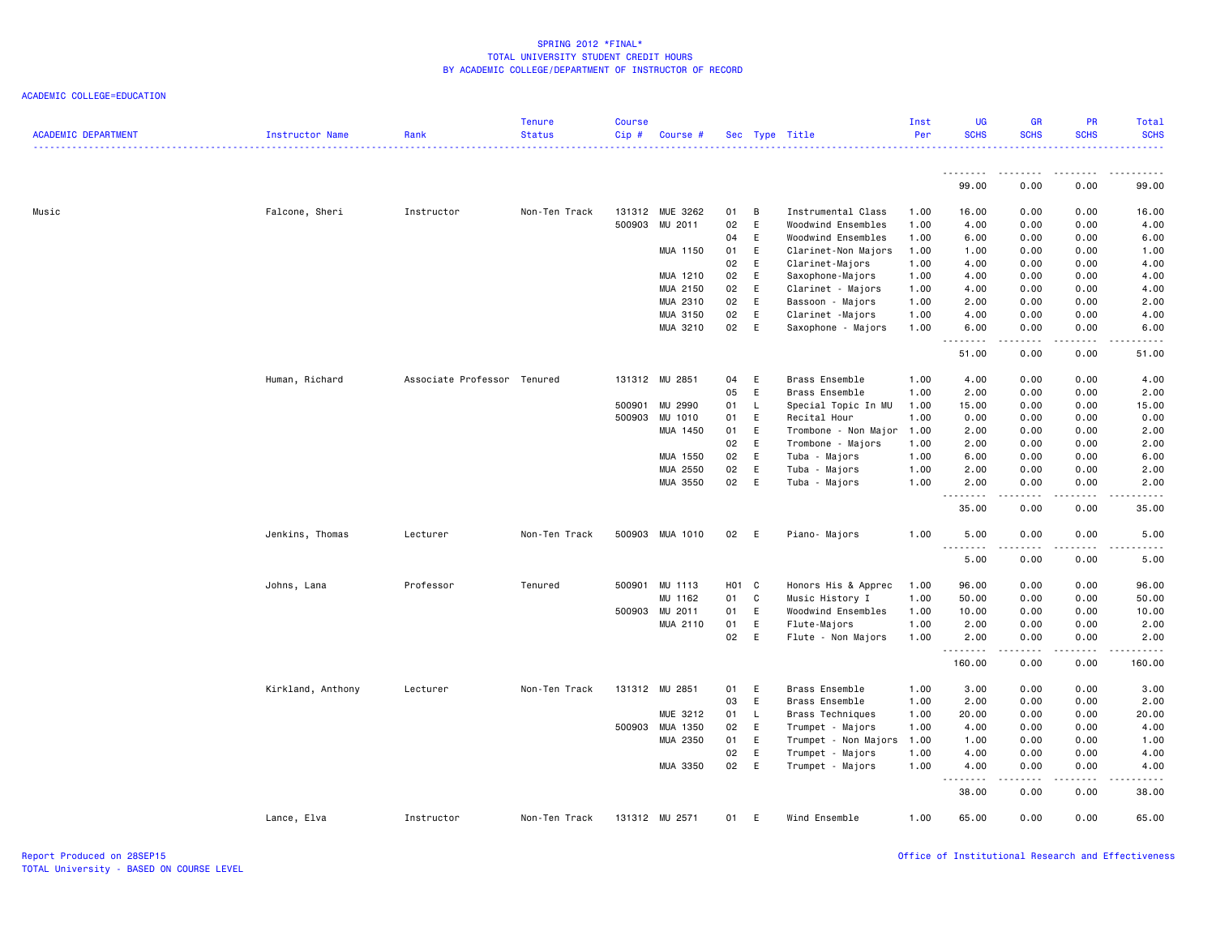# SPRING 2012 *FINAL*
## TOTAL UNIVERSITY STUDENT CREDIT HOURS
### BY ACADEMIC COLLEGE/DEPARTMENT OF INSTRUCTOR OF RECORD

ACADEMIC COLLEGE=EDUCATION

| ACADEMIC DEPARTMENT | Instructor Name | Rank | Tenure Status | Course Cip # | Course # | Sec | Type | Title | Inst Per | UG SCHS | GR SCHS | PR SCHS | Total SCHS |
|---|---|---|---|---|---|---|---|---|---|---|---|---|---|
| | | | | | | | | | | 99.00 | 0.00 | 0.00 | 99.00 |
| Music | Falcone, Sheri | Instructor | Non-Ten Track | 131312 | MUE 3262 | 01 | B | Instrumental Class | 1.00 | 16.00 | 0.00 | 0.00 | 16.00 |
| | | | | 500903 | MU 2011 | 02 | E | Woodwind Ensembles | 1.00 | 4.00 | 0.00 | 0.00 | 4.00 |
| | | | | | | 04 | E | Woodwind Ensembles | 1.00 | 6.00 | 0.00 | 0.00 | 6.00 |
| | | | | | MUA 1150 | 01 | E | Clarinet-Non Majors | 1.00 | 1.00 | 0.00 | 0.00 | 1.00 |
| | | | | | | 02 | E | Clarinet-Majors | 1.00 | 4.00 | 0.00 | 0.00 | 4.00 |
| | | | | | MUA 1210 | 02 | E | Saxophone-Majors | 1.00 | 4.00 | 0.00 | 0.00 | 4.00 |
| | | | | | MUA 2150 | 02 | E | Clarinet - Majors | 1.00 | 4.00 | 0.00 | 0.00 | 4.00 |
| | | | | | MUA 2310 | 02 | E | Bassoon - Majors | 1.00 | 2.00 | 0.00 | 0.00 | 2.00 |
| | | | | | MUA 3150 | 02 | E | Clarinet -Majors | 1.00 | 4.00 | 0.00 | 0.00 | 4.00 |
| | | | | | MUA 3210 | 02 | E | Saxophone - Majors | 1.00 | 6.00 | 0.00 | 0.00 | 6.00 |
| | | | | | | | | | | 51.00 | 0.00 | 0.00 | 51.00 |
| | Human, Richard | Associate Professor | Tenured | 131312 | MU 2851 | 04 | E | Brass Ensemble | 1.00 | 4.00 | 0.00 | 0.00 | 4.00 |
| | | | | | | 05 | E | Brass Ensemble | 1.00 | 2.00 | 0.00 | 0.00 | 2.00 |
| | | | | 500901 | MU 2990 | 01 | L | Special Topic In MU | 1.00 | 15.00 | 0.00 | 0.00 | 15.00 |
| | | | | 500903 | MU 1010 | 01 | E | Recital Hour | 1.00 | 0.00 | 0.00 | 0.00 | 0.00 |
| | | | | | MUA 1450 | 01 | E | Trombone - Non Major | 1.00 | 2.00 | 0.00 | 0.00 | 2.00 |
| | | | | | | 02 | E | Trombone - Majors | 1.00 | 2.00 | 0.00 | 0.00 | 2.00 |
| | | | | | MUA 1550 | 02 | E | Tuba - Majors | 1.00 | 6.00 | 0.00 | 0.00 | 6.00 |
| | | | | | MUA 2550 | 02 | E | Tuba - Majors | 1.00 | 2.00 | 0.00 | 0.00 | 2.00 |
| | | | | | MUA 3550 | 02 | E | Tuba - Majors | 1.00 | 2.00 | 0.00 | 0.00 | 2.00 |
| | | | | | | | | | | 35.00 | 0.00 | 0.00 | 35.00 |
| | Jenkins, Thomas | Lecturer | Non-Ten Track | 500903 | MUA 1010 | 02 | E | Piano- Majors | 1.00 | 5.00 | 0.00 | 0.00 | 5.00 |
| | | | | | | | | | | 5.00 | 0.00 | 0.00 | 5.00 |
| | Johns, Lana | Professor | Tenured | 500901 | MU 1113 | H01 | C | Honors His & Apprec | 1.00 | 96.00 | 0.00 | 0.00 | 96.00 |
| | | | | | MU 1162 | 01 | C | Music History I | 1.00 | 50.00 | 0.00 | 0.00 | 50.00 |
| | | | | 500903 | MU 2011 | 01 | E | Woodwind Ensembles | 1.00 | 10.00 | 0.00 | 0.00 | 10.00 |
| | | | | | MUA 2110 | 01 | E | Flute-Majors | 1.00 | 2.00 | 0.00 | 0.00 | 2.00 |
| | | | | | | 02 | E | Flute - Non Majors | 1.00 | 2.00 | 0.00 | 0.00 | 2.00 |
| | | | | | | | | | | 160.00 | 0.00 | 0.00 | 160.00 |
| | Kirkland, Anthony | Lecturer | Non-Ten Track | 131312 | MU 2851 | 01 | E | Brass Ensemble | 1.00 | 3.00 | 0.00 | 0.00 | 3.00 |
| | | | | | | 03 | E | Brass Ensemble | 1.00 | 2.00 | 0.00 | 0.00 | 2.00 |
| | | | | | MUE 3212 | 01 | L | Brass Techniques | 1.00 | 20.00 | 0.00 | 0.00 | 20.00 |
| | | | | 500903 | MUA 1350 | 02 | E | Trumpet - Majors | 1.00 | 4.00 | 0.00 | 0.00 | 4.00 |
| | | | | | MUA 2350 | 01 | E | Trumpet - Non Majors | 1.00 | 1.00 | 0.00 | 0.00 | 1.00 |
| | | | | | | 02 | E | Trumpet - Majors | 1.00 | 4.00 | 0.00 | 0.00 | 4.00 |
| | | | | | MUA 3350 | 02 | E | Trumpet - Majors | 1.00 | 4.00 | 0.00 | 0.00 | 4.00 |
| | | | | | | | | | | 38.00 | 0.00 | 0.00 | 38.00 |
| | Lance, Elva | Instructor | Non-Ten Track | 131312 | MU 2571 | 01 | E | Wind Ensemble | 1.00 | 65.00 | 0.00 | 0.00 | 65.00 |

Report Produced on 28SEP15
TOTAL University - BASED ON COURSE LEVEL

Office of Institutional Research and Effectiveness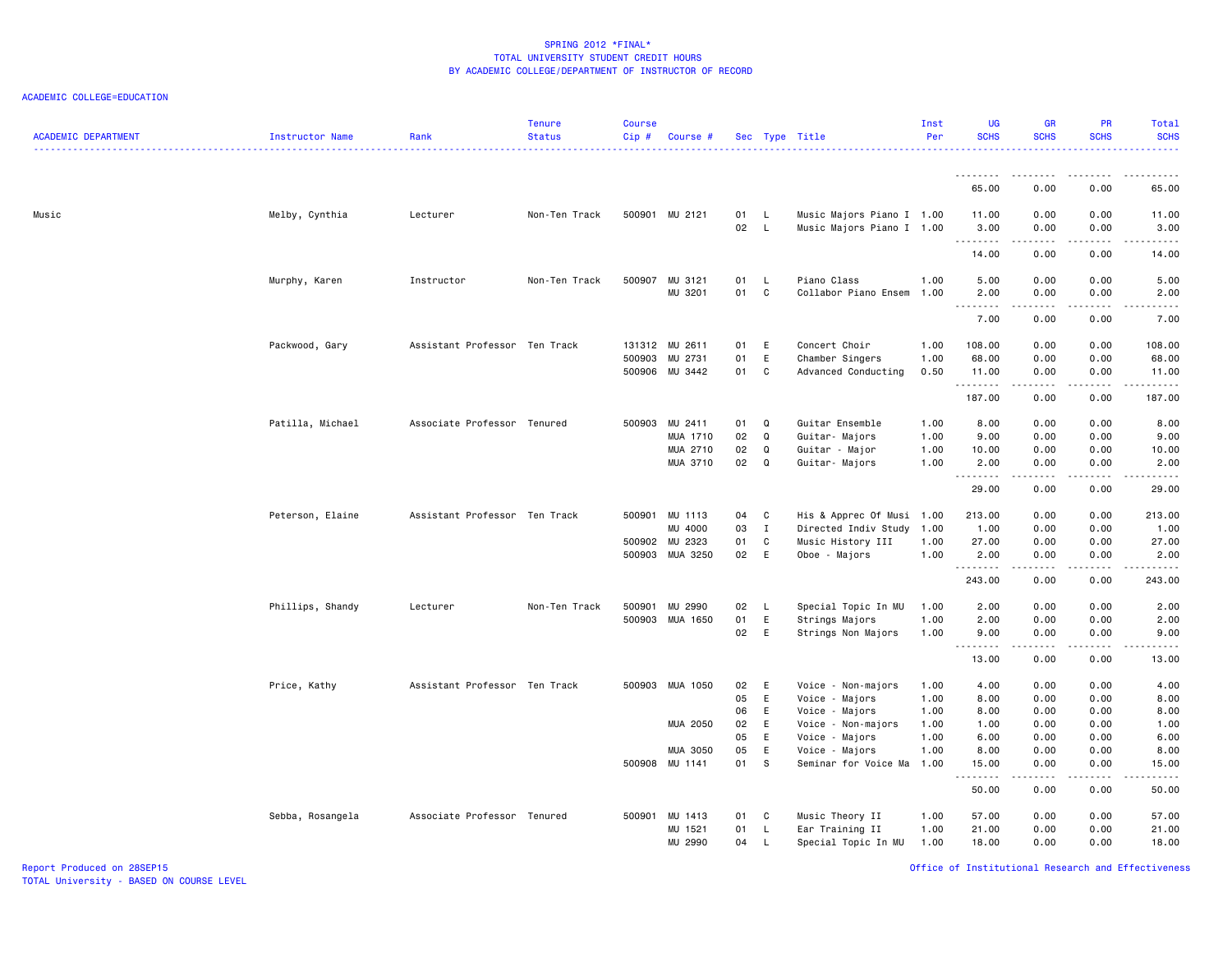# SPRING 2012 *FINAL*
## TOTAL UNIVERSITY STUDENT CREDIT HOURS
## BY ACADEMIC COLLEGE/DEPARTMENT OF INSTRUCTOR OF RECORD

ACADEMIC COLLEGE=EDUCATION

| ACADEMIC DEPARTMENT | Instructor Name | Rank | Tenure Status | Course Cip # | Course # | Sec | Type | Title | Inst Per | UG SCHS | GR SCHS | PR SCHS | Total SCHS |
|---|---|---|---|---|---|---|---|---|---|---|---|---|---|
| | | | | | | | | | | 65.00 | 0.00 | 0.00 | 65.00 |
| Music | Melby, Cynthia | Lecturer | Non-Ten Track | 500901 | MU 2121 | 01 | L | Music Majors Piano I | 1.00 | 11.00 | 0.00 | 0.00 | 11.00 |
| | | | | | | 02 | L | Music Majors Piano I | 1.00 | 3.00 | 0.00 | 0.00 | 3.00 |
| | | | | | | | | | | 14.00 | 0.00 | 0.00 | 14.00 |
| | Murphy, Karen | Instructor | Non-Ten Track | 500907 | MU 3121 | 01 | L | Piano Class | 1.00 | 5.00 | 0.00 | 0.00 | 5.00 |
| | | | | | MU 3201 | 01 | C | Collabor Piano Ensem | 1.00 | 2.00 | 0.00 | 0.00 | 2.00 |
| | | | | | | | | | | 7.00 | 0.00 | 0.00 | 7.00 |
| | Packwood, Gary | Assistant Professor | Ten Track | 131312 | MU 2611 | 01 | E | Concert Choir | 1.00 | 108.00 | 0.00 | 0.00 | 108.00 |
| | | | | 500903 | MU 2731 | 01 | E | Chamber Singers | 1.00 | 68.00 | 0.00 | 0.00 | 68.00 |
| | | | | 500906 | MU 3442 | 01 | C | Advanced Conducting | 0.50 | 11.00 | 0.00 | 0.00 | 11.00 |
| | | | | | | | | | | 187.00 | 0.00 | 0.00 | 187.00 |
| | Patilla, Michael | Associate Professor | Tenured | 500903 | MU 2411 | 01 | Q | Guitar Ensemble | 1.00 | 8.00 | 0.00 | 0.00 | 8.00 |
| | | | | | MUA 1710 | 02 | Q | Guitar- Majors | 1.00 | 9.00 | 0.00 | 0.00 | 9.00 |
| | | | | | MUA 2710 | 02 | Q | Guitar - Major | 1.00 | 10.00 | 0.00 | 0.00 | 10.00 |
| | | | | | MUA 3710 | 02 | Q | Guitar- Majors | 1.00 | 2.00 | 0.00 | 0.00 | 2.00 |
| | | | | | | | | | | 29.00 | 0.00 | 0.00 | 29.00 |
| | Peterson, Elaine | Assistant Professor | Ten Track | 500901 | MU 1113 | 04 | C | His & Apprec Of Musi | 1.00 | 213.00 | 0.00 | 0.00 | 213.00 |
| | | | | | MU 4000 | 03 | I | Directed Indiv Study | 1.00 | 1.00 | 0.00 | 0.00 | 1.00 |
| | | | | 500902 | MU 2323 | 01 | C | Music History III | 1.00 | 27.00 | 0.00 | 0.00 | 27.00 |
| | | | | 500903 | MUA 3250 | 02 | E | Oboe - Majors | 1.00 | 2.00 | 0.00 | 0.00 | 2.00 |
| | | | | | | | | | | 243.00 | 0.00 | 0.00 | 243.00 |
| | Phillips, Shandy | Lecturer | Non-Ten Track | 500901 | MU 2990 | 02 | L | Special Topic In MU | 1.00 | 2.00 | 0.00 | 0.00 | 2.00 |
| | | | | 500903 | MUA 1650 | 01 | E | Strings Majors | 1.00 | 2.00 | 0.00 | 0.00 | 2.00 |
| | | | | | | 02 | E | Strings Non Majors | 1.00 | 9.00 | 0.00 | 0.00 | 9.00 |
| | | | | | | | | | | 13.00 | 0.00 | 0.00 | 13.00 |
| | Price, Kathy | Assistant Professor | Ten Track | 500903 | MUA 1050 | 02 | E | Voice - Non-majors | 1.00 | 4.00 | 0.00 | 0.00 | 4.00 |
| | | | | | | 05 | E | Voice - Majors | 1.00 | 8.00 | 0.00 | 0.00 | 8.00 |
| | | | | | | 06 | E | Voice - Majors | 1.00 | 8.00 | 0.00 | 0.00 | 8.00 |
| | | | | | MUA 2050 | 02 | E | Voice - Non-majors | 1.00 | 1.00 | 0.00 | 0.00 | 1.00 |
| | | | | | | 05 | E | Voice - Majors | 1.00 | 6.00 | 0.00 | 0.00 | 6.00 |
| | | | | | MUA 3050 | 05 | E | Voice - Majors | 1.00 | 8.00 | 0.00 | 0.00 | 8.00 |
| | | | | 500908 | MU 1141 | 01 | S | Seminar for Voice Ma | 1.00 | 15.00 | 0.00 | 0.00 | 15.00 |
| | | | | | | | | | | 50.00 | 0.00 | 0.00 | 50.00 |
| | Sebba, Rosangela | Associate Professor | Tenured | 500901 | MU 1413 | 01 | C | Music Theory II | 1.00 | 57.00 | 0.00 | 0.00 | 57.00 |
| | | | | | MU 1521 | 01 | L | Ear Training II | 1.00 | 21.00 | 0.00 | 0.00 | 21.00 |
| | | | | | MU 2990 | 04 | L | Special Topic In MU | 1.00 | 18.00 | 0.00 | 0.00 | 18.00 |

Report Produced on 28SEP15
TOTAL University - BASED ON COURSE LEVEL

Office of Institutional Research and Effectiveness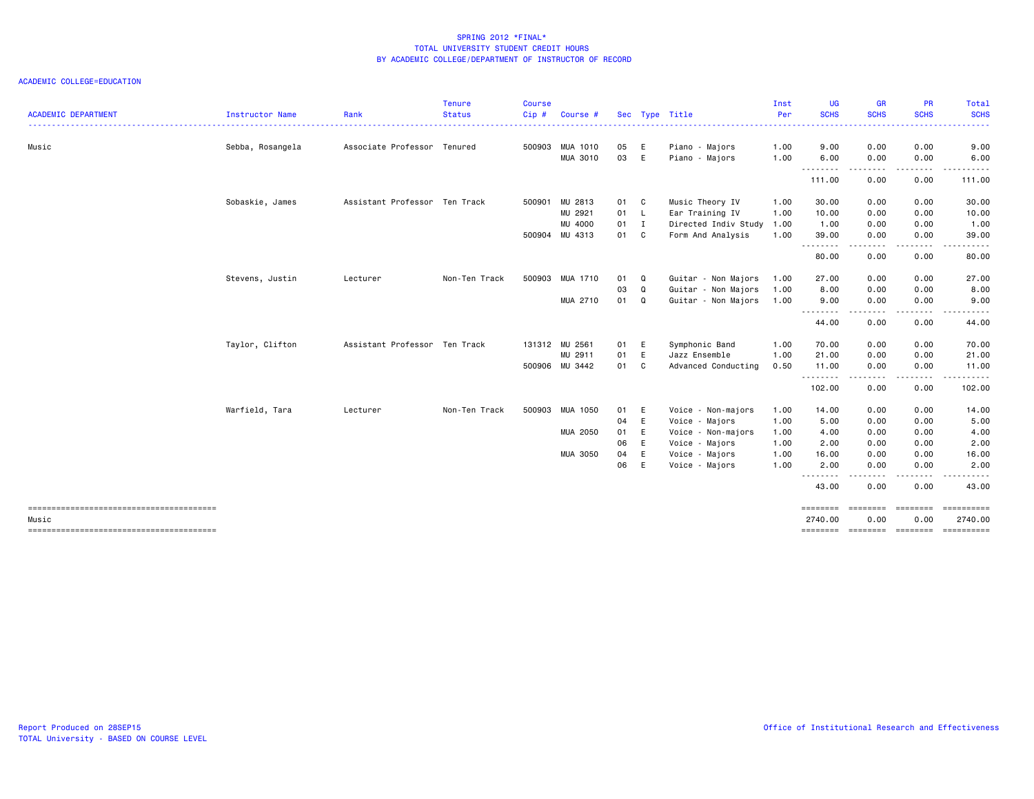SPRING 2012 *FINAL*
TOTAL UNIVERSITY STUDENT CREDIT HOURS
BY ACADEMIC COLLEGE/DEPARTMENT OF INSTRUCTOR OF RECORD

ACADEMIC COLLEGE=EDUCATION

| ACADEMIC DEPARTMENT | Instructor Name | Rank | Tenure Status | Course Cip # | Course # | Sec | Type | Title | Inst Per | UG SCHS | GR SCHS | PR SCHS | Total SCHS |
|---|---|---|---|---|---|---|---|---|---|---|---|---|---|
| Music | Sebba, Rosangela | Associate Professor | Tenured | 500903 | MUA 1010 | 05 | E | Piano - Majors | 1.00 | 9.00 | 0.00 | 0.00 | 9.00 |
| | | | | | MUA 3010 | 03 | E | Piano - Majors | 1.00 | 6.00 | 0.00 | 0.00 | 6.00 |
| | | | | | | | | | | 111.00 | 0.00 | 0.00 | 111.00 |
| | Sobaskie, James | Assistant Professor | Ten Track | 500901 | MU 2813 | 01 | C | Music Theory IV | 1.00 | 30.00 | 0.00 | 0.00 | 30.00 |
| | | | | | MU 2921 | 01 | L | Ear Training IV | 1.00 | 10.00 | 0.00 | 0.00 | 10.00 |
| | | | | | MU 4000 | 01 | I | Directed Indiv Study | 1.00 | 1.00 | 0.00 | 0.00 | 1.00 |
| | | | | 500904 | MU 4313 | 01 | C | Form And Analysis | 1.00 | 39.00 | 0.00 | 0.00 | 39.00 |
| | | | | | | | | | | 80.00 | 0.00 | 0.00 | 80.00 |
| | Stevens, Justin | Lecturer | Non-Ten Track | 500903 | MUA 1710 | 01 | Q | Guitar - Non Majors | 1.00 | 27.00 | 0.00 | 0.00 | 27.00 |
| | | | | | | 03 | Q | Guitar - Non Majors | 1.00 | 8.00 | 0.00 | 0.00 | 8.00 |
| | | | | | MUA 2710 | 01 | Q | Guitar - Non Majors | 1.00 | 9.00 | 0.00 | 0.00 | 9.00 |
| | | | | | | | | | | 44.00 | 0.00 | 0.00 | 44.00 |
| | Taylor, Clifton | Assistant Professor | Ten Track | 131312 | MU 2561 | 01 | E | Symphonic Band | 1.00 | 70.00 | 0.00 | 0.00 | 70.00 |
| | | | | | MU 2911 | 01 | E | Jazz Ensemble | 1.00 | 21.00 | 0.00 | 0.00 | 21.00 |
| | | | | 500906 | MU 3442 | 01 | C | Advanced Conducting | 0.50 | 11.00 | 0.00 | 0.00 | 11.00 |
| | | | | | | | | | | 102.00 | 0.00 | 0.00 | 102.00 |
| | Warfield, Tara | Lecturer | Non-Ten Track | 500903 | MUA 1050 | 01 | E | Voice - Non-majors | 1.00 | 14.00 | 0.00 | 0.00 | 14.00 |
| | | | | | | 04 | E | Voice - Majors | 1.00 | 5.00 | 0.00 | 0.00 | 5.00 |
| | | | | | MUA 2050 | 01 | E | Voice - Non-majors | 1.00 | 4.00 | 0.00 | 0.00 | 4.00 |
| | | | | | | 06 | E | Voice - Majors | 1.00 | 2.00 | 0.00 | 0.00 | 2.00 |
| | | | | | MUA 3050 | 04 | E | Voice - Majors | 1.00 | 16.00 | 0.00 | 0.00 | 16.00 |
| | | | | | | 06 | E | Voice - Majors | 1.00 | 2.00 | 0.00 | 0.00 | 2.00 |
| | | | | | | | | | | 43.00 | 0.00 | 0.00 | 43.00 |
| Music | | | | | | | | | | 2740.00 | 0.00 | 0.00 | 2740.00 |

Report Produced on 28SEP15
TOTAL University - BASED ON COURSE LEVEL

Office of Institutional Research and Effectiveness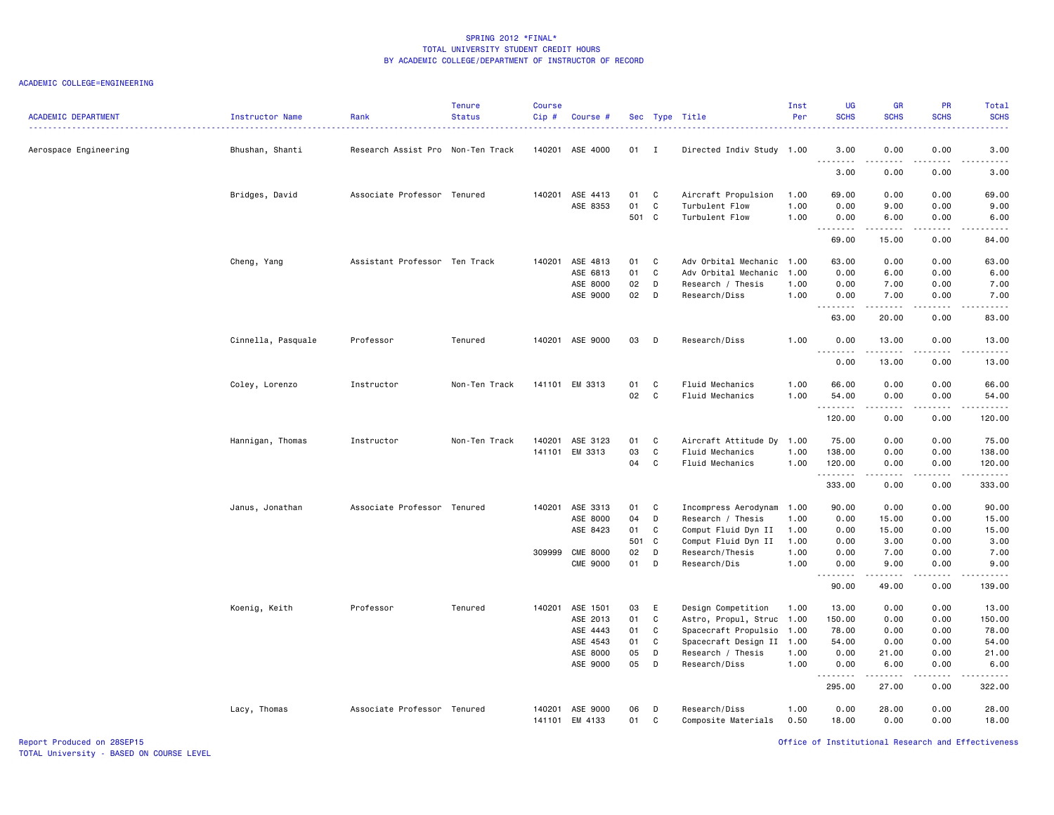# SPRING 2012 *FINAL*
## TOTAL UNIVERSITY STUDENT CREDIT HOURS
## BY ACADEMIC COLLEGE/DEPARTMENT OF INSTRUCTOR OF RECORD

ACADEMIC COLLEGE=ENGINEERING

| ACADEMIC DEPARTMENT | Instructor Name | Rank | Tenure Status | Course Cip # | Course # | Sec | Type | Title | Inst Per | UG SCHS | GR SCHS | PR SCHS | Total SCHS |
|---|---|---|---|---|---|---|---|---|---|---|---|---|---|
| Aerospace Engineering | Bhushan, Shanti | Research Assist Pro | Non-Ten Track | 140201 | ASE 4000 | 01 | I | Directed Indiv Study | 1.00 | 3.00 | 0.00 | 0.00 | 3.00 |
| | | | | | | | | | | 3.00 | 0.00 | 0.00 | 3.00 |
| | Bridges, David | Associate Professor | Tenured | 140201 | ASE 4413 | 01 | C | Aircraft Propulsion | 1.00 | 69.00 | 0.00 | 0.00 | 69.00 |
| | | | | | ASE 8353 | 01 | C | Turbulent Flow | 1.00 | 0.00 | 9.00 | 0.00 | 9.00 |
| | | | | | | 501 | C | Turbulent Flow | 1.00 | 0.00 | 6.00 | 0.00 | 6.00 |
| | | | | | | | | | | 69.00 | 15.00 | 0.00 | 84.00 |
| | Cheng, Yang | Assistant Professor | Ten Track | 140201 | ASE 4813 | 01 | C | Adv Orbital Mechanic | 1.00 | 63.00 | 0.00 | 0.00 | 63.00 |
| | | | | | ASE 6813 | 01 | C | Adv Orbital Mechanic | 1.00 | 0.00 | 6.00 | 0.00 | 6.00 |
| | | | | | ASE 8000 | 02 | D | Research / Thesis | 1.00 | 0.00 | 7.00 | 0.00 | 7.00 |
| | | | | | ASE 9000 | 02 | D | Research/Diss | 1.00 | 0.00 | 7.00 | 0.00 | 7.00 |
| | | | | | | | | | | 63.00 | 20.00 | 0.00 | 83.00 |
| | Cinnella, Pasquale | Professor | Tenured | 140201 | ASE 9000 | 03 | D | Research/Diss | 1.00 | 0.00 | 13.00 | 0.00 | 13.00 |
| | | | | | | | | | | 0.00 | 13.00 | 0.00 | 13.00 |
| | Coley, Lorenzo | Instructor | Non-Ten Track | 141101 | EM 3313 | 01 | C | Fluid Mechanics | 1.00 | 66.00 | 0.00 | 0.00 | 66.00 |
| | | | | | | 02 | C | Fluid Mechanics | 1.00 | 54.00 | 0.00 | 0.00 | 54.00 |
| | | | | | | | | | | 120.00 | 0.00 | 0.00 | 120.00 |
| | Hannigan, Thomas | Instructor | Non-Ten Track | 140201 | ASE 3123 | 01 | C | Aircraft Attitude Dy | 1.00 | 75.00 | 0.00 | 0.00 | 75.00 |
| | | | | 141101 | EM 3313 | 03 | C | Fluid Mechanics | 1.00 | 138.00 | 0.00 | 0.00 | 138.00 |
| | | | | | | 04 | C | Fluid Mechanics | 1.00 | 120.00 | 0.00 | 0.00 | 120.00 |
| | | | | | | | | | | 333.00 | 0.00 | 0.00 | 333.00 |
| | Janus, Jonathan | Associate Professor | Tenured | 140201 | ASE 3313 | 01 | C | Incompress Aerodynam | 1.00 | 90.00 | 0.00 | 0.00 | 90.00 |
| | | | | | ASE 8000 | 04 | D | Research / Thesis | 1.00 | 0.00 | 15.00 | 0.00 | 15.00 |
| | | | | | ASE 8423 | 01 | C | Comput Fluid Dyn II | 1.00 | 0.00 | 15.00 | 0.00 | 15.00 |
| | | | | | | 501 | C | Comput Fluid Dyn II | 1.00 | 0.00 | 3.00 | 0.00 | 3.00 |
| | | | | 309999 | CME 8000 | 02 | D | Research/Thesis | 1.00 | 0.00 | 7.00 | 0.00 | 7.00 |
| | | | | | CME 9000 | 01 | D | Research/Dis | 1.00 | 0.00 | 9.00 | 0.00 | 9.00 |
| | | | | | | | | | | 90.00 | 49.00 | 0.00 | 139.00 |
| | Koenig, Keith | Professor | Tenured | 140201 | ASE 1501 | 03 | E | Design Competition | 1.00 | 13.00 | 0.00 | 0.00 | 13.00 |
| | | | | | ASE 2013 | 01 | C | Astro, Propul, Struc | 1.00 | 150.00 | 0.00 | 0.00 | 150.00 |
| | | | | | ASE 4443 | 01 | C | Spacecraft Propulsio | 1.00 | 78.00 | 0.00 | 0.00 | 78.00 |
| | | | | | ASE 4543 | 01 | C | Spacecraft Design II | 1.00 | 54.00 | 0.00 | 0.00 | 54.00 |
| | | | | | ASE 8000 | 05 | D | Research / Thesis | 1.00 | 0.00 | 21.00 | 0.00 | 21.00 |
| | | | | | ASE 9000 | 05 | D | Research/Diss | 1.00 | 0.00 | 6.00 | 0.00 | 6.00 |
| | | | | | | | | | | 295.00 | 27.00 | 0.00 | 322.00 |
| | Lacy, Thomas | Associate Professor | Tenured | 140201 | ASE 9000 | 06 | D | Research/Diss | 1.00 | 0.00 | 28.00 | 0.00 | 28.00 |
| | | | | 141101 | EM 4133 | 01 | C | Composite Materials | 0.50 | 18.00 | 0.00 | 0.00 | 18.00 |

Report Produced on 28SEP15
TOTAL University - BASED ON COURSE LEVEL

Office of Institutional Research and Effectiveness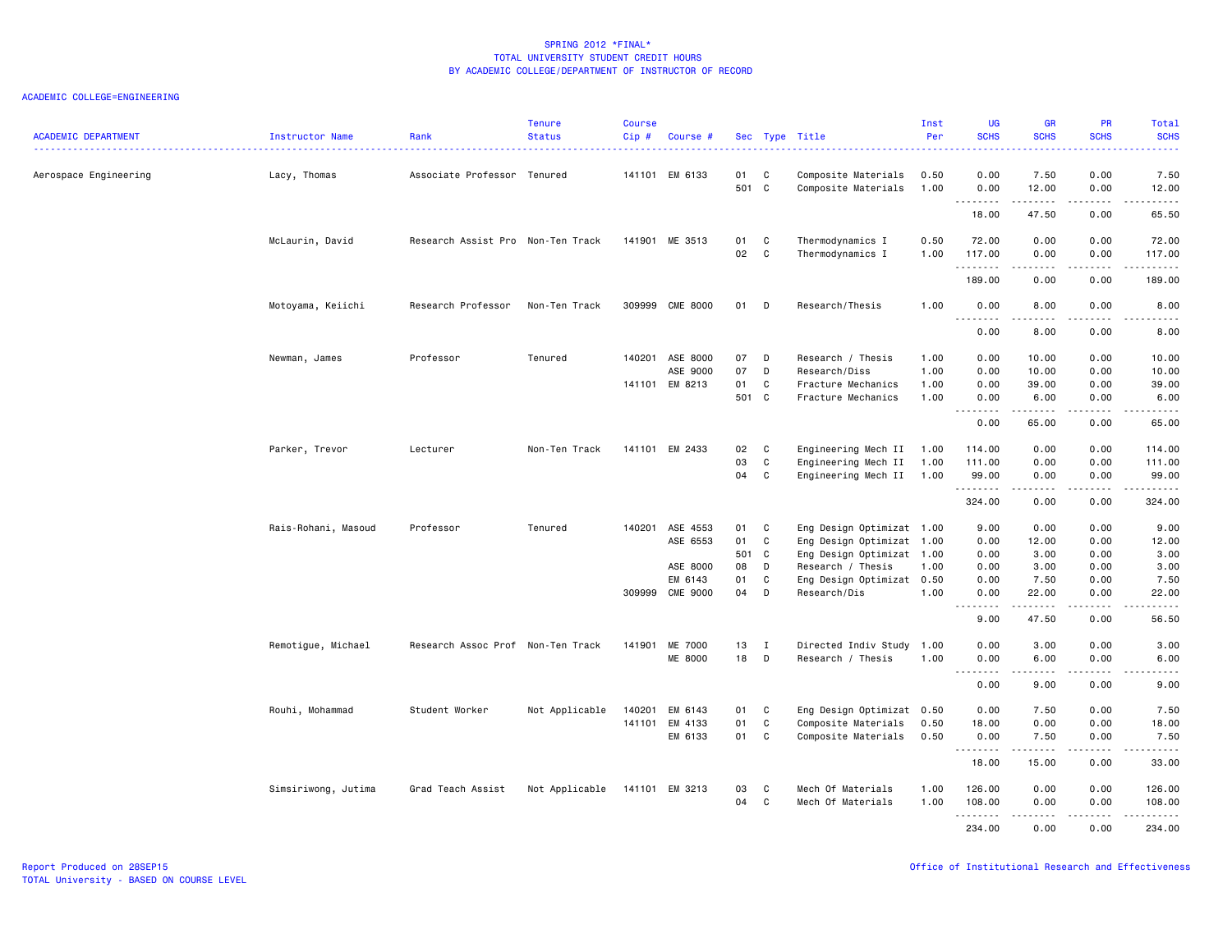# SPRING 2012 *FINAL*
## TOTAL UNIVERSITY STUDENT CREDIT HOURS
## BY ACADEMIC COLLEGE/DEPARTMENT OF INSTRUCTOR OF RECORD

ACADEMIC COLLEGE=ENGINEERING

| ACADEMIC DEPARTMENT | Instructor Name | Rank | Tenure Status | Course Cip # | Course # | Sec | Type | Title | Inst Per | UG SCHS | GR SCHS | PR SCHS | Total SCHS |
|---|---|---|---|---|---|---|---|---|---|---|---|---|---|
| Aerospace Engineering | Lacy, Thomas | Associate Professor | Tenured | 141101 | EM 6133 | 01 | C | Composite Materials | 0.50 | 0.00 | 7.50 | 0.00 | 7.50 |
| | | | | | | 501 | C | Composite Materials | 1.00 | 0.00 | 12.00 | 0.00 | 12.00 |
| | | | | | | | | | | 18.00 | 47.50 | 0.00 | 65.50 |
| | McLaurin, David | Research Assist Pro | Non-Ten Track | 141901 | ME 3513 | 01 | C | Thermodynamics I | 0.50 | 72.00 | 0.00 | 0.00 | 72.00 |
| | | | | | | 02 | C | Thermodynamics I | 1.00 | 117.00 | 0.00 | 0.00 | 117.00 |
| | | | | | | | | | | 189.00 | 0.00 | 0.00 | 189.00 |
| | Motoyama, Keiichi | Research Professor | Non-Ten Track | 309999 | CME 8000 | 01 | D | Research/Thesis | 1.00 | 0.00 | 8.00 | 0.00 | 8.00 |
| | | | | | | | | | | 0.00 | 8.00 | 0.00 | 8.00 |
| | Newman, James | Professor | Tenured | 140201 | ASE 8000 | 07 | D | Research / Thesis | 1.00 | 0.00 | 10.00 | 0.00 | 10.00 |
| | | | | | ASE 9000 | 07 | D | Research/Diss | 1.00 | 0.00 | 10.00 | 0.00 | 10.00 |
| | | | | 141101 | EM 8213 | 01 | C | Fracture Mechanics | 1.00 | 0.00 | 39.00 | 0.00 | 39.00 |
| | | | | | | 501 | C | Fracture Mechanics | 1.00 | 0.00 | 6.00 | 0.00 | 6.00 |
| | | | | | | | | | | 0.00 | 65.00 | 0.00 | 65.00 |
| | Parker, Trevor | Lecturer | Non-Ten Track | 141101 | EM 2433 | 02 | C | Engineering Mech II | 1.00 | 114.00 | 0.00 | 0.00 | 114.00 |
| | | | | | | 03 | C | Engineering Mech II | 1.00 | 111.00 | 0.00 | 0.00 | 111.00 |
| | | | | | | 04 | C | Engineering Mech II | 1.00 | 99.00 | 0.00 | 0.00 | 99.00 |
| | | | | | | | | | | 324.00 | 0.00 | 0.00 | 324.00 |
| | Rais-Rohani, Masoud | Professor | Tenured | 140201 | ASE 4553 | 01 | C | Eng Design Optimizat | 1.00 | 9.00 | 0.00 | 0.00 | 9.00 |
| | | | | | ASE 6553 | 01 | C | Eng Design Optimizat | 1.00 | 0.00 | 12.00 | 0.00 | 12.00 |
| | | | | | | 501 | C | Eng Design Optimizat | 1.00 | 0.00 | 3.00 | 0.00 | 3.00 |
| | | | | | ASE 8000 | 08 | D | Research / Thesis | 1.00 | 0.00 | 3.00 | 0.00 | 3.00 |
| | | | | | EM 6143 | 01 | C | Eng Design Optimizat | 0.50 | 0.00 | 7.50 | 0.00 | 7.50 |
| | | | | 309999 | CME 9000 | 04 | D | Research/Dis | 1.00 | 0.00 | 22.00 | 0.00 | 22.00 |
| | | | | | | | | | | 9.00 | 47.50 | 0.00 | 56.50 |
| | Remotigue, Michael | Research Assoc Prof | Non-Ten Track | 141901 | ME 7000 | 13 | I | Directed Indiv Study | 1.00 | 0.00 | 3.00 | 0.00 | 3.00 |
| | | | | | ME 8000 | 18 | D | Research / Thesis | 1.00 | 0.00 | 6.00 | 0.00 | 6.00 |
| | | | | | | | | | | 0.00 | 9.00 | 0.00 | 9.00 |
| | Rouhi, Mohammad | Student Worker | Not Applicable | 140201 | EM 6143 | 01 | C | Eng Design Optimizat | 0.50 | 0.00 | 7.50 | 0.00 | 7.50 |
| | | | | 141101 | EM 4133 | 01 | C | Composite Materials | 0.50 | 18.00 | 0.00 | 0.00 | 18.00 |
| | | | | | EM 6133 | 01 | C | Composite Materials | 0.50 | 0.00 | 7.50 | 0.00 | 7.50 |
| | | | | | | | | | | 18.00 | 15.00 | 0.00 | 33.00 |
| | Simsiriwong, Jutima | Grad Teach Assist | Not Applicable | 141101 | EM 3213 | 03 | C | Mech Of Materials | 1.00 | 126.00 | 0.00 | 0.00 | 126.00 |
| | | | | | | 04 | C | Mech Of Materials | 1.00 | 108.00 | 0.00 | 0.00 | 108.00 |
| | | | | | | | | | | 234.00 | 0.00 | 0.00 | 234.00 |

Report Produced on 28SEP15
TOTAL University - BASED ON COURSE LEVEL

Office of Institutional Research and Effectiveness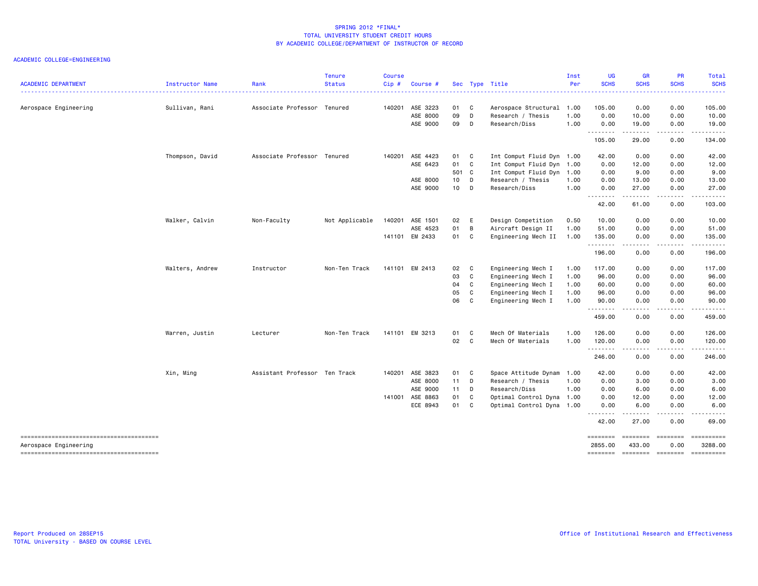SPRING 2012 *FINAL*
TOTAL UNIVERSITY STUDENT CREDIT HOURS
BY ACADEMIC COLLEGE/DEPARTMENT OF INSTRUCTOR OF RECORD

ACADEMIC COLLEGE=ENGINEERING

| ACADEMIC DEPARTMENT | Instructor Name | Rank | Tenure Status | Course Cip # | Course # | Sec | Type | Title | Inst Per | UG SCHS | GR SCHS | PR SCHS | Total SCHS |
|---|---|---|---|---|---|---|---|---|---|---|---|---|---|
| Aerospace Engineering | Sullivan, Rani | Associate Professor | Tenured | 140201 | ASE 3223 | 01 | C | Aerospace Structural | 1.00 | 105.00 | 0.00 | 0.00 | 105.00 |
| | | | | | ASE 8000 | 09 | D | Research / Thesis | 1.00 | 0.00 | 10.00 | 0.00 | 10.00 |
| | | | | | ASE 9000 | 09 | D | Research/Diss | 1.00 | 0.00 | 19.00 | 0.00 | 19.00 |
| | | | | | | | | | | 105.00 | 29.00 | 0.00 | 134.00 |
| | Thompson, David | Associate Professor | Tenured | 140201 | ASE 4423 | 01 | C | Int Comput Fluid Dyn | 1.00 | 42.00 | 0.00 | 0.00 | 42.00 |
| | | | | | ASE 6423 | 01 | C | Int Comput Fluid Dyn | 1.00 | 0.00 | 12.00 | 0.00 | 12.00 |
| | | | | | | 501 | C | Int Comput Fluid Dyn | 1.00 | 0.00 | 9.00 | 0.00 | 9.00 |
| | | | | | ASE 8000 | 10 | D | Research / Thesis | 1.00 | 0.00 | 13.00 | 0.00 | 13.00 |
| | | | | | ASE 9000 | 10 | D | Research/Diss | 1.00 | 0.00 | 27.00 | 0.00 | 27.00 |
| | | | | | | | | | | 42.00 | 61.00 | 0.00 | 103.00 |
| | Walker, Calvin | Non-Faculty | Not Applicable | 140201 | ASE 1501 | 02 | E | Design Competition | 0.50 | 10.00 | 0.00 | 0.00 | 10.00 |
| | | | | | ASE 4523 | 01 | B | Aircraft Design II | 1.00 | 51.00 | 0.00 | 0.00 | 51.00 |
| | | | | 141101 | EM 2433 | 01 | C | Engineering Mech II | 1.00 | 135.00 | 0.00 | 0.00 | 135.00 |
| | | | | | | | | | | 196.00 | 0.00 | 0.00 | 196.00 |
| | Walters, Andrew | Instructor | Non-Ten Track | 141101 | EM 2413 | 02 | C | Engineering Mech I | 1.00 | 117.00 | 0.00 | 0.00 | 117.00 |
| | | | | | | 03 | C | Engineering Mech I | 1.00 | 96.00 | 0.00 | 0.00 | 96.00 |
| | | | | | | 04 | C | Engineering Mech I | 1.00 | 60.00 | 0.00 | 0.00 | 60.00 |
| | | | | | | 05 | C | Engineering Mech I | 1.00 | 96.00 | 0.00 | 0.00 | 96.00 |
| | | | | | | 06 | C | Engineering Mech I | 1.00 | 90.00 | 0.00 | 0.00 | 90.00 |
| | | | | | | | | | | 459.00 | 0.00 | 0.00 | 459.00 |
| | Warren, Justin | Lecturer | Non-Ten Track | 141101 | EM 3213 | 01 | C | Mech Of Materials | 1.00 | 126.00 | 0.00 | 0.00 | 126.00 |
| | | | | | | 02 | C | Mech Of Materials | 1.00 | 120.00 | 0.00 | 0.00 | 120.00 |
| | | | | | | | | | | 246.00 | 0.00 | 0.00 | 246.00 |
| | Xin, Ming | Assistant Professor | Ten Track | 140201 | ASE 3823 | 01 | C | Space Attitude Dynam | 1.00 | 42.00 | 0.00 | 0.00 | 42.00 |
| | | | | | ASE 8000 | 11 | D | Research / Thesis | 1.00 | 0.00 | 3.00 | 0.00 | 3.00 |
| | | | | | ASE 9000 | 11 | D | Research/Diss | 1.00 | 0.00 | 6.00 | 0.00 | 6.00 |
| | | | | 141001 | ASE 8863 | 01 | C | Optimal Control Dyna | 1.00 | 0.00 | 12.00 | 0.00 | 12.00 |
| | | | | | ECE 8943 | 01 | C | Optimal Control Dyna | 1.00 | 0.00 | 6.00 | 0.00 | 6.00 |
| | | | | | | | | | | 42.00 | 27.00 | 0.00 | 69.00 |
| Aerospace Engineering | | | | | | | | | | 2855.00 | 433.00 | 0.00 | 3288.00 |

Report Produced on 28SEP15
TOTAL University - BASED ON COURSE LEVEL

Office of Institutional Research and Effectiveness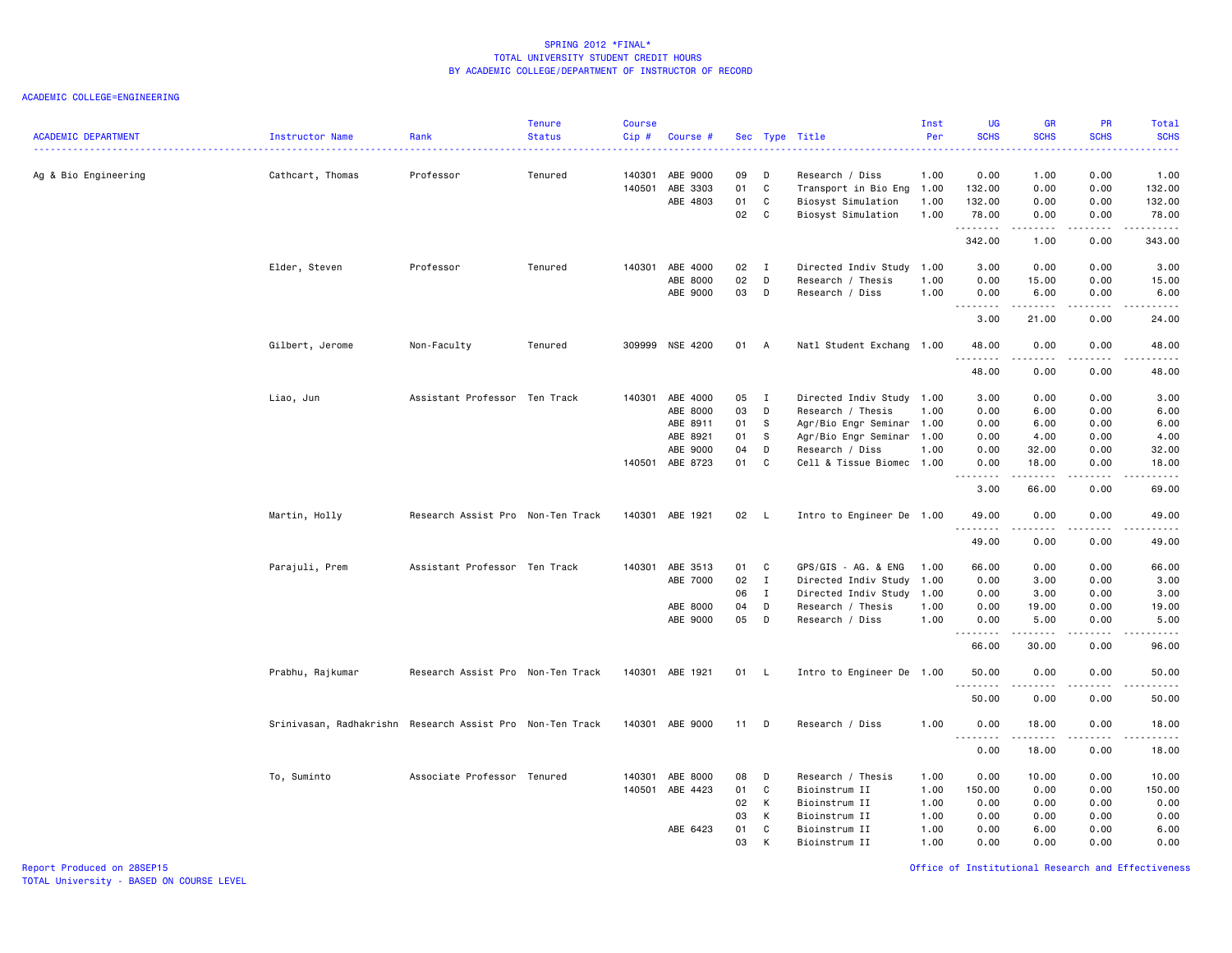# SPRING 2012 *FINAL*
## TOTAL UNIVERSITY STUDENT CREDIT HOURS
## BY ACADEMIC COLLEGE/DEPARTMENT OF INSTRUCTOR OF RECORD

ACADEMIC COLLEGE=ENGINEERING

| ACADEMIC DEPARTMENT | Instructor Name | Rank | Tenure Status | Course Cip # | Course # | Sec | Type | Title | Inst Per | UG SCHS | GR SCHS | PR SCHS | Total SCHS |
|---|---|---|---|---|---|---|---|---|---|---|---|---|---|
| Ag & Bio Engineering | Cathcart, Thomas | Professor | Tenured | 140301 | ABE 9000 | 09 | D | Research / Diss | 1.00 | 0.00 | 1.00 | 0.00 | 1.00 |
| | | | | 140501 | ABE 3303 | 01 | C | Transport in Bio Eng | 1.00 | 132.00 | 0.00 | 0.00 | 132.00 |
| | | | | | ABE 4803 | 01 | C | Biosyst Simulation | 1.00 | 132.00 | 0.00 | 0.00 | 132.00 |
| | | | | | | 02 | C | Biosyst Simulation | 1.00 | 78.00 | 0.00 | 0.00 | 78.00 |
| | | | | | | | | | | 342.00 | 1.00 | 0.00 | 343.00 |
| | Elder, Steven | Professor | Tenured | 140301 | ABE 4000 | 02 | I | Directed Indiv Study | 1.00 | 3.00 | 0.00 | 0.00 | 3.00 |
| | | | | | ABE 8000 | 02 | D | Research / Thesis | 1.00 | 0.00 | 15.00 | 0.00 | 15.00 |
| | | | | | ABE 9000 | 03 | D | Research / Diss | 1.00 | 0.00 | 6.00 | 0.00 | 6.00 |
| | | | | | | | | | | 3.00 | 21.00 | 0.00 | 24.00 |
| | Gilbert, Jerome | Non-Faculty | Tenured | 309999 | NSE 4200 | 01 | A | Natl Student Exchang | 1.00 | 48.00 | 0.00 | 0.00 | 48.00 |
| | | | | | | | | | | 48.00 | 0.00 | 0.00 | 48.00 |
| | Liao, Jun | Assistant Professor | Ten Track | 140301 | ABE 4000 | 05 | I | Directed Indiv Study | 1.00 | 3.00 | 0.00 | 0.00 | 3.00 |
| | | | | | ABE 8000 | 03 | D | Research / Thesis | 1.00 | 0.00 | 6.00 | 0.00 | 6.00 |
| | | | | | ABE 8911 | 01 | S | Agr/Bio Engr Seminar | 1.00 | 0.00 | 6.00 | 0.00 | 6.00 |
| | | | | | ABE 8921 | 01 | S | Agr/Bio Engr Seminar | 1.00 | 0.00 | 4.00 | 0.00 | 4.00 |
| | | | | | ABE 9000 | 04 | D | Research / Diss | 1.00 | 0.00 | 32.00 | 0.00 | 32.00 |
| | | | | 140501 | ABE 8723 | 01 | C | Cell & Tissue Biomec | 1.00 | 0.00 | 18.00 | 0.00 | 18.00 |
| | | | | | | | | | | 3.00 | 66.00 | 0.00 | 69.00 |
| | Martin, Holly | Research Assist Pro | Non-Ten Track | 140301 | ABE 1921 | 02 | L | Intro to Engineer De | 1.00 | 49.00 | 0.00 | 0.00 | 49.00 |
| | | | | | | | | | | 49.00 | 0.00 | 0.00 | 49.00 |
| | Parajuli, Prem | Assistant Professor | Ten Track | 140301 | ABE 3513 | 01 | C | GPS/GIS - AG. & ENG | 1.00 | 66.00 | 0.00 | 0.00 | 66.00 |
| | | | | | ABE 7000 | 02 | I | Directed Indiv Study | 1.00 | 0.00 | 3.00 | 0.00 | 3.00 |
| | | | | | | 06 | I | Directed Indiv Study | 1.00 | 0.00 | 3.00 | 0.00 | 3.00 |
| | | | | | ABE 8000 | 04 | D | Research / Thesis | 1.00 | 0.00 | 19.00 | 0.00 | 19.00 |
| | | | | | ABE 9000 | 05 | D | Research / Diss | 1.00 | 0.00 | 5.00 | 0.00 | 5.00 |
| | | | | | | | | | | 66.00 | 30.00 | 0.00 | 96.00 |
| | Prabhu, Rajkumar | Research Assist Pro | Non-Ten Track | 140301 | ABE 1921 | 01 | L | Intro to Engineer De | 1.00 | 50.00 | 0.00 | 0.00 | 50.00 |
| | | | | | | | | | | 50.00 | 0.00 | 0.00 | 50.00 |
| | Srinivasan, Radhakrishn | Research Assist Pro | Non-Ten Track | 140301 | ABE 9000 | 11 | D | Research / Diss | 1.00 | 0.00 | 18.00 | 0.00 | 18.00 |
| | | | | | | | | | | 0.00 | 18.00 | 0.00 | 18.00 |
| | To, Suminto | Associate Professor | Tenured | 140301 | ABE 8000 | 08 | D | Research / Thesis | 1.00 | 0.00 | 10.00 | 0.00 | 10.00 |
| | | | | 140501 | ABE 4423 | 01 | C | Bioinstrum II | 1.00 | 150.00 | 0.00 | 0.00 | 150.00 |
| | | | | | | 02 | K | Bioinstrum II | 1.00 | 0.00 | 0.00 | 0.00 | 0.00 |
| | | | | | | 03 | K | Bioinstrum II | 1.00 | 0.00 | 0.00 | 0.00 | 0.00 |
| | | | | | ABE 6423 | 01 | C | Bioinstrum II | 1.00 | 0.00 | 6.00 | 0.00 | 6.00 |
| | | | | | | 03 | K | Bioinstrum II | 1.00 | 0.00 | 0.00 | 0.00 | 0.00 |

Report Produced on 28SEP15
TOTAL University - BASED ON COURSE LEVEL

Office of Institutional Research and Effectiveness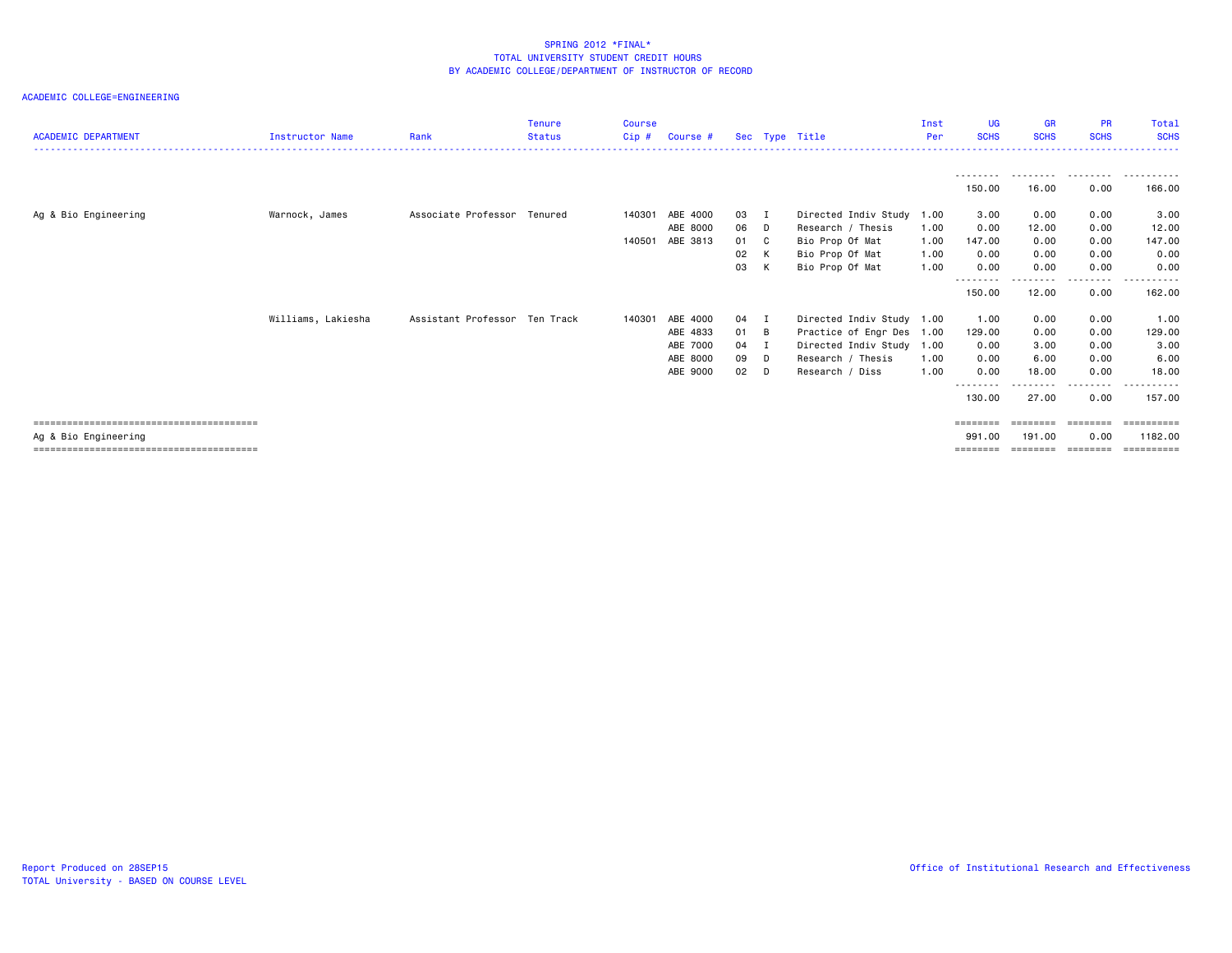SPRING 2012 *FINAL*
TOTAL UNIVERSITY STUDENT CREDIT HOURS
BY ACADEMIC COLLEGE/DEPARTMENT OF INSTRUCTOR OF RECORD

ACADEMIC COLLEGE=ENGINEERING

| ACADEMIC DEPARTMENT | Instructor Name | Rank | Tenure Status | Course Cip # | Course # | Sec | Type | Title | Inst Per | UG SCHS | GR SCHS | PR SCHS | Total SCHS |
|---|---|---|---|---|---|---|---|---|---|---|---|---|---|
| | | | | | | | | | | 150.00 | 16.00 | 0.00 | 166.00 |
| Ag & Bio Engineering | Warnock, James | Associate Professor | Tenured | 140301 | ABE 4000 | 03 | I | Directed Indiv Study | 1.00 | 3.00 | 0.00 | 0.00 | 3.00 |
| | | | | | ABE 8000 | 06 | D | Research / Thesis | 1.00 | 0.00 | 12.00 | 0.00 | 12.00 |
| | | | | 140501 | ABE 3813 | 01 | C | Bio Prop Of Mat | 1.00 | 147.00 | 0.00 | 0.00 | 147.00 |
| | | | | | | 02 | K | Bio Prop Of Mat | 1.00 | 0.00 | 0.00 | 0.00 | 0.00 |
| | | | | | | 03 | K | Bio Prop Of Mat | 1.00 | 0.00 | 0.00 | 0.00 | 0.00 |
| | | | | | | | | | | 150.00 | 12.00 | 0.00 | 162.00 |
| | Williams, Lakiesha | Assistant Professor | Ten Track | 140301 | ABE 4000 | 04 | I | Directed Indiv Study | 1.00 | 1.00 | 0.00 | 0.00 | 1.00 |
| | | | | | ABE 4833 | 01 | B | Practice of Engr Des | 1.00 | 129.00 | 0.00 | 0.00 | 129.00 |
| | | | | | ABE 7000 | 04 | I | Directed Indiv Study | 1.00 | 0.00 | 3.00 | 0.00 | 3.00 |
| | | | | | ABE 8000 | 09 | D | Research / Thesis | 1.00 | 0.00 | 6.00 | 0.00 | 6.00 |
| | | | | | ABE 9000 | 02 | D | Research / Diss | 1.00 | 0.00 | 18.00 | 0.00 | 18.00 |
| | | | | | | | | | | 130.00 | 27.00 | 0.00 | 157.00 |
| Ag & Bio Engineering | | | | | | | | | | 991.00 | 191.00 | 0.00 | 1182.00 |

Report Produced on 28SEP15
TOTAL University - BASED ON COURSE LEVEL

Office of Institutional Research and Effectiveness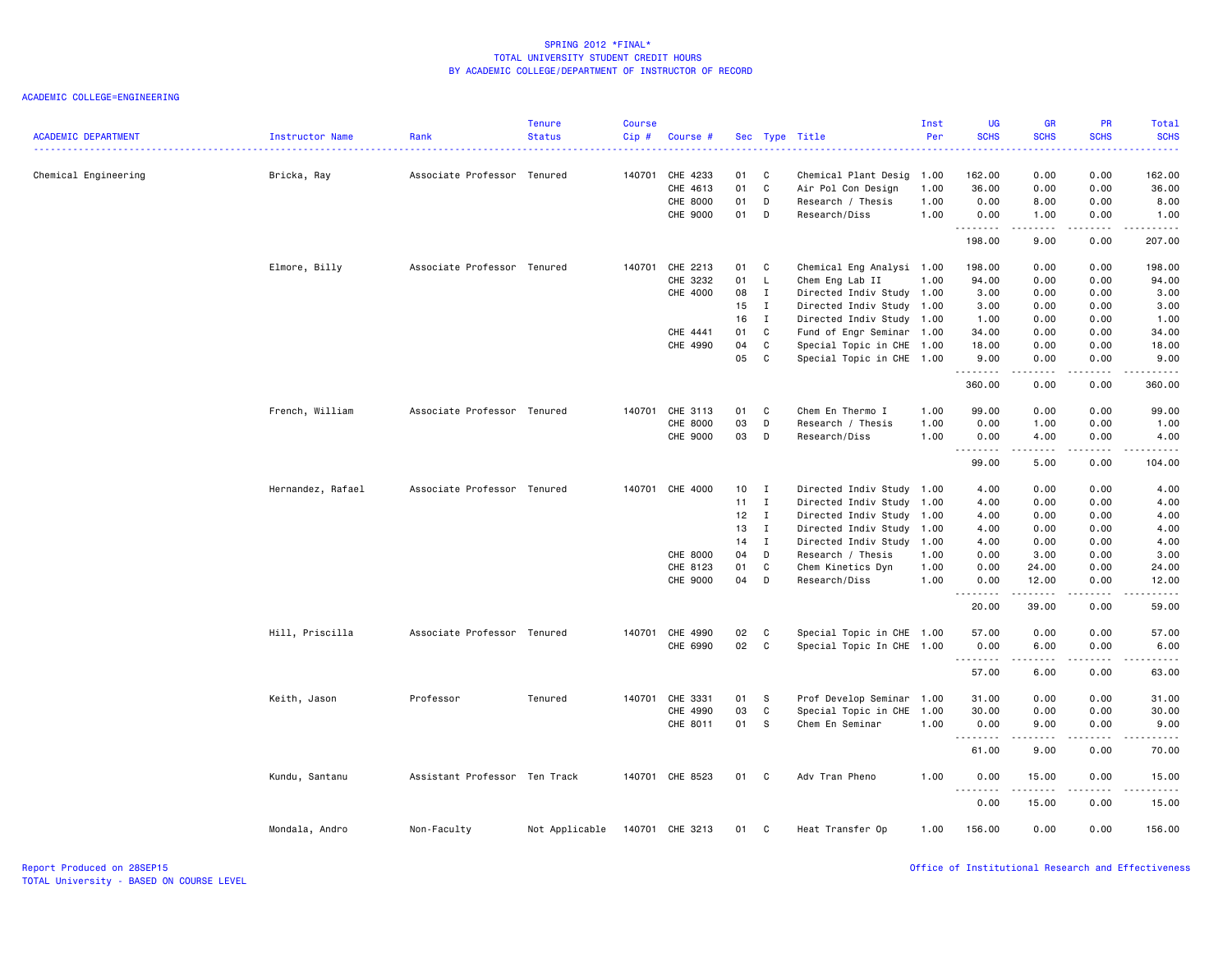SPRING 2012 *FINAL*
TOTAL UNIVERSITY STUDENT CREDIT HOURS
BY ACADEMIC COLLEGE/DEPARTMENT OF INSTRUCTOR OF RECORD

ACADEMIC COLLEGE=ENGINEERING

| ACADEMIC DEPARTMENT | Instructor Name | Rank | Tenure Status | Course Cip # | Course # | Sec | Type | Title | Inst Per | UG SCHS | GR SCHS | PR SCHS | Total SCHS |
|---|---|---|---|---|---|---|---|---|---|---|---|---|---|
| Chemical Engineering | Bricka, Ray | Associate Professor | Tenured | 140701 | CHE 4233 | 01 | C | Chemical Plant Desig | 1.00 | 162.00 | 0.00 | 0.00 | 162.00 |
| | | | | | CHE 4613 | 01 | C | Air Pol Con Design | 1.00 | 36.00 | 0.00 | 0.00 | 36.00 |
| | | | | | CHE 8000 | 01 | D | Research / Thesis | 1.00 | 0.00 | 8.00 | 0.00 | 8.00 |
| | | | | | CHE 9000 | 01 | D | Research/Diss | 1.00 | 0.00 | 1.00 | 0.00 | 1.00 |
| | | | | | | | | | | 198.00 | 9.00 | 0.00 | 207.00 |
| | Elmore, Billy | Associate Professor | Tenured | 140701 | CHE 2213 | 01 | C | Chemical Eng Analysi | 1.00 | 198.00 | 0.00 | 0.00 | 198.00 |
| | | | | | CHE 3232 | 01 | L | Chem Eng Lab II | 1.00 | 94.00 | 0.00 | 0.00 | 94.00 |
| | | | | | CHE 4000 | 08 | I | Directed Indiv Study | 1.00 | 3.00 | 0.00 | 0.00 | 3.00 |
| | | | | | | 15 | I | Directed Indiv Study | 1.00 | 3.00 | 0.00 | 0.00 | 3.00 |
| | | | | | | 16 | I | Directed Indiv Study | 1.00 | 1.00 | 0.00 | 0.00 | 1.00 |
| | | | | | CHE 4441 | 01 | C | Fund of Engr Seminar | 1.00 | 34.00 | 0.00 | 0.00 | 34.00 |
| | | | | | CHE 4990 | 04 | C | Special Topic in CHE | 1.00 | 18.00 | 0.00 | 0.00 | 18.00 |
| | | | | | | 05 | C | Special Topic in CHE | 1.00 | 9.00 | 0.00 | 0.00 | 9.00 |
| | | | | | | | | | | 360.00 | 0.00 | 0.00 | 360.00 |
| | French, William | Associate Professor | Tenured | 140701 | CHE 3113 | 01 | C | Chem En Thermo I | 1.00 | 99.00 | 0.00 | 0.00 | 99.00 |
| | | | | | CHE 8000 | 03 | D | Research / Thesis | 1.00 | 0.00 | 1.00 | 0.00 | 1.00 |
| | | | | | CHE 9000 | 03 | D | Research/Diss | 1.00 | 0.00 | 4.00 | 0.00 | 4.00 |
| | | | | | | | | | | 99.00 | 5.00 | 0.00 | 104.00 |
| | Hernandez, Rafael | Associate Professor | Tenured | 140701 | CHE 4000 | 10 | I | Directed Indiv Study | 1.00 | 4.00 | 0.00 | 0.00 | 4.00 |
| | | | | | | 11 | I | Directed Indiv Study | 1.00 | 4.00 | 0.00 | 0.00 | 4.00 |
| | | | | | | 12 | I | Directed Indiv Study | 1.00 | 4.00 | 0.00 | 0.00 | 4.00 |
| | | | | | | 13 | I | Directed Indiv Study | 1.00 | 4.00 | 0.00 | 0.00 | 4.00 |
| | | | | | | 14 | I | Directed Indiv Study | 1.00 | 4.00 | 0.00 | 0.00 | 4.00 |
| | | | | | CHE 8000 | 04 | D | Research / Thesis | 1.00 | 0.00 | 3.00 | 0.00 | 3.00 |
| | | | | | CHE 8123 | 01 | C | Chem Kinetics Dyn | 1.00 | 0.00 | 24.00 | 0.00 | 24.00 |
| | | | | | CHE 9000 | 04 | D | Research/Diss | 1.00 | 0.00 | 12.00 | 0.00 | 12.00 |
| | | | | | | | | | | 20.00 | 39.00 | 0.00 | 59.00 |
| | Hill, Priscilla | Associate Professor | Tenured | 140701 | CHE 4990 | 02 | C | Special Topic in CHE | 1.00 | 57.00 | 0.00 | 0.00 | 57.00 |
| | | | | | CHE 6990 | 02 | C | Special Topic In CHE | 1.00 | 0.00 | 6.00 | 0.00 | 6.00 |
| | | | | | | | | | | 57.00 | 6.00 | 0.00 | 63.00 |
| | Keith, Jason | Professor | Tenured | 140701 | CHE 3331 | 01 | S | Prof Develop Seminar | 1.00 | 31.00 | 0.00 | 0.00 | 31.00 |
| | | | | | CHE 4990 | 03 | C | Special Topic in CHE | 1.00 | 30.00 | 0.00 | 0.00 | 30.00 |
| | | | | | CHE 8011 | 01 | S | Chem En Seminar | 1.00 | 0.00 | 9.00 | 0.00 | 9.00 |
| | | | | | | | | | | 61.00 | 9.00 | 0.00 | 70.00 |
| | Kundu, Santanu | Assistant Professor | Ten Track | 140701 | CHE 8523 | 01 | C | Adv Tran Pheno | 1.00 | 0.00 | 15.00 | 0.00 | 15.00 |
| | | | | | | | | | | 0.00 | 15.00 | 0.00 | 15.00 |
| | Mondala, Andro | Non-Faculty | Not Applicable | 140701 | CHE 3213 | 01 | C | Heat Transfer Op | 1.00 | 156.00 | 0.00 | 0.00 | 156.00 |

Report Produced on 28SEP15
TOTAL University - BASED ON COURSE LEVEL

Office of Institutional Research and Effectiveness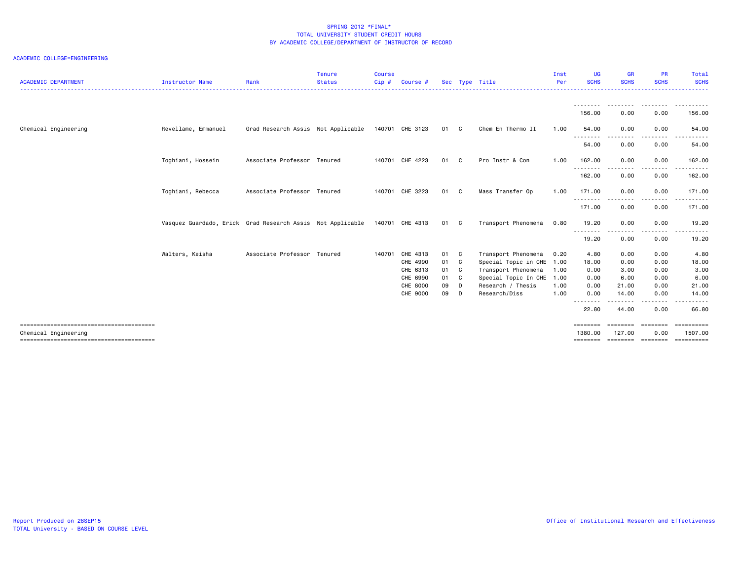SPRING 2012 *FINAL*
TOTAL UNIVERSITY STUDENT CREDIT HOURS
BY ACADEMIC COLLEGE/DEPARTMENT OF INSTRUCTOR OF RECORD

ACADEMIC COLLEGE=ENGINEERING

| ACADEMIC DEPARTMENT | Instructor Name | Rank | Tenure Status | Course Cip # | Course # | Sec | Type | Title | Inst Per | UG SCHS | GR SCHS | PR SCHS | Total SCHS |
|---|---|---|---|---|---|---|---|---|---|---|---|---|---|
| | | | | | | | | | | 156.00 | 0.00 | 0.00 | 156.00 |
| Chemical Engineering | Revellame, Emmanuel | Grad Research Assis | Not Applicable | 140701 | CHE 3123 | 01 | C | Chem En Thermo II | 1.00 | 54.00 | 0.00 | 0.00 | 54.00 |
| | | | | | | | | | | 54.00 | 0.00 | 0.00 | 54.00 |
| | Toghiani, Hossein | Associate Professor | Tenured | 140701 | CHE 4223 | 01 | C | Pro Instr & Con | 1.00 | 162.00 | 0.00 | 0.00 | 162.00 |
| | | | | | | | | | | 162.00 | 0.00 | 0.00 | 162.00 |
| | Toghiani, Rebecca | Associate Professor | Tenured | 140701 | CHE 3223 | 01 | C | Mass Transfer Op | 1.00 | 171.00 | 0.00 | 0.00 | 171.00 |
| | | | | | | | | | | 171.00 | 0.00 | 0.00 | 171.00 |
| | Vasquez Guardado, Erick | Grad Research Assis | Not Applicable | 140701 | CHE 4313 | 01 | C | Transport Phenomena | 0.80 | 19.20 | 0.00 | 0.00 | 19.20 |
| | | | | | | | | | | 19.20 | 0.00 | 0.00 | 19.20 |
| | Walters, Keisha | Associate Professor | Tenured | 140701 | CHE 4313 | 01 | C | Transport Phenomena | 0.20 | 4.80 | 0.00 | 0.00 | 4.80 |
| | | | | | CHE 4990 | 01 | C | Special Topic in CHE | 1.00 | 18.00 | 0.00 | 0.00 | 18.00 |
| | | | | | CHE 6313 | 01 | C | Transport Phenomena | 1.00 | 0.00 | 3.00 | 0.00 | 3.00 |
| | | | | | CHE 6990 | 01 | C | Special Topic In CHE | 1.00 | 0.00 | 6.00 | 0.00 | 6.00 |
| | | | | | CHE 8000 | 09 | D | Research / Thesis | 1.00 | 0.00 | 21.00 | 0.00 | 21.00 |
| | | | | | CHE 9000 | 09 | D | Research/Diss | 1.00 | 0.00 | 14.00 | 0.00 | 14.00 |
| | | | | | | | | | | 22.80 | 44.00 | 0.00 | 66.80 |
| Chemical Engineering | | | | | | | | | | 1380.00 | 127.00 | 0.00 | 1507.00 |

Report Produced on 28SEP15
TOTAL University - BASED ON COURSE LEVEL

Office of Institutional Research and Effectiveness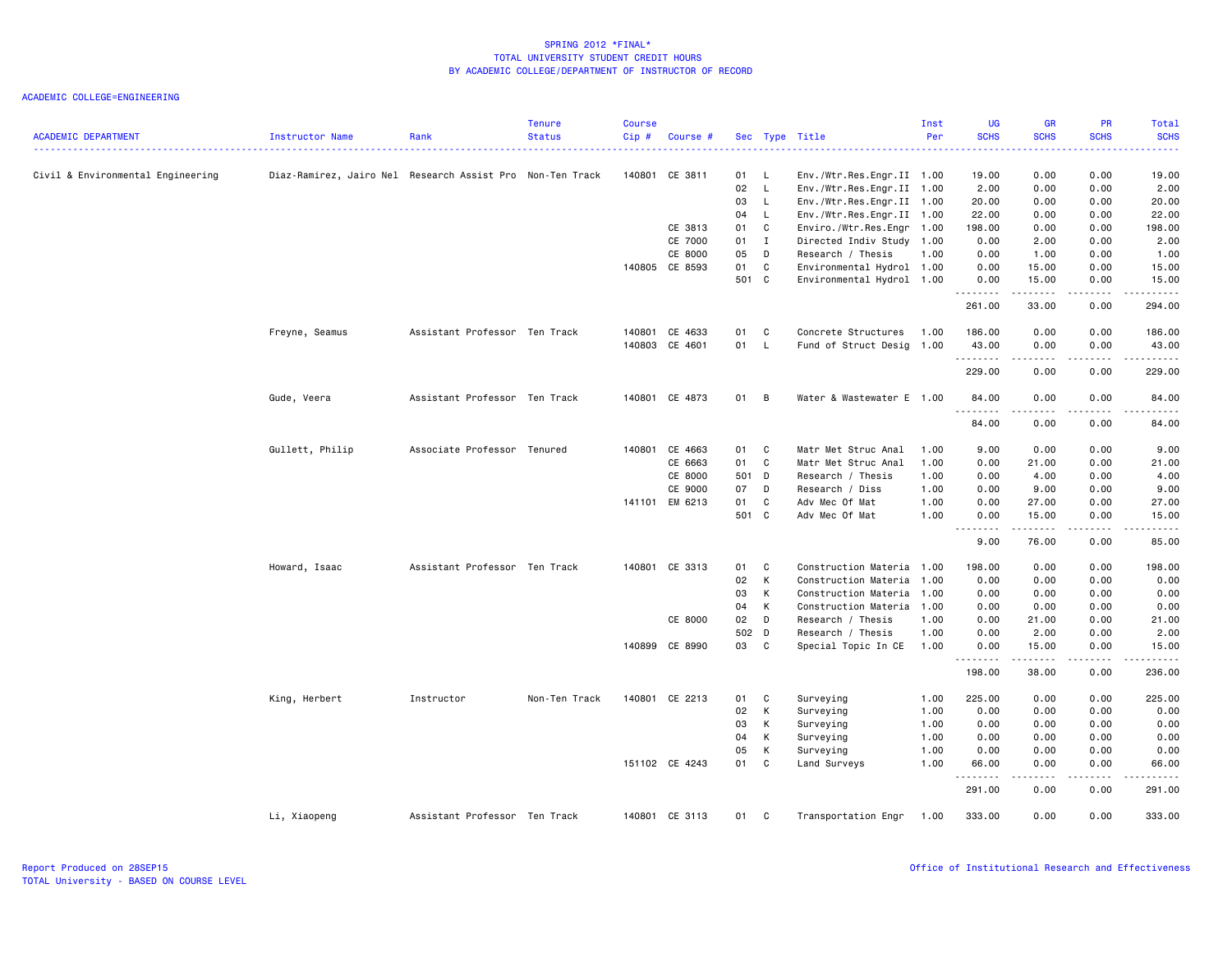# SPRING 2012 *FINAL*
## TOTAL UNIVERSITY STUDENT CREDIT HOURS
### BY ACADEMIC COLLEGE/DEPARTMENT OF INSTRUCTOR OF RECORD

ACADEMIC COLLEGE=ENGINEERING

| ACADEMIC DEPARTMENT | Instructor Name | Rank | Tenure Status | Course Cip # | Course # | Sec | Type | Title | Inst Per | UG SCHS | GR SCHS | PR SCHS | Total SCHS |
|---|---|---|---|---|---|---|---|---|---|---|---|---|---|
| Civil & Environmental Engineering | Diaz-Ramirez, Jairo Nel | Research Assist Pro | Non-Ten Track | 140801 | CE 3811 | 01 | L | Env./Wtr.Res.Engr.II | 1.00 | 19.00 | 0.00 | 0.00 | 19.00 |
| | | | | | | 02 | L | Env./Wtr.Res.Engr.II | 1.00 | 2.00 | 0.00 | 0.00 | 2.00 |
| | | | | | | 03 | L | Env./Wtr.Res.Engr.II | 1.00 | 20.00 | 0.00 | 0.00 | 20.00 |
| | | | | | | 04 | L | Env./Wtr.Res.Engr.II | 1.00 | 22.00 | 0.00 | 0.00 | 22.00 |
| | | | | | CE 3813 | 01 | C | Enviro./Wtr.Res.Engr | 1.00 | 198.00 | 0.00 | 0.00 | 198.00 |
| | | | | | CE 7000 | 01 | I | Directed Indiv Study | 1.00 | 0.00 | 2.00 | 0.00 | 2.00 |
| | | | | | CE 8000 | 05 | D | Research / Thesis | 1.00 | 0.00 | 1.00 | 0.00 | 1.00 |
| | | | | 140805 | CE 8593 | 01 | C | Environmental Hydrol | 1.00 | 0.00 | 15.00 | 0.00 | 15.00 |
| | | | | | | 501 | C | Environmental Hydrol | 1.00 | 0.00 | 15.00 | 0.00 | 15.00 |
| | | | | | | | | | | 261.00 | 33.00 | 0.00 | 294.00 |
| | Freyne, Seamus | Assistant Professor | Ten Track | 140801 | CE 4633 | 01 | C | Concrete Structures | 1.00 | 186.00 | 0.00 | 0.00 | 186.00 |
| | | | | 140803 | CE 4601 | 01 | L | Fund of Struct Desig | 1.00 | 43.00 | 0.00 | 0.00 | 43.00 |
| | | | | | | | | | | 229.00 | 0.00 | 0.00 | 229.00 |
| | Gude, Veera | Assistant Professor | Ten Track | 140801 | CE 4873 | 01 | B | Water & Wastewater E | 1.00 | 84.00 | 0.00 | 0.00 | 84.00 |
| | | | | | | | | | | 84.00 | 0.00 | 0.00 | 84.00 |
| | Gullett, Philip | Associate Professor | Tenured | 140801 | CE 4663 | 01 | C | Matr Met Struc Anal | 1.00 | 9.00 | 0.00 | 0.00 | 9.00 |
| | | | | | CE 6663 | 01 | C | Matr Met Struc Anal | 1.00 | 0.00 | 21.00 | 0.00 | 21.00 |
| | | | | | CE 8000 | 501 | D | Research / Thesis | 1.00 | 0.00 | 4.00 | 0.00 | 4.00 |
| | | | | | CE 9000 | 07 | D | Research / Diss | 1.00 | 0.00 | 9.00 | 0.00 | 9.00 |
| | | | | 141101 | EM 6213 | 01 | C | Adv Mec Of Mat | 1.00 | 0.00 | 27.00 | 0.00 | 27.00 |
| | | | | | | 501 | C | Adv Mec Of Mat | 1.00 | 0.00 | 15.00 | 0.00 | 15.00 |
| | | | | | | | | | | 9.00 | 76.00 | 0.00 | 85.00 |
| | Howard, Isaac | Assistant Professor | Ten Track | 140801 | CE 3313 | 01 | C | Construction Materia | 1.00 | 198.00 | 0.00 | 0.00 | 198.00 |
| | | | | | | 02 | K | Construction Materia | 1.00 | 0.00 | 0.00 | 0.00 | 0.00 |
| | | | | | | 03 | K | Construction Materia | 1.00 | 0.00 | 0.00 | 0.00 | 0.00 |
| | | | | | | 04 | K | Construction Materia | 1.00 | 0.00 | 0.00 | 0.00 | 0.00 |
| | | | | | CE 8000 | 02 | D | Research / Thesis | 1.00 | 0.00 | 21.00 | 0.00 | 21.00 |
| | | | | | | 502 | D | Research / Thesis | 1.00 | 0.00 | 2.00 | 0.00 | 2.00 |
| | | | | 140899 | CE 8990 | 03 | C | Special Topic In CE | 1.00 | 0.00 | 15.00 | 0.00 | 15.00 |
| | | | | | | | | | | 198.00 | 38.00 | 0.00 | 236.00 |
| | King, Herbert | Instructor | Non-Ten Track | 140801 | CE 2213 | 01 | C | Surveying | 1.00 | 225.00 | 0.00 | 0.00 | 225.00 |
| | | | | | | 02 | K | Surveying | 1.00 | 0.00 | 0.00 | 0.00 | 0.00 |
| | | | | | | 03 | K | Surveying | 1.00 | 0.00 | 0.00 | 0.00 | 0.00 |
| | | | | | | 04 | K | Surveying | 1.00 | 0.00 | 0.00 | 0.00 | 0.00 |
| | | | | | | 05 | K | Surveying | 1.00 | 0.00 | 0.00 | 0.00 | 0.00 |
| | | | | 151102 | CE 4243 | 01 | C | Land Surveys | 1.00 | 66.00 | 0.00 | 0.00 | 66.00 |
| | | | | | | | | | | 291.00 | 0.00 | 0.00 | 291.00 |
| | Li, Xiaopeng | Assistant Professor | Ten Track | 140801 | CE 3113 | 01 | C | Transportation Engr | 1.00 | 333.00 | 0.00 | 0.00 | 333.00 |

Report Produced on 28SEP15
TOTAL University - BASED ON COURSE LEVEL

Office of Institutional Research and Effectiveness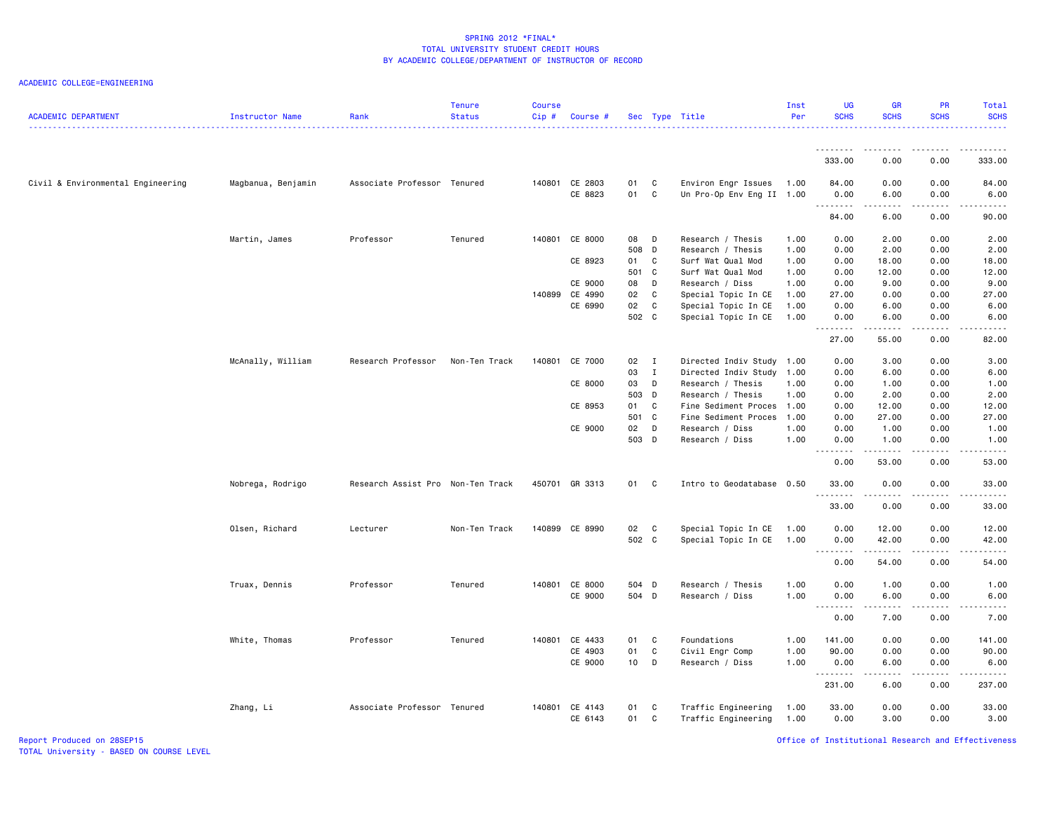SPRING 2012 *FINAL*
TOTAL UNIVERSITY STUDENT CREDIT HOURS
BY ACADEMIC COLLEGE/DEPARTMENT OF INSTRUCTOR OF RECORD

ACADEMIC COLLEGE=ENGINEERING

| ACADEMIC DEPARTMENT | Instructor Name | Rank | Tenure Status | Course Cip # | Course # | Sec | Type | Title | Inst Per | UG SCHS | GR SCHS | PR SCHS | Total SCHS |
|---|---|---|---|---|---|---|---|---|---|---|---|---|---|
| | | | | | | | | | | 333.00 | 0.00 | 0.00 | 333.00 |
| Civil & Environmental Engineering | Magbanua, Benjamin | Associate Professor | Tenured | 140801 | CE 2803 | 01 | C | Environ Engr Issues | 1.00 | 84.00 | 0.00 | 0.00 | 84.00 |
| | | | | | CE 8823 | 01 | C | Un Pro-Op Env Eng II | 1.00 | 0.00 | 6.00 | 0.00 | 6.00 |
| | | | | | | | | | | 84.00 | 6.00 | 0.00 | 90.00 |
| | Martin, James | Professor | Tenured | 140801 | CE 8000 | 08 | D | Research / Thesis | 1.00 | 0.00 | 2.00 | 0.00 | 2.00 |
| | | | | | | 508 | D | Research / Thesis | 1.00 | 0.00 | 2.00 | 0.00 | 2.00 |
| | | | | | CE 8923 | 01 | C | Surf Wat Qual Mod | 1.00 | 0.00 | 18.00 | 0.00 | 18.00 |
| | | | | | | 501 | C | Surf Wat Qual Mod | 1.00 | 0.00 | 12.00 | 0.00 | 12.00 |
| | | | | | CE 9000 | 08 | D | Research / Diss | 1.00 | 0.00 | 9.00 | 0.00 | 9.00 |
| | | | | 140899 | CE 4990 | 02 | C | Special Topic In CE | 1.00 | 27.00 | 0.00 | 0.00 | 27.00 |
| | | | | | CE 6990 | 02 | C | Special Topic In CE | 1.00 | 0.00 | 6.00 | 0.00 | 6.00 |
| | | | | | | 502 | C | Special Topic In CE | 1.00 | 0.00 | 6.00 | 0.00 | 6.00 |
| | | | | | | | | | | 27.00 | 55.00 | 0.00 | 82.00 |
| | McAnally, William | Research Professor | Non-Ten Track | 140801 | CE 7000 | 02 | I | Directed Indiv Study | 1.00 | 0.00 | 3.00 | 0.00 | 3.00 |
| | | | | | | 03 | I | Directed Indiv Study | 1.00 | 0.00 | 6.00 | 0.00 | 6.00 |
| | | | | | CE 8000 | 03 | D | Research / Thesis | 1.00 | 0.00 | 1.00 | 0.00 | 1.00 |
| | | | | | | 503 | D | Research / Thesis | 1.00 | 0.00 | 2.00 | 0.00 | 2.00 |
| | | | | | CE 8953 | 01 | C | Fine Sediment Proces | 1.00 | 0.00 | 12.00 | 0.00 | 12.00 |
| | | | | | | 501 | C | Fine Sediment Proces | 1.00 | 0.00 | 27.00 | 0.00 | 27.00 |
| | | | | | CE 9000 | 02 | D | Research / Diss | 1.00 | 0.00 | 1.00 | 0.00 | 1.00 |
| | | | | | | 503 | D | Research / Diss | 1.00 | 0.00 | 1.00 | 0.00 | 1.00 |
| | | | | | | | | | | 0.00 | 53.00 | 0.00 | 53.00 |
| | Nobrega, Rodrigo | Research Assist Pro | Non-Ten Track | 450701 | GR 3313 | 01 | C | Intro to Geodatabase | 0.50 | 33.00 | 0.00 | 0.00 | 33.00 |
| | | | | | | | | | | 33.00 | 0.00 | 0.00 | 33.00 |
| | Olsen, Richard | Lecturer | Non-Ten Track | 140899 | CE 8990 | 02 | C | Special Topic In CE | 1.00 | 0.00 | 12.00 | 0.00 | 12.00 |
| | | | | | | 502 | C | Special Topic In CE | 1.00 | 0.00 | 42.00 | 0.00 | 42.00 |
| | | | | | | | | | | 0.00 | 54.00 | 0.00 | 54.00 |
| | Truax, Dennis | Professor | Tenured | 140801 | CE 8000 | 504 | D | Research / Thesis | 1.00 | 0.00 | 1.00 | 0.00 | 1.00 |
| | | | | | CE 9000 | 504 | D | Research / Diss | 1.00 | 0.00 | 6.00 | 0.00 | 6.00 |
| | | | | | | | | | | 0.00 | 7.00 | 0.00 | 7.00 |
| | White, Thomas | Professor | Tenured | 140801 | CE 4433 | 01 | C | Foundations | 1.00 | 141.00 | 0.00 | 0.00 | 141.00 |
| | | | | | CE 4903 | 01 | C | Civil Engr Comp | 1.00 | 90.00 | 0.00 | 0.00 | 90.00 |
| | | | | | CE 9000 | 10 | D | Research / Diss | 1.00 | 0.00 | 6.00 | 0.00 | 6.00 |
| | | | | | | | | | | 231.00 | 6.00 | 0.00 | 237.00 |
| | Zhang, Li | Associate Professor | Tenured | 140801 | CE 4143 | 01 | C | Traffic Engineering | 1.00 | 33.00 | 0.00 | 0.00 | 33.00 |
| | | | | | CE 6143 | 01 | C | Traffic Engineering | 1.00 | 0.00 | 3.00 | 0.00 | 3.00 |

Report Produced on 28SEP15
TOTAL University - BASED ON COURSE LEVEL
Office of Institutional Research and Effectiveness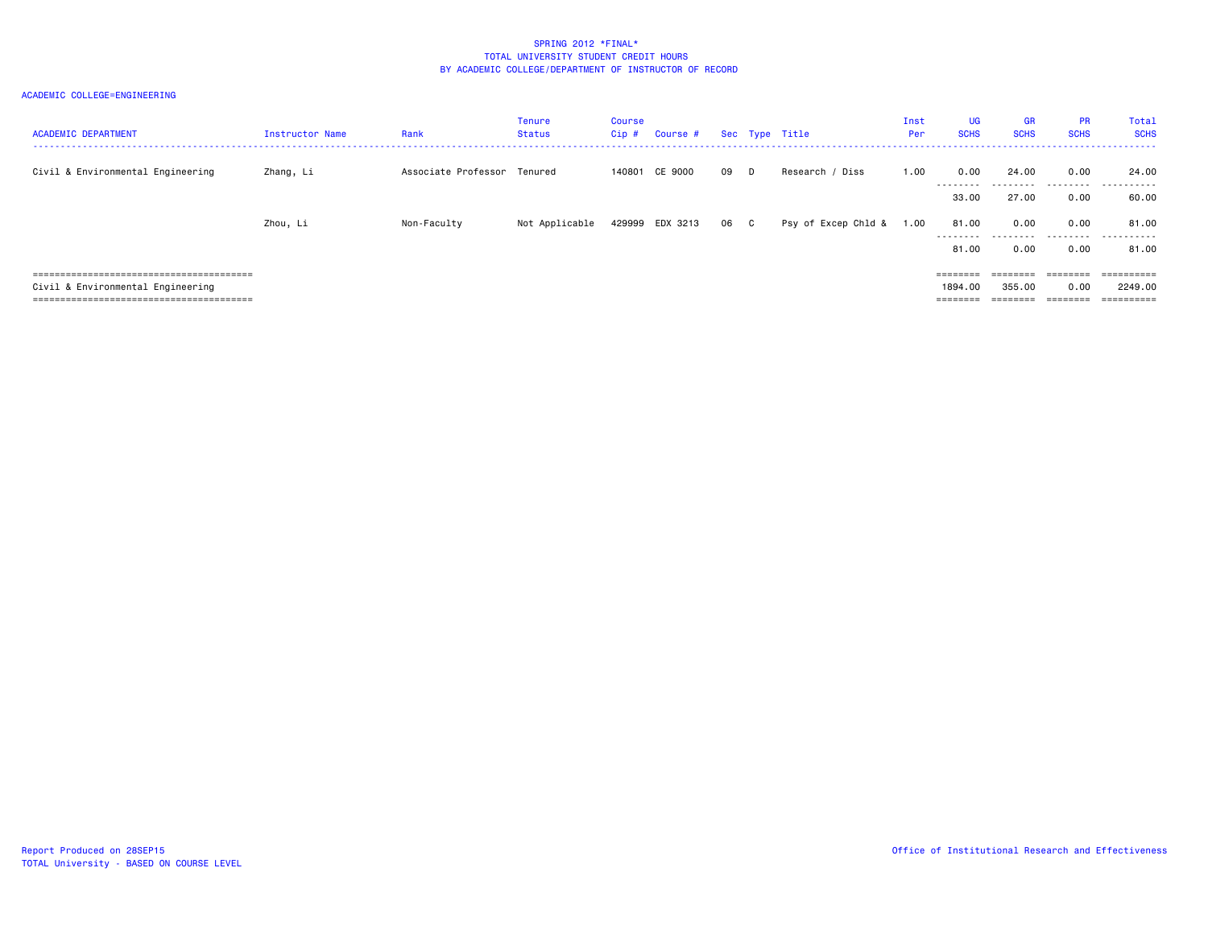SPRING 2012 *FINAL*
TOTAL UNIVERSITY STUDENT CREDIT HOURS
BY ACADEMIC COLLEGE/DEPARTMENT OF INSTRUCTOR OF RECORD

ACADEMIC COLLEGE=ENGINEERING

| ACADEMIC DEPARTMENT | Instructor Name | Rank | Tenure Status | Course Cip # | Course # | Sec | Type | Title | Inst Per | UG SCHS | GR SCHS | PR SCHS | Total SCHS |
|---|---|---|---|---|---|---|---|---|---|---|---|---|---|
| Civil & Environmental Engineering | Zhang, Li | Associate Professor | Tenured | 140801 | CE 9000 | 09 | D | Research / Diss | 1.00 | 0.00 | 24.00 | 0.00 | 24.00 |
| | | | | | | | | | | 33.00 | 27.00 | 0.00 | 60.00 |
| | Zhou, Li | Non-Faculty | Not Applicable | 429999 | EDX 3213 | 06 | C | Psy of Excep Chld & | 1.00 | 81.00 | 0.00 | 0.00 | 81.00 |
| | | | | | | | | | | 81.00 | 0.00 | 0.00 | 81.00 |
| Civil & Environmental Engineering | | | | | | | | | | 1894.00 | 355.00 | 0.00 | 2249.00 |

Report Produced on 28SEP15
TOTAL University - BASED ON COURSE LEVEL

Office of Institutional Research and Effectiveness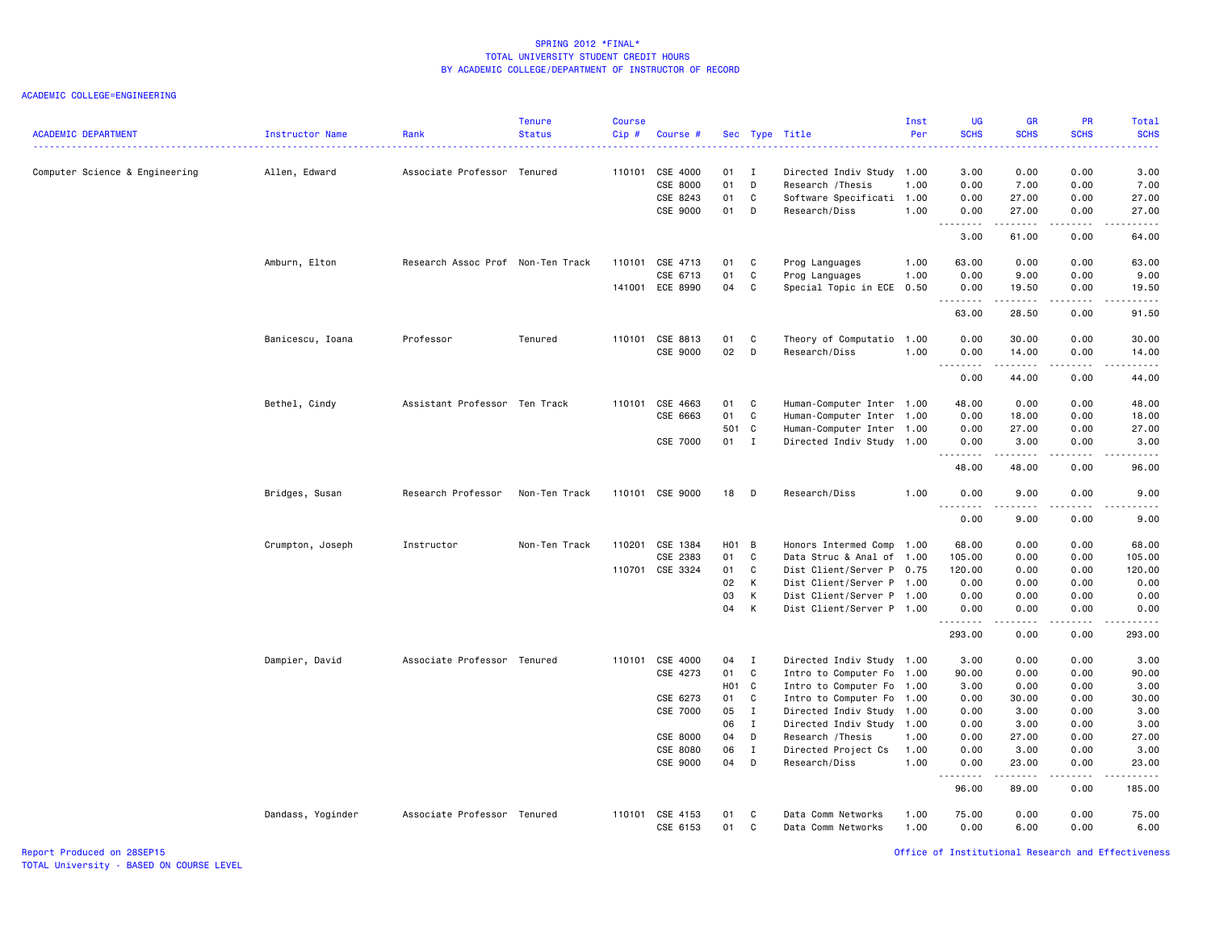SPRING 2012 *FINAL*
TOTAL UNIVERSITY STUDENT CREDIT HOURS
BY ACADEMIC COLLEGE/DEPARTMENT OF INSTRUCTOR OF RECORD

ACADEMIC COLLEGE=ENGINEERING

| ACADEMIC DEPARTMENT | Instructor Name | Rank | Tenure Status | Course Cip # | Course # | Sec | Type | Title | Inst Per | UG SCHS | GR SCHS | PR SCHS | Total SCHS |
|---|---|---|---|---|---|---|---|---|---|---|---|---|---|
| Computer Science & Engineering | Allen, Edward | Associate Professor | Tenured | 110101 | CSE 4000 | 01 | I | Directed Indiv Study | 1.00 | 3.00 | 0.00 | 0.00 | 3.00 |
| | | | | | CSE 8000 | 01 | D | Research /Thesis | 1.00 | 0.00 | 7.00 | 0.00 | 7.00 |
| | | | | | CSE 8243 | 01 | C | Software Specificati | 1.00 | 0.00 | 27.00 | 0.00 | 27.00 |
| | | | | | CSE 9000 | 01 | D | Research/Diss | 1.00 | 0.00 | 27.00 | 0.00 | 27.00 |
| | | | | | | | | | | 3.00 | 61.00 | 0.00 | 64.00 |
| | Amburn, Elton | Research Assoc Prof | Non-Ten Track | 110101 | CSE 4713 | 01 | C | Prog Languages | 1.00 | 63.00 | 0.00 | 0.00 | 63.00 |
| | | | | | CSE 6713 | 01 | C | Prog Languages | 1.00 | 0.00 | 9.00 | 0.00 | 9.00 |
| | | | | 141001 | ECE 8990 | 04 | C | Special Topic in ECE | 0.50 | 0.00 | 19.50 | 0.00 | 19.50 |
| | | | | | | | | | | 63.00 | 28.50 | 0.00 | 91.50 |
| | Banicescu, Ioana | Professor | Tenured | 110101 | CSE 8813 | 01 | C | Theory of Computatio | 1.00 | 0.00 | 30.00 | 0.00 | 30.00 |
| | | | | | CSE 9000 | 02 | D | Research/Diss | 1.00 | 0.00 | 14.00 | 0.00 | 14.00 |
| | | | | | | | | | | 0.00 | 44.00 | 0.00 | 44.00 |
| | Bethel, Cindy | Assistant Professor | Ten Track | 110101 | CSE 4663 | 01 | C | Human-Computer Inter | 1.00 | 48.00 | 0.00 | 0.00 | 48.00 |
| | | | | | CSE 6663 | 01 | C | Human-Computer Inter | 1.00 | 0.00 | 18.00 | 0.00 | 18.00 |
| | | | | | | 501 | C | Human-Computer Inter | 1.00 | 0.00 | 27.00 | 0.00 | 27.00 |
| | | | | | CSE 7000 | 01 | I | Directed Indiv Study | 1.00 | 0.00 | 3.00 | 0.00 | 3.00 |
| | | | | | | | | | | 48.00 | 48.00 | 0.00 | 96.00 |
| | Bridges, Susan | Research Professor | Non-Ten Track | 110101 | CSE 9000 | 18 | D | Research/Diss | 1.00 | 0.00 | 9.00 | 0.00 | 9.00 |
| | | | | | | | | | | 0.00 | 9.00 | 0.00 | 9.00 |
| | Crumpton, Joseph | Instructor | Non-Ten Track | 110201 | CSE 1384 | H01 | B | Honors Intermed Comp | 1.00 | 68.00 | 0.00 | 0.00 | 68.00 |
| | | | | | CSE 2383 | 01 | C | Data Struc & Anal of | 1.00 | 105.00 | 0.00 | 0.00 | 105.00 |
| | | | | 110701 | CSE 3324 | 01 | C | Dist Client/Server P | 0.75 | 120.00 | 0.00 | 0.00 | 120.00 |
| | | | | | | 02 | K | Dist Client/Server P | 1.00 | 0.00 | 0.00 | 0.00 | 0.00 |
| | | | | | | 03 | K | Dist Client/Server P | 1.00 | 0.00 | 0.00 | 0.00 | 0.00 |
| | | | | | | 04 | K | Dist Client/Server P | 1.00 | 0.00 | 0.00 | 0.00 | 0.00 |
| | | | | | | | | | | 293.00 | 0.00 | 0.00 | 293.00 |
| | Dampier, David | Associate Professor | Tenured | 110101 | CSE 4000 | 04 | I | Directed Indiv Study | 1.00 | 3.00 | 0.00 | 0.00 | 3.00 |
| | | | | | CSE 4273 | 01 | C | Intro to Computer Fo | 1.00 | 90.00 | 0.00 | 0.00 | 90.00 |
| | | | | | | H01 | C | Intro to Computer Fo | 1.00 | 3.00 | 0.00 | 0.00 | 3.00 |
| | | | | | CSE 6273 | 01 | C | Intro to Computer Fo | 1.00 | 0.00 | 30.00 | 0.00 | 30.00 |
| | | | | | CSE 7000 | 05 | I | Directed Indiv Study | 1.00 | 0.00 | 3.00 | 0.00 | 3.00 |
| | | | | | | 06 | I | Directed Indiv Study | 1.00 | 0.00 | 3.00 | 0.00 | 3.00 |
| | | | | | CSE 8000 | 04 | D | Research /Thesis | 1.00 | 0.00 | 27.00 | 0.00 | 27.00 |
| | | | | | CSE 8080 | 06 | I | Directed Project Cs | 1.00 | 0.00 | 3.00 | 0.00 | 3.00 |
| | | | | | CSE 9000 | 04 | D | Research/Diss | 1.00 | 0.00 | 23.00 | 0.00 | 23.00 |
| | | | | | | | | | | 96.00 | 89.00 | 0.00 | 185.00 |
| | Dandass, Yoginder | Associate Professor | Tenured | 110101 | CSE 4153 | 01 | C | Data Comm Networks | 1.00 | 75.00 | 0.00 | 0.00 | 75.00 |
| | | | | | CSE 6153 | 01 | C | Data Comm Networks | 1.00 | 0.00 | 6.00 | 0.00 | 6.00 |

Report Produced on 28SEP15
TOTAL University - BASED ON COURSE LEVEL
Office of Institutional Research and Effectiveness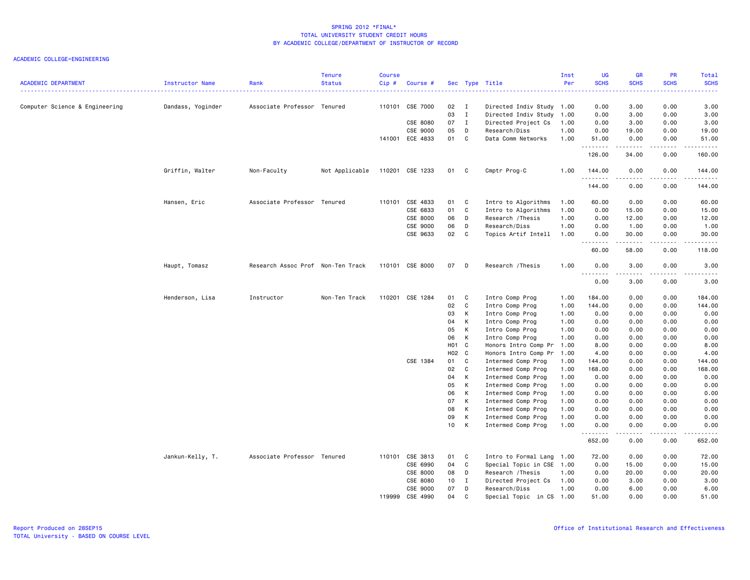SPRING 2012 *FINAL*
TOTAL UNIVERSITY STUDENT CREDIT HOURS
BY ACADEMIC COLLEGE/DEPARTMENT OF INSTRUCTOR OF RECORD

ACADEMIC COLLEGE=ENGINEERING

| ACADEMIC DEPARTMENT | Instructor Name | Rank | Tenure Status | Course Cip # | Course # | Sec | Type | Title | Inst Per | UG SCHS | GR SCHS | PR SCHS | Total SCHS |
|---|---|---|---|---|---|---|---|---|---|---|---|---|---|
| Computer Science & Engineering | Dandass, Yoginder | Associate Professor | Tenured | 110101 | CSE 7000 | 02 | I | Directed Indiv Study | 1.00 | 0.00 | 3.00 | 0.00 | 3.00 |
| | | | | | | 03 | I | Directed Indiv Study | 1.00 | 0.00 | 3.00 | 0.00 | 3.00 |
| | | | | | CSE 8080 | 07 | I | Directed Project Cs | 1.00 | 0.00 | 3.00 | 0.00 | 3.00 |
| | | | | | CSE 9000 | 05 | D | Research/Diss | 1.00 | 0.00 | 19.00 | 0.00 | 19.00 |
| | | | | 141001 | ECE 4833 | 01 | C | Data Comm Networks | 1.00 | 51.00 | 0.00 | 0.00 | 51.00 |
| | | | | | | | | | | 126.00 | 34.00 | 0.00 | 160.00 |
| | Griffin, Walter | Non-Faculty | Not Applicable | 110201 | CSE 1233 | 01 | C | Cmptr Prog-C | 1.00 | 144.00 | 0.00 | 0.00 | 144.00 |
| | | | | | | | | | | 144.00 | 0.00 | 0.00 | 144.00 |
| | Hansen, Eric | Associate Professor | Tenured | 110101 | CSE 4833 | 01 | C | Intro to Algorithms | 1.00 | 60.00 | 0.00 | 0.00 | 60.00 |
| | | | | | CSE 6833 | 01 | C | Intro to Algorithms | 1.00 | 0.00 | 15.00 | 0.00 | 15.00 |
| | | | | | CSE 8000 | 06 | D | Research /Thesis | 1.00 | 0.00 | 12.00 | 0.00 | 12.00 |
| | | | | | CSE 9000 | 06 | D | Research/Diss | 1.00 | 0.00 | 1.00 | 0.00 | 1.00 |
| | | | | | CSE 9633 | 02 | C | Topics Artif Intell | 1.00 | 0.00 | 30.00 | 0.00 | 30.00 |
| | | | | | | | | | | 60.00 | 58.00 | 0.00 | 118.00 |
| | Haupt, Tomasz | Research Assoc Prof | Non-Ten Track | 110101 | CSE 8000 | 07 | D | Research /Thesis | 1.00 | 0.00 | 3.00 | 0.00 | 3.00 |
| | | | | | | | | | | 0.00 | 3.00 | 0.00 | 3.00 |
| | Henderson, Lisa | Instructor | Non-Ten Track | 110201 | CSE 1284 | 01 | C | Intro Comp Prog | 1.00 | 184.00 | 0.00 | 0.00 | 184.00 |
| | | | | | | 02 | C | Intro Comp Prog | 1.00 | 144.00 | 0.00 | 0.00 | 144.00 |
| | | | | | | 03 | K | Intro Comp Prog | 1.00 | 0.00 | 0.00 | 0.00 | 0.00 |
| | | | | | | 04 | K | Intro Comp Prog | 1.00 | 0.00 | 0.00 | 0.00 | 0.00 |
| | | | | | | 05 | K | Intro Comp Prog | 1.00 | 0.00 | 0.00 | 0.00 | 0.00 |
| | | | | | | 06 | K | Intro Comp Prog | 1.00 | 0.00 | 0.00 | 0.00 | 0.00 |
| | | | | | | H01 | C | Honors Intro Comp Pr | 1.00 | 8.00 | 0.00 | 0.00 | 8.00 |
| | | | | | | H02 | C | Honors Intro Comp Pr | 1.00 | 4.00 | 0.00 | 0.00 | 4.00 |
| | | | | | CSE 1384 | 01 | C | Intermed Comp Prog | 1.00 | 144.00 | 0.00 | 0.00 | 144.00 |
| | | | | | | 02 | C | Intermed Comp Prog | 1.00 | 168.00 | 0.00 | 0.00 | 168.00 |
| | | | | | | 04 | K | Intermed Comp Prog | 1.00 | 0.00 | 0.00 | 0.00 | 0.00 |
| | | | | | | 05 | K | Intermed Comp Prog | 1.00 | 0.00 | 0.00 | 0.00 | 0.00 |
| | | | | | | 06 | K | Intermed Comp Prog | 1.00 | 0.00 | 0.00 | 0.00 | 0.00 |
| | | | | | | 07 | K | Intermed Comp Prog | 1.00 | 0.00 | 0.00 | 0.00 | 0.00 |
| | | | | | | 08 | K | Intermed Comp Prog | 1.00 | 0.00 | 0.00 | 0.00 | 0.00 |
| | | | | | | 09 | K | Intermed Comp Prog | 1.00 | 0.00 | 0.00 | 0.00 | 0.00 |
| | | | | | | 10 | K | Intermed Comp Prog | 1.00 | 0.00 | 0.00 | 0.00 | 0.00 |
| | | | | | | | | | | 652.00 | 0.00 | 0.00 | 652.00 |
| | Jankun-Kelly, T. | Associate Professor | Tenured | 110101 | CSE 3813 | 01 | C | Intro to Formal Lang | 1.00 | 72.00 | 0.00 | 0.00 | 72.00 |
| | | | | | CSE 6990 | 04 | C | Special Topic in CSE | 1.00 | 0.00 | 15.00 | 0.00 | 15.00 |
| | | | | | CSE 8000 | 08 | D | Research /Thesis | 1.00 | 0.00 | 20.00 | 0.00 | 20.00 |
| | | | | | CSE 8080 | 10 | I | Directed Project Cs | 1.00 | 0.00 | 3.00 | 0.00 | 3.00 |
| | | | | | CSE 9000 | 07 | D | Research/Diss | 1.00 | 0.00 | 6.00 | 0.00 | 6.00 |
| | | | | 119999 | CSE 4990 | 04 | C | Special Topic in CS | 1.00 | 51.00 | 0.00 | 0.00 | 51.00 |

Report Produced on 28SEP15
TOTAL University - BASED ON COURSE LEVEL
Office of Institutional Research and Effectiveness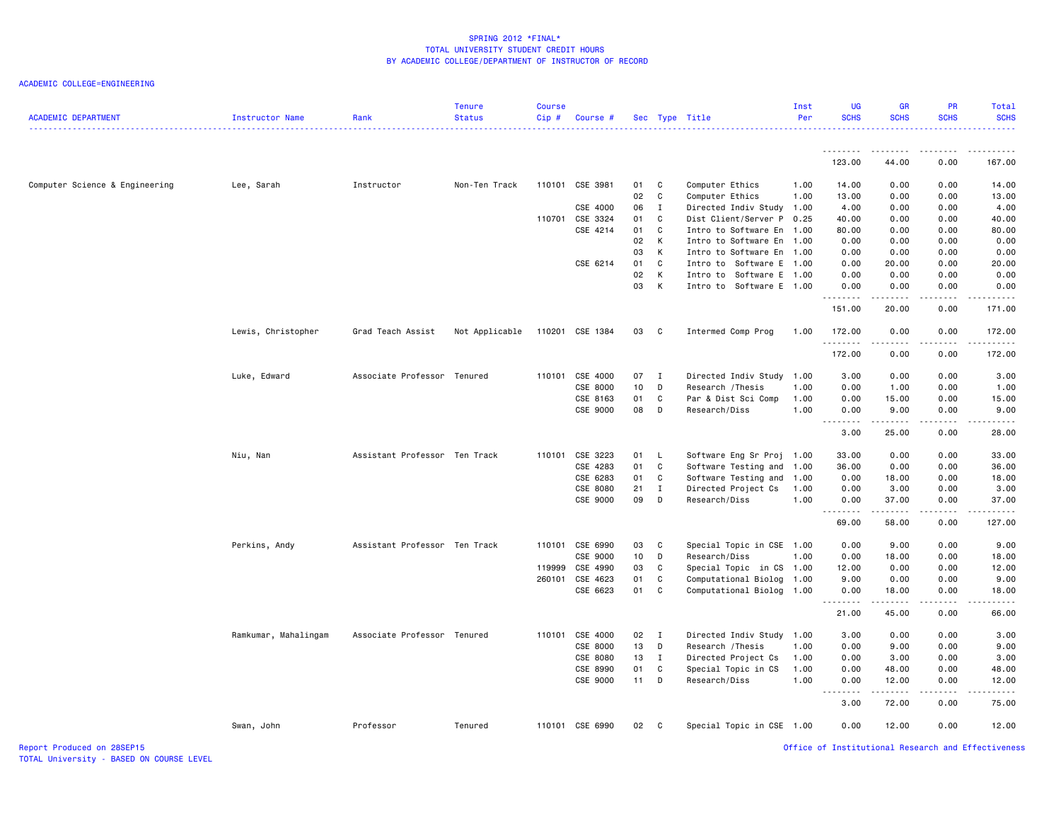## SPRING 2012 *FINAL*
## TOTAL UNIVERSITY STUDENT CREDIT HOURS
## BY ACADEMIC COLLEGE/DEPARTMENT OF INSTRUCTOR OF RECORD

ACADEMIC COLLEGE=ENGINEERING

| ACADEMIC DEPARTMENT | Instructor Name | Rank | Tenure Status | Course Cip # | Course # | Sec | Type | Title | Inst Per | UG SCHS | GR SCHS | PR SCHS | Total SCHS |
|---|---|---|---|---|---|---|---|---|---|---|---|---|---|
| | | | | | | | | | | 123.00 | 44.00 | 0.00 | 167.00 |
| Computer Science & Engineering | Lee, Sarah | Instructor | Non-Ten Track | 110101 | CSE 3981 | 01 | C | Computer Ethics | 1.00 | 14.00 | 0.00 | 0.00 | 14.00 |
| | | | | | | 02 | C | Computer Ethics | 1.00 | 13.00 | 0.00 | 0.00 | 13.00 |
| | | | | | CSE 4000 | 06 | I | Directed Indiv Study | 1.00 | 4.00 | 0.00 | 0.00 | 4.00 |
| | | | | 110701 | CSE 3324 | 01 | C | Dist Client/Server P | 0.25 | 40.00 | 0.00 | 0.00 | 40.00 |
| | | | | | CSE 4214 | 01 | C | Intro to Software En | 1.00 | 80.00 | 0.00 | 0.00 | 80.00 |
| | | | | | | 02 | K | Intro to Software En | 1.00 | 0.00 | 0.00 | 0.00 | 0.00 |
| | | | | | | 03 | K | Intro to Software En | 1.00 | 0.00 | 0.00 | 0.00 | 0.00 |
| | | | | | CSE 6214 | 01 | C | Intro to Software E | 1.00 | 0.00 | 20.00 | 0.00 | 20.00 |
| | | | | | | 02 | K | Intro to Software E | 1.00 | 0.00 | 0.00 | 0.00 | 0.00 |
| | | | | | | 03 | K | Intro to Software E | 1.00 | 0.00 | 0.00 | 0.00 | 0.00 |
| | | | | | | | | | | 151.00 | 20.00 | 0.00 | 171.00 |
| | Lewis, Christopher | Grad Teach Assist | Not Applicable | 110201 | CSE 1384 | 03 | C | Intermed Comp Prog | 1.00 | 172.00 | 0.00 | 0.00 | 172.00 |
| | | | | | | | | | | 172.00 | 0.00 | 0.00 | 172.00 |
| | Luke, Edward | Associate Professor | Tenured | 110101 | CSE 4000 | 07 | I | Directed Indiv Study | 1.00 | 3.00 | 0.00 | 0.00 | 3.00 |
| | | | | | CSE 8000 | 10 | D | Research /Thesis | 1.00 | 0.00 | 1.00 | 0.00 | 1.00 |
| | | | | | CSE 8163 | 01 | C | Par & Dist Sci Comp | 1.00 | 0.00 | 15.00 | 0.00 | 15.00 |
| | | | | | CSE 9000 | 08 | D | Research/Diss | 1.00 | 0.00 | 9.00 | 0.00 | 9.00 |
| | | | | | | | | | | 3.00 | 25.00 | 0.00 | 28.00 |
| | Niu, Nan | Assistant Professor | Ten Track | 110101 | CSE 3223 | 01 | L | Software Eng Sr Proj | 1.00 | 33.00 | 0.00 | 0.00 | 33.00 |
| | | | | | CSE 4283 | 01 | C | Software Testing and | 1.00 | 36.00 | 0.00 | 0.00 | 36.00 |
| | | | | | CSE 6283 | 01 | C | Software Testing and | 1.00 | 0.00 | 18.00 | 0.00 | 18.00 |
| | | | | | CSE 8080 | 21 | I | Directed Project Cs | 1.00 | 0.00 | 3.00 | 0.00 | 3.00 |
| | | | | | CSE 9000 | 09 | D | Research/Diss | 1.00 | 0.00 | 37.00 | 0.00 | 37.00 |
| | | | | | | | | | | 69.00 | 58.00 | 0.00 | 127.00 |
| | Perkins, Andy | Assistant Professor | Ten Track | 110101 | CSE 6990 | 03 | C | Special Topic in CSE | 1.00 | 0.00 | 9.00 | 0.00 | 9.00 |
| | | | | | CSE 9000 | 10 | D | Research/Diss | 1.00 | 0.00 | 18.00 | 0.00 | 18.00 |
| | | | | 119999 | CSE 4990 | 03 | C | Special Topic in CS | 1.00 | 12.00 | 0.00 | 0.00 | 12.00 |
| | | | | 260101 | CSE 4623 | 01 | C | Computational Biolog | 1.00 | 9.00 | 0.00 | 0.00 | 9.00 |
| | | | | | CSE 6623 | 01 | C | Computational Biolog | 1.00 | 0.00 | 18.00 | 0.00 | 18.00 |
| | | | | | | | | | | 21.00 | 45.00 | 0.00 | 66.00 |
| | Ramkumar, Mahalingam | Associate Professor | Tenured | 110101 | CSE 4000 | 02 | I | Directed Indiv Study | 1.00 | 3.00 | 0.00 | 0.00 | 3.00 |
| | | | | | CSE 8000 | 13 | D | Research /Thesis | 1.00 | 0.00 | 9.00 | 0.00 | 9.00 |
| | | | | | CSE 8080 | 13 | I | Directed Project Cs | 1.00 | 0.00 | 3.00 | 0.00 | 3.00 |
| | | | | | CSE 8990 | 01 | C | Special Topic in CS | 1.00 | 0.00 | 48.00 | 0.00 | 48.00 |
| | | | | | CSE 9000 | 11 | D | Research/Diss | 1.00 | 0.00 | 12.00 | 0.00 | 12.00 |
| | | | | | | | | | | 3.00 | 72.00 | 0.00 | 75.00 |
| | Swan, John | Professor | Tenured | 110101 | CSE 6990 | 02 | C | Special Topic in CSE | 1.00 | 0.00 | 12.00 | 0.00 | 12.00 |

Report Produced on 28SEP15
TOTAL University - BASED ON COURSE LEVEL

Office of Institutional Research and Effectiveness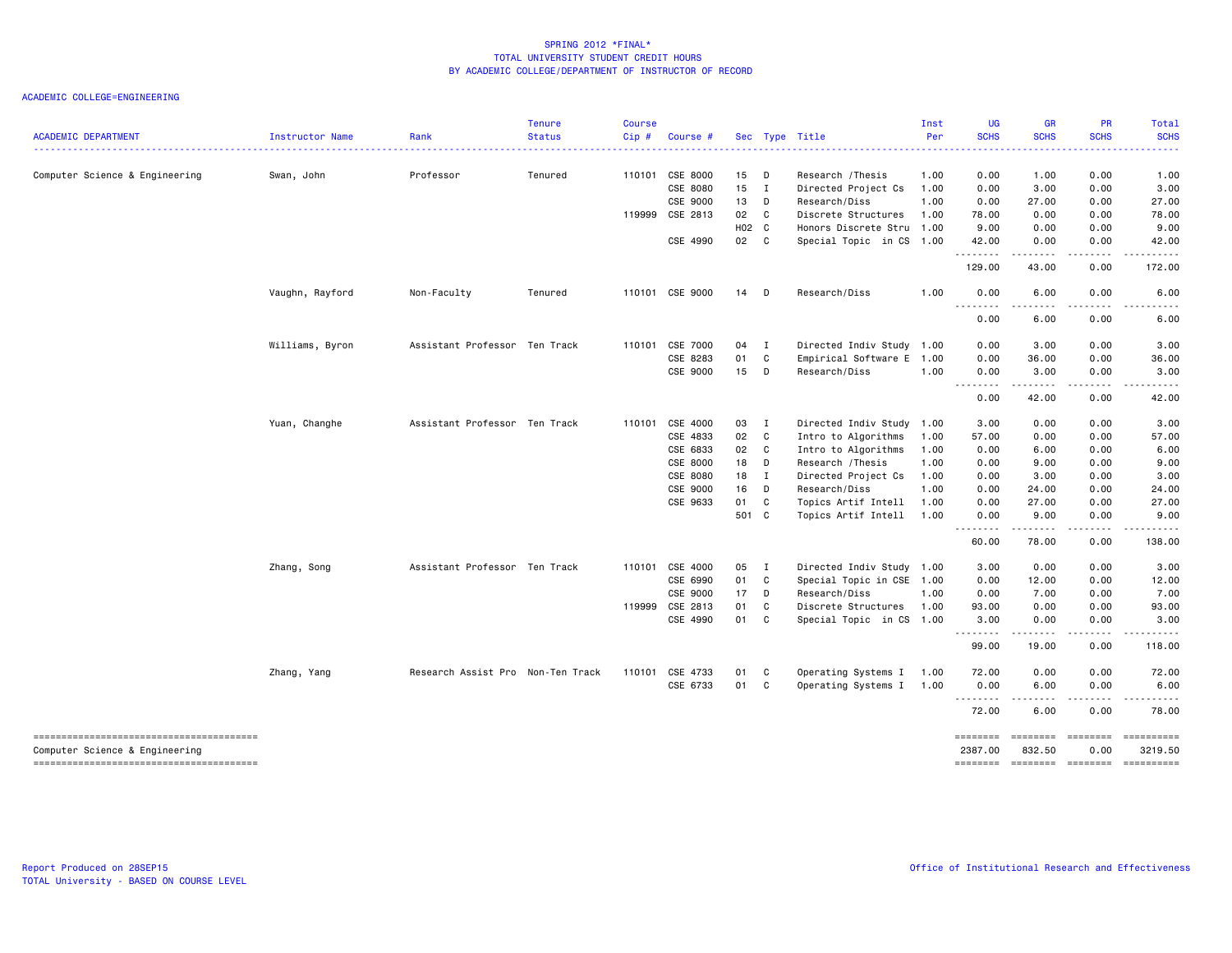SPRING 2012 *FINAL*
TOTAL UNIVERSITY STUDENT CREDIT HOURS
BY ACADEMIC COLLEGE/DEPARTMENT OF INSTRUCTOR OF RECORD

ACADEMIC COLLEGE=ENGINEERING

| ACADEMIC DEPARTMENT | Instructor Name | Rank | Tenure Status | Course Cip # | Course # | Sec | Type | Title | Inst Per | UG SCHS | GR SCHS | PR SCHS | Total SCHS |
|---|---|---|---|---|---|---|---|---|---|---|---|---|---|
| Computer Science & Engineering | Swan, John | Professor | Tenured | 110101 | CSE 8000 | 15 | D | Research /Thesis | 1.00 | 0.00 | 1.00 | 0.00 | 1.00 |
| | | | | | CSE 8080 | 15 | I | Directed Project Cs | 1.00 | 0.00 | 3.00 | 0.00 | 3.00 |
| | | | | | CSE 9000 | 13 | D | Research/Diss | 1.00 | 0.00 | 27.00 | 0.00 | 27.00 |
| | | | | 119999 | CSE 2813 | 02 | C | Discrete Structures | 1.00 | 78.00 | 0.00 | 0.00 | 78.00 |
| | | | | | | H02 | C | Honors Discrete Stru | 1.00 | 9.00 | 0.00 | 0.00 | 9.00 |
| | | | | | CSE 4990 | 02 | C | Special Topic in CS | 1.00 | 42.00 | 0.00 | 0.00 | 42.00 |
| | | | | | | | | | | 129.00 | 43.00 | 0.00 | 172.00 |
| | Vaughn, Rayford | Non-Faculty | Tenured | 110101 | CSE 9000 | 14 | D | Research/Diss | 1.00 | 0.00 | 6.00 | 0.00 | 6.00 |
| | | | | | | | | | | 0.00 | 6.00 | 0.00 | 6.00 |
| | Williams, Byron | Assistant Professor | Ten Track | 110101 | CSE 7000 | 04 | I | Directed Indiv Study | 1.00 | 0.00 | 3.00 | 0.00 | 3.00 |
| | | | | | CSE 8283 | 01 | C | Empirical Software E | 1.00 | 0.00 | 36.00 | 0.00 | 36.00 |
| | | | | | CSE 9000 | 15 | D | Research/Diss | 1.00 | 0.00 | 3.00 | 0.00 | 3.00 |
| | | | | | | | | | | 0.00 | 42.00 | 0.00 | 42.00 |
| | Yuan, Changhe | Assistant Professor | Ten Track | 110101 | CSE 4000 | 03 | I | Directed Indiv Study | 1.00 | 3.00 | 0.00 | 0.00 | 3.00 |
| | | | | | CSE 4833 | 02 | C | Intro to Algorithms | 1.00 | 57.00 | 0.00 | 0.00 | 57.00 |
| | | | | | CSE 6833 | 02 | C | Intro to Algorithms | 1.00 | 0.00 | 6.00 | 0.00 | 6.00 |
| | | | | | CSE 8000 | 18 | D | Research /Thesis | 1.00 | 0.00 | 9.00 | 0.00 | 9.00 |
| | | | | | CSE 8080 | 18 | I | Directed Project Cs | 1.00 | 0.00 | 3.00 | 0.00 | 3.00 |
| | | | | | CSE 9000 | 16 | D | Research/Diss | 1.00 | 0.00 | 24.00 | 0.00 | 24.00 |
| | | | | | CSE 9633 | 01 | C | Topics Artif Intell | 1.00 | 0.00 | 27.00 | 0.00 | 27.00 |
| | | | | | | 501 | C | Topics Artif Intell | 1.00 | 0.00 | 9.00 | 0.00 | 9.00 |
| | | | | | | | | | | 60.00 | 78.00 | 0.00 | 138.00 |
| | Zhang, Song | Assistant Professor | Ten Track | 110101 | CSE 4000 | 05 | I | Directed Indiv Study | 1.00 | 3.00 | 0.00 | 0.00 | 3.00 |
| | | | | | CSE 6990 | 01 | C | Special Topic in CSE | 1.00 | 0.00 | 12.00 | 0.00 | 12.00 |
| | | | | | CSE 9000 | 17 | D | Research/Diss | 1.00 | 0.00 | 7.00 | 0.00 | 7.00 |
| | | | | 119999 | CSE 2813 | 01 | C | Discrete Structures | 1.00 | 93.00 | 0.00 | 0.00 | 93.00 |
| | | | | | CSE 4990 | 01 | C | Special Topic in CS | 1.00 | 3.00 | 0.00 | 0.00 | 3.00 |
| | | | | | | | | | | 99.00 | 19.00 | 0.00 | 118.00 |
| | Zhang, Yang | Research Assist Pro | Non-Ten Track | 110101 | CSE 4733 | 01 | C | Operating Systems I | 1.00 | 72.00 | 0.00 | 0.00 | 72.00 |
| | | | | | CSE 6733 | 01 | C | Operating Systems I | 1.00 | 0.00 | 6.00 | 0.00 | 6.00 |
| | | | | | | | | | | 72.00 | 6.00 | 0.00 | 78.00 |
| Computer Science & Engineering | | | | | | | | | | 2387.00 | 832.50 | 0.00 | 3219.50 |

Report Produced on 28SEP15
TOTAL University - BASED ON COURSE LEVEL

Office of Institutional Research and Effectiveness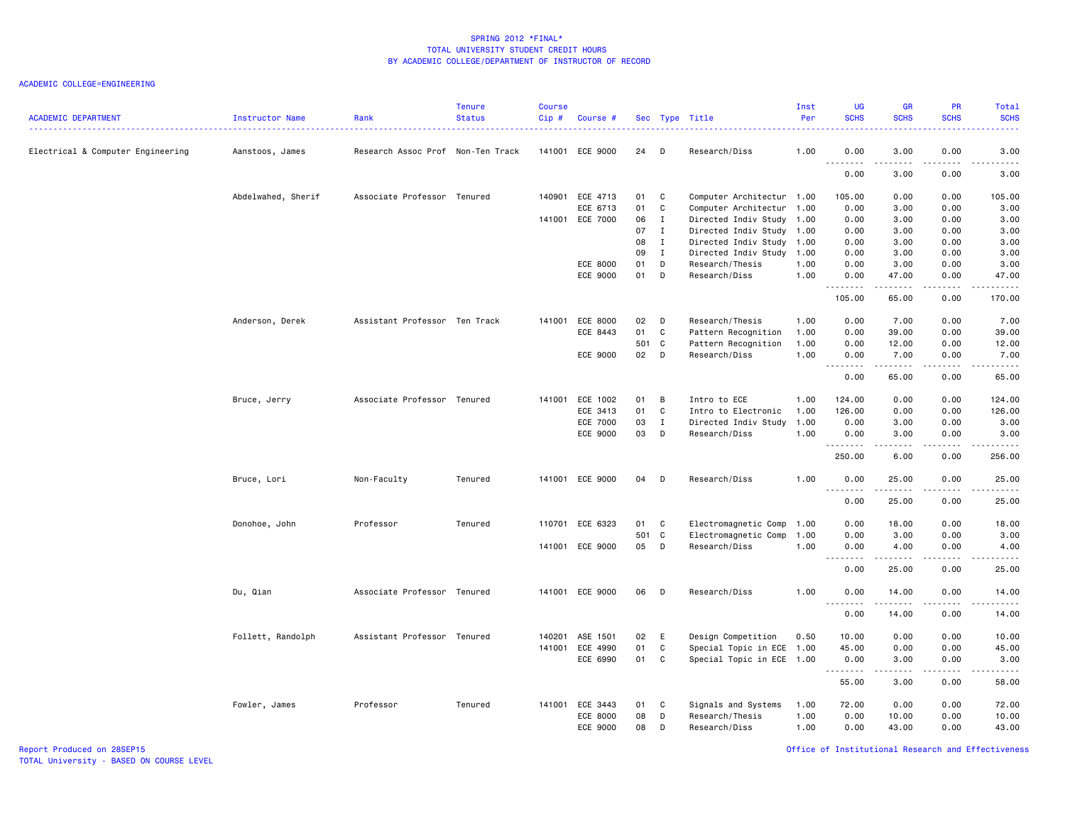SPRING 2012 *FINAL*
TOTAL UNIVERSITY STUDENT CREDIT HOURS
BY ACADEMIC COLLEGE/DEPARTMENT OF INSTRUCTOR OF RECORD

ACADEMIC COLLEGE=ENGINEERING

| ACADEMIC DEPARTMENT | Instructor Name | Rank | Tenure Status | Course Cip # | Course # | Sec | Type | Title | Inst Per | UG SCHS | GR SCHS | PR SCHS | Total SCHS |
|---|---|---|---|---|---|---|---|---|---|---|---|---|---|
| Electrical & Computer Engineering | Aanstoos, James | Research Assoc Prof | Non-Ten Track | 141001 | ECE 9000 | 24 | D | Research/Diss | 1.00 | 0.00 | 3.00 | 0.00 | 3.00 |
| | | | | | | | | | | 0.00 | 3.00 | 0.00 | 3.00 |
| | Abdelwahed, Sherif | Associate Professor | Tenured | 140901 | ECE 4713 | 01 | C | Computer Architectur | 1.00 | 105.00 | 0.00 | 0.00 | 105.00 |
| | | | | | ECE 6713 | 01 | C | Computer Architectur | 1.00 | 0.00 | 3.00 | 0.00 | 3.00 |
| | | | | 141001 | ECE 7000 | 06 | I | Directed Indiv Study | 1.00 | 0.00 | 3.00 | 0.00 | 3.00 |
| | | | | | | 07 | I | Directed Indiv Study | 1.00 | 0.00 | 3.00 | 0.00 | 3.00 |
| | | | | | | 08 | I | Directed Indiv Study | 1.00 | 0.00 | 3.00 | 0.00 | 3.00 |
| | | | | | | 09 | I | Directed Indiv Study | 1.00 | 0.00 | 3.00 | 0.00 | 3.00 |
| | | | | | ECE 8000 | 01 | D | Research/Thesis | 1.00 | 0.00 | 3.00 | 0.00 | 3.00 |
| | | | | | ECE 9000 | 01 | D | Research/Diss | 1.00 | 0.00 | 47.00 | 0.00 | 47.00 |
| | | | | | | | | | | 105.00 | 65.00 | 0.00 | 170.00 |
| | Anderson, Derek | Assistant Professor | Ten Track | 141001 | ECE 8000 | 02 | D | Research/Thesis | 1.00 | 0.00 | 7.00 | 0.00 | 7.00 |
| | | | | | ECE 8443 | 01 | C | Pattern Recognition | 1.00 | 0.00 | 39.00 | 0.00 | 39.00 |
| | | | | | | 501 | C | Pattern Recognition | 1.00 | 0.00 | 12.00 | 0.00 | 12.00 |
| | | | | | ECE 9000 | 02 | D | Research/Diss | 1.00 | 0.00 | 7.00 | 0.00 | 7.00 |
| | | | | | | | | | | 0.00 | 65.00 | 0.00 | 65.00 |
| | Bruce, Jerry | Associate Professor | Tenured | 141001 | ECE 1002 | 01 | B | Intro to ECE | 1.00 | 124.00 | 0.00 | 0.00 | 124.00 |
| | | | | | ECE 3413 | 01 | C | Intro to Electronic | 1.00 | 126.00 | 0.00 | 0.00 | 126.00 |
| | | | | | ECE 7000 | 03 | I | Directed Indiv Study | 1.00 | 0.00 | 3.00 | 0.00 | 3.00 |
| | | | | | ECE 9000 | 03 | D | Research/Diss | 1.00 | 0.00 | 3.00 | 0.00 | 3.00 |
| | | | | | | | | | | 250.00 | 6.00 | 0.00 | 256.00 |
| | Bruce, Lori | Non-Faculty | Tenured | 141001 | ECE 9000 | 04 | D | Research/Diss | 1.00 | 0.00 | 25.00 | 0.00 | 25.00 |
| | | | | | | | | | | 0.00 | 25.00 | 0.00 | 25.00 |
| | Donohoe, John | Professor | Tenured | 110701 | ECE 6323 | 01 | C | Electromagnetic Comp | 1.00 | 0.00 | 18.00 | 0.00 | 18.00 |
| | | | | | | 501 | C | Electromagnetic Comp | 1.00 | 0.00 | 3.00 | 0.00 | 3.00 |
| | | | | 141001 | ECE 9000 | 05 | D | Research/Diss | 1.00 | 0.00 | 4.00 | 0.00 | 4.00 |
| | | | | | | | | | | 0.00 | 25.00 | 0.00 | 25.00 |
| | Du, Qian | Associate Professor | Tenured | 141001 | ECE 9000 | 06 | D | Research/Diss | 1.00 | 0.00 | 14.00 | 0.00 | 14.00 |
| | | | | | | | | | | 0.00 | 14.00 | 0.00 | 14.00 |
| | Follett, Randolph | Assistant Professor | Tenured | 140201 | ASE 1501 | 02 | E | Design Competition | 0.50 | 10.00 | 0.00 | 0.00 | 10.00 |
| | | | | 141001 | ECE 4990 | 01 | C | Special Topic in ECE | 1.00 | 45.00 | 0.00 | 0.00 | 45.00 |
| | | | | | ECE 6990 | 01 | C | Special Topic in ECE | 1.00 | 0.00 | 3.00 | 0.00 | 3.00 |
| | | | | | | | | | | 55.00 | 3.00 | 0.00 | 58.00 |
| | Fowler, James | Professor | Tenured | 141001 | ECE 3443 | 01 | C | Signals and Systems | 1.00 | 72.00 | 0.00 | 0.00 | 72.00 |
| | | | | | ECE 8000 | 08 | D | Research/Thesis | 1.00 | 0.00 | 10.00 | 0.00 | 10.00 |
| | | | | | ECE 9000 | 08 | D | Research/Diss | 1.00 | 0.00 | 43.00 | 0.00 | 43.00 |

Report Produced on 28SEP15
TOTAL University - BASED ON COURSE LEVEL

Office of Institutional Research and Effectiveness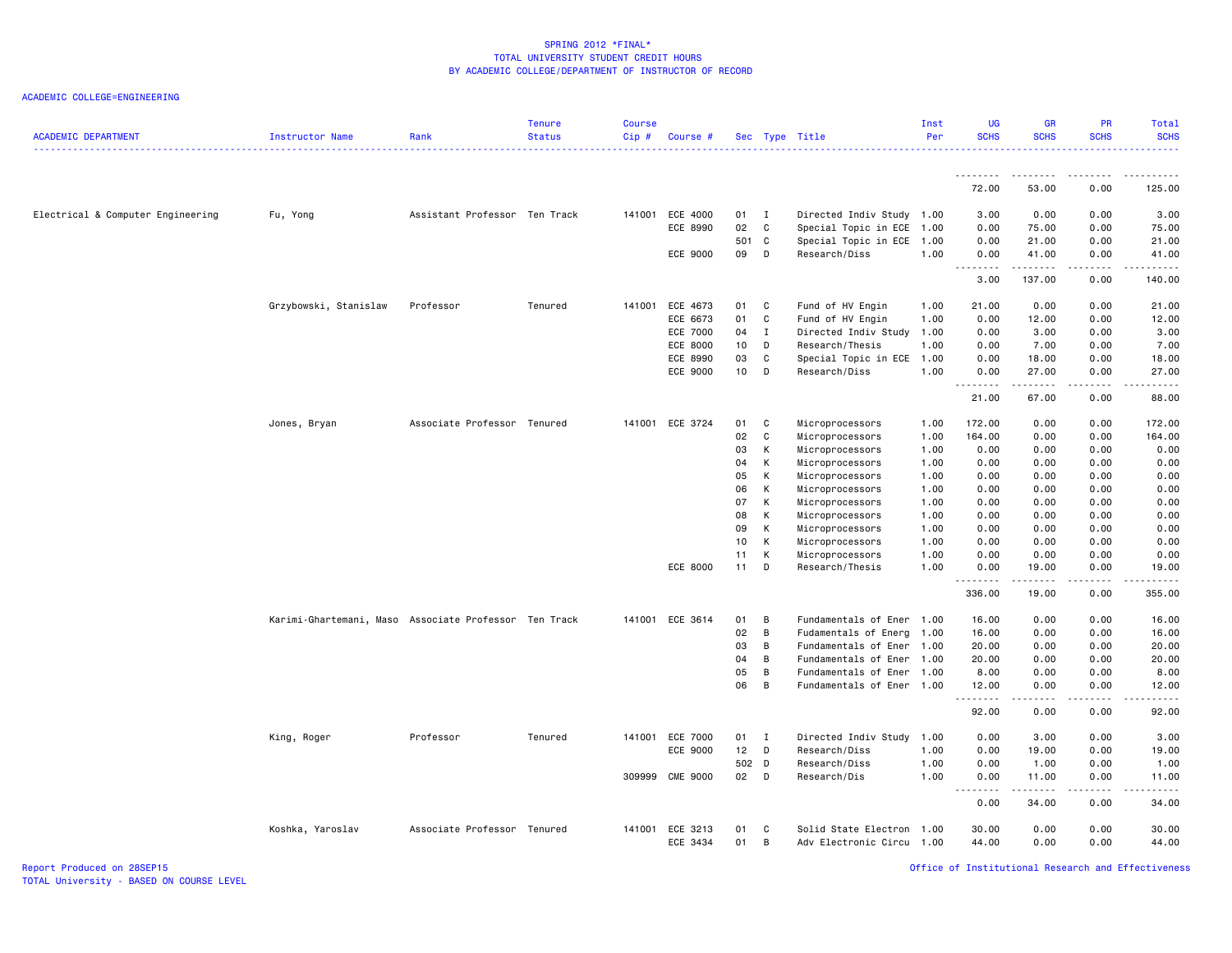SPRING 2012 *FINAL*
TOTAL UNIVERSITY STUDENT CREDIT HOURS
BY ACADEMIC COLLEGE/DEPARTMENT OF INSTRUCTOR OF RECORD

ACADEMIC COLLEGE=ENGINEERING

| ACADEMIC DEPARTMENT | Instructor Name | Rank | Tenure Status | Course Cip # | Course # | Sec | Type | Title | Inst Per | UG SCHS | GR SCHS | PR SCHS | Total SCHS |
|---|---|---|---|---|---|---|---|---|---|---|---|---|---|
| | | | | | | | | | | 72.00 | 53.00 | 0.00 | 125.00 |
| Electrical & Computer Engineering | Fu, Yong | Assistant Professor | Ten Track | 141001 | ECE 4000 | 01 | I | Directed Indiv Study | 1.00 | 3.00 | 0.00 | 0.00 | 3.00 |
| | | | | | ECE 8990 | 02 | C | Special Topic in ECE | 1.00 | 0.00 | 75.00 | 0.00 | 75.00 |
| | | | | | | 501 | C | Special Topic in ECE | 1.00 | 0.00 | 21.00 | 0.00 | 21.00 |
| | | | | | ECE 9000 | 09 | D | Research/Diss | 1.00 | 0.00 | 41.00 | 0.00 | 41.00 |
| | | | | | | | | | | 3.00 | 137.00 | 0.00 | 140.00 |
| | Grzybowski, Stanislaw | Professor | Tenured | 141001 | ECE 4673 | 01 | C | Fund of HV Engin | 1.00 | 21.00 | 0.00 | 0.00 | 21.00 |
| | | | | | ECE 6673 | 01 | C | Fund of HV Engin | 1.00 | 0.00 | 12.00 | 0.00 | 12.00 |
| | | | | | ECE 7000 | 04 | I | Directed Indiv Study | 1.00 | 0.00 | 3.00 | 0.00 | 3.00 |
| | | | | | ECE 8000 | 10 | D | Research/Thesis | 1.00 | 0.00 | 7.00 | 0.00 | 7.00 |
| | | | | | ECE 8990 | 03 | C | Special Topic in ECE | 1.00 | 0.00 | 18.00 | 0.00 | 18.00 |
| | | | | | ECE 9000 | 10 | D | Research/Diss | 1.00 | 0.00 | 27.00 | 0.00 | 27.00 |
| | | | | | | | | | | 21.00 | 67.00 | 0.00 | 88.00 |
| | Jones, Bryan | Associate Professor | Tenured | 141001 | ECE 3724 | 01 | C | Microprocessors | 1.00 | 172.00 | 0.00 | 0.00 | 172.00 |
| | | | | | | 02 | C | Microprocessors | 1.00 | 164.00 | 0.00 | 0.00 | 164.00 |
| | | | | | | 03 | K | Microprocessors | 1.00 | 0.00 | 0.00 | 0.00 | 0.00 |
| | | | | | | 04 | K | Microprocessors | 1.00 | 0.00 | 0.00 | 0.00 | 0.00 |
| | | | | | | 05 | K | Microprocessors | 1.00 | 0.00 | 0.00 | 0.00 | 0.00 |
| | | | | | | 06 | K | Microprocessors | 1.00 | 0.00 | 0.00 | 0.00 | 0.00 |
| | | | | | | 07 | K | Microprocessors | 1.00 | 0.00 | 0.00 | 0.00 | 0.00 |
| | | | | | | 08 | K | Microprocessors | 1.00 | 0.00 | 0.00 | 0.00 | 0.00 |
| | | | | | | 09 | K | Microprocessors | 1.00 | 0.00 | 0.00 | 0.00 | 0.00 |
| | | | | | | 10 | K | Microprocessors | 1.00 | 0.00 | 0.00 | 0.00 | 0.00 |
| | | | | | | 11 | K | Microprocessors | 1.00 | 0.00 | 0.00 | 0.00 | 0.00 |
| | | | | | ECE 8000 | 11 | D | Research/Thesis | 1.00 | 0.00 | 19.00 | 0.00 | 19.00 |
| | | | | | | | | | | 336.00 | 19.00 | 0.00 | 355.00 |
| | Karimi-Ghartemani, Maso | Associate Professor | Ten Track | 141001 | ECE 3614 | 01 | B | Fundamentals of Ener | 1.00 | 16.00 | 0.00 | 0.00 | 16.00 |
| | | | | | | 02 | B | Fudamentals of Energ | 1.00 | 16.00 | 0.00 | 0.00 | 16.00 |
| | | | | | | 03 | B | Fundamentals of Ener | 1.00 | 20.00 | 0.00 | 0.00 | 20.00 |
| | | | | | | 04 | B | Fundamentals of Ener | 1.00 | 20.00 | 0.00 | 0.00 | 20.00 |
| | | | | | | 05 | B | Fundamentals of Ener | 1.00 | 8.00 | 0.00 | 0.00 | 8.00 |
| | | | | | | 06 | B | Fundamentals of Ener | 1.00 | 12.00 | 0.00 | 0.00 | 12.00 |
| | | | | | | | | | | 92.00 | 0.00 | 0.00 | 92.00 |
| | King, Roger | Professor | Tenured | 141001 | ECE 7000 | 01 | I | Directed Indiv Study | 1.00 | 0.00 | 3.00 | 0.00 | 3.00 |
| | | | | | ECE 9000 | 12 | D | Research/Diss | 1.00 | 0.00 | 19.00 | 0.00 | 19.00 |
| | | | | | | 502 | D | Research/Diss | 1.00 | 0.00 | 1.00 | 0.00 | 1.00 |
| | | | | 309999 | CME 9000 | 02 | D | Research/Dis | 1.00 | 0.00 | 11.00 | 0.00 | 11.00 |
| | | | | | | | | | | 0.00 | 34.00 | 0.00 | 34.00 |
| | Koshka, Yaroslav | Associate Professor | Tenured | 141001 | ECE 3213 | 01 | C | Solid State Electron | 1.00 | 30.00 | 0.00 | 0.00 | 30.00 |
| | | | | | ECE 3434 | 01 | B | Adv Electronic Circu | 1.00 | 44.00 | 0.00 | 0.00 | 44.00 |

Report Produced on 28SEP15
TOTAL University - BASED ON COURSE LEVEL
Office of Institutional Research and Effectiveness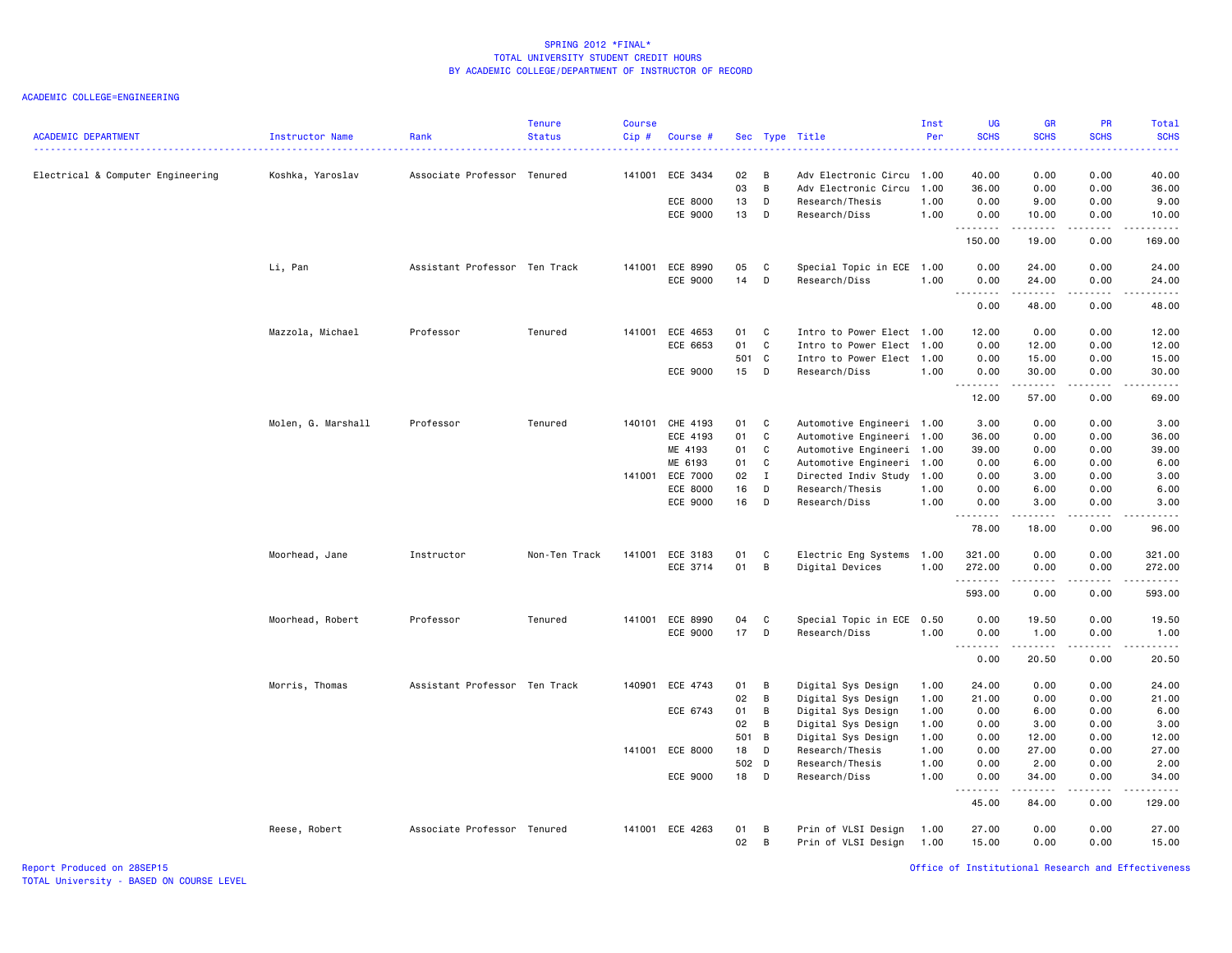SPRING 2012 *FINAL*
TOTAL UNIVERSITY STUDENT CREDIT HOURS
BY ACADEMIC COLLEGE/DEPARTMENT OF INSTRUCTOR OF RECORD

ACADEMIC COLLEGE=ENGINEERING

| ACADEMIC DEPARTMENT | Instructor Name | Rank | Tenure Status | Course Cip # | Course # | Sec | Type | Title | Inst Per | UG SCHS | GR SCHS | PR SCHS | Total SCHS |
|---|---|---|---|---|---|---|---|---|---|---|---|---|---|
| Electrical & Computer Engineering | Koshka, Yaroslav | Associate Professor | Tenured | 141001 | ECE 3434 | 02 | B | Adv Electronic Circu | 1.00 | 40.00 | 0.00 | 0.00 | 40.00 |
| | | | | | | 03 | B | Adv Electronic Circu | 1.00 | 36.00 | 0.00 | 0.00 | 36.00 |
| | | | | | ECE 8000 | 13 | D | Research/Thesis | 1.00 | 0.00 | 9.00 | 0.00 | 9.00 |
| | | | | | ECE 9000 | 13 | D | Research/Diss | 1.00 | 0.00 | 10.00 | 0.00 | 10.00 |
| | | | | | | | | | | 150.00 | 19.00 | 0.00 | 169.00 |
| | Li, Pan | Assistant Professor | Ten Track | 141001 | ECE 8990 | 05 | C | Special Topic in ECE | 1.00 | 0.00 | 24.00 | 0.00 | 24.00 |
| | | | | | ECE 9000 | 14 | D | Research/Diss | 1.00 | 0.00 | 24.00 | 0.00 | 24.00 |
| | | | | | | | | | | 0.00 | 48.00 | 0.00 | 48.00 |
| | Mazzola, Michael | Professor | Tenured | 141001 | ECE 4653 | 01 | C | Intro to Power Elect | 1.00 | 12.00 | 0.00 | 0.00 | 12.00 |
| | | | | | ECE 6653 | 01 | C | Intro to Power Elect | 1.00 | 0.00 | 12.00 | 0.00 | 12.00 |
| | | | | | | 501 | C | Intro to Power Elect | 1.00 | 0.00 | 15.00 | 0.00 | 15.00 |
| | | | | | ECE 9000 | 15 | D | Research/Diss | 1.00 | 0.00 | 30.00 | 0.00 | 30.00 |
| | | | | | | | | | | 12.00 | 57.00 | 0.00 | 69.00 |
| | Molen, G. Marshall | Professor | Tenured | 140101 | CHE 4193 | 01 | C | Automotive Engineeri | 1.00 | 3.00 | 0.00 | 0.00 | 3.00 |
| | | | | | ECE 4193 | 01 | C | Automotive Engineeri | 1.00 | 36.00 | 0.00 | 0.00 | 36.00 |
| | | | | | ME 4193 | 01 | C | Automotive Engineeri | 1.00 | 39.00 | 0.00 | 0.00 | 39.00 |
| | | | | | ME 6193 | 01 | C | Automotive Engineeri | 1.00 | 0.00 | 6.00 | 0.00 | 6.00 |
| | | | | 141001 | ECE 7000 | 02 | I | Directed Indiv Study | 1.00 | 0.00 | 3.00 | 0.00 | 3.00 |
| | | | | | ECE 8000 | 16 | D | Research/Thesis | 1.00 | 0.00 | 6.00 | 0.00 | 6.00 |
| | | | | | ECE 9000 | 16 | D | Research/Diss | 1.00 | 0.00 | 3.00 | 0.00 | 3.00 |
| | | | | | | | | | | 78.00 | 18.00 | 0.00 | 96.00 |
| | Moorhead, Jane | Instructor | Non-Ten Track | 141001 | ECE 3183 | 01 | C | Electric Eng Systems | 1.00 | 321.00 | 0.00 | 0.00 | 321.00 |
| | | | | | ECE 3714 | 01 | B | Digital Devices | 1.00 | 272.00 | 0.00 | 0.00 | 272.00 |
| | | | | | | | | | | 593.00 | 0.00 | 0.00 | 593.00 |
| | Moorhead, Robert | Professor | Tenured | 141001 | ECE 8990 | 04 | C | Special Topic in ECE | 0.50 | 0.00 | 19.50 | 0.00 | 19.50 |
| | | | | | ECE 9000 | 17 | D | Research/Diss | 1.00 | 0.00 | 1.00 | 0.00 | 1.00 |
| | | | | | | | | | | 0.00 | 20.50 | 0.00 | 20.50 |
| | Morris, Thomas | Assistant Professor | Ten Track | 140901 | ECE 4743 | 01 | B | Digital Sys Design | 1.00 | 24.00 | 0.00 | 0.00 | 24.00 |
| | | | | | | 02 | B | Digital Sys Design | 1.00 | 21.00 | 0.00 | 0.00 | 21.00 |
| | | | | | ECE 6743 | 01 | B | Digital Sys Design | 1.00 | 0.00 | 6.00 | 0.00 | 6.00 |
| | | | | | | 02 | B | Digital Sys Design | 1.00 | 0.00 | 3.00 | 0.00 | 3.00 |
| | | | | | | 501 | B | Digital Sys Design | 1.00 | 0.00 | 12.00 | 0.00 | 12.00 |
| | | | | 141001 | ECE 8000 | 18 | D | Research/Thesis | 1.00 | 0.00 | 27.00 | 0.00 | 27.00 |
| | | | | | | 502 | D | Research/Thesis | 1.00 | 0.00 | 2.00 | 0.00 | 2.00 |
| | | | | | ECE 9000 | 18 | D | Research/Diss | 1.00 | 0.00 | 34.00 | 0.00 | 34.00 |
| | | | | | | | | | | 45.00 | 84.00 | 0.00 | 129.00 |
| | Reese, Robert | Associate Professor | Tenured | 141001 | ECE 4263 | 01 | B | Prin of VLSI Design | 1.00 | 27.00 | 0.00 | 0.00 | 27.00 |
| | | | | | | 02 | B | Prin of VLSI Design | 1.00 | 15.00 | 0.00 | 0.00 | 15.00 |

Report Produced on 28SEP15
TOTAL University - BASED ON COURSE LEVEL

Office of Institutional Research and Effectiveness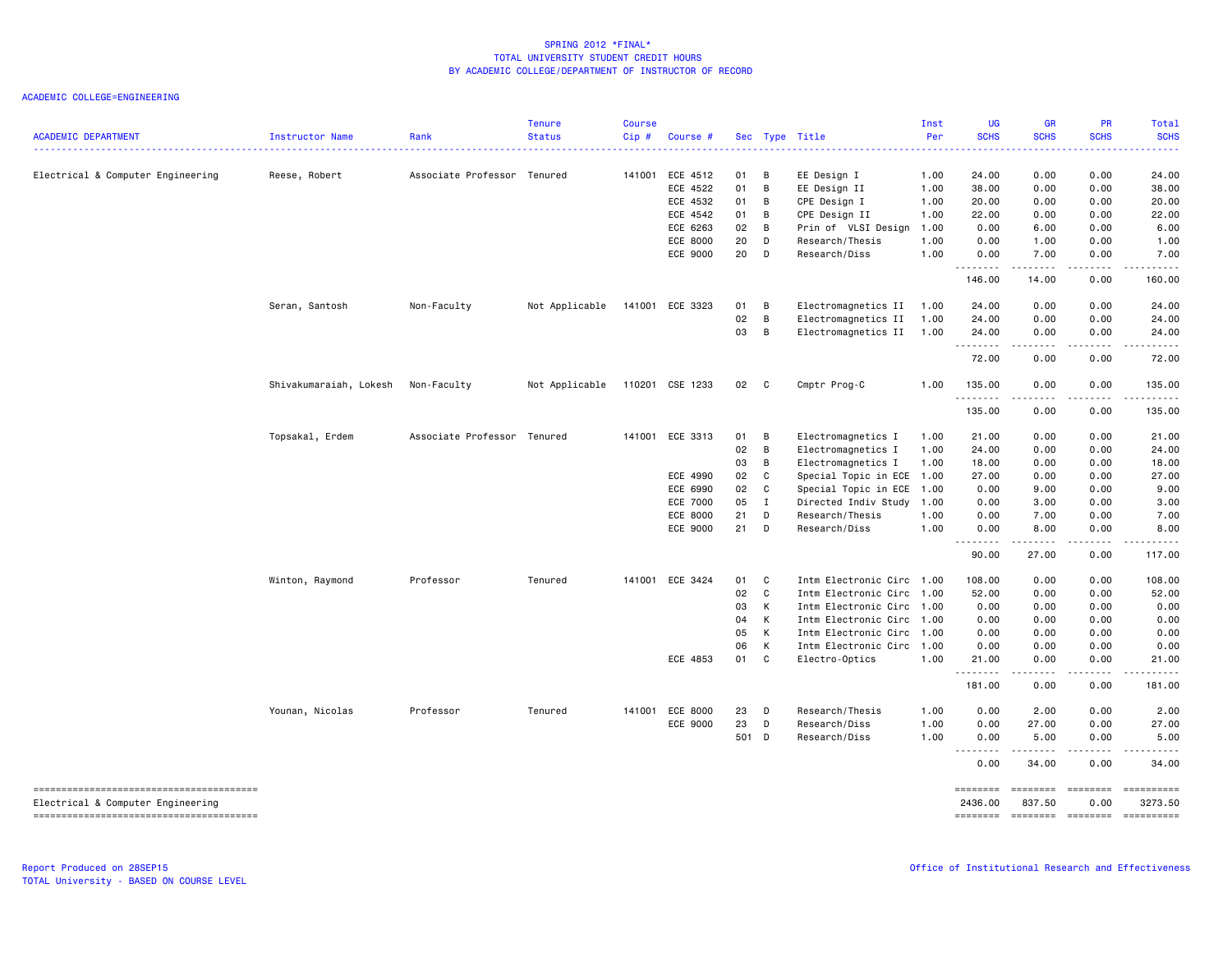SPRING 2012 *FINAL*
TOTAL UNIVERSITY STUDENT CREDIT HOURS
BY ACADEMIC COLLEGE/DEPARTMENT OF INSTRUCTOR OF RECORD

ACADEMIC COLLEGE=ENGINEERING

| ACADEMIC DEPARTMENT | Instructor Name | Rank | Tenure Status | Course Cip # | Course # | Sec | Type | Title | Inst Per | UG SCHS | GR SCHS | PR SCHS | Total SCHS |
|---|---|---|---|---|---|---|---|---|---|---|---|---|---|
| Electrical & Computer Engineering | Reese, Robert | Associate Professor | Tenured | 141001 | ECE 4512 | 01 | B | EE Design I | 1.00 | 24.00 | 0.00 | 0.00 | 24.00 |
| | | | | | ECE 4522 | 01 | B | EE Design II | 1.00 | 38.00 | 0.00 | 0.00 | 38.00 |
| | | | | | ECE 4532 | 01 | B | CPE Design I | 1.00 | 20.00 | 0.00 | 0.00 | 20.00 |
| | | | | | ECE 4542 | 01 | B | CPE Design II | 1.00 | 22.00 | 0.00 | 0.00 | 22.00 |
| | | | | | ECE 6263 | 02 | B | Prin of VLSI Design | 1.00 | 0.00 | 6.00 | 0.00 | 6.00 |
| | | | | | ECE 8000 | 20 | D | Research/Thesis | 1.00 | 0.00 | 1.00 | 0.00 | 1.00 |
| | | | | | ECE 9000 | 20 | D | Research/Diss | 1.00 | 0.00 | 7.00 | 0.00 | 7.00 |
| | | | | | | | | | | 146.00 | 14.00 | 0.00 | 160.00 |
| | Seran, Santosh | Non-Faculty | Not Applicable | 141001 | ECE 3323 | 01 | B | Electromagnetics II | 1.00 | 24.00 | 0.00 | 0.00 | 24.00 |
| | | | | | | 02 | B | Electromagnetics II | 1.00 | 24.00 | 0.00 | 0.00 | 24.00 |
| | | | | | | 03 | B | Electromagnetics II | 1.00 | 24.00 | 0.00 | 0.00 | 24.00 |
| | | | | | | | | | | 72.00 | 0.00 | 0.00 | 72.00 |
| | Shivakumaraiah, Lokesh | Non-Faculty | Not Applicable | 110201 | CSE 1233 | 02 | C | Cmptr Prog-C | 1.00 | 135.00 | 0.00 | 0.00 | 135.00 |
| | | | | | | | | | | 135.00 | 0.00 | 0.00 | 135.00 |
| | Topsakal, Erdem | Associate Professor | Tenured | 141001 | ECE 3313 | 01 | B | Electromagnetics I | 1.00 | 21.00 | 0.00 | 0.00 | 21.00 |
| | | | | | | 02 | B | Electromagnetics I | 1.00 | 24.00 | 0.00 | 0.00 | 24.00 |
| | | | | | | 03 | B | Electromagnetics I | 1.00 | 18.00 | 0.00 | 0.00 | 18.00 |
| | | | | | ECE 4990 | 02 | C | Special Topic in ECE | 1.00 | 27.00 | 0.00 | 0.00 | 27.00 |
| | | | | | ECE 6990 | 02 | C | Special Topic in ECE | 1.00 | 0.00 | 9.00 | 0.00 | 9.00 |
| | | | | | ECE 7000 | 05 | I | Directed Indiv Study | 1.00 | 0.00 | 3.00 | 0.00 | 3.00 |
| | | | | | ECE 8000 | 21 | D | Research/Thesis | 1.00 | 0.00 | 7.00 | 0.00 | 7.00 |
| | | | | | ECE 9000 | 21 | D | Research/Diss | 1.00 | 0.00 | 8.00 | 0.00 | 8.00 |
| | | | | | | | | | | 90.00 | 27.00 | 0.00 | 117.00 |
| | Winton, Raymond | Professor | Tenured | 141001 | ECE 3424 | 01 | C | Intm Electronic Circ | 1.00 | 108.00 | 0.00 | 0.00 | 108.00 |
| | | | | | | 02 | C | Intm Electronic Circ | 1.00 | 52.00 | 0.00 | 0.00 | 52.00 |
| | | | | | | 03 | K | Intm Electronic Circ | 1.00 | 0.00 | 0.00 | 0.00 | 0.00 |
| | | | | | | 04 | K | Intm Electronic Circ | 1.00 | 0.00 | 0.00 | 0.00 | 0.00 |
| | | | | | | 05 | K | Intm Electronic Circ | 1.00 | 0.00 | 0.00 | 0.00 | 0.00 |
| | | | | | | 06 | K | Intm Electronic Circ | 1.00 | 0.00 | 0.00 | 0.00 | 0.00 |
| | | | | | ECE 4853 | 01 | C | Electro-Optics | 1.00 | 21.00 | 0.00 | 0.00 | 21.00 |
| | | | | | | | | | | 181.00 | 0.00 | 0.00 | 181.00 |
| | Younan, Nicolas | Professor | Tenured | 141001 | ECE 8000 | 23 | D | Research/Thesis | 1.00 | 0.00 | 2.00 | 0.00 | 2.00 |
| | | | | | ECE 9000 | 23 | D | Research/Diss | 1.00 | 0.00 | 27.00 | 0.00 | 27.00 |
| | | | | | | 501 | D | Research/Diss | 1.00 | 0.00 | 5.00 | 0.00 | 5.00 |
| | | | | | | | | | | 0.00 | 34.00 | 0.00 | 34.00 |
| Electrical & Computer Engineering | | | | | | | | | | 2436.00 | 837.50 | 0.00 | 3273.50 |

Report Produced on 28SEP15
TOTAL University - BASED ON COURSE LEVEL

Office of Institutional Research and Effectiveness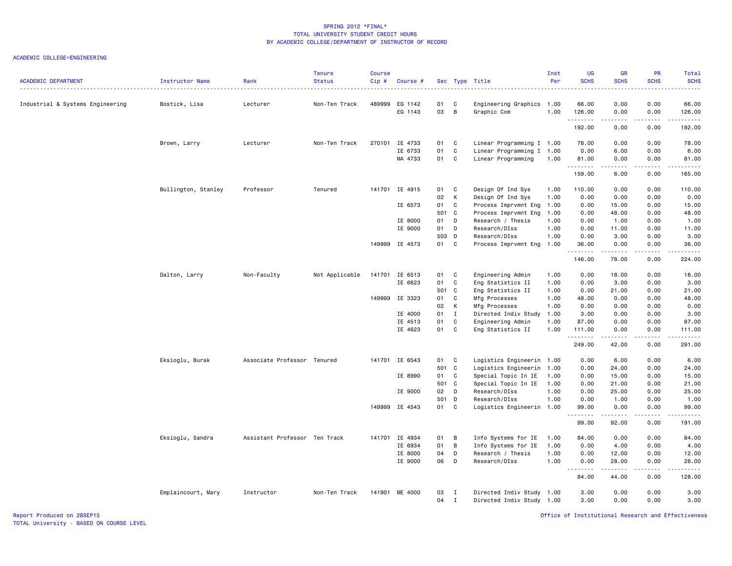# SPRING 2012 *FINAL*
## TOTAL UNIVERSITY STUDENT CREDIT HOURS
## BY ACADEMIC COLLEGE/DEPARTMENT OF INSTRUCTOR OF RECORD

ACADEMIC COLLEGE=ENGINEERING

| ACADEMIC DEPARTMENT | Instructor Name | Rank | Tenure Status | Course Cip # | Course # | Sec | Type | Title | Inst Per | UG SCHS | GR SCHS | PR SCHS | Total SCHS |
|---|---|---|---|---|---|---|---|---|---|---|---|---|---|
| Industrial & Systems Engineering | Bostick, Lisa | Lecturer | Non-Ten Track | 489999 | EG 1142 | 01 | C | Engineering Graphics | 1.00 | 66.00 | 0.00 | 0.00 | 66.00 |
| | | | | | EG 1143 | 03 | B | Graphic Com | 1.00 | 126.00 | 0.00 | 0.00 | 126.00 |
| | | | | | | | | | | 192.00 | 0.00 | 0.00 | 192.00 |
| | Brown, Larry | Lecturer | Non-Ten Track | 270101 | IE 4733 | 01 | C | Linear Programming I | 1.00 | 78.00 | 0.00 | 0.00 | 78.00 |
| | | | | | IE 6733 | 01 | C | Linear Programming I | 1.00 | 0.00 | 6.00 | 0.00 | 6.00 |
| | | | | | MA 4733 | 01 | C | Linear Programming | 1.00 | 81.00 | 0.00 | 0.00 | 81.00 |
| | | | | | | | | | | 159.00 | 6.00 | 0.00 | 165.00 |
| | Bullington, Stanley | Professor | Tenured | 141701 | IE 4915 | 01 | C | Design Of Ind Sys | 1.00 | 110.00 | 0.00 | 0.00 | 110.00 |
| | | | | | | 02 | K | Design Of Ind Sys | 1.00 | 0.00 | 0.00 | 0.00 | 0.00 |
| | | | | | IE 6573 | 01 | C | Process Imprvmnt Eng | 1.00 | 0.00 | 15.00 | 0.00 | 15.00 |
| | | | | | | 501 | C | Process Imprvmnt Eng | 1.00 | 0.00 | 48.00 | 0.00 | 48.00 |
| | | | | | IE 8000 | 01 | D | Research / Thesis | 1.00 | 0.00 | 1.00 | 0.00 | 1.00 |
| | | | | | IE 9000 | 01 | D | Research/DIss | 1.00 | 0.00 | 11.00 | 0.00 | 11.00 |
| | | | | | | 503 | D | Research/DIss | 1.00 | 0.00 | 3.00 | 0.00 | 3.00 |
| | | | | 149999 | IE 4573 | 01 | C | Process Imprvmnt Eng | 1.00 | 36.00 | 0.00 | 0.00 | 36.00 |
| | | | | | | | | | | 146.00 | 78.00 | 0.00 | 224.00 |
| | Dalton, Larry | Non-Faculty | Not Applicable | 141701 | IE 6513 | 01 | C | Engineering Admin | 1.00 | 0.00 | 18.00 | 0.00 | 18.00 |
| | | | | | IE 6623 | 01 | C | Eng Statistics II | 1.00 | 0.00 | 3.00 | 0.00 | 3.00 |
| | | | | | | 501 | C | Eng Statistics II | 1.00 | 0.00 | 21.00 | 0.00 | 21.00 |
| | | | | 149999 | IE 3323 | 01 | C | Mfg Processes | 1.00 | 48.00 | 0.00 | 0.00 | 48.00 |
| | | | | | | 02 | K | Mfg Processes | 1.00 | 0.00 | 0.00 | 0.00 | 0.00 |
| | | | | | IE 4000 | 01 | I | Directed Indiv Study | 1.00 | 3.00 | 0.00 | 0.00 | 3.00 |
| | | | | | IE 4513 | 01 | C | Engineering Admin | 1.00 | 87.00 | 0.00 | 0.00 | 87.00 |
| | | | | | IE 4623 | 01 | C | Eng Statistics II | 1.00 | 111.00 | 0.00 | 0.00 | 111.00 |
| | | | | | | | | | | 249.00 | 42.00 | 0.00 | 291.00 |
| | Eksioglu, Burak | Associate Professor | Tenured | 141701 | IE 6543 | 01 | C | Logistics Engineerin | 1.00 | 0.00 | 6.00 | 0.00 | 6.00 |
| | | | | | | 501 | C | Logistics Engineerin | 1.00 | 0.00 | 24.00 | 0.00 | 24.00 |
| | | | | | IE 8990 | 01 | C | Special Topic In IE | 1.00 | 0.00 | 15.00 | 0.00 | 15.00 |
| | | | | | | 501 | C | Special Topic In IE | 1.00 | 0.00 | 21.00 | 0.00 | 21.00 |
| | | | | | IE 9000 | 02 | D | Research/DIss | 1.00 | 0.00 | 25.00 | 0.00 | 25.00 |
| | | | | | | 501 | D | Research/DIss | 1.00 | 0.00 | 1.00 | 0.00 | 1.00 |
| | | | | 149999 | IE 4543 | 01 | C | Logistics Engineerin | 1.00 | 99.00 | 0.00 | 0.00 | 99.00 |
| | | | | | | | | | | 99.00 | 92.00 | 0.00 | 191.00 |
| | Eksioglu, Sandra | Assistant Professor | Ten Track | 141701 | IE 4934 | 01 | B | Info Systems for IE | 1.00 | 84.00 | 0.00 | 0.00 | 84.00 |
| | | | | | IE 6934 | 01 | B | Info Systems for IE | 1.00 | 0.00 | 4.00 | 0.00 | 4.00 |
| | | | | | IE 8000 | 04 | D | Research / Thesis | 1.00 | 0.00 | 12.00 | 0.00 | 12.00 |
| | | | | | IE 9000 | 06 | D | Research/DIss | 1.00 | 0.00 | 28.00 | 0.00 | 28.00 |
| | | | | | | | | | | 84.00 | 44.00 | 0.00 | 128.00 |
| | Emplaincourt, Mary | Instructor | Non-Ten Track | 141901 | ME 4000 | 03 | I | Directed Indiv Study | 1.00 | 3.00 | 0.00 | 0.00 | 3.00 |
| | | | | | | 04 | I | Directed Indiv Study | 1.00 | 3.00 | 0.00 | 0.00 | 3.00 |

Report Produced on 28SEP15
TOTAL University - BASED ON COURSE LEVEL

Office of Institutional Research and Effectiveness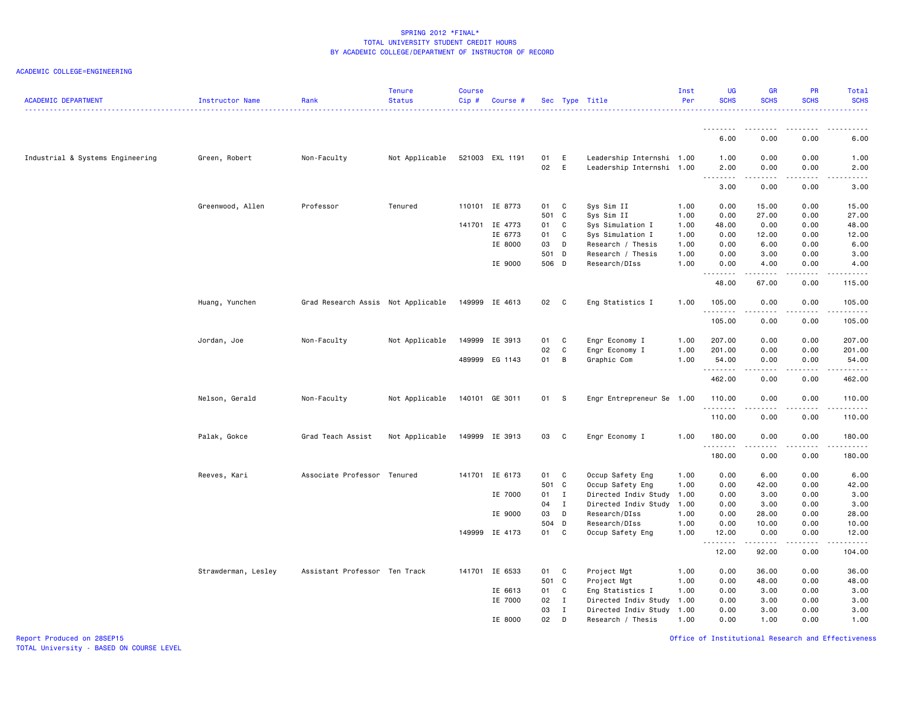SPRING 2012 *FINAL*
TOTAL UNIVERSITY STUDENT CREDIT HOURS
BY ACADEMIC COLLEGE/DEPARTMENT OF INSTRUCTOR OF RECORD

ACADEMIC COLLEGE=ENGINEERING

| ACADEMIC DEPARTMENT | Instructor Name | Rank | Tenure Status | Course Cip # | Course # | Sec | Type | Title | Inst Per | UG SCHS | GR SCHS | PR SCHS | Total SCHS |
|---|---|---|---|---|---|---|---|---|---|---|---|---|---|
| | | | | | | | | | | 6.00 | 0.00 | 0.00 | 6.00 |
| Industrial & Systems Engineering | Green, Robert | Non-Faculty | Not Applicable | 521003 | EXL 1191 | 01 | E | Leadership Internshi | 1.00 | 1.00 | 0.00 | 0.00 | 1.00 |
| | | | | | | 02 | E | Leadership Internshi | 1.00 | 2.00 | 0.00 | 0.00 | 2.00 |
| | | | | | | | | | | 3.00 | 0.00 | 0.00 | 3.00 |
| | Greenwood, Allen | Professor | Tenured | 110101 | IE 8773 | 01 | C | Sys Sim II | 1.00 | 0.00 | 15.00 | 0.00 | 15.00 |
| | | | | | | 501 | C | Sys Sim II | 1.00 | 0.00 | 27.00 | 0.00 | 27.00 |
| | | | | 141701 | IE 4773 | 01 | C | Sys Simulation I | 1.00 | 48.00 | 0.00 | 0.00 | 48.00 |
| | | | | | IE 6773 | 01 | C | Sys Simulation I | 1.00 | 0.00 | 12.00 | 0.00 | 12.00 |
| | | | | | IE 8000 | 03 | D | Research / Thesis | 1.00 | 0.00 | 6.00 | 0.00 | 6.00 |
| | | | | | | 501 | D | Research / Thesis | 1.00 | 0.00 | 3.00 | 0.00 | 3.00 |
| | | | | | IE 9000 | 506 | D | Research/DIss | 1.00 | 0.00 | 4.00 | 0.00 | 4.00 |
| | | | | | | | | | | 48.00 | 67.00 | 0.00 | 115.00 |
| | Huang, Yunchen | Grad Research Assis | Not Applicable | 149999 | IE 4613 | 02 | C | Eng Statistics I | 1.00 | 105.00 | 0.00 | 0.00 | 105.00 |
| | | | | | | | | | | 105.00 | 0.00 | 0.00 | 105.00 |
| | Jordan, Joe | Non-Faculty | Not Applicable | 149999 | IE 3913 | 01 | C | Engr Economy I | 1.00 | 207.00 | 0.00 | 0.00 | 207.00 |
| | | | | | | 02 | C | Engr Economy I | 1.00 | 201.00 | 0.00 | 0.00 | 201.00 |
| | | | | 489999 | EG 1143 | 01 | B | Graphic Com | 1.00 | 54.00 | 0.00 | 0.00 | 54.00 |
| | | | | | | | | | | 462.00 | 0.00 | 0.00 | 462.00 |
| | Nelson, Gerald | Non-Faculty | Not Applicable | 140101 | GE 3011 | 01 | S | Engr Entrepreneur Se | 1.00 | 110.00 | 0.00 | 0.00 | 110.00 |
| | | | | | | | | | | 110.00 | 0.00 | 0.00 | 110.00 |
| | Palak, Gokce | Grad Teach Assist | Not Applicable | 149999 | IE 3913 | 03 | C | Engr Economy I | 1.00 | 180.00 | 0.00 | 0.00 | 180.00 |
| | | | | | | | | | | 180.00 | 0.00 | 0.00 | 180.00 |
| | Reeves, Kari | Associate Professor | Tenured | 141701 | IE 6173 | 01 | C | Occup Safety Eng | 1.00 | 0.00 | 6.00 | 0.00 | 6.00 |
| | | | | | | 501 | C | Occup Safety Eng | 1.00 | 0.00 | 42.00 | 0.00 | 42.00 |
| | | | | | IE 7000 | 01 | I | Directed Indiv Study | 1.00 | 0.00 | 3.00 | 0.00 | 3.00 |
| | | | | | | 04 | I | Directed Indiv Study | 1.00 | 0.00 | 3.00 | 0.00 | 3.00 |
| | | | | | IE 9000 | 03 | D | Research/DIss | 1.00 | 0.00 | 28.00 | 0.00 | 28.00 |
| | | | | | | 504 | D | Research/DIss | 1.00 | 0.00 | 10.00 | 0.00 | 10.00 |
| | | | | 149999 | IE 4173 | 01 | C | Occup Safety Eng | 1.00 | 12.00 | 0.00 | 0.00 | 12.00 |
| | | | | | | | | | | 12.00 | 92.00 | 0.00 | 104.00 |
| | Strawderman, Lesley | Assistant Professor | Ten Track | 141701 | IE 6533 | 01 | C | Project Mgt | 1.00 | 0.00 | 36.00 | 0.00 | 36.00 |
| | | | | | | 501 | C | Project Mgt | 1.00 | 0.00 | 48.00 | 0.00 | 48.00 |
| | | | | | IE 6613 | 01 | C | Eng Statistics I | 1.00 | 0.00 | 3.00 | 0.00 | 3.00 |
| | | | | | IE 7000 | 02 | I | Directed Indiv Study | 1.00 | 0.00 | 3.00 | 0.00 | 3.00 |
| | | | | | | 03 | I | Directed Indiv Study | 1.00 | 0.00 | 3.00 | 0.00 | 3.00 |
| | | | | | IE 8000 | 02 | D | Research / Thesis | 1.00 | 0.00 | 1.00 | 0.00 | 1.00 |

Report Produced on 28SEP15
TOTAL University - BASED ON COURSE LEVEL

Office of Institutional Research and Effectiveness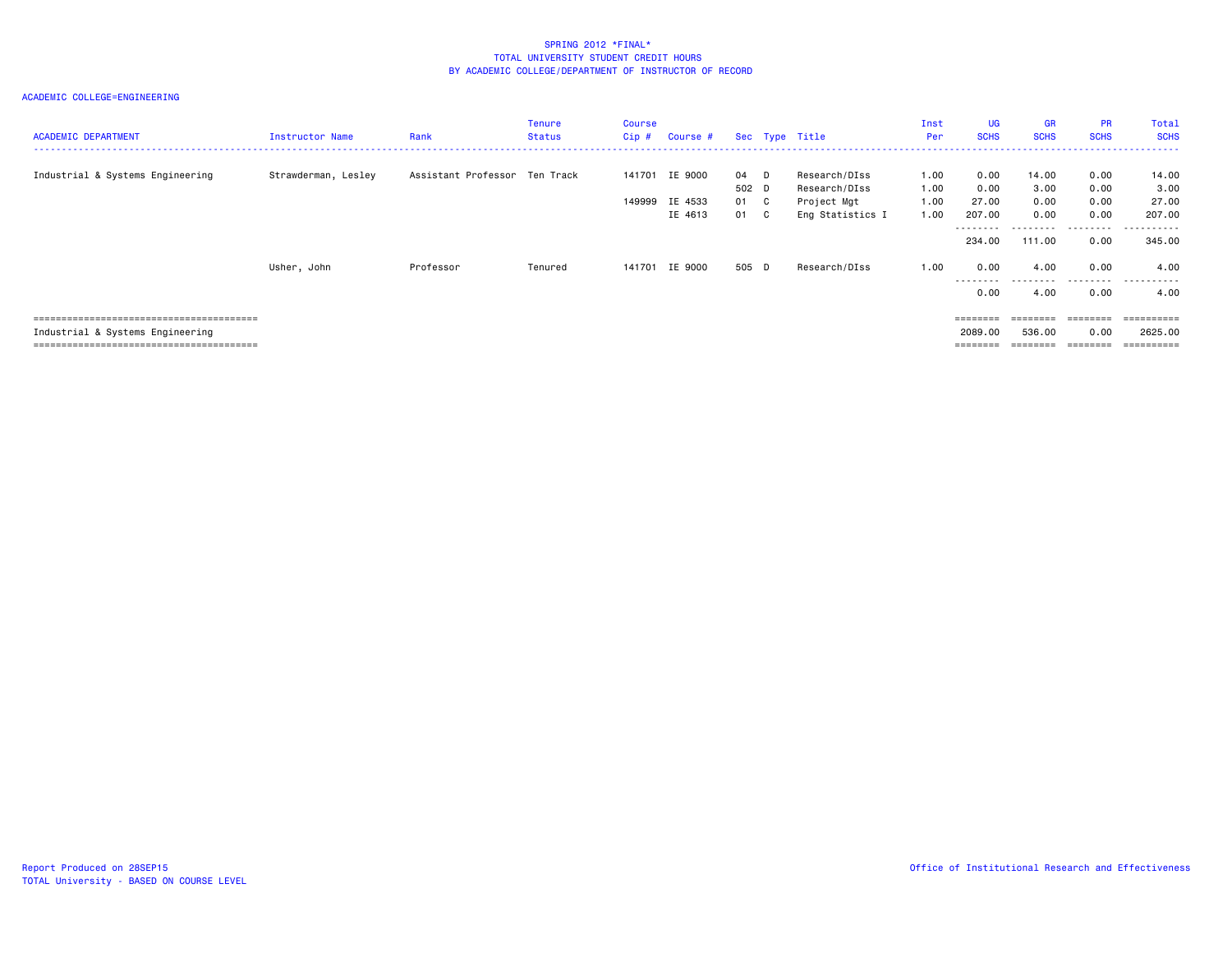SPRING 2012 *FINAL*
TOTAL UNIVERSITY STUDENT CREDIT HOURS
BY ACADEMIC COLLEGE/DEPARTMENT OF INSTRUCTOR OF RECORD

ACADEMIC COLLEGE=ENGINEERING

| ACADEMIC DEPARTMENT | Instructor Name | Rank | Tenure Status | Course Cip # | Course # | Sec | Type | Title | Inst Per | UG SCHS | GR SCHS | PR SCHS | Total SCHS |
|---|---|---|---|---|---|---|---|---|---|---|---|---|---|
| Industrial & Systems Engineering | Strawderman, Lesley | Assistant Professor | Ten Track | 141701 | IE 9000 | 04 | D | Research/DIss | 1.00 | 0.00 | 14.00 | 0.00 | 14.00 |
| | | | | | | 502 | D | Research/DIss | 1.00 | 0.00 | 3.00 | 0.00 | 3.00 |
| | | | | 149999 | IE 4533 | 01 | C | Project Mgt | 1.00 | 27.00 | 0.00 | 0.00 | 27.00 |
| | | | | | IE 4613 | 01 | C | Eng Statistics I | 1.00 | 207.00 | 0.00 | 0.00 | 207.00 |
| | | | | | | | | | | 234.00 | 111.00 | 0.00 | 345.00 |
| | Usher, John | Professor | Tenured | 141701 | IE 9000 | 505 | D | Research/DIss | 1.00 | 0.00 | 4.00 | 0.00 | 4.00 |
| | | | | | | | | | | 0.00 | 4.00 | 0.00 | 4.00 |
| Industrial & Systems Engineering | | | | | | | | | | 2089.00 | 536.00 | 0.00 | 2625.00 |

Report Produced on 28SEP15
TOTAL University - BASED ON COURSE LEVEL

Office of Institutional Research and Effectiveness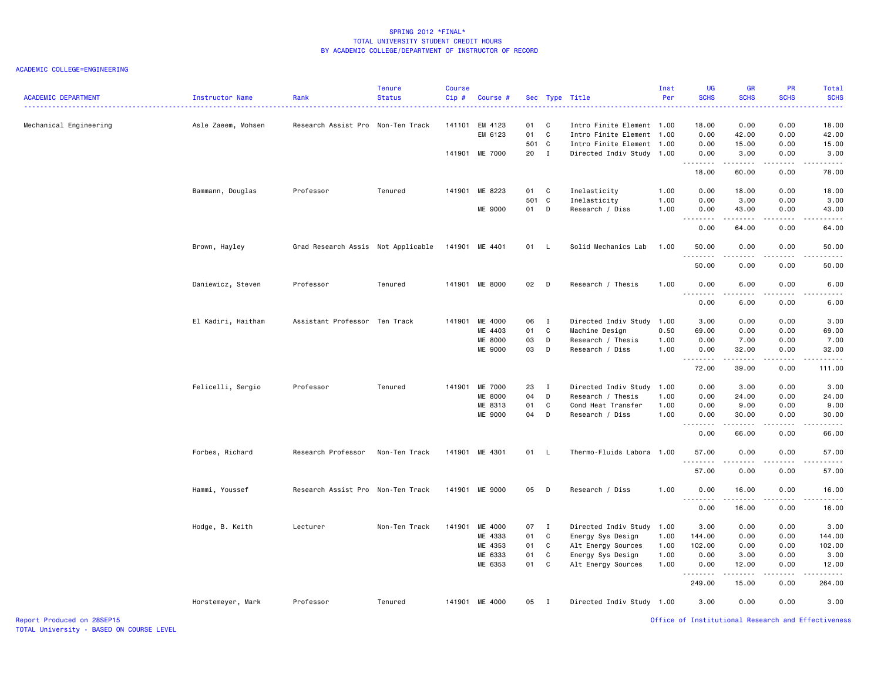SPRING 2012 *FINAL*
TOTAL UNIVERSITY STUDENT CREDIT HOURS
BY ACADEMIC COLLEGE/DEPARTMENT OF INSTRUCTOR OF RECORD

ACADEMIC COLLEGE=ENGINEERING

| ACADEMIC DEPARTMENT | Instructor Name | Rank | Tenure Status | Course Cip # | Course # | Sec | Type | Title | Inst Per | UG SCHS | GR SCHS | PR SCHS | Total SCHS |
|---|---|---|---|---|---|---|---|---|---|---|---|---|---|
| Mechanical Engineering | Asle Zaeem, Mohsen | Research Assist Pro | Non-Ten Track | 141101 | EM 4123 | 01 | C | Intro Finite Element | 1.00 | 18.00 | 0.00 | 0.00 | 18.00 |
| | | | | | EM 6123 | 01 | C | Intro Finite Element | 1.00 | 0.00 | 42.00 | 0.00 | 42.00 |
| | | | | | | 501 | C | Intro Finite Element | 1.00 | 0.00 | 15.00 | 0.00 | 15.00 |
| | | | | 141901 | ME 7000 | 20 | I | Directed Indiv Study | 1.00 | 0.00 | 3.00 | 0.00 | 3.00 |
| | | | | | | | | | | 18.00 | 60.00 | 0.00 | 78.00 |
| | Bammann, Douglas | Professor | Tenured | 141901 | ME 8223 | 01 | C | Inelasticity | 1.00 | 0.00 | 18.00 | 0.00 | 18.00 |
| | | | | | | 501 | C | Inelasticity | 1.00 | 0.00 | 3.00 | 0.00 | 3.00 |
| | | | | | ME 9000 | 01 | D | Research / Diss | 1.00 | 0.00 | 43.00 | 0.00 | 43.00 |
| | | | | | | | | | | 0.00 | 64.00 | 0.00 | 64.00 |
| | Brown, Hayley | Grad Research Assis | Not Applicable | 141901 | ME 4401 | 01 | L | Solid Mechanics Lab | 1.00 | 50.00 | 0.00 | 0.00 | 50.00 |
| | | | | | | | | | | 50.00 | 0.00 | 0.00 | 50.00 |
| | Daniewicz, Steven | Professor | Tenured | 141901 | ME 8000 | 02 | D | Research / Thesis | 1.00 | 0.00 | 6.00 | 0.00 | 6.00 |
| | | | | | | | | | | 0.00 | 6.00 | 0.00 | 6.00 |
| | El Kadiri, Haitham | Assistant Professor | Ten Track | 141901 | ME 4000 | 06 | I | Directed Indiv Study | 1.00 | 3.00 | 0.00 | 0.00 | 3.00 |
| | | | | | ME 4403 | 01 | C | Machine Design | 0.50 | 69.00 | 0.00 | 0.00 | 69.00 |
| | | | | | ME 8000 | 03 | D | Research / Thesis | 1.00 | 0.00 | 7.00 | 0.00 | 7.00 |
| | | | | | ME 9000 | 03 | D | Research / Diss | 1.00 | 0.00 | 32.00 | 0.00 | 32.00 |
| | | | | | | | | | | 72.00 | 39.00 | 0.00 | 111.00 |
| | Felicelli, Sergio | Professor | Tenured | 141901 | ME 7000 | 23 | I | Directed Indiv Study | 1.00 | 0.00 | 3.00 | 0.00 | 3.00 |
| | | | | | ME 8000 | 04 | D | Research / Thesis | 1.00 | 0.00 | 24.00 | 0.00 | 24.00 |
| | | | | | ME 8313 | 01 | C | Cond Heat Transfer | 1.00 | 0.00 | 9.00 | 0.00 | 9.00 |
| | | | | | ME 9000 | 04 | D | Research / Diss | 1.00 | 0.00 | 30.00 | 0.00 | 30.00 |
| | | | | | | | | | | 0.00 | 66.00 | 0.00 | 66.00 |
| | Forbes, Richard | Research Professor | Non-Ten Track | 141901 | ME 4301 | 01 | L | Thermo-Fluids Labora | 1.00 | 57.00 | 0.00 | 0.00 | 57.00 |
| | | | | | | | | | | 57.00 | 0.00 | 0.00 | 57.00 |
| | Hammi, Youssef | Research Assist Pro | Non-Ten Track | 141901 | ME 9000 | 05 | D | Research / Diss | 1.00 | 0.00 | 16.00 | 0.00 | 16.00 |
| | | | | | | | | | | 0.00 | 16.00 | 0.00 | 16.00 |
| | Hodge, B. Keith | Lecturer | Non-Ten Track | 141901 | ME 4000 | 07 | I | Directed Indiv Study | 1.00 | 3.00 | 0.00 | 0.00 | 3.00 |
| | | | | | ME 4333 | 01 | C | Energy Sys Design | 1.00 | 144.00 | 0.00 | 0.00 | 144.00 |
| | | | | | ME 4353 | 01 | C | Alt Energy Sources | 1.00 | 102.00 | 0.00 | 0.00 | 102.00 |
| | | | | | ME 6333 | 01 | C | Energy Sys Design | 1.00 | 0.00 | 3.00 | 0.00 | 3.00 |
| | | | | | ME 6353 | 01 | C | Alt Energy Sources | 1.00 | 0.00 | 12.00 | 0.00 | 12.00 |
| | | | | | | | | | | 249.00 | 15.00 | 0.00 | 264.00 |
| | Horstemeyer, Mark | Professor | Tenured | 141901 | ME 4000 | 05 | I | Directed Indiv Study | 1.00 | 3.00 | 0.00 | 0.00 | 3.00 |

Report Produced on 28SEP15
TOTAL University - BASED ON COURSE LEVEL
Office of Institutional Research and Effectiveness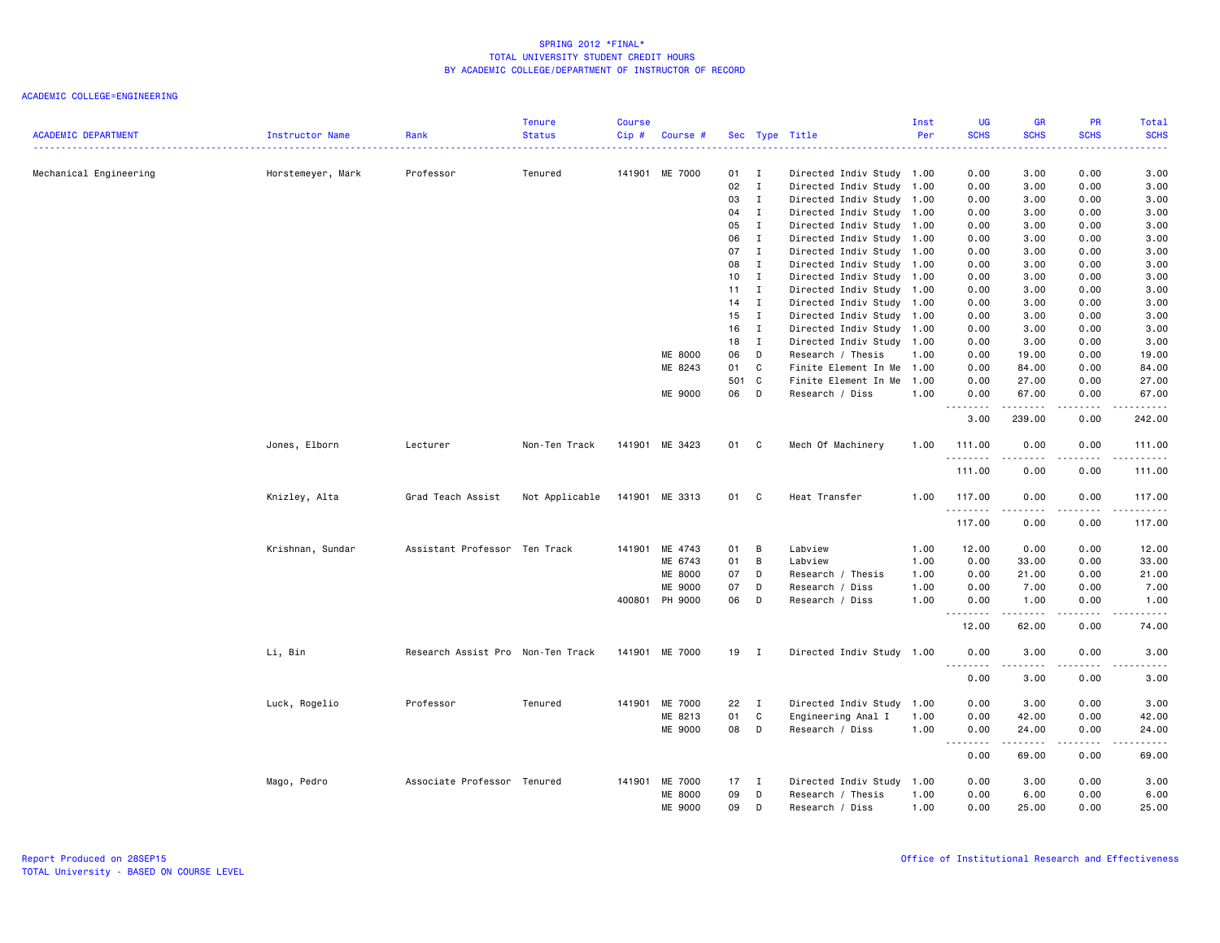SPRING 2012 *FINAL*
TOTAL UNIVERSITY STUDENT CREDIT HOURS
BY ACADEMIC COLLEGE/DEPARTMENT OF INSTRUCTOR OF RECORD

ACADEMIC COLLEGE=ENGINEERING

| ACADEMIC DEPARTMENT | Instructor Name | Rank | Tenure Status | Course Cip # | Course # | Sec | Type | Title | Inst Per | UG SCHS | GR SCHS | PR SCHS | Total SCHS |
|---|---|---|---|---|---|---|---|---|---|---|---|---|---|
| Mechanical Engineering | Horstemeyer, Mark | Professor | Tenured | 141901 | ME 7000 | 01 | I | Directed Indiv Study | 1.00 | 0.00 | 3.00 | 0.00 | 3.00 |
| | | | | | | 02 | I | Directed Indiv Study | 1.00 | 0.00 | 3.00 | 0.00 | 3.00 |
| | | | | | | 03 | I | Directed Indiv Study | 1.00 | 0.00 | 3.00 | 0.00 | 3.00 |
| | | | | | | 04 | I | Directed Indiv Study | 1.00 | 0.00 | 3.00 | 0.00 | 3.00 |
| | | | | | | 05 | I | Directed Indiv Study | 1.00 | 0.00 | 3.00 | 0.00 | 3.00 |
| | | | | | | 06 | I | Directed Indiv Study | 1.00 | 0.00 | 3.00 | 0.00 | 3.00 |
| | | | | | | 07 | I | Directed Indiv Study | 1.00 | 0.00 | 3.00 | 0.00 | 3.00 |
| | | | | | | 08 | I | Directed Indiv Study | 1.00 | 0.00 | 3.00 | 0.00 | 3.00 |
| | | | | | | 10 | I | Directed Indiv Study | 1.00 | 0.00 | 3.00 | 0.00 | 3.00 |
| | | | | | | 11 | I | Directed Indiv Study | 1.00 | 0.00 | 3.00 | 0.00 | 3.00 |
| | | | | | | 14 | I | Directed Indiv Study | 1.00 | 0.00 | 3.00 | 0.00 | 3.00 |
| | | | | | | 15 | I | Directed Indiv Study | 1.00 | 0.00 | 3.00 | 0.00 | 3.00 |
| | | | | | | 16 | I | Directed Indiv Study | 1.00 | 0.00 | 3.00 | 0.00 | 3.00 |
| | | | | | | 18 | I | Directed Indiv Study | 1.00 | 0.00 | 3.00 | 0.00 | 3.00 |
| | | | | | ME 8000 | 06 | D | Research / Thesis | 1.00 | 0.00 | 19.00 | 0.00 | 19.00 |
| | | | | | ME 8243 | 01 | C | Finite Element In Me | 1.00 | 0.00 | 84.00 | 0.00 | 84.00 |
| | | | | | | 501 | C | Finite Element In Me | 1.00 | 0.00 | 27.00 | 0.00 | 27.00 |
| | | | | | ME 9000 | 06 | D | Research / Diss | 1.00 | 0.00 | 67.00 | 0.00 | 67.00 |
| | | | | | | | | | | 3.00 | 239.00 | 0.00 | 242.00 |
| | Jones, Elborn | Lecturer | Non-Ten Track | 141901 | ME 3423 | 01 | C | Mech Of Machinery | 1.00 | 111.00 | 0.00 | 0.00 | 111.00 |
| | | | | | | | | | | 111.00 | 0.00 | 0.00 | 111.00 |
| | Knizley, Alta | Grad Teach Assist | Not Applicable | 141901 | ME 3313 | 01 | C | Heat Transfer | 1.00 | 117.00 | 0.00 | 0.00 | 117.00 |
| | | | | | | | | | | 117.00 | 0.00 | 0.00 | 117.00 |
| | Krishnan, Sundar | Assistant Professor | Ten Track | 141901 | ME 4743 | 01 | B | Labview | 1.00 | 12.00 | 0.00 | 0.00 | 12.00 |
| | | | | | ME 6743 | 01 | B | Labview | 1.00 | 0.00 | 33.00 | 0.00 | 33.00 |
| | | | | | ME 8000 | 07 | D | Research / Thesis | 1.00 | 0.00 | 21.00 | 0.00 | 21.00 |
| | | | | | ME 9000 | 07 | D | Research / Diss | 1.00 | 0.00 | 7.00 | 0.00 | 7.00 |
| | | | | 400801 | PH 9000 | 06 | D | Research / Diss | 1.00 | 0.00 | 1.00 | 0.00 | 1.00 |
| | | | | | | | | | | 12.00 | 62.00 | 0.00 | 74.00 |
| | Li, Bin | Research Assist Pro | Non-Ten Track | 141901 | ME 7000 | 19 | I | Directed Indiv Study | 1.00 | 0.00 | 3.00 | 0.00 | 3.00 |
| | | | | | | | | | | 0.00 | 3.00 | 0.00 | 3.00 |
| | Luck, Rogelio | Professor | Tenured | 141901 | ME 7000 | 22 | I | Directed Indiv Study | 1.00 | 0.00 | 3.00 | 0.00 | 3.00 |
| | | | | | ME 8213 | 01 | C | Engineering Anal I | 1.00 | 0.00 | 42.00 | 0.00 | 42.00 |
| | | | | | ME 9000 | 08 | D | Research / Diss | 1.00 | 0.00 | 24.00 | 0.00 | 24.00 |
| | | | | | | | | | | 0.00 | 69.00 | 0.00 | 69.00 |
| | Mago, Pedro | Associate Professor | Tenured | 141901 | ME 7000 | 17 | I | Directed Indiv Study | 1.00 | 0.00 | 3.00 | 0.00 | 3.00 |
| | | | | | ME 8000 | 09 | D | Research / Thesis | 1.00 | 0.00 | 6.00 | 0.00 | 6.00 |
| | | | | | ME 9000 | 09 | D | Research / Diss | 1.00 | 0.00 | 25.00 | 0.00 | 25.00 |

Report Produced on 28SEP15
TOTAL University - BASED ON COURSE LEVEL

Office of Institutional Research and Effectiveness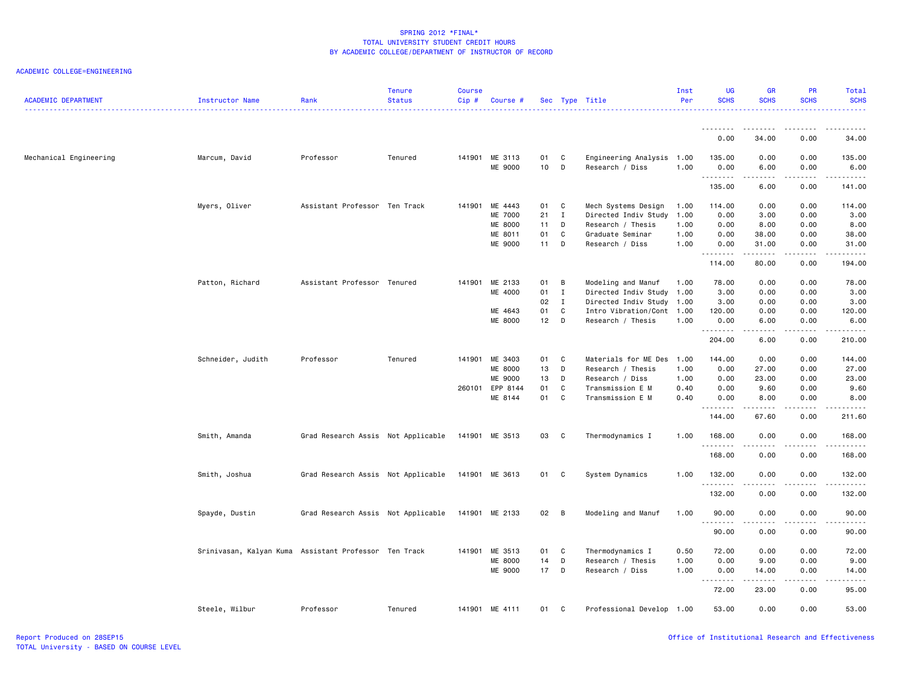SPRING 2012 *FINAL*
TOTAL UNIVERSITY STUDENT CREDIT HOURS
BY ACADEMIC COLLEGE/DEPARTMENT OF INSTRUCTOR OF RECORD

ACADEMIC COLLEGE=ENGINEERING

| ACADEMIC DEPARTMENT | Instructor Name | Rank | Tenure Status | Course Cip # | Course # | Sec | Type | Title | Inst Per | UG SCHS | GR SCHS | PR SCHS | Total SCHS |
|---|---|---|---|---|---|---|---|---|---|---|---|---|---|
| | | | | | | | | | | 0.00 | 34.00 | 0.00 | 34.00 |
| Mechanical Engineering | Marcum, David | Professor | Tenured | 141901 | ME 3113 | 01 | C | Engineering Analysis | 1.00 | 135.00 | 0.00 | 0.00 | 135.00 |
| | | | | | ME 9000 | 10 | D | Research / Diss | 1.00 | 0.00 | 6.00 | 0.00 | 6.00 |
| | | | | | | | | | | 135.00 | 6.00 | 0.00 | 141.00 |
| | Myers, Oliver | Assistant Professor | Ten Track | 141901 | ME 4443 | 01 | C | Mech Systems Design | 1.00 | 114.00 | 0.00 | 0.00 | 114.00 |
| | | | | | ME 7000 | 21 | I | Directed Indiv Study | 1.00 | 0.00 | 3.00 | 0.00 | 3.00 |
| | | | | | ME 8000 | 11 | D | Research / Thesis | 1.00 | 0.00 | 8.00 | 0.00 | 8.00 |
| | | | | | ME 8011 | 01 | C | Graduate Seminar | 1.00 | 0.00 | 38.00 | 0.00 | 38.00 |
| | | | | | ME 9000 | 11 | D | Research / Diss | 1.00 | 0.00 | 31.00 | 0.00 | 31.00 |
| | | | | | | | | | | 114.00 | 80.00 | 0.00 | 194.00 |
| | Patton, Richard | Assistant Professor | Tenured | 141901 | ME 2133 | 01 | B | Modeling and Manuf | 1.00 | 78.00 | 0.00 | 0.00 | 78.00 |
| | | | | | ME 4000 | 01 | I | Directed Indiv Study | 1.00 | 3.00 | 0.00 | 0.00 | 3.00 |
| | | | | | | 02 | I | Directed Indiv Study | 1.00 | 3.00 | 0.00 | 0.00 | 3.00 |
| | | | | | ME 4643 | 01 | C | Intro Vibration/Cont | 1.00 | 120.00 | 0.00 | 0.00 | 120.00 |
| | | | | | ME 8000 | 12 | D | Research / Thesis | 1.00 | 0.00 | 6.00 | 0.00 | 6.00 |
| | | | | | | | | | | 204.00 | 6.00 | 0.00 | 210.00 |
| | Schneider, Judith | Professor | Tenured | 141901 | ME 3403 | 01 | C | Materials for ME Des | 1.00 | 144.00 | 0.00 | 0.00 | 144.00 |
| | | | | | ME 8000 | 13 | D | Research / Thesis | 1.00 | 0.00 | 27.00 | 0.00 | 27.00 |
| | | | | | ME 9000 | 13 | D | Research / Diss | 1.00 | 0.00 | 23.00 | 0.00 | 23.00 |
| | | | | 260101 | EPP 8144 | 01 | C | Transmission E M | 0.40 | 0.00 | 9.60 | 0.00 | 9.60 |
| | | | | | ME 8144 | 01 | C | Transmission E M | 0.40 | 0.00 | 8.00 | 0.00 | 8.00 |
| | | | | | | | | | | 144.00 | 67.60 | 0.00 | 211.60 |
| | Smith, Amanda | Grad Research Assis | Not Applicable | 141901 | ME 3513 | 03 | C | Thermodynamics I | 1.00 | 168.00 | 0.00 | 0.00 | 168.00 |
| | | | | | | | | | | 168.00 | 0.00 | 0.00 | 168.00 |
| | Smith, Joshua | Grad Research Assis | Not Applicable | 141901 | ME 3613 | 01 | C | System Dynamics | 1.00 | 132.00 | 0.00 | 0.00 | 132.00 |
| | | | | | | | | | | 132.00 | 0.00 | 0.00 | 132.00 |
| | Spayde, Dustin | Grad Research Assis | Not Applicable | 141901 | ME 2133 | 02 | B | Modeling and Manuf | 1.00 | 90.00 | 0.00 | 0.00 | 90.00 |
| | | | | | | | | | | 90.00 | 0.00 | 0.00 | 90.00 |
| | Srinivasan, Kalyan Kuma | Assistant Professor | Ten Track | 141901 | ME 3513 | 01 | C | Thermodynamics I | 0.50 | 72.00 | 0.00 | 0.00 | 72.00 |
| | | | | | ME 8000 | 14 | D | Research / Thesis | 1.00 | 0.00 | 9.00 | 0.00 | 9.00 |
| | | | | | ME 9000 | 17 | D | Research / Diss | 1.00 | 0.00 | 14.00 | 0.00 | 14.00 |
| | | | | | | | | | | 72.00 | 23.00 | 0.00 | 95.00 |
| | Steele, Wilbur | Professor | Tenured | 141901 | ME 4111 | 01 | C | Professional Develop | 1.00 | 53.00 | 0.00 | 0.00 | 53.00 |

Report Produced on 28SEP15
TOTAL University - BASED ON COURSE LEVEL

Office of Institutional Research and Effectiveness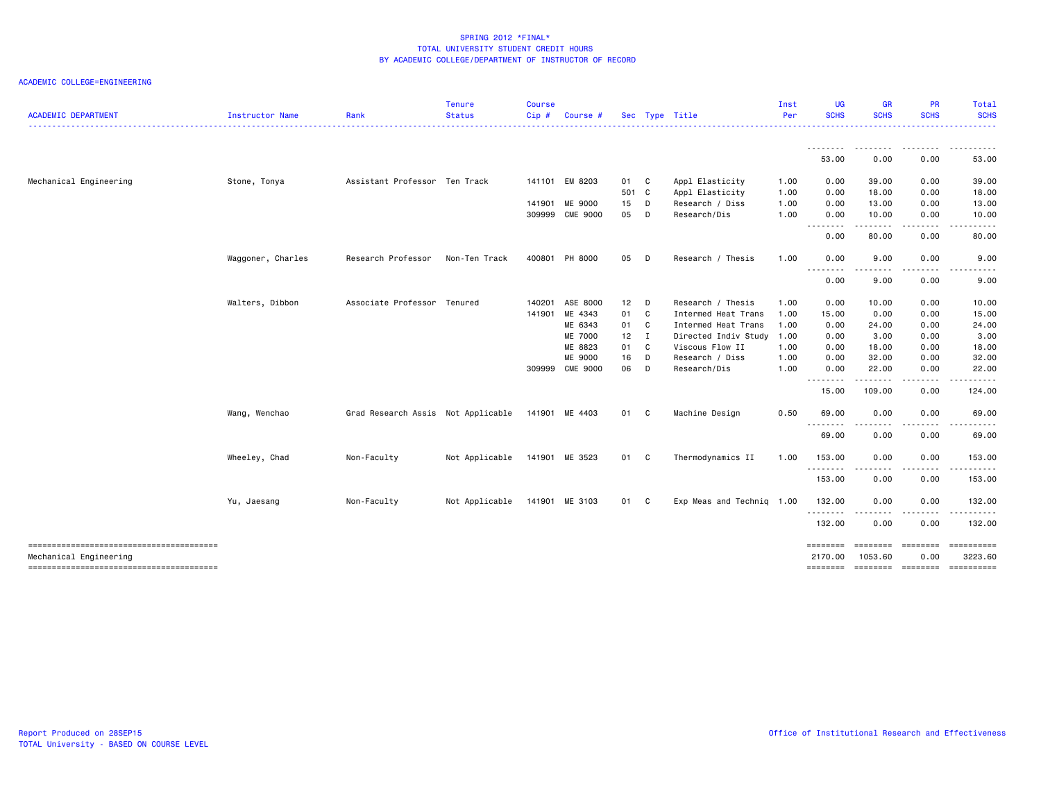SPRING 2012 *FINAL*
TOTAL UNIVERSITY STUDENT CREDIT HOURS
BY ACADEMIC COLLEGE/DEPARTMENT OF INSTRUCTOR OF RECORD

ACADEMIC COLLEGE=ENGINEERING

| ACADEMIC DEPARTMENT | Instructor Name | Rank | Tenure Status | Course Cip # | Course # | Sec | Type | Title | Inst Per | UG SCHS | GR SCHS | PR SCHS | Total SCHS |
|---|---|---|---|---|---|---|---|---|---|---|---|---|---|
| | | | | | | | | | | 53.00 | 0.00 | 0.00 | 53.00 |
| Mechanical Engineering | Stone, Tonya | Assistant Professor | Ten Track | 141101 | EM 8203 | 01 | C | Appl Elasticity | 1.00 | 0.00 | 39.00 | 0.00 | 39.00 |
| | | | | | | 501 | C | Appl Elasticity | 1.00 | 0.00 | 18.00 | 0.00 | 18.00 |
| | | | | 141901 | ME 9000 | 15 | D | Research / Diss | 1.00 | 0.00 | 13.00 | 0.00 | 13.00 |
| | | | | 309999 | CME 9000 | 05 | D | Research/Dis | 1.00 | 0.00 | 10.00 | 0.00 | 10.00 |
| | | | | | | | | | | 0.00 | 80.00 | 0.00 | 80.00 |
| | Waggoner, Charles | Research Professor | Non-Ten Track | 400801 | PH 8000 | 05 | D | Research / Thesis | 1.00 | 0.00 | 9.00 | 0.00 | 9.00 |
| | | | | | | | | | | 0.00 | 9.00 | 0.00 | 9.00 |
| | Walters, Dibbon | Associate Professor | Tenured | 140201 | ASE 8000 | 12 | D | Research / Thesis | 1.00 | 0.00 | 10.00 | 0.00 | 10.00 |
| | | | | 141901 | ME 4343 | 01 | C | Intermed Heat Trans | 1.00 | 15.00 | 0.00 | 0.00 | 15.00 |
| | | | | | ME 6343 | 01 | C | Intermed Heat Trans | 1.00 | 0.00 | 24.00 | 0.00 | 24.00 |
| | | | | | ME 7000 | 12 | I | Directed Indiv Study | 1.00 | 0.00 | 3.00 | 0.00 | 3.00 |
| | | | | | ME 8823 | 01 | C | Viscous Flow II | 1.00 | 0.00 | 18.00 | 0.00 | 18.00 |
| | | | | | ME 9000 | 16 | D | Research / Diss | 1.00 | 0.00 | 32.00 | 0.00 | 32.00 |
| | | | | 309999 | CME 9000 | 06 | D | Research/Dis | 1.00 | 0.00 | 22.00 | 0.00 | 22.00 |
| | | | | | | | | | | 15.00 | 109.00 | 0.00 | 124.00 |
| | Wang, Wenchao | Grad Research Assis | Not Applicable | 141901 | ME 4403 | 01 | C | Machine Design | 0.50 | 69.00 | 0.00 | 0.00 | 69.00 |
| | | | | | | | | | | 69.00 | 0.00 | 0.00 | 69.00 |
| | Wheeley, Chad | Non-Faculty | Not Applicable | 141901 | ME 3523 | 01 | C | Thermodynamics II | 1.00 | 153.00 | 0.00 | 0.00 | 153.00 |
| | | | | | | | | | | 153.00 | 0.00 | 0.00 | 153.00 |
| | Yu, Jaesang | Non-Faculty | Not Applicable | 141901 | ME 3103 | 01 | C | Exp Meas and Techniq | 1.00 | 132.00 | 0.00 | 0.00 | 132.00 |
| | | | | | | | | | | 132.00 | 0.00 | 0.00 | 132.00 |
| Mechanical Engineering | | | | | | | | | | 2170.00 | 1053.60 | 0.00 | 3223.60 |

Report Produced on 28SEP15
TOTAL University - BASED ON COURSE LEVEL

Office of Institutional Research and Effectiveness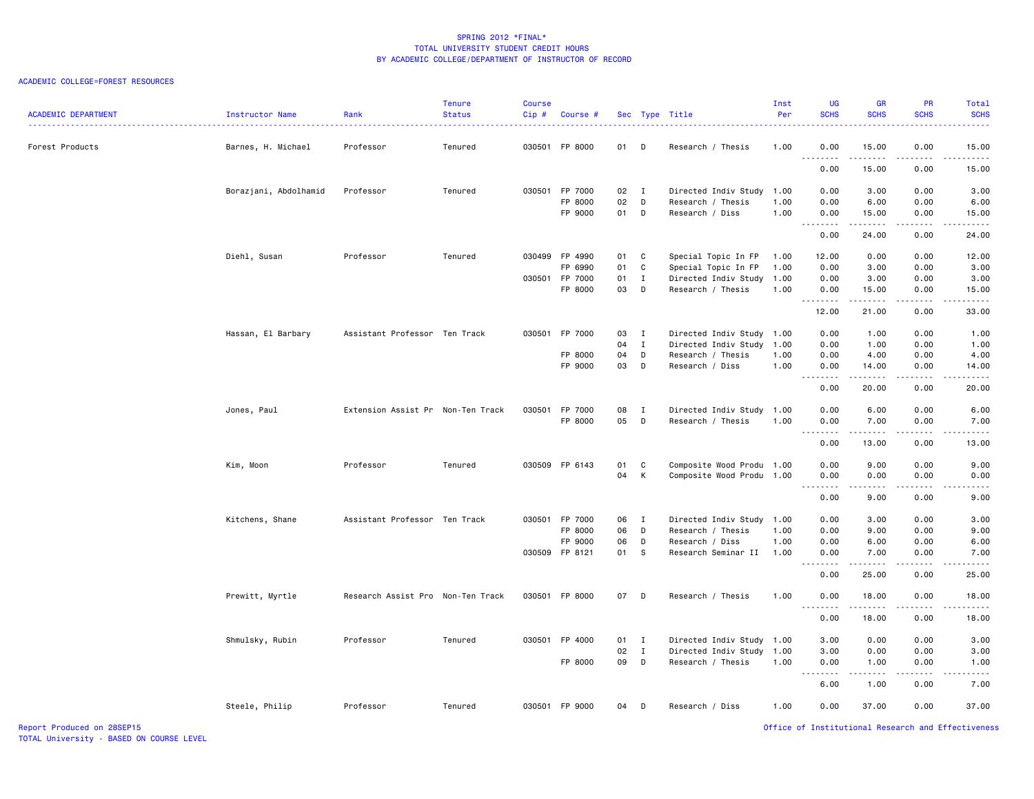SPRING 2012 *FINAL*
TOTAL UNIVERSITY STUDENT CREDIT HOURS
BY ACADEMIC COLLEGE/DEPARTMENT OF INSTRUCTOR OF RECORD

ACADEMIC COLLEGE=FOREST RESOURCES

| ACADEMIC DEPARTMENT | Instructor Name | Rank | Tenure Status | Course Cip # | Course # | Sec | Type | Title | Inst Per | UG SCHS | GR SCHS | PR SCHS | Total SCHS |
|---|---|---|---|---|---|---|---|---|---|---|---|---|---|
| Forest Products | Barnes, H. Michael | Professor | Tenured | 030501 | FP 8000 | 01 | D | Research / Thesis | 1.00 | 0.00 | 15.00 | 0.00 | 15.00 |
| | | | | | | | | | | 0.00 | 15.00 | 0.00 | 15.00 |
| | Borazjani, Abdolhamid | Professor | Tenured | 030501 | FP 7000 | 02 | I | Directed Indiv Study | 1.00 | 0.00 | 3.00 | 0.00 | 3.00 |
| | | | | | FP 8000 | 02 | D | Research / Thesis | 1.00 | 0.00 | 6.00 | 0.00 | 6.00 |
| | | | | | FP 9000 | 01 | D | Research / Diss | 1.00 | 0.00 | 15.00 | 0.00 | 15.00 |
| | | | | | | | | | | 0.00 | 24.00 | 0.00 | 24.00 |
| | Diehl, Susan | Professor | Tenured | 030499 | FP 4990 | 01 | C | Special Topic In FP | 1.00 | 12.00 | 0.00 | 0.00 | 12.00 |
| | | | | | FP 6990 | 01 | C | Special Topic In FP | 1.00 | 0.00 | 3.00 | 0.00 | 3.00 |
| | | | | 030501 | FP 7000 | 01 | I | Directed Indiv Study | 1.00 | 0.00 | 3.00 | 0.00 | 3.00 |
| | | | | | FP 8000 | 03 | D | Research / Thesis | 1.00 | 0.00 | 15.00 | 0.00 | 15.00 |
| | | | | | | | | | | 12.00 | 21.00 | 0.00 | 33.00 |
| | Hassan, El Barbary | Assistant Professor | Ten Track | 030501 | FP 7000 | 03 | I | Directed Indiv Study | 1.00 | 0.00 | 1.00 | 0.00 | 1.00 |
| | | | | | | 04 | I | Directed Indiv Study | 1.00 | 0.00 | 1.00 | 0.00 | 1.00 |
| | | | | | FP 8000 | 04 | D | Research / Thesis | 1.00 | 0.00 | 4.00 | 0.00 | 4.00 |
| | | | | | FP 9000 | 03 | D | Research / Diss | 1.00 | 0.00 | 14.00 | 0.00 | 14.00 |
| | | | | | | | | | | 0.00 | 20.00 | 0.00 | 20.00 |
| | Jones, Paul | Extension Assist Pr | Non-Ten Track | 030501 | FP 7000 | 08 | I | Directed Indiv Study | 1.00 | 0.00 | 6.00 | 0.00 | 6.00 |
| | | | | | FP 8000 | 05 | D | Research / Thesis | 1.00 | 0.00 | 7.00 | 0.00 | 7.00 |
| | | | | | | | | | | 0.00 | 13.00 | 0.00 | 13.00 |
| | Kim, Moon | Professor | Tenured | 030509 | FP 6143 | 01 | C | Composite Wood Produ | 1.00 | 0.00 | 9.00 | 0.00 | 9.00 |
| | | | | | | 04 | K | Composite Wood Produ | 1.00 | 0.00 | 0.00 | 0.00 | 0.00 |
| | | | | | | | | | | 0.00 | 9.00 | 0.00 | 9.00 |
| | Kitchens, Shane | Assistant Professor | Ten Track | 030501 | FP 7000 | 06 | I | Directed Indiv Study | 1.00 | 0.00 | 3.00 | 0.00 | 3.00 |
| | | | | | FP 8000 | 06 | D | Research / Thesis | 1.00 | 0.00 | 9.00 | 0.00 | 9.00 |
| | | | | | FP 9000 | 06 | D | Research / Diss | 1.00 | 0.00 | 6.00 | 0.00 | 6.00 |
| | | | | 030509 | FP 8121 | 01 | S | Research Seminar II | 1.00 | 0.00 | 7.00 | 0.00 | 7.00 |
| | | | | | | | | | | 0.00 | 25.00 | 0.00 | 25.00 |
| | Prewitt, Myrtle | Research Assist Pro | Non-Ten Track | 030501 | FP 8000 | 07 | D | Research / Thesis | 1.00 | 0.00 | 18.00 | 0.00 | 18.00 |
| | | | | | | | | | | 0.00 | 18.00 | 0.00 | 18.00 |
| | Shmulsky, Rubin | Professor | Tenured | 030501 | FP 4000 | 01 | I | Directed Indiv Study | 1.00 | 3.00 | 0.00 | 0.00 | 3.00 |
| | | | | | | 02 | I | Directed Indiv Study | 1.00 | 3.00 | 0.00 | 0.00 | 3.00 |
| | | | | | FP 8000 | 09 | D | Research / Thesis | 1.00 | 0.00 | 1.00 | 0.00 | 1.00 |
| | | | | | | | | | | 6.00 | 1.00 | 0.00 | 7.00 |
| | Steele, Philip | Professor | Tenured | 030501 | FP 9000 | 04 | D | Research / Diss | 1.00 | 0.00 | 37.00 | 0.00 | 37.00 |

Report Produced on 28SEP15
TOTAL University - BASED ON COURSE LEVEL

Office of Institutional Research and Effectiveness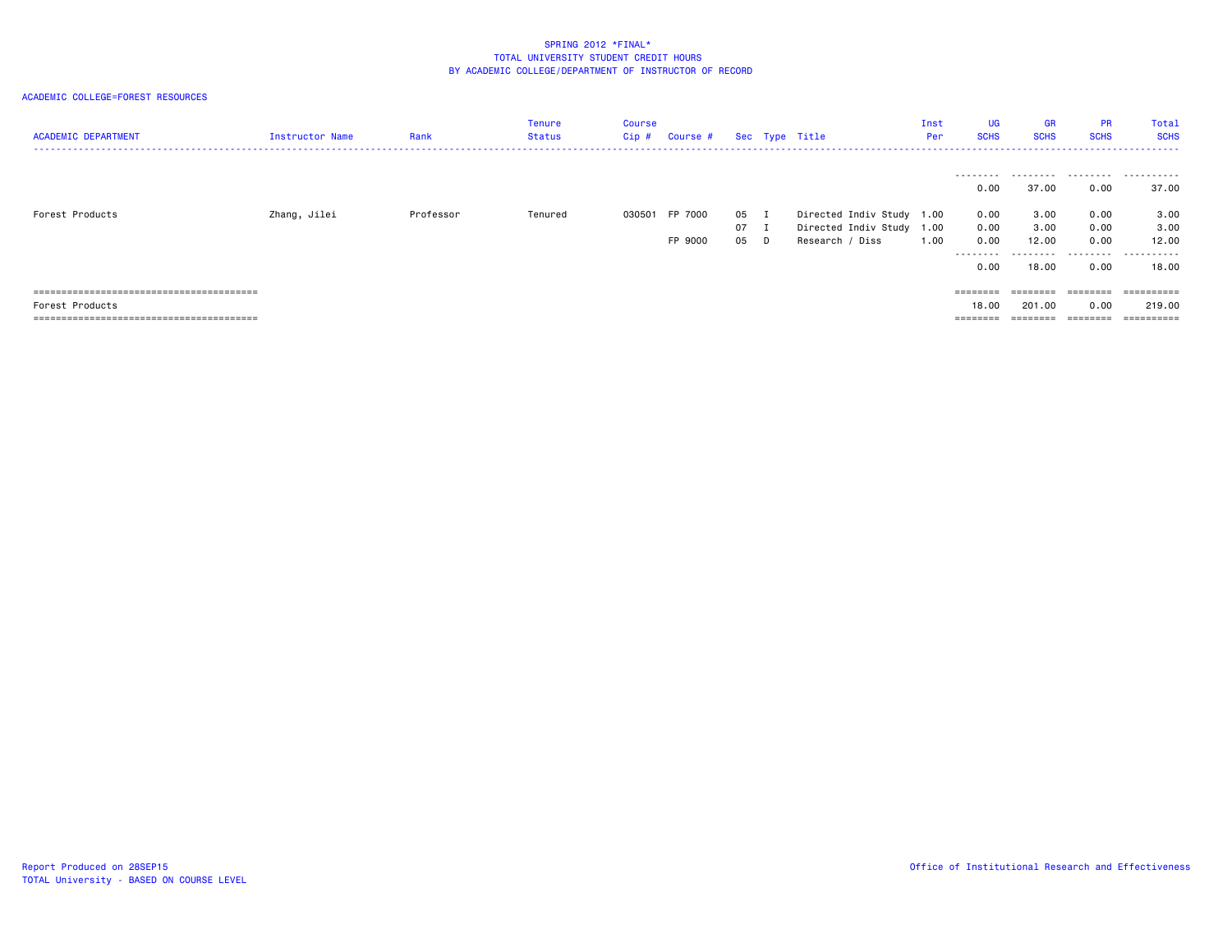SPRING 2012 *FINAL*
TOTAL UNIVERSITY STUDENT CREDIT HOURS
BY ACADEMIC COLLEGE/DEPARTMENT OF INSTRUCTOR OF RECORD

ACADEMIC COLLEGE=FOREST RESOURCES

| ACADEMIC DEPARTMENT | Instructor Name | Rank | Tenure Status | Course Cip # | Course # | Sec | Type | Title | Inst Per | UG SCHS | GR SCHS | PR SCHS | Total SCHS |
|---|---|---|---|---|---|---|---|---|---|---|---|---|---|
| | | | | | | | | | | 0.00 | 37.00 | 0.00 | 37.00 |
| Forest Products | Zhang, Jilei | Professor | Tenured | 030501 | FP 7000 | 05 | I | Directed Indiv Study | 1.00 | 0.00 | 3.00 | 0.00 | 3.00 |
| | | | | | | 07 | I | Directed Indiv Study | 1.00 | 0.00 | 3.00 | 0.00 | 3.00 |
| | | | | | FP 9000 | 05 | D | Research / Diss | 1.00 | 0.00 | 12.00 | 0.00 | 12.00 |
| | | | | | | | | | | 0.00 | 18.00 | 0.00 | 18.00 |
| Forest Products | | | | | | | | | | 18.00 | 201.00 | 0.00 | 219.00 |

Report Produced on 28SEP15
TOTAL University - BASED ON COURSE LEVEL

Office of Institutional Research and Effectiveness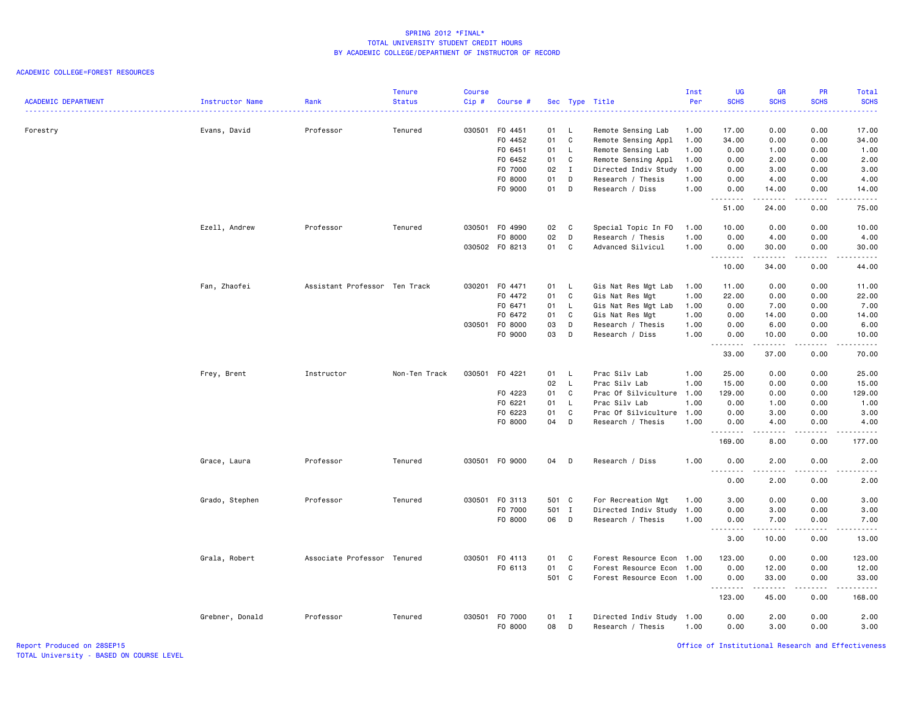SPRING 2012 *FINAL*
TOTAL UNIVERSITY STUDENT CREDIT HOURS
BY ACADEMIC COLLEGE/DEPARTMENT OF INSTRUCTOR OF RECORD

ACADEMIC COLLEGE=FOREST RESOURCES

| ACADEMIC DEPARTMENT | Instructor Name | Rank | Tenure Status | Course Cip # | Course # | Sec | Type | Title | Inst Per | UG SCHS | GR SCHS | PR SCHS | Total SCHS |
|---|---|---|---|---|---|---|---|---|---|---|---|---|---|
| Forestry | Evans, David | Professor | Tenured | 030501 | FO 4451 | 01 | L | Remote Sensing Lab | 1.00 | 17.00 | 0.00 | 0.00 | 17.00 |
| | | | | | FO 4452 | 01 | C | Remote Sensing Appl | 1.00 | 34.00 | 0.00 | 0.00 | 34.00 |
| | | | | | FO 6451 | 01 | L | Remote Sensing Lab | 1.00 | 0.00 | 1.00 | 0.00 | 1.00 |
| | | | | | FO 6452 | 01 | C | Remote Sensing Appl | 1.00 | 0.00 | 2.00 | 0.00 | 2.00 |
| | | | | | FO 7000 | 02 | I | Directed Indiv Study | 1.00 | 0.00 | 3.00 | 0.00 | 3.00 |
| | | | | | FO 8000 | 01 | D | Research / Thesis | 1.00 | 0.00 | 4.00 | 0.00 | 4.00 |
| | | | | | FO 9000 | 01 | D | Research / Diss | 1.00 | 0.00 | 14.00 | 0.00 | 14.00 |
| | | | | | | | | | | 51.00 | 24.00 | 0.00 | 75.00 |
| | Ezell, Andrew | Professor | Tenured | 030501 | FO 4990 | 02 | C | Special Topic In FO | 1.00 | 10.00 | 0.00 | 0.00 | 10.00 |
| | | | | | FO 8000 | 02 | D | Research / Thesis | 1.00 | 0.00 | 4.00 | 0.00 | 4.00 |
| | | | | 030502 | FO 8213 | 01 | C | Advanced Silvicul | 1.00 | 0.00 | 30.00 | 0.00 | 30.00 |
| | | | | | | | | | | 10.00 | 34.00 | 0.00 | 44.00 |
| | Fan, Zhaofei | Assistant Professor | Ten Track | 030201 | FO 4471 | 01 | L | Gis Nat Res Mgt Lab | 1.00 | 11.00 | 0.00 | 0.00 | 11.00 |
| | | | | | FO 4472 | 01 | C | Gis Nat Res Mgt | 1.00 | 22.00 | 0.00 | 0.00 | 22.00 |
| | | | | | FO 6471 | 01 | L | Gis Nat Res Mgt Lab | 1.00 | 0.00 | 7.00 | 0.00 | 7.00 |
| | | | | | FO 6472 | 01 | C | Gis Nat Res Mgt | 1.00 | 0.00 | 14.00 | 0.00 | 14.00 |
| | | | | 030501 | FO 8000 | 03 | D | Research / Thesis | 1.00 | 0.00 | 6.00 | 0.00 | 6.00 |
| | | | | | FO 9000 | 03 | D | Research / Diss | 1.00 | 0.00 | 10.00 | 0.00 | 10.00 |
| | | | | | | | | | | 33.00 | 37.00 | 0.00 | 70.00 |
| | Frey, Brent | Instructor | Non-Ten Track | 030501 | FO 4221 | 01 | L | Prac Silv Lab | 1.00 | 25.00 | 0.00 | 0.00 | 25.00 |
| | | | | | | 02 | L | Prac Silv Lab | 1.00 | 15.00 | 0.00 | 0.00 | 15.00 |
| | | | | | FO 4223 | 01 | C | Prac Of Silviculture | 1.00 | 129.00 | 0.00 | 0.00 | 129.00 |
| | | | | | FO 6221 | 01 | L | Prac Silv Lab | 1.00 | 0.00 | 1.00 | 0.00 | 1.00 |
| | | | | | FO 6223 | 01 | C | Prac Of Silviculture | 1.00 | 0.00 | 3.00 | 0.00 | 3.00 |
| | | | | | FO 8000 | 04 | D | Research / Thesis | 1.00 | 0.00 | 4.00 | 0.00 | 4.00 |
| | | | | | | | | | | 169.00 | 8.00 | 0.00 | 177.00 |
| | Grace, Laura | Professor | Tenured | 030501 | FO 9000 | 04 | D | Research / Diss | 1.00 | 0.00 | 2.00 | 0.00 | 2.00 |
| | | | | | | | | | | 0.00 | 2.00 | 0.00 | 2.00 |
| | Grado, Stephen | Professor | Tenured | 030501 | FO 3113 | 501 | C | For Recreation Mgt | 1.00 | 3.00 | 0.00 | 0.00 | 3.00 |
| | | | | | FO 7000 | 501 | I | Directed Indiv Study | 1.00 | 0.00 | 3.00 | 0.00 | 3.00 |
| | | | | | FO 8000 | 06 | D | Research / Thesis | 1.00 | 0.00 | 7.00 | 0.00 | 7.00 |
| | | | | | | | | | | 3.00 | 10.00 | 0.00 | 13.00 |
| | Grala, Robert | Associate Professor | Tenured | 030501 | FO 4113 | 01 | C | Forest Resource Econ | 1.00 | 123.00 | 0.00 | 0.00 | 123.00 |
| | | | | | FO 6113 | 01 | C | Forest Resource Econ | 1.00 | 0.00 | 12.00 | 0.00 | 12.00 |
| | | | | | | 501 | C | Forest Resource Econ | 1.00 | 0.00 | 33.00 | 0.00 | 33.00 |
| | | | | | | | | | | 123.00 | 45.00 | 0.00 | 168.00 |
| | Grebner, Donald | Professor | Tenured | 030501 | FO 7000 | 01 | I | Directed Indiv Study | 1.00 | 0.00 | 2.00 | 0.00 | 2.00 |
| | | | | | FO 8000 | 08 | D | Research / Thesis | 1.00 | 0.00 | 3.00 | 0.00 | 3.00 |

Report Produced on 28SEP15
TOTAL University - BASED ON COURSE LEVEL

Office of Institutional Research and Effectiveness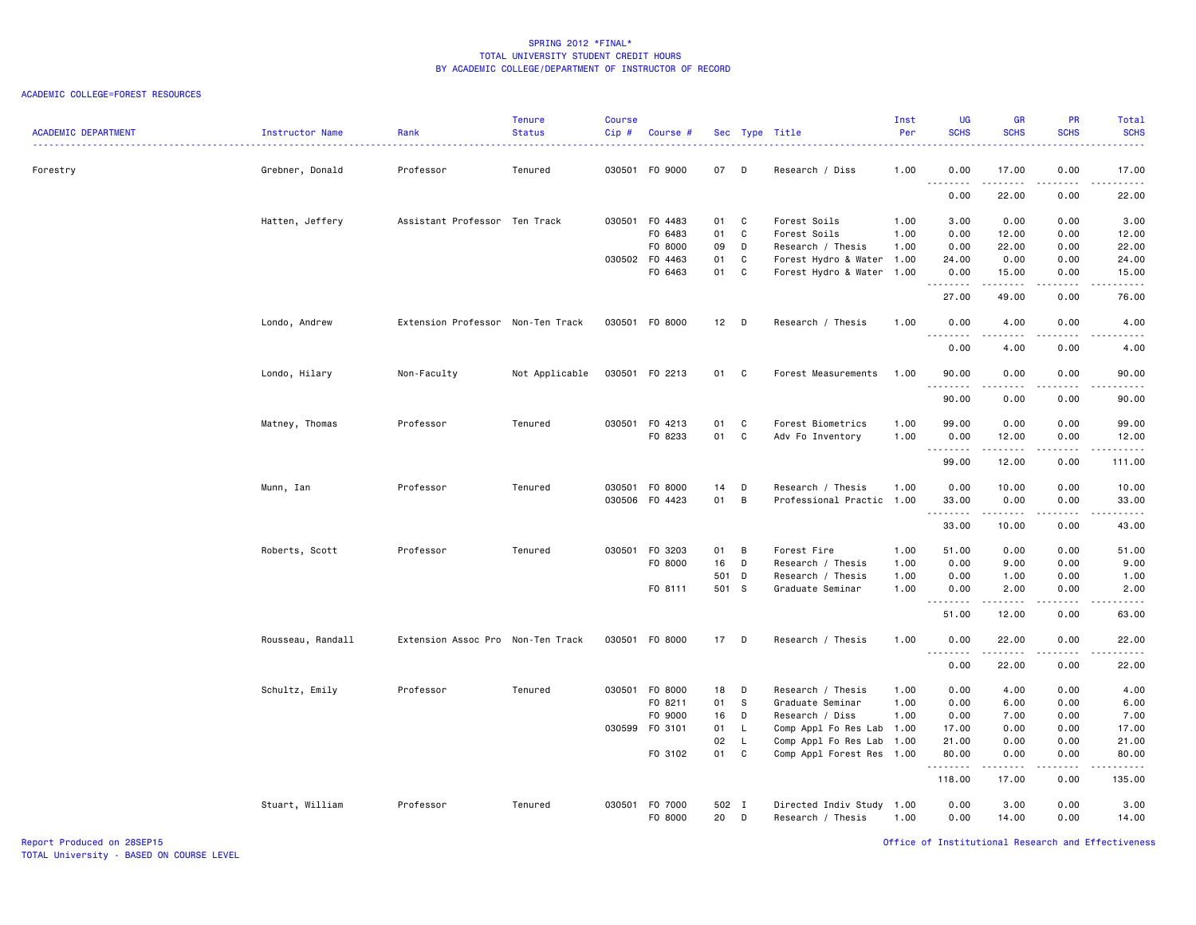SPRING 2012 *FINAL*
TOTAL UNIVERSITY STUDENT CREDIT HOURS
BY ACADEMIC COLLEGE/DEPARTMENT OF INSTRUCTOR OF RECORD

ACADEMIC COLLEGE=FOREST RESOURCES

| ACADEMIC DEPARTMENT | Instructor Name | Rank | Tenure Status | Course Cip # | Course # | Sec | Type | Title | Inst Per | UG SCHS | GR SCHS | PR SCHS | Total SCHS |
|---|---|---|---|---|---|---|---|---|---|---|---|---|---|
| Forestry | Grebner, Donald | Professor | Tenured | 030501 | FO 9000 | 07 | D | Research / Diss | 1.00 | 0.00 | 17.00 | 0.00 | 17.00 |
| | | | | | | | | | | 0.00 | 22.00 | 0.00 | 22.00 |
| | Hatten, Jeffery | Assistant Professor | Ten Track | 030501 | FO 4483 | 01 | C | Forest Soils | 1.00 | 3.00 | 0.00 | 0.00 | 3.00 |
| | | | | | FO 6483 | 01 | C | Forest Soils | 1.00 | 0.00 | 12.00 | 0.00 | 12.00 |
| | | | | | FO 8000 | 09 | D | Research / Thesis | 1.00 | 0.00 | 22.00 | 0.00 | 22.00 |
| | | | | 030502 | FO 4463 | 01 | C | Forest Hydro & Water | 1.00 | 24.00 | 0.00 | 0.00 | 24.00 |
| | | | | | FO 6463 | 01 | C | Forest Hydro & Water | 1.00 | 0.00 | 15.00 | 0.00 | 15.00 |
| | | | | | | | | | | 27.00 | 49.00 | 0.00 | 76.00 |
| | Londo, Andrew | Extension Professor | Non-Ten Track | 030501 | FO 8000 | 12 | D | Research / Thesis | 1.00 | 0.00 | 4.00 | 0.00 | 4.00 |
| | | | | | | | | | | 0.00 | 4.00 | 0.00 | 4.00 |
| | Londo, Hilary | Non-Faculty | Not Applicable | 030501 | FO 2213 | 01 | C | Forest Measurements | 1.00 | 90.00 | 0.00 | 0.00 | 90.00 |
| | | | | | | | | | | 90.00 | 0.00 | 0.00 | 90.00 |
| | Matney, Thomas | Professor | Tenured | 030501 | FO 4213 | 01 | C | Forest Biometrics | 1.00 | 99.00 | 0.00 | 0.00 | 99.00 |
| | | | | | FO 8233 | 01 | C | Adv Fo Inventory | 1.00 | 0.00 | 12.00 | 0.00 | 12.00 |
| | | | | | | | | | | 99.00 | 12.00 | 0.00 | 111.00 |
| | Munn, Ian | Professor | Tenured | 030501 | FO 8000 | 14 | D | Research / Thesis | 1.00 | 0.00 | 10.00 | 0.00 | 10.00 |
| | | | | 030506 | FO 4423 | 01 | B | Professional Practic | 1.00 | 33.00 | 0.00 | 0.00 | 33.00 |
| | | | | | | | | | | 33.00 | 10.00 | 0.00 | 43.00 |
| | Roberts, Scott | Professor | Tenured | 030501 | FO 3203 | 01 | B | Forest Fire | 1.00 | 51.00 | 0.00 | 0.00 | 51.00 |
| | | | | | FO 8000 | 16 | D | Research / Thesis | 1.00 | 0.00 | 9.00 | 0.00 | 9.00 |
| | | | | | | 501 | D | Research / Thesis | 1.00 | 0.00 | 1.00 | 0.00 | 1.00 |
| | | | | | FO 8111 | 501 | S | Graduate Seminar | 1.00 | 0.00 | 2.00 | 0.00 | 2.00 |
| | | | | | | | | | | 51.00 | 12.00 | 0.00 | 63.00 |
| | Rousseau, Randall | Extension Assoc Pro | Non-Ten Track | 030501 | FO 8000 | 17 | D | Research / Thesis | 1.00 | 0.00 | 22.00 | 0.00 | 22.00 |
| | | | | | | | | | | 0.00 | 22.00 | 0.00 | 22.00 |
| | Schultz, Emily | Professor | Tenured | 030501 | FO 8000 | 18 | D | Research / Thesis | 1.00 | 0.00 | 4.00 | 0.00 | 4.00 |
| | | | | | FO 8211 | 01 | S | Graduate Seminar | 1.00 | 0.00 | 6.00 | 0.00 | 6.00 |
| | | | | | FO 9000 | 16 | D | Research / Diss | 1.00 | 0.00 | 7.00 | 0.00 | 7.00 |
| | | | | 030599 | FO 3101 | 01 | L | Comp Appl Fo Res Lab | 1.00 | 17.00 | 0.00 | 0.00 | 17.00 |
| | | | | | | 02 | L | Comp Appl Fo Res Lab | 1.00 | 21.00 | 0.00 | 0.00 | 21.00 |
| | | | | | FO 3102 | 01 | C | Comp Appl Forest Res | 1.00 | 80.00 | 0.00 | 0.00 | 80.00 |
| | | | | | | | | | | 118.00 | 17.00 | 0.00 | 135.00 |
| | Stuart, William | Professor | Tenured | 030501 | FO 7000 | 502 | I | Directed Indiv Study | 1.00 | 0.00 | 3.00 | 0.00 | 3.00 |
| | | | | | FO 8000 | 20 | D | Research / Thesis | 1.00 | 0.00 | 14.00 | 0.00 | 14.00 |

Report Produced on 28SEP15
TOTAL University - BASED ON COURSE LEVEL
Office of Institutional Research and Effectiveness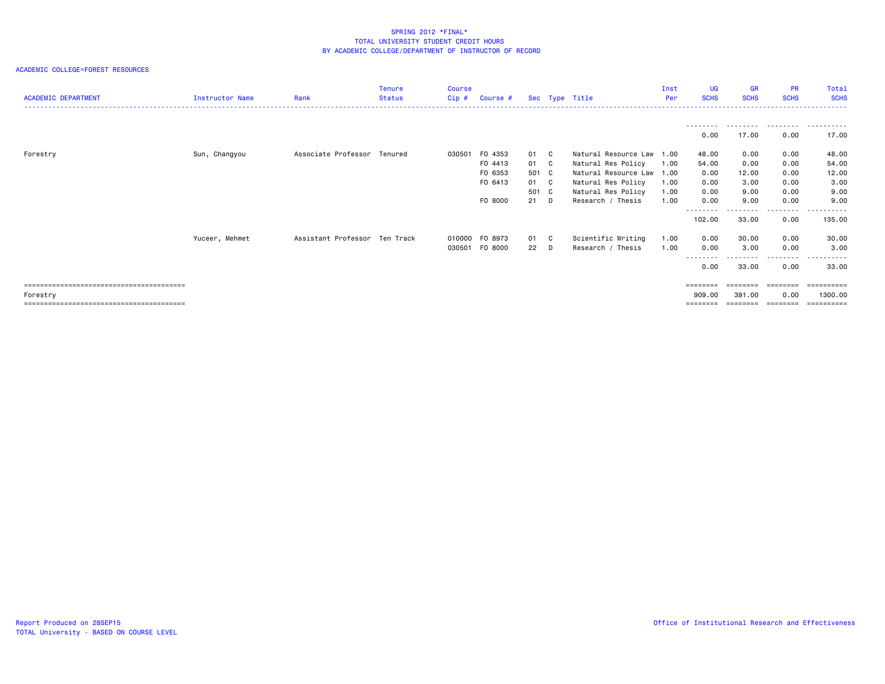## SPRING 2012 *FINAL*
## TOTAL UNIVERSITY STUDENT CREDIT HOURS
## BY ACADEMIC COLLEGE/DEPARTMENT OF INSTRUCTOR OF RECORD

ACADEMIC COLLEGE=FOREST RESOURCES

| ACADEMIC DEPARTMENT | Instructor Name | Rank | Tenure Status | Course Cip # | Course # | Sec | Type | Title | Inst Per | UG SCHS | GR SCHS | PR SCHS | Total SCHS |
|---|---|---|---|---|---|---|---|---|---|---|---|---|---|
| | | | | | | | | | | 0.00 | 17.00 | 0.00 | 17.00 |
| Forestry | Sun, Changyou | Associate Professor | Tenured | 030501 | FO 4353 | 01 | C | Natural Resource Law | 1.00 | 48.00 | 0.00 | 0.00 | 48.00 |
| | | | | | FO 4413 | 01 | C | Natural Res Policy | 1.00 | 54.00 | 0.00 | 0.00 | 54.00 |
| | | | | | FO 6353 | 501 | C | Natural Resource Law | 1.00 | 0.00 | 12.00 | 0.00 | 12.00 |
| | | | | | FO 6413 | 01 | C | Natural Res Policy | 1.00 | 0.00 | 3.00 | 0.00 | 3.00 |
| | | | | | | 501 | C | Natural Res Policy | 1.00 | 0.00 | 9.00 | 0.00 | 9.00 |
| | | | | | FO 8000 | 21 | D | Research / Thesis | 1.00 | 0.00 | 9.00 | 0.00 | 9.00 |
| | | | | | | | | | | 102.00 | 33.00 | 0.00 | 135.00 |
| | Yuceer, Mehmet | Assistant Professor | Ten Track | 010000 | FO 8973 | 01 | C | Scientific Writing | 1.00 | 0.00 | 30.00 | 0.00 | 30.00 |
| | | | | 030501 | FO 8000 | 22 | D | Research / Thesis | 1.00 | 0.00 | 3.00 | 0.00 | 3.00 |
| | | | | | | | | | | 0.00 | 33.00 | 0.00 | 33.00 |
| Forestry | | | | | | | | | | 909.00 | 391.00 | 0.00 | 1300.00 |

Report Produced on 28SEP15
TOTAL University - BASED ON COURSE LEVEL

Office of Institutional Research and Effectiveness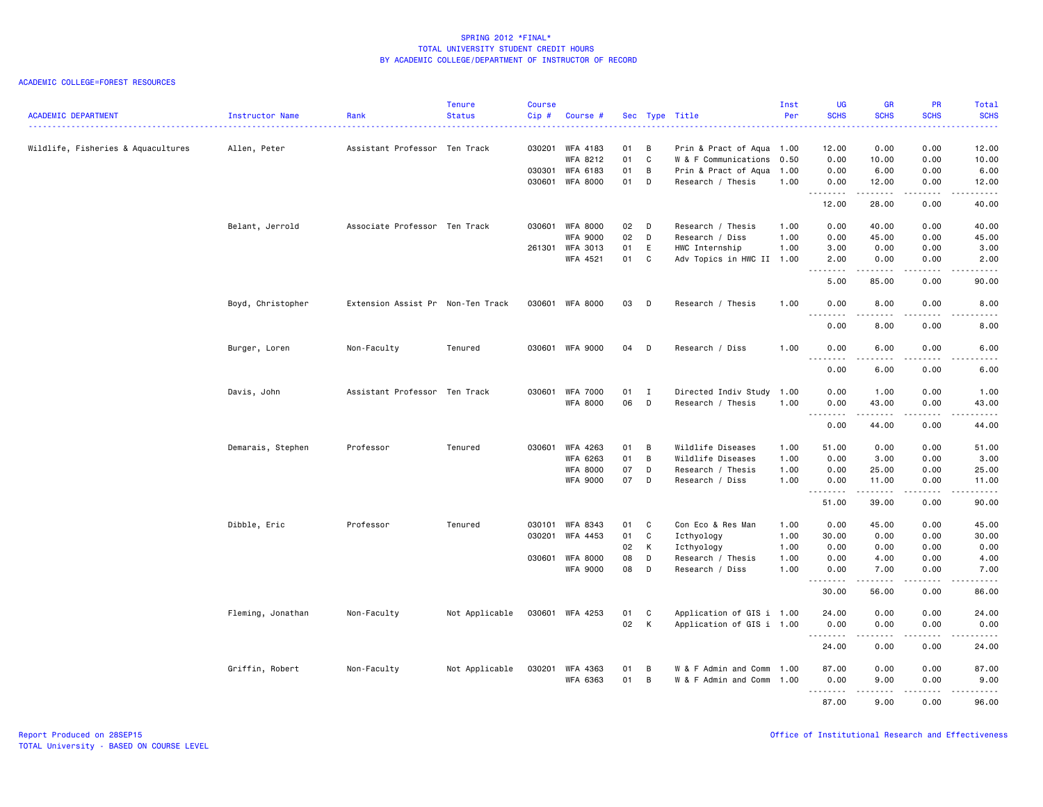# SPRING 2012 *FINAL*
## TOTAL UNIVERSITY STUDENT CREDIT HOURS
## BY ACADEMIC COLLEGE/DEPARTMENT OF INSTRUCTOR OF RECORD

ACADEMIC COLLEGE=FOREST RESOURCES

| ACADEMIC DEPARTMENT | Instructor Name | Rank | Tenure Status | Course Cip # | Course # | Sec | Type | Title | Inst Per | UG SCHS | GR SCHS | PR SCHS | Total SCHS |
|---|---|---|---|---|---|---|---|---|---|---|---|---|---|
| Wildlife, Fisheries & Aquacultures | Allen, Peter | Assistant Professor | Ten Track | 030201 | WFA 4183 | 01 | B | Prin & Pract of Aqua | 1.00 | 12.00 | 0.00 | 0.00 | 12.00 |
| | | | | | WFA 8212 | 01 | C | W & F Communications | 0.50 | 0.00 | 10.00 | 0.00 | 10.00 |
| | | | | 030301 | WFA 6183 | 01 | B | Prin & Pract of Aqua | 1.00 | 0.00 | 6.00 | 0.00 | 6.00 |
| | | | | 030601 | WFA 8000 | 01 | D | Research / Thesis | 1.00 | 0.00 | 12.00 | 0.00 | 12.00 |
| | | | | | | | | | | 12.00 | 28.00 | 0.00 | 40.00 |
| | Belant, Jerrold | Associate Professor | Ten Track | 030601 | WFA 8000 | 02 | D | Research / Thesis | 1.00 | 0.00 | 40.00 | 0.00 | 40.00 |
| | | | | | WFA 9000 | 02 | D | Research / Diss | 1.00 | 0.00 | 45.00 | 0.00 | 45.00 |
| | | | | 261301 | WFA 3013 | 01 | E | HWC Internship | 1.00 | 3.00 | 0.00 | 0.00 | 3.00 |
| | | | | | WFA 4521 | 01 | C | Adv Topics in HWC II | 1.00 | 2.00 | 0.00 | 0.00 | 2.00 |
| | | | | | | | | | | 5.00 | 85.00 | 0.00 | 90.00 |
| | Boyd, Christopher | Extension Assist Pr | Non-Ten Track | 030601 | WFA 8000 | 03 | D | Research / Thesis | 1.00 | 0.00 | 8.00 | 0.00 | 8.00 |
| | | | | | | | | | | 0.00 | 8.00 | 0.00 | 8.00 |
| | Burger, Loren | Non-Faculty | Tenured | 030601 | WFA 9000 | 04 | D | Research / Diss | 1.00 | 0.00 | 6.00 | 0.00 | 6.00 |
| | | | | | | | | | | 0.00 | 6.00 | 0.00 | 6.00 |
| | Davis, John | Assistant Professor | Ten Track | 030601 | WFA 7000 | 01 | I | Directed Indiv Study | 1.00 | 0.00 | 1.00 | 0.00 | 1.00 |
| | | | | | WFA 8000 | 06 | D | Research / Thesis | 1.00 | 0.00 | 43.00 | 0.00 | 43.00 |
| | | | | | | | | | | 0.00 | 44.00 | 0.00 | 44.00 |
| | Demarais, Stephen | Professor | Tenured | 030601 | WFA 4263 | 01 | B | Wildlife Diseases | 1.00 | 51.00 | 0.00 | 0.00 | 51.00 |
| | | | | | WFA 6263 | 01 | B | Wildlife Diseases | 1.00 | 0.00 | 3.00 | 0.00 | 3.00 |
| | | | | | WFA 8000 | 07 | D | Research / Thesis | 1.00 | 0.00 | 25.00 | 0.00 | 25.00 |
| | | | | | WFA 9000 | 07 | D | Research / Diss | 1.00 | 0.00 | 11.00 | 0.00 | 11.00 |
| | | | | | | | | | | 51.00 | 39.00 | 0.00 | 90.00 |
| | Dibble, Eric | Professor | Tenured | 030101 | WFA 8343 | 01 | C | Con Eco & Res Man | 1.00 | 0.00 | 45.00 | 0.00 | 45.00 |
| | | | | 030201 | WFA 4453 | 01 | C | Icthyology | 1.00 | 30.00 | 0.00 | 0.00 | 30.00 |
| | | | | | | 02 | K | Icthyology | 1.00 | 0.00 | 0.00 | 0.00 | 0.00 |
| | | | | 030601 | WFA 8000 | 08 | D | Research / Thesis | 1.00 | 0.00 | 4.00 | 0.00 | 4.00 |
| | | | | | WFA 9000 | 08 | D | Research / Diss | 1.00 | 0.00 | 7.00 | 0.00 | 7.00 |
| | | | | | | | | | | 30.00 | 56.00 | 0.00 | 86.00 |
| | Fleming, Jonathan | Non-Faculty | Not Applicable | 030601 | WFA 4253 | 01 | C | Application of GIS i | 1.00 | 24.00 | 0.00 | 0.00 | 24.00 |
| | | | | | | 02 | K | Application of GIS i | 1.00 | 0.00 | 0.00 | 0.00 | 0.00 |
| | | | | | | | | | | 24.00 | 0.00 | 0.00 | 24.00 |
| | Griffin, Robert | Non-Faculty | Not Applicable | 030201 | WFA 4363 | 01 | B | W & F Admin and Comm | 1.00 | 87.00 | 0.00 | 0.00 | 87.00 |
| | | | | | WFA 6363 | 01 | B | W & F Admin and Comm | 1.00 | 0.00 | 9.00 | 0.00 | 9.00 |
| | | | | | | | | | | 87.00 | 9.00 | 0.00 | 96.00 |

Report Produced on 28SEP15
TOTAL University - BASED ON COURSE LEVEL

Office of Institutional Research and Effectiveness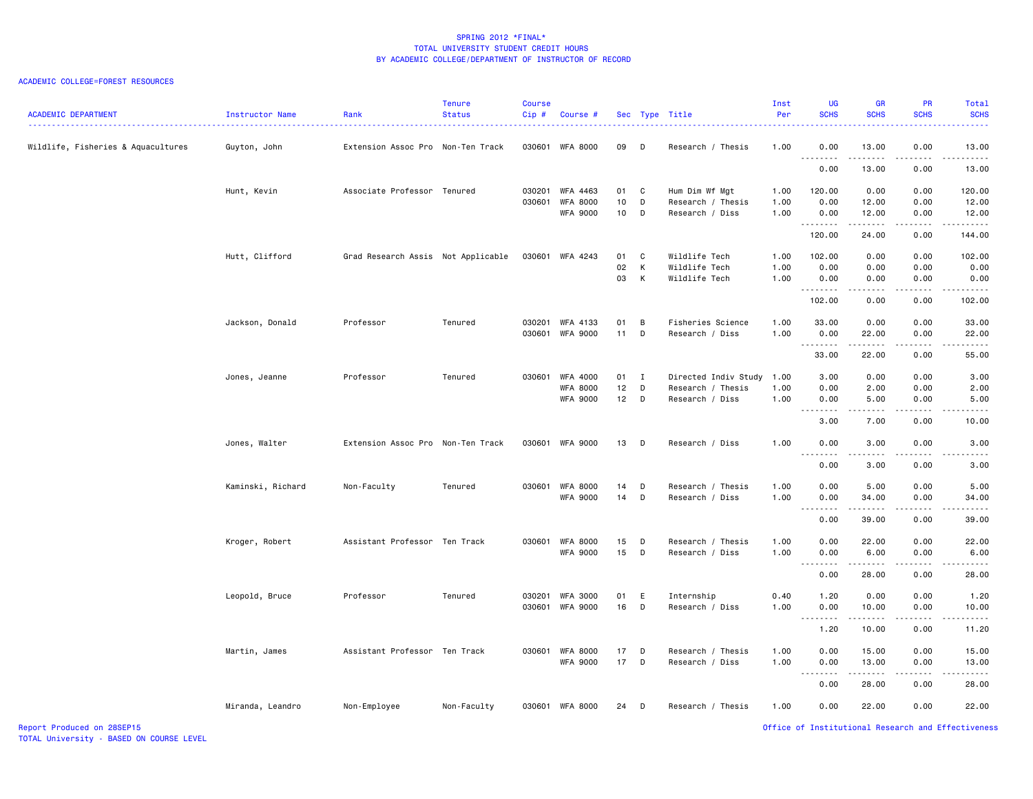SPRING 2012 *FINAL*
TOTAL UNIVERSITY STUDENT CREDIT HOURS
BY ACADEMIC COLLEGE/DEPARTMENT OF INSTRUCTOR OF RECORD

ACADEMIC COLLEGE=FOREST RESOURCES

| ACADEMIC DEPARTMENT | Instructor Name | Rank | Tenure Status | Course Cip # | Course # | Sec | Type | Title | Inst Per | UG SCHS | GR SCHS | PR SCHS | Total SCHS |
|---|---|---|---|---|---|---|---|---|---|---|---|---|---|
| Wildlife, Fisheries & Aquacultures | Guyton, John | Extension Assoc Pro | Non-Ten Track | 030601 | WFA 8000 | 09 | D | Research / Thesis | 1.00 | 0.00 | 13.00 | 0.00 | 13.00 |
| | | | | | | | | | | 0.00 | 13.00 | 0.00 | 13.00 |
| | Hunt, Kevin | Associate Professor | Tenured | 030201 | WFA 4463 | 01 | C | Hum Dim Wf Mgt | 1.00 | 120.00 | 0.00 | 0.00 | 120.00 |
| | | | | 030601 | WFA 8000 | 10 | D | Research / Thesis | 1.00 | 0.00 | 12.00 | 0.00 | 12.00 |
| | | | | | WFA 9000 | 10 | D | Research / Diss | 1.00 | 0.00 | 12.00 | 0.00 | 12.00 |
| | | | | | | | | | | 120.00 | 24.00 | 0.00 | 144.00 |
| | Hutt, Clifford | Grad Research Assis | Not Applicable | 030601 | WFA 4243 | 01 | C | Wildlife Tech | 1.00 | 102.00 | 0.00 | 0.00 | 102.00 |
| | | | | | | 02 | K | Wildlife Tech | 1.00 | 0.00 | 0.00 | 0.00 | 0.00 |
| | | | | | | 03 | K | Wildlife Tech | 1.00 | 0.00 | 0.00 | 0.00 | 0.00 |
| | | | | | | | | | | 102.00 | 0.00 | 0.00 | 102.00 |
| | Jackson, Donald | Professor | Tenured | 030201 | WFA 4133 | 01 | B | Fisheries Science | 1.00 | 33.00 | 0.00 | 0.00 | 33.00 |
| | | | | 030601 | WFA 9000 | 11 | D | Research / Diss | 1.00 | 0.00 | 22.00 | 0.00 | 22.00 |
| | | | | | | | | | | 33.00 | 22.00 | 0.00 | 55.00 |
| | Jones, Jeanne | Professor | Tenured | 030601 | WFA 4000 | 01 | I | Directed Indiv Study | 1.00 | 3.00 | 0.00 | 0.00 | 3.00 |
| | | | | | WFA 8000 | 12 | D | Research / Thesis | 1.00 | 0.00 | 2.00 | 0.00 | 2.00 |
| | | | | | WFA 9000 | 12 | D | Research / Diss | 1.00 | 0.00 | 5.00 | 0.00 | 5.00 |
| | | | | | | | | | | 3.00 | 7.00 | 0.00 | 10.00 |
| | Jones, Walter | Extension Assoc Pro | Non-Ten Track | 030601 | WFA 9000 | 13 | D | Research / Diss | 1.00 | 0.00 | 3.00 | 0.00 | 3.00 |
| | | | | | | | | | | 0.00 | 3.00 | 0.00 | 3.00 |
| | Kaminski, Richard | Non-Faculty | Tenured | 030601 | WFA 8000 | 14 | D | Research / Thesis | 1.00 | 0.00 | 5.00 | 0.00 | 5.00 |
| | | | | | WFA 9000 | 14 | D | Research / Diss | 1.00 | 0.00 | 34.00 | 0.00 | 34.00 |
| | | | | | | | | | | 0.00 | 39.00 | 0.00 | 39.00 |
| | Kroger, Robert | Assistant Professor | Ten Track | 030601 | WFA 8000 | 15 | D | Research / Thesis | 1.00 | 0.00 | 22.00 | 0.00 | 22.00 |
| | | | | | WFA 9000 | 15 | D | Research / Diss | 1.00 | 0.00 | 6.00 | 0.00 | 6.00 |
| | | | | | | | | | | 0.00 | 28.00 | 0.00 | 28.00 |
| | Leopold, Bruce | Professor | Tenured | 030201 | WFA 3000 | 01 | E | Internship | 0.40 | 1.20 | 0.00 | 0.00 | 1.20 |
| | | | | 030601 | WFA 9000 | 16 | D | Research / Diss | 1.00 | 0.00 | 10.00 | 0.00 | 10.00 |
| | | | | | | | | | | 1.20 | 10.00 | 0.00 | 11.20 |
| | Martin, James | Assistant Professor | Ten Track | 030601 | WFA 8000 | 17 | D | Research / Thesis | 1.00 | 0.00 | 15.00 | 0.00 | 15.00 |
| | | | | | WFA 9000 | 17 | D | Research / Diss | 1.00 | 0.00 | 13.00 | 0.00 | 13.00 |
| | | | | | | | | | | 0.00 | 28.00 | 0.00 | 28.00 |
| | Miranda, Leandro | Non-Employee | Non-Faculty | 030601 | WFA 8000 | 24 | D | Research / Thesis | 1.00 | 0.00 | 22.00 | 0.00 | 22.00 |

Report Produced on 28SEP15
TOTAL University - BASED ON COURSE LEVEL

Office of Institutional Research and Effectiveness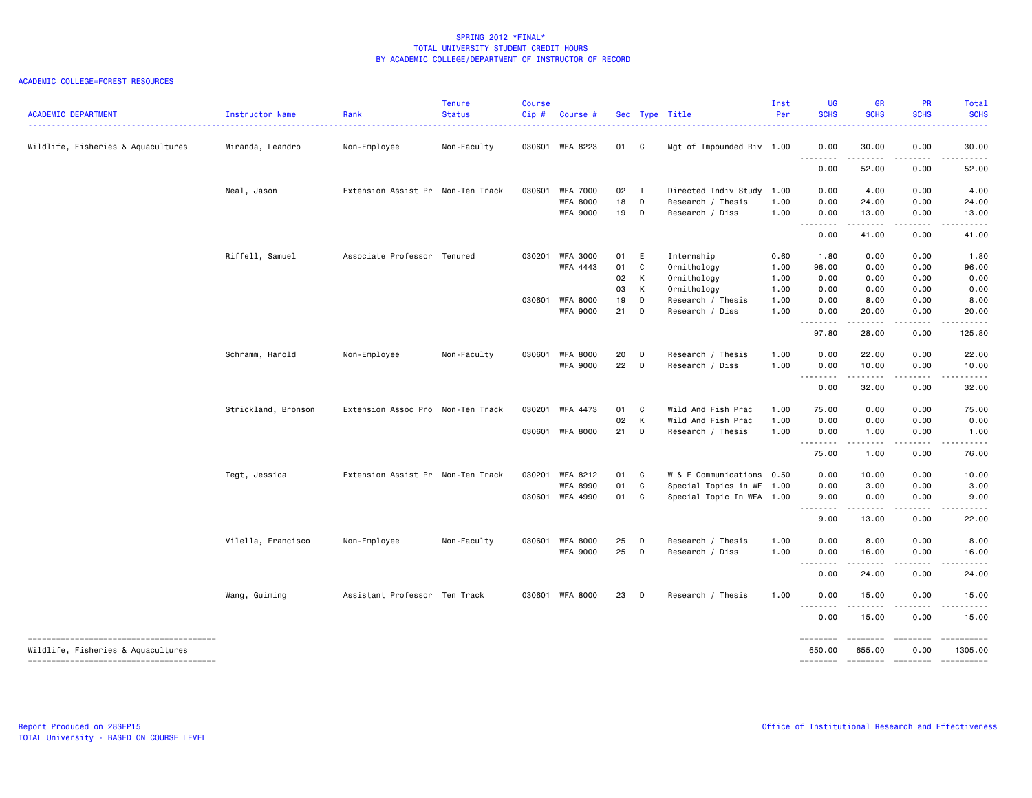# SPRING 2012 *FINAL*
## TOTAL UNIVERSITY STUDENT CREDIT HOURS
### BY ACADEMIC COLLEGE/DEPARTMENT OF INSTRUCTOR OF RECORD

ACADEMIC COLLEGE=FOREST RESOURCES

| ACADEMIC DEPARTMENT | Instructor Name | Rank | Tenure Status | Course Cip # | Course # | Sec | Type | Title | Inst Per | UG SCHS | GR SCHS | PR SCHS | Total SCHS |
|---|---|---|---|---|---|---|---|---|---|---|---|---|---|
| Wildlife, Fisheries & Aquacultures | Miranda, Leandro | Non-Employee | Non-Faculty | 030601 | WFA 8223 | 01 | C | Mgt of Impounded Riv | 1.00 | 0.00 | 30.00 | 0.00 | 30.00 |
| | | | | | | | | | | 0.00 | 52.00 | 0.00 | 52.00 |
| | Neal, Jason | Extension Assist Pr | Non-Ten Track | 030601 | WFA 7000 | 02 | I | Directed Indiv Study | 1.00 | 0.00 | 4.00 | 0.00 | 4.00 |
| | | | | | WFA 8000 | 18 | D | Research / Thesis | 1.00 | 0.00 | 24.00 | 0.00 | 24.00 |
| | | | | | WFA 9000 | 19 | D | Research / Diss | 1.00 | 0.00 | 13.00 | 0.00 | 13.00 |
| | | | | | | | | | | 0.00 | 41.00 | 0.00 | 41.00 |
| | Riffell, Samuel | Associate Professor | Tenured | 030201 | WFA 3000 | 01 | E | Internship | 0.60 | 1.80 | 0.00 | 0.00 | 1.80 |
| | | | | | WFA 4443 | 01 | C | Ornithology | 1.00 | 96.00 | 0.00 | 0.00 | 96.00 |
| | | | | | | 02 | K | Ornithology | 1.00 | 0.00 | 0.00 | 0.00 | 0.00 |
| | | | | | | 03 | K | Ornithology | 1.00 | 0.00 | 0.00 | 0.00 | 0.00 |
| | | | | 030601 | WFA 8000 | 19 | D | Research / Thesis | 1.00 | 0.00 | 8.00 | 0.00 | 8.00 |
| | | | | | WFA 9000 | 21 | D | Research / Diss | 1.00 | 0.00 | 20.00 | 0.00 | 20.00 |
| | | | | | | | | | | 97.80 | 28.00 | 0.00 | 125.80 |
| | Schramm, Harold | Non-Employee | Non-Faculty | 030601 | WFA 8000 | 20 | D | Research / Thesis | 1.00 | 0.00 | 22.00 | 0.00 | 22.00 |
| | | | | | WFA 9000 | 22 | D | Research / Diss | 1.00 | 0.00 | 10.00 | 0.00 | 10.00 |
| | | | | | | | | | | 0.00 | 32.00 | 0.00 | 32.00 |
| | Strickland, Bronson | Extension Assoc Pro | Non-Ten Track | 030201 | WFA 4473 | 01 | C | Wild And Fish Prac | 1.00 | 75.00 | 0.00 | 0.00 | 75.00 |
| | | | | | | 02 | K | Wild And Fish Prac | 1.00 | 0.00 | 0.00 | 0.00 | 0.00 |
| | | | | 030601 | WFA 8000 | 21 | D | Research / Thesis | 1.00 | 0.00 | 1.00 | 0.00 | 1.00 |
| | | | | | | | | | | 75.00 | 1.00 | 0.00 | 76.00 |
| | Tegt, Jessica | Extension Assist Pr | Non-Ten Track | 030201 | WFA 8212 | 01 | C | W & F Communications | 0.50 | 0.00 | 10.00 | 0.00 | 10.00 |
| | | | | | WFA 8990 | 01 | C | Special Topics in WF | 1.00 | 0.00 | 3.00 | 0.00 | 3.00 |
| | | | | 030601 | WFA 4990 | 01 | C | Special Topic In WFA | 1.00 | 9.00 | 0.00 | 0.00 | 9.00 |
| | | | | | | | | | | 9.00 | 13.00 | 0.00 | 22.00 |
| | Vilella, Francisco | Non-Employee | Non-Faculty | 030601 | WFA 8000 | 25 | D | Research / Thesis | 1.00 | 0.00 | 8.00 | 0.00 | 8.00 |
| | | | | | WFA 9000 | 25 | D | Research / Diss | 1.00 | 0.00 | 16.00 | 0.00 | 16.00 |
| | | | | | | | | | | 0.00 | 24.00 | 0.00 | 24.00 |
| | Wang, Guiming | Assistant Professor | Ten Track | 030601 | WFA 8000 | 23 | D | Research / Thesis | 1.00 | 0.00 | 15.00 | 0.00 | 15.00 |
| | | | | | | | | | | 0.00 | 15.00 | 0.00 | 15.00 |
| Wildlife, Fisheries & Aquacultures | | | | | | | | | | 650.00 | 655.00 | 0.00 | 1305.00 |

Report Produced on 28SEP15
TOTAL University - BASED ON COURSE LEVEL

Office of Institutional Research and Effectiveness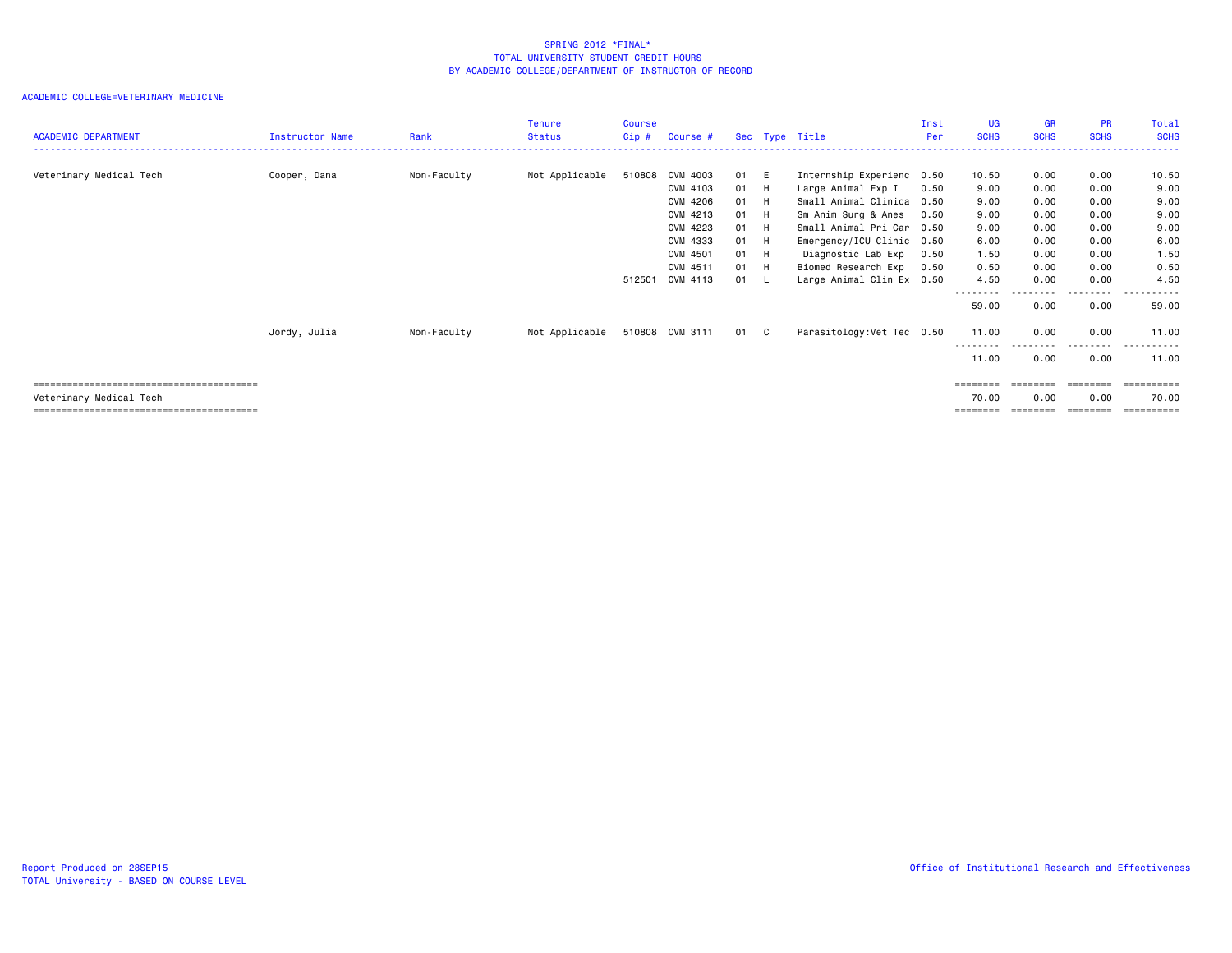# SPRING 2012 *FINAL*
## TOTAL UNIVERSITY STUDENT CREDIT HOURS
## BY ACADEMIC COLLEGE/DEPARTMENT OF INSTRUCTOR OF RECORD

ACADEMIC COLLEGE=VETERINARY MEDICINE

| ACADEMIC DEPARTMENT | Instructor Name | Rank | Tenure Status | Course Cip # | Course # | Sec | Type | Title | Inst Per | UG SCHS | GR SCHS | PR SCHS | Total SCHS |
|---|---|---|---|---|---|---|---|---|---|---|---|---|---|
| Veterinary Medical Tech | Cooper, Dana | Non-Faculty | Not Applicable | 510808 | CVM 4003 | 01 | E | Internship Experienc | 0.50 | 10.50 | 0.00 | 0.00 | 10.50 |
| | | | | | CVM 4103 | 01 | H | Large Animal Exp I | 0.50 | 9.00 | 0.00 | 0.00 | 9.00 |
| | | | | | CVM 4206 | 01 | H | Small Animal Clinica | 0.50 | 9.00 | 0.00 | 0.00 | 9.00 |
| | | | | | CVM 4213 | 01 | H | Sm Anim Surg & Anes | 0.50 | 9.00 | 0.00 | 0.00 | 9.00 |
| | | | | | CVM 4223 | 01 | H | Small Animal Pri Car | 0.50 | 9.00 | 0.00 | 0.00 | 9.00 |
| | | | | | CVM 4333 | 01 | H | Emergency/ICU Clinic | 0.50 | 6.00 | 0.00 | 0.00 | 6.00 |
| | | | | | CVM 4501 | 01 | H | Diagnostic Lab Exp | 0.50 | 1.50 | 0.00 | 0.00 | 1.50 |
| | | | | | CVM 4511 | 01 | H | Biomed Research Exp | 0.50 | 0.50 | 0.00 | 0.00 | 0.50 |
| | | | | 512501 | CVM 4113 | 01 | L | Large Animal Clin Ex | 0.50 | 4.50 | 0.00 | 0.00 | 4.50 |
| | | | | | | | | | | 59.00 | 0.00 | 0.00 | 59.00 |
| | Jordy, Julia | Non-Faculty | Not Applicable | 510808 | CVM 3111 | 01 | C | Parasitology:Vet Tec | 0.50 | 11.00 | 0.00 | 0.00 | 11.00 |
| | | | | | | | | | | 11.00 | 0.00 | 0.00 | 11.00 |
| Veterinary Medical Tech | | | | | | | | | | 70.00 | 0.00 | 0.00 | 70.00 |

Report Produced on 28SEP15
TOTAL University - BASED ON COURSE LEVEL

Office of Institutional Research and Effectiveness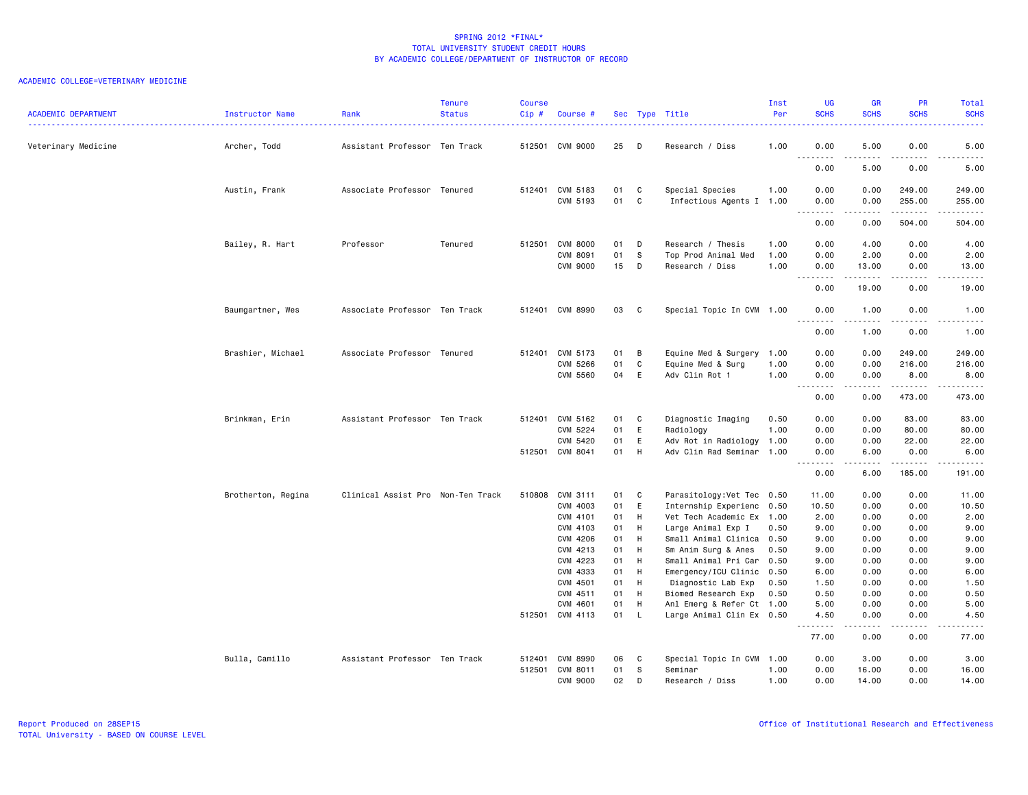SPRING 2012 *FINAL*
TOTAL UNIVERSITY STUDENT CREDIT HOURS
BY ACADEMIC COLLEGE/DEPARTMENT OF INSTRUCTOR OF RECORD

ACADEMIC COLLEGE=VETERINARY MEDICINE

| ACADEMIC DEPARTMENT | Instructor Name | Rank | Tenure Status | Course Cip # | Course # | Sec | Type | Title | Inst Per | UG SCHS | GR SCHS | PR SCHS | Total SCHS |
|---|---|---|---|---|---|---|---|---|---|---|---|---|---|
| Veterinary Medicine | Archer, Todd | Assistant Professor | Ten Track | 512501 | CVM 9000 | 25 | D | Research / Diss | 1.00 | 0.00 | 5.00 | 0.00 | 5.00 |
| | | | | | | | | | | 0.00 | 5.00 | 0.00 | 5.00 |
| | Austin, Frank | Associate Professor | Tenured | 512401 | CVM 5183 | 01 | C | Special Species | 1.00 | 0.00 | 0.00 | 249.00 | 249.00 |
| | | | | | CVM 5193 | 01 | C | Infectious Agents I | 1.00 | 0.00 | 0.00 | 255.00 | 255.00 |
| | | | | | | | | | | 0.00 | 0.00 | 504.00 | 504.00 |
| | Bailey, R. Hart | Professor | Tenured | 512501 | CVM 8000 | 01 | D | Research / Thesis | 1.00 | 0.00 | 4.00 | 0.00 | 4.00 |
| | | | | | CVM 8091 | 01 | S | Top Prod Animal Med | 1.00 | 0.00 | 2.00 | 0.00 | 2.00 |
| | | | | | CVM 9000 | 15 | D | Research / Diss | 1.00 | 0.00 | 13.00 | 0.00 | 13.00 |
| | | | | | | | | | | 0.00 | 19.00 | 0.00 | 19.00 |
| | Baumgartner, Wes | Associate Professor | Ten Track | 512401 | CVM 8990 | 03 | C | Special Topic In CVM | 1.00 | 0.00 | 1.00 | 0.00 | 1.00 |
| | | | | | | | | | | 0.00 | 1.00 | 0.00 | 1.00 |
| | Brashier, Michael | Associate Professor | Tenured | 512401 | CVM 5173 | 01 | B | Equine Med & Surgery | 1.00 | 0.00 | 0.00 | 249.00 | 249.00 |
| | | | | | CVM 5266 | 01 | C | Equine Med & Surg | 1.00 | 0.00 | 0.00 | 216.00 | 216.00 |
| | | | | | CVM 5560 | 04 | E | Adv Clin Rot 1 | 1.00 | 0.00 | 0.00 | 8.00 | 8.00 |
| | | | | | | | | | | 0.00 | 0.00 | 473.00 | 473.00 |
| | Brinkman, Erin | Assistant Professor | Ten Track | 512401 | CVM 5162 | 01 | C | Diagnostic Imaging | 0.50 | 0.00 | 0.00 | 83.00 | 83.00 |
| | | | | | CVM 5224 | 01 | E | Radiology | 1.00 | 0.00 | 0.00 | 80.00 | 80.00 |
| | | | | | CVM 5420 | 01 | E | Adv Rot in Radiology | 1.00 | 0.00 | 0.00 | 22.00 | 22.00 |
| | | | | 512501 | CVM 8041 | 01 | H | Adv Clin Rad Seminar | 1.00 | 0.00 | 6.00 | 0.00 | 6.00 |
| | | | | | | | | | | 0.00 | 6.00 | 185.00 | 191.00 |
| | Brotherton, Regina | Clinical Assist Pro | Non-Ten Track | 510808 | CVM 3111 | 01 | C | Parasitology:Vet Tec | 0.50 | 11.00 | 0.00 | 0.00 | 11.00 |
| | | | | | CVM 4003 | 01 | E | Internship Experienc | 0.50 | 10.50 | 0.00 | 0.00 | 10.50 |
| | | | | | CVM 4101 | 01 | H | Vet Tech Academic Ex | 1.00 | 2.00 | 0.00 | 0.00 | 2.00 |
| | | | | | CVM 4103 | 01 | H | Large Animal Exp I | 0.50 | 9.00 | 0.00 | 0.00 | 9.00 |
| | | | | | CVM 4206 | 01 | H | Small Animal Clinica | 0.50 | 9.00 | 0.00 | 0.00 | 9.00 |
| | | | | | CVM 4213 | 01 | H | Sm Anim Surg & Anes | 0.50 | 9.00 | 0.00 | 0.00 | 9.00 |
| | | | | | CVM 4223 | 01 | H | Small Animal Pri Car | 0.50 | 9.00 | 0.00 | 0.00 | 9.00 |
| | | | | | CVM 4333 | 01 | H | Emergency/ICU Clinic | 0.50 | 6.00 | 0.00 | 0.00 | 6.00 |
| | | | | | CVM 4501 | 01 | H | Diagnostic Lab Exp | 0.50 | 1.50 | 0.00 | 0.00 | 1.50 |
| | | | | | CVM 4511 | 01 | H | Biomed Research Exp | 0.50 | 0.50 | 0.00 | 0.00 | 0.50 |
| | | | | | CVM 4601 | 01 | H | Anl Emerg & Refer Ct | 1.00 | 5.00 | 0.00 | 0.00 | 5.00 |
| | | | | 512501 | CVM 4113 | 01 | L | Large Animal Clin Ex | 0.50 | 4.50 | 0.00 | 0.00 | 4.50 |
| | | | | | | | | | | 77.00 | 0.00 | 0.00 | 77.00 |
| | Bulla, Camillo | Assistant Professor | Ten Track | 512401 | CVM 8990 | 06 | C | Special Topic In CVM | 1.00 | 0.00 | 3.00 | 0.00 | 3.00 |
| | | | | 512501 | CVM 8011 | 01 | S | Seminar | 1.00 | 0.00 | 16.00 | 0.00 | 16.00 |
| | | | | | CVM 9000 | 02 | D | Research / Diss | 1.00 | 0.00 | 14.00 | 0.00 | 14.00 |

Report Produced on 28SEP15
TOTAL University - BASED ON COURSE LEVEL

Office of Institutional Research and Effectiveness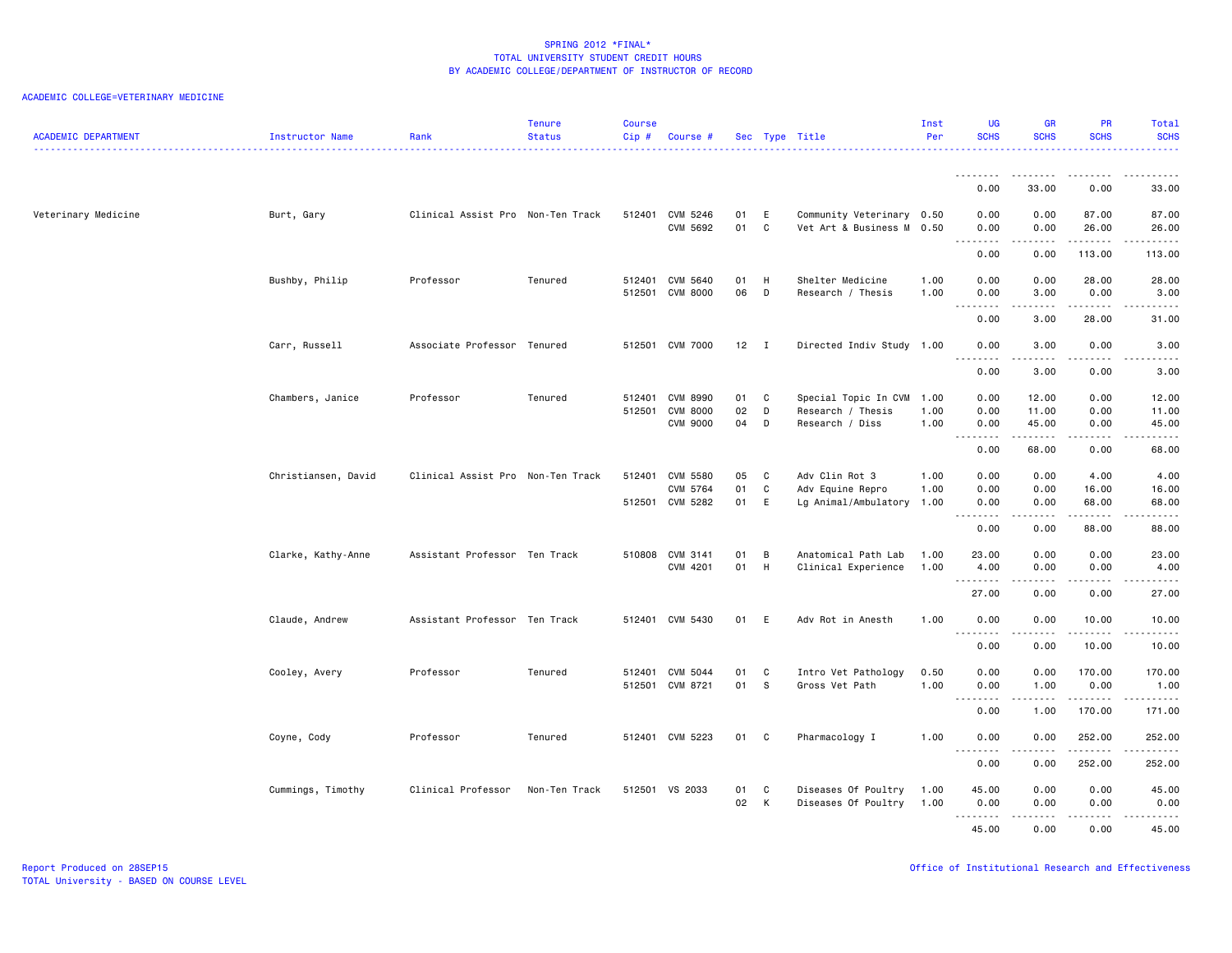SPRING 2012 *FINAL*
TOTAL UNIVERSITY STUDENT CREDIT HOURS
BY ACADEMIC COLLEGE/DEPARTMENT OF INSTRUCTOR OF RECORD

ACADEMIC COLLEGE=VETERINARY MEDICINE

| ACADEMIC DEPARTMENT | Instructor Name | Rank | Tenure Status | Course Cip # | Course # | Sec | Type | Title | Inst Per | UG SCHS | GR SCHS | PR SCHS | Total SCHS |
|---|---|---|---|---|---|---|---|---|---|---|---|---|---|
| | | | | | | | | | | 0.00 | 33.00 | 0.00 | 33.00 |
| Veterinary Medicine | Burt, Gary | Clinical Assist Pro | Non-Ten Track | 512401 | CVM 5246 | 01 | E | Community Veterinary | 0.50 | 0.00 | 0.00 | 87.00 | 87.00 |
| | | | | | CVM 5692 | 01 | C | Vet Art & Business M | 0.50 | 0.00 | 0.00 | 26.00 | 26.00 |
| | | | | | | | | | | 0.00 | 0.00 | 113.00 | 113.00 |
| | Bushby, Philip | Professor | Tenured | 512401 | CVM 5640 | 01 | H | Shelter Medicine | 1.00 | 0.00 | 0.00 | 28.00 | 28.00 |
| | | | | 512501 | CVM 8000 | 06 | D | Research / Thesis | 1.00 | 0.00 | 3.00 | 0.00 | 3.00 |
| | | | | | | | | | | 0.00 | 3.00 | 28.00 | 31.00 |
| | Carr, Russell | Associate Professor | Tenured | 512501 | CVM 7000 | 12 | I | Directed Indiv Study | 1.00 | 0.00 | 3.00 | 0.00 | 3.00 |
| | | | | | | | | | | 0.00 | 3.00 | 0.00 | 3.00 |
| | Chambers, Janice | Professor | Tenured | 512401 | CVM 8990 | 01 | C | Special Topic In CVM | 1.00 | 0.00 | 12.00 | 0.00 | 12.00 |
| | | | | 512501 | CVM 8000 | 02 | D | Research / Thesis | 1.00 | 0.00 | 11.00 | 0.00 | 11.00 |
| | | | | | CVM 9000 | 04 | D | Research / Diss | 1.00 | 0.00 | 45.00 | 0.00 | 45.00 |
| | | | | | | | | | | 0.00 | 68.00 | 0.00 | 68.00 |
| | Christiansen, David | Clinical Assist Pro | Non-Ten Track | 512401 | CVM 5580 | 05 | C | Adv Clin Rot 3 | 1.00 | 0.00 | 0.00 | 4.00 | 4.00 |
| | | | | | CVM 5764 | 01 | C | Adv Equine Repro | 1.00 | 0.00 | 0.00 | 16.00 | 16.00 |
| | | | | 512501 | CVM 5282 | 01 | E | Lg Animal/Ambulatory | 1.00 | 0.00 | 0.00 | 68.00 | 68.00 |
| | | | | | | | | | | 0.00 | 0.00 | 88.00 | 88.00 |
| | Clarke, Kathy-Anne | Assistant Professor | Ten Track | 510808 | CVM 3141 | 01 | B | Anatomical Path Lab | 1.00 | 23.00 | 0.00 | 0.00 | 23.00 |
| | | | | | CVM 4201 | 01 | H | Clinical Experience | 1.00 | 4.00 | 0.00 | 0.00 | 4.00 |
| | | | | | | | | | | 27.00 | 0.00 | 0.00 | 27.00 |
| | Claude, Andrew | Assistant Professor | Ten Track | 512401 | CVM 5430 | 01 | E | Adv Rot in Anesth | 1.00 | 0.00 | 0.00 | 10.00 | 10.00 |
| | | | | | | | | | | 0.00 | 0.00 | 10.00 | 10.00 |
| | Cooley, Avery | Professor | Tenured | 512401 | CVM 5044 | 01 | C | Intro Vet Pathology | 0.50 | 0.00 | 0.00 | 170.00 | 170.00 |
| | | | | 512501 | CVM 8721 | 01 | S | Gross Vet Path | 1.00 | 0.00 | 1.00 | 0.00 | 1.00 |
| | | | | | | | | | | 0.00 | 1.00 | 170.00 | 171.00 |
| | Coyne, Cody | Professor | Tenured | 512401 | CVM 5223 | 01 | C | Pharmacology I | 1.00 | 0.00 | 0.00 | 252.00 | 252.00 |
| | | | | | | | | | | 0.00 | 0.00 | 252.00 | 252.00 |
| | Cummings, Timothy | Clinical Professor | Non-Ten Track | 512501 | VS 2033 | 01 | C | Diseases Of Poultry | 1.00 | 45.00 | 0.00 | 0.00 | 45.00 |
| | | | | | | 02 | K | Diseases Of Poultry | 1.00 | 0.00 | 0.00 | 0.00 | 0.00 |
| | | | | | | | | | | 45.00 | 0.00 | 0.00 | 45.00 |

Report Produced on 28SEP15
TOTAL University - BASED ON COURSE LEVEL

Office of Institutional Research and Effectiveness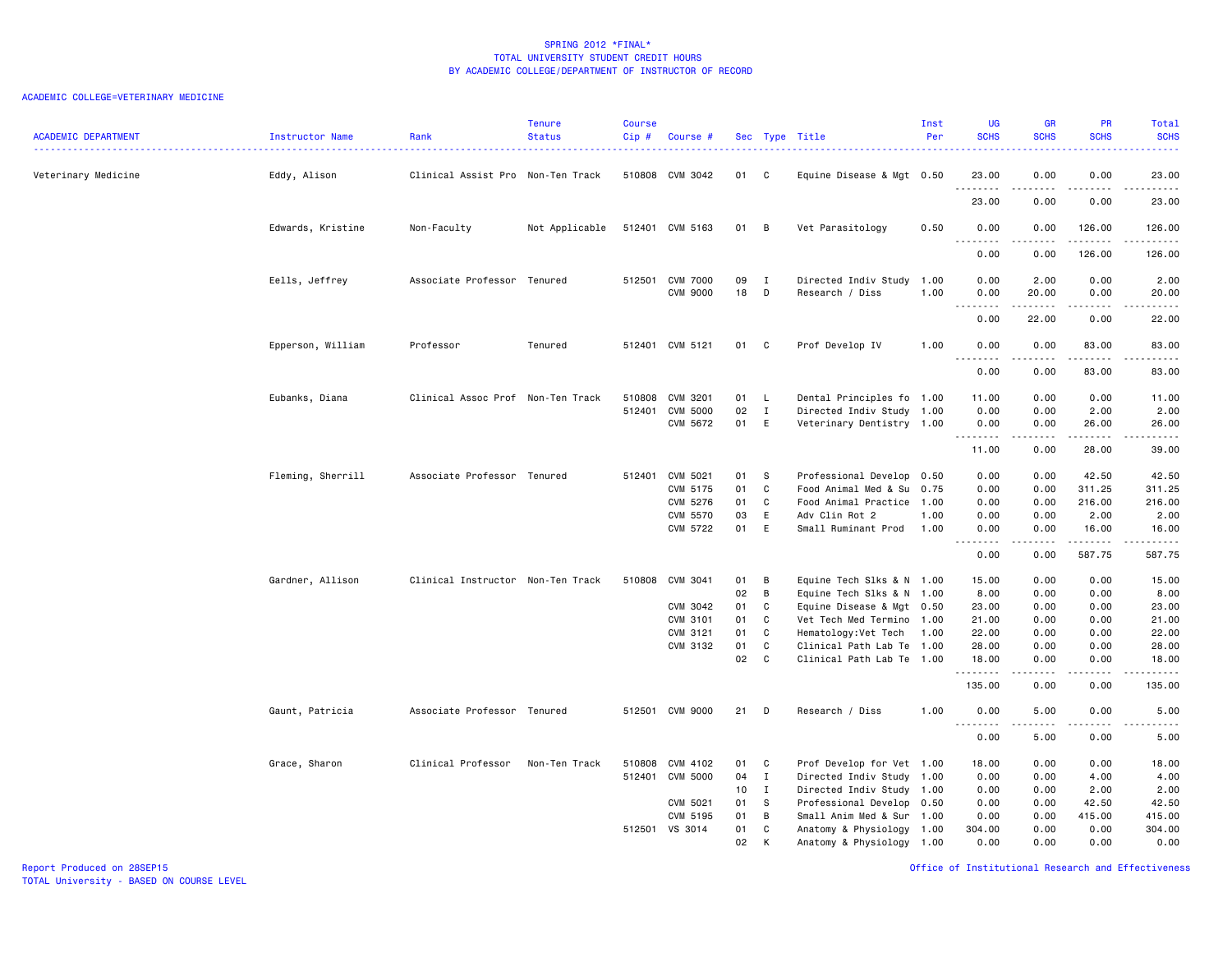SPRING 2012 *FINAL*
TOTAL UNIVERSITY STUDENT CREDIT HOURS
BY ACADEMIC COLLEGE/DEPARTMENT OF INSTRUCTOR OF RECORD

ACADEMIC COLLEGE=VETERINARY MEDICINE

| ACADEMIC DEPARTMENT | Instructor Name | Rank | Tenure Status | Course Cip # | Course # | Sec | Type | Title | Inst Per | UG SCHS | GR SCHS | PR SCHS | Total SCHS |
|---|---|---|---|---|---|---|---|---|---|---|---|---|---|
| Veterinary Medicine | Eddy, Alison | Clinical Assist Pro | Non-Ten Track | 510808 | CVM 3042 | 01 | C | Equine Disease & Mgt | 0.50 | 23.00 | 0.00 | 0.00 | 23.00 |
| | | | | | | | | | | 23.00 | 0.00 | 0.00 | 23.00 |
| | Edwards, Kristine | Non-Faculty | Not Applicable | 512401 | CVM 5163 | 01 | B | Vet Parasitology | 0.50 | 0.00 | 0.00 | 126.00 | 126.00 |
| | | | | | | | | | | 0.00 | 0.00 | 126.00 | 126.00 |
| | Eells, Jeffrey | Associate Professor | Tenured | 512501 | CVM 7000 | 09 | I | Directed Indiv Study | 1.00 | 0.00 | 2.00 | 0.00 | 2.00 |
| | | | | | CVM 9000 | 18 | D | Research / Diss | 1.00 | 0.00 | 20.00 | 0.00 | 20.00 |
| | | | | | | | | | | 0.00 | 22.00 | 0.00 | 22.00 |
| | Epperson, William | Professor | Tenured | 512401 | CVM 5121 | 01 | C | Prof Develop IV | 1.00 | 0.00 | 0.00 | 83.00 | 83.00 |
| | | | | | | | | | | 0.00 | 0.00 | 83.00 | 83.00 |
| | Eubanks, Diana | Clinical Assoc Prof | Non-Ten Track | 510808 | CVM 3201 | 01 | L | Dental Principles fo | 1.00 | 11.00 | 0.00 | 0.00 | 11.00 |
| | | | | 512401 | CVM 5000 | 02 | I | Directed Indiv Study | 1.00 | 0.00 | 0.00 | 2.00 | 2.00 |
| | | | | | CVM 5672 | 01 | E | Veterinary Dentistry | 1.00 | 0.00 | 0.00 | 26.00 | 26.00 |
| | | | | | | | | | | 11.00 | 0.00 | 28.00 | 39.00 |
| | Fleming, Sherrill | Associate Professor | Tenured | 512401 | CVM 5021 | 01 | S | Professional Develop | 0.50 | 0.00 | 0.00 | 42.50 | 42.50 |
| | | | | | CVM 5175 | 01 | C | Food Animal Med & Su | 0.75 | 0.00 | 0.00 | 311.25 | 311.25 |
| | | | | | CVM 5276 | 01 | C | Food Animal Practice | 1.00 | 0.00 | 0.00 | 216.00 | 216.00 |
| | | | | | CVM 5570 | 03 | E | Adv Clin Rot 2 | 1.00 | 0.00 | 0.00 | 2.00 | 2.00 |
| | | | | | CVM 5722 | 01 | E | Small Ruminant Prod | 1.00 | 0.00 | 0.00 | 16.00 | 16.00 |
| | | | | | | | | | | 0.00 | 0.00 | 587.75 | 587.75 |
| | Gardner, Allison | Clinical Instructor | Non-Ten Track | 510808 | CVM 3041 | 01 | B | Equine Tech Slks & N | 1.00 | 15.00 | 0.00 | 0.00 | 15.00 |
| | | | | | | 02 | B | Equine Tech Slks & N | 1.00 | 8.00 | 0.00 | 0.00 | 8.00 |
| | | | | | CVM 3042 | 01 | C | Equine Disease & Mgt | 0.50 | 23.00 | 0.00 | 0.00 | 23.00 |
| | | | | | CVM 3101 | 01 | C | Vet Tech Med Termino | 1.00 | 21.00 | 0.00 | 0.00 | 21.00 |
| | | | | | CVM 3121 | 01 | C | Hematology:Vet Tech | 1.00 | 22.00 | 0.00 | 0.00 | 22.00 |
| | | | | | CVM 3132 | 01 | C | Clinical Path Lab Te | 1.00 | 28.00 | 0.00 | 0.00 | 28.00 |
| | | | | | | 02 | C | Clinical Path Lab Te | 1.00 | 18.00 | 0.00 | 0.00 | 18.00 |
| | | | | | | | | | | 135.00 | 0.00 | 0.00 | 135.00 |
| | Gaunt, Patricia | Associate Professor | Tenured | 512501 | CVM 9000 | 21 | D | Research / Diss | 1.00 | 0.00 | 5.00 | 0.00 | 5.00 |
| | | | | | | | | | | 0.00 | 5.00 | 0.00 | 5.00 |
| | Grace, Sharon | Clinical Professor | Non-Ten Track | 510808 | CVM 4102 | 01 | C | Prof Develop for Vet | 1.00 | 18.00 | 0.00 | 0.00 | 18.00 |
| | | | | 512401 | CVM 5000 | 04 | I | Directed Indiv Study | 1.00 | 0.00 | 0.00 | 4.00 | 4.00 |
| | | | | | | 10 | I | Directed Indiv Study | 1.00 | 0.00 | 0.00 | 2.00 | 2.00 |
| | | | | | CVM 5021 | 01 | S | Professional Develop | 0.50 | 0.00 | 0.00 | 42.50 | 42.50 |
| | | | | | CVM 5195 | 01 | B | Small Anim Med & Sur | 1.00 | 0.00 | 0.00 | 415.00 | 415.00 |
| | | | | 512501 | VS 3014 | 01 | C | Anatomy & Physiology | 1.00 | 304.00 | 0.00 | 0.00 | 304.00 |
| | | | | | | 02 | K | Anatomy & Physiology | 1.00 | 0.00 | 0.00 | 0.00 | 0.00 |

Report Produced on 28SEP15
TOTAL University - BASED ON COURSE LEVEL
Office of Institutional Research and Effectiveness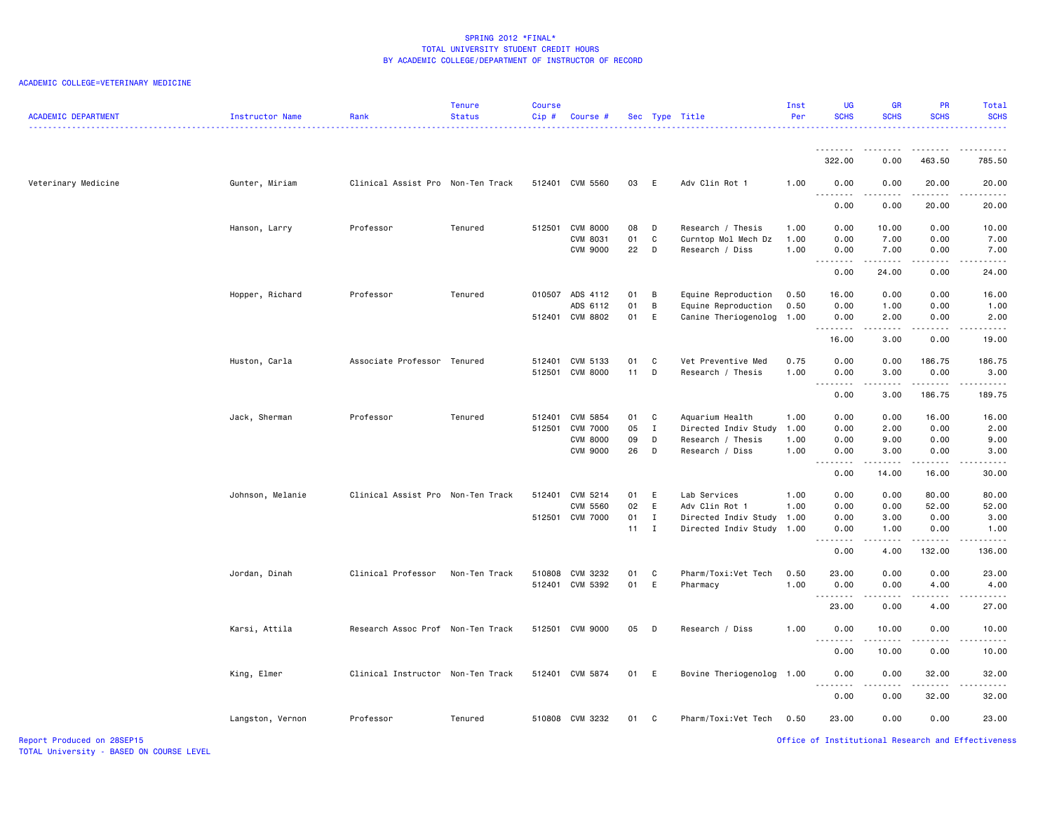# SPRING 2012 *FINAL*
## TOTAL UNIVERSITY STUDENT CREDIT HOURS
## BY ACADEMIC COLLEGE/DEPARTMENT OF INSTRUCTOR OF RECORD

ACADEMIC COLLEGE=VETERINARY MEDICINE

| ACADEMIC DEPARTMENT | Instructor Name | Rank | Tenure Status | Course Cip # | Course # | Sec | Type | Title | Inst Per | UG SCHS | GR SCHS | PR SCHS | Total SCHS |
|---|---|---|---|---|---|---|---|---|---|---|---|---|---|
| | | | | | | | | | | 322.00 | 0.00 | 463.50 | 785.50 |
| Veterinary Medicine | Gunter, Miriam | Clinical Assist Pro | Non-Ten Track | 512401 | CVM 5560 | 03 | E | Adv Clin Rot 1 | 1.00 | 0.00 | 0.00 | 20.00 | 20.00 |
| | | | | | | | | | | 0.00 | 0.00 | 20.00 | 20.00 |
| | Hanson, Larry | Professor | Tenured | 512501 | CVM 8000 | 08 | D | Research / Thesis | 1.00 | 0.00 | 10.00 | 0.00 | 10.00 |
| | | | | | CVM 8031 | 01 | C | Curntop Mol Mech Dz | 1.00 | 0.00 | 7.00 | 0.00 | 7.00 |
| | | | | | CVM 9000 | 22 | D | Research / Diss | 1.00 | 0.00 | 7.00 | 0.00 | 7.00 |
| | | | | | | | | | | 0.00 | 24.00 | 0.00 | 24.00 |
| | Hopper, Richard | Professor | Tenured | 010507 | ADS 4112 | 01 | B | Equine Reproduction | 0.50 | 16.00 | 0.00 | 0.00 | 16.00 |
| | | | | | ADS 6112 | 01 | B | Equine Reproduction | 0.50 | 0.00 | 1.00 | 0.00 | 1.00 |
| | | | | 512401 | CVM 8802 | 01 | E | Canine Theriogenolog | 1.00 | 0.00 | 2.00 | 0.00 | 2.00 |
| | | | | | | | | | | 16.00 | 3.00 | 0.00 | 19.00 |
| | Huston, Carla | Associate Professor | Tenured | 512401 | CVM 5133 | 01 | C | Vet Preventive Med | 0.75 | 0.00 | 0.00 | 186.75 | 186.75 |
| | | | | 512501 | CVM 8000 | 11 | D | Research / Thesis | 1.00 | 0.00 | 3.00 | 0.00 | 3.00 |
| | | | | | | | | | | 0.00 | 3.00 | 186.75 | 189.75 |
| | Jack, Sherman | Professor | Tenured | 512401 | CVM 5854 | 01 | C | Aquarium Health | 1.00 | 0.00 | 0.00 | 16.00 | 16.00 |
| | | | | 512501 | CVM 7000 | 05 | I | Directed Indiv Study | 1.00 | 0.00 | 2.00 | 0.00 | 2.00 |
| | | | | | CVM 8000 | 09 | D | Research / Thesis | 1.00 | 0.00 | 9.00 | 0.00 | 9.00 |
| | | | | | CVM 9000 | 26 | D | Research / Diss | 1.00 | 0.00 | 3.00 | 0.00 | 3.00 |
| | | | | | | | | | | 0.00 | 14.00 | 16.00 | 30.00 |
| | Johnson, Melanie | Clinical Assist Pro | Non-Ten Track | 512401 | CVM 5214 | 01 | E | Lab Services | 1.00 | 0.00 | 0.00 | 80.00 | 80.00 |
| | | | | | CVM 5560 | 02 | E | Adv Clin Rot 1 | 1.00 | 0.00 | 0.00 | 52.00 | 52.00 |
| | | | | 512501 | CVM 7000 | 01 | I | Directed Indiv Study | 1.00 | 0.00 | 3.00 | 0.00 | 3.00 |
| | | | | | | 11 | I | Directed Indiv Study | 1.00 | 0.00 | 1.00 | 0.00 | 1.00 |
| | | | | | | | | | | 0.00 | 4.00 | 132.00 | 136.00 |
| | Jordan, Dinah | Clinical Professor | Non-Ten Track | 510808 | CVM 3232 | 01 | C | Pharm/Toxi:Vet Tech | 0.50 | 23.00 | 0.00 | 0.00 | 23.00 |
| | | | | 512401 | CVM 5392 | 01 | E | Pharmacy | 1.00 | 0.00 | 0.00 | 4.00 | 4.00 |
| | | | | | | | | | | 23.00 | 0.00 | 4.00 | 27.00 |
| | Karsi, Attila | Research Assoc Prof | Non-Ten Track | 512501 | CVM 9000 | 05 | D | Research / Diss | 1.00 | 0.00 | 10.00 | 0.00 | 10.00 |
| | | | | | | | | | | 0.00 | 10.00 | 0.00 | 10.00 |
| | King, Elmer | Clinical Instructor | Non-Ten Track | 512401 | CVM 5874 | 01 | E | Bovine Theriogenolog | 1.00 | 0.00 | 0.00 | 32.00 | 32.00 |
| | | | | | | | | | | 0.00 | 0.00 | 32.00 | 32.00 |
| | Langston, Vernon | Professor | Tenured | 510808 | CVM 3232 | 01 | C | Pharm/Toxi:Vet Tech | 0.50 | 23.00 | 0.00 | 0.00 | 23.00 |

Report Produced on 28SEP15
TOTAL University - BASED ON COURSE LEVEL

Office of Institutional Research and Effectiveness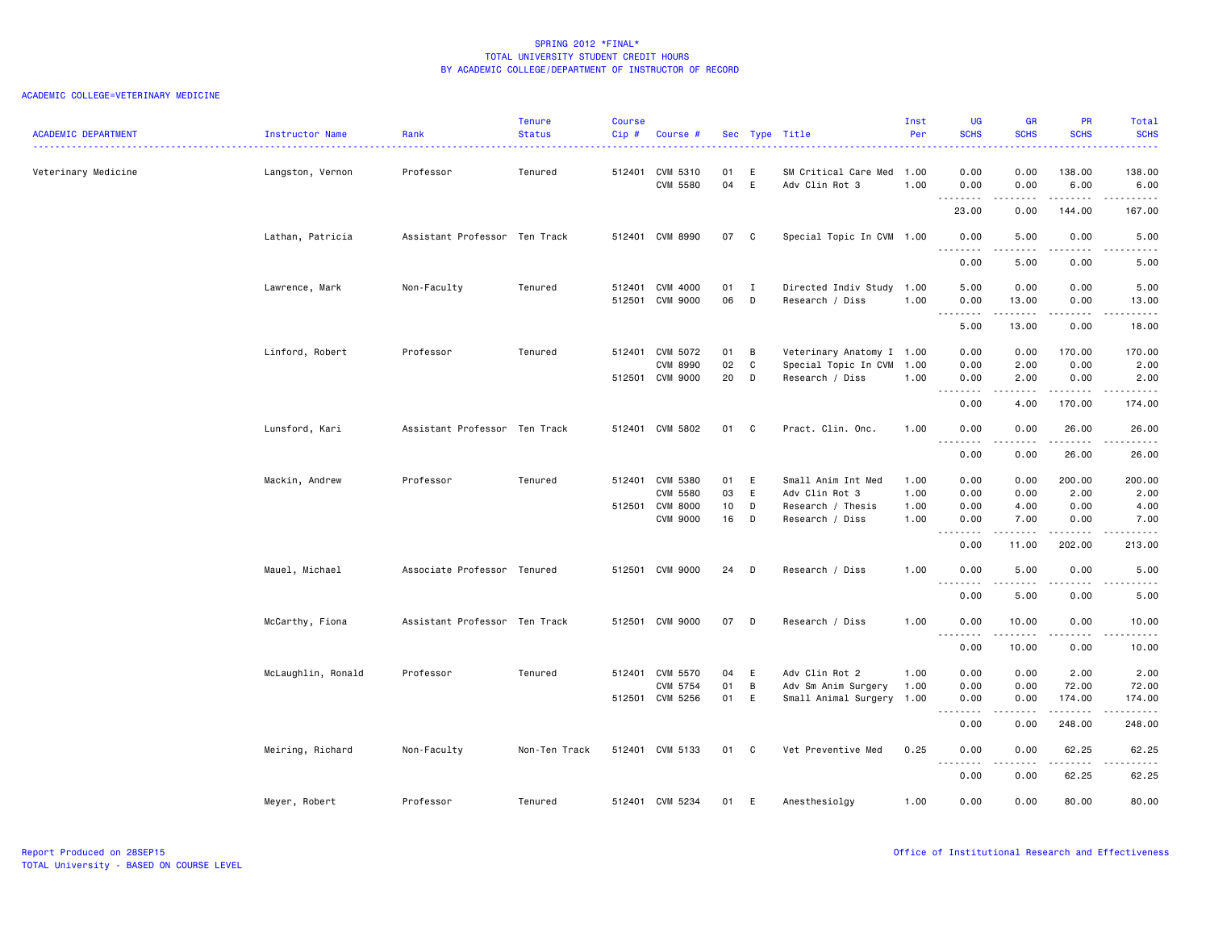SPRING 2012 *FINAL*
TOTAL UNIVERSITY STUDENT CREDIT HOURS
BY ACADEMIC COLLEGE/DEPARTMENT OF INSTRUCTOR OF RECORD

ACADEMIC COLLEGE=VETERINARY MEDICINE

| ACADEMIC DEPARTMENT | Instructor Name | Rank | Tenure Status | Course Cip # | Course # | Sec | Type | Title | Inst Per | UG SCHS | GR SCHS | PR SCHS | Total SCHS |
|---|---|---|---|---|---|---|---|---|---|---|---|---|---|
| Veterinary Medicine | Langston, Vernon | Professor | Tenured | 512401 | CVM 5310 | 01 | E | SM Critical Care Med | 1.00 | 0.00 | 0.00 | 138.00 | 138.00 |
| | | | | | CVM 5580 | 04 | E | Adv Clin Rot 3 | 1.00 | 0.00 | 0.00 | 6.00 | 6.00 |
| | | | | | | | | | | 23.00 | 0.00 | 144.00 | 167.00 |
| | Lathan, Patricia | Assistant Professor | Ten Track | 512401 | CVM 8990 | 07 | C | Special Topic In CVM | 1.00 | 0.00 | 5.00 | 0.00 | 5.00 |
| | | | | | | | | | | 0.00 | 5.00 | 0.00 | 5.00 |
| | Lawrence, Mark | Non-Faculty | Tenured | 512401 | CVM 4000 | 01 | I | Directed Indiv Study | 1.00 | 5.00 | 0.00 | 0.00 | 5.00 |
| | | | | 512501 | CVM 9000 | 06 | D | Research / Diss | 1.00 | 0.00 | 13.00 | 0.00 | 13.00 |
| | | | | | | | | | | 5.00 | 13.00 | 0.00 | 18.00 |
| | Linford, Robert | Professor | Tenured | 512401 | CVM 5072 | 01 | B | Veterinary Anatomy I | 1.00 | 0.00 | 0.00 | 170.00 | 170.00 |
| | | | | | CVM 8990 | 02 | C | Special Topic In CVM | 1.00 | 0.00 | 2.00 | 0.00 | 2.00 |
| | | | | 512501 | CVM 9000 | 20 | D | Research / Diss | 1.00 | 0.00 | 2.00 | 0.00 | 2.00 |
| | | | | | | | | | | 0.00 | 4.00 | 170.00 | 174.00 |
| | Lunsford, Kari | Assistant Professor | Ten Track | 512401 | CVM 5802 | 01 | C | Pract. Clin. Onc. | 1.00 | 0.00 | 0.00 | 26.00 | 26.00 |
| | | | | | | | | | | 0.00 | 0.00 | 26.00 | 26.00 |
| | Mackin, Andrew | Professor | Tenured | 512401 | CVM 5380 | 01 | E | Small Anim Int Med | 1.00 | 0.00 | 0.00 | 200.00 | 200.00 |
| | | | | | CVM 5580 | 03 | E | Adv Clin Rot 3 | 1.00 | 0.00 | 0.00 | 2.00 | 2.00 |
| | | | | 512501 | CVM 8000 | 10 | D | Research / Thesis | 1.00 | 0.00 | 4.00 | 0.00 | 4.00 |
| | | | | | CVM 9000 | 16 | D | Research / Diss | 1.00 | 0.00 | 7.00 | 0.00 | 7.00 |
| | | | | | | | | | | 0.00 | 11.00 | 202.00 | 213.00 |
| | Mauel, Michael | Associate Professor | Tenured | 512501 | CVM 9000 | 24 | D | Research / Diss | 1.00 | 0.00 | 5.00 | 0.00 | 5.00 |
| | | | | | | | | | | 0.00 | 5.00 | 0.00 | 5.00 |
| | McCarthy, Fiona | Assistant Professor | Ten Track | 512501 | CVM 9000 | 07 | D | Research / Diss | 1.00 | 0.00 | 10.00 | 0.00 | 10.00 |
| | | | | | | | | | | 0.00 | 10.00 | 0.00 | 10.00 |
| | McLaughlin, Ronald | Professor | Tenured | 512401 | CVM 5570 | 04 | E | Adv Clin Rot 2 | 1.00 | 0.00 | 0.00 | 2.00 | 2.00 |
| | | | | | CVM 5754 | 01 | B | Adv Sm Anim Surgery | 1.00 | 0.00 | 0.00 | 72.00 | 72.00 |
| | | | | 512501 | CVM 5256 | 01 | E | Small Animal Surgery | 1.00 | 0.00 | 0.00 | 174.00 | 174.00 |
| | | | | | | | | | | 0.00 | 0.00 | 248.00 | 248.00 |
| | Meiring, Richard | Non-Faculty | Non-Ten Track | 512401 | CVM 5133 | 01 | C | Vet Preventive Med | 0.25 | 0.00 | 0.00 | 62.25 | 62.25 |
| | | | | | | | | | | 0.00 | 0.00 | 62.25 | 62.25 |
| | Meyer, Robert | Professor | Tenured | 512401 | CVM 5234 | 01 | E | Anesthesiolgy | 1.00 | 0.00 | 0.00 | 80.00 | 80.00 |

Report Produced on 28SEP15
TOTAL University - BASED ON COURSE LEVEL

Office of Institutional Research and Effectiveness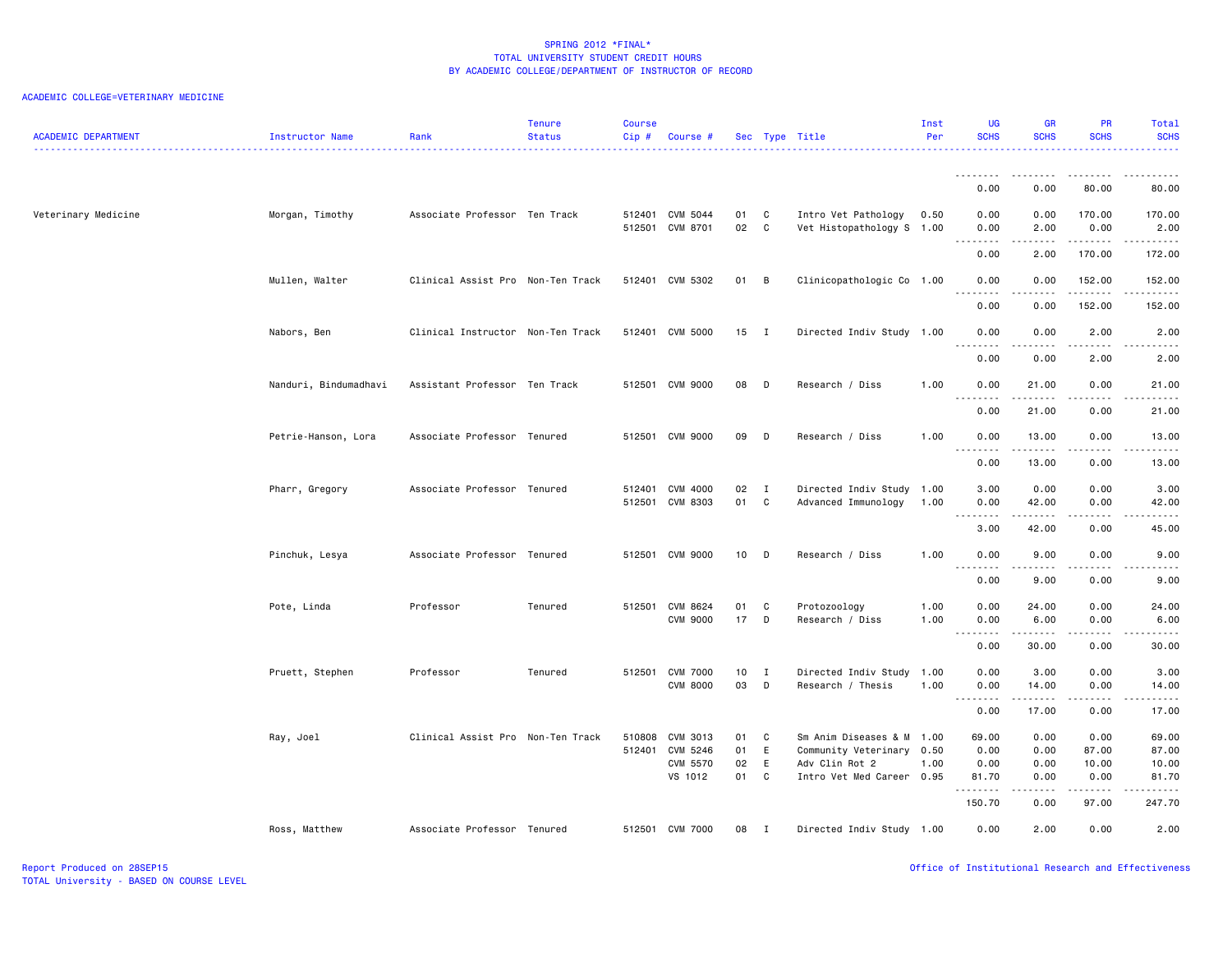# SPRING 2012 *FINAL*
## TOTAL UNIVERSITY STUDENT CREDIT HOURS
### BY ACADEMIC COLLEGE/DEPARTMENT OF INSTRUCTOR OF RECORD

ACADEMIC COLLEGE=VETERINARY MEDICINE

| ACADEMIC DEPARTMENT | Instructor Name | Rank | Tenure Status | Course Cip # | Course # | Sec | Type | Title | Inst Per | UG SCHS | GR SCHS | PR SCHS | Total SCHS |
|---|---|---|---|---|---|---|---|---|---|---|---|---|---|
| | | | | | | | | | | 0.00 | 0.00 | 80.00 | 80.00 |
| Veterinary Medicine | Morgan, Timothy | Associate Professor | Ten Track | 512401 | CVM 5044 | 01 | C | Intro Vet Pathology | 0.50 | 0.00 | 0.00 | 170.00 | 170.00 |
| | | | | 512501 | CVM 8701 | 02 | C | Vet Histopathology S | 1.00 | 0.00 | 2.00 | 0.00 | 2.00 |
| | | | | | | | | | | 0.00 | 2.00 | 170.00 | 172.00 |
| | Mullen, Walter | Clinical Assist Pro | Non-Ten Track | 512401 | CVM 5302 | 01 | B | Clinicopathologic Co | 1.00 | 0.00 | 0.00 | 152.00 | 152.00 |
| | | | | | | | | | | 0.00 | 0.00 | 152.00 | 152.00 |
| | Nabors, Ben | Clinical Instructor | Non-Ten Track | 512401 | CVM 5000 | 15 | I | Directed Indiv Study | 1.00 | 0.00 | 0.00 | 2.00 | 2.00 |
| | | | | | | | | | | 0.00 | 0.00 | 2.00 | 2.00 |
| | Nanduri, Bindumadhavi | Assistant Professor | Ten Track | 512501 | CVM 9000 | 08 | D | Research / Diss | 1.00 | 0.00 | 21.00 | 0.00 | 21.00 |
| | | | | | | | | | | 0.00 | 21.00 | 0.00 | 21.00 |
| | Petrie-Hanson, Lora | Associate Professor | Tenured | 512501 | CVM 9000 | 09 | D | Research / Diss | 1.00 | 0.00 | 13.00 | 0.00 | 13.00 |
| | | | | | | | | | | 0.00 | 13.00 | 0.00 | 13.00 |
| | Pharr, Gregory | Associate Professor | Tenured | 512401 | CVM 4000 | 02 | I | Directed Indiv Study | 1.00 | 3.00 | 0.00 | 0.00 | 3.00 |
| | | | | 512501 | CVM 8303 | 01 | C | Advanced Immunology | 1.00 | 0.00 | 42.00 | 0.00 | 42.00 |
| | | | | | | | | | | 3.00 | 42.00 | 0.00 | 45.00 |
| | Pinchuk, Lesya | Associate Professor | Tenured | 512501 | CVM 9000 | 10 | D | Research / Diss | 1.00 | 0.00 | 9.00 | 0.00 | 9.00 |
| | | | | | | | | | | 0.00 | 9.00 | 0.00 | 9.00 |
| | Pote, Linda | Professor | Tenured | 512501 | CVM 8624 | 01 | C | Protozoology | 1.00 | 0.00 | 24.00 | 0.00 | 24.00 |
| | | | | | CVM 9000 | 17 | D | Research / Diss | 1.00 | 0.00 | 6.00 | 0.00 | 6.00 |
| | | | | | | | | | | 0.00 | 30.00 | 0.00 | 30.00 |
| | Pruett, Stephen | Professor | Tenured | 512501 | CVM 7000 | 10 | I | Directed Indiv Study | 1.00 | 0.00 | 3.00 | 0.00 | 3.00 |
| | | | | | CVM 8000 | 03 | D | Research / Thesis | 1.00 | 0.00 | 14.00 | 0.00 | 14.00 |
| | | | | | | | | | | 0.00 | 17.00 | 0.00 | 17.00 |
| | Ray, Joel | Clinical Assist Pro | Non-Ten Track | 510808 | CVM 3013 | 01 | C | Sm Anim Diseases & M | 1.00 | 69.00 | 0.00 | 0.00 | 69.00 |
| | | | | 512401 | CVM 5246 | 01 | E | Community Veterinary | 0.50 | 0.00 | 0.00 | 87.00 | 87.00 |
| | | | | | CVM 5570 | 02 | E | Adv Clin Rot 2 | 1.00 | 0.00 | 0.00 | 10.00 | 10.00 |
| | | | | | VS 1012 | 01 | C | Intro Vet Med Career | 0.95 | 81.70 | 0.00 | 0.00 | 81.70 |
| | | | | | | | | | | 150.70 | 0.00 | 97.00 | 247.70 |
| | Ross, Matthew | Associate Professor | Tenured | 512501 | CVM 7000 | 08 | I | Directed Indiv Study | 1.00 | 0.00 | 2.00 | 0.00 | 2.00 |

Report Produced on 28SEP15
TOTAL University - BASED ON COURSE LEVEL

Office of Institutional Research and Effectiveness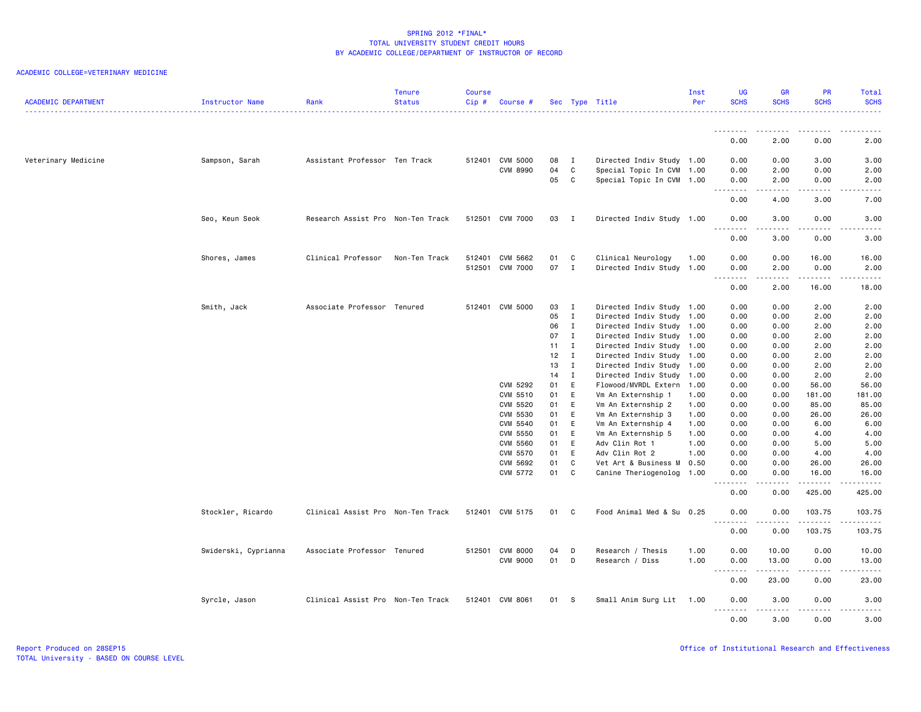SPRING 2012 *FINAL*
TOTAL UNIVERSITY STUDENT CREDIT HOURS
BY ACADEMIC COLLEGE/DEPARTMENT OF INSTRUCTOR OF RECORD

ACADEMIC COLLEGE=VETERINARY MEDICINE

| ACADEMIC DEPARTMENT | Instructor Name | Rank | Tenure Status | Course Cip # | Course # | Sec | Type | Title | Inst Per | UG SCHS | GR SCHS | PR SCHS | Total SCHS |
|---|---|---|---|---|---|---|---|---|---|---|---|---|---|
| | | | | | | | | | | 0.00 | 2.00 | 0.00 | 2.00 |
| Veterinary Medicine | Sampson, Sarah | Assistant Professor | Ten Track | 512401 | CVM 5000 | 08 | I | Directed Indiv Study | 1.00 | 0.00 | 0.00 | 3.00 | 3.00 |
| | | | | | CVM 8990 | 04 | C | Special Topic In CVM | 1.00 | 0.00 | 2.00 | 0.00 | 2.00 |
| | | | | | | 05 | C | Special Topic In CVM | 1.00 | 0.00 | 2.00 | 0.00 | 2.00 |
| | | | | | | | | | | 0.00 | 4.00 | 3.00 | 7.00 |
| | Seo, Keun Seok | Research Assist Pro | Non-Ten Track | 512501 | CVM 7000 | 03 | I | Directed Indiv Study | 1.00 | 0.00 | 3.00 | 0.00 | 3.00 |
| | | | | | | | | | | 0.00 | 3.00 | 0.00 | 3.00 |
| | Shores, James | Clinical Professor | Non-Ten Track | 512401 | CVM 5662 | 01 | C | Clinical Neurology | 1.00 | 0.00 | 0.00 | 16.00 | 16.00 |
| | | | | 512501 | CVM 7000 | 07 | I | Directed Indiv Study | 1.00 | 0.00 | 2.00 | 0.00 | 2.00 |
| | | | | | | | | | | 0.00 | 2.00 | 16.00 | 18.00 |
| | Smith, Jack | Associate Professor | Tenured | 512401 | CVM 5000 | 03 | I | Directed Indiv Study | 1.00 | 0.00 | 0.00 | 2.00 | 2.00 |
| | | | | | | 05 | I | Directed Indiv Study | 1.00 | 0.00 | 0.00 | 2.00 | 2.00 |
| | | | | | | 06 | I | Directed Indiv Study | 1.00 | 0.00 | 0.00 | 2.00 | 2.00 |
| | | | | | | 07 | I | Directed Indiv Study | 1.00 | 0.00 | 0.00 | 2.00 | 2.00 |
| | | | | | | 11 | I | Directed Indiv Study | 1.00 | 0.00 | 0.00 | 2.00 | 2.00 |
| | | | | | | 12 | I | Directed Indiv Study | 1.00 | 0.00 | 0.00 | 2.00 | 2.00 |
| | | | | | | 13 | I | Directed Indiv Study | 1.00 | 0.00 | 0.00 | 2.00 | 2.00 |
| | | | | | | 14 | I | Directed Indiv Study | 1.00 | 0.00 | 0.00 | 2.00 | 2.00 |
| | | | | | CVM 5292 | 01 | E | Flowood/MVRDL Extern | 1.00 | 0.00 | 0.00 | 56.00 | 56.00 |
| | | | | | CVM 5510 | 01 | E | Vm An Externship 1 | 1.00 | 0.00 | 0.00 | 181.00 | 181.00 |
| | | | | | CVM 5520 | 01 | E | Vm An Externship 2 | 1.00 | 0.00 | 0.00 | 85.00 | 85.00 |
| | | | | | CVM 5530 | 01 | E | Vm An Externship 3 | 1.00 | 0.00 | 0.00 | 26.00 | 26.00 |
| | | | | | CVM 5540 | 01 | E | Vm An Externship 4 | 1.00 | 0.00 | 0.00 | 6.00 | 6.00 |
| | | | | | CVM 5550 | 01 | E | Vm An Externship 5 | 1.00 | 0.00 | 0.00 | 4.00 | 4.00 |
| | | | | | CVM 5560 | 01 | E | Adv Clin Rot 1 | 1.00 | 0.00 | 0.00 | 5.00 | 5.00 |
| | | | | | CVM 5570 | 01 | E | Adv Clin Rot 2 | 1.00 | 0.00 | 0.00 | 4.00 | 4.00 |
| | | | | | CVM 5692 | 01 | C | Vet Art & Business M | 0.50 | 0.00 | 0.00 | 26.00 | 26.00 |
| | | | | | CVM 5772 | 01 | C | Canine Theriogenolog | 1.00 | 0.00 | 0.00 | 16.00 | 16.00 |
| | | | | | | | | | | 0.00 | 0.00 | 425.00 | 425.00 |
| | Stockler, Ricardo | Clinical Assist Pro | Non-Ten Track | 512401 | CVM 5175 | 01 | C | Food Animal Med & Su | 0.25 | 0.00 | 0.00 | 103.75 | 103.75 |
| | | | | | | | | | | 0.00 | 0.00 | 103.75 | 103.75 |
| | Swiderski, Cyprianna | Associate Professor | Tenured | 512501 | CVM 8000 | 04 | D | Research / Thesis | 1.00 | 0.00 | 10.00 | 0.00 | 10.00 |
| | | | | | CVM 9000 | 01 | D | Research / Diss | 1.00 | 0.00 | 13.00 | 0.00 | 13.00 |
| | | | | | | | | | | 0.00 | 23.00 | 0.00 | 23.00 |
| | Syrcle, Jason | Clinical Assist Pro | Non-Ten Track | 512401 | CVM 8061 | 01 | S | Small Anim Surg Lit | 1.00 | 0.00 | 3.00 | 0.00 | 3.00 |
| | | | | | | | | | | 0.00 | 3.00 | 0.00 | 3.00 |

Report Produced on 28SEP15
TOTAL University - BASED ON COURSE LEVEL

Office of Institutional Research and Effectiveness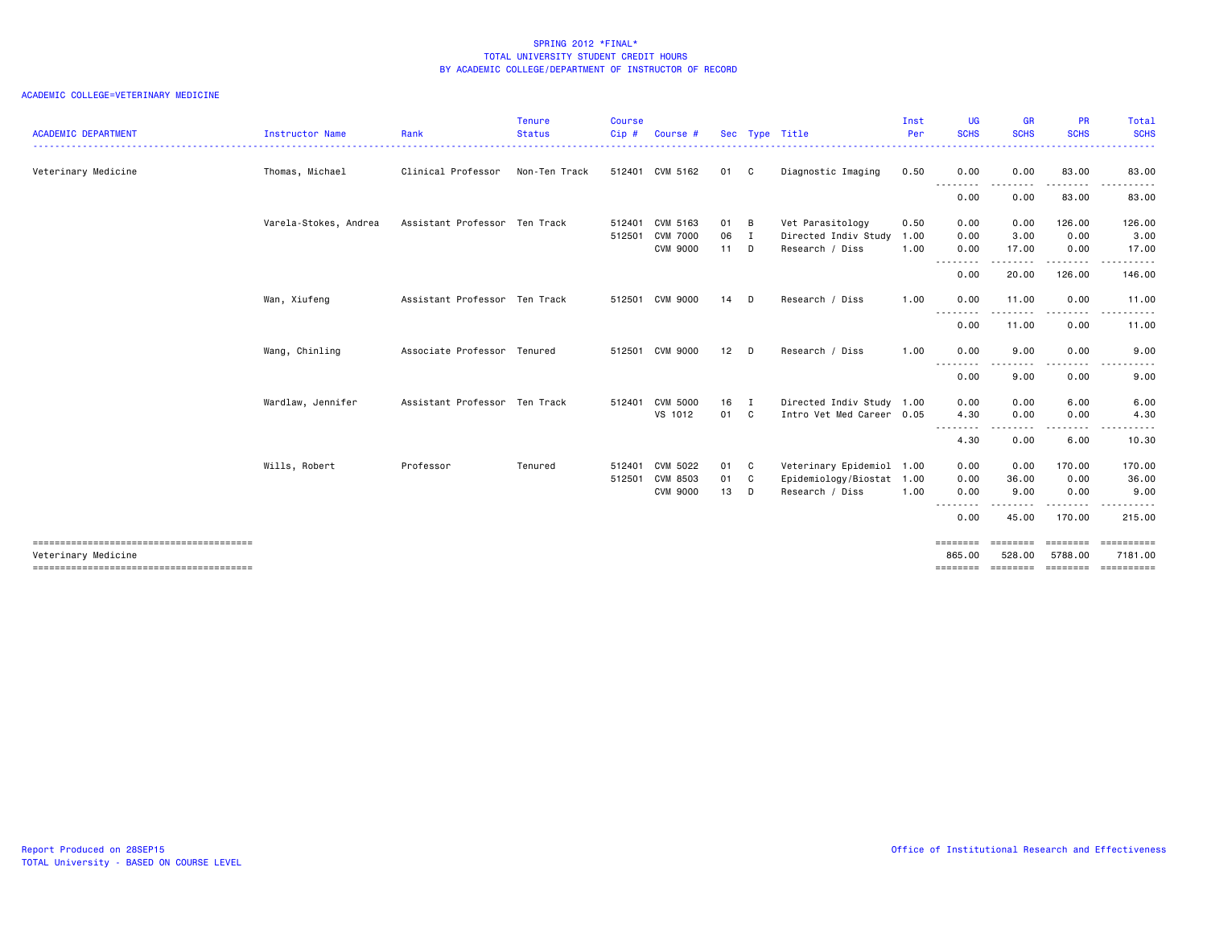SPRING 2012 *FINAL*
TOTAL UNIVERSITY STUDENT CREDIT HOURS
BY ACADEMIC COLLEGE/DEPARTMENT OF INSTRUCTOR OF RECORD

ACADEMIC COLLEGE=VETERINARY MEDICINE

| ACADEMIC DEPARTMENT | Instructor Name | Rank | Tenure Status | Course Cip # | Course # | Sec | Type | Title | Inst Per | UG SCHS | GR SCHS | PR SCHS | Total SCHS |
|---|---|---|---|---|---|---|---|---|---|---|---|---|---|
| Veterinary Medicine | Thomas, Michael | Clinical Professor | Non-Ten Track | 512401 | CVM 5162 | 01 | C | Diagnostic Imaging | 0.50 | 0.00 | 0.00 | 83.00 | 83.00 |
| | | | | | | | | | | 0.00 | 0.00 | 83.00 | 83.00 |
| | Varela-Stokes, Andrea | Assistant Professor | Ten Track | 512401 | CVM 5163 | 01 | B | Vet Parasitology | 0.50 | 0.00 | 0.00 | 126.00 | 126.00 |
| | | | | 512501 | CVM 7000 | 06 | I | Directed Indiv Study | 1.00 | 0.00 | 3.00 | 0.00 | 3.00 |
| | | | | | CVM 9000 | 11 | D | Research / Diss | 1.00 | 0.00 | 17.00 | 0.00 | 17.00 |
| | | | | | | | | | | 0.00 | 20.00 | 126.00 | 146.00 |
| | Wan, Xiufeng | Assistant Professor | Ten Track | 512501 | CVM 9000 | 14 | D | Research / Diss | 1.00 | 0.00 | 11.00 | 0.00 | 11.00 |
| | | | | | | | | | | 0.00 | 11.00 | 0.00 | 11.00 |
| | Wang, Chinling | Associate Professor | Tenured | 512501 | CVM 9000 | 12 | D | Research / Diss | 1.00 | 0.00 | 9.00 | 0.00 | 9.00 |
| | | | | | | | | | | 0.00 | 9.00 | 0.00 | 9.00 |
| | Wardlaw, Jennifer | Assistant Professor | Ten Track | 512401 | CVM 5000 | 16 | I | Directed Indiv Study | 1.00 | 0.00 | 0.00 | 6.00 | 6.00 |
| | | | | | VS 1012 | 01 | C | Intro Vet Med Career | 0.05 | 4.30 | 0.00 | 0.00 | 4.30 |
| | | | | | | | | | | 4.30 | 0.00 | 6.00 | 10.30 |
| | Wills, Robert | Professor | Tenured | 512401 | CVM 5022 | 01 | C | Veterinary Epidemiol | 1.00 | 0.00 | 0.00 | 170.00 | 170.00 |
| | | | | 512501 | CVM 8503 | 01 | C | Epidemiology/Biostat | 1.00 | 0.00 | 36.00 | 0.00 | 36.00 |
| | | | | | CVM 9000 | 13 | D | Research / Diss | 1.00 | 0.00 | 9.00 | 0.00 | 9.00 |
| | | | | | | | | | | 0.00 | 45.00 | 170.00 | 215.00 |
| Veterinary Medicine | | | | | | | | | | 865.00 | 528.00 | 5788.00 | 7181.00 |

Report Produced on 28SEP15
TOTAL University - BASED ON COURSE LEVEL

Office of Institutional Research and Effectiveness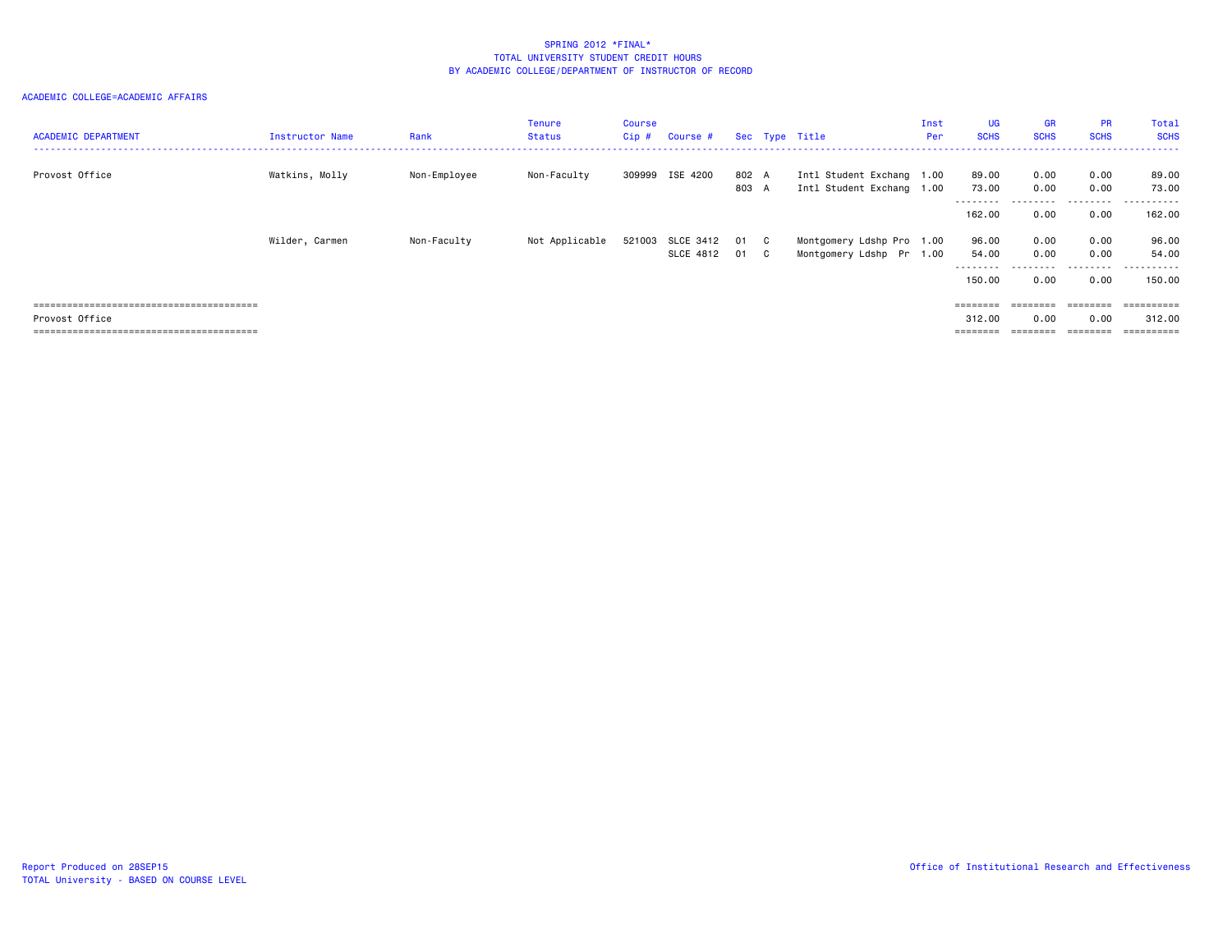SPRING 2012 *FINAL*
TOTAL UNIVERSITY STUDENT CREDIT HOURS
BY ACADEMIC COLLEGE/DEPARTMENT OF INSTRUCTOR OF RECORD

ACADEMIC COLLEGE=ACADEMIC AFFAIRS

| ACADEMIC DEPARTMENT | Instructor Name | Rank | Tenure Status | Course Cip # | Course # | Sec | Type | Title | Inst Per | UG SCHS | GR SCHS | PR SCHS | Total SCHS |
|---|---|---|---|---|---|---|---|---|---|---|---|---|---|
| Provost Office | Watkins, Molly | Non-Employee | Non-Faculty | 309999 | ISE 4200 | 802 | A | Intl Student Exchang | 1.00 | 89.00 | 0.00 | 0.00 | 89.00 |
| | | | | | | 803 | A | Intl Student Exchang | 1.00 | 73.00 | 0.00 | 0.00 | 73.00 |
| | | | | | | | | | | 162.00 | 0.00 | 0.00 | 162.00 |
| | Wilder, Carmen | Non-Faculty | Not Applicable | 521003 | SLCE 3412 | 01 | C | Montgomery Ldshp Pro | 1.00 | 96.00 | 0.00 | 0.00 | 96.00 |
| | | | | | SLCE 4812 | 01 | C | Montgomery Ldshp Pr | 1.00 | 54.00 | 0.00 | 0.00 | 54.00 |
| | | | | | | | | | | 150.00 | 0.00 | 0.00 | 150.00 |
| Provost Office | | | | | | | | | | 312.00 | 0.00 | 0.00 | 312.00 |

Report Produced on 28SEP15
TOTAL University - BASED ON COURSE LEVEL

Office of Institutional Research and Effectiveness